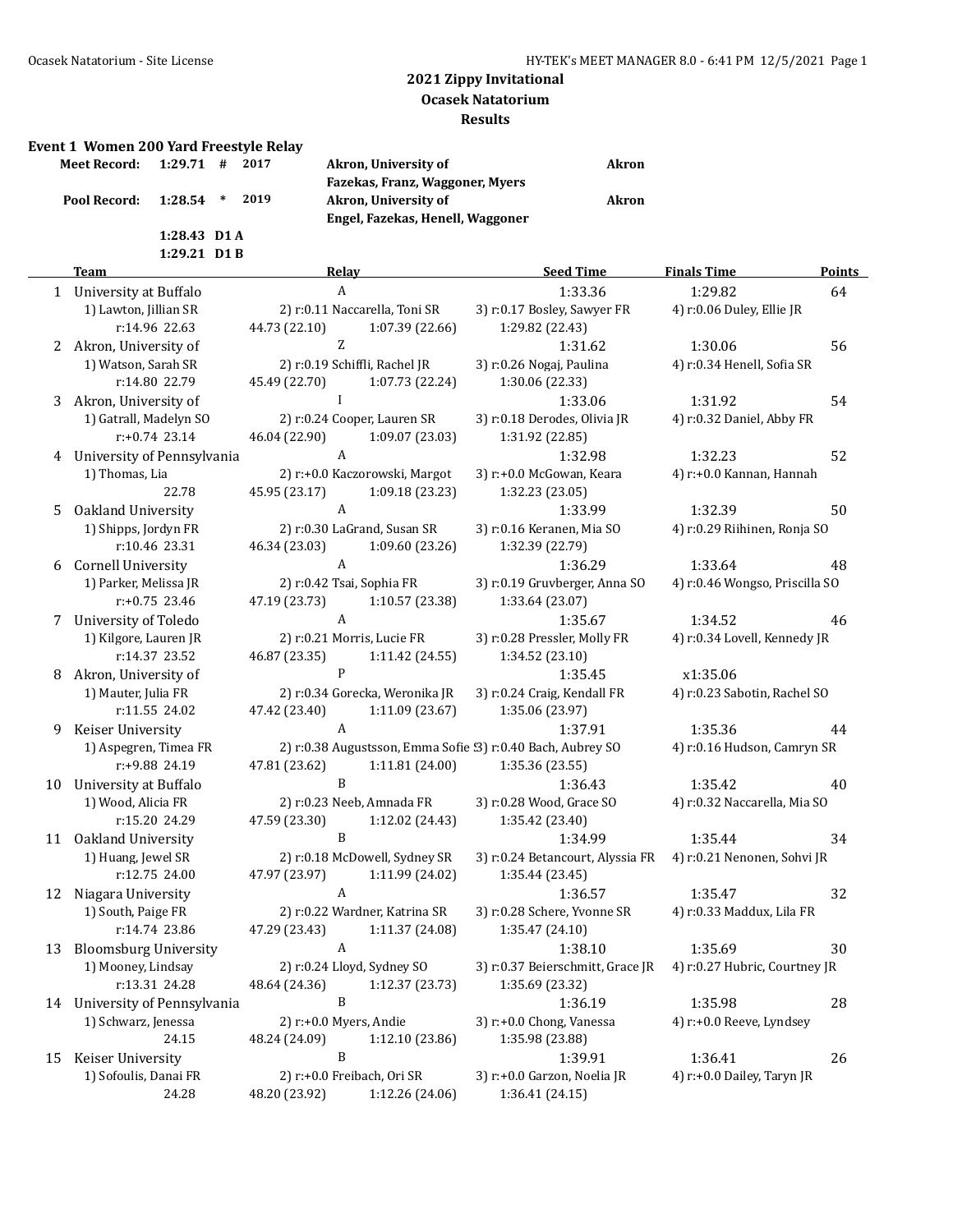# 2021 Zippy Invitational

## Ocasek Natatorium

## Results

### Event 1 Women 200 Yard Freestyle Relay

| | | | | | |
|---|---|---|---|---|---|
| Meet Record: | 1:29.71 | # | 2017 | Akron, University of<br>Fazekas, Franz, Waggoner, Myers | Akron |
| Pool Record: | 1:28.54 | * | 2019 | Akron, University of<br>Engel, Fazekas, Henell, Waggoner | Akron |
| | 1:28.43 | D1 A | | | |
| | 1:29.21 | D1 B | | | |

| | Team | Relay | Seed Time | Finals Time | Points |
|---|---|---|---|---|---|
| 1 | University at Buffalo | A | 1:33.36 | 1:29.82 | 64 |
| | 1) Lawton, Jillian SR; 2) r:0.11 Naccarella, Toni SR; 3) r:0.17 Bosley, Sawyer FR; 4) r:0.06 Duley, Ellie JR | | | | |
| | r:14.96 22.63; 44.73 (22.10); 1:07.39 (22.66); 1:29.82 (22.43) | | | | |
| 2 | Akron, University of | Z | 1:31.62 | 1:30.06 | 56 |
| | 1) Watson, Sarah SR; 2) r:0.19 Schiffli, Rachel JR; 3) r:0.26 Nogaj, Paulina; 4) r:0.34 Henell, Sofia SR | | | | |
| | r:14.80 22.79; 45.49 (22.70); 1:07.73 (22.24); 1:30.06 (22.33) | | | | |
| 3 | Akron, University of | I | 1:33.06 | 1:31.92 | 54 |
| | 1) Gatrall, Madelyn SO; 2) r:0.24 Cooper, Lauren SR; 3) r:0.18 Derodes, Olivia JR; 4) r:0.32 Daniel, Abby FR | | | | |
| | r:+0.74 23.14; 46.04 (22.90); 1:09.07 (23.03); 1:31.92 (22.85) | | | | |
| 4 | University of Pennsylvania | A | 1:32.98 | 1:32.23 | 52 |
| | 1) Thomas, Lia; 2) r:+0.0 Kaczorowski, Margot; 3) r:+0.0 McGowan, Keara; 4) r:+0.0 Kannan, Hannah | | | | |
| | 22.78; 45.95 (23.17); 1:09.18 (23.23); 1:32.23 (23.05) | | | | |
| 5 | Oakland University | A | 1:33.99 | 1:32.39 | 50 |
| | 1) Shipps, Jordyn FR; 2) r:0.30 LaGrand, Susan SR; 3) r:0.16 Keranen, Mia SO; 4) r:0.29 Riihinen, Ronja SO | | | | |
| | r:10.46 23.31; 46.34 (23.03); 1:09.60 (23.26); 1:32.39 (22.79) | | | | |
| 6 | Cornell University | A | 1:36.29 | 1:33.64 | 48 |
| | 1) Parker, Melissa JR; 2) r:0.42 Tsai, Sophia FR; 3) r:0.19 Gruvberger, Anna SO; 4) r:0.46 Wongso, Priscilla SO | | | | |
| | r:+0.75 23.46; 47.19 (23.73); 1:10.57 (23.38); 1:33.64 (23.07) | | | | |
| 7 | University of Toledo | A | 1:35.67 | 1:34.52 | 46 |
| | 1) Kilgore, Lauren JR; 2) r:0.21 Morris, Lucie FR; 3) r:0.28 Pressler, Molly FR; 4) r:0.34 Lovell, Kennedy JR | | | | |
| | r:14.37 23.52; 46.87 (23.35); 1:11.42 (24.55); 1:34.52 (23.10) | | | | |
| 8 | Akron, University of | P | 1:35.45 | x1:35.06 | |
| | 1) Mauter, Julia FR; 2) r:0.34 Gorecka, Weronika JR; 3) r:0.24 Craig, Kendall FR; 4) r:0.23 Sabotin, Rachel SO | | | | |
| | r:11.55 24.02; 47.42 (23.40); 1:11.09 (23.67); 1:35.06 (23.97) | | | | |
| 9 | Keiser University | A | 1:37.91 | 1:35.36 | 44 |
| | 1) Aspegren, Timea FR; 2) r:0.38 Augustsson, Emma Sofie S; 3) r:0.40 Bach, Aubrey SO; 4) r:0.16 Hudson, Camryn SR | | | | |
| | r:+9.88 24.19; 47.81 (23.62); 1:11.81 (24.00); 1:35.36 (23.55) | | | | |
| 10 | University at Buffalo | B | 1:36.43 | 1:35.42 | 40 |
| | 1) Wood, Alicia FR; 2) r:0.23 Neeb, Amnada FR; 3) r:0.28 Wood, Grace SO; 4) r:0.32 Naccarella, Mia SO | | | | |
| | r:15.20 24.29; 47.59 (23.30); 1:12.02 (24.43); 1:35.42 (23.40) | | | | |
| 11 | Oakland University | B | 1:34.99 | 1:35.44 | 34 |
| | 1) Huang, Jewel SR; 2) r:0.18 McDowell, Sydney SR; 3) r:0.24 Betancourt, Alyssia FR; 4) r:0.21 Nenonen, Sohvi JR | | | | |
| | r:12.75 24.00; 47.97 (23.97); 1:11.99 (24.02); 1:35.44 (23.45) | | | | |
| 12 | Niagara University | A | 1:36.57 | 1:35.47 | 32 |
| | 1) South, Paige FR; 2) r:0.22 Wardner, Katrina SR; 3) r:0.28 Schere, Yvonne SR; 4) r:0.33 Maddux, Lila FR | | | | |
| | r:14.74 23.86; 47.29 (23.43); 1:11.37 (24.08); 1:35.47 (24.10) | | | | |
| 13 | Bloomsburg University | A | 1:38.10 | 1:35.69 | 30 |
| | 1) Mooney, Lindsay; 2) r:0.24 Lloyd, Sydney SO; 3) r:0.37 Beierschmitt, Grace JR; 4) r:0.27 Hubric, Courtney JR | | | | |
| | r:13.31 24.28; 48.64 (24.36); 1:12.37 (23.73); 1:35.69 (23.32) | | | | |
| 14 | University of Pennsylvania | B | 1:36.19 | 1:35.98 | 28 |
| | 1) Schwarz, Jenessa; 2) r:+0.0 Myers, Andie; 3) r:+0.0 Chong, Vanessa; 4) r:+0.0 Reeve, Lyndsey | | | | |
| | 24.15; 48.24 (24.09); 1:12.10 (23.86); 1:35.98 (23.88) | | | | |
| 15 | Keiser University | B | 1:39.91 | 1:36.41 | 26 |
| | 1) Sofoulis, Danai FR; 2) r:+0.0 Freibach, Ori SR; 3) r:+0.0 Garzon, Noelia JR; 4) r:+0.0 Dailey, Taryn JR | | | | |
| | 24.28; 48.20 (23.92); 1:12.26 (24.06); 1:36.41 (24.15) | | | | |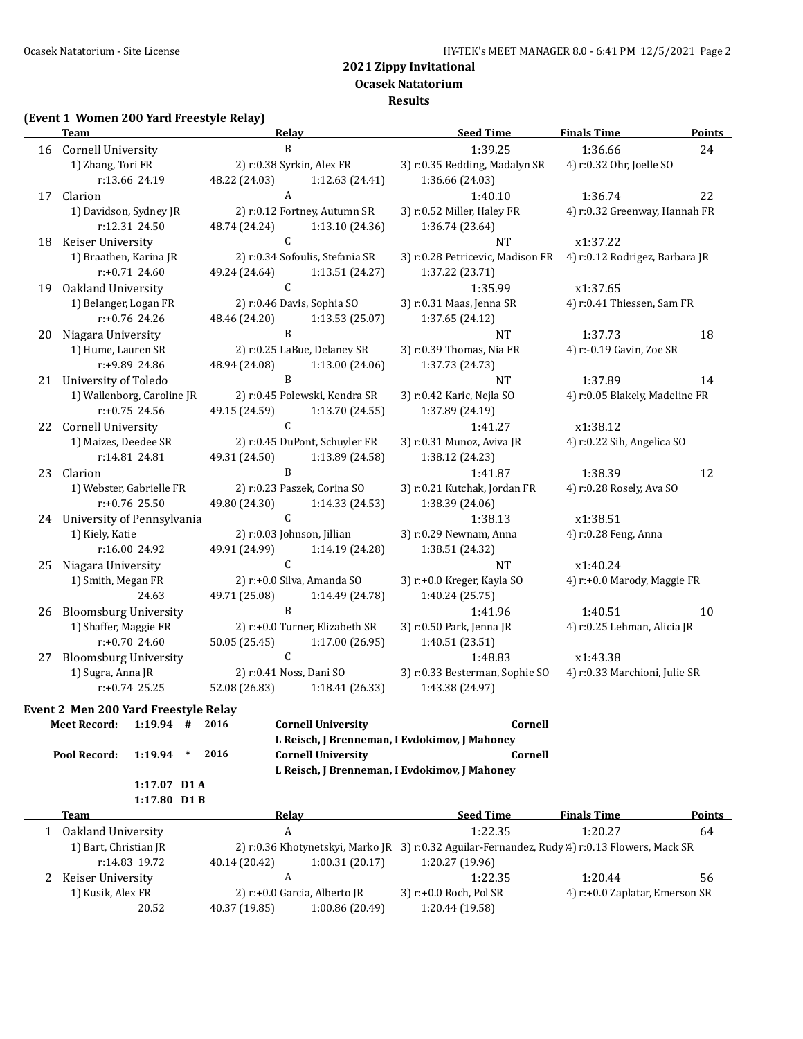## 2021 Zippy Invitational
### Ocasek Natatorium
### Results

**(Event 1 Women 200 Yard Freestyle Relay)**

| | Team | Relay | Seed Time | Finals Time | Points |
|---|---|---|---|---|---|
| 16 | Cornell University | B | 1:39.25 | 1:36.66 | 24 |
| | 1) Zhang, Tori FR | 2) r:0.38 Syrkin, Alex FR | 3) r:0.35 Redding, Madalyn SR | 4) r:0.32 Ohr, Joelle SO | |
| | r:13.66 24.19 | 48.22 (24.03) 1:12.63 (24.41) | 1:36.66 (24.03) | | |
| 17 | Clarion | A | 1:40.10 | 1:36.74 | 22 |
| | 1) Davidson, Sydney JR | 2) r:0.12 Fortney, Autumn SR | 3) r:0.52 Miller, Haley FR | 4) r:0.32 Greenway, Hannah FR | |
| | r:12.31 24.50 | 48.74 (24.24) 1:13.10 (24.36) | 1:36.74 (23.64) | | |
| 18 | Keiser University | C | NT | x1:37.22 | |
| | 1) Braathen, Karina JR | 2) r:0.34 Sofoulis, Stefania SR | 3) r:0.28 Petricevic, Madison FR | 4) r:0.12 Rodrigez, Barbara JR | |
| | r:+0.71 24.60 | 49.24 (24.64) 1:13.51 (24.27) | 1:37.22 (23.71) | | |
| 19 | Oakland University | C | 1:35.99 | x1:37.65 | |
| | 1) Belanger, Logan FR | 2) r:0.46 Davis, Sophia SO | 3) r:0.31 Maas, Jenna SR | 4) r:0.41 Thiessen, Sam FR | |
| | r:+0.76 24.26 | 48.46 (24.20) 1:13.53 (25.07) | 1:37.65 (24.12) | | |
| 20 | Niagara University | B | NT | 1:37.73 | 18 |
| | 1) Hume, Lauren SR | 2) r:0.25 LaBue, Delaney SR | 3) r:0.39 Thomas, Nia FR | 4) r:-0.19 Gavin, Zoe SR | |
| | r:+9.89 24.86 | 48.94 (24.08) 1:13.00 (24.06) | 1:37.73 (24.73) | | |
| 21 | University of Toledo | B | NT | 1:37.89 | 14 |
| | 1) Wallenborg, Caroline JR | 2) r:0.45 Polewski, Kendra SR | 3) r:0.42 Karic, Nejla SO | 4) r:0.05 Blakely, Madeline FR | |
| | r:+0.75 24.56 | 49.15 (24.59) 1:13.70 (24.55) | 1:37.89 (24.19) | | |
| 22 | Cornell University | C | 1:41.27 | x1:38.12 | |
| | 1) Maizes, Deedee SR | 2) r:0.45 DuPont, Schuyler FR | 3) r:0.31 Munoz, Aviva JR | 4) r:0.22 Sih, Angelica SO | |
| | r:14.81 24.81 | 49.31 (24.50) 1:13.89 (24.58) | 1:38.12 (24.23) | | |
| 23 | Clarion | B | 1:41.87 | 1:38.39 | 12 |
| | 1) Webster, Gabrielle FR | 2) r:0.23 Paszek, Corina SO | 3) r:0.21 Kutchak, Jordan FR | 4) r:0.28 Rosely, Ava SO | |
| | r:+0.76 25.50 | 49.80 (24.30) 1:14.33 (24.53) | 1:38.39 (24.06) | | |
| 24 | University of Pennsylvania | C | 1:38.13 | x1:38.51 | |
| | 1) Kiely, Katie | 2) r:0.03 Johnson, Jillian | 3) r:0.29 Newnam, Anna | 4) r:0.28 Feng, Anna | |
| | r:16.00 24.92 | 49.91 (24.99) 1:14.19 (24.28) | 1:38.51 (24.32) | | |
| 25 | Niagara University | C | NT | x1:40.24 | |
| | 1) Smith, Megan FR | 2) r:+0.0 Silva, Amanda SO | 3) r:+0.0 Kreger, Kayla SO | 4) r:+0.0 Marody, Maggie FR | |
| | 24.63 | 49.71 (25.08) 1:14.49 (24.78) | 1:40.24 (25.75) | | |
| 26 | Bloomsburg University | B | 1:41.96 | 1:40.51 | 10 |
| | 1) Shaffer, Maggie FR | 2) r:+0.0 Turner, Elizabeth SR | 3) r:0.50 Park, Jenna JR | 4) r:0.25 Lehman, Alicia JR | |
| | r:+0.70 24.60 | 50.05 (25.45) 1:17.00 (26.95) | 1:40.51 (23.51) | | |
| 27 | Bloomsburg University | C | 1:48.83 | x1:43.38 | |
| | 1) Sugra, Anna JR | 2) r:0.41 Noss, Dani SO | 3) r:0.33 Besterman, Sophie SO | 4) r:0.33 Marchioni, Julie SR | |
| | r:+0.74 25.25 | 52.08 (26.83) 1:18.41 (26.33) | 1:43.38 (24.97) | | |

**Event 2 Men 200 Yard Freestyle Relay**

| | | | | | |
|---|---|---|---|---|---|
| Meet Record: | 1:19.94 # | 2016 | Cornell University | Cornell |
| | | | L Reisch, J Brenneman, I Evdokimov, J Mahoney | |
| Pool Record: | 1:19.94 * | 2016 | Cornell University | Cornell |
| | | | L Reisch, J Brenneman, I Evdokimov, J Mahoney | |
| | 1:17.07 D1 A | | | |
| | 1:17.80 D1 B | | | |

| | Team | Relay | Seed Time | Finals Time | Points |
|---|---|---|---|---|---|
| 1 | Oakland University | A | 1:22.35 | 1:20.27 | 64 |
| | 1) Bart, Christian JR | 2) r:0.36 Khotynetskyi, Marko JR | 3) r:0.32 Aguilar-Fernandez, Rudy | 4) r:0.13 Flowers, Mack SR | |
| | r:14.83 19.72 | 40.14 (20.42) 1:00.31 (20.17) | 1:20.27 (19.96) | | |
| 2 | Keiser University | A | 1:22.35 | 1:20.44 | 56 |
| | 1) Kusik, Alex FR | 2) r:+0.0 Garcia, Alberto JR | 3) r:+0.0 Roch, Pol SR | 4) r:+0.0 Zaplatar, Emerson SR | |
| | 20.52 | 40.37 (19.85) 1:00.86 (20.49) | 1:20.44 (19.58) | | |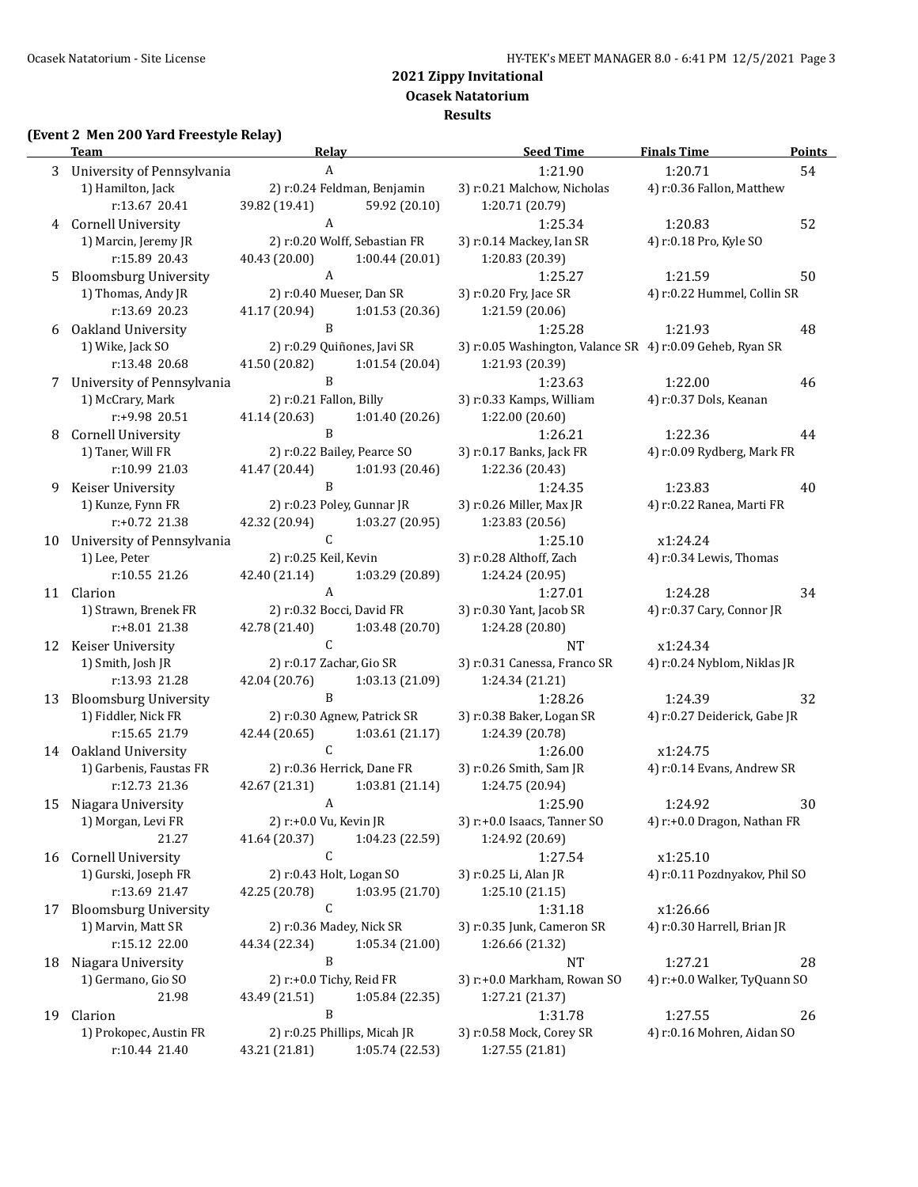## 2021 Zippy Invitational
### Ocasek Natatorium
### Results

**(Event 2 Men 200 Yard Freestyle Relay)**

| | Team | Relay | | Seed Time | Finals Time | Points |
|---|---|---|---|---|---|---|
| 3 | University of Pennsylvania | A | | 1:21.90 | 1:20.71 | 54 |
| | 1) Hamilton, Jack | 2) r:0.24 Feldman, Benjamin | | 3) r:0.21 Malchow, Nicholas | 4) r:0.36 Fallon, Matthew | |
| | r:13.67 20.41 | 39.82 (19.41) | 59.92 (20.10) | 1:20.71 (20.79) | | |
| 4 | Cornell University | A | | 1:25.34 | 1:20.83 | 52 |
| | 1) Marcin, Jeremy JR | 2) r:0.20 Wolff, Sebastian FR | | 3) r:0.14 Mackey, Ian SR | 4) r:0.18 Pro, Kyle SO | |
| | r:15.89 20.43 | 40.43 (20.00) | 1:00.44 (20.01) | 1:20.83 (20.39) | | |
| 5 | Bloomsburg University | A | | 1:25.27 | 1:21.59 | 50 |
| | 1) Thomas, Andy JR | 2) r:0.40 Mueser, Dan SR | | 3) r:0.20 Fry, Jace SR | 4) r:0.22 Hummel, Collin SR | |
| | r:13.69 20.23 | 41.17 (20.94) | 1:01.53 (20.36) | 1:21.59 (20.06) | | |
| 6 | Oakland University | B | | 1:25.28 | 1:21.93 | 48 |
| | 1) Wike, Jack SO | 2) r:0.29 Quiñones, Javi SR | | 3) r:0.05 Washington, Valance SR | 4) r:0.09 Geheb, Ryan SR | |
| | r:13.48 20.68 | 41.50 (20.82) | 1:01.54 (20.04) | 1:21.93 (20.39) | | |
| 7 | University of Pennsylvania | B | | 1:23.63 | 1:22.00 | 46 |
| | 1) McCrary, Mark | 2) r:0.21 Fallon, Billy | | 3) r:0.33 Kamps, William | 4) r:0.37 Dols, Keanan | |
| | r:+9.98 20.51 | 41.14 (20.63) | 1:01.40 (20.26) | 1:22.00 (20.60) | | |
| 8 | Cornell University | B | | 1:26.21 | 1:22.36 | 44 |
| | 1) Taner, Will FR | 2) r:0.22 Bailey, Pearce SO | | 3) r:0.17 Banks, Jack FR | 4) r:0.09 Rydberg, Mark FR | |
| | r:10.99 21.03 | 41.47 (20.44) | 1:01.93 (20.46) | 1:22.36 (20.43) | | |
| 9 | Keiser University | B | | 1:24.35 | 1:23.83 | 40 |
| | 1) Kunze, Fynn FR | 2) r:0.23 Poley, Gunnar JR | | 3) r:0.26 Miller, Max JR | 4) r:0.22 Ranea, Marti FR | |
| | r:+0.72 21.38 | 42.32 (20.94) | 1:03.27 (20.95) | 1:23.83 (20.56) | | |
| 10 | University of Pennsylvania | C | | 1:25.10 | x1:24.24 | |
| | 1) Lee, Peter | 2) r:0.25 Keil, Kevin | | 3) r:0.28 Althoff, Zach | 4) r:0.34 Lewis, Thomas | |
| | r:10.55 21.26 | 42.40 (21.14) | 1:03.29 (20.89) | 1:24.24 (20.95) | | |
| 11 | Clarion | A | | 1:27.01 | 1:24.28 | 34 |
| | 1) Strawn, Brenek FR | 2) r:0.32 Bocci, David FR | | 3) r:0.30 Yant, Jacob SR | 4) r:0.37 Cary, Connor JR | |
| | r:+8.01 21.38 | 42.78 (21.40) | 1:03.48 (20.70) | 1:24.28 (20.80) | | |
| 12 | Keiser University | C | | NT | x1:24.34 | |
| | 1) Smith, Josh JR | 2) r:0.17 Zachar, Gio SR | | 3) r:0.31 Canessa, Franco SR | 4) r:0.24 Nyblom, Niklas JR | |
| | r:13.93 21.28 | 42.04 (20.76) | 1:03.13 (21.09) | 1:24.34 (21.21) | | |
| 13 | Bloomsburg University | B | | 1:28.26 | 1:24.39 | 32 |
| | 1) Fiddler, Nick FR | 2) r:0.30 Agnew, Patrick SR | | 3) r:0.38 Baker, Logan SR | 4) r:0.27 Deiderick, Gabe JR | |
| | r:15.65 21.79 | 42.44 (20.65) | 1:03.61 (21.17) | 1:24.39 (20.78) | | |
| 14 | Oakland University | C | | 1:26.00 | x1:24.75 | |
| | 1) Garbenis, Faustas FR | 2) r:0.36 Herrick, Dane FR | | 3) r:0.26 Smith, Sam JR | 4) r:0.14 Evans, Andrew SR | |
| | r:12.73 21.36 | 42.67 (21.31) | 1:03.81 (21.14) | 1:24.75 (20.94) | | |
| 15 | Niagara University | A | | 1:25.90 | 1:24.92 | 30 |
| | 1) Morgan, Levi FR | 2) r:+0.0 Vu, Kevin JR | | 3) r:+0.0 Isaacs, Tanner SO | 4) r:+0.0 Dragon, Nathan FR | |
| | 21.27 | 41.64 (20.37) | 1:04.23 (22.59) | 1:24.92 (20.69) | | |
| 16 | Cornell University | C | | 1:27.54 | x1:25.10 | |
| | 1) Gurski, Joseph FR | 2) r:0.43 Holt, Logan SO | | 3) r:0.25 Li, Alan JR | 4) r:0.11 Pozdnyakov, Phil SO | |
| | r:13.69 21.47 | 42.25 (20.78) | 1:03.95 (21.70) | 1:25.10 (21.15) | | |
| 17 | Bloomsburg University | C | | 1:31.18 | x1:26.66 | |
| | 1) Marvin, Matt SR | 2) r:0.36 Madey, Nick SR | | 3) r:0.35 Junk, Cameron SR | 4) r:0.30 Harrell, Brian JR | |
| | r:15.12 22.00 | 44.34 (22.34) | 1:05.34 (21.00) | 1:26.66 (21.32) | | |
| 18 | Niagara University | B | | NT | 1:27.21 | 28 |
| | 1) Germano, Gio SO | 2) r:+0.0 Tichy, Reid FR | | 3) r:+0.0 Markham, Rowan SO | 4) r:+0.0 Walker, TyQuann SO | |
| | 21.98 | 43.49 (21.51) | 1:05.84 (22.35) | 1:27.21 (21.37) | | |
| 19 | Clarion | B | | 1:31.78 | 1:27.55 | 26 |
| | 1) Prokopec, Austin FR | 2) r:0.25 Phillips, Micah JR | | 3) r:0.58 Mock, Corey SR | 4) r:0.16 Mohren, Aidan SO | |
| | r:10.44 21.40 | 43.21 (21.81) | 1:05.74 (22.53) | 1:27.55 (21.81) | | |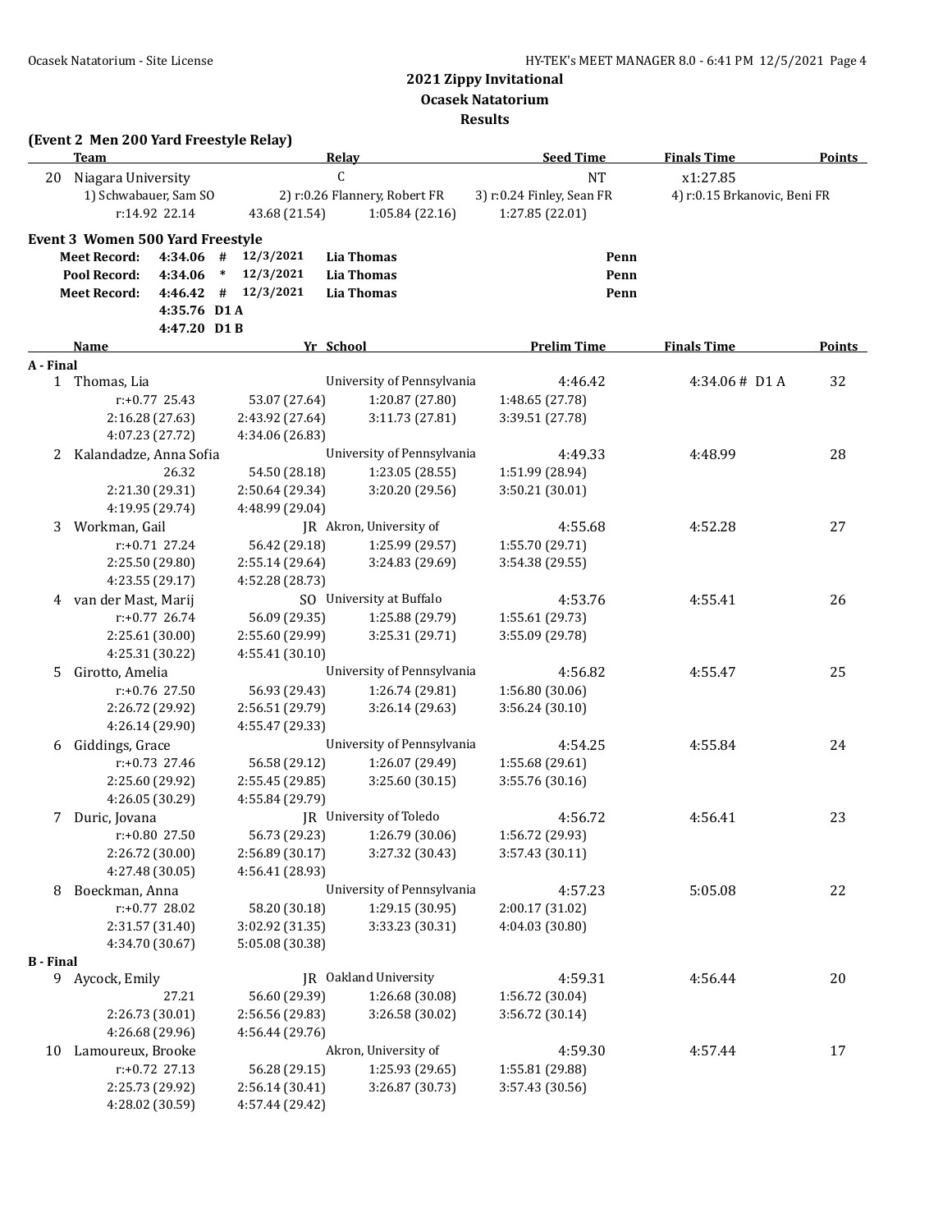## 2021 Zippy Invitational
## Ocasek Natatorium
## Results

**(Event 2 Men 200 Yard Freestyle Relay)**

| | Team | Relay | Seed Time | Finals Time | Points |
|---|---|---|---|---|---|
| 20 | Niagara University | C | NT | x1:27.85 | |
| | 1) Schwabauer, Sam SO | 2) r:0.26 Flannery, Robert FR | 3) r:0.24 Finley, Sean FR | 4) r:0.15 Brkanovic, Beni FR | |
| | r:14.92 22.14 | 43.68 (21.54) | 1:05.84 (22.16) | 1:27.85 (22.01) | |

**Event 3 Women 500 Yard Freestyle**

| | | | | | |
|---|---|---|---|---|---|
| Meet Record: | 4:34.06 | # | 12/3/2021 | Lia Thomas | Penn |
| Pool Record: | 4:34.06 | * | 12/3/2021 | Lia Thomas | Penn |
| Meet Record: | 4:46.42 | # | 12/3/2021 | Lia Thomas | Penn |
| | 4:35.76 | D1 A | | | |
| | 4:47.20 | D1 B | | | |

| | Name | Yr | School | Prelim Time | Finals Time | Points |
|---|---|---|---|---|---|---|
| **A - Final** | | | | | | |
| 1 | Thomas, Lia | | University of Pennsylvania | 4:46.42 | 4:34.06 # D1 A | 32 |
| | r:+0.77 25.43 | 53.07 (27.64) | 1:20.87 (27.80) | 1:48.65 (27.78) | | |
| | 2:16.28 (27.63) | 2:43.92 (27.64) | 3:11.73 (27.81) | 3:39.51 (27.78) | | |
| | 4:07.23 (27.72) | 4:34.06 (26.83) | | | | |
| 2 | Kalandadze, Anna Sofia | | University of Pennsylvania | 4:49.33 | 4:48.99 | 28 |
| | 26.32 | 54.50 (28.18) | 1:23.05 (28.55) | 1:51.99 (28.94) | | |
| | 2:21.30 (29.31) | 2:50.64 (29.34) | 3:20.20 (29.56) | 3:50.21 (30.01) | | |
| | 4:19.95 (29.74) | 4:48.99 (29.04) | | | | |
| 3 | Workman, Gail | JR | Akron, University of | 4:55.68 | 4:52.28 | 27 |
| | r:+0.71 27.24 | 56.42 (29.18) | 1:25.99 (29.57) | 1:55.70 (29.71) | | |
| | 2:25.50 (29.80) | 2:55.14 (29.64) | 3:24.83 (29.69) | 3:54.38 (29.55) | | |
| | 4:23.55 (29.17) | 4:52.28 (28.73) | | | | |
| 4 | van der Mast, Marij | SO | University at Buffalo | 4:53.76 | 4:55.41 | 26 |
| | r:+0.77 26.74 | 56.09 (29.35) | 1:25.88 (29.79) | 1:55.61 (29.73) | | |
| | 2:25.61 (30.00) | 2:55.60 (29.99) | 3:25.31 (29.71) | 3:55.09 (29.78) | | |
| | 4:25.31 (30.22) | 4:55.41 (30.10) | | | | |
| 5 | Girotto, Amelia | | University of Pennsylvania | 4:56.82 | 4:55.47 | 25 |
| | r:+0.76 27.50 | 56.93 (29.43) | 1:26.74 (29.81) | 1:56.80 (30.06) | | |
| | 2:26.72 (29.92) | 2:56.51 (29.79) | 3:26.14 (29.63) | 3:56.24 (30.10) | | |
| | 4:26.14 (29.90) | 4:55.47 (29.33) | | | | |
| 6 | Giddings, Grace | | University of Pennsylvania | 4:54.25 | 4:55.84 | 24 |
| | r:+0.73 27.46 | 56.58 (29.12) | 1:26.07 (29.49) | 1:55.68 (29.61) | | |
| | 2:25.60 (29.92) | 2:55.45 (29.85) | 3:25.60 (30.15) | 3:55.76 (30.16) | | |
| | 4:26.05 (30.29) | 4:55.84 (29.79) | | | | |
| 7 | Duric, Jovana | JR | University of Toledo | 4:56.72 | 4:56.41 | 23 |
| | r:+0.80 27.50 | 56.73 (29.23) | 1:26.79 (30.06) | 1:56.72 (29.93) | | |
| | 2:26.72 (30.00) | 2:56.89 (30.17) | 3:27.32 (30.43) | 3:57.43 (30.11) | | |
| | 4:27.48 (30.05) | 4:56.41 (28.93) | | | | |
| 8 | Boeckman, Anna | | University of Pennsylvania | 4:57.23 | 5:05.08 | 22 |
| | r:+0.77 28.02 | 58.20 (30.18) | 1:29.15 (30.95) | 2:00.17 (31.02) | | |
| | 2:31.57 (31.40) | 3:02.92 (31.35) | 3:33.23 (30.31) | 4:04.03 (30.80) | | |
| | 4:34.70 (30.67) | 5:05.08 (30.38) | | | | |
| **B - Final** | | | | | | |
| 9 | Aycock, Emily | JR | Oakland University | 4:59.31 | 4:56.44 | 20 |
| | 27.21 | 56.60 (29.39) | 1:26.68 (30.08) | 1:56.72 (30.04) | | |
| | 2:26.73 (30.01) | 2:56.56 (29.83) | 3:26.58 (30.02) | 3:56.72 (30.14) | | |
| | 4:26.68 (29.96) | 4:56.44 (29.76) | | | | |
| 10 | Lamoureux, Brooke | | Akron, University of | 4:59.30 | 4:57.44 | 17 |
| | r:+0.72 27.13 | 56.28 (29.15) | 1:25.93 (29.65) | 1:55.81 (29.88) | | |
| | 2:25.73 (29.92) | 2:56.14 (30.41) | 3:26.87 (30.73) | 3:57.43 (30.56) | | |
| | 4:28.02 (30.59) | 4:57.44 (29.42) | | | | |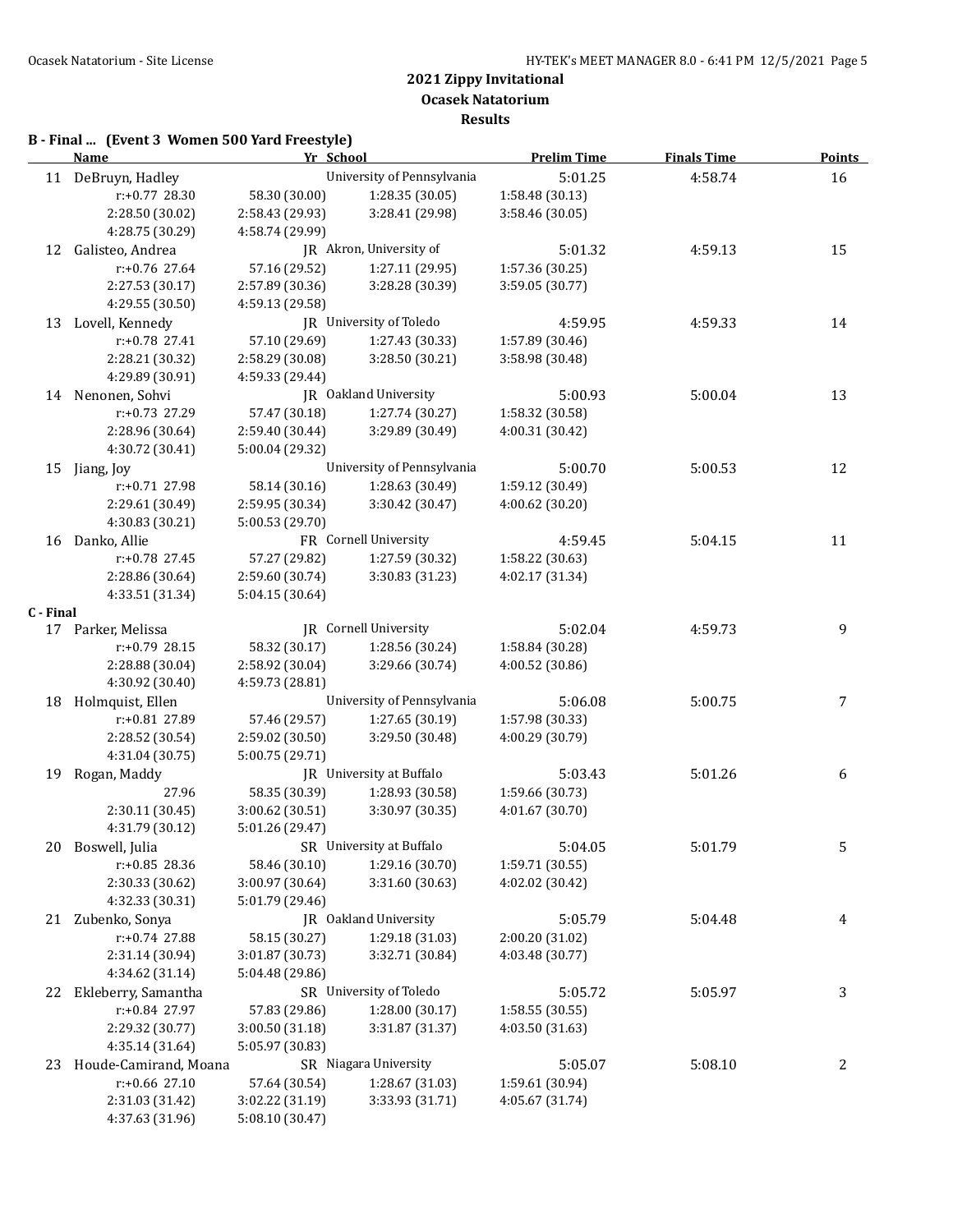**2021 Zippy Invitational**
**Ocasek Natatorium**
**Results**

### B - Final ... (Event 3 Women 500 Yard Freestyle)

| | Name | Yr | School | Prelim Time | Finals Time | Points |
|---|---|---|---|---|---|---|
| 11 | DeBruyn, Hadley | | University of Pennsylvania | 5:01.25 | 4:58.74 | 16 |
| | r:+0.77 28.30 | 58.30 (30.00) | 1:28.35 (30.05) | 1:58.48 (30.13) | | |
| | 2:28.50 (30.02) | 2:58.43 (29.93) | 3:28.41 (29.98) | 3:58.46 (30.05) | | |
| | 4:28.75 (30.29) | 4:58.74 (29.99) | | | | |
| 12 | Galisteo, Andrea | JR | Akron, University of | 5:01.32 | 4:59.13 | 15 |
| | r:+0.76 27.64 | 57.16 (29.52) | 1:27.11 (29.95) | 1:57.36 (30.25) | | |
| | 2:27.53 (30.17) | 2:57.89 (30.36) | 3:28.28 (30.39) | 3:59.05 (30.77) | | |
| | 4:29.55 (30.50) | 4:59.13 (29.58) | | | | |
| 13 | Lovell, Kennedy | JR | University of Toledo | 4:59.95 | 4:59.33 | 14 |
| | r:+0.78 27.41 | 57.10 (29.69) | 1:27.43 (30.33) | 1:57.89 (30.46) | | |
| | 2:28.21 (30.32) | 2:58.29 (30.08) | 3:28.50 (30.21) | 3:58.98 (30.48) | | |
| | 4:29.89 (30.91) | 4:59.33 (29.44) | | | | |
| 14 | Nenonen, Sohvi | JR | Oakland University | 5:00.93 | 5:00.04 | 13 |
| | r:+0.73 27.29 | 57.47 (30.18) | 1:27.74 (30.27) | 1:58.32 (30.58) | | |
| | 2:28.96 (30.64) | 2:59.40 (30.44) | 3:29.89 (30.49) | 4:00.31 (30.42) | | |
| | 4:30.72 (30.41) | 5:00.04 (29.32) | | | | |
| 15 | Jiang, Joy | | University of Pennsylvania | 5:00.70 | 5:00.53 | 12 |
| | r:+0.71 27.98 | 58.14 (30.16) | 1:28.63 (30.49) | 1:59.12 (30.49) | | |
| | 2:29.61 (30.49) | 2:59.95 (30.34) | 3:30.42 (30.47) | 4:00.62 (30.20) | | |
| | 4:30.83 (30.21) | 5:00.53 (29.70) | | | | |
| 16 | Danko, Allie | FR | Cornell University | 4:59.45 | 5:04.15 | 11 |
| | r:+0.78 27.45 | 57.27 (29.82) | 1:27.59 (30.32) | 1:58.22 (30.63) | | |
| | 2:28.86 (30.64) | 2:59.60 (30.74) | 3:30.83 (31.23) | 4:02.17 (31.34) | | |
| | 4:33.51 (31.34) | 5:04.15 (30.64) | | | | |

### C - Final

| | Name | Yr | School | Prelim Time | Finals Time | Points |
|---|---|---|---|---|---|---|
| 17 | Parker, Melissa | JR | Cornell University | 5:02.04 | 4:59.73 | 9 |
| | r:+0.79 28.15 | 58.32 (30.17) | 1:28.56 (30.24) | 1:58.84 (30.28) | | |
| | 2:28.88 (30.04) | 2:58.92 (30.04) | 3:29.66 (30.74) | 4:00.52 (30.86) | | |
| | 4:30.92 (30.40) | 4:59.73 (28.81) | | | | |
| 18 | Holmquist, Ellen | | University of Pennsylvania | 5:06.08 | 5:00.75 | 7 |
| | r:+0.81 27.89 | 57.46 (29.57) | 1:27.65 (30.19) | 1:57.98 (30.33) | | |
| | 2:28.52 (30.54) | 2:59.02 (30.50) | 3:29.50 (30.48) | 4:00.29 (30.79) | | |
| | 4:31.04 (30.75) | 5:00.75 (29.71) | | | | |
| 19 | Rogan, Maddy | JR | University at Buffalo | 5:03.43 | 5:01.26 | 6 |
| | 27.96 | 58.35 (30.39) | 1:28.93 (30.58) | 1:59.66 (30.73) | | |
| | 2:30.11 (30.45) | 3:00.62 (30.51) | 3:30.97 (30.35) | 4:01.67 (30.70) | | |
| | 4:31.79 (30.12) | 5:01.26 (29.47) | | | | |
| 20 | Boswell, Julia | SR | University at Buffalo | 5:04.05 | 5:01.79 | 5 |
| | r:+0.85 28.36 | 58.46 (30.10) | 1:29.16 (30.70) | 1:59.71 (30.55) | | |
| | 2:30.33 (30.62) | 3:00.97 (30.64) | 3:31.60 (30.63) | 4:02.02 (30.42) | | |
| | 4:32.33 (30.31) | 5:01.79 (29.46) | | | | |
| 21 | Zubenko, Sonya | JR | Oakland University | 5:05.79 | 5:04.48 | 4 |
| | r:+0.74 27.88 | 58.15 (30.27) | 1:29.18 (31.03) | 2:00.20 (31.02) | | |
| | 2:31.14 (30.94) | 3:01.87 (30.73) | 3:32.71 (30.84) | 4:03.48 (30.77) | | |
| | 4:34.62 (31.14) | 5:04.48 (29.86) | | | | |
| 22 | Ekleberry, Samantha | SR | University of Toledo | 5:05.72 | 5:05.97 | 3 |
| | r:+0.84 27.97 | 57.83 (29.86) | 1:28.00 (30.17) | 1:58.55 (30.55) | | |
| | 2:29.32 (30.77) | 3:00.50 (31.18) | 3:31.87 (31.37) | 4:03.50 (31.63) | | |
| | 4:35.14 (31.64) | 5:05.97 (30.83) | | | | |
| 23 | Houde-Camirand, Moana | SR | Niagara University | 5:05.07 | 5:08.10 | 2 |
| | r:+0.66 27.10 | 57.64 (30.54) | 1:28.67 (31.03) | 1:59.61 (30.94) | | |
| | 2:31.03 (31.42) | 3:02.22 (31.19) | 3:33.93 (31.71) | 4:05.67 (31.74) | | |
| | 4:37.63 (31.96) | 5:08.10 (30.47) | | | | |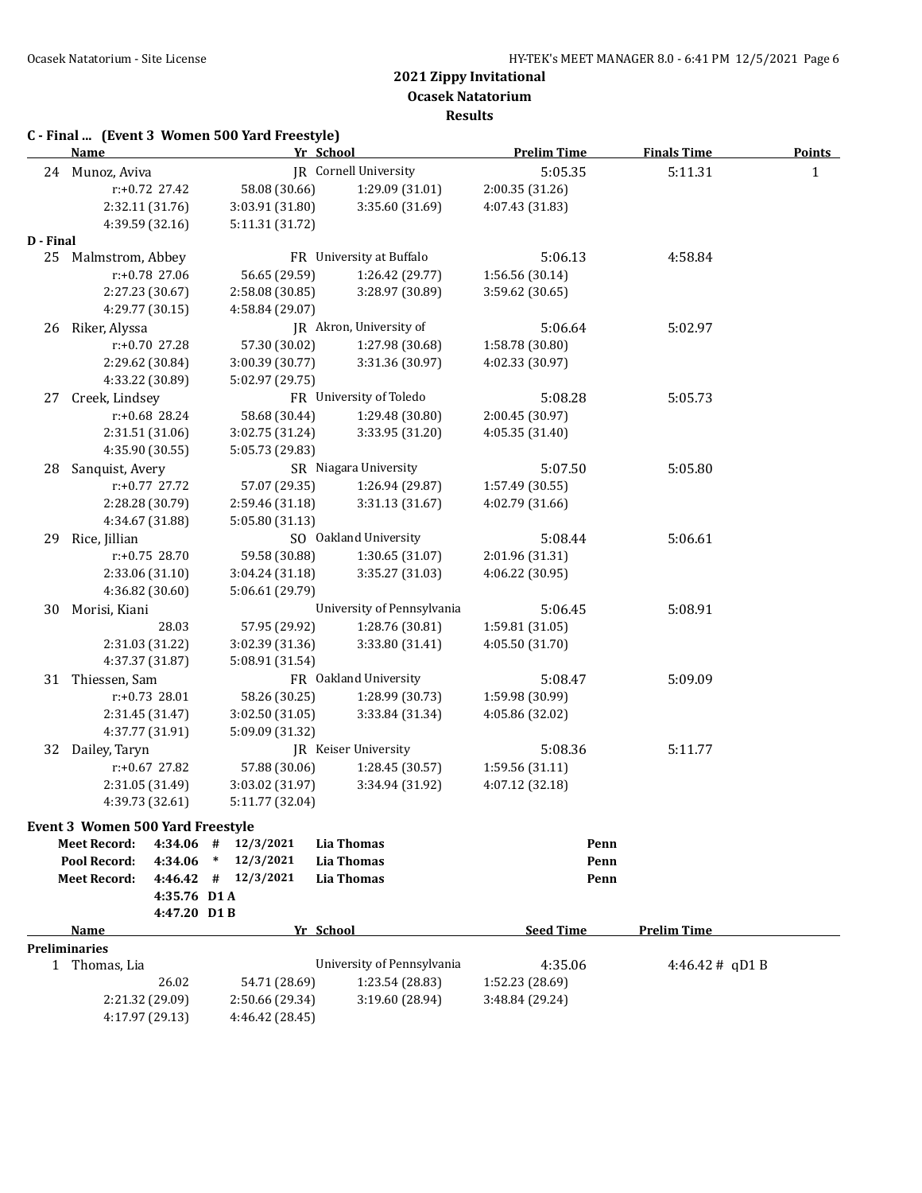## 2021 Zippy Invitational
## Ocasek Natatorium
## Results

### C - Final ... (Event 3 Women 500 Yard Freestyle)

| | Name | Yr | School | Prelim Time | Finals Time | Points |
|---|---|---|---|---|---|---|
| 24 | Munoz, Aviva | JR | Cornell University | 5:05.35 | 5:11.31 | 1 |
| | r:+0.72 27.42 | 58.08 (30.66) | 1:29.09 (31.01) | 2:00.35 (31.26) | | |
| | 2:32.11 (31.76) | 3:03.91 (31.80) | 3:35.60 (31.69) | 4:07.43 (31.83) | | |
| | 4:39.59 (32.16) | 5:11.31 (31.72) | | | | |

### D - Final

| | Name | Yr | School | Prelim Time | Finals Time | Points |
|---|---|---|---|---|---|---|
| 25 | Malmstrom, Abbey | FR | University at Buffalo | 5:06.13 | 4:58.84 | |
| | r:+0.78 27.06 | 56.65 (29.59) | 1:26.42 (29.77) | 1:56.56 (30.14) | | |
| | 2:27.23 (30.67) | 2:58.08 (30.85) | 3:28.97 (30.89) | 3:59.62 (30.65) | | |
| | 4:29.77 (30.15) | 4:58.84 (29.07) | | | | |
| 26 | Riker, Alyssa | JR | Akron, University of | 5:06.64 | 5:02.97 | |
| | r:+0.70 27.28 | 57.30 (30.02) | 1:27.98 (30.68) | 1:58.78 (30.80) | | |
| | 2:29.62 (30.84) | 3:00.39 (30.77) | 3:31.36 (30.97) | 4:02.33 (30.97) | | |
| | 4:33.22 (30.89) | 5:02.97 (29.75) | | | | |
| 27 | Creek, Lindsey | FR | University of Toledo | 5:08.28 | 5:05.73 | |
| | r:+0.68 28.24 | 58.68 (30.44) | 1:29.48 (30.80) | 2:00.45 (30.97) | | |
| | 2:31.51 (31.06) | 3:02.75 (31.24) | 3:33.95 (31.20) | 4:05.35 (31.40) | | |
| | 4:35.90 (30.55) | 5:05.73 (29.83) | | | | |
| 28 | Sanquist, Avery | SR | Niagara University | 5:07.50 | 5:05.80 | |
| | r:+0.77 27.72 | 57.07 (29.35) | 1:26.94 (29.87) | 1:57.49 (30.55) | | |
| | 2:28.28 (30.79) | 2:59.46 (31.18) | 3:31.13 (31.67) | 4:02.79 (31.66) | | |
| | 4:34.67 (31.88) | 5:05.80 (31.13) | | | | |
| 29 | Rice, Jillian | SO | Oakland University | 5:08.44 | 5:06.61 | |
| | r:+0.75 28.70 | 59.58 (30.88) | 1:30.65 (31.07) | 2:01.96 (31.31) | | |
| | 2:33.06 (31.10) | 3:04.24 (31.18) | 3:35.27 (31.03) | 4:06.22 (30.95) | | |
| | 4:36.82 (30.60) | 5:06.61 (29.79) | | | | |
| 30 | Morisi, Kiani | | University of Pennsylvania | 5:06.45 | 5:08.91 | |
| | 28.03 | 57.95 (29.92) | 1:28.76 (30.81) | 1:59.81 (31.05) | | |
| | 2:31.03 (31.22) | 3:02.39 (31.36) | 3:33.80 (31.41) | 4:05.50 (31.70) | | |
| | 4:37.37 (31.87) | 5:08.91 (31.54) | | | | |
| 31 | Thiessen, Sam | FR | Oakland University | 5:08.47 | 5:09.09 | |
| | r:+0.73 28.01 | 58.26 (30.25) | 1:28.99 (30.73) | 1:59.98 (30.99) | | |
| | 2:31.45 (31.47) | 3:02.50 (31.05) | 3:33.84 (31.34) | 4:05.86 (32.02) | | |
| | 4:37.77 (31.91) | 5:09.09 (31.32) | | | | |
| 32 | Dailey, Taryn | JR | Keiser University | 5:08.36 | 5:11.77 | |
| | r:+0.67 27.82 | 57.88 (30.06) | 1:28.45 (30.57) | 1:59.56 (31.11) | | |
| | 2:31.05 (31.49) | 3:03.02 (31.97) | 3:34.94 (31.92) | 4:07.12 (32.18) | | |
| | 4:39.73 (32.61) | 5:11.77 (32.04) | | | | |

### Event 3 Women 500 Yard Freestyle

| | | | | | |
|---|---|---|---|---|---|
| Meet Record: | 4:34.06 | # | 12/3/2021 | Lia Thomas | Penn |
| Pool Record: | 4:34.06 | * | 12/3/2021 | Lia Thomas | Penn |
| Meet Record: | 4:46.42 | # | 12/3/2021 | Lia Thomas | Penn |
| | 4:35.76 | D1 A | | | |
| | 4:47.20 | D1 B | | | |

| | Name | Yr | School | Seed Time | Prelim Time |
|---|---|---|---|---|---|
| **Preliminaries** | | | | | |
| 1 | Thomas, Lia | | University of Pennsylvania | 4:35.06 | 4:46.42 # qD1 B |
| | 26.02 | 54.71 (28.69) | 1:23.54 (28.83) | 1:52.23 (28.69) | |
| | 2:21.32 (29.09) | 2:50.66 (29.34) | 3:19.60 (28.94) | 3:48.84 (29.24) | |
| | 4:17.97 (29.13) | 4:46.42 (28.45) | | | |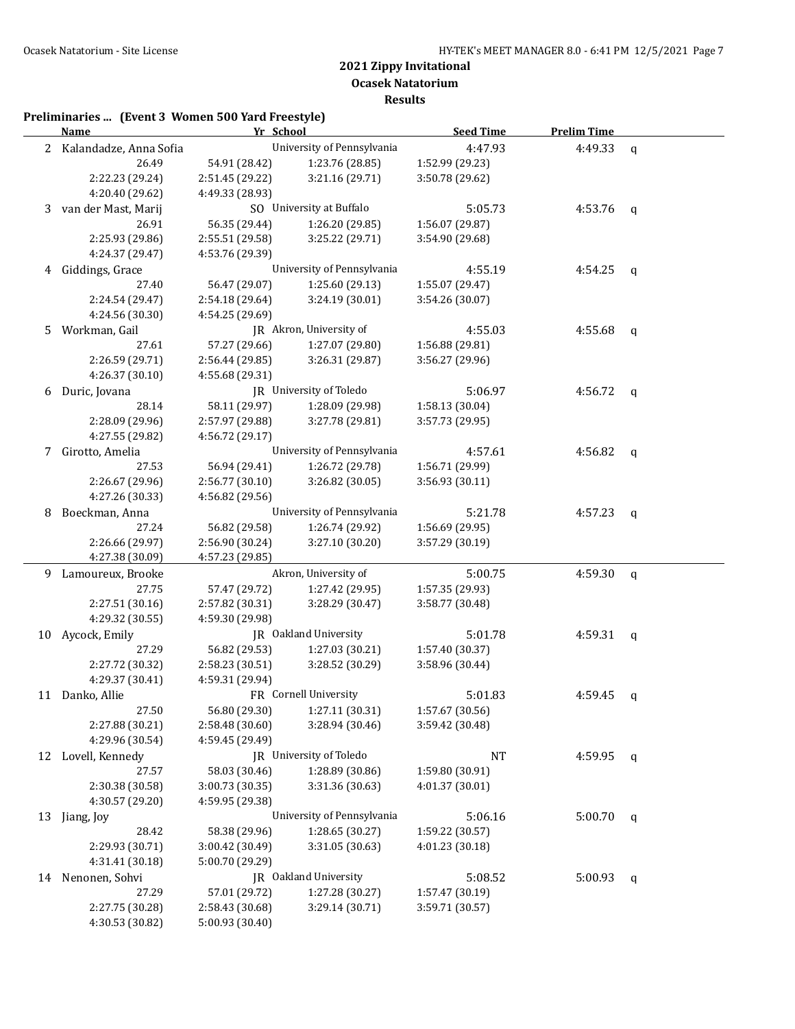## 2021 Zippy Invitational

**Ocasek Natatorium**

**Results**

### Preliminaries ... (Event 3 Women 500 Yard Freestyle)

| | Name | Yr | School | Seed Time | Prelim Time | |
|---|---|---|---|---|---|---|
| 2 | Kalandadze, Anna Sofia | | University of Pennsylvania | 4:47.93 | 4:49.33 | q |
| | 26.49 | 54.91 (28.42) | 1:23.76 (28.85) | 1:52.99 (29.23) | | |
| | 2:22.23 (29.24) | 2:51.45 (29.22) | 3:21.16 (29.71) | 3:50.78 (29.62) | | |
| | 4:20.40 (29.62) | 4:49.33 (28.93) | | | | |
| 3 | van der Mast, Marij | SO | University at Buffalo | 5:05.73 | 4:53.76 | q |
| | 26.91 | 56.35 (29.44) | 1:26.20 (29.85) | 1:56.07 (29.87) | | |
| | 2:25.93 (29.86) | 2:55.51 (29.58) | 3:25.22 (29.71) | 3:54.90 (29.68) | | |
| | 4:24.37 (29.47) | 4:53.76 (29.39) | | | | |
| 4 | Giddings, Grace | | University of Pennsylvania | 4:55.19 | 4:54.25 | q |
| | 27.40 | 56.47 (29.07) | 1:25.60 (29.13) | 1:55.07 (29.47) | | |
| | 2:24.54 (29.47) | 2:54.18 (29.64) | 3:24.19 (30.01) | 3:54.26 (30.07) | | |
| | 4:24.56 (30.30) | 4:54.25 (29.69) | | | | |
| 5 | Workman, Gail | JR | Akron, University of | 4:55.03 | 4:55.68 | q |
| | 27.61 | 57.27 (29.66) | 1:27.07 (29.80) | 1:56.88 (29.81) | | |
| | 2:26.59 (29.71) | 2:56.44 (29.85) | 3:26.31 (29.87) | 3:56.27 (29.96) | | |
| | 4:26.37 (30.10) | 4:55.68 (29.31) | | | | |
| 6 | Duric, Jovana | JR | University of Toledo | 5:06.97 | 4:56.72 | q |
| | 28.14 | 58.11 (29.97) | 1:28.09 (29.98) | 1:58.13 (30.04) | | |
| | 2:28.09 (29.96) | 2:57.97 (29.88) | 3:27.78 (29.81) | 3:57.73 (29.95) | | |
| | 4:27.55 (29.82) | 4:56.72 (29.17) | | | | |
| 7 | Girotto, Amelia | | University of Pennsylvania | 4:57.61 | 4:56.82 | q |
| | 27.53 | 56.94 (29.41) | 1:26.72 (29.78) | 1:56.71 (29.99) | | |
| | 2:26.67 (29.96) | 2:56.77 (30.10) | 3:26.82 (30.05) | 3:56.93 (30.11) | | |
| | 4:27.26 (30.33) | 4:56.82 (29.56) | | | | |
| 8 | Boeckman, Anna | | University of Pennsylvania | 5:21.78 | 4:57.23 | q |
| | 27.24 | 56.82 (29.58) | 1:26.74 (29.92) | 1:56.69 (29.95) | | |
| | 2:26.66 (29.97) | 2:56.90 (30.24) | 3:27.10 (30.20) | 3:57.29 (30.19) | | |
| | 4:27.38 (30.09) | 4:57.23 (29.85) | | | | |
| 9 | Lamoureux, Brooke | | Akron, University of | 5:00.75 | 4:59.30 | q |
| | 27.75 | 57.47 (29.72) | 1:27.42 (29.95) | 1:57.35 (29.93) | | |
| | 2:27.51 (30.16) | 2:57.82 (30.31) | 3:28.29 (30.47) | 3:58.77 (30.48) | | |
| | 4:29.32 (30.55) | 4:59.30 (29.98) | | | | |
| 10 | Aycock, Emily | JR | Oakland University | 5:01.78 | 4:59.31 | q |
| | 27.29 | 56.82 (29.53) | 1:27.03 (30.21) | 1:57.40 (30.37) | | |
| | 2:27.72 (30.32) | 2:58.23 (30.51) | 3:28.52 (30.29) | 3:58.96 (30.44) | | |
| | 4:29.37 (30.41) | 4:59.31 (29.94) | | | | |
| 11 | Danko, Allie | FR | Cornell University | 5:01.83 | 4:59.45 | q |
| | 27.50 | 56.80 (29.30) | 1:27.11 (30.31) | 1:57.67 (30.56) | | |
| | 2:27.88 (30.21) | 2:58.48 (30.60) | 3:28.94 (30.46) | 3:59.42 (30.48) | | |
| | 4:29.96 (30.54) | 4:59.45 (29.49) | | | | |
| 12 | Lovell, Kennedy | JR | University of Toledo | NT | 4:59.95 | q |
| | 27.57 | 58.03 (30.46) | 1:28.89 (30.86) | 1:59.80 (30.91) | | |
| | 2:30.38 (30.58) | 3:00.73 (30.35) | 3:31.36 (30.63) | 4:01.37 (30.01) | | |
| | 4:30.57 (29.20) | 4:59.95 (29.38) | | | | |
| 13 | Jiang, Joy | | University of Pennsylvania | 5:06.16 | 5:00.70 | q |
| | 28.42 | 58.38 (29.96) | 1:28.65 (30.27) | 1:59.22 (30.57) | | |
| | 2:29.93 (30.71) | 3:00.42 (30.49) | 3:31.05 (30.63) | 4:01.23 (30.18) | | |
| | 4:31.41 (30.18) | 5:00.70 (29.29) | | | | |
| 14 | Nenonen, Sohvi | JR | Oakland University | 5:08.52 | 5:00.93 | q |
| | 27.29 | 57.01 (29.72) | 1:27.28 (30.27) | 1:57.47 (30.19) | | |
| | 2:27.75 (30.28) | 2:58.43 (30.68) | 3:29.14 (30.71) | 3:59.71 (30.57) | | |
| | 4:30.53 (30.82) | 5:00.93 (30.40) | | | | |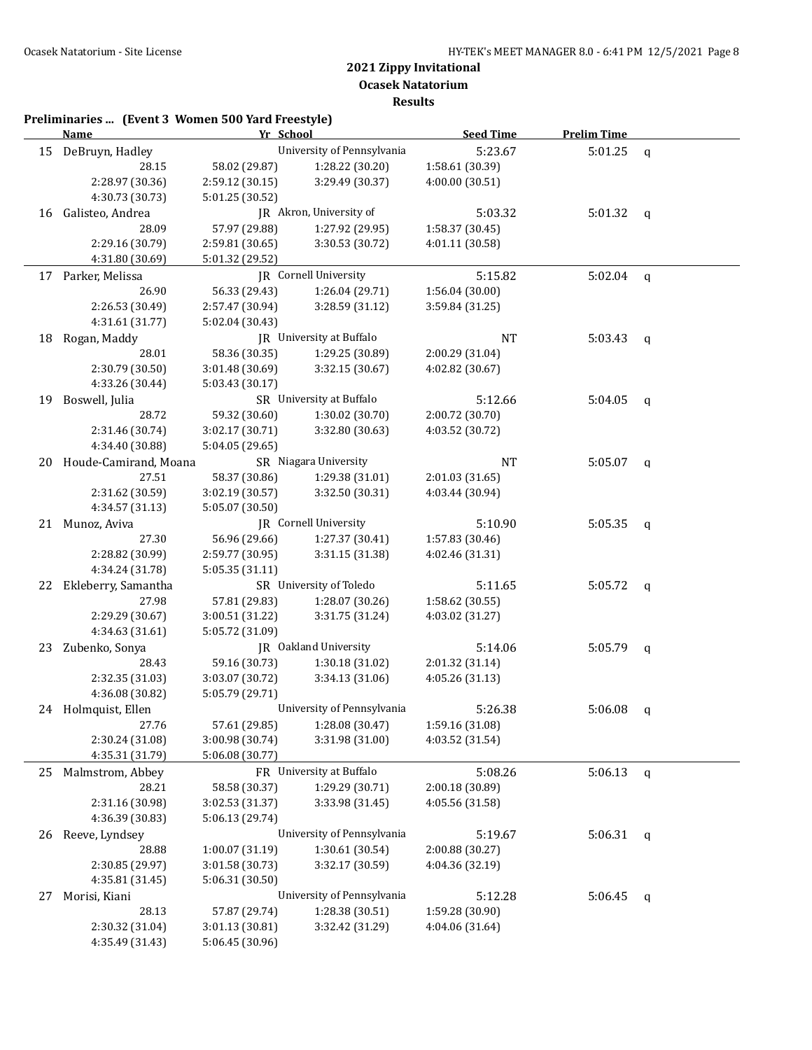## 2021 Zippy Invitational
## Ocasek Natatorium
## Results

**Preliminaries ... (Event 3 Women 500 Yard Freestyle)**

| | Name | Yr | School | Seed Time | Prelim Time | |
|---|---|---|---|---|---|---|
| 15 | DeBruyn, Hadley | | University of Pennsylvania | 5:23.67 | 5:01.25 | q |
| | 28.15 | 58.02 (29.87) | 1:28.22 (30.20) | 1:58.61 (30.39) | | |
| | 2:28.97 (30.36) | 2:59.12 (30.15) | 3:29.49 (30.37) | 4:00.00 (30.51) | | |
| | 4:30.73 (30.73) | 5:01.25 (30.52) | | | | |
| 16 | Galisteo, Andrea | JR | Akron, University of | 5:03.32 | 5:01.32 | q |
| | 28.09 | 57.97 (29.88) | 1:27.92 (29.95) | 1:58.37 (30.45) | | |
| | 2:29.16 (30.79) | 2:59.81 (30.65) | 3:30.53 (30.72) | 4:01.11 (30.58) | | |
| | 4:31.80 (30.69) | 5:01.32 (29.52) | | | | |
| 17 | Parker, Melissa | JR | Cornell University | 5:15.82 | 5:02.04 | q |
| | 26.90 | 56.33 (29.43) | 1:26.04 (29.71) | 1:56.04 (30.00) | | |
| | 2:26.53 (30.49) | 2:57.47 (30.94) | 3:28.59 (31.12) | 3:59.84 (31.25) | | |
| | 4:31.61 (31.77) | 5:02.04 (30.43) | | | | |
| 18 | Rogan, Maddy | JR | University at Buffalo | NT | 5:03.43 | q |
| | 28.01 | 58.36 (30.35) | 1:29.25 (30.89) | 2:00.29 (31.04) | | |
| | 2:30.79 (30.50) | 3:01.48 (30.69) | 3:32.15 (30.67) | 4:02.82 (30.67) | | |
| | 4:33.26 (30.44) | 5:03.43 (30.17) | | | | |
| 19 | Boswell, Julia | SR | University at Buffalo | 5:12.66 | 5:04.05 | q |
| | 28.72 | 59.32 (30.60) | 1:30.02 (30.70) | 2:00.72 (30.70) | | |
| | 2:31.46 (30.74) | 3:02.17 (30.71) | 3:32.80 (30.63) | 4:03.52 (30.72) | | |
| | 4:34.40 (30.88) | 5:04.05 (29.65) | | | | |
| 20 | Houde-Camirand, Moana | SR | Niagara University | NT | 5:05.07 | q |
| | 27.51 | 58.37 (30.86) | 1:29.38 (31.01) | 2:01.03 (31.65) | | |
| | 2:31.62 (30.59) | 3:02.19 (30.57) | 3:32.50 (30.31) | 4:03.44 (30.94) | | |
| | 4:34.57 (31.13) | 5:05.07 (30.50) | | | | |
| 21 | Munoz, Aviva | JR | Cornell University | 5:10.90 | 5:05.35 | q |
| | 27.30 | 56.96 (29.66) | 1:27.37 (30.41) | 1:57.83 (30.46) | | |
| | 2:28.82 (30.99) | 2:59.77 (30.95) | 3:31.15 (31.38) | 4:02.46 (31.31) | | |
| | 4:34.24 (31.78) | 5:05.35 (31.11) | | | | |
| 22 | Ekleberry, Samantha | SR | University of Toledo | 5:11.65 | 5:05.72 | q |
| | 27.98 | 57.81 (29.83) | 1:28.07 (30.26) | 1:58.62 (30.55) | | |
| | 2:29.29 (30.67) | 3:00.51 (31.22) | 3:31.75 (31.24) | 4:03.02 (31.27) | | |
| | 4:34.63 (31.61) | 5:05.72 (31.09) | | | | |
| 23 | Zubenko, Sonya | JR | Oakland University | 5:14.06 | 5:05.79 | q |
| | 28.43 | 59.16 (30.73) | 1:30.18 (31.02) | 2:01.32 (31.14) | | |
| | 2:32.35 (31.03) | 3:03.07 (30.72) | 3:34.13 (31.06) | 4:05.26 (31.13) | | |
| | 4:36.08 (30.82) | 5:05.79 (29.71) | | | | |
| 24 | Holmquist, Ellen | | University of Pennsylvania | 5:26.38 | 5:06.08 | q |
| | 27.76 | 57.61 (29.85) | 1:28.08 (30.47) | 1:59.16 (31.08) | | |
| | 2:30.24 (31.08) | 3:00.98 (30.74) | 3:31.98 (31.00) | 4:03.52 (31.54) | | |
| | 4:35.31 (31.79) | 5:06.08 (30.77) | | | | |
| 25 | Malmstrom, Abbey | FR | University at Buffalo | 5:08.26 | 5:06.13 | q |
| | 28.21 | 58.58 (30.37) | 1:29.29 (30.71) | 2:00.18 (30.89) | | |
| | 2:31.16 (30.98) | 3:02.53 (31.37) | 3:33.98 (31.45) | 4:05.56 (31.58) | | |
| | 4:36.39 (30.83) | 5:06.13 (29.74) | | | | |
| 26 | Reeve, Lyndsey | | University of Pennsylvania | 5:19.67 | 5:06.31 | q |
| | 28.88 | 1:00.07 (31.19) | 1:30.61 (30.54) | 2:00.88 (30.27) | | |
| | 2:30.85 (29.97) | 3:01.58 (30.73) | 3:32.17 (30.59) | 4:04.36 (32.19) | | |
| | 4:35.81 (31.45) | 5:06.31 (30.50) | | | | |
| 27 | Morisi, Kiani | | University of Pennsylvania | 5:12.28 | 5:06.45 | q |
| | 28.13 | 57.87 (29.74) | 1:28.38 (30.51) | 1:59.28 (30.90) | | |
| | 2:30.32 (31.04) | 3:01.13 (30.81) | 3:32.42 (31.29) | 4:04.06 (31.64) | | |
| | 4:35.49 (31.43) | 5:06.45 (30.96) | | | | |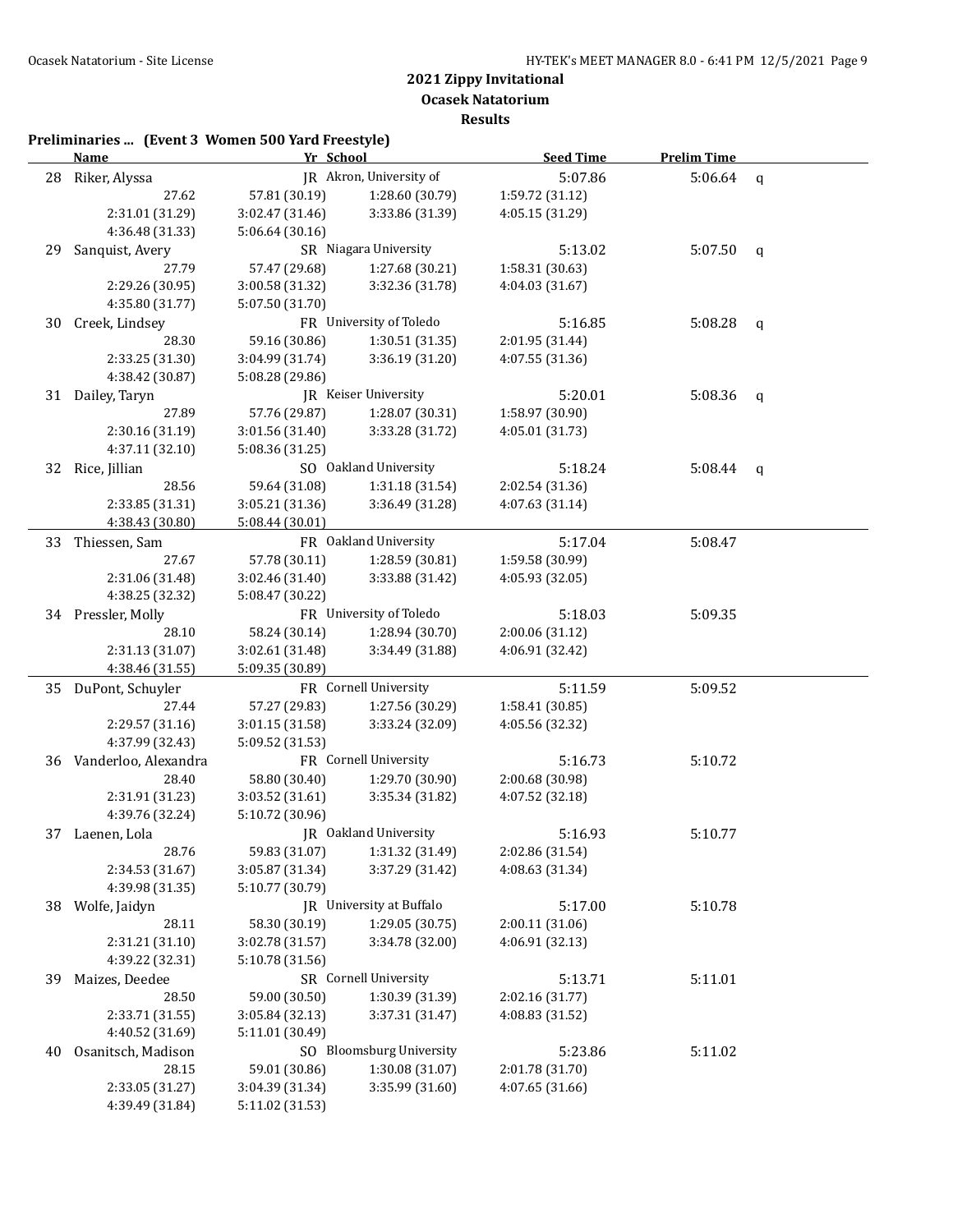## 2021 Zippy Invitational

**Ocasek Natatorium**

**Results**

**Preliminaries ... (Event 3 Women 500 Yard Freestyle)**

| | Name | Yr | School | Seed Time | Prelim Time | |
|---|---|---|---|---|---|---|
| 28 | Riker, Alyssa | JR | Akron, University of | 5:07.86 | 5:06.64 | q |
| | 27.62 | 57.81 (30.19) | 1:28.60 (30.79) | 1:59.72 (31.12) | | |
| | 2:31.01 (31.29) | 3:02.47 (31.46) | 3:33.86 (31.39) | 4:05.15 (31.29) | | |
| | 4:36.48 (31.33) | 5:06.64 (30.16) | | | | |
| 29 | Sanquist, Avery | SR | Niagara University | 5:13.02 | 5:07.50 | q |
| | 27.79 | 57.47 (29.68) | 1:27.68 (30.21) | 1:58.31 (30.63) | | |
| | 2:29.26 (30.95) | 3:00.58 (31.32) | 3:32.36 (31.78) | 4:04.03 (31.67) | | |
| | 4:35.80 (31.77) | 5:07.50 (31.70) | | | | |
| 30 | Creek, Lindsey | FR | University of Toledo | 5:16.85 | 5:08.28 | q |
| | 28.30 | 59.16 (30.86) | 1:30.51 (31.35) | 2:01.95 (31.44) | | |
| | 2:33.25 (31.30) | 3:04.99 (31.74) | 3:36.19 (31.20) | 4:07.55 (31.36) | | |
| | 4:38.42 (30.87) | 5:08.28 (29.86) | | | | |
| 31 | Dailey, Taryn | JR | Keiser University | 5:20.01 | 5:08.36 | q |
| | 27.89 | 57.76 (29.87) | 1:28.07 (30.31) | 1:58.97 (30.90) | | |
| | 2:30.16 (31.19) | 3:01.56 (31.40) | 3:33.28 (31.72) | 4:05.01 (31.73) | | |
| | 4:37.11 (32.10) | 5:08.36 (31.25) | | | | |
| 32 | Rice, Jillian | SO | Oakland University | 5:18.24 | 5:08.44 | q |
| | 28.56 | 59.64 (31.08) | 1:31.18 (31.54) | 2:02.54 (31.36) | | |
| | 2:33.85 (31.31) | 3:05.21 (31.36) | 3:36.49 (31.28) | 4:07.63 (31.14) | | |
| | 4:38.43 (30.80) | 5:08.44 (30.01) | | | | |
| 33 | Thiessen, Sam | FR | Oakland University | 5:17.04 | 5:08.47 | |
| | 27.67 | 57.78 (30.11) | 1:28.59 (30.81) | 1:59.58 (30.99) | | |
| | 2:31.06 (31.48) | 3:02.46 (31.40) | 3:33.88 (31.42) | 4:05.93 (32.05) | | |
| | 4:38.25 (32.32) | 5:08.47 (30.22) | | | | |
| 34 | Pressler, Molly | FR | University of Toledo | 5:18.03 | 5:09.35 | |
| | 28.10 | 58.24 (30.14) | 1:28.94 (30.70) | 2:00.06 (31.12) | | |
| | 2:31.13 (31.07) | 3:02.61 (31.48) | 3:34.49 (31.88) | 4:06.91 (32.42) | | |
| | 4:38.46 (31.55) | 5:09.35 (30.89) | | | | |
| 35 | DuPont, Schuyler | FR | Cornell University | 5:11.59 | 5:09.52 | |
| | 27.44 | 57.27 (29.83) | 1:27.56 (30.29) | 1:58.41 (30.85) | | |
| | 2:29.57 (31.16) | 3:01.15 (31.58) | 3:33.24 (32.09) | 4:05.56 (32.32) | | |
| | 4:37.99 (32.43) | 5:09.52 (31.53) | | | | |
| 36 | Vanderloo, Alexandra | FR | Cornell University | 5:16.73 | 5:10.72 | |
| | 28.40 | 58.80 (30.40) | 1:29.70 (30.90) | 2:00.68 (30.98) | | |
| | 2:31.91 (31.23) | 3:03.52 (31.61) | 3:35.34 (31.82) | 4:07.52 (32.18) | | |
| | 4:39.76 (32.24) | 5:10.72 (30.96) | | | | |
| 37 | Laenen, Lola | JR | Oakland University | 5:16.93 | 5:10.77 | |
| | 28.76 | 59.83 (31.07) | 1:31.32 (31.49) | 2:02.86 (31.54) | | |
| | 2:34.53 (31.67) | 3:05.87 (31.34) | 3:37.29 (31.42) | 4:08.63 (31.34) | | |
| | 4:39.98 (31.35) | 5:10.77 (30.79) | | | | |
| 38 | Wolfe, Jaidyn | JR | University at Buffalo | 5:17.00 | 5:10.78 | |
| | 28.11 | 58.30 (30.19) | 1:29.05 (30.75) | 2:00.11 (31.06) | | |
| | 2:31.21 (31.10) | 3:02.78 (31.57) | 3:34.78 (32.00) | 4:06.91 (32.13) | | |
| | 4:39.22 (32.31) | 5:10.78 (31.56) | | | | |
| 39 | Maizes, Deedee | SR | Cornell University | 5:13.71 | 5:11.01 | |
| | 28.50 | 59.00 (30.50) | 1:30.39 (31.39) | 2:02.16 (31.77) | | |
| | 2:33.71 (31.55) | 3:05.84 (32.13) | 3:37.31 (31.47) | 4:08.83 (31.52) | | |
| | 4:40.52 (31.69) | 5:11.01 (30.49) | | | | |
| 40 | Osanitsch, Madison | SO | Bloomsburg University | 5:23.86 | 5:11.02 | |
| | 28.15 | 59.01 (30.86) | 1:30.08 (31.07) | 2:01.78 (31.70) | | |
| | 2:33.05 (31.27) | 3:04.39 (31.34) | 3:35.99 (31.60) | 4:07.65 (31.66) | | |
| | 4:39.49 (31.84) | 5:11.02 (31.53) | | | | |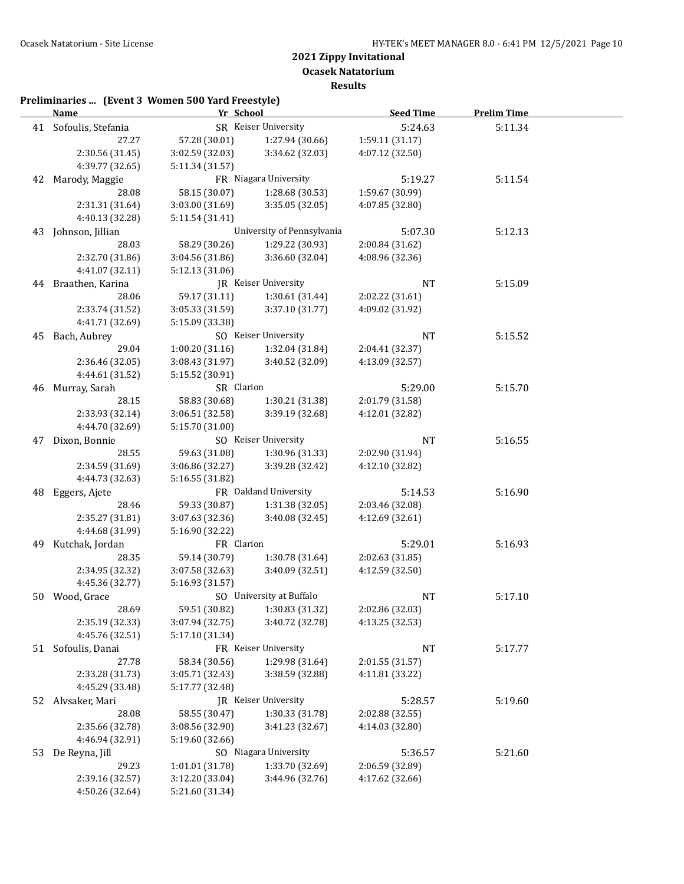# 2021 Zippy Initational

## Ocasek Natatorium

### Results

**Preliminaries ... (Event 3 Women 500 Yard Freestyle)**

| | Name | Yr | School | Seed Time | Prelim Time |
|---|---|---|---|---|---|
| 41 | Sofoulis, Stefania | SR | Keiser University | 5:24.63 | 5:11.34 |
| | 27.27 | 57.28 (30.01) | 1:27.94 (30.66) | 1:59.11 (31.17) | |
| | 2:30.56 (31.45) | 3:02.59 (32.03) | 3:34.62 (32.03) | 4:07.12 (32.50) | |
| | 4:39.77 (32.65) | 5:11.34 (31.57) | | | |
| 42 | Marody, Maggie | FR | Niagara University | 5:19.27 | 5:11.54 |
| | 28.08 | 58.15 (30.07) | 1:28.68 (30.53) | 1:59.67 (30.99) | |
| | 2:31.31 (31.64) | 3:03.00 (31.69) | 3:35.05 (32.05) | 4:07.85 (32.80) | |
| | 4:40.13 (32.28) | 5:11.54 (31.41) | | | |
| 43 | Johnson, Jillian | | University of Pennsylvania | 5:07.30 | 5:12.13 |
| | 28.03 | 58.29 (30.26) | 1:29.22 (30.93) | 2:00.84 (31.62) | |
| | 2:32.70 (31.86) | 3:04.56 (31.86) | 3:36.60 (32.04) | 4:08.96 (32.36) | |
| | 4:41.07 (32.11) | 5:12.13 (31.06) | | | |
| 44 | Braathen, Karina | JR | Keiser University | NT | 5:15.09 |
| | 28.06 | 59.17 (31.11) | 1:30.61 (31.44) | 2:02.22 (31.61) | |
| | 2:33.74 (31.52) | 3:05.33 (31.59) | 3:37.10 (31.77) | 4:09.02 (31.92) | |
| | 4:41.71 (32.69) | 5:15.09 (33.38) | | | |
| 45 | Bach, Aubrey | SO | Keiser University | NT | 5:15.52 |
| | 29.04 | 1:00.20 (31.16) | 1:32.04 (31.84) | 2:04.41 (32.37) | |
| | 2:36.46 (32.05) | 3:08.43 (31.97) | 3:40.52 (32.09) | 4:13.09 (32.57) | |
| | 4:44.61 (31.52) | 5:15.52 (30.91) | | | |
| 46 | Murray, Sarah | SR | Clarion | 5:29.00 | 5:15.70 |
| | 28.15 | 58.83 (30.68) | 1:30.21 (31.38) | 2:01.79 (31.58) | |
| | 2:33.93 (32.14) | 3:06.51 (32.58) | 3:39.19 (32.68) | 4:12.01 (32.82) | |
| | 4:44.70 (32.69) | 5:15.70 (31.00) | | | |
| 47 | Dixon, Bonnie | SO | Keiser University | NT | 5:16.55 |
| | 28.55 | 59.63 (31.08) | 1:30.96 (31.33) | 2:02.90 (31.94) | |
| | 2:34.59 (31.69) | 3:06.86 (32.27) | 3:39.28 (32.42) | 4:12.10 (32.82) | |
| | 4:44.73 (32.63) | 5:16.55 (31.82) | | | |
| 48 | Eggers, Ajete | FR | Oakland University | 5:14.53 | 5:16.90 |
| | 28.46 | 59.33 (30.87) | 1:31.38 (32.05) | 2:03.46 (32.08) | |
| | 2:35.27 (31.81) | 3:07.63 (32.36) | 3:40.08 (32.45) | 4:12.69 (32.61) | |
| | 4:44.68 (31.99) | 5:16.90 (32.22) | | | |
| 49 | Kutchak, Jordan | FR | Clarion | 5:29.01 | 5:16.93 |
| | 28.35 | 59.14 (30.79) | 1:30.78 (31.64) | 2:02.63 (31.85) | |
| | 2:34.95 (32.32) | 3:07.58 (32.63) | 3:40.09 (32.51) | 4:12.59 (32.50) | |
| | 4:45.36 (32.77) | 5:16.93 (31.57) | | | |
| 50 | Wood, Grace | SO | University at Buffalo | NT | 5:17.10 |
| | 28.69 | 59.51 (30.82) | 1:30.83 (31.32) | 2:02.86 (32.03) | |
| | 2:35.19 (32.33) | 3:07.94 (32.75) | 3:40.72 (32.78) | 4:13.25 (32.53) | |
| | 4:45.76 (32.51) | 5:17.10 (31.34) | | | |
| 51 | Sofoulis, Danai | FR | Keiser University | NT | 5:17.77 |
| | 27.78 | 58.34 (30.56) | 1:29.98 (31.64) | 2:01.55 (31.57) | |
| | 2:33.28 (31.73) | 3:05.71 (32.43) | 3:38.59 (32.88) | 4:11.81 (33.22) | |
| | 4:45.29 (33.48) | 5:17.77 (32.48) | | | |
| 52 | Alvsaker, Mari | JR | Keiser University | 5:28.57 | 5:19.60 |
| | 28.08 | 58.55 (30.47) | 1:30.33 (31.78) | 2:02.88 (32.55) | |
| | 2:35.66 (32.78) | 3:08.56 (32.90) | 3:41.23 (32.67) | 4:14.03 (32.80) | |
| | 4:46.94 (32.91) | 5:19.60 (32.66) | | | |
| 53 | De Reyna, Jill | SO | Niagara University | 5:36.57 | 5:21.60 |
| | 29.23 | 1:01.01 (31.78) | 1:33.70 (32.69) | 2:06.59 (32.89) | |
| | 2:39.16 (32.57) | 3:12.20 (33.04) | 3:44.96 (32.76) | 4:17.62 (32.66) | |
| | 4:50.26 (32.64) | 5:21.60 (31.34) | | | |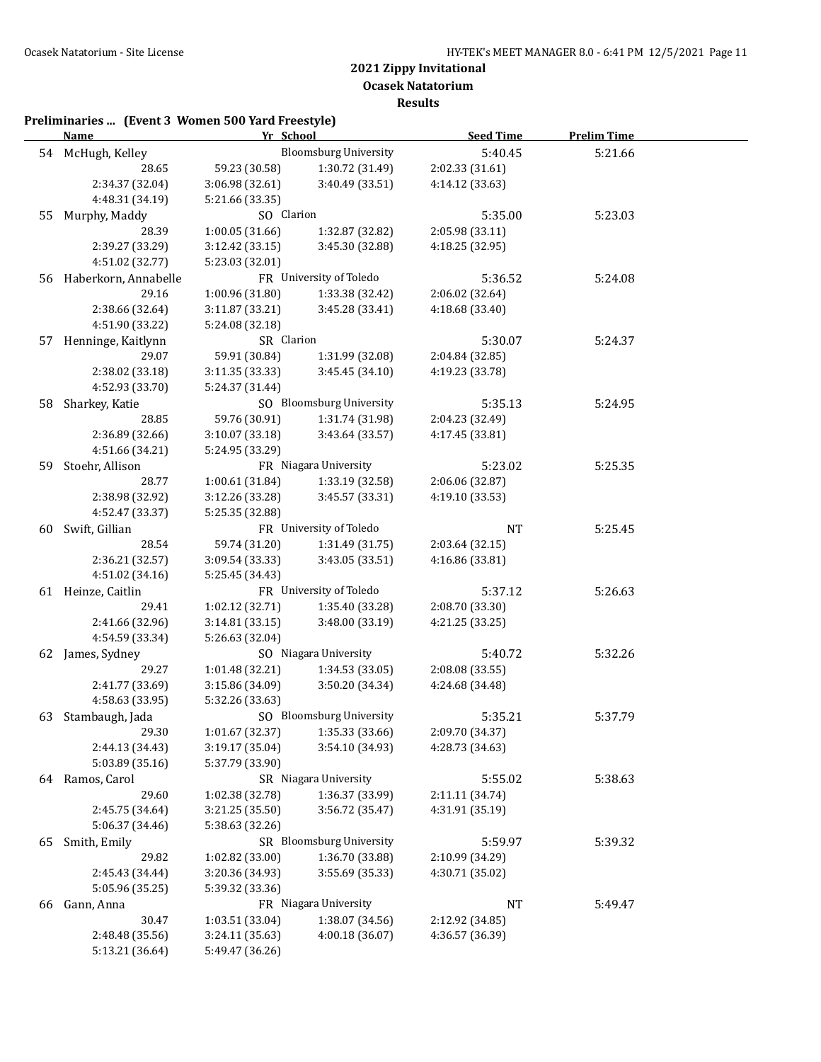## 2021 Zippy Invitational
## Ocasek Natatorium
## Results

**Preliminaries ... (Event 3 Women 500 Yard Freestyle)**

| | Name | Yr | School | Seed Time | Prelim Time |
|---|---|---|---|---|---|
| 54 | McHugh, Kelley | | Bloomsburg University | 5:40.45 | 5:21.66 |
| | 28.65 | 59.23 (30.58) | 1:30.72 (31.49) | 2:02.33 (31.61) | |
| | 2:34.37 (32.04) | 3:06.98 (32.61) | 3:40.49 (33.51) | 4:14.12 (33.63) | |
| | 4:48.31 (34.19) | 5:21.66 (33.35) | | | |
| 55 | Murphy, Maddy | SO | Clarion | 5:35.00 | 5:23.03 |
| | 28.39 | 1:00.05 (31.66) | 1:32.87 (32.82) | 2:05.98 (33.11) | |
| | 2:39.27 (33.29) | 3:12.42 (33.15) | 3:45.30 (32.88) | 4:18.25 (32.95) | |
| | 4:51.02 (32.77) | 5:23.03 (32.01) | | | |
| 56 | Haberkorn, Annabelle | FR | University of Toledo | 5:36.52 | 5:24.08 |
| | 29.16 | 1:00.96 (31.80) | 1:33.38 (32.42) | 2:06.02 (32.64) | |
| | 2:38.66 (32.64) | 3:11.87 (33.21) | 3:45.28 (33.41) | 4:18.68 (33.40) | |
| | 4:51.90 (33.22) | 5:24.08 (32.18) | | | |
| 57 | Henninge, Kaitlynn | SR | Clarion | 5:30.07 | 5:24.37 |
| | 29.07 | 59.91 (30.84) | 1:31.99 (32.08) | 2:04.84 (32.85) | |
| | 2:38.02 (33.18) | 3:11.35 (33.33) | 3:45.45 (34.10) | 4:19.23 (33.78) | |
| | 4:52.93 (33.70) | 5:24.37 (31.44) | | | |
| 58 | Sharkey, Katie | SO | Bloomsburg University | 5:35.13 | 5:24.95 |
| | 28.85 | 59.76 (30.91) | 1:31.74 (31.98) | 2:04.23 (32.49) | |
| | 2:36.89 (32.66) | 3:10.07 (33.18) | 3:43.64 (33.57) | 4:17.45 (33.81) | |
| | 4:51.66 (34.21) | 5:24.95 (33.29) | | | |
| 59 | Stoehr, Allison | FR | Niagara University | 5:23.02 | 5:25.35 |
| | 28.77 | 1:00.61 (31.84) | 1:33.19 (32.58) | 2:06.06 (32.87) | |
| | 2:38.98 (32.92) | 3:12.26 (33.28) | 3:45.57 (33.31) | 4:19.10 (33.53) | |
| | 4:52.47 (33.37) | 5:25.35 (32.88) | | | |
| 60 | Swift, Gillian | FR | University of Toledo | NT | 5:25.45 |
| | 28.54 | 59.74 (31.20) | 1:31.49 (31.75) | 2:03.64 (32.15) | |
| | 2:36.21 (32.57) | 3:09.54 (33.33) | 3:43.05 (33.51) | 4:16.86 (33.81) | |
| | 4:51.02 (34.16) | 5:25.45 (34.43) | | | |
| 61 | Heinze, Caitlin | FR | University of Toledo | 5:37.12 | 5:26.63 |
| | 29.41 | 1:02.12 (32.71) | 1:35.40 (33.28) | 2:08.70 (33.30) | |
| | 2:41.66 (32.96) | 3:14.81 (33.15) | 3:48.00 (33.19) | 4:21.25 (33.25) | |
| | 4:54.59 (33.34) | 5:26.63 (32.04) | | | |
| 62 | James, Sydney | SO | Niagara University | 5:40.72 | 5:32.26 |
| | 29.27 | 1:01.48 (32.21) | 1:34.53 (33.05) | 2:08.08 (33.55) | |
| | 2:41.77 (33.69) | 3:15.86 (34.09) | 3:50.20 (34.34) | 4:24.68 (34.48) | |
| | 4:58.63 (33.95) | 5:32.26 (33.63) | | | |
| 63 | Stambaugh, Jada | SO | Bloomsburg University | 5:35.21 | 5:37.79 |
| | 29.30 | 1:01.67 (32.37) | 1:35.33 (33.66) | 2:09.70 (34.37) | |
| | 2:44.13 (34.43) | 3:19.17 (35.04) | 3:54.10 (34.93) | 4:28.73 (34.63) | |
| | 5:03.89 (35.16) | 5:37.79 (33.90) | | | |
| 64 | Ramos, Carol | SR | Niagara University | 5:55.02 | 5:38.63 |
| | 29.60 | 1:02.38 (32.78) | 1:36.37 (33.99) | 2:11.11 (34.74) | |
| | 2:45.75 (34.64) | 3:21.25 (35.50) | 3:56.72 (35.47) | 4:31.91 (35.19) | |
| | 5:06.37 (34.46) | 5:38.63 (32.26) | | | |
| 65 | Smith, Emily | SR | Bloomsburg University | 5:59.97 | 5:39.32 |
| | 29.82 | 1:02.82 (33.00) | 1:36.70 (33.88) | 2:10.99 (34.29) | |
| | 2:45.43 (34.44) | 3:20.36 (34.93) | 3:55.69 (35.33) | 4:30.71 (35.02) | |
| | 5:05.96 (35.25) | 5:39.32 (33.36) | | | |
| 66 | Gann, Anna | FR | Niagara University | NT | 5:49.47 |
| | 30.47 | 1:03.51 (33.04) | 1:38.07 (34.56) | 2:12.92 (34.85) | |
| | 2:48.48 (35.56) | 3:24.11 (35.63) | 4:00.18 (36.07) | 4:36.57 (36.39) | |
| | 5:13.21 (36.64) | 5:49.47 (36.26) | | | |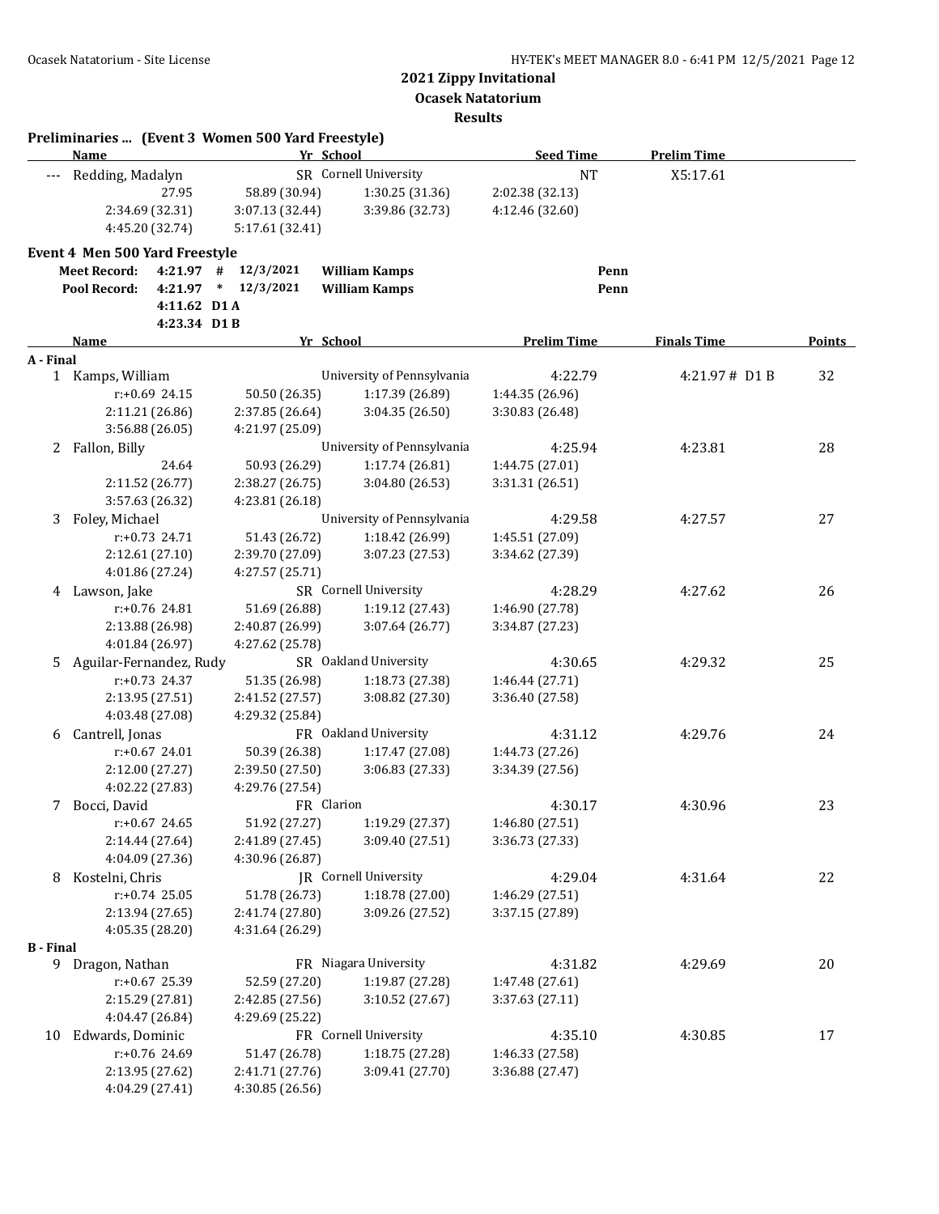**2021 Zippy Invitational**
**Ocasek Natatorium**
**Results**

**Preliminaries ... (Event 3 Women 500 Yard Freestyle)**

| Name | Yr | School | Seed Time | Prelim Time |
|---|---|---|---|---|
| --- Redding, Madalyn | SR | Cornell University | NT | X5:17.61 |

27.95 | 58.89 (30.94) | 1:30.25 (31.36) | 2:02.38 (32.13)
2:34.69 (32.31) | 3:07.13 (32.44) | 3:39.86 (32.73) | 4:12.46 (32.60)
4:45.20 (32.74) | 5:17.61 (32.41)

**Event 4 Men 500 Yard Freestyle**

| | | | | | |
|---|---|---|---|---|---|
| Meet Record: | 4:21.97 | # | 12/3/2021 | William Kamps | Penn |
| Pool Record: | 4:21.97 | * | 12/3/2021 | William Kamps | Penn |
| | 4:11.62 | D1 A | | | |
| | 4:23.34 | D1 B | | | |

| | Name | Yr | School | Prelim Time | Finals Time | Points |
|---|---|---|---|---|---|---|
| **A - Final** | | | | | | |
| 1 | Kamps, William | | University of Pennsylvania | 4:22.79 | 4:21.97 # D1 B | 32 |
| | r:+0.69 24.15 | 50.50 (26.35) | 1:17.39 (26.89) | 1:44.35 (26.96) | | |
| | 2:11.21 (26.86) | 2:37.85 (26.64) | 3:04.35 (26.50) | 3:30.83 (26.48) | | |
| | 3:56.88 (26.05) | 4:21.97 (25.09) | | | | |
| 2 | Fallon, Billy | | University of Pennsylvania | 4:25.94 | 4:23.81 | 28 |
| | 24.64 | 50.93 (26.29) | 1:17.74 (26.81) | 1:44.75 (27.01) | | |
| | 2:11.52 (26.77) | 2:38.27 (26.75) | 3:04.80 (26.53) | 3:31.31 (26.51) | | |
| | 3:57.63 (26.32) | 4:23.81 (26.18) | | | | |
| 3 | Foley, Michael | | University of Pennsylvania | 4:29.58 | 4:27.57 | 27 |
| | r:+0.73 24.71 | 51.43 (26.72) | 1:18.42 (26.99) | 1:45.51 (27.09) | | |
| | 2:12.61 (27.10) | 2:39.70 (27.09) | 3:07.23 (27.53) | 3:34.62 (27.39) | | |
| | 4:01.86 (27.24) | 4:27.57 (25.71) | | | | |
| 4 | Lawson, Jake | SR | Cornell University | 4:28.29 | 4:27.62 | 26 |
| | r:+0.76 24.81 | 51.69 (26.88) | 1:19.12 (27.43) | 1:46.90 (27.78) | | |
| | 2:13.88 (26.98) | 2:40.87 (26.99) | 3:07.64 (26.77) | 3:34.87 (27.23) | | |
| | 4:01.84 (26.97) | 4:27.62 (25.78) | | | | |
| 5 | Aguilar-Fernandez, Rudy | SR | Oakland University | 4:30.65 | 4:29.32 | 25 |
| | r:+0.73 24.37 | 51.35 (26.98) | 1:18.73 (27.38) | 1:46.44 (27.71) | | |
| | 2:13.95 (27.51) | 2:41.52 (27.57) | 3:08.82 (27.30) | 3:36.40 (27.58) | | |
| | 4:03.48 (27.08) | 4:29.32 (25.84) | | | | |
| 6 | Cantrell, Jonas | FR | Oakland University | 4:31.12 | 4:29.76 | 24 |
| | r:+0.67 24.01 | 50.39 (26.38) | 1:17.47 (27.08) | 1:44.73 (27.26) | | |
| | 2:12.00 (27.27) | 2:39.50 (27.50) | 3:06.83 (27.33) | 3:34.39 (27.56) | | |
| | 4:02.22 (27.83) | 4:29.76 (27.54) | | | | |
| 7 | Bocci, David | FR | Clarion | 4:30.17 | 4:30.96 | 23 |
| | r:+0.67 24.65 | 51.92 (27.27) | 1:19.29 (27.37) | 1:46.80 (27.51) | | |
| | 2:14.44 (27.64) | 2:41.89 (27.45) | 3:09.40 (27.51) | 3:36.73 (27.33) | | |
| | 4:04.09 (27.36) | 4:30.96 (26.87) | | | | |
| 8 | Kostelni, Chris | JR | Cornell University | 4:29.04 | 4:31.64 | 22 |
| | r:+0.74 25.05 | 51.78 (26.73) | 1:18.78 (27.00) | 1:46.29 (27.51) | | |
| | 2:13.94 (27.65) | 2:41.74 (27.80) | 3:09.26 (27.52) | 3:37.15 (27.89) | | |
| | 4:05.35 (28.20) | 4:31.64 (26.29) | | | | |
| **B - Final** | | | | | | |
| 9 | Dragon, Nathan | FR | Niagara University | 4:31.82 | 4:29.69 | 20 |
| | r:+0.67 25.39 | 52.59 (27.20) | 1:19.87 (27.28) | 1:47.48 (27.61) | | |
| | 2:15.29 (27.81) | 2:42.85 (27.56) | 3:10.52 (27.67) | 3:37.63 (27.11) | | |
| | 4:04.47 (26.84) | 4:29.69 (25.22) | | | | |
| 10 | Edwards, Dominic | FR | Cornell University | 4:35.10 | 4:30.85 | 17 |
| | r:+0.76 24.69 | 51.47 (26.78) | 1:18.75 (27.28) | 1:46.33 (27.58) | | |
| | 2:13.95 (27.62) | 2:41.71 (27.76) | 3:09.41 (27.70) | 3:36.88 (27.47) | | |
| | 4:04.29 (27.41) | 4:30.85 (26.56) | | | | |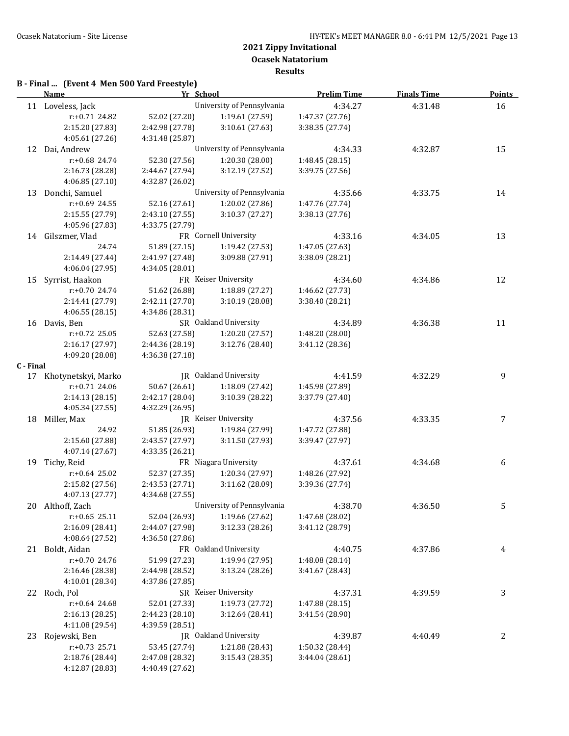## 2021 Zippy Invitational
## Ocasek Natatorium
## Results

### B - Final ... (Event 4 Men 500 Yard Freestyle)

| | Name | Yr | School | Prelim Time | Finals Time | Points |
|---|---|---|---|---|---|---|
| 11 | Loveless, Jack | | University of Pennsylvania | 4:34.27 | 4:31.48 | 16 |
| | r:+0.71 24.82 | 52.02 (27.20) | 1:19.61 (27.59) | 1:47.37 (27.76) | | |
| | 2:15.20 (27.83) | 2:42.98 (27.78) | 3:10.61 (27.63) | 3:38.35 (27.74) | | |
| | 4:05.61 (27.26) | 4:31.48 (25.87) | | | | |
| 12 | Dai, Andrew | | University of Pennsylvania | 4:34.33 | 4:32.87 | 15 |
| | r:+0.68 24.74 | 52.30 (27.56) | 1:20.30 (28.00) | 1:48.45 (28.15) | | |
| | 2:16.73 (28.28) | 2:44.67 (27.94) | 3:12.19 (27.52) | 3:39.75 (27.56) | | |
| | 4:06.85 (27.10) | 4:32.87 (26.02) | | | | |
| 13 | Donchi, Samuel | | University of Pennsylvania | 4:35.66 | 4:33.75 | 14 |
| | r:+0.69 24.55 | 52.16 (27.61) | 1:20.02 (27.86) | 1:47.76 (27.74) | | |
| | 2:15.55 (27.79) | 2:43.10 (27.55) | 3:10.37 (27.27) | 3:38.13 (27.76) | | |
| | 4:05.96 (27.83) | 4:33.75 (27.79) | | | | |
| 14 | Gilszmer, Vlad | FR | Cornell University | 4:33.16 | 4:34.05 | 13 |
| | 24.74 | 51.89 (27.15) | 1:19.42 (27.53) | 1:47.05 (27.63) | | |
| | 2:14.49 (27.44) | 2:41.97 (27.48) | 3:09.88 (27.91) | 3:38.09 (28.21) | | |
| | 4:06.04 (27.95) | 4:34.05 (28.01) | | | | |
| 15 | Syrrist, Haakon | FR | Keiser University | 4:34.60 | 4:34.86 | 12 |
| | r:+0.70 24.74 | 51.62 (26.88) | 1:18.89 (27.27) | 1:46.62 (27.73) | | |
| | 2:14.41 (27.79) | 2:42.11 (27.70) | 3:10.19 (28.08) | 3:38.40 (28.21) | | |
| | 4:06.55 (28.15) | 4:34.86 (28.31) | | | | |
| 16 | Davis, Ben | SR | Oakland University | 4:34.89 | 4:36.38 | 11 |
| | r:+0.72 25.05 | 52.63 (27.58) | 1:20.20 (27.57) | 1:48.20 (28.00) | | |
| | 2:16.17 (27.97) | 2:44.36 (28.19) | 3:12.76 (28.40) | 3:41.12 (28.36) | | |
| | 4:09.20 (28.08) | 4:36.38 (27.18) | | | | |

### C - Final

| | Name | Yr | School | Prelim Time | Finals Time | Points |
|---|---|---|---|---|---|---|
| 17 | Khotynetskyi, Marko | JR | Oakland University | 4:41.59 | 4:32.29 | 9 |
| | r:+0.71 24.06 | 50.67 (26.61) | 1:18.09 (27.42) | 1:45.98 (27.89) | | |
| | 2:14.13 (28.15) | 2:42.17 (28.04) | 3:10.39 (28.22) | 3:37.79 (27.40) | | |
| | 4:05.34 (27.55) | 4:32.29 (26.95) | | | | |
| 18 | Miller, Max | JR | Keiser University | 4:37.56 | 4:33.35 | 7 |
| | 24.92 | 51.85 (26.93) | 1:19.84 (27.99) | 1:47.72 (27.88) | | |
| | 2:15.60 (27.88) | 2:43.57 (27.97) | 3:11.50 (27.93) | 3:39.47 (27.97) | | |
| | 4:07.14 (27.67) | 4:33.35 (26.21) | | | | |
| 19 | Tichy, Reid | FR | Niagara University | 4:37.61 | 4:34.68 | 6 |
| | r:+0.64 25.02 | 52.37 (27.35) | 1:20.34 (27.97) | 1:48.26 (27.92) | | |
| | 2:15.82 (27.56) | 2:43.53 (27.71) | 3:11.62 (28.09) | 3:39.36 (27.74) | | |
| | 4:07.13 (27.77) | 4:34.68 (27.55) | | | | |
| 20 | Althoff, Zach | | University of Pennsylvania | 4:38.70 | 4:36.50 | 5 |
| | r:+0.65 25.11 | 52.04 (26.93) | 1:19.66 (27.62) | 1:47.68 (28.02) | | |
| | 2:16.09 (28.41) | 2:44.07 (27.98) | 3:12.33 (28.26) | 3:41.12 (28.79) | | |
| | 4:08.64 (27.52) | 4:36.50 (27.86) | | | | |
| 21 | Boldt, Aidan | FR | Oakland University | 4:40.75 | 4:37.86 | 4 |
| | r:+0.70 24.76 | 51.99 (27.23) | 1:19.94 (27.95) | 1:48.08 (28.14) | | |
| | 2:16.46 (28.38) | 2:44.98 (28.52) | 3:13.24 (28.26) | 3:41.67 (28.43) | | |
| | 4:10.01 (28.34) | 4:37.86 (27.85) | | | | |
| 22 | Roch, Pol | SR | Keiser University | 4:37.31 | 4:39.59 | 3 |
| | r:+0.64 24.68 | 52.01 (27.33) | 1:19.73 (27.72) | 1:47.88 (28.15) | | |
| | 2:16.13 (28.25) | 2:44.23 (28.10) | 3:12.64 (28.41) | 3:41.54 (28.90) | | |
| | 4:11.08 (29.54) | 4:39.59 (28.51) | | | | |
| 23 | Rojewski, Ben | JR | Oakland University | 4:39.87 | 4:40.49 | 2 |
| | r:+0.73 25.71 | 53.45 (27.74) | 1:21.88 (28.43) | 1:50.32 (28.44) | | |
| | 2:18.76 (28.44) | 2:47.08 (28.32) | 3:15.43 (28.35) | 3:44.04 (28.61) | | |
| | 4:12.87 (28.83) | 4:40.49 (27.62) | | | | |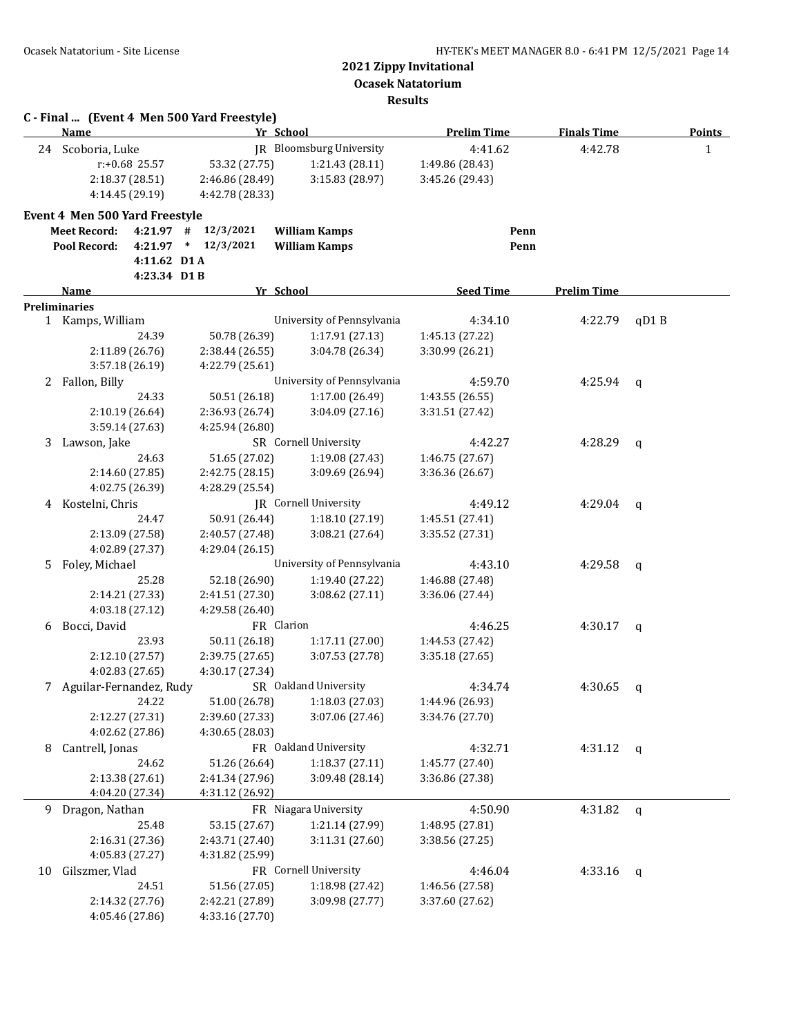## 2021 Zippy Invitational

**Ocasek Natatorium**

**Results**

### C - Final ... (Event 4 Men 500 Yard Freestyle)

| | Name | Yr | School | Prelim Time | Finals Time | Points |
|---|---|---|---|---|---|---|
| 24 | Scoboria, Luke | JR | Bloomsburg University | 4:41.62 | 4:42.78 | 1 |

r:+0.68 25.57, 53.32 (27.75), 1:21.43 (28.11), 1:49.86 (28.43), 2:18.37 (28.51), 2:46.86 (28.49), 3:15.83 (28.97), 3:45.26 (29.43), 4:14.45 (29.19), 4:42.78 (28.33)

### Event 4 Men 500 Yard Freestyle

| | | | | | |
|---|---|---|---|---|---|
| Meet Record: | 4:21.97 | # | 12/3/2021 | William Kamps | Penn |
| Pool Record: | 4:21.97 | * | 12/3/2021 | William Kamps | Penn |
| | 4:11.62 | D1 A | | | |
| | 4:23.34 | D1 B | | | |

| | Name | Yr | School | Seed Time | Prelim Time | |
|---|---|---|---|---|---|---|
| **Preliminaries** | | | | | | |
| 1 | Kamps, William | | University of Pennsylvania | 4:34.10 | 4:22.79 | qD1 B |
| | 24.39 | 50.78 (26.39) | 1:17.91 (27.13) | 1:45.13 (27.22) | | |
| | 2:11.89 (26.76) | 2:38.44 (26.55) | 3:04.78 (26.34) | 3:30.99 (26.21) | | |
| | 3:57.18 (26.19) | 4:22.79 (25.61) | | | | |
| 2 | Fallon, Billy | | University of Pennsylvania | 4:59.70 | 4:25.94 | q |
| | 24.33 | 50.51 (26.18) | 1:17.00 (26.49) | 1:43.55 (26.55) | | |
| | 2:10.19 (26.64) | 2:36.93 (26.74) | 3:04.09 (27.16) | 3:31.51 (27.42) | | |
| | 3:59.14 (27.63) | 4:25.94 (26.80) | | | | |
| 3 | Lawson, Jake | SR | Cornell University | 4:42.27 | 4:28.29 | q |
| | 24.63 | 51.65 (27.02) | 1:19.08 (27.43) | 1:46.75 (27.67) | | |
| | 2:14.60 (27.85) | 2:42.75 (28.15) | 3:09.69 (26.94) | 3:36.36 (26.67) | | |
| | 4:02.75 (26.39) | 4:28.29 (25.54) | | | | |
| 4 | Kostelni, Chris | JR | Cornell University | 4:49.12 | 4:29.04 | q |
| | 24.47 | 50.91 (26.44) | 1:18.10 (27.19) | 1:45.51 (27.41) | | |
| | 2:13.09 (27.58) | 2:40.57 (27.48) | 3:08.21 (27.64) | 3:35.52 (27.31) | | |
| | 4:02.89 (27.37) | 4:29.04 (26.15) | | | | |
| 5 | Foley, Michael | | University of Pennsylvania | 4:43.10 | 4:29.58 | q |
| | 25.28 | 52.18 (26.90) | 1:19.40 (27.22) | 1:46.88 (27.48) | | |
| | 2:14.21 (27.33) | 2:41.51 (27.30) | 3:08.62 (27.11) | 3:36.06 (27.44) | | |
| | 4:03.18 (27.12) | 4:29.58 (26.40) | | | | |
| 6 | Bocci, David | FR | Clarion | 4:46.25 | 4:30.17 | q |
| | 23.93 | 50.11 (26.18) | 1:17.11 (27.00) | 1:44.53 (27.42) | | |
| | 2:12.10 (27.57) | 2:39.75 (27.65) | 3:07.53 (27.78) | 3:35.18 (27.65) | | |
| | 4:02.83 (27.65) | 4:30.17 (27.34) | | | | |
| 7 | Aguilar-Fernandez, Rudy | SR | Oakland University | 4:34.74 | 4:30.65 | q |
| | 24.22 | 51.00 (26.78) | 1:18.03 (27.03) | 1:44.96 (26.93) | | |
| | 2:12.27 (27.31) | 2:39.60 (27.33) | 3:07.06 (27.46) | 3:34.76 (27.70) | | |
| | 4:02.62 (27.86) | 4:30.65 (28.03) | | | | |
| 8 | Cantrell, Jonas | FR | Oakland University | 4:32.71 | 4:31.12 | q |
| | 24.62 | 51.26 (26.64) | 1:18.37 (27.11) | 1:45.77 (27.40) | | |
| | 2:13.38 (27.61) | 2:41.34 (27.96) | 3:09.48 (28.14) | 3:36.86 (27.38) | | |
| | 4:04.20 (27.34) | 4:31.12 (26.92) | | | | |
| 9 | Dragon, Nathan | FR | Niagara University | 4:50.90 | 4:31.82 | q |
| | 25.48 | 53.15 (27.67) | 1:21.14 (27.99) | 1:48.95 (27.81) | | |
| | 2:16.31 (27.36) | 2:43.71 (27.40) | 3:11.31 (27.60) | 3:38.56 (27.25) | | |
| | 4:05.83 (27.27) | 4:31.82 (25.99) | | | | |
| 10 | Gilszmer, Vlad | FR | Cornell University | 4:46.04 | 4:33.16 | q |
| | 24.51 | 51.56 (27.05) | 1:18.98 (27.42) | 1:46.56 (27.58) | | |
| | 2:14.32 (27.76) | 2:42.21 (27.89) | 3:09.98 (27.77) | 3:37.60 (27.62) | | |
| | 4:05.46 (27.86) | 4:33.16 (27.70) | | | | |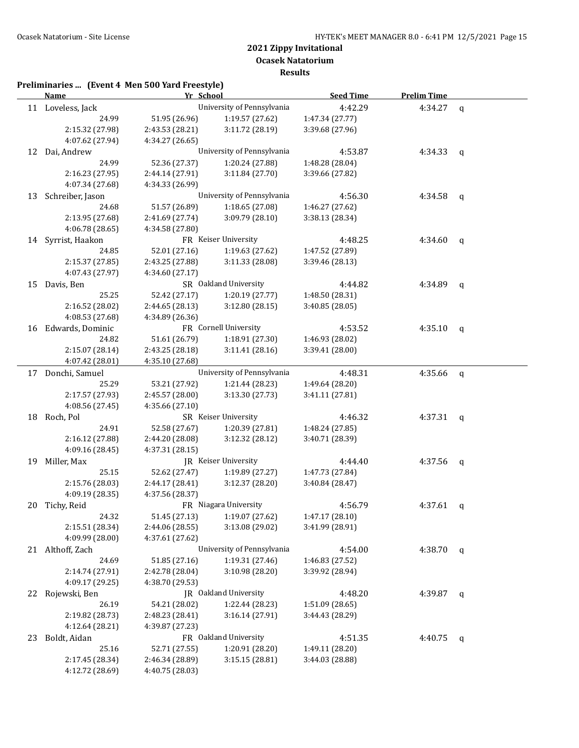## 2021 Zippy Invitational
## Ocasek Natatorium
## Results

**Preliminaries ... (Event 4 Men 500 Yard Freestyle)**

| | Name | Yr | School | Seed Time | Prelim Time | |
|---|---|---|---|---|---|---|
| 11 | Loveless, Jack | | University of Pennsylvania | 4:42.29 | 4:34.27 | q |
| | 24.99 | 51.95 (26.96) | 1:19.57 (27.62) | 1:47.34 (27.77) | | |
| | 2:15.32 (27.98) | 2:43.53 (28.21) | 3:11.72 (28.19) | 3:39.68 (27.96) | | |
| | 4:07.62 (27.94) | 4:34.27 (26.65) | | | | |
| 12 | Dai, Andrew | | University of Pennsylvania | 4:53.87 | 4:34.33 | q |
| | 24.99 | 52.36 (27.37) | 1:20.24 (27.88) | 1:48.28 (28.04) | | |
| | 2:16.23 (27.95) | 2:44.14 (27.91) | 3:11.84 (27.70) | 3:39.66 (27.82) | | |
| | 4:07.34 (27.68) | 4:34.33 (26.99) | | | | |
| 13 | Schreiber, Jason | | University of Pennsylvania | 4:56.30 | 4:34.58 | q |
| | 24.68 | 51.57 (26.89) | 1:18.65 (27.08) | 1:46.27 (27.62) | | |
| | 2:13.95 (27.68) | 2:41.69 (27.74) | 3:09.79 (28.10) | 3:38.13 (28.34) | | |
| | 4:06.78 (28.65) | 4:34.58 (27.80) | | | | |
| 14 | Syrrist, Haakon | FR | Keiser University | 4:48.25 | 4:34.60 | q |
| | 24.85 | 52.01 (27.16) | 1:19.63 (27.62) | 1:47.52 (27.89) | | |
| | 2:15.37 (27.85) | 2:43.25 (27.88) | 3:11.33 (28.08) | 3:39.46 (28.13) | | |
| | 4:07.43 (27.97) | 4:34.60 (27.17) | | | | |
| 15 | Davis, Ben | SR | Oakland University | 4:44.82 | 4:34.89 | q |
| | 25.25 | 52.42 (27.17) | 1:20.19 (27.77) | 1:48.50 (28.31) | | |
| | 2:16.52 (28.02) | 2:44.65 (28.13) | 3:12.80 (28.15) | 3:40.85 (28.05) | | |
| | 4:08.53 (27.68) | 4:34.89 (26.36) | | | | |
| 16 | Edwards, Dominic | FR | Cornell University | 4:53.52 | 4:35.10 | q |
| | 24.82 | 51.61 (26.79) | 1:18.91 (27.30) | 1:46.93 (28.02) | | |
| | 2:15.07 (28.14) | 2:43.25 (28.18) | 3:11.41 (28.16) | 3:39.41 (28.00) | | |
| | 4:07.42 (28.01) | 4:35.10 (27.68) | | | | |
| 17 | Donchi, Samuel | | University of Pennsylvania | 4:48.31 | 4:35.66 | q |
| | 25.29 | 53.21 (27.92) | 1:21.44 (28.23) | 1:49.64 (28.20) | | |
| | 2:17.57 (27.93) | 2:45.57 (28.00) | 3:13.30 (27.73) | 3:41.11 (27.81) | | |
| | 4:08.56 (27.45) | 4:35.66 (27.10) | | | | |
| 18 | Roch, Pol | SR | Keiser University | 4:46.32 | 4:37.31 | q |
| | 24.91 | 52.58 (27.67) | 1:20.39 (27.81) | 1:48.24 (27.85) | | |
| | 2:16.12 (27.88) | 2:44.20 (28.08) | 3:12.32 (28.12) | 3:40.71 (28.39) | | |
| | 4:09.16 (28.45) | 4:37.31 (28.15) | | | | |
| 19 | Miller, Max | JR | Keiser University | 4:44.40 | 4:37.56 | q |
| | 25.15 | 52.62 (27.47) | 1:19.89 (27.27) | 1:47.73 (27.84) | | |
| | 2:15.76 (28.03) | 2:44.17 (28.41) | 3:12.37 (28.20) | 3:40.84 (28.47) | | |
| | 4:09.19 (28.35) | 4:37.56 (28.37) | | | | |
| 20 | Tichy, Reid | FR | Niagara University | 4:56.79 | 4:37.61 | q |
| | 24.32 | 51.45 (27.13) | 1:19.07 (27.62) | 1:47.17 (28.10) | | |
| | 2:15.51 (28.34) | 2:44.06 (28.55) | 3:13.08 (29.02) | 3:41.99 (28.91) | | |
| | 4:09.99 (28.00) | 4:37.61 (27.62) | | | | |
| 21 | Althoff, Zach | | University of Pennsylvania | 4:54.00 | 4:38.70 | q |
| | 24.69 | 51.85 (27.16) | 1:19.31 (27.46) | 1:46.83 (27.52) | | |
| | 2:14.74 (27.91) | 2:42.78 (28.04) | 3:10.98 (28.20) | 3:39.92 (28.94) | | |
| | 4:09.17 (29.25) | 4:38.70 (29.53) | | | | |
| 22 | Rojewski, Ben | JR | Oakland University | 4:48.20 | 4:39.87 | q |
| | 26.19 | 54.21 (28.02) | 1:22.44 (28.23) | 1:51.09 (28.65) | | |
| | 2:19.82 (28.73) | 2:48.23 (28.41) | 3:16.14 (27.91) | 3:44.43 (28.29) | | |
| | 4:12.64 (28.21) | 4:39.87 (27.23) | | | | |
| 23 | Boldt, Aidan | FR | Oakland University | 4:51.35 | 4:40.75 | q |
| | 25.16 | 52.71 (27.55) | 1:20.91 (28.20) | 1:49.11 (28.20) | | |
| | 2:17.45 (28.34) | 2:46.34 (28.89) | 3:15.15 (28.81) | 3:44.03 (28.88) | | |
| | 4:12.72 (28.69) | 4:40.75 (28.03) | | | | |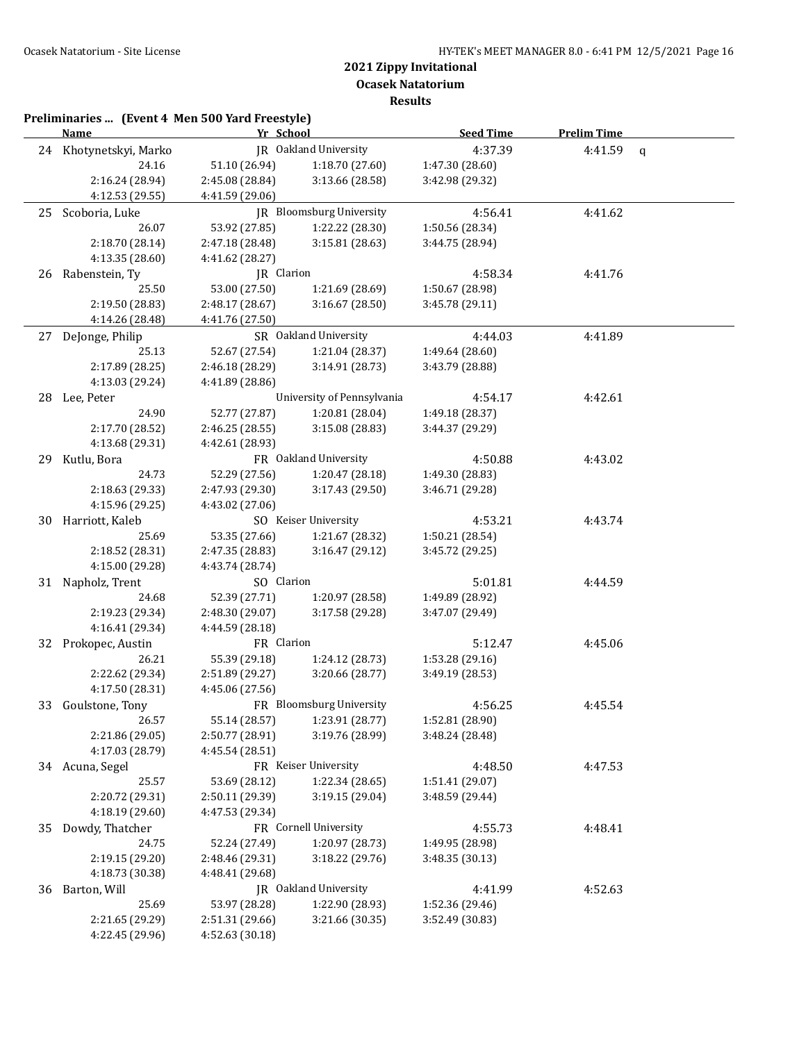## 2021 Zippy Invitational
### Ocasek Natatorium
### Results

**Preliminaries ... (Event 4 Men 500 Yard Freestyle)**

| | Name | Yr | School | Seed Time | Prelim Time | |
|---|---|---|---|---|---|---|
| 24 | Khotynetskyi, Marko | JR | Oakland University | 4:37.39 | 4:41.59 | q |
| | 24.16 | 51.10 (26.94) | 1:18.70 (27.60) | 1:47.30 (28.60) | | |
| | 2:16.24 (28.94) | 2:45.08 (28.84) | 3:13.66 (28.58) | 3:42.98 (29.32) | | |
| | 4:12.53 (29.55) | 4:41.59 (29.06) | | | | |
| 25 | Scoboria, Luke | JR | Bloomsburg University | 4:56.41 | 4:41.62 | |
| | 26.07 | 53.92 (27.85) | 1:22.22 (28.30) | 1:50.56 (28.34) | | |
| | 2:18.70 (28.14) | 2:47.18 (28.48) | 3:15.81 (28.63) | 3:44.75 (28.94) | | |
| | 4:13.35 (28.60) | 4:41.62 (28.27) | | | | |
| 26 | Rabenstein, Ty | JR | Clarion | 4:58.34 | 4:41.76 | |
| | 25.50 | 53.00 (27.50) | 1:21.69 (28.69) | 1:50.67 (28.98) | | |
| | 2:19.50 (28.83) | 2:48.17 (28.67) | 3:16.67 (28.50) | 3:45.78 (29.11) | | |
| | 4:14.26 (28.48) | 4:41.76 (27.50) | | | | |
| 27 | DeJonge, Philip | SR | Oakland University | 4:44.03 | 4:41.89 | |
| | 25.13 | 52.67 (27.54) | 1:21.04 (28.37) | 1:49.64 (28.60) | | |
| | 2:17.89 (28.25) | 2:46.18 (28.29) | 3:14.91 (28.73) | 3:43.79 (28.88) | | |
| | 4:13.03 (29.24) | 4:41.89 (28.86) | | | | |
| 28 | Lee, Peter | | University of Pennsylvania | 4:54.17 | 4:42.61 | |
| | 24.90 | 52.77 (27.87) | 1:20.81 (28.04) | 1:49.18 (28.37) | | |
| | 2:17.70 (28.52) | 2:46.25 (28.55) | 3:15.08 (28.83) | 3:44.37 (29.29) | | |
| | 4:13.68 (29.31) | 4:42.61 (28.93) | | | | |
| 29 | Kutlu, Bora | FR | Oakland University | 4:50.88 | 4:43.02 | |
| | 24.73 | 52.29 (27.56) | 1:20.47 (28.18) | 1:49.30 (28.83) | | |
| | 2:18.63 (29.33) | 2:47.93 (29.30) | 3:17.43 (29.50) | 3:46.71 (29.28) | | |
| | 4:15.96 (29.25) | 4:43.02 (27.06) | | | | |
| 30 | Harriott, Kaleb | SO | Keiser University | 4:53.21 | 4:43.74 | |
| | 25.69 | 53.35 (27.66) | 1:21.67 (28.32) | 1:50.21 (28.54) | | |
| | 2:18.52 (28.31) | 2:47.35 (28.83) | 3:16.47 (29.12) | 3:45.72 (29.25) | | |
| | 4:15.00 (29.28) | 4:43.74 (28.74) | | | | |
| 31 | Napholz, Trent | SO | Clarion | 5:01.81 | 4:44.59 | |
| | 24.68 | 52.39 (27.71) | 1:20.97 (28.58) | 1:49.89 (28.92) | | |
| | 2:19.23 (29.34) | 2:48.30 (29.07) | 3:17.58 (29.28) | 3:47.07 (29.49) | | |
| | 4:16.41 (29.34) | 4:44.59 (28.18) | | | | |
| 32 | Prokopec, Austin | FR | Clarion | 5:12.47 | 4:45.06 | |
| | 26.21 | 55.39 (29.18) | 1:24.12 (28.73) | 1:53.28 (29.16) | | |
| | 2:22.62 (29.34) | 2:51.89 (29.27) | 3:20.66 (28.77) | 3:49.19 (28.53) | | |
| | 4:17.50 (28.31) | 4:45.06 (27.56) | | | | |
| 33 | Goulstone, Tony | FR | Bloomsburg University | 4:56.25 | 4:45.54 | |
| | 26.57 | 55.14 (28.57) | 1:23.91 (28.77) | 1:52.81 (28.90) | | |
| | 2:21.86 (29.05) | 2:50.77 (28.91) | 3:19.76 (28.99) | 3:48.24 (28.48) | | |
| | 4:17.03 (28.79) | 4:45.54 (28.51) | | | | |
| 34 | Acuna, Segel | FR | Keiser University | 4:48.50 | 4:47.53 | |
| | 25.57 | 53.69 (28.12) | 1:22.34 (28.65) | 1:51.41 (29.07) | | |
| | 2:20.72 (29.31) | 2:50.11 (29.39) | 3:19.15 (29.04) | 3:48.59 (29.44) | | |
| | 4:18.19 (29.60) | 4:47.53 (29.34) | | | | |
| 35 | Dowdy, Thatcher | FR | Cornell University | 4:55.73 | 4:48.41 | |
| | 24.75 | 52.24 (27.49) | 1:20.97 (28.73) | 1:49.95 (28.98) | | |
| | 2:19.15 (29.20) | 2:48.46 (29.31) | 3:18.22 (29.76) | 3:48.35 (30.13) | | |
| | 4:18.73 (30.38) | 4:48.41 (29.68) | | | | |
| 36 | Barton, Will | JR | Oakland University | 4:41.99 | 4:52.63 | |
| | 25.69 | 53.97 (28.28) | 1:22.90 (28.93) | 1:52.36 (29.46) | | |
| | 2:21.65 (29.29) | 2:51.31 (29.66) | 3:21.66 (30.35) | 3:52.49 (30.83) | | |
| | 4:22.45 (29.96) | 4:52.63 (30.18) | | | | |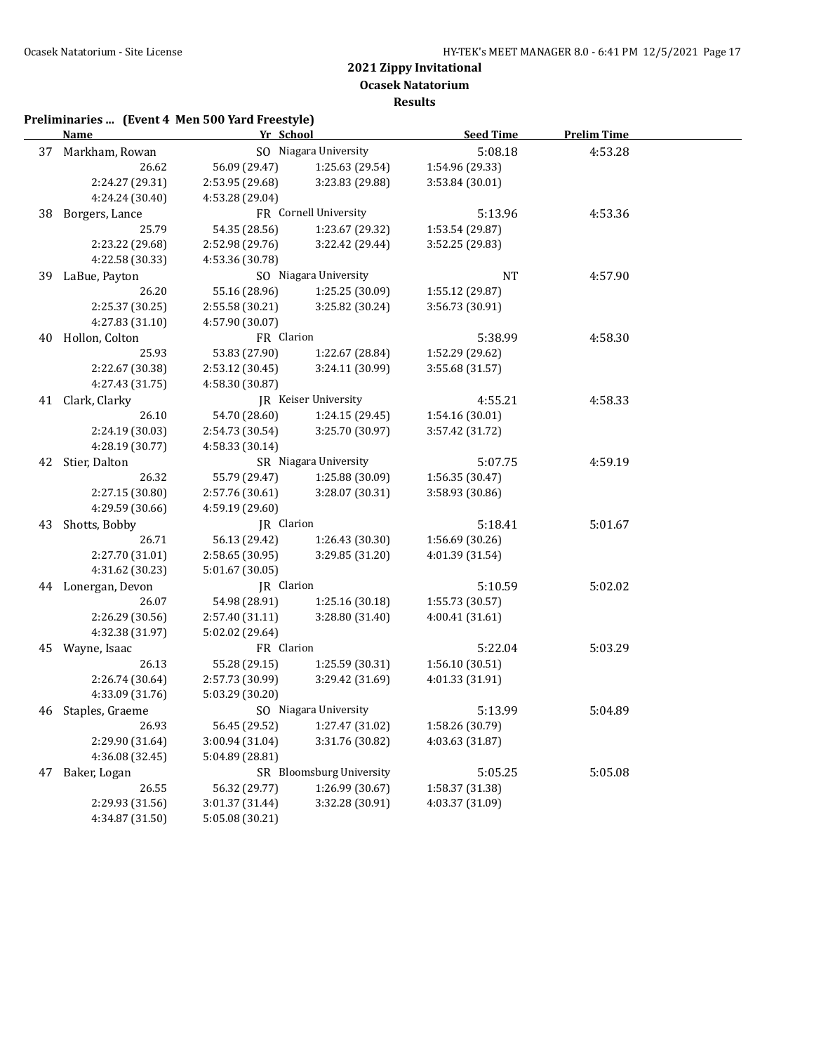# 2021 Zippy Invitational

## Ocasek Natatorium

### Results

**Preliminaries ... (Event 4 Men 500 Yard Freestyle)**

| | Name | Yr | School | Seed Time | Prelim Time |
|---|---|---|---|---|---|
| 37 | Markham, Rowan | SO | Niagara University | 5:08.18 | 4:53.28 |
| | 26.62 | 56.09 (29.47) | 1:25.63 (29.54) | 1:54.96 (29.33) | |
| | 2:24.27 (29.31) | 2:53.95 (29.68) | 3:23.83 (29.88) | 3:53.84 (30.01) | |
| | 4:24.24 (30.40) | 4:53.28 (29.04) | | | |
| 38 | Borgers, Lance | FR | Cornell University | 5:13.96 | 4:53.36 |
| | 25.79 | 54.35 (28.56) | 1:23.67 (29.32) | 1:53.54 (29.87) | |
| | 2:23.22 (29.68) | 2:52.98 (29.76) | 3:22.42 (29.44) | 3:52.25 (29.83) | |
| | 4:22.58 (30.33) | 4:53.36 (30.78) | | | |
| 39 | LaBue, Payton | SO | Niagara University | NT | 4:57.90 |
| | 26.20 | 55.16 (28.96) | 1:25.25 (30.09) | 1:55.12 (29.87) | |
| | 2:25.37 (30.25) | 2:55.58 (30.21) | 3:25.82 (30.24) | 3:56.73 (30.91) | |
| | 4:27.83 (31.10) | 4:57.90 (30.07) | | | |
| 40 | Hollon, Colton | FR | Clarion | 5:38.99 | 4:58.30 |
| | 25.93 | 53.83 (27.90) | 1:22.67 (28.84) | 1:52.29 (29.62) | |
| | 2:22.67 (30.38) | 2:53.12 (30.45) | 3:24.11 (30.99) | 3:55.68 (31.57) | |
| | 4:27.43 (31.75) | 4:58.30 (30.87) | | | |
| 41 | Clark, Clarky | JR | Keiser University | 4:55.21 | 4:58.33 |
| | 26.10 | 54.70 (28.60) | 1:24.15 (29.45) | 1:54.16 (30.01) | |
| | 2:24.19 (30.03) | 2:54.73 (30.54) | 3:25.70 (30.97) | 3:57.42 (31.72) | |
| | 4:28.19 (30.77) | 4:58.33 (30.14) | | | |
| 42 | Stier, Dalton | SR | Niagara University | 5:07.75 | 4:59.19 |
| | 26.32 | 55.79 (29.47) | 1:25.88 (30.09) | 1:56.35 (30.47) | |
| | 2:27.15 (30.80) | 2:57.76 (30.61) | 3:28.07 (30.31) | 3:58.93 (30.86) | |
| | 4:29.59 (30.66) | 4:59.19 (29.60) | | | |
| 43 | Shotts, Bobby | JR | Clarion | 5:18.41 | 5:01.67 |
| | 26.71 | 56.13 (29.42) | 1:26.43 (30.30) | 1:56.69 (30.26) | |
| | 2:27.70 (31.01) | 2:58.65 (30.95) | 3:29.85 (31.20) | 4:01.39 (31.54) | |
| | 4:31.62 (30.23) | 5:01.67 (30.05) | | | |
| 44 | Lonergan, Devon | JR | Clarion | 5:10.59 | 5:02.02 |
| | 26.07 | 54.98 (28.91) | 1:25.16 (30.18) | 1:55.73 (30.57) | |
| | 2:26.29 (30.56) | 2:57.40 (31.11) | 3:28.80 (31.40) | 4:00.41 (31.61) | |
| | 4:32.38 (31.97) | 5:02.02 (29.64) | | | |
| 45 | Wayne, Isaac | FR | Clarion | 5:22.04 | 5:03.29 |
| | 26.13 | 55.28 (29.15) | 1:25.59 (30.31) | 1:56.10 (30.51) | |
| | 2:26.74 (30.64) | 2:57.73 (30.99) | 3:29.42 (31.69) | 4:01.33 (31.91) | |
| | 4:33.09 (31.76) | 5:03.29 (30.20) | | | |
| 46 | Staples, Graeme | SO | Niagara University | 5:13.99 | 5:04.89 |
| | 26.93 | 56.45 (29.52) | 1:27.47 (31.02) | 1:58.26 (30.79) | |
| | 2:29.90 (31.64) | 3:00.94 (31.04) | 3:31.76 (30.82) | 4:03.63 (31.87) | |
| | 4:36.08 (32.45) | 5:04.89 (28.81) | | | |
| 47 | Baker, Logan | SR | Bloomsburg University | 5:05.25 | 5:05.08 |
| | 26.55 | 56.32 (29.77) | 1:26.99 (30.67) | 1:58.37 (31.38) | |
| | 2:29.93 (31.56) | 3:01.37 (31.44) | 3:32.28 (30.91) | 4:03.37 (31.09) | |
| | 4:34.87 (31.50) | 5:05.08 (30.21) | | | |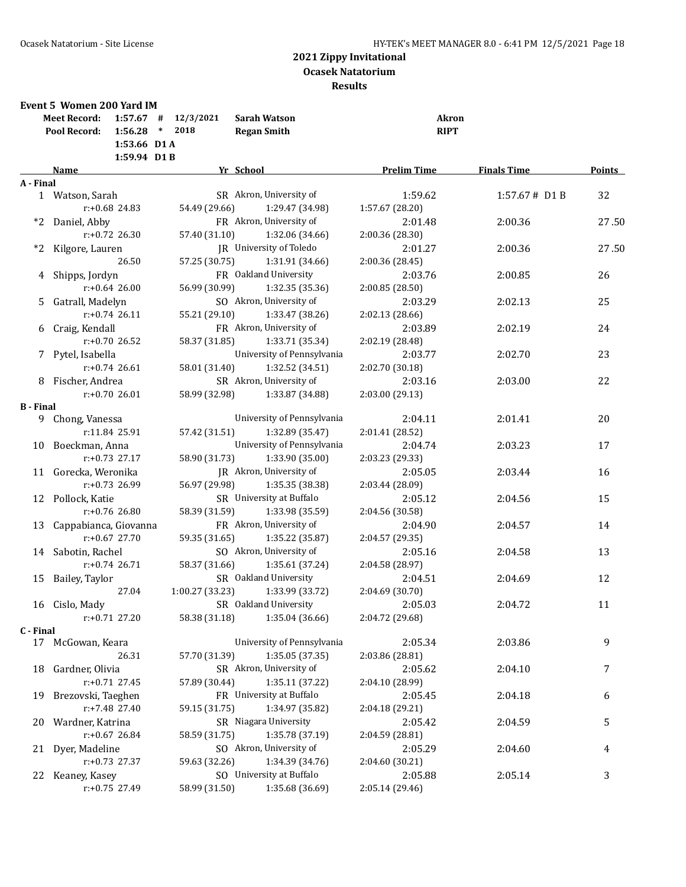## 2021 Zippy Invitational
## Ocasek Natatorium
## Results

### Event 5 Women 200 Yard IM

| | | | | |
|---|---|---|---|---|
| Meet Record: | 1:57.67 # | 12/3/2021 | Sarah Watson | Akron |
| Pool Record: | 1:56.28 * | 2018 | Regan Smith | RIPT |
| | 1:53.66 D1 A | | | |
| | 1:59.94 D1 B | | | |

| Name | Yr | School | Prelim Time | Finals Time | Points |
|---|---|---|---|---|---|
| **A - Final** | | | | | |
| 1 Watson, Sarah | SR | Akron, University of | 1:59.62 | 1:57.67 # D1 B | 32 |
| r:+0.68 24.83 | 54.49 (29.66) | 1:29.47 (34.98) | 1:57.67 (28.20) | | |
| *2 Daniel, Abby | FR | Akron, University of | 2:01.48 | 2:00.36 | 27.50 |
| r:+0.72 26.30 | 57.40 (31.10) | 1:32.06 (34.66) | 2:00.36 (28.30) | | |
| *2 Kilgore, Lauren | JR | University of Toledo | 2:01.27 | 2:00.36 | 27.50 |
| 26.50 | 57.25 (30.75) | 1:31.91 (34.66) | 2:00.36 (28.45) | | |
| 4 Shipps, Jordyn | FR | Oakland University | 2:03.76 | 2:00.85 | 26 |
| r:+0.64 26.00 | 56.99 (30.99) | 1:32.35 (35.36) | 2:00.85 (28.50) | | |
| 5 Gatrall, Madelyn | SO | Akron, University of | 2:03.29 | 2:02.13 | 25 |
| r:+0.74 26.11 | 55.21 (29.10) | 1:33.47 (38.26) | 2:02.13 (28.66) | | |
| 6 Craig, Kendall | FR | Akron, University of | 2:03.89 | 2:02.19 | 24 |
| r:+0.70 26.52 | 58.37 (31.85) | 1:33.71 (35.34) | 2:02.19 (28.48) | | |
| 7 Pytel, Isabella | | University of Pennsylvania | 2:03.77 | 2:02.70 | 23 |
| r:+0.74 26.61 | 58.01 (31.40) | 1:32.52 (34.51) | 2:02.70 (30.18) | | |
| 8 Fischer, Andrea | SR | Akron, University of | 2:03.16 | 2:03.00 | 22 |
| r:+0.70 26.01 | 58.99 (32.98) | 1:33.87 (34.88) | 2:03.00 (29.13) | | |
| **B - Final** | | | | | |
| 9 Chong, Vanessa | | University of Pennsylvania | 2:04.11 | 2:01.41 | 20 |
| r:11.84 25.91 | 57.42 (31.51) | 1:32.89 (35.47) | 2:01.41 (28.52) | | |
| 10 Boeckman, Anna | | University of Pennsylvania | 2:04.74 | 2:03.23 | 17 |
| r:+0.73 27.17 | 58.90 (31.73) | 1:33.90 (35.00) | 2:03.23 (29.33) | | |
| 11 Gorecka, Weronika | JR | Akron, University of | 2:05.05 | 2:03.44 | 16 |
| r:+0.73 26.99 | 56.97 (29.98) | 1:35.35 (38.38) | 2:03.44 (28.09) | | |
| 12 Pollock, Katie | SR | University at Buffalo | 2:05.12 | 2:04.56 | 15 |
| r:+0.76 26.80 | 58.39 (31.59) | 1:33.98 (35.59) | 2:04.56 (30.58) | | |
| 13 Cappabianca, Giovanna | FR | Akron, University of | 2:04.90 | 2:04.57 | 14 |
| r:+0.67 27.70 | 59.35 (31.65) | 1:35.22 (35.87) | 2:04.57 (29.35) | | |
| 14 Sabotin, Rachel | SO | Akron, University of | 2:05.16 | 2:04.58 | 13 |
| r:+0.74 26.71 | 58.37 (31.66) | 1:35.61 (37.24) | 2:04.58 (28.97) | | |
| 15 Bailey, Taylor | SR | Oakland University | 2:04.51 | 2:04.69 | 12 |
| 27.04 | 1:00.27 (33.23) | 1:33.99 (33.72) | 2:04.69 (30.70) | | |
| 16 Cislo, Mady | SR | Oakland University | 2:05.03 | 2:04.72 | 11 |
| r:+0.71 27.20 | 58.38 (31.18) | 1:35.04 (36.66) | 2:04.72 (29.68) | | |
| **C - Final** | | | | | |
| 17 McGowan, Keara | | University of Pennsylvania | 2:05.34 | 2:03.86 | 9 |
| 26.31 | 57.70 (31.39) | 1:35.05 (37.35) | 2:03.86 (28.81) | | |
| 18 Gardner, Olivia | SR | Akron, University of | 2:05.62 | 2:04.10 | 7 |
| r:+0.71 27.45 | 57.89 (30.44) | 1:35.11 (37.22) | 2:04.10 (28.99) | | |
| 19 Brezovski, Taeghen | FR | University at Buffalo | 2:05.45 | 2:04.18 | 6 |
| r:+7.48 27.40 | 59.15 (31.75) | 1:34.97 (35.82) | 2:04.18 (29.21) | | |
| 20 Wardner, Katrina | SR | Niagara University | 2:05.42 | 2:04.59 | 5 |
| r:+0.67 26.84 | 58.59 (31.75) | 1:35.78 (37.19) | 2:04.59 (28.81) | | |
| 21 Dyer, Madeline | SO | Akron, University of | 2:05.29 | 2:04.60 | 4 |
| r:+0.73 27.37 | 59.63 (32.26) | 1:34.39 (34.76) | 2:04.60 (30.21) | | |
| 22 Keaney, Kasey | SO | University at Buffalo | 2:05.88 | 2:05.14 | 3 |
| r:+0.75 27.49 | 58.99 (31.50) | 1:35.68 (36.69) | 2:05.14 (29.46) | | |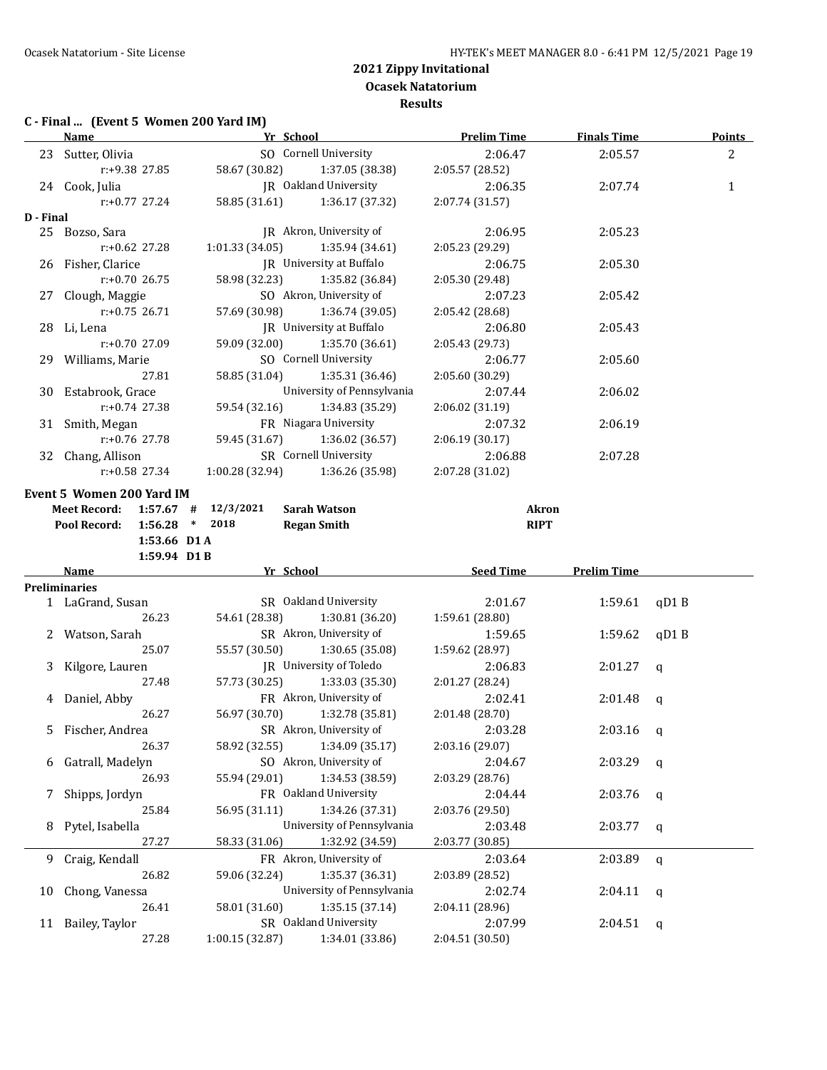# 2021 Zippy Invitational

## Ocasek Natatorium

### Results

**C - Final ... (Event 5 Women 200 Yard IM)**

| | Name | Yr | School | Prelim Time | Finals Time | Points |
|---|---|---|---|---|---|---|
| 23 | Sutter, Olivia | SO | Cornell University | 2:06.47 | 2:05.57 | 2 |
| | r:+9.38 27.85 | 58.67 (30.82) | 1:37.05 (38.38) | 2:05.57 (28.52) | | |
| 24 | Cook, Julia | JR | Oakland University | 2:06.35 | 2:07.74 | 1 |
| | r:+0.77 27.24 | 58.85 (31.61) | 1:36.17 (37.32) | 2:07.74 (31.57) | | |

**D - Final**

| | Name | Yr | School | Prelim Time | Finals Time |
|---|---|---|---|---|---|
| 25 | Bozso, Sara | JR | Akron, University of | 2:06.95 | 2:05.23 |
| | r:+0.62 27.28 | 1:01.33 (34.05) | 1:35.94 (34.61) | 2:05.23 (29.29) | |
| 26 | Fisher, Clarice | JR | University at Buffalo | 2:06.75 | 2:05.30 |
| | r:+0.70 26.75 | 58.98 (32.23) | 1:35.82 (36.84) | 2:05.30 (29.48) | |
| 27 | Clough, Maggie | SO | Akron, University of | 2:07.23 | 2:05.42 |
| | r:+0.75 26.71 | 57.69 (30.98) | 1:36.74 (39.05) | 2:05.42 (28.68) | |
| 28 | Li, Lena | JR | University at Buffalo | 2:06.80 | 2:05.43 |
| | r:+0.70 27.09 | 59.09 (32.00) | 1:35.70 (36.61) | 2:05.43 (29.73) | |
| 29 | Williams, Marie | SO | Cornell University | 2:06.77 | 2:05.60 |
| | 27.81 | 58.85 (31.04) | 1:35.31 (36.46) | 2:05.60 (30.29) | |
| 30 | Estabrook, Grace | | University of Pennsylvania | 2:07.44 | 2:06.02 |
| | r:+0.74 27.38 | 59.54 (32.16) | 1:34.83 (35.29) | 2:06.02 (31.19) | |
| 31 | Smith, Megan | FR | Niagara University | 2:07.32 | 2:06.19 |
| | r:+0.76 27.78 | 59.45 (31.67) | 1:36.02 (36.57) | 2:06.19 (30.17) | |
| 32 | Chang, Allison | SR | Cornell University | 2:06.88 | 2:07.28 |
| | r:+0.58 27.34 | 1:00.28 (32.94) | 1:36.26 (35.98) | 2:07.28 (31.02) | |

**Event 5 Women 200 Yard IM**

| | | | | | |
|---|---|---|---|---|---|
| Meet Record: | 1:57.67 | # | 12/3/2021 | Sarah Watson | Akron |
| Pool Record: | 1:56.28 | * | 2018 | Regan Smith | RIPT |
| | 1:53.66 | D1 A | | | |
| | 1:59.94 | D1 B | | | |

**Preliminaries**

| | Name | Yr | School | Seed Time | Prelim Time | |
|---|---|---|---|---|---|---|
| 1 | LaGrand, Susan | SR | Oakland University | 2:01.67 | 1:59.61 | qD1 B |
| | 26.23 | 54.61 (28.38) | 1:30.81 (36.20) | 1:59.61 (28.80) | | |
| 2 | Watson, Sarah | SR | Akron, University of | 1:59.65 | 1:59.62 | qD1 B |
| | 25.07 | 55.57 (30.50) | 1:30.65 (35.08) | 1:59.62 (28.97) | | |
| 3 | Kilgore, Lauren | JR | University of Toledo | 2:06.83 | 2:01.27 | q |
| | 27.48 | 57.73 (30.25) | 1:33.03 (35.30) | 2:01.27 (28.24) | | |
| 4 | Daniel, Abby | FR | Akron, University of | 2:02.41 | 2:01.48 | q |
| | 26.27 | 56.97 (30.70) | 1:32.78 (35.81) | 2:01.48 (28.70) | | |
| 5 | Fischer, Andrea | SR | Akron, University of | 2:03.28 | 2:03.16 | q |
| | 26.37 | 58.92 (32.55) | 1:34.09 (35.17) | 2:03.16 (29.07) | | |
| 6 | Gatrall, Madelyn | SO | Akron, University of | 2:04.67 | 2:03.29 | q |
| | 26.93 | 55.94 (29.01) | 1:34.53 (38.59) | 2:03.29 (28.76) | | |
| 7 | Shipps, Jordyn | FR | Oakland University | 2:04.44 | 2:03.76 | q |
| | 25.84 | 56.95 (31.11) | 1:34.26 (37.31) | 2:03.76 (29.50) | | |
| 8 | Pytel, Isabella | | University of Pennsylvania | 2:03.48 | 2:03.77 | q |
| | 27.27 | 58.33 (31.06) | 1:32.92 (34.59) | 2:03.77 (30.85) | | |
| 9 | Craig, Kendall | FR | Akron, University of | 2:03.64 | 2:03.89 | q |
| | 26.82 | 59.06 (32.24) | 1:35.37 (36.31) | 2:03.89 (28.52) | | |
| 10 | Chong, Vanessa | | University of Pennsylvania | 2:02.74 | 2:04.11 | q |
| | 26.41 | 58.01 (31.60) | 1:35.15 (37.14) | 2:04.11 (28.96) | | |
| 11 | Bailey, Taylor | SR | Oakland University | 2:07.99 | 2:04.51 | q |
| | 27.28 | 1:00.15 (32.87) | 1:34.01 (33.86) | 2:04.51 (30.50) | | |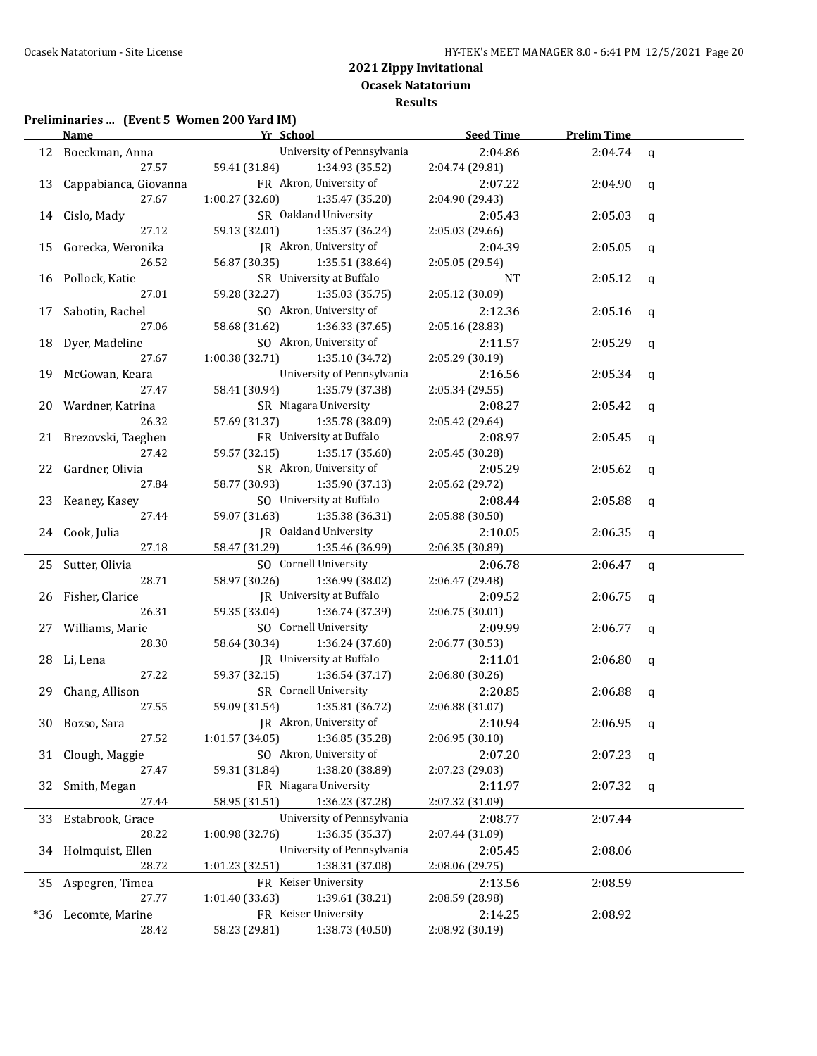## 2021 Zippy Invitational

## Ocasek Natatorium

## Results

### Preliminaries ... (Event 5 Women 200 Yard IM)

| | Name | Yr | School | Seed Time | Prelim Time | |
|---|---|---|---|---|---|---|
| 12 | Boeckman, Anna | | University of Pennsylvania | 2:04.86 | 2:04.74 | q |
| | 27.57 | 59.41 (31.84) | 1:34.93 (35.52) | 2:04.74 (29.81) | | |
| 13 | Cappabianca, Giovanna | FR | Akron, University of | 2:07.22 | 2:04.90 | q |
| | 27.67 | 1:00.27 (32.60) | 1:35.47 (35.20) | 2:04.90 (29.43) | | |
| 14 | Cislo, Mady | SR | Oakland University | 2:05.43 | 2:05.03 | q |
| | 27.12 | 59.13 (32.01) | 1:35.37 (36.24) | 2:05.03 (29.66) | | |
| 15 | Gorecka, Weronika | JR | Akron, University of | 2:04.39 | 2:05.05 | q |
| | 26.52 | 56.87 (30.35) | 1:35.51 (38.64) | 2:05.05 (29.54) | | |
| 16 | Pollock, Katie | SR | University at Buffalo | NT | 2:05.12 | q |
| | 27.01 | 59.28 (32.27) | 1:35.03 (35.75) | 2:05.12 (30.09) | | |
| 17 | Sabotin, Rachel | SO | Akron, University of | 2:12.36 | 2:05.16 | q |
| | 27.06 | 58.68 (31.62) | 1:36.33 (37.65) | 2:05.16 (28.83) | | |
| 18 | Dyer, Madeline | SO | Akron, University of | 2:11.57 | 2:05.29 | q |
| | 27.67 | 1:00.38 (32.71) | 1:35.10 (34.72) | 2:05.29 (30.19) | | |
| 19 | McGowan, Keara | | University of Pennsylvania | 2:16.56 | 2:05.34 | q |
| | 27.47 | 58.41 (30.94) | 1:35.79 (37.38) | 2:05.34 (29.55) | | |
| 20 | Wardner, Katrina | SR | Niagara University | 2:08.27 | 2:05.42 | q |
| | 26.32 | 57.69 (31.37) | 1:35.78 (38.09) | 2:05.42 (29.64) | | |
| 21 | Brezovski, Taeghen | FR | University at Buffalo | 2:08.97 | 2:05.45 | q |
| | 27.42 | 59.57 (32.15) | 1:35.17 (35.60) | 2:05.45 (30.28) | | |
| 22 | Gardner, Olivia | SR | Akron, University of | 2:05.29 | 2:05.62 | q |
| | 27.84 | 58.77 (30.93) | 1:35.90 (37.13) | 2:05.62 (29.72) | | |
| 23 | Keaney, Kasey | SO | University at Buffalo | 2:08.44 | 2:05.88 | q |
| | 27.44 | 59.07 (31.63) | 1:35.38 (36.31) | 2:05.88 (30.50) | | |
| 24 | Cook, Julia | JR | Oakland University | 2:10.05 | 2:06.35 | q |
| | 27.18 | 58.47 (31.29) | 1:35.46 (36.99) | 2:06.35 (30.89) | | |
| 25 | Sutter, Olivia | SO | Cornell University | 2:06.78 | 2:06.47 | q |
| | 28.71 | 58.97 (30.26) | 1:36.99 (38.02) | 2:06.47 (29.48) | | |
| 26 | Fisher, Clarice | JR | University at Buffalo | 2:09.52 | 2:06.75 | q |
| | 26.31 | 59.35 (33.04) | 1:36.74 (37.39) | 2:06.75 (30.01) | | |
| 27 | Williams, Marie | SO | Cornell University | 2:09.99 | 2:06.77 | q |
| | 28.30 | 58.64 (30.34) | 1:36.24 (37.60) | 2:06.77 (30.53) | | |
| 28 | Li, Lena | JR | University at Buffalo | 2:11.01 | 2:06.80 | q |
| | 27.22 | 59.37 (32.15) | 1:36.54 (37.17) | 2:06.80 (30.26) | | |
| 29 | Chang, Allison | SR | Cornell University | 2:20.85 | 2:06.88 | q |
| | 27.55 | 59.09 (31.54) | 1:35.81 (36.72) | 2:06.88 (31.07) | | |
| 30 | Bozso, Sara | JR | Akron, University of | 2:10.94 | 2:06.95 | q |
| | 27.52 | 1:01.57 (34.05) | 1:36.85 (35.28) | 2:06.95 (30.10) | | |
| 31 | Clough, Maggie | SO | Akron, University of | 2:07.20 | 2:07.23 | q |
| | 27.47 | 59.31 (31.84) | 1:38.20 (38.89) | 2:07.23 (29.03) | | |
| 32 | Smith, Megan | FR | Niagara University | 2:11.97 | 2:07.32 | q |
| | 27.44 | 58.95 (31.51) | 1:36.23 (37.28) | 2:07.32 (31.09) | | |
| 33 | Estabrook, Grace | | University of Pennsylvania | 2:08.77 | 2:07.44 | |
| | 28.22 | 1:00.98 (32.76) | 1:36.35 (35.37) | 2:07.44 (31.09) | | |
| 34 | Holmquist, Ellen | | University of Pennsylvania | 2:05.45 | 2:08.06 | |
| | 28.72 | 1:01.23 (32.51) | 1:38.31 (37.08) | 2:08.06 (29.75) | | |
| 35 | Aspegren, Timea | FR | Keiser University | 2:13.56 | 2:08.59 | |
| | 27.77 | 1:01.40 (33.63) | 1:39.61 (38.21) | 2:08.59 (28.98) | | |
| *36 | Lecomte, Marine | FR | Keiser University | 2:14.25 | 2:08.92 | |
| | 28.42 | 58.23 (29.81) | 1:38.73 (40.50) | 2:08.92 (30.19) | | |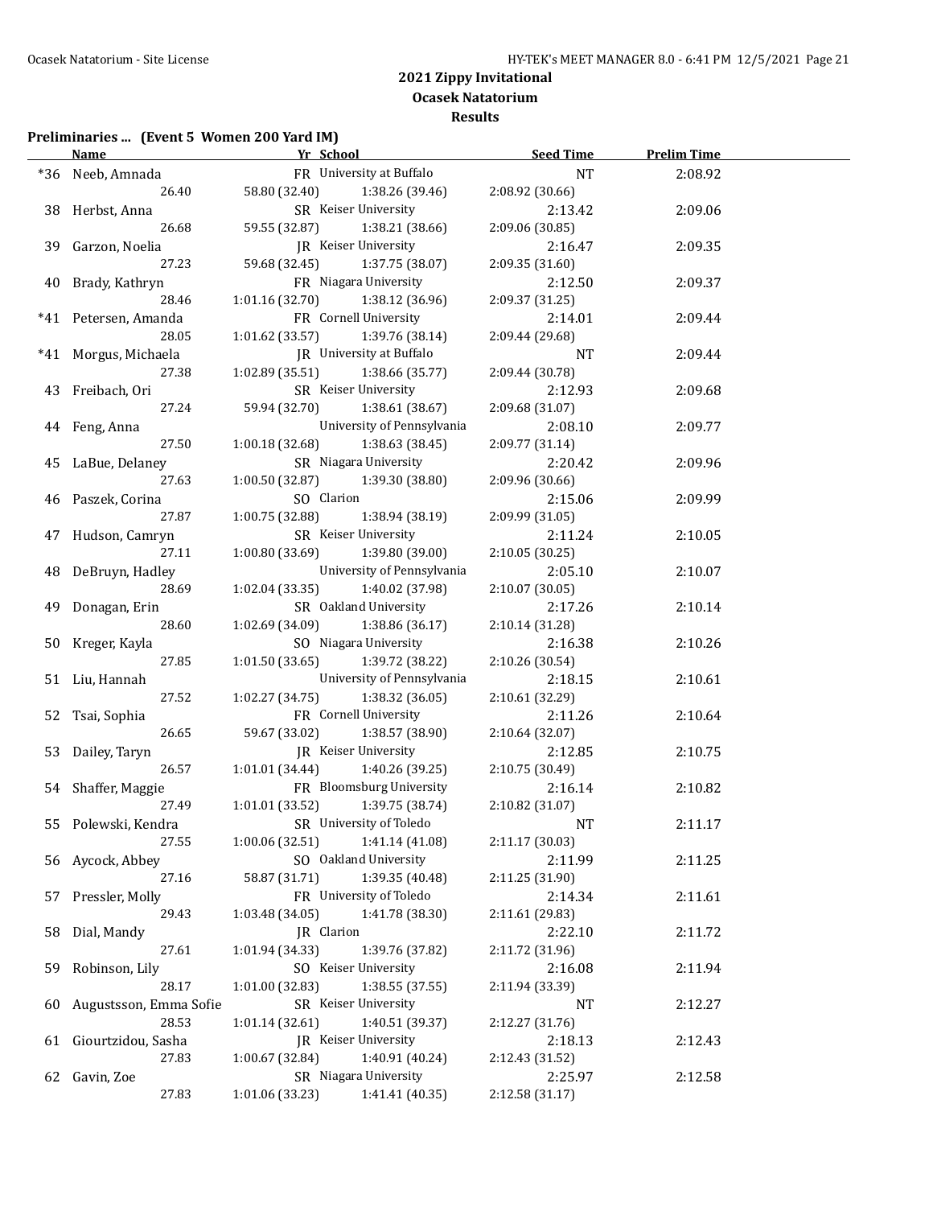# 2021 Zippy Invitational

## Ocasek Natatorium

### Results

**Preliminaries ... (Event 5 Women 200 Yard IM)**

| | Name | Yr | School | Seed Time | Prelim Time |
|---|---|---|---|---|---|
| *36 | Neeb, Amnada | FR | University at Buffalo | NT | 2:08.92 |
| | 26.40 | 58.80 (32.40) | 1:38.26 (39.46) | 2:08.92 (30.66) | |
| 38 | Herbst, Anna | SR | Keiser University | 2:13.42 | 2:09.06 |
| | 26.68 | 59.55 (32.87) | 1:38.21 (38.66) | 2:09.06 (30.85) | |
| 39 | Garzon, Noelia | JR | Keiser University | 2:16.47 | 2:09.35 |
| | 27.23 | 59.68 (32.45) | 1:37.75 (38.07) | 2:09.35 (31.60) | |
| 40 | Brady, Kathryn | FR | Niagara University | 2:12.50 | 2:09.37 |
| | 28.46 | 1:01.16 (32.70) | 1:38.12 (36.96) | 2:09.37 (31.25) | |
| *41 | Petersen, Amanda | FR | Cornell University | 2:14.01 | 2:09.44 |
| | 28.05 | 1:01.62 (33.57) | 1:39.76 (38.14) | 2:09.44 (29.68) | |
| *41 | Morgus, Michaela | JR | University at Buffalo | NT | 2:09.44 |
| | 27.38 | 1:02.89 (35.51) | 1:38.66 (35.77) | 2:09.44 (30.78) | |
| 43 | Freibach, Ori | SR | Keiser University | 2:12.93 | 2:09.68 |
| | 27.24 | 59.94 (32.70) | 1:38.61 (38.67) | 2:09.68 (31.07) | |
| 44 | Feng, Anna | | University of Pennsylvania | 2:08.10 | 2:09.77 |
| | 27.50 | 1:00.18 (32.68) | 1:38.63 (38.45) | 2:09.77 (31.14) | |
| 45 | LaBue, Delaney | SR | Niagara University | 2:20.42 | 2:09.96 |
| | 27.63 | 1:00.50 (32.87) | 1:39.30 (38.80) | 2:09.96 (30.66) | |
| 46 | Paszek, Corina | SO | Clarion | 2:15.06 | 2:09.99 |
| | 27.87 | 1:00.75 (32.88) | 1:38.94 (38.19) | 2:09.99 (31.05) | |
| 47 | Hudson, Camryn | SR | Keiser University | 2:11.24 | 2:10.05 |
| | 27.11 | 1:00.80 (33.69) | 1:39.80 (39.00) | 2:10.05 (30.25) | |
| 48 | DeBruyn, Hadley | | University of Pennsylvania | 2:05.10 | 2:10.07 |
| | 28.69 | 1:02.04 (33.35) | 1:40.02 (37.98) | 2:10.07 (30.05) | |
| 49 | Donagan, Erin | SR | Oakland University | 2:17.26 | 2:10.14 |
| | 28.60 | 1:02.69 (34.09) | 1:38.86 (36.17) | 2:10.14 (31.28) | |
| 50 | Kreger, Kayla | SO | Niagara University | 2:16.38 | 2:10.26 |
| | 27.85 | 1:01.50 (33.65) | 1:39.72 (38.22) | 2:10.26 (30.54) | |
| 51 | Liu, Hannah | | University of Pennsylvania | 2:18.15 | 2:10.61 |
| | 27.52 | 1:02.27 (34.75) | 1:38.32 (36.05) | 2:10.61 (32.29) | |
| 52 | Tsai, Sophia | FR | Cornell University | 2:11.26 | 2:10.64 |
| | 26.65 | 59.67 (33.02) | 1:38.57 (38.90) | 2:10.64 (32.07) | |
| 53 | Dailey, Taryn | JR | Keiser University | 2:12.85 | 2:10.75 |
| | 26.57 | 1:01.01 (34.44) | 1:40.26 (39.25) | 2:10.75 (30.49) | |
| 54 | Shaffer, Maggie | FR | Bloomsburg University | 2:16.14 | 2:10.82 |
| | 27.49 | 1:01.01 (33.52) | 1:39.75 (38.74) | 2:10.82 (31.07) | |
| 55 | Polewski, Kendra | SR | University of Toledo | NT | 2:11.17 |
| | 27.55 | 1:00.06 (32.51) | 1:41.14 (41.08) | 2:11.17 (30.03) | |
| 56 | Aycock, Abbey | SO | Oakland University | 2:11.99 | 2:11.25 |
| | 27.16 | 58.87 (31.71) | 1:39.35 (40.48) | 2:11.25 (31.90) | |
| 57 | Pressler, Molly | FR | University of Toledo | 2:14.34 | 2:11.61 |
| | 29.43 | 1:03.48 (34.05) | 1:41.78 (38.30) | 2:11.61 (29.83) | |
| 58 | Dial, Mandy | JR | Clarion | 2:22.10 | 2:11.72 |
| | 27.61 | 1:01.94 (34.33) | 1:39.76 (37.82) | 2:11.72 (31.96) | |
| 59 | Robinson, Lily | SO | Keiser University | 2:16.08 | 2:11.94 |
| | 28.17 | 1:01.00 (32.83) | 1:38.55 (37.55) | 2:11.94 (33.39) | |
| 60 | Augustsson, Emma Sofie | SR | Keiser University | NT | 2:12.27 |
| | 28.53 | 1:01.14 (32.61) | 1:40.51 (39.37) | 2:12.27 (31.76) | |
| 61 | Giourtzidou, Sasha | JR | Keiser University | 2:18.13 | 2:12.43 |
| | 27.83 | 1:00.67 (32.84) | 1:40.91 (40.24) | 2:12.43 (31.52) | |
| 62 | Gavin, Zoe | SR | Niagara University | 2:25.97 | 2:12.58 |
| | 27.83 | 1:01.06 (33.23) | 1:41.41 (40.35) | 2:12.58 (31.17) | |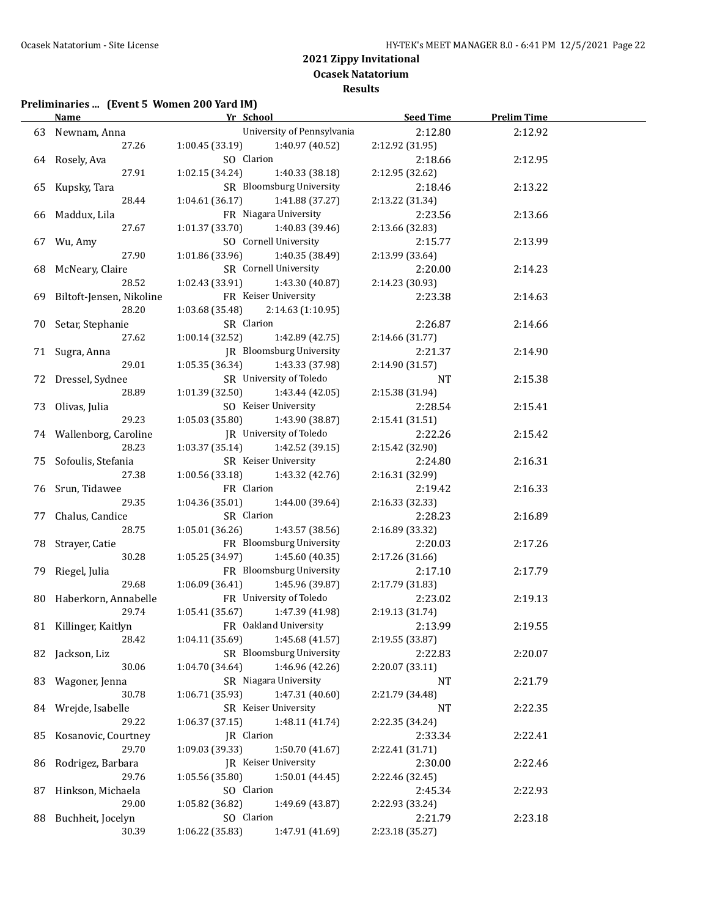# 2021 Zippy Invitational
## Ocasek Natatorium
### Results

**Preliminaries ... (Event 5 Women 200 Yard IM)**

| | Name | Yr | School | Seed Time | Prelim Time |
|---|---|---|---|---|---|
| 63 | Newnam, Anna | | University of Pennsylvania | 2:12.80 | 2:12.92 |
| | 27.26 | 1:00.45 (33.19) | 1:40.97 (40.52) | 2:12.92 (31.95) | |
| 64 | Rosely, Ava | SO | Clarion | 2:18.66 | 2:12.95 |
| | 27.91 | 1:02.15 (34.24) | 1:40.33 (38.18) | 2:12.95 (32.62) | |
| 65 | Kupsky, Tara | SR | Bloomsburg University | 2:18.46 | 2:13.22 |
| | 28.44 | 1:04.61 (36.17) | 1:41.88 (37.27) | 2:13.22 (31.34) | |
| 66 | Maddux, Lila | FR | Niagara University | 2:23.56 | 2:13.66 |
| | 27.67 | 1:01.37 (33.70) | 1:40.83 (39.46) | 2:13.66 (32.83) | |
| 67 | Wu, Amy | SO | Cornell University | 2:15.77 | 2:13.99 |
| | 27.90 | 1:01.86 (33.96) | 1:40.35 (38.49) | 2:13.99 (33.64) | |
| 68 | McNeary, Claire | SR | Cornell University | 2:20.00 | 2:14.23 |
| | 28.52 | 1:02.43 (33.91) | 1:43.30 (40.87) | 2:14.23 (30.93) | |
| 69 | Biltoft-Jensen, Nikoline | FR | Keiser University | 2:23.38 | 2:14.63 |
| | 28.20 | 1:03.68 (35.48) | 2:14.63 (1:10.95) | | |
| 70 | Setar, Stephanie | SR | Clarion | 2:26.87 | 2:14.66 |
| | 27.62 | 1:00.14 (32.52) | 1:42.89 (42.75) | 2:14.66 (31.77) | |
| 71 | Sugra, Anna | JR | Bloomsburg University | 2:21.37 | 2:14.90 |
| | 29.01 | 1:05.35 (36.34) | 1:43.33 (37.98) | 2:14.90 (31.57) | |
| 72 | Dressel, Sydnee | SR | University of Toledo | NT | 2:15.38 |
| | 28.89 | 1:01.39 (32.50) | 1:43.44 (42.05) | 2:15.38 (31.94) | |
| 73 | Olivas, Julia | SO | Keiser University | 2:28.54 | 2:15.41 |
| | 29.23 | 1:05.03 (35.80) | 1:43.90 (38.87) | 2:15.41 (31.51) | |
| 74 | Wallenborg, Caroline | JR | University of Toledo | 2:22.26 | 2:15.42 |
| | 28.23 | 1:03.37 (35.14) | 1:42.52 (39.15) | 2:15.42 (32.90) | |
| 75 | Sofoulis, Stefania | SR | Keiser University | 2:24.80 | 2:16.31 |
| | 27.38 | 1:00.56 (33.18) | 1:43.32 (42.76) | 2:16.31 (32.99) | |
| 76 | Srun, Tidawee | FR | Clarion | 2:19.42 | 2:16.33 |
| | 29.35 | 1:04.36 (35.01) | 1:44.00 (39.64) | 2:16.33 (32.33) | |
| 77 | Chalus, Candice | SR | Clarion | 2:28.23 | 2:16.89 |
| | 28.75 | 1:05.01 (36.26) | 1:43.57 (38.56) | 2:16.89 (33.32) | |
| 78 | Strayer, Catie | FR | Bloomsburg University | 2:20.03 | 2:17.26 |
| | 30.28 | 1:05.25 (34.97) | 1:45.60 (40.35) | 2:17.26 (31.66) | |
| 79 | Riegel, Julia | FR | Bloomsburg University | 2:17.10 | 2:17.79 |
| | 29.68 | 1:06.09 (36.41) | 1:45.96 (39.87) | 2:17.79 (31.83) | |
| 80 | Haberkorn, Annabelle | FR | University of Toledo | 2:23.02 | 2:19.13 |
| | 29.74 | 1:05.41 (35.67) | 1:47.39 (41.98) | 2:19.13 (31.74) | |
| 81 | Killinger, Kaitlyn | FR | Oakland University | 2:13.99 | 2:19.55 |
| | 28.42 | 1:04.11 (35.69) | 1:45.68 (41.57) | 2:19.55 (33.87) | |
| 82 | Jackson, Liz | SR | Bloomsburg University | 2:22.83 | 2:20.07 |
| | 30.06 | 1:04.70 (34.64) | 1:46.96 (42.26) | 2:20.07 (33.11) | |
| 83 | Wagoner, Jenna | SR | Niagara University | NT | 2:21.79 |
| | 30.78 | 1:06.71 (35.93) | 1:47.31 (40.60) | 2:21.79 (34.48) | |
| 84 | Wrejde, Isabelle | SR | Keiser University | NT | 2:22.35 |
| | 29.22 | 1:06.37 (37.15) | 1:48.11 (41.74) | 2:22.35 (34.24) | |
| 85 | Kosanovic, Courtney | JR | Clarion | 2:33.34 | 2:22.41 |
| | 29.70 | 1:09.03 (39.33) | 1:50.70 (41.67) | 2:22.41 (31.71) | |
| 86 | Rodrigez, Barbara | JR | Keiser University | 2:30.00 | 2:22.46 |
| | 29.76 | 1:05.56 (35.80) | 1:50.01 (44.45) | 2:22.46 (32.45) | |
| 87 | Hinkson, Michaela | SO | Clarion | 2:45.34 | 2:22.93 |
| | 29.00 | 1:05.82 (36.82) | 1:49.69 (43.87) | 2:22.93 (33.24) | |
| 88 | Buchheit, Jocelyn | SO | Clarion | 2:21.79 | 2:23.18 |
| | 30.39 | 1:06.22 (35.83) | 1:47.91 (41.69) | 2:23.18 (35.27) | |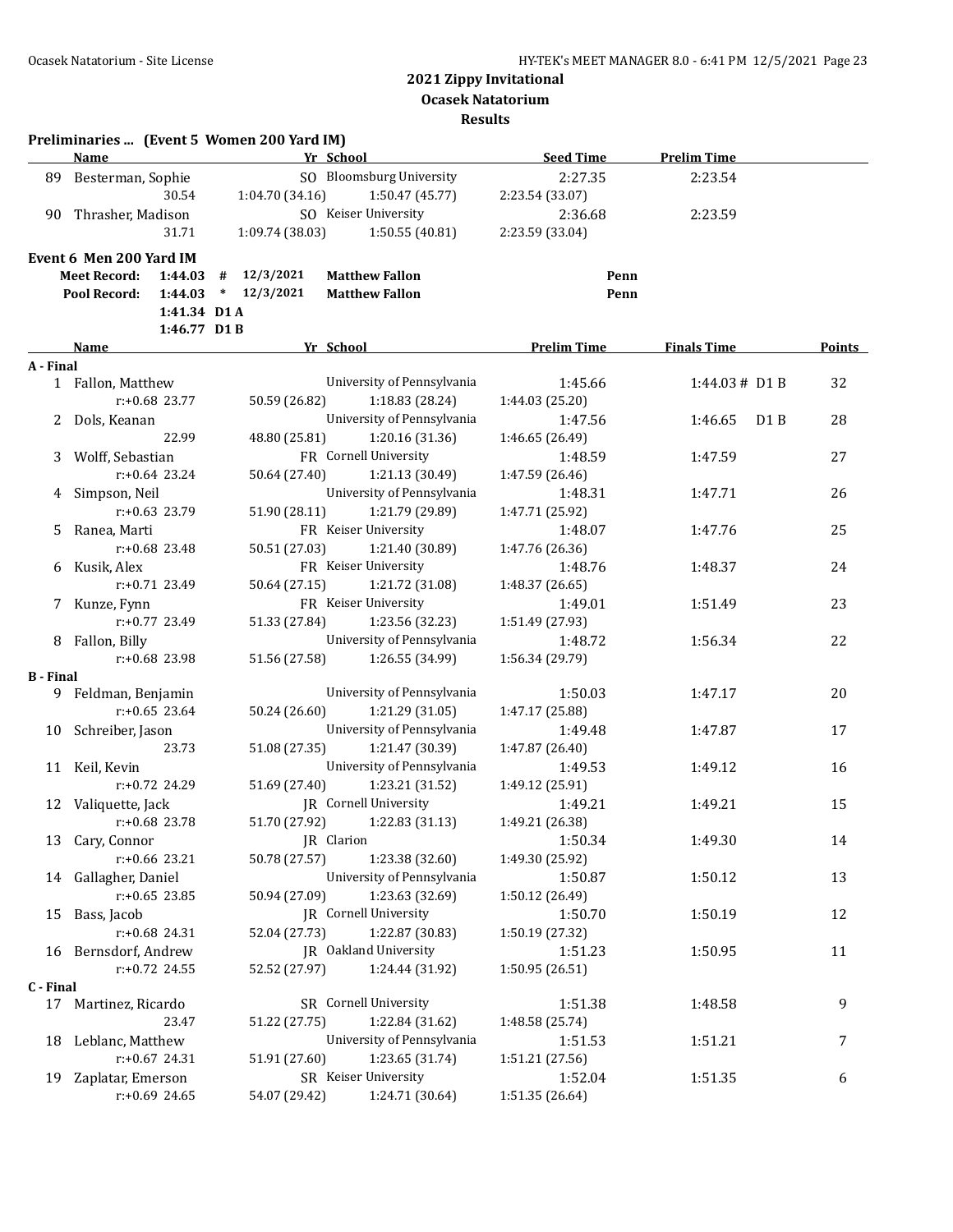**2021 Zippy Invitational**
**Ocasek Natatorium**
**Results**

**Preliminaries ... (Event 5 Women 200 Yard IM)**

| | Name | Yr | School | Seed Time | Prelim Time |
|---|---|---|---|---|---|
| 89 | Besterman, Sophie | SO | Bloomsburg University | 2:27.35 | 2:23.54 |
| | 30.54 | 1:04.70 (34.16) | 1:50.47 (45.77) | 2:23.54 (33.07) | |
| 90 | Thrasher, Madison | SO | Keiser University | 2:36.68 | 2:23.59 |
| | 31.71 | 1:09.74 (38.03) | 1:50.55 (40.81) | 2:23.59 (33.04) | |

**Event 6 Men 200 Yard IM**

| | | | | | |
|---|---|---|---|---|---|
| Meet Record: | 1:44.03 | # | 12/3/2021 | Matthew Fallon | Penn |
| Pool Record: | 1:44.03 | * | 12/3/2021 | Matthew Fallon | Penn |
| | 1:41.34 | D1 A | | | |
| | 1:46.77 | D1 B | | | |

| | Name | Yr | School | Prelim Time | Finals Time | Points |
|---|---|---|---|---|---|---|
| **A - Final** | | | | | | |
| 1 | Fallon, Matthew | | University of Pennsylvania | 1:45.66 | 1:44.03 # D1 B | 32 |
| | r:+0.68 23.77 | 50.59 (26.82) | 1:18.83 (28.24) | 1:44.03 (25.20) | | |
| 2 | Dols, Keanan | | University of Pennsylvania | 1:47.56 | 1:46.65 D1 B | 28 |
| | 22.99 | 48.80 (25.81) | 1:20.16 (31.36) | 1:46.65 (26.49) | | |
| 3 | Wolff, Sebastian | FR | Cornell University | 1:48.59 | 1:47.59 | 27 |
| | r:+0.64 23.24 | 50.64 (27.40) | 1:21.13 (30.49) | 1:47.59 (26.46) | | |
| 4 | Simpson, Neil | | University of Pennsylvania | 1:48.31 | 1:47.71 | 26 |
| | r:+0.63 23.79 | 51.90 (28.11) | 1:21.79 (29.89) | 1:47.71 (25.92) | | |
| 5 | Ranea, Marti | FR | Keiser University | 1:48.07 | 1:47.76 | 25 |
| | r:+0.68 23.48 | 50.51 (27.03) | 1:21.40 (30.89) | 1:47.76 (26.36) | | |
| 6 | Kusik, Alex | FR | Keiser University | 1:48.76 | 1:48.37 | 24 |
| | r:+0.71 23.49 | 50.64 (27.15) | 1:21.72 (31.08) | 1:48.37 (26.65) | | |
| 7 | Kunze, Fynn | FR | Keiser University | 1:49.01 | 1:51.49 | 23 |
| | r:+0.77 23.49 | 51.33 (27.84) | 1:23.56 (32.23) | 1:51.49 (27.93) | | |
| 8 | Fallon, Billy | | University of Pennsylvania | 1:48.72 | 1:56.34 | 22 |
| | r:+0.68 23.98 | 51.56 (27.58) | 1:26.55 (34.99) | 1:56.34 (29.79) | | |
| **B - Final** | | | | | | |
| 9 | Feldman, Benjamin | | University of Pennsylvania | 1:50.03 | 1:47.17 | 20 |
| | r:+0.65 23.64 | 50.24 (26.60) | 1:21.29 (31.05) | 1:47.17 (25.88) | | |
| 10 | Schreiber, Jason | | University of Pennsylvania | 1:49.48 | 1:47.87 | 17 |
| | 23.73 | 51.08 (27.35) | 1:21.47 (30.39) | 1:47.87 (26.40) | | |
| 11 | Keil, Kevin | | University of Pennsylvania | 1:49.53 | 1:49.12 | 16 |
| | r:+0.72 24.29 | 51.69 (27.40) | 1:23.21 (31.52) | 1:49.12 (25.91) | | |
| 12 | Valiquette, Jack | JR | Cornell University | 1:49.21 | 1:49.21 | 15 |
| | r:+0.68 23.78 | 51.70 (27.92) | 1:22.83 (31.13) | 1:49.21 (26.38) | | |
| 13 | Cary, Connor | JR | Clarion | 1:50.34 | 1:49.30 | 14 |
| | r:+0.66 23.21 | 50.78 (27.57) | 1:23.38 (32.60) | 1:49.30 (25.92) | | |
| 14 | Gallagher, Daniel | | University of Pennsylvania | 1:50.87 | 1:50.12 | 13 |
| | r:+0.65 23.85 | 50.94 (27.09) | 1:23.63 (32.69) | 1:50.12 (26.49) | | |
| 15 | Bass, Jacob | JR | Cornell University | 1:50.70 | 1:50.19 | 12 |
| | r:+0.68 24.31 | 52.04 (27.73) | 1:22.87 (30.83) | 1:50.19 (27.32) | | |
| 16 | Bernsdorf, Andrew | JR | Oakland University | 1:51.23 | 1:50.95 | 11 |
| | r:+0.72 24.55 | 52.52 (27.97) | 1:24.44 (31.92) | 1:50.95 (26.51) | | |
| **C - Final** | | | | | | |
| 17 | Martinez, Ricardo | SR | Cornell University | 1:51.38 | 1:48.58 | 9 |
| | 23.47 | 51.22 (27.75) | 1:22.84 (31.62) | 1:48.58 (25.74) | | |
| 18 | Leblanc, Matthew | | University of Pennsylvania | 1:51.53 | 1:51.21 | 7 |
| | r:+0.67 24.31 | 51.91 (27.60) | 1:23.65 (31.74) | 1:51.21 (27.56) | | |
| 19 | Zaplatar, Emerson | SR | Keiser University | 1:52.04 | 1:51.35 | 6 |
| | r:+0.69 24.65 | 54.07 (29.42) | 1:24.71 (30.64) | 1:51.35 (26.64) | | |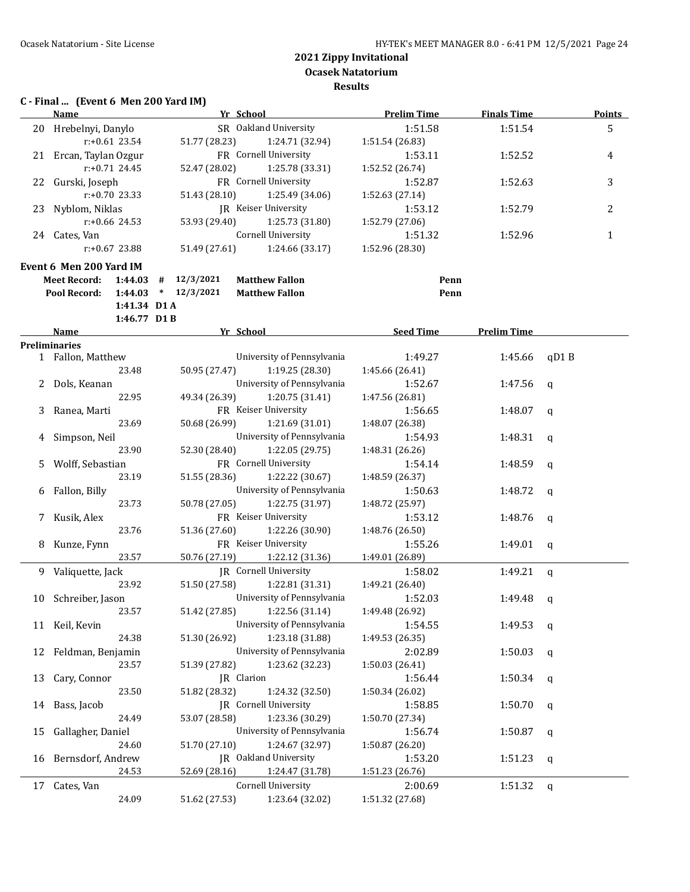## 2021 Zippy Invitational
## Ocasek Natatorium
## Results

### C - Final ... (Event 6 Men 200 Yard IM)

| | Name | Yr | School | Prelim Time | Finals Time | Points |
|---|---|---|---|---|---|---|
| 20 | Hrebelnyi, Danylo | SR | Oakland University | 1:51.58 | 1:51.54 | 5 |
| | r:+0.61 23.54 | 51.77 (28.23) | 1:24.71 (32.94) | 1:51.54 (26.83) | | |
| 21 | Ercan, Taylan Ozgur | FR | Cornell University | 1:53.11 | 1:52.52 | 4 |
| | r:+0.71 24.45 | 52.47 (28.02) | 1:25.78 (33.31) | 1:52.52 (26.74) | | |
| 22 | Gurski, Joseph | FR | Cornell University | 1:52.87 | 1:52.63 | 3 |
| | r:+0.70 23.33 | 51.43 (28.10) | 1:25.49 (34.06) | 1:52.63 (27.14) | | |
| 23 | Nyblom, Niklas | JR | Keiser University | 1:53.12 | 1:52.79 | 2 |
| | r:+0.66 24.53 | 53.93 (29.40) | 1:25.73 (31.80) | 1:52.79 (27.06) | | |
| 24 | Cates, Van | | Cornell University | 1:51.32 | 1:52.96 | 1 |
| | r:+0.67 23.88 | 51.49 (27.61) | 1:24.66 (33.17) | 1:52.96 (28.30) | | |

### Event 6 Men 200 Yard IM

Meet Record: 1:44.03 # 12/3/2021 Matthew Fallon Penn
Pool Record: 1:44.03 * 12/3/2021 Matthew Fallon Penn
1:41.34 D1 A
1:46.77 D1 B

**Preliminaries**

| | Name | Yr | School | Seed Time | Prelim Time | |
|---|---|---|---|---|---|---|
| 1 | Fallon, Matthew | | University of Pennsylvania | 1:49.27 | 1:45.66 | qD1 B |
| | 23.48 | 50.95 (27.47) | 1:19.25 (28.30) | 1:45.66 (26.41) | | |
| 2 | Dols, Keanan | | University of Pennsylvania | 1:52.67 | 1:47.56 | q |
| | 22.95 | 49.34 (26.39) | 1:20.75 (31.41) | 1:47.56 (26.81) | | |
| 3 | Ranea, Marti | FR | Keiser University | 1:56.65 | 1:48.07 | q |
| | 23.69 | 50.68 (26.99) | 1:21.69 (31.01) | 1:48.07 (26.38) | | |
| 4 | Simpson, Neil | | University of Pennsylvania | 1:54.93 | 1:48.31 | q |
| | 23.90 | 52.30 (28.40) | 1:22.05 (29.75) | 1:48.31 (26.26) | | |
| 5 | Wolff, Sebastian | FR | Cornell University | 1:54.14 | 1:48.59 | q |
| | 23.19 | 51.55 (28.36) | 1:22.22 (30.67) | 1:48.59 (26.37) | | |
| 6 | Fallon, Billy | | University of Pennsylvania | 1:50.63 | 1:48.72 | q |
| | 23.73 | 50.78 (27.05) | 1:22.75 (31.97) | 1:48.72 (25.97) | | |
| 7 | Kusik, Alex | FR | Keiser University | 1:53.12 | 1:48.76 | q |
| | 23.76 | 51.36 (27.60) | 1:22.26 (30.90) | 1:48.76 (26.50) | | |
| 8 | Kunze, Fynn | FR | Keiser University | 1:55.26 | 1:49.01 | q |
| | 23.57 | 50.76 (27.19) | 1:22.12 (31.36) | 1:49.01 (26.89) | | |
| 9 | Valiquette, Jack | JR | Cornell University | 1:58.02 | 1:49.21 | q |
| | 23.92 | 51.50 (27.58) | 1:22.81 (31.31) | 1:49.21 (26.40) | | |
| 10 | Schreiber, Jason | | University of Pennsylvania | 1:52.03 | 1:49.48 | q |
| | 23.57 | 51.42 (27.85) | 1:22.56 (31.14) | 1:49.48 (26.92) | | |
| 11 | Keil, Kevin | | University of Pennsylvania | 1:54.55 | 1:49.53 | q |
| | 24.38 | 51.30 (26.92) | 1:23.18 (31.88) | 1:49.53 (26.35) | | |
| 12 | Feldman, Benjamin | | University of Pennsylvania | 2:02.89 | 1:50.03 | q |
| | 23.57 | 51.39 (27.82) | 1:23.62 (32.23) | 1:50.03 (26.41) | | |
| 13 | Cary, Connor | JR | Clarion | 1:56.44 | 1:50.34 | q |
| | 23.50 | 51.82 (28.32) | 1:24.32 (32.50) | 1:50.34 (26.02) | | |
| 14 | Bass, Jacob | JR | Cornell University | 1:58.85 | 1:50.70 | q |
| | 24.49 | 53.07 (28.58) | 1:23.36 (30.29) | 1:50.70 (27.34) | | |
| 15 | Gallagher, Daniel | | University of Pennsylvania | 1:56.74 | 1:50.87 | q |
| | 24.60 | 51.70 (27.10) | 1:24.67 (32.97) | 1:50.87 (26.20) | | |
| 16 | Bernsdorf, Andrew | JR | Oakland University | 1:53.20 | 1:51.23 | q |
| | 24.53 | 52.69 (28.16) | 1:24.47 (31.78) | 1:51.23 (26.76) | | |
| 17 | Cates, Van | | Cornell University | 2:00.69 | 1:51.32 | q |
| | 24.09 | 51.62 (27.53) | 1:23.64 (32.02) | 1:51.32 (27.68) | | |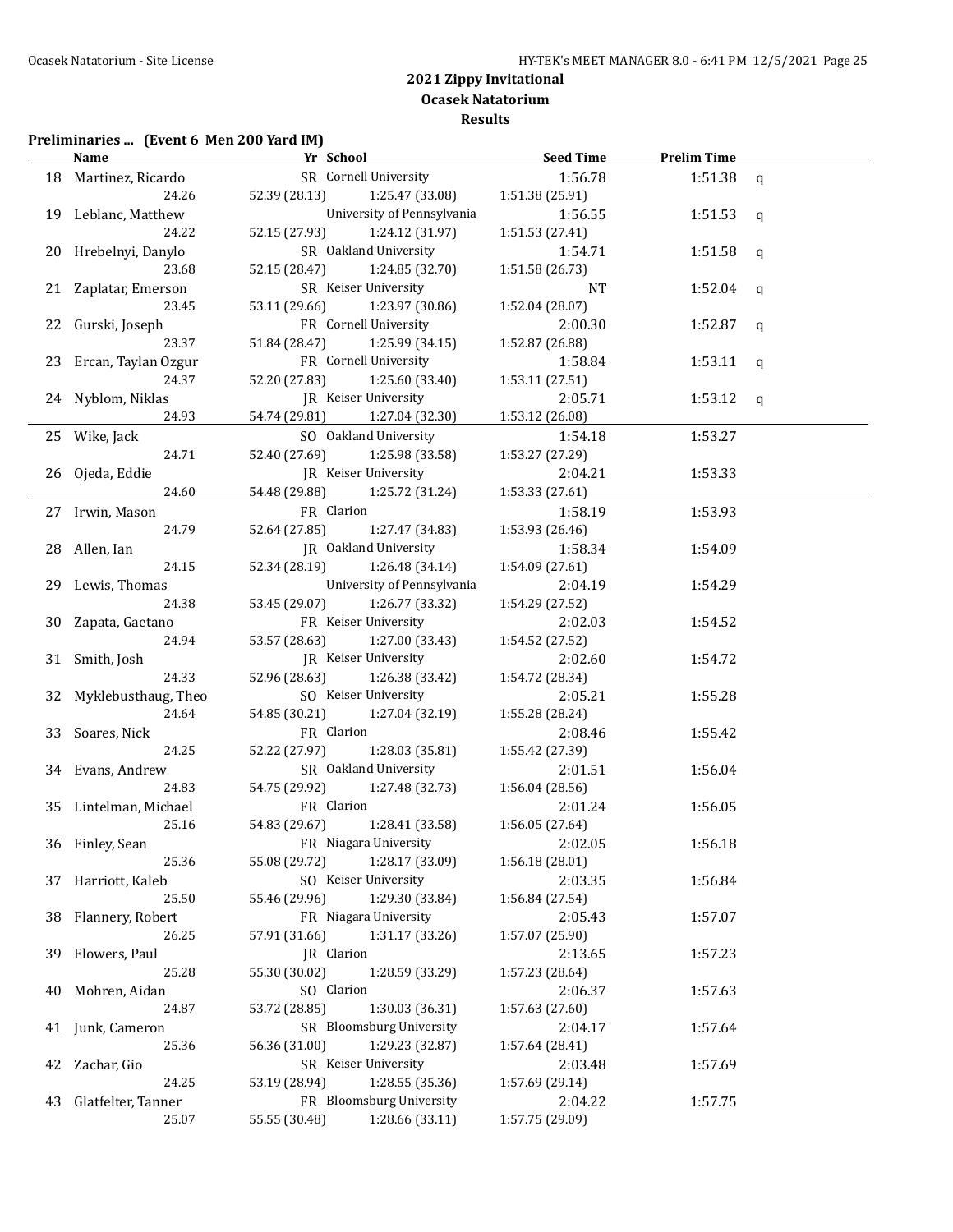## 2021 Zippy Invitational

### Ocasek Natatorium

### Results

**Preliminaries ... (Event 6 Men 200 Yard IM)**

| | Name | Yr | School | Seed Time | Prelim Time | |
|---|---|---|---|---|---|---|
| 18 | Martinez, Ricardo | SR | Cornell University | 1:56.78 | 1:51.38 | q |
| | 24.26 | 52.39 (28.13) | 1:25.47 (33.08) | 1:51.38 (25.91) | | |
| 19 | Leblanc, Matthew | | University of Pennsylvania | 1:56.55 | 1:51.53 | q |
| | 24.22 | 52.15 (27.93) | 1:24.12 (31.97) | 1:51.53 (27.41) | | |
| 20 | Hrebelnyi, Danylo | SR | Oakland University | 1:54.71 | 1:51.58 | q |
| | 23.68 | 52.15 (28.47) | 1:24.85 (32.70) | 1:51.58 (26.73) | | |
| 21 | Zaplatar, Emerson | SR | Keiser University | NT | 1:52.04 | q |
| | 23.45 | 53.11 (29.66) | 1:23.97 (30.86) | 1:52.04 (28.07) | | |
| 22 | Gurski, Joseph | FR | Cornell University | 2:00.30 | 1:52.87 | q |
| | 23.37 | 51.84 (28.47) | 1:25.99 (34.15) | 1:52.87 (26.88) | | |
| 23 | Ercan, Taylan Ozgur | FR | Cornell University | 1:58.84 | 1:53.11 | q |
| | 24.37 | 52.20 (27.83) | 1:25.60 (33.40) | 1:53.11 (27.51) | | |
| 24 | Nyblom, Niklas | JR | Keiser University | 2:05.71 | 1:53.12 | q |
| | 24.93 | 54.74 (29.81) | 1:27.04 (32.30) | 1:53.12 (26.08) | | |
| 25 | Wike, Jack | SO | Oakland University | 1:54.18 | 1:53.27 | |
| | 24.71 | 52.40 (27.69) | 1:25.98 (33.58) | 1:53.27 (27.29) | | |
| 26 | Ojeda, Eddie | JR | Keiser University | 2:04.21 | 1:53.33 | |
| | 24.60 | 54.48 (29.88) | 1:25.72 (31.24) | 1:53.33 (27.61) | | |
| 27 | Irwin, Mason | FR | Clarion | 1:58.19 | 1:53.93 | |
| | 24.79 | 52.64 (27.85) | 1:27.47 (34.83) | 1:53.93 (26.46) | | |
| 28 | Allen, Ian | JR | Oakland University | 1:58.34 | 1:54.09 | |
| | 24.15 | 52.34 (28.19) | 1:26.48 (34.14) | 1:54.09 (27.61) | | |
| 29 | Lewis, Thomas | | University of Pennsylvania | 2:04.19 | 1:54.29 | |
| | 24.38 | 53.45 (29.07) | 1:26.77 (33.32) | 1:54.29 (27.52) | | |
| 30 | Zapata, Gaetano | FR | Keiser University | 2:02.03 | 1:54.52 | |
| | 24.94 | 53.57 (28.63) | 1:27.00 (33.43) | 1:54.52 (27.52) | | |
| 31 | Smith, Josh | JR | Keiser University | 2:02.60 | 1:54.72 | |
| | 24.33 | 52.96 (28.63) | 1:26.38 (33.42) | 1:54.72 (28.34) | | |
| 32 | Myklebusthaug, Theo | SO | Keiser University | 2:05.21 | 1:55.28 | |
| | 24.64 | 54.85 (30.21) | 1:27.04 (32.19) | 1:55.28 (28.24) | | |
| 33 | Soares, Nick | FR | Clarion | 2:08.46 | 1:55.42 | |
| | 24.25 | 52.22 (27.97) | 1:28.03 (35.81) | 1:55.42 (27.39) | | |
| 34 | Evans, Andrew | SR | Oakland University | 2:01.51 | 1:56.04 | |
| | 24.83 | 54.75 (29.92) | 1:27.48 (32.73) | 1:56.04 (28.56) | | |
| 35 | Lintelman, Michael | FR | Clarion | 2:01.24 | 1:56.05 | |
| | 25.16 | 54.83 (29.67) | 1:28.41 (33.58) | 1:56.05 (27.64) | | |
| 36 | Finley, Sean | FR | Niagara University | 2:02.05 | 1:56.18 | |
| | 25.36 | 55.08 (29.72) | 1:28.17 (33.09) | 1:56.18 (28.01) | | |
| 37 | Harriott, Kaleb | SO | Keiser University | 2:03.35 | 1:56.84 | |
| | 25.50 | 55.46 (29.96) | 1:29.30 (33.84) | 1:56.84 (27.54) | | |
| 38 | Flannery, Robert | FR | Niagara University | 2:05.43 | 1:57.07 | |
| | 26.25 | 57.91 (31.66) | 1:31.17 (33.26) | 1:57.07 (25.90) | | |
| 39 | Flowers, Paul | JR | Clarion | 2:13.65 | 1:57.23 | |
| | 25.28 | 55.30 (30.02) | 1:28.59 (33.29) | 1:57.23 (28.64) | | |
| 40 | Mohren, Aidan | SO | Clarion | 2:06.37 | 1:57.63 | |
| | 24.87 | 53.72 (28.85) | 1:30.03 (36.31) | 1:57.63 (27.60) | | |
| 41 | Junk, Cameron | SR | Bloomsburg University | 2:04.17 | 1:57.64 | |
| | 25.36 | 56.36 (31.00) | 1:29.23 (32.87) | 1:57.64 (28.41) | | |
| 42 | Zachar, Gio | SR | Keiser University | 2:03.48 | 1:57.69 | |
| | 24.25 | 53.19 (28.94) | 1:28.55 (35.36) | 1:57.69 (29.14) | | |
| 43 | Glatfelter, Tanner | FR | Bloomsburg University | 2:04.22 | 1:57.75 | |
| | 25.07 | 55.55 (30.48) | 1:28.66 (33.11) | 1:57.75 (29.09) | | |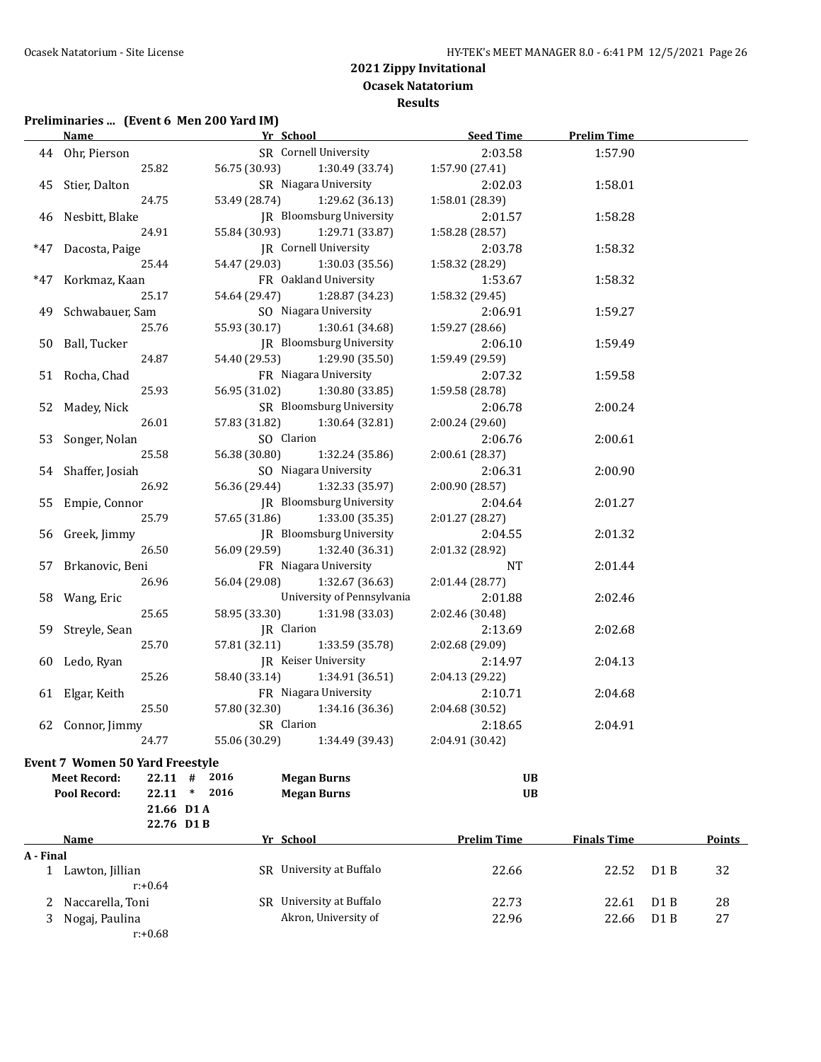# 2021 Zippy Invitational
## Ocasek Natatorium
## Results

### Preliminaries ... (Event 6 Men 200 Yard IM)

| | Name | Yr | School | Seed Time | Prelim Time |
|---|---|---|---|---|---|
| 44 | Ohr, Pierson | SR | Cornell University | 2:03.58 | 1:57.90 |
| | 25.82 | 56.75 (30.93) | 1:30.49 (33.74) | 1:57.90 (27.41) | |
| 45 | Stier, Dalton | SR | Niagara University | 2:02.03 | 1:58.01 |
| | 24.75 | 53.49 (28.74) | 1:29.62 (36.13) | 1:58.01 (28.39) | |
| 46 | Nesbitt, Blake | JR | Bloomsburg University | 2:01.57 | 1:58.28 |
| | 24.91 | 55.84 (30.93) | 1:29.71 (33.87) | 1:58.28 (28.57) | |
| *47 | Dacosta, Paige | JR | Cornell University | 2:03.78 | 1:58.32 |
| | 25.44 | 54.47 (29.03) | 1:30.03 (35.56) | 1:58.32 (28.29) | |
| *47 | Korkmaz, Kaan | FR | Oakland University | 1:53.67 | 1:58.32 |
| | 25.17 | 54.64 (29.47) | 1:28.87 (34.23) | 1:58.32 (29.45) | |
| 49 | Schwabauer, Sam | SO | Niagara University | 2:06.91 | 1:59.27 |
| | 25.76 | 55.93 (30.17) | 1:30.61 (34.68) | 1:59.27 (28.66) | |
| 50 | Ball, Tucker | JR | Bloomsburg University | 2:06.10 | 1:59.49 |
| | 24.87 | 54.40 (29.53) | 1:29.90 (35.50) | 1:59.49 (29.59) | |
| 51 | Rocha, Chad | FR | Niagara University | 2:07.32 | 1:59.58 |
| | 25.93 | 56.95 (31.02) | 1:30.80 (33.85) | 1:59.58 (28.78) | |
| 52 | Madey, Nick | SR | Bloomsburg University | 2:06.78 | 2:00.24 |
| | 26.01 | 57.83 (31.82) | 1:30.64 (32.81) | 2:00.24 (29.60) | |
| 53 | Songer, Nolan | SO | Clarion | 2:06.76 | 2:00.61 |
| | 25.58 | 56.38 (30.80) | 1:32.24 (35.86) | 2:00.61 (28.37) | |
| 54 | Shaffer, Josiah | SO | Niagara University | 2:06.31 | 2:00.90 |
| | 26.92 | 56.36 (29.44) | 1:32.33 (35.97) | 2:00.90 (28.57) | |
| 55 | Empie, Connor | JR | Bloomsburg University | 2:04.64 | 2:01.27 |
| | 25.79 | 57.65 (31.86) | 1:33.00 (35.35) | 2:01.27 (28.27) | |
| 56 | Greek, Jimmy | JR | Bloomsburg University | 2:04.55 | 2:01.32 |
| | 26.50 | 56.09 (29.59) | 1:32.40 (36.31) | 2:01.32 (28.92) | |
| 57 | Brkanovic, Beni | FR | Niagara University | NT | 2:01.44 |
| | 26.96 | 56.04 (29.08) | 1:32.67 (36.63) | 2:01.44 (28.77) | |
| 58 | Wang, Eric | | University of Pennsylvania | 2:01.88 | 2:02.46 |
| | 25.65 | 58.95 (33.30) | 1:31.98 (33.03) | 2:02.46 (30.48) | |
| 59 | Streyle, Sean | JR | Clarion | 2:13.69 | 2:02.68 |
| | 25.70 | 57.81 (32.11) | 1:33.59 (35.78) | 2:02.68 (29.09) | |
| 60 | Ledo, Ryan | JR | Keiser University | 2:14.97 | 2:04.13 |
| | 25.26 | 58.40 (33.14) | 1:34.91 (36.51) | 2:04.13 (29.22) | |
| 61 | Elgar, Keith | FR | Niagara University | 2:10.71 | 2:04.68 |
| | 25.50 | 57.80 (32.30) | 1:34.16 (36.36) | 2:04.68 (30.52) | |
| 62 | Connor, Jimmy | SR | Clarion | 2:18.65 | 2:04.91 |
| | 24.77 | 55.06 (30.29) | 1:34.49 (39.43) | 2:04.91 (30.42) | |

### Event 7 Women 50 Yard Freestyle

| | | | | |
|---|---|---|---|---|
| **Meet Record:** | 22.11 # | 2016 | **Megan Burns** | **UB** |
| **Pool Record:** | 22.11 * | 2016 | **Megan Burns** | **UB** |
| | 21.66 D1 A | | | |
| | 22.76 D1 B | | | |

| | Name | Yr | School | Prelim Time | Finals Time | | Points |
|---|---|---|---|---|---|---|---|
| **A - Final** | | | | | | | |
| 1 | Lawton, Jillian | SR | University at Buffalo | 22.66 | 22.52 | D1 B | 32 |
| | r:+0.64 | | | | | | |
| 2 | Naccarella, Toni | SR | University at Buffalo | 22.73 | 22.61 | D1 B | 28 |
| 3 | Nogaj, Paulina | | Akron, University of | 22.96 | 22.66 | D1 B | 27 |
| | r:+0.68 | | | | | | |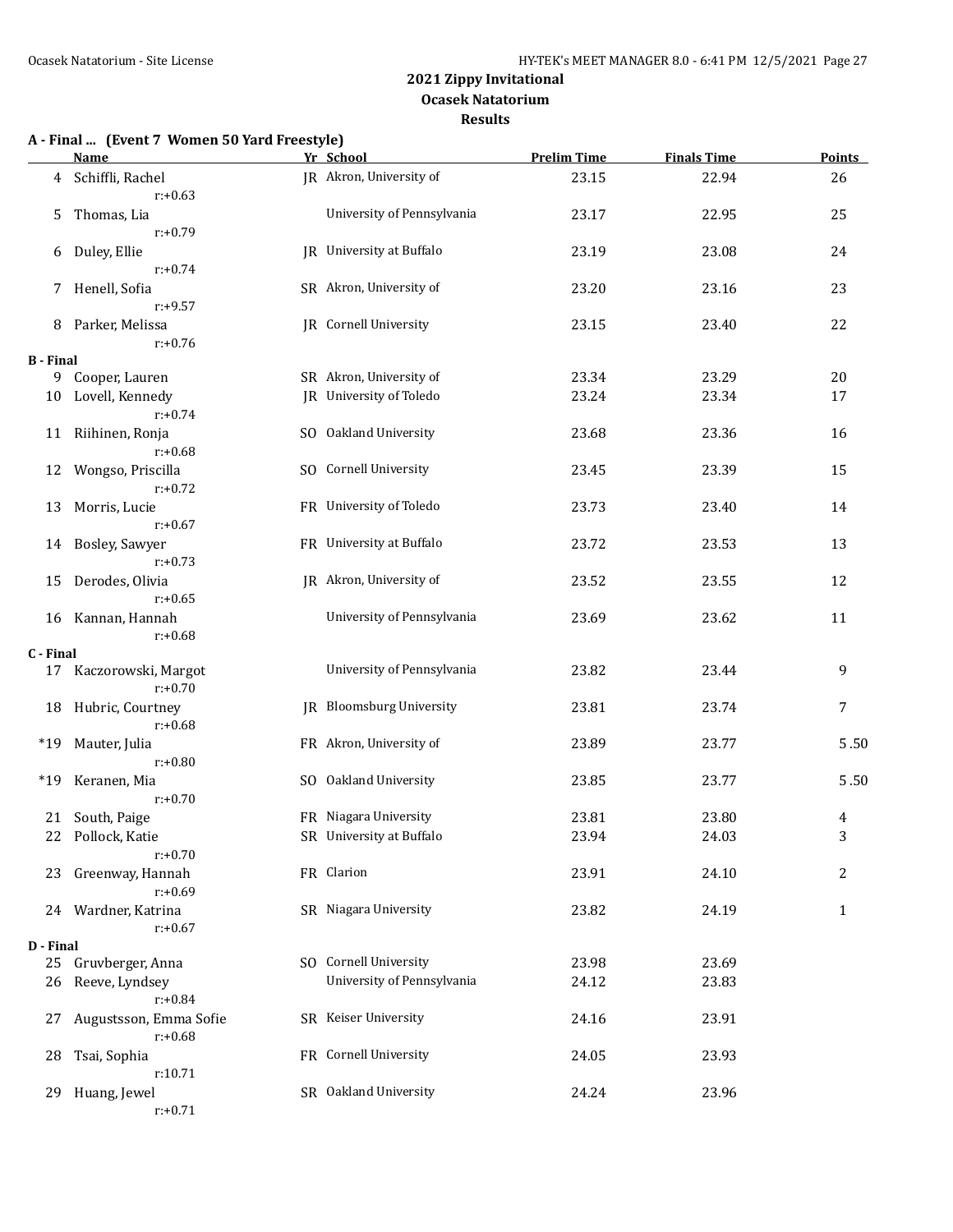**2021 Zippy Invitational**
**Ocasek Natatorium**
**Results**

**A - Final ... (Event 7 Women 50 Yard Freestyle)**

| | Name | Yr | School | Prelim Time | Finals Time | Points |
|---|---|---|---|---|---|---|
| 4 | Schiffli, Rachel | JR | Akron, University of | 23.15 | 22.94 | 26 |
| | r:+0.63 | | | | | |
| 5 | Thomas, Lia | | University of Pennsylvania | 23.17 | 22.95 | 25 |
| | r:+0.79 | | | | | |
| 6 | Duley, Ellie | JR | University at Buffalo | 23.19 | 23.08 | 24 |
| | r:+0.74 | | | | | |
| 7 | Henell, Sofia | SR | Akron, University of | 23.20 | 23.16 | 23 |
| | r:+9.57 | | | | | |
| 8 | Parker, Melissa | JR | Cornell University | 23.15 | 23.40 | 22 |
| | r:+0.76 | | | | | |
| **B - Final** | | | | | | |
| 9 | Cooper, Lauren | SR | Akron, University of | 23.34 | 23.29 | 20 |
| 10 | Lovell, Kennedy | JR | University of Toledo | 23.24 | 23.34 | 17 |
| | r:+0.74 | | | | | |
| 11 | Riihinen, Ronja | SO | Oakland University | 23.68 | 23.36 | 16 |
| | r:+0.68 | | | | | |
| 12 | Wongso, Priscilla | SO | Cornell University | 23.45 | 23.39 | 15 |
| | r:+0.72 | | | | | |
| 13 | Morris, Lucie | FR | University of Toledo | 23.73 | 23.40 | 14 |
| | r:+0.67 | | | | | |
| 14 | Bosley, Sawyer | FR | University at Buffalo | 23.72 | 23.53 | 13 |
| | r:+0.73 | | | | | |
| 15 | Derodes, Olivia | JR | Akron, University of | 23.52 | 23.55 | 12 |
| | r:+0.65 | | | | | |
| 16 | Kannan, Hannah | | University of Pennsylvania | 23.69 | 23.62 | 11 |
| | r:+0.68 | | | | | |
| **C - Final** | | | | | | |
| 17 | Kaczorowski, Margot | | University of Pennsylvania | 23.82 | 23.44 | 9 |
| | r:+0.70 | | | | | |
| 18 | Hubric, Courtney | JR | Bloomsburg University | 23.81 | 23.74 | 7 |
| | r:+0.68 | | | | | |
| *19 | Mauter, Julia | FR | Akron, University of | 23.89 | 23.77 | 5.50 |
| | r:+0.80 | | | | | |
| *19 | Keranen, Mia | SO | Oakland University | 23.85 | 23.77 | 5.50 |
| | r:+0.70 | | | | | |
| 21 | South, Paige | FR | Niagara University | 23.81 | 23.80 | 4 |
| 22 | Pollock, Katie | SR | University at Buffalo | 23.94 | 24.03 | 3 |
| | r:+0.70 | | | | | |
| 23 | Greenway, Hannah | FR | Clarion | 23.91 | 24.10 | 2 |
| | r:+0.69 | | | | | |
| 24 | Wardner, Katrina | SR | Niagara University | 23.82 | 24.19 | 1 |
| | r:+0.67 | | | | | |
| **D - Final** | | | | | | |
| 25 | Gruvberger, Anna | SO | Cornell University | 23.98 | 23.69 | |
| 26 | Reeve, Lyndsey | | University of Pennsylvania | 24.12 | 23.83 | |
| | r:+0.84 | | | | | |
| 27 | Augustsson, Emma Sofie | SR | Keiser University | 24.16 | 23.91 | |
| | r:+0.68 | | | | | |
| 28 | Tsai, Sophia | FR | Cornell University | 24.05 | 23.93 | |
| | r:10.71 | | | | | |
| 29 | Huang, Jewel | SR | Oakland University | 24.24 | 23.96 | |
| | r:+0.71 | | | | | |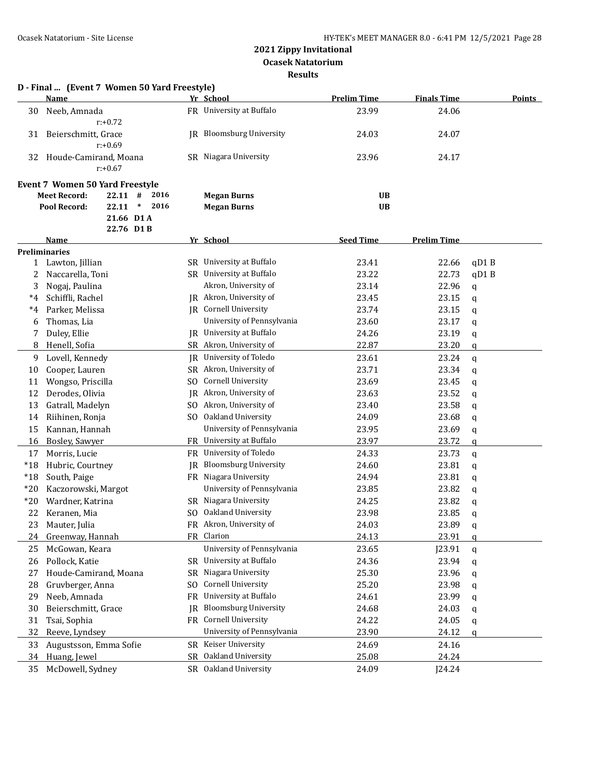# 2021 Zippy Invitational

## Ocasek Natatorium

### Results

**D - Final ... (Event 7 Women 50 Yard Freestyle)**

| | Name | Yr | School | Prelim Time | Finals Time | Points |
|---|---|---|---|---|---|---|
| 30 | Neeb, Amnada<br>r:+0.72 | FR | University at Buffalo | 23.99 | 24.06 | |
| 31 | Beierschmitt, Grace<br>r:+0.69 | JR | Bloomsburg University | 24.03 | 24.07 | |
| 32 | Houde-Camirand, Moana<br>r:+0.67 | SR | Niagara University | 23.96 | 24.17 | |

**Event 7 Women 50 Yard Freestyle**

| | | | | | |
|---|---|---|---|---|---|
| Meet Record: | 22.11 | # | 2016 | Megan Burns | UB |
| Pool Record: | 22.11 | * | 2016 | Megan Burns | UB |
| | 21.66 | D1 A | | | |
| | 22.76 | D1 B | | | |

| | Name | Yr | School | Seed Time | Prelim Time | |
|---|---|---|---|---|---|---|
| **Preliminaries** | | | | | | |
| 1 | Lawton, Jillian | SR | University at Buffalo | 23.41 | 22.66 | qD1 B |
| 2 | Naccarella, Toni | SR | University at Buffalo | 23.22 | 22.73 | qD1 B |
| 3 | Nogaj, Paulina | | Akron, University of | 23.14 | 22.96 | q |
| *4 | Schiffli, Rachel | JR | Akron, University of | 23.45 | 23.15 | q |
| *4 | Parker, Melissa | JR | Cornell University | 23.74 | 23.15 | q |
| 6 | Thomas, Lia | | University of Pennsylvania | 23.60 | 23.17 | q |
| 7 | Duley, Ellie | JR | University at Buffalo | 24.26 | 23.19 | q |
| 8 | Henell, Sofia | SR | Akron, University of | 22.87 | 23.20 | q |
| 9 | Lovell, Kennedy | JR | University of Toledo | 23.61 | 23.24 | q |
| 10 | Cooper, Lauren | SR | Akron, University of | 23.71 | 23.34 | q |
| 11 | Wongso, Priscilla | SO | Cornell University | 23.69 | 23.45 | q |
| 12 | Derodes, Olivia | JR | Akron, University of | 23.63 | 23.52 | q |
| 13 | Gatrall, Madelyn | SO | Akron, University of | 23.40 | 23.58 | q |
| 14 | Riihinen, Ronja | SO | Oakland University | 24.09 | 23.68 | q |
| 15 | Kannan, Hannah | | University of Pennsylvania | 23.95 | 23.69 | q |
| 16 | Bosley, Sawyer | FR | University at Buffalo | 23.97 | 23.72 | q |
| 17 | Morris, Lucie | FR | University of Toledo | 24.33 | 23.73 | q |
| *18 | Hubric, Courtney | JR | Bloomsburg University | 24.60 | 23.81 | q |
| *18 | South, Paige | FR | Niagara University | 24.94 | 23.81 | q |
| *20 | Kaczorowski, Margot | | University of Pennsylvania | 23.85 | 23.82 | q |
| *20 | Wardner, Katrina | SR | Niagara University | 24.25 | 23.82 | q |
| 22 | Keranen, Mia | SO | Oakland University | 23.98 | 23.85 | q |
| 23 | Mauter, Julia | FR | Akron, University of | 24.03 | 23.89 | q |
| 24 | Greenway, Hannah | FR | Clarion | 24.13 | 23.91 | q |
| 25 | McGowan, Keara | | University of Pennsylvania | 23.65 | J23.91 | q |
| 26 | Pollock, Katie | SR | University at Buffalo | 24.36 | 23.94 | q |
| 27 | Houde-Camirand, Moana | SR | Niagara University | 25.30 | 23.96 | q |
| 28 | Gruvberger, Anna | SO | Cornell University | 25.20 | 23.98 | q |
| 29 | Neeb, Amnada | FR | University at Buffalo | 24.61 | 23.99 | q |
| 30 | Beierschmitt, Grace | JR | Bloomsburg University | 24.68 | 24.03 | q |
| 31 | Tsai, Sophia | FR | Cornell University | 24.22 | 24.05 | q |
| 32 | Reeve, Lyndsey | | University of Pennsylvania | 23.90 | 24.12 | q |
| 33 | Augustsson, Emma Sofie | SR | Keiser University | 24.69 | 24.16 | |
| 34 | Huang, Jewel | SR | Oakland University | 25.08 | 24.24 | |
| 35 | McDowell, Sydney | SR | Oakland University | 24.09 | J24.24 | |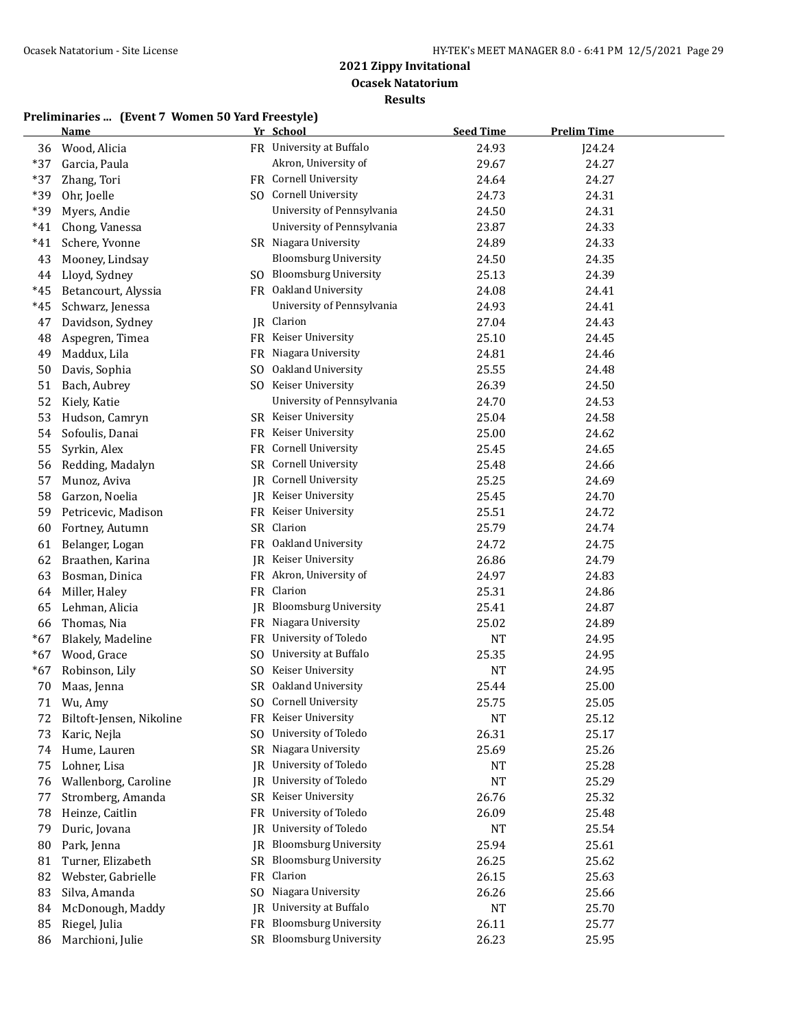## 2021 Zippy Invitational
### Ocasek Natatorium
### Results

**Preliminaries ... (Event 7 Women 50 Yard Freestyle)**

| | Name | Yr | School | Seed Time | Prelim Time |
|---|---|---|---|---|---|
| 36 | Wood, Alicia | FR | University at Buffalo | 24.93 | J24.24 |
| *37 | Garcia, Paula | | Akron, University of | 29.67 | 24.27 |
| *37 | Zhang, Tori | FR | Cornell University | 24.64 | 24.27 |
| *39 | Ohr, Joelle | SO | Cornell University | 24.73 | 24.31 |
| *39 | Myers, Andie | | University of Pennsylvania | 24.50 | 24.31 |
| *41 | Chong, Vanessa | | University of Pennsylvania | 23.87 | 24.33 |
| *41 | Schere, Yvonne | SR | Niagara University | 24.89 | 24.33 |
| 43 | Mooney, Lindsay | | Bloomsburg University | 24.50 | 24.35 |
| 44 | Lloyd, Sydney | SO | Bloomsburg University | 25.13 | 24.39 |
| *45 | Betancourt, Alyssia | FR | Oakland University | 24.08 | 24.41 |
| *45 | Schwarz, Jenessa | | University of Pennsylvania | 24.93 | 24.41 |
| 47 | Davidson, Sydney | JR | Clarion | 27.04 | 24.43 |
| 48 | Aspegren, Timea | FR | Keiser University | 25.10 | 24.45 |
| 49 | Maddux, Lila | FR | Niagara University | 24.81 | 24.46 |
| 50 | Davis, Sophia | SO | Oakland University | 25.55 | 24.48 |
| 51 | Bach, Aubrey | SO | Keiser University | 26.39 | 24.50 |
| 52 | Kiely, Katie | | University of Pennsylvania | 24.70 | 24.53 |
| 53 | Hudson, Camryn | SR | Keiser University | 25.04 | 24.58 |
| 54 | Sofoulis, Danai | FR | Keiser University | 25.00 | 24.62 |
| 55 | Syrkin, Alex | FR | Cornell University | 25.45 | 24.65 |
| 56 | Redding, Madalyn | SR | Cornell University | 25.48 | 24.66 |
| 57 | Munoz, Aviva | JR | Cornell University | 25.25 | 24.69 |
| 58 | Garzon, Noelia | JR | Keiser University | 25.45 | 24.70 |
| 59 | Petricevic, Madison | FR | Keiser University | 25.51 | 24.72 |
| 60 | Fortney, Autumn | SR | Clarion | 25.79 | 24.74 |
| 61 | Belanger, Logan | FR | Oakland University | 24.72 | 24.75 |
| 62 | Braathen, Karina | JR | Keiser University | 26.86 | 24.79 |
| 63 | Bosman, Dinica | FR | Akron, University of | 24.97 | 24.83 |
| 64 | Miller, Haley | FR | Clarion | 25.31 | 24.86 |
| 65 | Lehman, Alicia | JR | Bloomsburg University | 25.41 | 24.87 |
| 66 | Thomas, Nia | FR | Niagara University | 25.02 | 24.89 |
| *67 | Blakely, Madeline | FR | University of Toledo | NT | 24.95 |
| *67 | Wood, Grace | SO | University at Buffalo | 25.35 | 24.95 |
| *67 | Robinson, Lily | SO | Keiser University | NT | 24.95 |
| 70 | Maas, Jenna | SR | Oakland University | 25.44 | 25.00 |
| 71 | Wu, Amy | SO | Cornell University | 25.75 | 25.05 |
| 72 | Biltoft-Jensen, Nikoline | FR | Keiser University | NT | 25.12 |
| 73 | Karic, Nejla | SO | University of Toledo | 26.31 | 25.17 |
| 74 | Hume, Lauren | SR | Niagara University | 25.69 | 25.26 |
| 75 | Lohner, Lisa | JR | University of Toledo | NT | 25.28 |
| 76 | Wallenborg, Caroline | JR | University of Toledo | NT | 25.29 |
| 77 | Stromberg, Amanda | SR | Keiser University | 26.76 | 25.32 |
| 78 | Heinze, Caitlin | FR | University of Toledo | 26.09 | 25.48 |
| 79 | Duric, Jovana | JR | University of Toledo | NT | 25.54 |
| 80 | Park, Jenna | JR | Bloomsburg University | 25.94 | 25.61 |
| 81 | Turner, Elizabeth | SR | Bloomsburg University | 26.25 | 25.62 |
| 82 | Webster, Gabrielle | FR | Clarion | 26.15 | 25.63 |
| 83 | Silva, Amanda | SO | Niagara University | 26.26 | 25.66 |
| 84 | McDonough, Maddy | JR | University at Buffalo | NT | 25.70 |
| 85 | Riegel, Julia | FR | Bloomsburg University | 26.11 | 25.77 |
| 86 | Marchioni, Julie | SR | Bloomsburg University | 26.23 | 25.95 |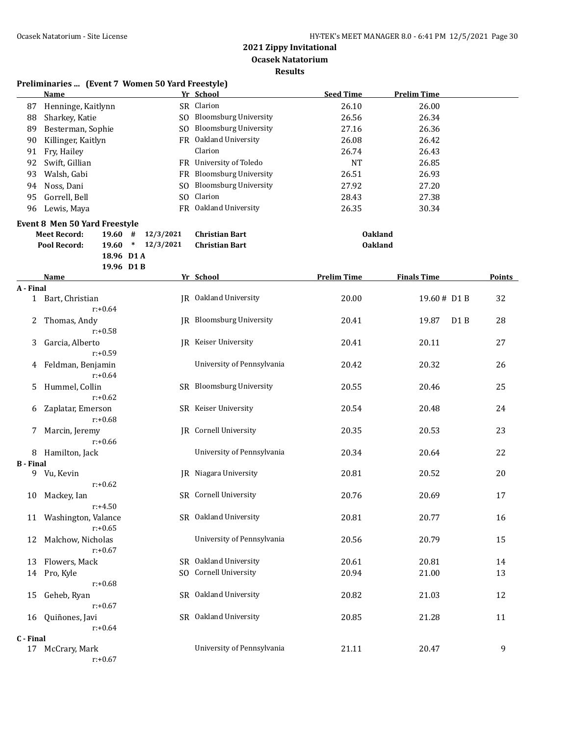# 2021 Zippy Invitational

## Ocasek Natatorium

### Results

**Preliminaries ... (Event 7 Women 50 Yard Freestyle)**

| | Name | Yr | School | Seed Time | Prelim Time |
|---|---|---|---|---|---|
| 87 | Henninge, Kaitlynn | SR | Clarion | 26.10 | 26.00 |
| 88 | Sharkey, Katie | SO | Bloomsburg University | 26.56 | 26.34 |
| 89 | Besterman, Sophie | SO | Bloomsburg University | 27.16 | 26.36 |
| 90 | Killinger, Kaitlyn | FR | Oakland University | 26.08 | 26.42 |
| 91 | Fry, Hailey | | Clarion | 26.74 | 26.43 |
| 92 | Swift, Gillian | FR | University of Toledo | NT | 26.85 |
| 93 | Walsh, Gabi | FR | Bloomsburg University | 26.51 | 26.93 |
| 94 | Noss, Dani | SO | Bloomsburg University | 27.92 | 27.20 |
| 95 | Gorrell, Bell | SO | Clarion | 28.43 | 27.38 |
| 96 | Lewis, Maya | FR | Oakland University | 26.35 | 30.34 |

**Event 8 Men 50 Yard Freestyle**

| | | | | | |
|---|---|---|---|---|---|
| Meet Record: | 19.60 | # | 12/3/2021 | Christian Bart | Oakland |
| Pool Record: | 19.60 | * | 12/3/2021 | Christian Bart | Oakland |
| | 18.96 | D1 A | | | |
| | 19.96 | D1 B | | | |

| | Name | Yr | School | Prelim Time | Finals Time | Points |
|---|---|---|---|---|---|---|
| **A - Final** | | | | | | |
| 1 | Bart, Christian<br>r:+0.64 | JR | Oakland University | 20.00 | 19.60 # D1 B | 32 |
| 2 | Thomas, Andy<br>r:+0.58 | JR | Bloomsburg University | 20.41 | 19.87 D1 B | 28 |
| 3 | Garcia, Alberto<br>r:+0.59 | JR | Keiser University | 20.41 | 20.11 | 27 |
| 4 | Feldman, Benjamin<br>r:+0.64 | | University of Pennsylvania | 20.42 | 20.32 | 26 |
| 5 | Hummel, Collin<br>r:+0.62 | SR | Bloomsburg University | 20.55 | 20.46 | 25 |
| 6 | Zaplatar, Emerson<br>r:+0.68 | SR | Keiser University | 20.54 | 20.48 | 24 |
| 7 | Marcin, Jeremy<br>r:+0.66 | JR | Cornell University | 20.35 | 20.53 | 23 |
| 8 | Hamilton, Jack | | University of Pennsylvania | 20.34 | 20.64 | 22 |
| **B - Final** | | | | | | |
| 9 | Vu, Kevin<br>r:+0.62 | JR | Niagara University | 20.81 | 20.52 | 20 |
| 10 | Mackey, Ian<br>r:+4.50 | SR | Cornell University | 20.76 | 20.69 | 17 |
| 11 | Washington, Valance<br>r:+0.65 | SR | Oakland University | 20.81 | 20.77 | 16 |
| 12 | Malchow, Nicholas<br>r:+0.67 | | University of Pennsylvania | 20.56 | 20.79 | 15 |
| 13 | Flowers, Mack | SR | Oakland University | 20.61 | 20.81 | 14 |
| 14 | Pro, Kyle<br>r:+0.68 | SO | Cornell University | 20.94 | 21.00 | 13 |
| 15 | Geheb, Ryan<br>r:+0.67 | SR | Oakland University | 20.82 | 21.03 | 12 |
| 16 | Quiñones, Javi<br>r:+0.64 | SR | Oakland University | 20.85 | 21.28 | 11 |
| **C - Final** | | | | | | |
| 17 | McCrary, Mark<br>r:+0.67 | | University of Pennsylvania | 21.11 | 20.47 | 9 |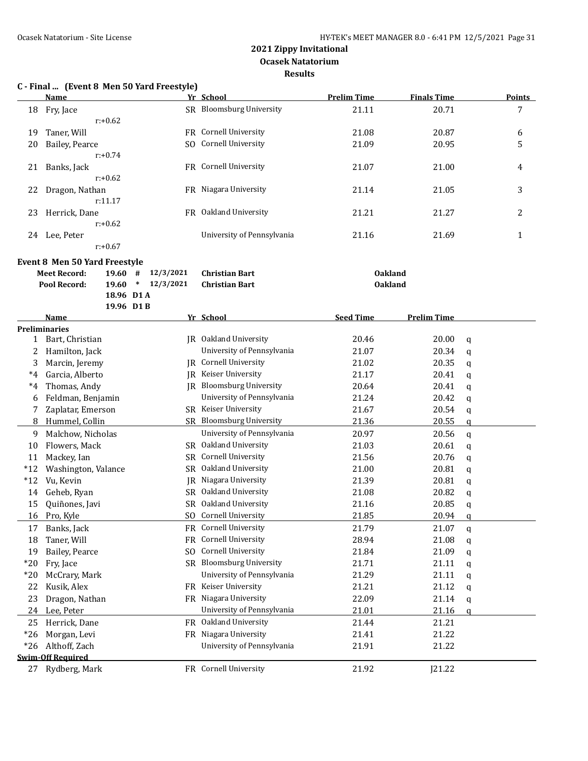# 2021 Zippy Invitational
## Ocasek Natatorium
### Results

**C - Final ... (Event 8 Men 50 Yard Freestyle)**

| | Name | Yr | School | Prelim Time | Finals Time | Points |
|---|---|---|---|---|---|---|
| 18 | Fry, Jace | SR | Bloomsburg University | 21.11 | 20.71 | 7 |
| | r:+0.62 | | | | | |
| 19 | Taner, Will | FR | Cornell University | 21.08 | 20.87 | 6 |
| 20 | Bailey, Pearce | SO | Cornell University | 21.09 | 20.95 | 5 |
| | r:+0.74 | | | | | |
| 21 | Banks, Jack | FR | Cornell University | 21.07 | 21.00 | 4 |
| | r:+0.62 | | | | | |
| 22 | Dragon, Nathan | FR | Niagara University | 21.14 | 21.05 | 3 |
| | r:11.17 | | | | | |
| 23 | Herrick, Dane | FR | Oakland University | 21.21 | 21.27 | 2 |
| | r:+0.62 | | | | | |
| 24 | Lee, Peter | | University of Pennsylvania | 21.16 | 21.69 | 1 |
| | r:+0.67 | | | | | |

**Event 8 Men 50 Yard Freestyle**

| | | | | | |
|---|---|---|---|---|---|
| Meet Record: | 19.60 | # | 12/3/2021 | Christian Bart | Oakland |
| Pool Record: | 19.60 | * | 12/3/2021 | Christian Bart | Oakland |
| | 18.96 | D1 A | | | |
| | 19.96 | D1 B | | | |

| | Name | Yr | School | Seed Time | Prelim Time | |
|---|---|---|---|---|---|---|
| **Preliminaries** | | | | | | |
| 1 | Bart, Christian | JR | Oakland University | 20.46 | 20.00 | q |
| 2 | Hamilton, Jack | | University of Pennsylvania | 21.07 | 20.34 | q |
| 3 | Marcin, Jeremy | JR | Cornell University | 21.02 | 20.35 | q |
| *4 | Garcia, Alberto | JR | Keiser University | 21.17 | 20.41 | q |
| *4 | Thomas, Andy | JR | Bloomsburg University | 20.64 | 20.41 | q |
| 6 | Feldman, Benjamin | | University of Pennsylvania | 21.24 | 20.42 | q |
| 7 | Zaplatar, Emerson | SR | Keiser University | 21.67 | 20.54 | q |
| 8 | Hummel, Collin | SR | Bloomsburg University | 21.36 | 20.55 | q |
| 9 | Malchow, Nicholas | | University of Pennsylvania | 20.97 | 20.56 | q |
| 10 | Flowers, Mack | SR | Oakland University | 21.03 | 20.61 | q |
| 11 | Mackey, Ian | SR | Cornell University | 21.56 | 20.76 | q |
| *12 | Washington, Valance | SR | Oakland University | 21.00 | 20.81 | q |
| *12 | Vu, Kevin | JR | Niagara University | 21.39 | 20.81 | q |
| 14 | Geheb, Ryan | SR | Oakland University | 21.08 | 20.82 | q |
| 15 | Quiñones, Javi | SR | Oakland University | 21.16 | 20.85 | q |
| 16 | Pro, Kyle | SO | Cornell University | 21.85 | 20.94 | q |
| 17 | Banks, Jack | FR | Cornell University | 21.79 | 21.07 | q |
| 18 | Taner, Will | FR | Cornell University | 28.94 | 21.08 | q |
| 19 | Bailey, Pearce | SO | Cornell University | 21.84 | 21.09 | q |
| *20 | Fry, Jace | SR | Bloomsburg University | 21.71 | 21.11 | q |
| *20 | McCrary, Mark | | University of Pennsylvania | 21.29 | 21.11 | q |
| 22 | Kusik, Alex | FR | Keiser University | 21.21 | 21.12 | q |
| 23 | Dragon, Nathan | FR | Niagara University | 22.09 | 21.14 | q |
| 24 | Lee, Peter | | University of Pennsylvania | 21.01 | 21.16 | q |
| 25 | Herrick, Dane | FR | Oakland University | 21.44 | 21.21 | |
| *26 | Morgan, Levi | FR | Niagara University | 21.41 | 21.22 | |
| *26 | Althoff, Zach | | University of Pennsylvania | 21.91 | 21.22 | |
| **Swim-Off Required** | | | | | | |
| 27 | Rydberg, Mark | FR | Cornell University | 21.92 | J21.22 | |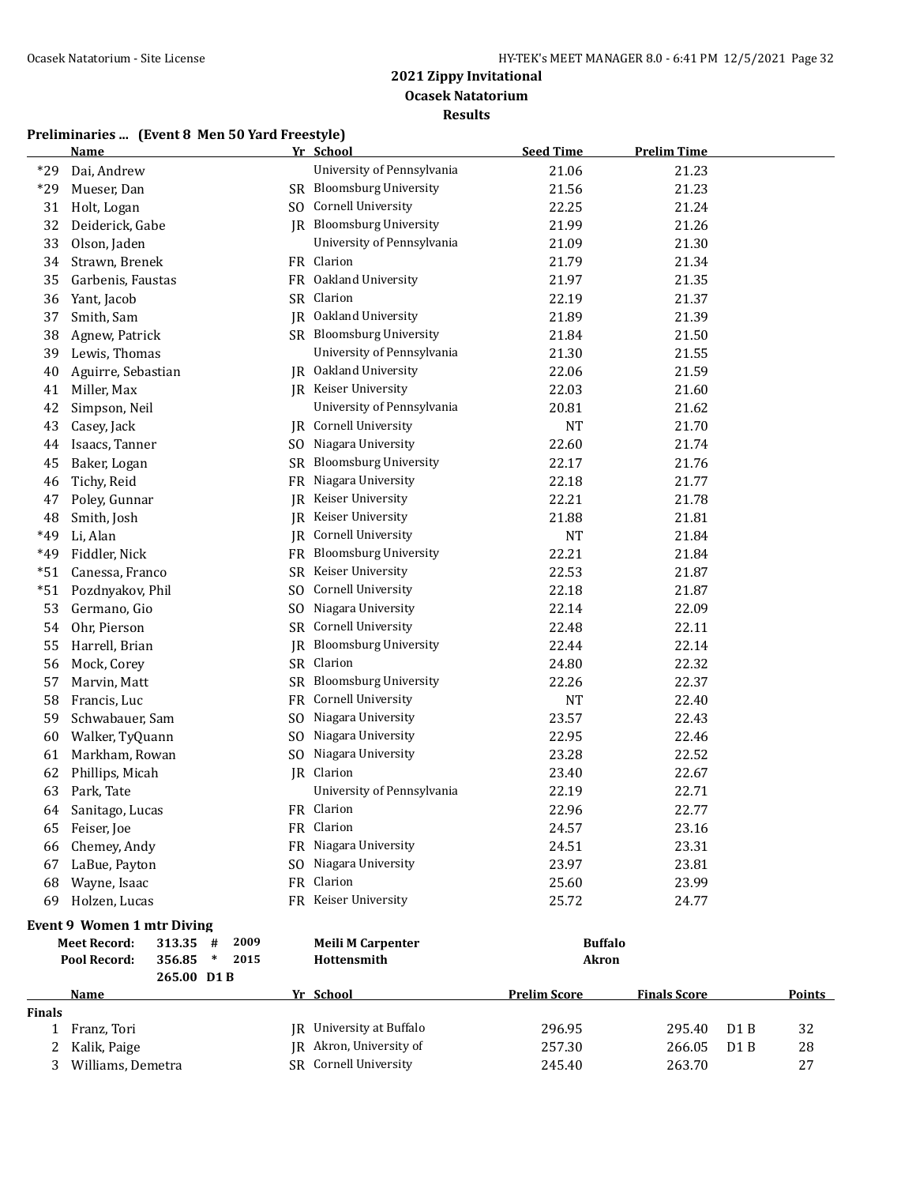# 2021 Zippy Invitational

## Ocasek Natatorium

### Results

**Preliminaries ... (Event 8 Men 50 Yard Freestyle)**

| | Name | Yr | School | Seed Time | Prelim Time |
|---|---|---|---|---|---|
| *29 | Dai, Andrew | | University of Pennsylvania | 21.06 | 21.23 |
| *29 | Mueser, Dan | SR | Bloomsburg University | 21.56 | 21.23 |
| 31 | Holt, Logan | SO | Cornell University | 22.25 | 21.24 |
| 32 | Deiderick, Gabe | JR | Bloomsburg University | 21.99 | 21.26 |
| 33 | Olson, Jaden | | University of Pennsylvania | 21.09 | 21.30 |
| 34 | Strawn, Brenek | FR | Clarion | 21.79 | 21.34 |
| 35 | Garbenis, Faustas | FR | Oakland University | 21.97 | 21.35 |
| 36 | Yant, Jacob | SR | Clarion | 22.19 | 21.37 |
| 37 | Smith, Sam | JR | Oakland University | 21.89 | 21.39 |
| 38 | Agnew, Patrick | SR | Bloomsburg University | 21.84 | 21.50 |
| 39 | Lewis, Thomas | | University of Pennsylvania | 21.30 | 21.55 |
| 40 | Aguirre, Sebastian | JR | Oakland University | 22.06 | 21.59 |
| 41 | Miller, Max | JR | Keiser University | 22.03 | 21.60 |
| 42 | Simpson, Neil | | University of Pennsylvania | 20.81 | 21.62 |
| 43 | Casey, Jack | JR | Cornell University | NT | 21.70 |
| 44 | Isaacs, Tanner | SO | Niagara University | 22.60 | 21.74 |
| 45 | Baker, Logan | SR | Bloomsburg University | 22.17 | 21.76 |
| 46 | Tichy, Reid | FR | Niagara University | 22.18 | 21.77 |
| 47 | Poley, Gunnar | JR | Keiser University | 22.21 | 21.78 |
| 48 | Smith, Josh | JR | Keiser University | 21.88 | 21.81 |
| *49 | Li, Alan | JR | Cornell University | NT | 21.84 |
| *49 | Fiddler, Nick | FR | Bloomsburg University | 22.21 | 21.84 |
| *51 | Canessa, Franco | SR | Keiser University | 22.53 | 21.87 |
| *51 | Pozdnyakov, Phil | SO | Cornell University | 22.18 | 21.87 |
| 53 | Germano, Gio | SO | Niagara University | 22.14 | 22.09 |
| 54 | Ohr, Pierson | SR | Cornell University | 22.48 | 22.11 |
| 55 | Harrell, Brian | JR | Bloomsburg University | 22.44 | 22.14 |
| 56 | Mock, Corey | SR | Clarion | 24.80 | 22.32 |
| 57 | Marvin, Matt | SR | Bloomsburg University | 22.26 | 22.37 |
| 58 | Francis, Luc | FR | Cornell University | NT | 22.40 |
| 59 | Schwabauer, Sam | SO | Niagara University | 23.57 | 22.43 |
| 60 | Walker, TyQuann | SO | Niagara University | 22.95 | 22.46 |
| 61 | Markham, Rowan | SO | Niagara University | 23.28 | 22.52 |
| 62 | Phillips, Micah | JR | Clarion | 23.40 | 22.67 |
| 63 | Park, Tate | | University of Pennsylvania | 22.19 | 22.71 |
| 64 | Sanitago, Lucas | FR | Clarion | 22.96 | 22.77 |
| 65 | Feiser, Joe | FR | Clarion | 24.57 | 23.16 |
| 66 | Chemey, Andy | FR | Niagara University | 24.51 | 23.31 |
| 67 | LaBue, Payton | SO | Niagara University | 23.97 | 23.81 |
| 68 | Wayne, Isaac | FR | Clarion | 25.60 | 23.99 |
| 69 | Holzen, Lucas | FR | Keiser University | 25.72 | 24.77 |

**Event 9 Women 1 mtr Diving**

| | | | | |
|---|---|---|---|---|
| Meet Record: | 313.35 # | 2009 | Meili M Carpenter | Buffalo |
| Pool Record: | 356.85 * | 2015 | Hottensmith | Akron |
| | 265.00 D1 B | | | |

| | Name | Yr | School | Prelim Score | Finals Score | | Points |
|---|---|---|---|---|---|---|---|
| **Finals** | | | | | | | |
| 1 | Franz, Tori | JR | University at Buffalo | 296.95 | 295.40 | D1 B | 32 |
| 2 | Kalik, Paige | JR | Akron, University of | 257.30 | 266.05 | D1 B | 28 |
| 3 | Williams, Demetra | SR | Cornell University | 245.40 | 263.70 | | 27 |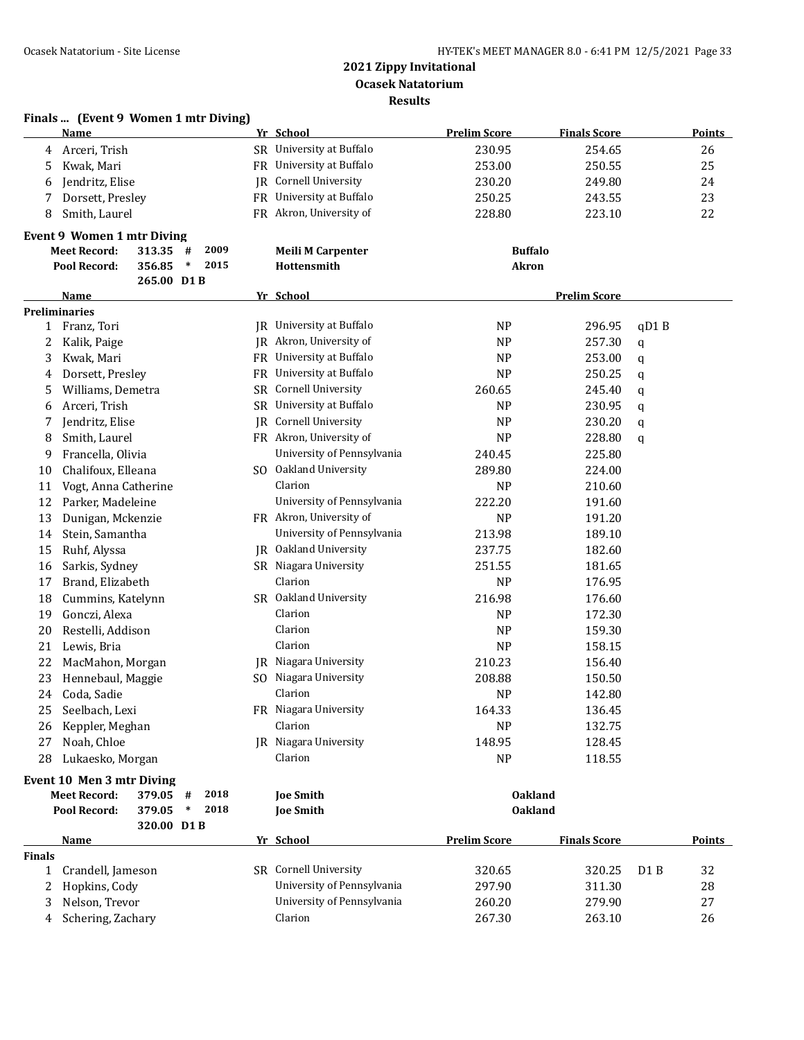## 2021 Zippy Invitational
## Ocasek Natatorium
## Results

### Finals ... (Event 9 Women 1 mtr Diving)

| | Name | Yr | School | Prelim Score | Finals Score | | Points |
|---|---|---|---|---|---|---|---|
| 4 | Arceri, Trish | SR | University at Buffalo | 230.95 | 254.65 | | 26 |
| 5 | Kwak, Mari | FR | University at Buffalo | 253.00 | 250.55 | | 25 |
| 6 | Jendritz, Elise | JR | Cornell University | 230.20 | 249.80 | | 24 |
| 7 | Dorsett, Presley | FR | University at Buffalo | 250.25 | 243.55 | | 23 |
| 8 | Smith, Laurel | FR | Akron, University of | 228.80 | 223.10 | | 22 |

### Event 9 Women 1 mtr Diving

Meet Record: 313.35 # 2009 Meili M Carpenter Buffalo
Pool Record: 356.85 * 2015 Hottensmith Akron
265.00 D1 B

| | Name | Yr | School | | Prelim Score | |
|---|---|---|---|---|---|---|
| **Preliminaries** | | | | | | |
| 1 | Franz, Tori | JR | University at Buffalo | NP | 296.95 | qD1 B |
| 2 | Kalik, Paige | JR | Akron, University of | NP | 257.30 | q |
| 3 | Kwak, Mari | FR | University at Buffalo | NP | 253.00 | q |
| 4 | Dorsett, Presley | FR | University at Buffalo | NP | 250.25 | q |
| 5 | Williams, Demetra | SR | Cornell University | 260.65 | 245.40 | q |
| 6 | Arceri, Trish | SR | University at Buffalo | NP | 230.95 | q |
| 7 | Jendritz, Elise | JR | Cornell University | NP | 230.20 | q |
| 8 | Smith, Laurel | FR | Akron, University of | NP | 228.80 | q |
| 9 | Francella, Olivia | | University of Pennsylvania | 240.45 | 225.80 | |
| 10 | Chalifoux, Elleana | SO | Oakland University | 289.80 | 224.00 | |
| 11 | Vogt, Anna Catherine | | Clarion | NP | 210.60 | |
| 12 | Parker, Madeleine | | University of Pennsylvania | 222.20 | 191.60 | |
| 13 | Dunigan, Mckenzie | FR | Akron, University of | NP | 191.20 | |
| 14 | Stein, Samantha | | University of Pennsylvania | 213.98 | 189.10 | |
| 15 | Ruhf, Alyssa | JR | Oakland University | 237.75 | 182.60 | |
| 16 | Sarkis, Sydney | SR | Niagara University | 251.55 | 181.65 | |
| 17 | Brand, Elizabeth | | Clarion | NP | 176.95 | |
| 18 | Cummins, Katelynn | SR | Oakland University | 216.98 | 176.60 | |
| 19 | Gonczi, Alexa | | Clarion | NP | 172.30 | |
| 20 | Restelli, Addison | | Clarion | NP | 159.30 | |
| 21 | Lewis, Bria | | Clarion | NP | 158.15 | |
| 22 | MacMahon, Morgan | JR | Niagara University | 210.23 | 156.40 | |
| 23 | Hennebaul, Maggie | SO | Niagara University | 208.88 | 150.50 | |
| 24 | Coda, Sadie | | Clarion | NP | 142.80 | |
| 25 | Seelbach, Lexi | FR | Niagara University | 164.33 | 136.45 | |
| 26 | Keppler, Meghan | | Clarion | NP | 132.75 | |
| 27 | Noah, Chloe | JR | Niagara University | 148.95 | 128.45 | |
| 28 | Lukaesko, Morgan | | Clarion | NP | 118.55 | |

### Event 10 Men 3 mtr Diving

Meet Record: 379.05 # 2018 Joe Smith Oakland
Pool Record: 379.05 * 2018 Joe Smith Oakland
320.00 D1 B

| | Name | Yr | School | Prelim Score | Finals Score | | Points |
|---|---|---|---|---|---|---|---|
| **Finals** | | | | | | | |
| 1 | Crandell, Jameson | SR | Cornell University | 320.65 | 320.25 | D1 B | 32 |
| 2 | Hopkins, Cody | | University of Pennsylvania | 297.90 | 311.30 | | 28 |
| 3 | Nelson, Trevor | | University of Pennsylvania | 260.20 | 279.90 | | 27 |
| 4 | Schering, Zachary | | Clarion | 267.30 | 263.10 | | 26 |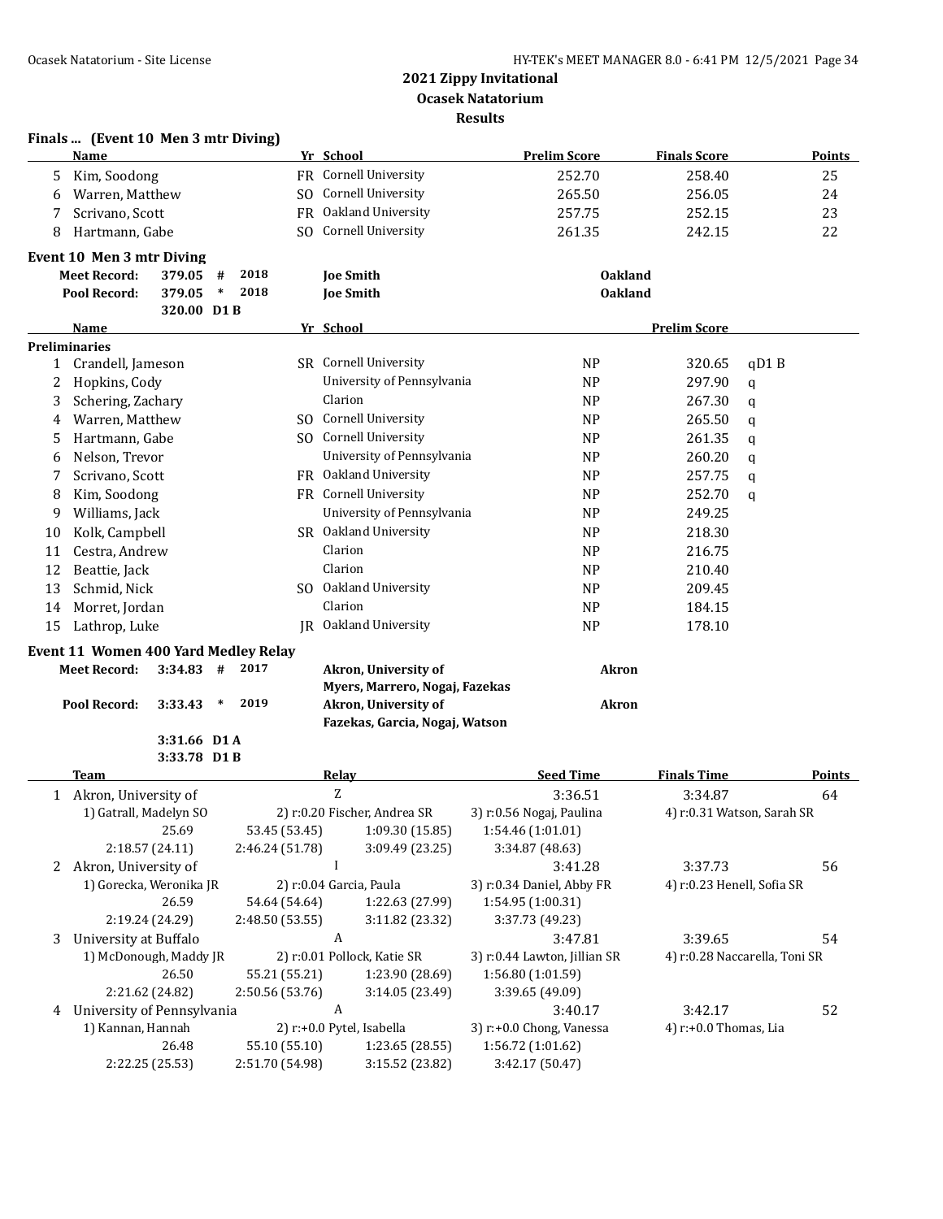## 2021 Zippy Invitational
## Ocasek Natatorium
## Results

### Finals ... (Event 10 Men 3 mtr Diving)

| | Name | Yr | School | Prelim Score | Finals Score | Points |
|---|---|---|---|---|---|---|
| 5 | Kim, Soodong | FR | Cornell University | 252.70 | 258.40 | 25 |
| 6 | Warren, Matthew | SO | Cornell University | 265.50 | 256.05 | 24 |
| 7 | Scrivano, Scott | FR | Oakland University | 257.75 | 252.15 | 23 |
| 8 | Hartmann, Gabe | SO | Cornell University | 261.35 | 242.15 | 22 |

### Event 10 Men 3 mtr Diving

| | | | | | |
|---|---|---|---|---|---|
| Meet Record: | 379.05 | # | 2018 | Joe Smith | Oakland |
| Pool Record: | 379.05 | * | 2018 | Joe Smith | Oakland |
| | 320.00 | D1 B | | | |

**Preliminaries**

| | Name | Yr | School | | Prelim Score | |
|---|---|---|---|---|---|---|
| 1 | Crandell, Jameson | SR | Cornell University | NP | 320.65 | qD1 B |
| 2 | Hopkins, Cody | | University of Pennsylvania | NP | 297.90 | q |
| 3 | Schering, Zachary | | Clarion | NP | 267.30 | q |
| 4 | Warren, Matthew | SO | Cornell University | NP | 265.50 | q |
| 5 | Hartmann, Gabe | SO | Cornell University | NP | 261.35 | q |
| 6 | Nelson, Trevor | | University of Pennsylvania | NP | 260.20 | q |
| 7 | Scrivano, Scott | FR | Oakland University | NP | 257.75 | q |
| 8 | Kim, Soodong | FR | Cornell University | NP | 252.70 | q |
| 9 | Williams, Jack | | University of Pennsylvania | NP | 249.25 | |
| 10 | Kolk, Campbell | SR | Oakland University | NP | 218.30 | |
| 11 | Cestra, Andrew | | Clarion | NP | 216.75 | |
| 12 | Beattie, Jack | | Clarion | NP | 210.40 | |
| 13 | Schmid, Nick | SO | Oakland University | NP | 209.45 | |
| 14 | Morret, Jordan | | Clarion | NP | 184.15 | |
| 15 | Lathrop, Luke | JR | Oakland University | NP | 178.10 | |

### Event 11 Women 400 Yard Medley Relay

| | | | | | |
|---|---|---|---|---|---|
| Meet Record: | 3:34.83 | # | 2017 | Akron, University of<br>Myers, Marrero, Nogaj, Fazekas | Akron |
| Pool Record: | 3:33.43 | * | 2019 | Akron, University of<br>Fazekas, Garcia, Nogaj, Watson | Akron |
| | 3:31.66 | D1 A | | | |
| | 3:33.78 | D1 B | | | |

| | Team | Relay | Seed Time | Finals Time | Points |
|---|---|---|---|---|---|
| 1 | Akron, University of | Z | 3:36.51 | 3:34.87 | 64 |
| | 1) Gatrall, Madelyn SO | 2) r:0.20 Fischer, Andrea SR | 3) r:0.56 Nogaj, Paulina | 4) r:0.31 Watson, Sarah SR | |
| | 25.69 | 53.45 (53.45) | 1:09.30 (15.85) | 1:54.46 (1:01.01) | |
| | 2:18.57 (24.11) | 2:46.24 (51.78) | 3:09.49 (23.25) | 3:34.87 (48.63) | |
| 2 | Akron, University of | I | 3:41.28 | 3:37.73 | 56 |
| | 1) Gorecka, Weronika JR | 2) r:0.04 Garcia, Paula | 3) r:0.34 Daniel, Abby FR | 4) r:0.23 Henell, Sofia SR | |
| | 26.59 | 54.64 (54.64) | 1:22.63 (27.99) | 1:54.95 (1:00.31) | |
| | 2:19.24 (24.29) | 2:48.50 (53.55) | 3:11.82 (23.32) | 3:37.73 (49.23) | |
| 3 | University at Buffalo | A | 3:47.81 | 3:39.65 | 54 |
| | 1) McDonough, Maddy JR | 2) r:0.01 Pollock, Katie SR | 3) r:0.44 Lawton, Jillian SR | 4) r:0.28 Naccarella, Toni SR | |
| | 26.50 | 55.21 (55.21) | 1:23.90 (28.69) | 1:56.80 (1:01.59) | |
| | 2:21.62 (24.82) | 2:50.56 (53.76) | 3:14.05 (23.49) | 3:39.65 (49.09) | |
| 4 | University of Pennsylvania | A | 3:40.17 | 3:42.17 | 52 |
| | 1) Kannan, Hannah | 2) r:+0.0 Pytel, Isabella | 3) r:+0.0 Chong, Vanessa | 4) r:+0.0 Thomas, Lia | |
| | 26.48 | 55.10 (55.10) | 1:23.65 (28.55) | 1:56.72 (1:01.62) | |
| | 2:22.25 (25.53) | 2:51.70 (54.98) | 3:15.52 (23.82) | 3:42.17 (50.47) | |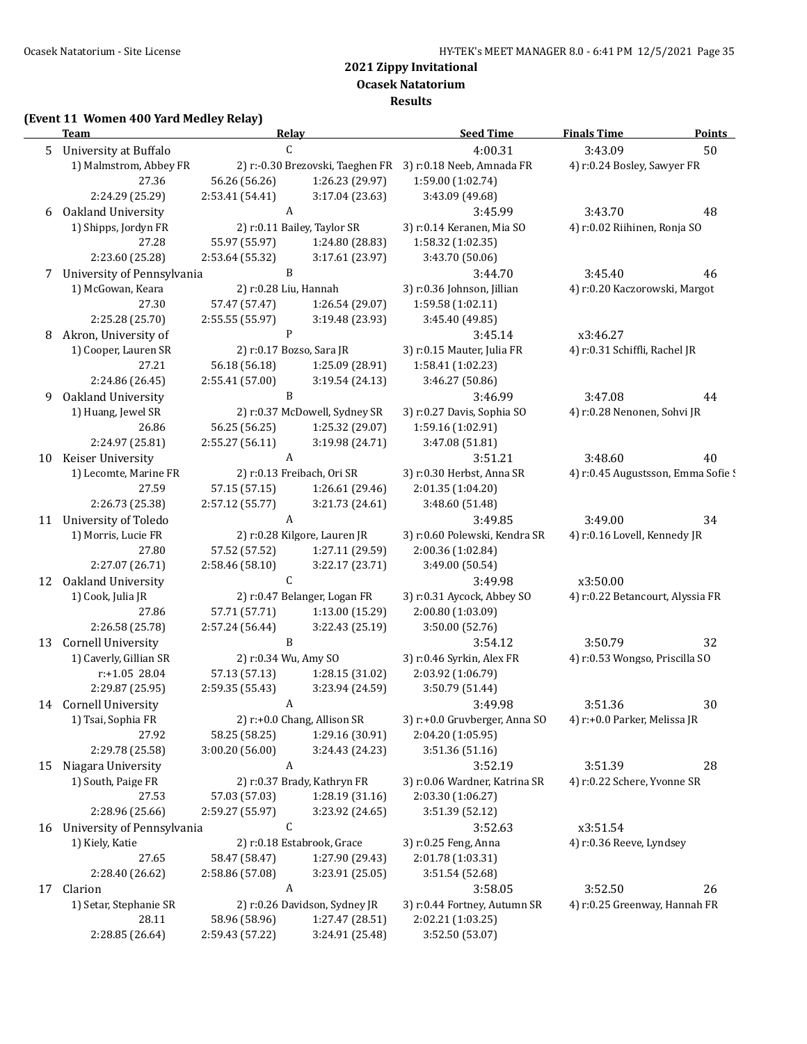## 2021 Zippy Invitational
## Ocasek Natatorium
## Results

**(Event 11 Women 400 Yard Medley Relay)**

| | Team | Relay | Seed Time | Finals Time | Points |
|---|---|---|---|---|---|
| 5 | University at Buffalo | C | 4:00.31 | 3:43.09 | 50 |
| | 1) Malmstrom, Abbey FR | 2) r:-0.30 Brezovski, Taeghen FR | 3) r:0.18 Neeb, Amnada FR | 4) r:0.24 Bosley, Sawyer FR | |
| | 27.36 | 56.26 (56.26) | 1:26.23 (29.97) | 1:59.00 (1:02.74) | |
| | 2:24.29 (25.29) | 2:53.41 (54.41) | 3:17.04 (23.63) | 3:43.09 (49.68) | |
| 6 | Oakland University | A | 3:45.99 | 3:43.70 | 48 |
| | 1) Shipps, Jordyn FR | 2) r:0.11 Bailey, Taylor SR | 3) r:0.14 Keranen, Mia SO | 4) r:0.02 Riihinen, Ronja SO | |
| | 27.28 | 55.97 (55.97) | 1:24.80 (28.83) | 1:58.32 (1:02.35) | |
| | 2:23.60 (25.28) | 2:53.64 (55.32) | 3:17.61 (23.97) | 3:43.70 (50.06) | |
| 7 | University of Pennsylvania | B | 3:44.70 | 3:45.40 | 46 |
| | 1) McGowan, Keara | 2) r:0.28 Liu, Hannah | 3) r:0.36 Johnson, Jillian | 4) r:0.20 Kaczorowski, Margot | |
| | 27.30 | 57.47 (57.47) | 1:26.54 (29.07) | 1:59.58 (1:02.11) | |
| | 2:25.28 (25.70) | 2:55.55 (55.97) | 3:19.48 (23.93) | 3:45.40 (49.85) | |
| 8 | Akron, University of | P | 3:45.14 | x3:46.27 | |
| | 1) Cooper, Lauren SR | 2) r:0.17 Bozso, Sara JR | 3) r:0.15 Mauter, Julia FR | 4) r:0.31 Schiffli, Rachel JR | |
| | 27.21 | 56.18 (56.18) | 1:25.09 (28.91) | 1:58.41 (1:02.23) | |
| | 2:24.86 (26.45) | 2:55.41 (57.00) | 3:19.54 (24.13) | 3:46.27 (50.86) | |
| 9 | Oakland University | B | 3:46.99 | 3:47.08 | 44 |
| | 1) Huang, Jewel SR | 2) r:0.37 McDowell, Sydney SR | 3) r:0.27 Davis, Sophia SO | 4) r:0.28 Nenonen, Sohvi JR | |
| | 26.86 | 56.25 (56.25) | 1:25.32 (29.07) | 1:59.16 (1:02.91) | |
| | 2:24.97 (25.81) | 2:55.27 (56.11) | 3:19.98 (24.71) | 3:47.08 (51.81) | |
| 10 | Keiser University | A | 3:51.21 | 3:48.60 | 40 |
| | 1) Lecomte, Marine FR | 2) r:0.13 Freibach, Ori SR | 3) r:0.30 Herbst, Anna SR | 4) r:0.45 Augustsson, Emma Sofie S | |
| | 27.59 | 57.15 (57.15) | 1:26.61 (29.46) | 2:01.35 (1:04.20) | |
| | 2:26.73 (25.38) | 2:57.12 (55.77) | 3:21.73 (24.61) | 3:48.60 (51.48) | |
| 11 | University of Toledo | A | 3:49.85 | 3:49.00 | 34 |
| | 1) Morris, Lucie FR | 2) r:0.28 Kilgore, Lauren JR | 3) r:0.60 Polewski, Kendra SR | 4) r:0.16 Lovell, Kennedy JR | |
| | 27.80 | 57.52 (57.52) | 1:27.11 (29.59) | 2:00.36 (1:02.84) | |
| | 2:27.07 (26.71) | 2:58.46 (58.10) | 3:22.17 (23.71) | 3:49.00 (50.54) | |
| 12 | Oakland University | C | 3:49.98 | x3:50.00 | |
| | 1) Cook, Julia JR | 2) r:0.47 Belanger, Logan FR | 3) r:0.31 Aycock, Abbey SO | 4) r:0.22 Betancourt, Alyssia FR | |
| | 27.86 | 57.71 (57.71) | 1:13.00 (15.29) | 2:00.80 (1:03.09) | |
| | 2:26.58 (25.78) | 2:57.24 (56.44) | 3:22.43 (25.19) | 3:50.00 (52.76) | |
| 13 | Cornell University | B | 3:54.12 | 3:50.79 | 32 |
| | 1) Caverly, Gillian SR | 2) r:0.34 Wu, Amy SO | 3) r:0.46 Syrkin, Alex FR | 4) r:0.53 Wongso, Priscilla SO | |
| | r:+1.05 28.04 | 57.13 (57.13) | 1:28.15 (31.02) | 2:03.92 (1:06.79) | |
| | 2:29.87 (25.95) | 2:59.35 (55.43) | 3:23.94 (24.59) | 3:50.79 (51.44) | |
| 14 | Cornell University | A | 3:49.98 | 3:51.36 | 30 |
| | 1) Tsai, Sophia FR | 2) r:+0.0 Chang, Allison SR | 3) r:+0.0 Gruvberger, Anna SO | 4) r:+0.0 Parker, Melissa JR | |
| | 27.92 | 58.25 (58.25) | 1:29.16 (30.91) | 2:04.20 (1:05.95) | |
| | 2:29.78 (25.58) | 3:00.20 (56.00) | 3:24.43 (24.23) | 3:51.36 (51.16) | |
| 15 | Niagara University | A | 3:52.19 | 3:51.39 | 28 |
| | 1) South, Paige FR | 2) r:0.37 Brady, Kathryn FR | 3) r:0.06 Wardner, Katrina SR | 4) r:0.22 Schere, Yvonne SR | |
| | 27.53 | 57.03 (57.03) | 1:28.19 (31.16) | 2:03.30 (1:06.27) | |
| | 2:28.96 (25.66) | 2:59.27 (55.97) | 3:23.92 (24.65) | 3:51.39 (52.12) | |
| 16 | University of Pennsylvania | C | 3:52.63 | x3:51.54 | |
| | 1) Kiely, Katie | 2) r:0.18 Estabrook, Grace | 3) r:0.25 Feng, Anna | 4) r:0.36 Reeve, Lyndsey | |
| | 27.65 | 58.47 (58.47) | 1:27.90 (29.43) | 2:01.78 (1:03.31) | |
| | 2:28.40 (26.62) | 2:58.86 (57.08) | 3:23.91 (25.05) | 3:51.54 (52.68) | |
| 17 | Clarion | A | 3:58.05 | 3:52.50 | 26 |
| | 1) Setar, Stephanie SR | 2) r:0.26 Davidson, Sydney JR | 3) r:0.44 Fortney, Autumn SR | 4) r:0.25 Greenway, Hannah FR | |
| | 28.11 | 58.96 (58.96) | 1:27.47 (28.51) | 2:02.21 (1:03.25) | |
| | 2:28.85 (26.64) | 2:59.43 (57.22) | 3:24.91 (25.48) | 3:52.50 (53.07) | |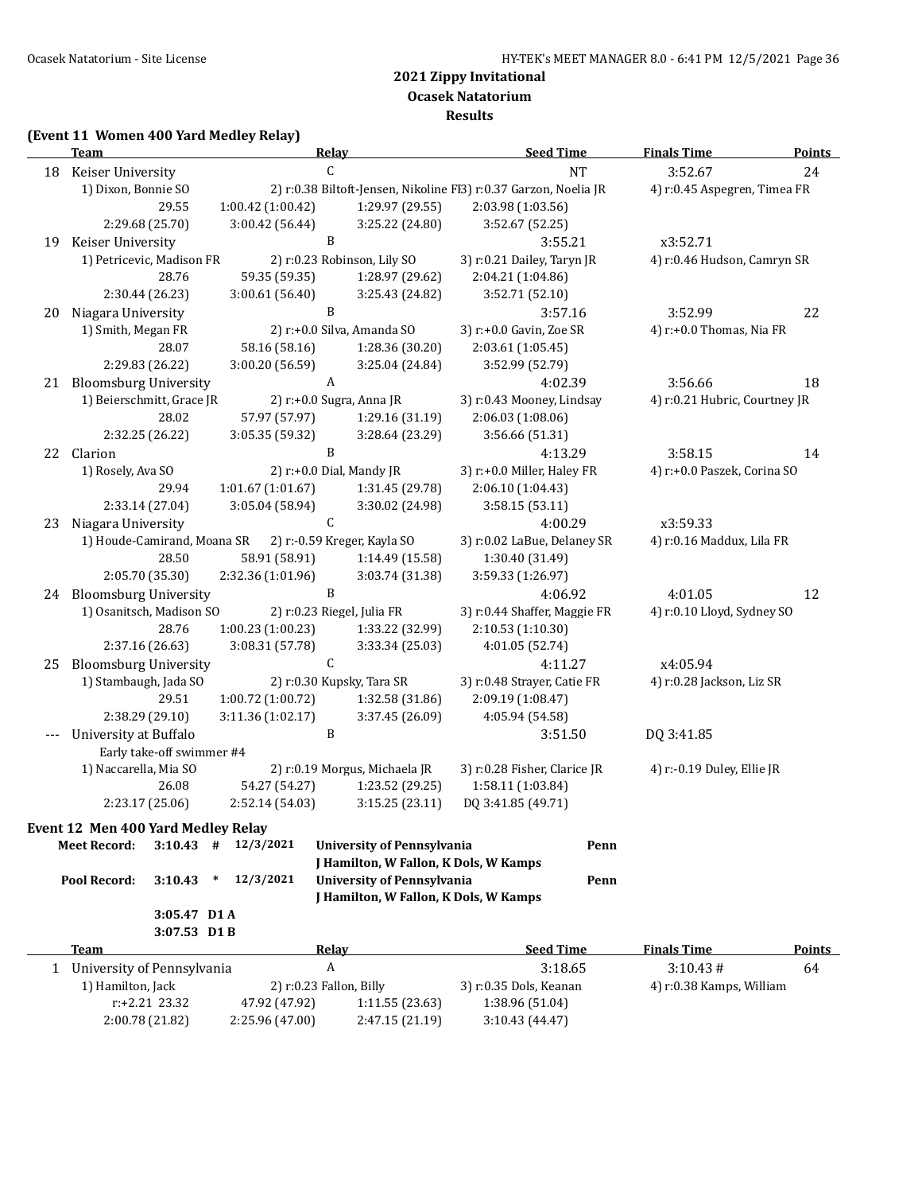## 2021 Zippy Invitational
### Ocasek Natatorium
### Results

**(Event 11 Women 400 Yard Medley Relay)**

| | Team | Relay | Seed Time | Finals Time | Points |
|---|---|---|---|---|---|
| 18 | Keiser University | C | NT | 3:52.67 | 24 |
| | 1) Dixon, Bonnie SO | 2) r:0.38 Biltoft-Jensen, Nikoline FR | 3) r:0.37 Garzon, Noelia JR | 4) r:0.45 Aspegren, Timea FR | |
| | 29.55 | 1:00.42 (1:00.42) | 1:29.97 (29.55) | 2:03.98 (1:03.56) | |
| | 2:29.68 (25.70) | 3:00.42 (56.44) | 3:25.22 (24.80) | 3:52.67 (52.25) | |
| 19 | Keiser University | B | 3:55.21 | x3:52.71 | |
| | 1) Petricevic, Madison FR | 2) r:0.23 Robinson, Lily SO | 3) r:0.21 Dailey, Taryn JR | 4) r:0.46 Hudson, Camryn SR | |
| | 28.76 | 59.35 (59.35) | 1:28.97 (29.62) | 2:04.21 (1:04.86) | |
| | 2:30.44 (26.23) | 3:00.61 (56.40) | 3:25.43 (24.82) | 3:52.71 (52.10) | |
| 20 | Niagara University | B | 3:57.16 | 3:52.99 | 22 |
| | 1) Smith, Megan FR | 2) r:+0.0 Silva, Amanda SO | 3) r:+0.0 Gavin, Zoe SR | 4) r:+0.0 Thomas, Nia FR | |
| | 28.07 | 58.16 (58.16) | 1:28.36 (30.20) | 2:03.61 (1:05.45) | |
| | 2:29.83 (26.22) | 3:00.20 (56.59) | 3:25.04 (24.84) | 3:52.99 (52.79) | |
| 21 | Bloomsburg University | A | 4:02.39 | 3:56.66 | 18 |
| | 1) Beierschmitt, Grace JR | 2) r:+0.0 Sugra, Anna JR | 3) r:0.43 Mooney, Lindsay | 4) r:0.21 Hubric, Courtney JR | |
| | 28.02 | 57.97 (57.97) | 1:29.16 (31.19) | 2:06.03 (1:08.06) | |
| | 2:32.25 (26.22) | 3:05.35 (59.32) | 3:28.64 (23.29) | 3:56.66 (51.31) | |
| 22 | Clarion | B | 4:13.29 | 3:58.15 | 14 |
| | 1) Rosely, Ava SO | 2) r:+0.0 Dial, Mandy JR | 3) r:+0.0 Miller, Haley FR | 4) r:+0.0 Paszek, Corina SO | |
| | 29.94 | 1:01.67 (1:01.67) | 1:31.45 (29.78) | 2:06.10 (1:04.43) | |
| | 2:33.14 (27.04) | 3:05.04 (58.94) | 3:30.02 (24.98) | 3:58.15 (53.11) | |
| 23 | Niagara University | C | 4:00.29 | x3:59.33 | |
| | 1) Houde-Camirand, Moana SR | 2) r:-0.59 Kreger, Kayla SO | 3) r:0.02 LaBue, Delaney SR | 4) r:0.16 Maddux, Lila FR | |
| | 28.50 | 58.91 (58.91) | 1:14.49 (15.58) | 1:30.40 (31.49) | |
| | 2:05.70 (35.30) | 2:32.36 (1:01.96) | 3:03.74 (31.38) | 3:59.33 (1:26.97) | |
| 24 | Bloomsburg University | B | 4:06.92 | 4:01.05 | 12 |
| | 1) Osanitsch, Madison SO | 2) r:0.23 Riegel, Julia FR | 3) r:0.44 Shaffer, Maggie FR | 4) r:0.10 Lloyd, Sydney SO | |
| | 28.76 | 1:00.23 (1:00.23) | 1:33.22 (32.99) | 2:10.53 (1:10.30) | |
| | 2:37.16 (26.63) | 3:08.31 (57.78) | 3:33.34 (25.03) | 4:01.05 (52.74) | |
| 25 | Bloomsburg University | C | 4:11.27 | x4:05.94 | |
| | 1) Stambaugh, Jada SO | 2) r:0.30 Kupsky, Tara SR | 3) r:0.48 Strayer, Catie FR | 4) r:0.28 Jackson, Liz SR | |
| | 29.51 | 1:00.72 (1:00.72) | 1:32.58 (31.86) | 2:09.19 (1:08.47) | |
| | 2:38.29 (29.10) | 3:11.36 (1:02.17) | 3:37.45 (26.09) | 4:05.94 (54.58) | |
| --- | University at Buffalo | B | 3:51.50 | DQ 3:41.85 | |
| | Early take-off swimmer #4 | | | | |
| | 1) Naccarella, Mia SO | 2) r:0.19 Morgus, Michaela JR | 3) r:0.28 Fisher, Clarice JR | 4) r:-0.19 Duley, Ellie JR | |
| | 26.08 | 54.27 (54.27) | 1:23.52 (29.25) | 1:58.11 (1:03.84) | |
| | 2:23.17 (25.06) | 2:52.14 (54.03) | 3:15.25 (23.11) | DQ 3:41.85 (49.71) | |

**Event 12 Men 400 Yard Medley Relay**

| | | | | | |
|---|---|---|---|---|---|
| **Meet Record:** | **3:10.43** | **#** | **12/3/2021** | **University of Pennsylvania** / **J Hamilton, W Fallon, K Dols, W Kamps** | **Penn** |
| **Pool Record:** | **3:10.43** | **\*** | **12/3/2021** | **University of Pennsylvania** / **J Hamilton, W Fallon, K Dols, W Kamps** | **Penn** |
| | **3:05.47** | **D1 A** | | | |
| | **3:07.53** | **D1 B** | | | |

| | Team | Relay | Seed Time | Finals Time | Points |
|---|---|---|---|---|---|
| 1 | University of Pennsylvania | A | 3:18.65 | 3:10.43 # | 64 |
| | 1) Hamilton, Jack | 2) r:0.23 Fallon, Billy | 3) r:0.35 Dols, Keanan | 4) r:0.38 Kamps, William | |
| | r:+2.21 23.32 | 47.92 (47.92) | 1:11.55 (23.63) | 1:38.96 (51.04) | |
| | 2:00.78 (21.82) | 2:25.96 (47.00) | 2:47.15 (21.19) | 3:10.43 (44.47) | |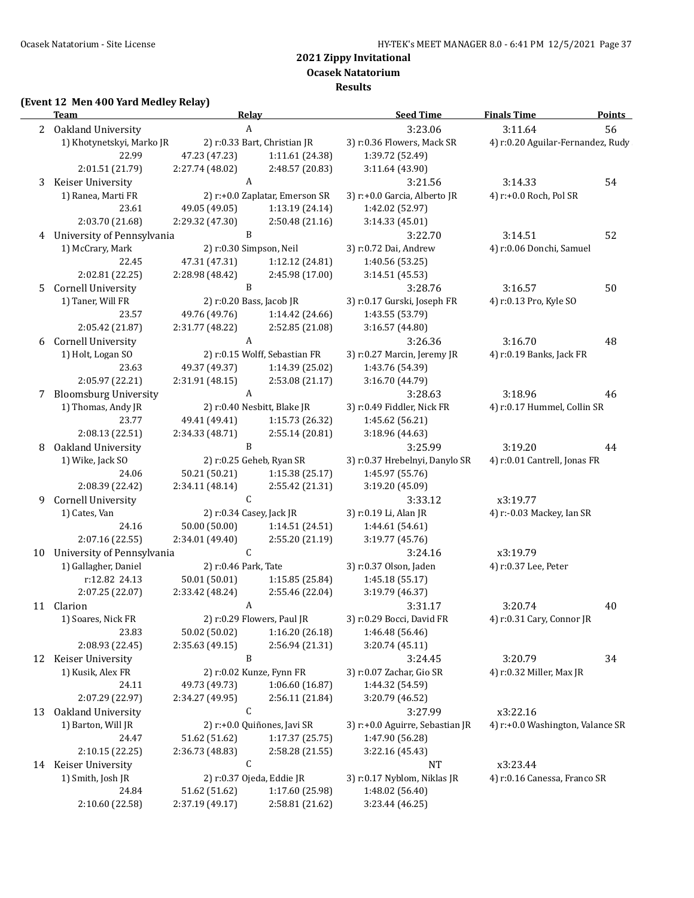**2021 Zippy Invitational**
**Ocasek Natatorium**
**Results**

**(Event 12 Men 400 Yard Medley Relay)**

| | Team | Relay | | Seed Time | Finals Time | Points |
|---|---|---|---|---|---|---|
| 2 | Oakland University | A | | 3:23.06 | 3:11.64 | 56 |
| | 1) Khotynetskyi, Marko JR | 2) r:0.33 Bart, Christian JR | | 3) r:0.36 Flowers, Mack SR | 4) r:0.20 Aguilar-Fernandez, Rudy | |
| | 22.99 | 47.23 (47.23) | 1:11.61 (24.38) | 1:39.72 (52.49) | | |
| | 2:01.51 (21.79) | 2:27.74 (48.02) | 2:48.57 (20.83) | 3:11.64 (43.90) | | |
| 3 | Keiser University | A | | 3:21.56 | 3:14.33 | 54 |
| | 1) Ranea, Marti FR | 2) r:+0.0 Zaplatar, Emerson SR | | 3) r:+0.0 Garcia, Alberto JR | 4) r:+0.0 Roch, Pol SR | |
| | 23.61 | 49.05 (49.05) | 1:13.19 (24.14) | 1:42.02 (52.97) | | |
| | 2:03.70 (21.68) | 2:29.32 (47.30) | 2:50.48 (21.16) | 3:14.33 (45.01) | | |
| 4 | University of Pennsylvania | B | | 3:22.70 | 3:14.51 | 52 |
| | 1) McCrary, Mark | 2) r:0.30 Simpson, Neil | | 3) r:0.72 Dai, Andrew | 4) r:0.06 Donchi, Samuel | |
| | 22.45 | 47.31 (47.31) | 1:12.12 (24.81) | 1:40.56 (53.25) | | |
| | 2:02.81 (22.25) | 2:28.98 (48.42) | 2:45.98 (17.00) | 3:14.51 (45.53) | | |
| 5 | Cornell University | B | | 3:28.76 | 3:16.57 | 50 |
| | 1) Taner, Will FR | 2) r:0.20 Bass, Jacob JR | | 3) r:0.17 Gurski, Joseph FR | 4) r:0.13 Pro, Kyle SO | |
| | 23.57 | 49.76 (49.76) | 1:14.42 (24.66) | 1:43.55 (53.79) | | |
| | 2:05.42 (21.87) | 2:31.77 (48.22) | 2:52.85 (21.08) | 3:16.57 (44.80) | | |
| 6 | Cornell University | A | | 3:26.36 | 3:16.70 | 48 |
| | 1) Holt, Logan SO | 2) r:0.15 Wolff, Sebastian FR | | 3) r:0.27 Marcin, Jeremy JR | 4) r:0.19 Banks, Jack FR | |
| | 23.63 | 49.37 (49.37) | 1:14.39 (25.02) | 1:43.76 (54.39) | | |
| | 2:05.97 (22.21) | 2:31.91 (48.15) | 2:53.08 (21.17) | 3:16.70 (44.79) | | |
| 7 | Bloomsburg University | A | | 3:28.63 | 3:18.96 | 46 |
| | 1) Thomas, Andy JR | 2) r:0.40 Nesbitt, Blake JR | | 3) r:0.49 Fiddler, Nick FR | 4) r:0.17 Hummel, Collin SR | |
| | 23.77 | 49.41 (49.41) | 1:15.73 (26.32) | 1:45.62 (56.21) | | |
| | 2:08.13 (22.51) | 2:34.33 (48.71) | 2:55.14 (20.81) | 3:18.96 (44.63) | | |
| 8 | Oakland University | B | | 3:25.99 | 3:19.20 | 44 |
| | 1) Wike, Jack SO | 2) r:0.25 Geheb, Ryan SR | | 3) r:0.37 Hrebelnyi, Danylo SR | 4) r:0.01 Cantrell, Jonas FR | |
| | 24.06 | 50.21 (50.21) | 1:15.38 (25.17) | 1:45.97 (55.76) | | |
| | 2:08.39 (22.42) | 2:34.11 (48.14) | 2:55.42 (21.31) | 3:19.20 (45.09) | | |
| 9 | Cornell University | C | | 3:33.12 | x3:19.77 | |
| | 1) Cates, Van | 2) r:0.34 Casey, Jack JR | | 3) r:0.19 Li, Alan JR | 4) r:-0.03 Mackey, Ian SR | |
| | 24.16 | 50.00 (50.00) | 1:14.51 (24.51) | 1:44.61 (54.61) | | |
| | 2:07.16 (22.55) | 2:34.01 (49.40) | 2:55.20 (21.19) | 3:19.77 (45.76) | | |
| 10 | University of Pennsylvania | C | | 3:24.16 | x3:19.79 | |
| | 1) Gallagher, Daniel | 2) r:0.46 Park, Tate | | 3) r:0.37 Olson, Jaden | 4) r:0.37 Lee, Peter | |
| | r:12.82 24.13 | 50.01 (50.01) | 1:15.85 (25.84) | 1:45.18 (55.17) | | |
| | 2:07.25 (22.07) | 2:33.42 (48.24) | 2:55.46 (22.04) | 3:19.79 (46.37) | | |
| 11 | Clarion | A | | 3:31.17 | 3:20.74 | 40 |
| | 1) Soares, Nick FR | 2) r:0.29 Flowers, Paul JR | | 3) r:0.29 Bocci, David FR | 4) r:0.31 Cary, Connor JR | |
| | 23.83 | 50.02 (50.02) | 1:16.20 (26.18) | 1:46.48 (56.46) | | |
| | 2:08.93 (22.45) | 2:35.63 (49.15) | 2:56.94 (21.31) | 3:20.74 (45.11) | | |
| 12 | Keiser University | B | | 3:24.45 | 3:20.79 | 34 |
| | 1) Kusik, Alex FR | 2) r:0.02 Kunze, Fynn FR | | 3) r:0.07 Zachar, Gio SR | 4) r:0.32 Miller, Max JR | |
| | 24.11 | 49.73 (49.73) | 1:06.60 (16.87) | 1:44.32 (54.59) | | |
| | 2:07.29 (22.97) | 2:34.27 (49.95) | 2:56.11 (21.84) | 3:20.79 (46.52) | | |
| 13 | Oakland University | C | | 3:27.99 | x3:22.16 | |
| | 1) Barton, Will JR | 2) r:+0.0 Quiñones, Javi SR | | 3) r:+0.0 Aguirre, Sebastian JR | 4) r:+0.0 Washington, Valance SR | |
| | 24.47 | 51.62 (51.62) | 1:17.37 (25.75) | 1:47.90 (56.28) | | |
| | 2:10.15 (22.25) | 2:36.73 (48.83) | 2:58.28 (21.55) | 3:22.16 (45.43) | | |
| 14 | Keiser University | C | | NT | x3:23.44 | |
| | 1) Smith, Josh JR | 2) r:0.37 Ojeda, Eddie JR | | 3) r:0.17 Nyblom, Niklas JR | 4) r:0.16 Canessa, Franco SR | |
| | 24.84 | 51.62 (51.62) | 1:17.60 (25.98) | 1:48.02 (56.40) | | |
| | 2:10.60 (22.58) | 2:37.19 (49.17) | 2:58.81 (21.62) | 3:23.44 (46.25) | | |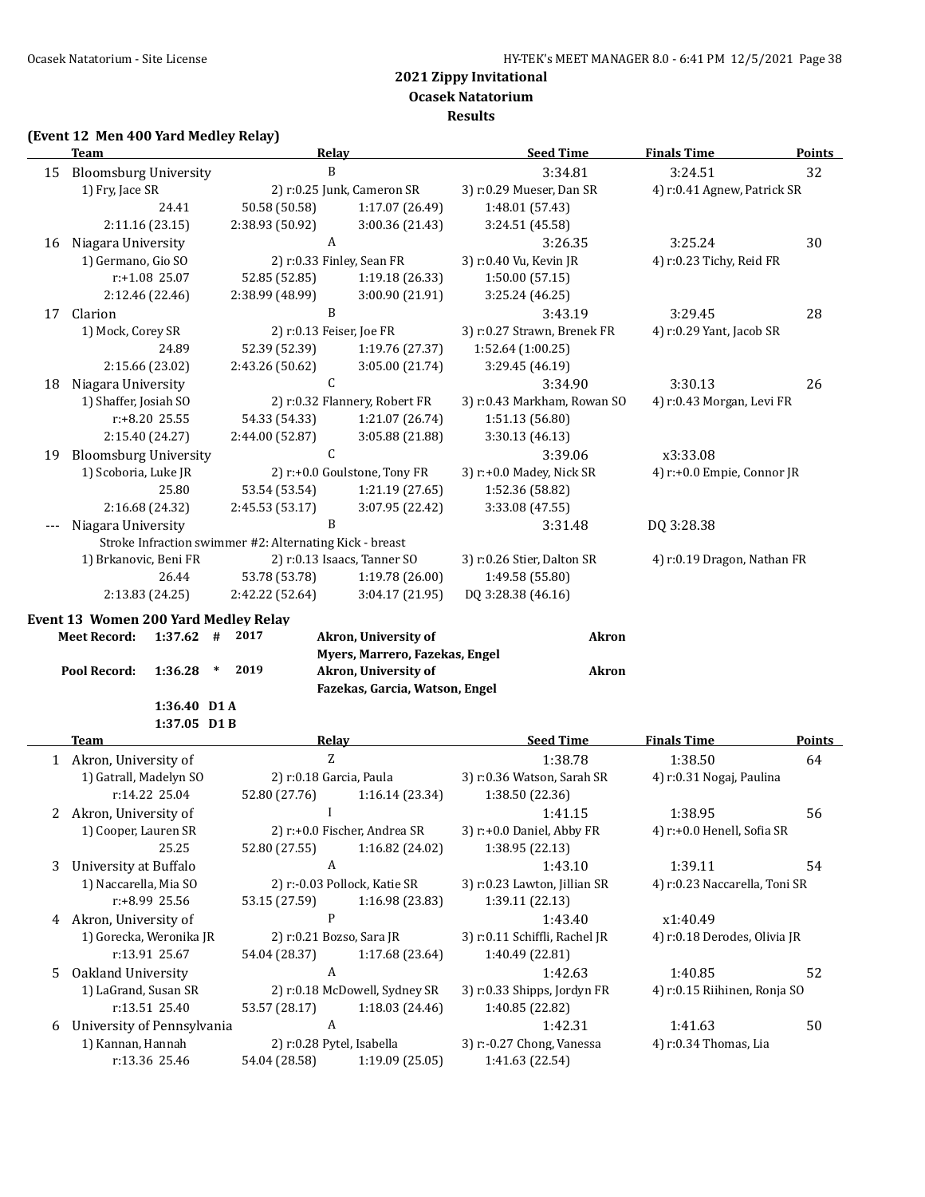## 2021 Zippy Invitational
## Ocasek Natatorium
## Results

### (Event 12 Men 400 Yard Medley Relay)

| | Team | Relay | Seed Time | Finals Time | Points |
|---|---|---|---|---|---|
| 15 | Bloomsburg University | B | 3:34.81 | 3:24.51 | 32 |
| | 1) Fry, Jace SR | 2) r:0.25 Junk, Cameron SR | 3) r:0.29 Mueser, Dan SR | 4) r:0.41 Agnew, Patrick SR | |
| | 24.41 | 50.58 (50.58) | 1:17.07 (26.49) | 1:48.01 (57.43) | |
| | 2:11.16 (23.15) | 2:38.93 (50.92) | 3:00.36 (21.43) | 3:24.51 (45.58) | |
| 16 | Niagara University | A | 3:26.35 | 3:25.24 | 30 |
| | 1) Germano, Gio SO | 2) r:0.33 Finley, Sean FR | 3) r:0.40 Vu, Kevin JR | 4) r:0.23 Tichy, Reid FR | |
| | r:+1.08 25.07 | 52.85 (52.85) | 1:19.18 (26.33) | 1:50.00 (57.15) | |
| | 2:12.46 (22.46) | 2:38.99 (48.99) | 3:00.90 (21.91) | 3:25.24 (46.25) | |
| 17 | Clarion | B | 3:43.19 | 3:29.45 | 28 |
| | 1) Mock, Corey SR | 2) r:0.13 Feiser, Joe FR | 3) r:0.27 Strawn, Brenek FR | 4) r:0.29 Yant, Jacob SR | |
| | 24.89 | 52.39 (52.39) | 1:19.76 (27.37) | 1:52.64 (1:00.25) | |
| | 2:15.66 (23.02) | 2:43.26 (50.62) | 3:05.00 (21.74) | 3:29.45 (46.19) | |
| 18 | Niagara University | C | 3:34.90 | 3:30.13 | 26 |
| | 1) Shaffer, Josiah SO | 2) r:0.32 Flannery, Robert FR | 3) r:0.43 Markham, Rowan SO | 4) r:0.43 Morgan, Levi FR | |
| | r:+8.20 25.55 | 54.33 (54.33) | 1:21.07 (26.74) | 1:51.13 (56.80) | |
| | 2:15.40 (24.27) | 2:44.00 (52.87) | 3:05.88 (21.88) | 3:30.13 (46.13) | |
| 19 | Bloomsburg University | C | 3:39.06 | x3:33.08 | |
| | 1) Scoboria, Luke JR | 2) r:+0.0 Goulstone, Tony FR | 3) r:+0.0 Madey, Nick SR | 4) r:+0.0 Empie, Connor JR | |
| | 25.80 | 53.54 (53.54) | 1:21.19 (27.65) | 1:52.36 (58.82) | |
| | 2:16.68 (24.32) | 2:45.53 (53.17) | 3:07.95 (22.42) | 3:33.08 (47.55) | |
| --- | Niagara University | B | 3:31.48 | DQ 3:28.38 | |
| | Stroke Infraction swimmer #2: Alternating Kick - breast | | | | |
| | 1) Brkanovic, Beni FR | 2) r:0.13 Isaacs, Tanner SO | 3) r:0.26 Stier, Dalton SR | 4) r:0.19 Dragon, Nathan FR | |
| | 26.44 | 53.78 (53.78) | 1:19.78 (26.00) | 1:49.58 (55.80) | |
| | 2:13.83 (24.25) | 2:42.22 (52.64) | 3:04.17 (21.95) | DQ 3:28.38 (46.16) | |

### Event 13 Women 200 Yard Medley Relay

| | | | | | |
|---|---|---|---|---|---|
| Meet Record: | 1:37.62 | # | 2017 | Akron, University of<br>Myers, Marrero, Fazekas, Engel | Akron |
| Pool Record: | 1:36.28 | * | 2019 | Akron, University of<br>Fazekas, Garcia, Watson, Engel | Akron |
| | 1:36.40 | D1 A | | | |
| | 1:37.05 | D1 B | | | |

| | Team | Relay | Seed Time | Finals Time | Points |
|---|---|---|---|---|---|
| 1 | Akron, University of | Z | 1:38.78 | 1:38.50 | 64 |
| | 1) Gatrall, Madelyn SO | 2) r:0.18 Garcia, Paula | 3) r:0.36 Watson, Sarah SR | 4) r:0.31 Nogaj, Paulina | |
| | r:14.22 25.04 | 52.80 (27.76) | 1:16.14 (23.34) | 1:38.50 (22.36) | |
| 2 | Akron, University of | I | 1:41.15 | 1:38.95 | 56 |
| | 1) Cooper, Lauren SR | 2) r:+0.0 Fischer, Andrea SR | 3) r:+0.0 Daniel, Abby FR | 4) r:+0.0 Henell, Sofia SR | |
| | 25.25 | 52.80 (27.55) | 1:16.82 (24.02) | 1:38.95 (22.13) | |
| 3 | University at Buffalo | A | 1:43.10 | 1:39.11 | 54 |
| | 1) Naccarella, Mia SO | 2) r:-0.03 Pollock, Katie SR | 3) r:0.23 Lawton, Jillian SR | 4) r:0.23 Naccarella, Toni SR | |
| | r:+8.99 25.56 | 53.15 (27.59) | 1:16.98 (23.83) | 1:39.11 (22.13) | |
| 4 | Akron, University of | P | 1:43.40 | x1:40.49 | |
| | 1) Gorecka, Weronika JR | 2) r:0.21 Bozso, Sara JR | 3) r:0.11 Schiffli, Rachel JR | 4) r:0.18 Derodes, Olivia JR | |
| | r:13.91 25.67 | 54.04 (28.37) | 1:17.68 (23.64) | 1:40.49 (22.81) | |
| 5 | Oakland University | A | 1:42.63 | 1:40.85 | 52 |
| | 1) LaGrand, Susan SR | 2) r:0.18 McDowell, Sydney SR | 3) r:0.33 Shipps, Jordyn FR | 4) r:0.15 Riihinen, Ronja SO | |
| | r:13.51 25.40 | 53.57 (28.17) | 1:18.03 (24.46) | 1:40.85 (22.82) | |
| 6 | University of Pennsylvania | A | 1:42.31 | 1:41.63 | 50 |
| | 1) Kannan, Hannah | 2) r:0.28 Pytel, Isabella | 3) r:-0.27 Chong, Vanessa | 4) r:0.34 Thomas, Lia | |
| | r:13.36 25.46 | 54.04 (28.58) | 1:19.09 (25.05) | 1:41.63 (22.54) | |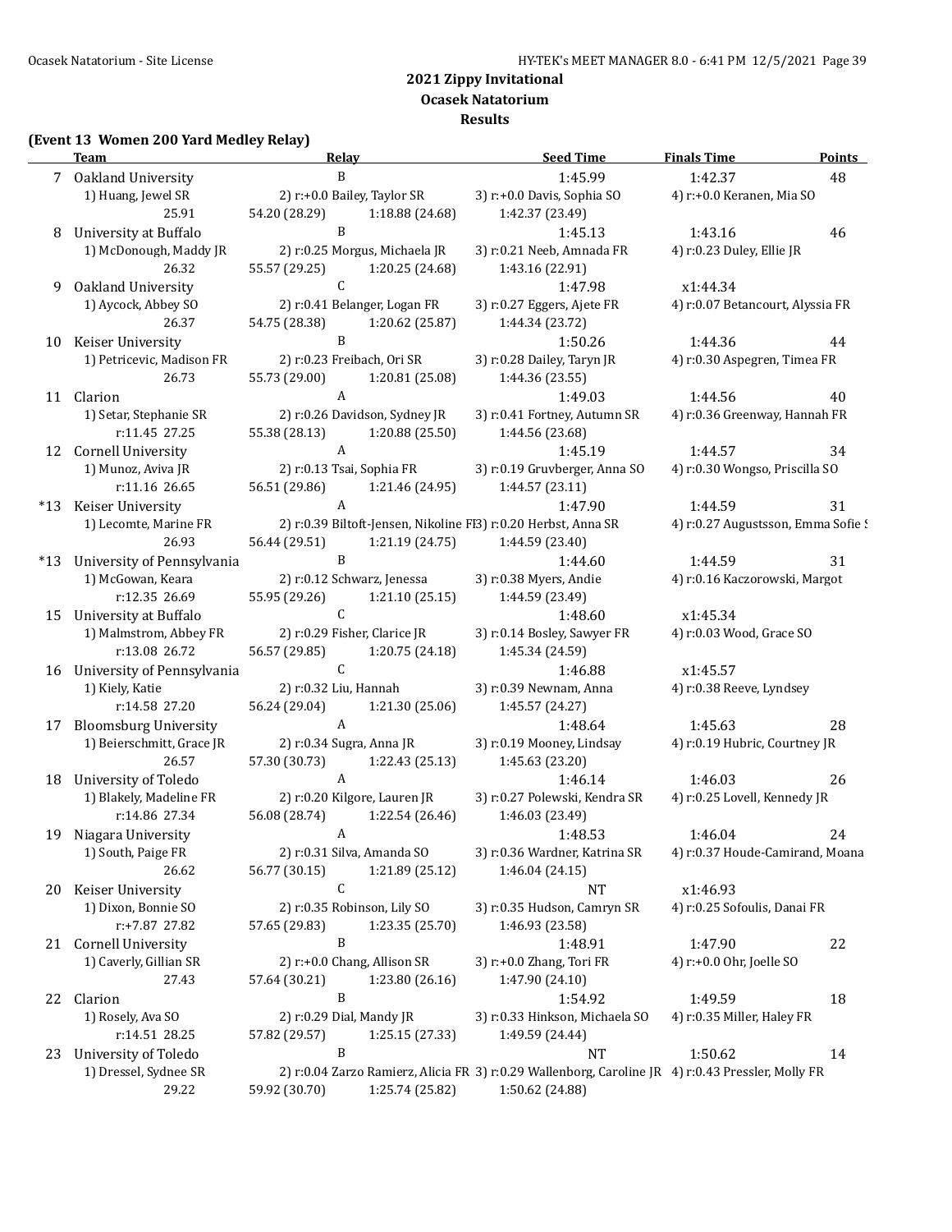## 2021 Zippy Invitational
### Ocasek Natatorium
### Results

**(Event 13 Women 200 Yard Medley Relay)**

| | Team | Relay | Seed Time | Finals Time | Points |
|---|---|---|---|---|---|
| 7 | Oakland University | B | 1:45.99 | 1:42.37 | 48 |
| | 1) Huang, Jewel SR | 2) r:+0.0 Bailey, Taylor SR | 3) r:+0.0 Davis, Sophia SO | 4) r:+0.0 Keranen, Mia SO | |
| | 25.91 | 54.20 (28.29) 1:18.88 (24.68) | 1:42.37 (23.49) | | |
| 8 | University at Buffalo | B | 1:45.13 | 1:43.16 | 46 |
| | 1) McDonough, Maddy JR | 2) r:0.25 Morgus, Michaela JR | 3) r:0.21 Neeb, Amnada FR | 4) r:0.23 Duley, Ellie JR | |
| | 26.32 | 55.57 (29.25) 1:20.25 (24.68) | 1:43.16 (22.91) | | |
| 9 | Oakland University | C | 1:47.98 | x1:44.34 | |
| | 1) Aycock, Abbey SO | 2) r:0.41 Belanger, Logan FR | 3) r:0.27 Eggers, Ajete FR | 4) r:0.07 Betancourt, Alyssia FR | |
| | 26.37 | 54.75 (28.38) 1:20.62 (25.87) | 1:44.34 (23.72) | | |
| 10 | Keiser University | B | 1:50.26 | 1:44.36 | 44 |
| | 1) Petricevic, Madison FR | 2) r:0.23 Freibach, Ori SR | 3) r:0.28 Dailey, Taryn JR | 4) r:0.30 Aspegren, Timea FR | |
| | 26.73 | 55.73 (29.00) 1:20.81 (25.08) | 1:44.36 (23.55) | | |
| 11 | Clarion | A | 1:49.03 | 1:44.56 | 40 |
| | 1) Setar, Stephanie SR | 2) r:0.26 Davidson, Sydney JR | 3) r:0.41 Fortney, Autumn SR | 4) r:0.36 Greenway, Hannah FR | |
| | r:11.45 27.25 | 55.38 (28.13) 1:20.88 (25.50) | 1:44.56 (23.68) | | |
| 12 | Cornell University | A | 1:45.19 | 1:44.57 | 34 |
| | 1) Munoz, Aviva JR | 2) r:0.13 Tsai, Sophia FR | 3) r:0.19 Gruvberger, Anna SO | 4) r:0.30 Wongso, Priscilla SO | |
| | r:11.16 26.65 | 56.51 (29.86) 1:21.46 (24.95) | 1:44.57 (23.11) | | |
| *13 | Keiser University | A | 1:47.90 | 1:44.59 | 31 |
| | 1) Lecomte, Marine FR | 2) r:0.39 Biltoft-Jensen, Nikoline FI | 3) r:0.20 Herbst, Anna SR | 4) r:0.27 Augustsson, Emma Sofie S | |
| | 26.93 | 56.44 (29.51) 1:21.19 (24.75) | 1:44.59 (23.40) | | |
| *13 | University of Pennsylvania | B | 1:44.60 | 1:44.59 | 31 |
| | 1) McGowan, Keara | 2) r:0.12 Schwarz, Jenessa | 3) r:0.38 Myers, Andie | 4) r:0.16 Kaczorowski, Margot | |
| | r:12.35 26.69 | 55.95 (29.26) 1:21.10 (25.15) | 1:44.59 (23.49) | | |
| 15 | University at Buffalo | C | 1:48.60 | x1:45.34 | |
| | 1) Malmstrom, Abbey FR | 2) r:0.29 Fisher, Clarice JR | 3) r:0.14 Bosley, Sawyer FR | 4) r:0.03 Wood, Grace SO | |
| | r:13.08 26.72 | 56.57 (29.85) 1:20.75 (24.18) | 1:45.34 (24.59) | | |
| 16 | University of Pennsylvania | C | 1:46.88 | x1:45.57 | |
| | 1) Kiely, Katie | 2) r:0.32 Liu, Hannah | 3) r:0.39 Newnam, Anna | 4) r:0.38 Reeve, Lyndsey | |
| | r:14.58 27.20 | 56.24 (29.04) 1:21.30 (25.06) | 1:45.57 (24.27) | | |
| 17 | Bloomsburg University | A | 1:48.64 | 1:45.63 | 28 |
| | 1) Beierschmitt, Grace JR | 2) r:0.34 Sugra, Anna JR | 3) r:0.19 Mooney, Lindsay | 4) r:0.19 Hubric, Courtney JR | |
| | 26.57 | 57.30 (30.73) 1:22.43 (25.13) | 1:45.63 (23.20) | | |
| 18 | University of Toledo | A | 1:46.14 | 1:46.03 | 26 |
| | 1) Blakely, Madeline FR | 2) r:0.20 Kilgore, Lauren JR | 3) r:0.27 Polewski, Kendra SR | 4) r:0.25 Lovell, Kennedy JR | |
| | r:14.86 27.34 | 56.08 (28.74) 1:22.54 (26.46) | 1:46.03 (23.49) | | |
| 19 | Niagara University | A | 1:48.53 | 1:46.04 | 24 |
| | 1) South, Paige FR | 2) r:0.31 Silva, Amanda SO | 3) r:0.36 Wardner, Katrina SR | 4) r:0.37 Houde-Camirand, Moana | |
| | 26.62 | 56.77 (30.15) 1:21.89 (25.12) | 1:46.04 (24.15) | | |
| 20 | Keiser University | C | NT | x1:46.93 | |
| | 1) Dixon, Bonnie SO | 2) r:0.35 Robinson, Lily SO | 3) r:0.35 Hudson, Camryn SR | 4) r:0.25 Sofoulis, Danai FR | |
| | r:+7.87 27.82 | 57.65 (29.83) 1:23.35 (25.70) | 1:46.93 (23.58) | | |
| 21 | Cornell University | B | 1:48.91 | 1:47.90 | 22 |
| | 1) Caverly, Gillian SR | 2) r:+0.0 Chang, Allison SR | 3) r:+0.0 Zhang, Tori FR | 4) r:+0.0 Ohr, Joelle SO | |
| | 27.43 | 57.64 (30.21) 1:23.80 (26.16) | 1:47.90 (24.10) | | |
| 22 | Clarion | B | 1:54.92 | 1:49.59 | 18 |
| | 1) Rosely, Ava SO | 2) r:0.29 Dial, Mandy JR | 3) r:0.33 Hinkson, Michaela SO | 4) r:0.35 Miller, Haley FR | |
| | r:14.51 28.25 | 57.82 (29.57) 1:25.15 (27.33) | 1:49.59 (24.44) | | |
| 23 | University of Toledo | B | NT | 1:50.62 | 14 |
| | 1) Dressel, Sydnee SR | 2) r:0.04 Zarzo Ramierz, Alicia FR | 3) r:0.29 Wallenborg, Caroline JR | 4) r:0.43 Pressler, Molly FR | |
| | 29.22 | 59.92 (30.70) 1:25.74 (25.82) | 1:50.62 (24.88) | | |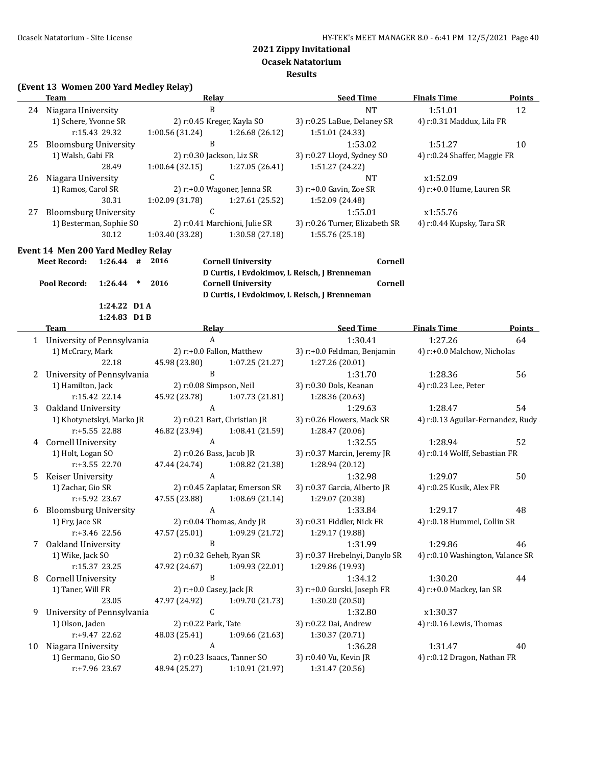## 2021 Zippy Invitational
### Ocasek Natatorium
### Results

**(Event 13 Women 200 Yard Medley Relay)**

| | Team | Relay | | Seed Time | Finals Time | Points |
|---|---|---|---|---|---|---|
| 24 | Niagara University | B | | NT | 1:51.01 | 12 |
| | 1) Schere, Yvonne SR | 2) r:0.45 Kreger, Kayla SO | | 3) r:0.25 LaBue, Delaney SR | 4) r:0.31 Maddux, Lila FR | |
| | r:15.43 29.32 | 1:00.56 (31.24) | 1:26.68 (26.12) | 1:51.01 (24.33) | | |
| 25 | Bloomsburg University | B | | 1:53.02 | 1:51.27 | 10 |
| | 1) Walsh, Gabi FR | 2) r:0.30 Jackson, Liz SR | | 3) r:0.27 Lloyd, Sydney SO | 4) r:0.24 Shaffer, Maggie FR | |
| | 28.49 | 1:00.64 (32.15) | 1:27.05 (26.41) | 1:51.27 (24.22) | | |
| 26 | Niagara University | C | | NT | x1:52.09 | |
| | 1) Ramos, Carol SR | 2) r:+0.0 Wagoner, Jenna SR | | 3) r:+0.0 Gavin, Zoe SR | 4) r:+0.0 Hume, Lauren SR | |
| | 30.31 | 1:02.09 (31.78) | 1:27.61 (25.52) | 1:52.09 (24.48) | | |
| 27 | Bloomsburg University | C | | 1:55.01 | x1:55.76 | |
| | 1) Besterman, Sophie SO | 2) r:0.41 Marchioni, Julie SR | | 3) r:0.26 Turner, Elizabeth SR | 4) r:0.44 Kupsky, Tara SR | |
| | 30.12 | 1:03.40 (33.28) | 1:30.58 (27.18) | 1:55.76 (25.18) | | |

**Event 14 Men 200 Yard Medley Relay**

| | | | | | |
|---|---|---|---|---|---|
| **Meet Record:** | **1:26.44** | **#** | **2016** | **Cornell University** | **Cornell** |
| | | | | **D Curtis, I Evdokimov, L Reisch, J Brenneman** | |
| **Pool Record:** | **1:26.44** | **\*** | **2016** | **Cornell University** | **Cornell** |
| | | | | **D Curtis, I Evdokimov, L Reisch, J Brenneman** | |
| | **1:24.22** | **D1 A** | | | |
| | **1:24.83** | **D1 B** | | | |

| | Team | Relay | | Seed Time | Finals Time | Points |
|---|---|---|---|---|---|---|
| 1 | University of Pennsylvania | A | | 1:30.41 | 1:27.26 | 64 |
| | 1) McCrary, Mark | 2) r:+0.0 Fallon, Matthew | | 3) r:+0.0 Feldman, Benjamin | 4) r:+0.0 Malchow, Nicholas | |
| | 22.18 | 45.98 (23.80) | 1:07.25 (21.27) | 1:27.26 (20.01) | | |
| 2 | University of Pennsylvania | B | | 1:31.70 | 1:28.36 | 56 |
| | 1) Hamilton, Jack | 2) r:0.08 Simpson, Neil | | 3) r:0.30 Dols, Keanan | 4) r:0.23 Lee, Peter | |
| | r:15.42 22.14 | 45.92 (23.78) | 1:07.73 (21.81) | 1:28.36 (20.63) | | |
| 3 | Oakland University | A | | 1:29.63 | 1:28.47 | 54 |
| | 1) Khotynetskyi, Marko JR | 2) r:0.21 Bart, Christian JR | | 3) r:0.26 Flowers, Mack SR | 4) r:0.13 Aguilar-Fernandez, Rudy | |
| | r:+5.55 22.88 | 46.82 (23.94) | 1:08.41 (21.59) | 1:28.47 (20.06) | | |
| 4 | Cornell University | A | | 1:32.55 | 1:28.94 | 52 |
| | 1) Holt, Logan SO | 2) r:0.26 Bass, Jacob JR | | 3) r:0.37 Marcin, Jeremy JR | 4) r:0.14 Wolff, Sebastian FR | |
| | r:+3.55 22.70 | 47.44 (24.74) | 1:08.82 (21.38) | 1:28.94 (20.12) | | |
| 5 | Keiser University | A | | 1:32.98 | 1:29.07 | 50 |
| | 1) Zachar, Gio SR | 2) r:0.45 Zaplatar, Emerson SR | | 3) r:0.37 Garcia, Alberto JR | 4) r:0.25 Kusik, Alex FR | |
| | r:+5.92 23.67 | 47.55 (23.88) | 1:08.69 (21.14) | 1:29.07 (20.38) | | |
| 6 | Bloomsburg University | A | | 1:33.84 | 1:29.17 | 48 |
| | 1) Fry, Jace SR | 2) r:0.04 Thomas, Andy JR | | 3) r:0.31 Fiddler, Nick FR | 4) r:0.18 Hummel, Collin SR | |
| | r:+3.46 22.56 | 47.57 (25.01) | 1:09.29 (21.72) | 1:29.17 (19.88) | | |
| 7 | Oakland University | B | | 1:31.99 | 1:29.86 | 46 |
| | 1) Wike, Jack SO | 2) r:0.32 Geheb, Ryan SR | | 3) r:0.37 Hrebelnyi, Danylo SR | 4) r:0.10 Washington, Valance SR | |
| | r:15.37 23.25 | 47.92 (24.67) | 1:09.93 (22.01) | 1:29.86 (19.93) | | |
| 8 | Cornell University | B | | 1:34.12 | 1:30.20 | 44 |
| | 1) Taner, Will FR | 2) r:+0.0 Casey, Jack JR | | 3) r:+0.0 Gurski, Joseph FR | 4) r:+0.0 Mackey, Ian SR | |
| | 23.05 | 47.97 (24.92) | 1:09.70 (21.73) | 1:30.20 (20.50) | | |
| 9 | University of Pennsylvania | C | | 1:32.80 | x1:30.37 | |
| | 1) Olson, Jaden | 2) r:0.22 Park, Tate | | 3) r:0.22 Dai, Andrew | 4) r:0.16 Lewis, Thomas | |
| | r:+9.47 22.62 | 48.03 (25.41) | 1:09.66 (21.63) | 1:30.37 (20.71) | | |
| 10 | Niagara University | A | | 1:36.28 | 1:31.47 | 40 |
| | 1) Germano, Gio SO | 2) r:0.23 Isaacs, Tanner SO | | 3) r:0.40 Vu, Kevin JR | 4) r:0.12 Dragon, Nathan FR | |
| | r:+7.96 23.67 | 48.94 (25.27) | 1:10.91 (21.97) | 1:31.47 (20.56) | | |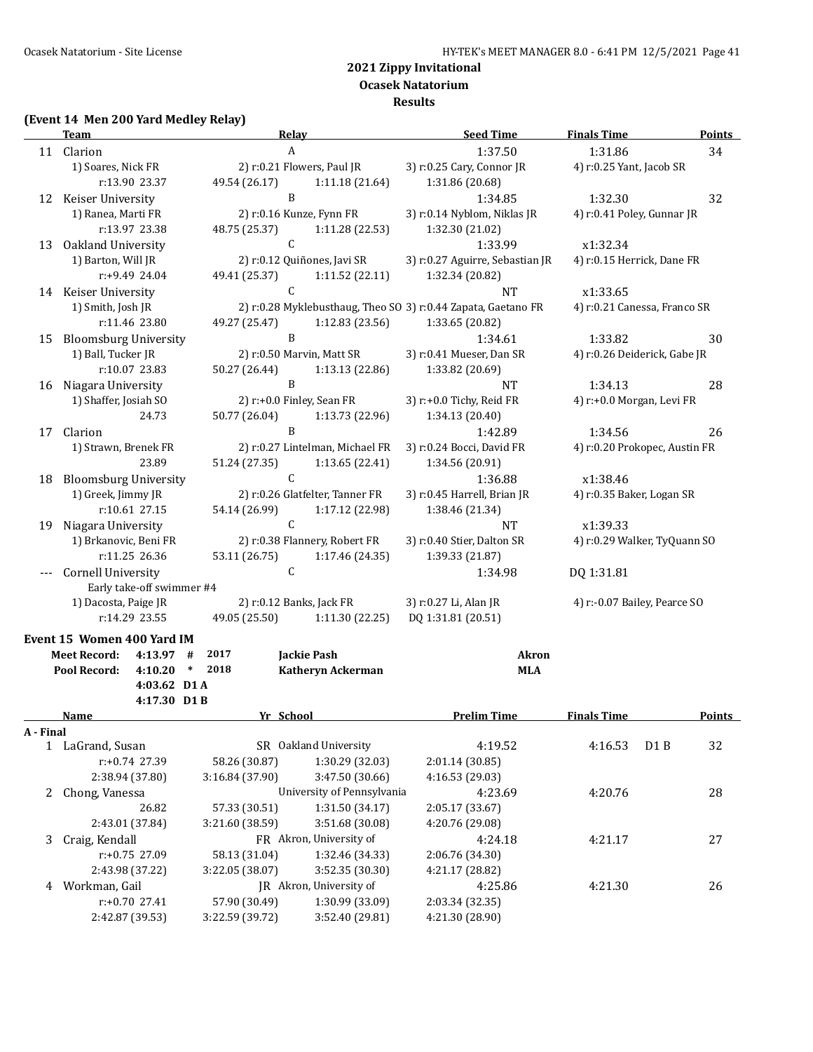## 2021 Zippy Invitational
## Ocasek Natatorium
## Results

### (Event 14 Men 200 Yard Medley Relay)

| | Team | Relay | | Seed Time | Finals Time | Points |
|---|---|---|---|---|---|---|
| 11 | Clarion | A | | 1:37.50 | 1:31.86 | 34 |
| | 1) Soares, Nick FR | 2) r:0.21 Flowers, Paul JR | 3) r:0.25 Cary, Connor JR | 4) r:0.25 Yant, Jacob SR | | |
| | r:13.90 23.37 | 49.54 (26.17) | 1:11.18 (21.64) | 1:31.86 (20.68) | | |
| 12 | Keiser University | B | | 1:34.85 | 1:32.30 | 32 |
| | 1) Ranea, Marti FR | 2) r:0.16 Kunze, Fynn FR | 3) r:0.14 Nyblom, Niklas JR | 4) r:0.41 Poley, Gunnar JR | | |
| | r:13.97 23.38 | 48.75 (25.37) | 1:11.28 (22.53) | 1:32.30 (21.02) | | |
| 13 | Oakland University | C | | 1:33.99 | x1:32.34 | |
| | 1) Barton, Will JR | 2) r:0.12 Quiñones, Javi SR | 3) r:0.27 Aguirre, Sebastian JR | 4) r:0.15 Herrick, Dane FR | | |
| | r:+9.49 24.04 | 49.41 (25.37) | 1:11.52 (22.11) | 1:32.34 (20.82) | | |
| 14 | Keiser University | C | | NT | x1:33.65 | |
| | 1) Smith, Josh JR | 2) r:0.28 Myklebusthaug, Theo SO | 3) r:0.44 Zapata, Gaetano FR | 4) r:0.21 Canessa, Franco SR | | |
| | r:11.46 23.80 | 49.27 (25.47) | 1:12.83 (23.56) | 1:33.65 (20.82) | | |
| 15 | Bloomsburg University | B | | 1:34.61 | 1:33.82 | 30 |
| | 1) Ball, Tucker JR | 2) r:0.50 Marvin, Matt SR | 3) r:0.41 Mueser, Dan SR | 4) r:0.26 Deiderick, Gabe JR | | |
| | r:10.07 23.83 | 50.27 (26.44) | 1:13.13 (22.86) | 1:33.82 (20.69) | | |
| 16 | Niagara University | B | | NT | 1:34.13 | 28 |
| | 1) Shaffer, Josiah SO | 2) r:+0.0 Finley, Sean FR | 3) r:+0.0 Tichy, Reid FR | 4) r:+0.0 Morgan, Levi FR | | |
| | 24.73 | 50.77 (26.04) | 1:13.73 (22.96) | 1:34.13 (20.40) | | |
| 17 | Clarion | B | | 1:42.89 | 1:34.56 | 26 |
| | 1) Strawn, Brenek FR | 2) r:0.27 Lintelman, Michael FR | 3) r:0.24 Bocci, David FR | 4) r:0.20 Prokopec, Austin FR | | |
| | 23.89 | 51.24 (27.35) | 1:13.65 (22.41) | 1:34.56 (20.91) | | |
| 18 | Bloomsburg University | C | | 1:36.88 | x1:38.46 | |
| | 1) Greek, Jimmy JR | 2) r:0.26 Glatfelter, Tanner FR | 3) r:0.45 Harrell, Brian JR | 4) r:0.35 Baker, Logan SR | | |
| | r:10.61 27.15 | 54.14 (26.99) | 1:17.12 (22.98) | 1:38.46 (21.34) | | |
| 19 | Niagara University | C | | NT | x1:39.33 | |
| | 1) Brkanovic, Beni FR | 2) r:0.38 Flannery, Robert FR | 3) r:0.40 Stier, Dalton SR | 4) r:0.29 Walker, TyQuann SO | | |
| | r:11.25 26.36 | 53.11 (26.75) | 1:17.46 (24.35) | 1:39.33 (21.87) | | |
| --- | Cornell University | C | | 1:34.98 | DQ 1:31.81 | |
| | Early take-off swimmer #4 | | | | | |
| | 1) Dacosta, Paige JR | 2) r:0.12 Banks, Jack FR | 3) r:0.27 Li, Alan JR | 4) r:-0.07 Bailey, Pearce SO | | |
| | r:14.29 23.55 | 49.05 (25.50) | 1:11.30 (22.25) | DQ 1:31.81 (20.51) | | |

### Event 15 Women 400 Yard IM

| | | | | | |
|---|---|---|---|---|---|
| Meet Record: | 4:13.97 | # | 2017 | Jackie Pash | Akron |
| Pool Record: | 4:10.20 | * | 2018 | Katheryn Ackerman | MLA |
| | 4:03.62 | D1 A | | | |
| | 4:17.30 | D1 B | | | |

| | Name | Yr School | | Prelim Time | Finals Time | Points |
|---|---|---|---|---|---|---|
| **A - Final** | | | | | | |
| 1 | LaGrand, Susan | SR Oakland University | | 4:19.52 | 4:16.53 D1 B | 32 |
| | r:+0.74 27.39 | 58.26 (30.87) | 1:30.29 (32.03) | 2:01.14 (30.85) | | |
| | 2:38.94 (37.80) | 3:16.84 (37.90) | 3:47.50 (30.66) | 4:16.53 (29.03) | | |
| 2 | Chong, Vanessa | University of Pennsylvania | | 4:23.69 | 4:20.76 | 28 |
| | 26.82 | 57.33 (30.51) | 1:31.50 (34.17) | 2:05.17 (33.67) | | |
| | 2:43.01 (37.84) | 3:21.60 (38.59) | 3:51.68 (30.08) | 4:20.76 (29.08) | | |
| 3 | Craig, Kendall | FR Akron, University of | | 4:24.18 | 4:21.17 | 27 |
| | r:+0.75 27.09 | 58.13 (31.04) | 1:32.46 (34.33) | 2:06.76 (34.30) | | |
| | 2:43.98 (37.22) | 3:22.05 (38.07) | 3:52.35 (30.30) | 4:21.17 (28.82) | | |
| 4 | Workman, Gail | JR Akron, University of | | 4:25.86 | 4:21.30 | 26 |
| | r:+0.70 27.41 | 57.90 (30.49) | 1:30.99 (33.09) | 2:03.34 (32.35) | | |
| | 2:42.87 (39.53) | 3:22.59 (39.72) | 3:52.40 (29.81) | 4:21.30 (28.90) | | |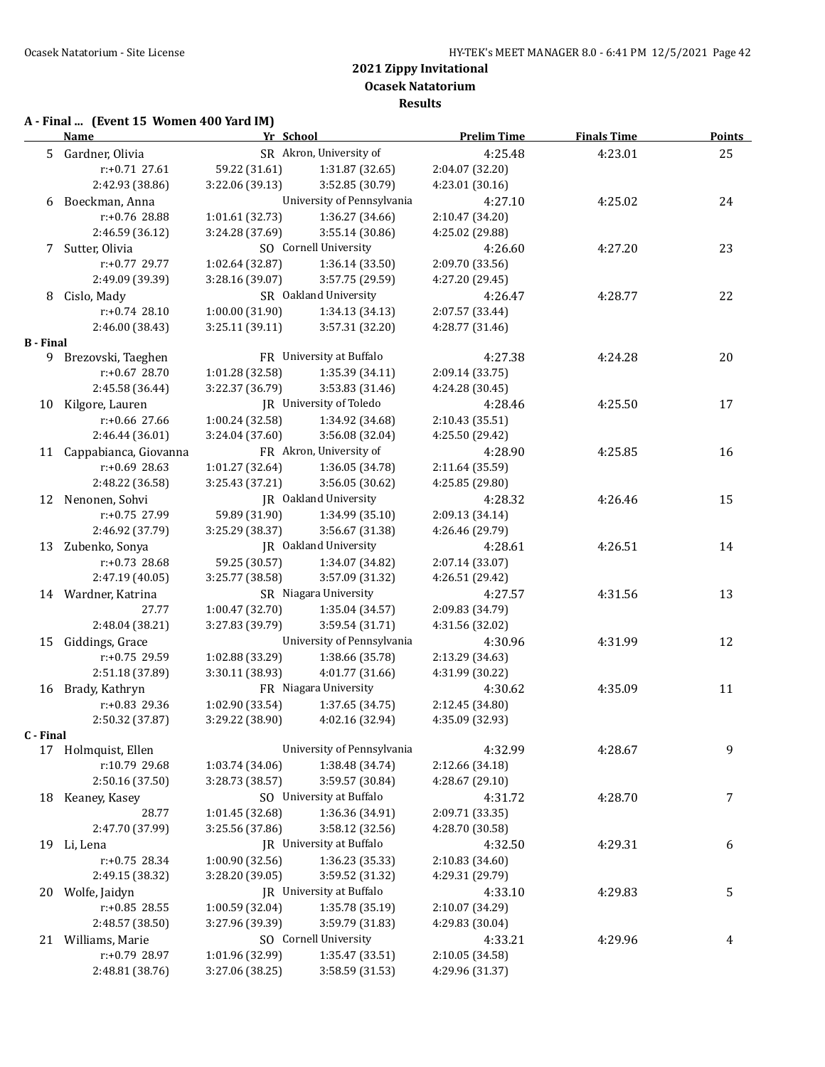# 2021 Zippy Invitational

## Ocasek Natatorium

### Results

**A - Final ... (Event 15 Women 400 Yard IM)**

| | Name | Yr | School | Prelim Time | Finals Time | Points |
|---|---|---|---|---|---|---|
| 5 | Gardner, Olivia | SR | Akron, University of | 4:25.48 | 4:23.01 | 25 |
| | r:+0.71 27.61 | 59.22 (31.61) | 1:31.87 (32.65) | 2:04.07 (32.20) | | |
| | 2:42.93 (38.86) | 3:22.06 (39.13) | 3:52.85 (30.79) | 4:23.01 (30.16) | | |
| 6 | Boeckman, Anna | | University of Pennsylvania | 4:27.10 | 4:25.02 | 24 |
| | r:+0.76 28.88 | 1:01.61 (32.73) | 1:36.27 (34.66) | 2:10.47 (34.20) | | |
| | 2:46.59 (36.12) | 3:24.28 (37.69) | 3:55.14 (30.86) | 4:25.02 (29.88) | | |
| 7 | Sutter, Olivia | SO | Cornell University | 4:26.60 | 4:27.20 | 23 |
| | r:+0.77 29.77 | 1:02.64 (32.87) | 1:36.14 (33.50) | 2:09.70 (33.56) | | |
| | 2:49.09 (39.39) | 3:28.16 (39.07) | 3:57.75 (29.59) | 4:27.20 (29.45) | | |
| 8 | Cislo, Mady | SR | Oakland University | 4:26.47 | 4:28.77 | 22 |
| | r:+0.74 28.10 | 1:00.00 (31.90) | 1:34.13 (34.13) | 2:07.57 (33.44) | | |
| | 2:46.00 (38.43) | 3:25.11 (39.11) | 3:57.31 (32.20) | 4:28.77 (31.46) | | |

**B - Final**

| | Name | Yr | School | Prelim Time | Finals Time | Points |
|---|---|---|---|---|---|---|
| 9 | Brezovski, Taeghen | FR | University at Buffalo | 4:27.38 | 4:24.28 | 20 |
| | r:+0.67 28.70 | 1:01.28 (32.58) | 1:35.39 (34.11) | 2:09.14 (33.75) | | |
| | 2:45.58 (36.44) | 3:22.37 (36.79) | 3:53.83 (31.46) | 4:24.28 (30.45) | | |
| 10 | Kilgore, Lauren | JR | University of Toledo | 4:28.46 | 4:25.50 | 17 |
| | r:+0.66 27.66 | 1:00.24 (32.58) | 1:34.92 (34.68) | 2:10.43 (35.51) | | |
| | 2:46.44 (36.01) | 3:24.04 (37.60) | 3:56.08 (32.04) | 4:25.50 (29.42) | | |
| 11 | Cappabianca, Giovanna | FR | Akron, University of | 4:28.90 | 4:25.85 | 16 |
| | r:+0.69 28.63 | 1:01.27 (32.64) | 1:36.05 (34.78) | 2:11.64 (35.59) | | |
| | 2:48.22 (36.58) | 3:25.43 (37.21) | 3:56.05 (30.62) | 4:25.85 (29.80) | | |
| 12 | Nenonen, Sohvi | JR | Oakland University | 4:28.32 | 4:26.46 | 15 |
| | r:+0.75 27.99 | 59.89 (31.90) | 1:34.99 (35.10) | 2:09.13 (34.14) | | |
| | 2:46.92 (37.79) | 3:25.29 (38.37) | 3:56.67 (31.38) | 4:26.46 (29.79) | | |
| 13 | Zubenko, Sonya | JR | Oakland University | 4:28.61 | 4:26.51 | 14 |
| | r:+0.73 28.68 | 59.25 (30.57) | 1:34.07 (34.82) | 2:07.14 (33.07) | | |
| | 2:47.19 (40.05) | 3:25.77 (38.58) | 3:57.09 (31.32) | 4:26.51 (29.42) | | |
| 14 | Wardner, Katrina | SR | Niagara University | 4:27.57 | 4:31.56 | 13 |
| | 27.77 | 1:00.47 (32.70) | 1:35.04 (34.57) | 2:09.83 (34.79) | | |
| | 2:48.04 (38.21) | 3:27.83 (39.79) | 3:59.54 (31.71) | 4:31.56 (32.02) | | |
| 15 | Giddings, Grace | | University of Pennsylvania | 4:30.96 | 4:31.99 | 12 |
| | r:+0.75 29.59 | 1:02.88 (33.29) | 1:38.66 (35.78) | 2:13.29 (34.63) | | |
| | 2:51.18 (37.89) | 3:30.11 (38.93) | 4:01.77 (31.66) | 4:31.99 (30.22) | | |
| 16 | Brady, Kathryn | FR | Niagara University | 4:30.62 | 4:35.09 | 11 |
| | r:+0.83 29.36 | 1:02.90 (33.54) | 1:37.65 (34.75) | 2:12.45 (34.80) | | |
| | 2:50.32 (37.87) | 3:29.22 (38.90) | 4:02.16 (32.94) | 4:35.09 (32.93) | | |

**C - Final**

| | Name | Yr | School | Prelim Time | Finals Time | Points |
|---|---|---|---|---|---|---|
| 17 | Holmquist, Ellen | | University of Pennsylvania | 4:32.99 | 4:28.67 | 9 |
| | r:10.79 29.68 | 1:03.74 (34.06) | 1:38.48 (34.74) | 2:12.66 (34.18) | | |
| | 2:50.16 (37.50) | 3:28.73 (38.57) | 3:59.57 (30.84) | 4:28.67 (29.10) | | |
| 18 | Keaney, Kasey | SO | University at Buffalo | 4:31.72 | 4:28.70 | 7 |
| | 28.77 | 1:01.45 (32.68) | 1:36.36 (34.91) | 2:09.71 (33.35) | | |
| | 2:47.70 (37.99) | 3:25.56 (37.86) | 3:58.12 (32.56) | 4:28.70 (30.58) | | |
| 19 | Li, Lena | JR | University at Buffalo | 4:32.50 | 4:29.31 | 6 |
| | r:+0.75 28.34 | 1:00.90 (32.56) | 1:36.23 (35.33) | 2:10.83 (34.60) | | |
| | 2:49.15 (38.32) | 3:28.20 (39.05) | 3:59.52 (31.32) | 4:29.31 (29.79) | | |
| 20 | Wolfe, Jaidyn | JR | University at Buffalo | 4:33.10 | 4:29.83 | 5 |
| | r:+0.85 28.55 | 1:00.59 (32.04) | 1:35.78 (35.19) | 2:10.07 (34.29) | | |
| | 2:48.57 (38.50) | 3:27.96 (39.39) | 3:59.79 (31.83) | 4:29.83 (30.04) | | |
| 21 | Williams, Marie | SO | Cornell University | 4:33.21 | 4:29.96 | 4 |
| | r:+0.79 28.97 | 1:01.96 (32.99) | 1:35.47 (33.51) | 2:10.05 (34.58) | | |
| | 2:48.81 (38.76) | 3:27.06 (38.25) | 3:58.59 (31.53) | 4:29.96 (31.37) | | |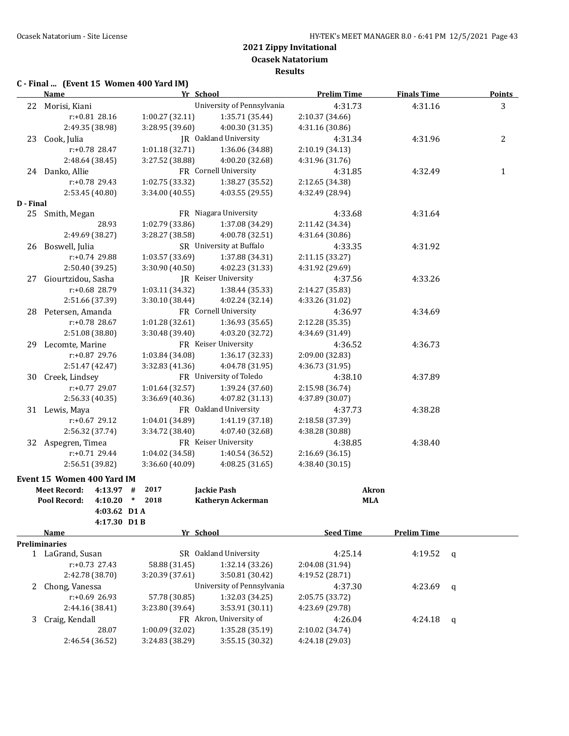## 2021 Zippy Invitational
## Ocasek Natatorium
## Results

### C - Final ... (Event 15 Women 400 Yard IM)

| | Name | Yr | School | Prelim Time | Finals Time | Points |
|---|---|---|---|---|---|---|
| 22 | Morisi, Kiani | | University of Pennsylvania | 4:31.73 | 4:31.16 | 3 |
| | r:+0.81 28.16 | 1:00.27 (32.11) | 1:35.71 (35.44) | 2:10.37 (34.66) | | |
| | 2:49.35 (38.98) | 3:28.95 (39.60) | 4:00.30 (31.35) | 4:31.16 (30.86) | | |
| 23 | Cook, Julia | JR | Oakland University | 4:31.34 | 4:31.96 | 2 |
| | r:+0.78 28.47 | 1:01.18 (32.71) | 1:36.06 (34.88) | 2:10.19 (34.13) | | |
| | 2:48.64 (38.45) | 3:27.52 (38.88) | 4:00.20 (32.68) | 4:31.96 (31.76) | | |
| 24 | Danko, Allie | FR | Cornell University | 4:31.85 | 4:32.49 | 1 |
| | r:+0.78 29.43 | 1:02.75 (33.32) | 1:38.27 (35.52) | 2:12.65 (34.38) | | |
| | 2:53.45 (40.80) | 3:34.00 (40.55) | 4:03.55 (29.55) | 4:32.49 (28.94) | | |

### D - Final

| | Name | Yr | School | Prelim Time | Finals Time | Points |
|---|---|---|---|---|---|---|
| 25 | Smith, Megan | FR | Niagara University | 4:33.68 | 4:31.64 | |
| | 28.93 | 1:02.79 (33.86) | 1:37.08 (34.29) | 2:11.42 (34.34) | | |
| | 2:49.69 (38.27) | 3:28.27 (38.58) | 4:00.78 (32.51) | 4:31.64 (30.86) | | |
| 26 | Boswell, Julia | SR | University at Buffalo | 4:33.35 | 4:31.92 | |
| | r:+0.74 29.88 | 1:03.57 (33.69) | 1:37.88 (34.31) | 2:11.15 (33.27) | | |
| | 2:50.40 (39.25) | 3:30.90 (40.50) | 4:02.23 (31.33) | 4:31.92 (29.69) | | |
| 27 | Giourtzidou, Sasha | JR | Keiser University | 4:37.56 | 4:33.26 | |
| | r:+0.68 28.79 | 1:03.11 (34.32) | 1:38.44 (35.33) | 2:14.27 (35.83) | | |
| | 2:51.66 (37.39) | 3:30.10 (38.44) | 4:02.24 (32.14) | 4:33.26 (31.02) | | |
| 28 | Petersen, Amanda | FR | Cornell University | 4:36.97 | 4:34.69 | |
| | r:+0.78 28.67 | 1:01.28 (32.61) | 1:36.93 (35.65) | 2:12.28 (35.35) | | |
| | 2:51.08 (38.80) | 3:30.48 (39.40) | 4:03.20 (32.72) | 4:34.69 (31.49) | | |
| 29 | Lecomte, Marine | FR | Keiser University | 4:36.52 | 4:36.73 | |
| | r:+0.87 29.76 | 1:03.84 (34.08) | 1:36.17 (32.33) | 2:09.00 (32.83) | | |
| | 2:51.47 (42.47) | 3:32.83 (41.36) | 4:04.78 (31.95) | 4:36.73 (31.95) | | |
| 30 | Creek, Lindsey | FR | University of Toledo | 4:38.10 | 4:37.89 | |
| | r:+0.77 29.07 | 1:01.64 (32.57) | 1:39.24 (37.60) | 2:15.98 (36.74) | | |
| | 2:56.33 (40.35) | 3:36.69 (40.36) | 4:07.82 (31.13) | 4:37.89 (30.07) | | |
| 31 | Lewis, Maya | FR | Oakland University | 4:37.73 | 4:38.28 | |
| | r:+0.67 29.12 | 1:04.01 (34.89) | 1:41.19 (37.18) | 2:18.58 (37.39) | | |
| | 2:56.32 (37.74) | 3:34.72 (38.40) | 4:07.40 (32.68) | 4:38.28 (30.88) | | |
| 32 | Aspegren, Timea | FR | Keiser University | 4:38.85 | 4:38.40 | |
| | r:+0.71 29.44 | 1:04.02 (34.58) | 1:40.54 (36.52) | 2:16.69 (36.15) | | |
| | 2:56.51 (39.82) | 3:36.60 (40.09) | 4:08.25 (31.65) | 4:38.40 (30.15) | | |

### Event 15 Women 400 Yard IM

| | | | | | |
|---|---|---|---|---|---|
| Meet Record: | 4:13.97 | # | 2017 | Jackie Pash | Akron |
| Pool Record: | 4:10.20 | * | 2018 | Katheryn Ackerman | MLA |
| | 4:03.62 | D1 A | | | |
| | 4:17.30 | D1 B | | | |

### Preliminaries

| | Name | Yr | School | Seed Time | Prelim Time | |
|---|---|---|---|---|---|---|
| 1 | LaGrand, Susan | SR | Oakland University | 4:25.14 | 4:19.52 | q |
| | r:+0.73 27.43 | 58.88 (31.45) | 1:32.14 (33.26) | 2:04.08 (31.94) | | |
| | 2:42.78 (38.70) | 3:20.39 (37.61) | 3:50.81 (30.42) | 4:19.52 (28.71) | | |
| 2 | Chong, Vanessa | | University of Pennsylvania | 4:37.30 | 4:23.69 | q |
| | r:+0.69 26.93 | 57.78 (30.85) | 1:32.03 (34.25) | 2:05.75 (33.72) | | |
| | 2:44.16 (38.41) | 3:23.80 (39.64) | 3:53.91 (30.11) | 4:23.69 (29.78) | | |
| 3 | Craig, Kendall | FR | Akron, University of | 4:26.04 | 4:24.18 | q |
| | 28.07 | 1:00.09 (32.02) | 1:35.28 (35.19) | 2:10.02 (34.74) | | |
| | 2:46.54 (36.52) | 3:24.83 (38.29) | 3:55.15 (30.32) | 4:24.18 (29.03) | | |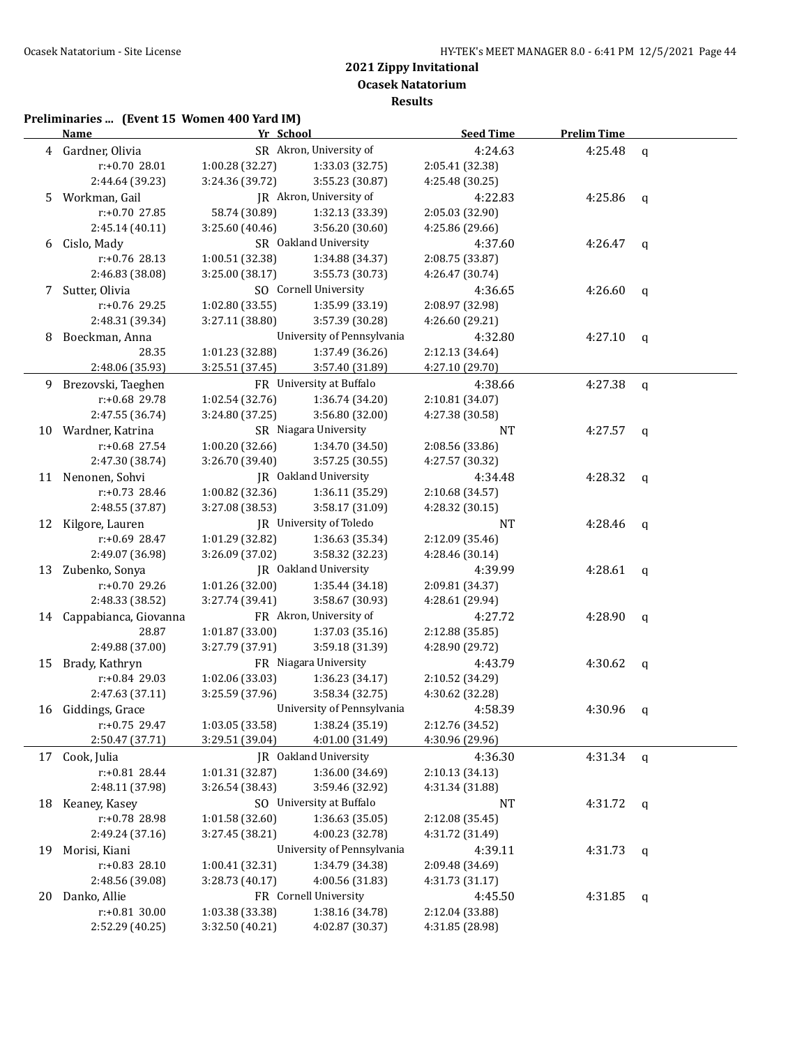# 2021 Zippy Invitational

## Ocasek Natatorium

### Results

**Preliminaries ... (Event 15 Women 400 Yard IM)**

| | Name | Yr | School | Seed Time | Prelim Time | |
|---|---|---|---|---|---|---|
| 4 | Gardner, Olivia | SR | Akron, University of | 4:24.63 | 4:25.48 | q |
| | r:+0.70 28.01 | 1:00.28 (32.27) | 1:33.03 (32.75) | 2:05.41 (32.38) | | |
| | 2:44.64 (39.23) | 3:24.36 (39.72) | 3:55.23 (30.87) | 4:25.48 (30.25) | | |
| 5 | Workman, Gail | JR | Akron, University of | 4:22.83 | 4:25.86 | q |
| | r:+0.70 27.85 | 58.74 (30.89) | 1:32.13 (33.39) | 2:05.03 (32.90) | | |
| | 2:45.14 (40.11) | 3:25.60 (40.46) | 3:56.20 (30.60) | 4:25.86 (29.66) | | |
| 6 | Cislo, Mady | SR | Oakland University | 4:37.60 | 4:26.47 | q |
| | r:+0.76 28.13 | 1:00.51 (32.38) | 1:34.88 (34.37) | 2:08.75 (33.87) | | |
| | 2:46.83 (38.08) | 3:25.00 (38.17) | 3:55.73 (30.73) | 4:26.47 (30.74) | | |
| 7 | Sutter, Olivia | SO | Cornell University | 4:36.65 | 4:26.60 | q |
| | r:+0.76 29.25 | 1:02.80 (33.55) | 1:35.99 (33.19) | 2:08.97 (32.98) | | |
| | 2:48.31 (39.34) | 3:27.11 (38.80) | 3:57.39 (30.28) | 4:26.60 (29.21) | | |
| 8 | Boeckman, Anna | | University of Pennsylvania | 4:32.80 | 4:27.10 | q |
| | 28.35 | 1:01.23 (32.88) | 1:37.49 (36.26) | 2:12.13 (34.64) | | |
| | 2:48.06 (35.93) | 3:25.51 (37.45) | 3:57.40 (31.89) | 4:27.10 (29.70) | | |
| 9 | Brezovski, Taeghen | FR | University at Buffalo | 4:38.66 | 4:27.38 | q |
| | r:+0.68 29.78 | 1:02.54 (32.76) | 1:36.74 (34.20) | 2:10.81 (34.07) | | |
| | 2:47.55 (36.74) | 3:24.80 (37.25) | 3:56.80 (32.00) | 4:27.38 (30.58) | | |
| 10 | Wardner, Katrina | SR | Niagara University | NT | 4:27.57 | q |
| | r:+0.68 27.54 | 1:00.20 (32.66) | 1:34.70 (34.50) | 2:08.56 (33.86) | | |
| | 2:47.30 (38.74) | 3:26.70 (39.40) | 3:57.25 (30.55) | 4:27.57 (30.32) | | |
| 11 | Nenonen, Sohvi | JR | Oakland University | 4:34.48 | 4:28.32 | q |
| | r:+0.73 28.46 | 1:00.82 (32.36) | 1:36.11 (35.29) | 2:10.68 (34.57) | | |
| | 2:48.55 (37.87) | 3:27.08 (38.53) | 3:58.17 (31.09) | 4:28.32 (30.15) | | |
| 12 | Kilgore, Lauren | JR | University of Toledo | NT | 4:28.46 | q |
| | r:+0.69 28.47 | 1:01.29 (32.82) | 1:36.63 (35.34) | 2:12.09 (35.46) | | |
| | 2:49.07 (36.98) | 3:26.09 (37.02) | 3:58.32 (32.23) | 4:28.46 (30.14) | | |
| 13 | Zubenko, Sonya | JR | Oakland University | 4:39.99 | 4:28.61 | q |
| | r:+0.70 29.26 | 1:01.26 (32.00) | 1:35.44 (34.18) | 2:09.81 (34.37) | | |
| | 2:48.33 (38.52) | 3:27.74 (39.41) | 3:58.67 (30.93) | 4:28.61 (29.94) | | |
| 14 | Cappabianca, Giovanna | FR | Akron, University of | 4:27.72 | 4:28.90 | q |
| | 28.87 | 1:01.87 (33.00) | 1:37.03 (35.16) | 2:12.88 (35.85) | | |
| | 2:49.88 (37.00) | 3:27.79 (37.91) | 3:59.18 (31.39) | 4:28.90 (29.72) | | |
| 15 | Brady, Kathryn | FR | Niagara University | 4:43.79 | 4:30.62 | q |
| | r:+0.84 29.03 | 1:02.06 (33.03) | 1:36.23 (34.17) | 2:10.52 (34.29) | | |
| | 2:47.63 (37.11) | 3:25.59 (37.96) | 3:58.34 (32.75) | 4:30.62 (32.28) | | |
| 16 | Giddings, Grace | | University of Pennsylvania | 4:58.39 | 4:30.96 | q |
| | r:+0.75 29.47 | 1:03.05 (33.58) | 1:38.24 (35.19) | 2:12.76 (34.52) | | |
| | 2:50.47 (37.71) | 3:29.51 (39.04) | 4:01.00 (31.49) | 4:30.96 (29.96) | | |
| 17 | Cook, Julia | JR | Oakland University | 4:36.30 | 4:31.34 | q |
| | r:+0.81 28.44 | 1:01.31 (32.87) | 1:36.00 (34.69) | 2:10.13 (34.13) | | |
| | 2:48.11 (37.98) | 3:26.54 (38.43) | 3:59.46 (32.92) | 4:31.34 (31.88) | | |
| 18 | Keaney, Kasey | SO | University at Buffalo | NT | 4:31.72 | q |
| | r:+0.78 28.98 | 1:01.58 (32.60) | 1:36.63 (35.05) | 2:12.08 (35.45) | | |
| | 2:49.24 (37.16) | 3:27.45 (38.21) | 4:00.23 (32.78) | 4:31.72 (31.49) | | |
| 19 | Morisi, Kiani | | University of Pennsylvania | 4:39.11 | 4:31.73 | q |
| | r:+0.83 28.10 | 1:00.41 (32.31) | 1:34.79 (34.38) | 2:09.48 (34.69) | | |
| | 2:48.56 (39.08) | 3:28.73 (40.17) | 4:00.56 (31.83) | 4:31.73 (31.17) | | |
| 20 | Danko, Allie | FR | Cornell University | 4:45.50 | 4:31.85 | q |
| | r:+0.81 30.00 | 1:03.38 (33.38) | 1:38.16 (34.78) | 2:12.04 (33.88) | | |
| | 2:52.29 (40.25) | 3:32.50 (40.21) | 4:02.87 (30.37) | 4:31.85 (28.98) | | |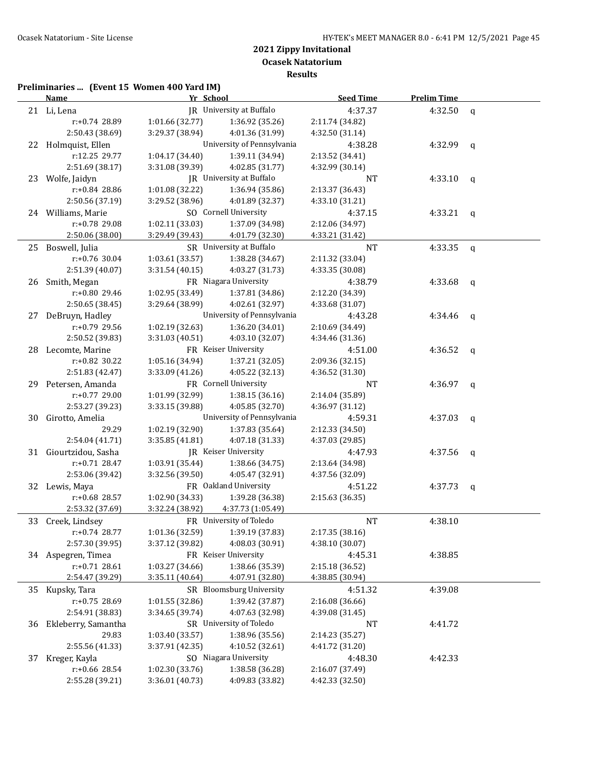# 2021 Zippy Invitational

## Ocasek Natatorium

### Results

**Preliminaries ... (Event 15 Women 400 Yard IM)**

| | Name | Yr | School | Seed Time | Prelim Time | |
|---|---|---|---|---|---|---|
| 21 | Li, Lena | JR | University at Buffalo | 4:37.37 | 4:32.50 | q |
| | r:+0.74 28.89 | 1:01.66 (32.77) | 1:36.92 (35.26) | 2:11.74 (34.82) | | |
| | 2:50.43 (38.69) | 3:29.37 (38.94) | 4:01.36 (31.99) | 4:32.50 (31.14) | | |
| 22 | Holmquist, Ellen | | University of Pennsylvania | 4:38.28 | 4:32.99 | q |
| | r:12.25 29.77 | 1:04.17 (34.40) | 1:39.11 (34.94) | 2:13.52 (34.41) | | |
| | 2:51.69 (38.17) | 3:31.08 (39.39) | 4:02.85 (31.77) | 4:32.99 (30.14) | | |
| 23 | Wolfe, Jaidyn | JR | University at Buffalo | NT | 4:33.10 | q |
| | r:+0.84 28.86 | 1:01.08 (32.22) | 1:36.94 (35.86) | 2:13.37 (36.43) | | |
| | 2:50.56 (37.19) | 3:29.52 (38.96) | 4:01.89 (32.37) | 4:33.10 (31.21) | | |
| 24 | Williams, Marie | SO | Cornell University | 4:37.15 | 4:33.21 | q |
| | r:+0.78 29.08 | 1:02.11 (33.03) | 1:37.09 (34.98) | 2:12.06 (34.97) | | |
| | 2:50.06 (38.00) | 3:29.49 (39.43) | 4:01.79 (32.30) | 4:33.21 (31.42) | | |
| 25 | Boswell, Julia | SR | University at Buffalo | NT | 4:33.35 | q |
| | r:+0.76 30.04 | 1:03.61 (33.57) | 1:38.28 (34.67) | 2:11.32 (33.04) | | |
| | 2:51.39 (40.07) | 3:31.54 (40.15) | 4:03.27 (31.73) | 4:33.35 (30.08) | | |
| 26 | Smith, Megan | FR | Niagara University | 4:38.79 | 4:33.68 | q |
| | r:+0.80 29.46 | 1:02.95 (33.49) | 1:37.81 (34.86) | 2:12.20 (34.39) | | |
| | 2:50.65 (38.45) | 3:29.64 (38.99) | 4:02.61 (32.97) | 4:33.68 (31.07) | | |
| 27 | DeBruyn, Hadley | | University of Pennsylvania | 4:43.28 | 4:34.46 | q |
| | r:+0.79 29.56 | 1:02.19 (32.63) | 1:36.20 (34.01) | 2:10.69 (34.49) | | |
| | 2:50.52 (39.83) | 3:31.03 (40.51) | 4:03.10 (32.07) | 4:34.46 (31.36) | | |
| 28 | Lecomte, Marine | FR | Keiser University | 4:51.00 | 4:36.52 | q |
| | r:+0.82 30.22 | 1:05.16 (34.94) | 1:37.21 (32.05) | 2:09.36 (32.15) | | |
| | 2:51.83 (42.47) | 3:33.09 (41.26) | 4:05.22 (32.13) | 4:36.52 (31.30) | | |
| 29 | Petersen, Amanda | FR | Cornell University | NT | 4:36.97 | q |
| | r:+0.77 29.00 | 1:01.99 (32.99) | 1:38.15 (36.16) | 2:14.04 (35.89) | | |
| | 2:53.27 (39.23) | 3:33.15 (39.88) | 4:05.85 (32.70) | 4:36.97 (31.12) | | |
| 30 | Girotto, Amelia | | University of Pennsylvania | 4:59.31 | 4:37.03 | q |
| | 29.29 | 1:02.19 (32.90) | 1:37.83 (35.64) | 2:12.33 (34.50) | | |
| | 2:54.04 (41.71) | 3:35.85 (41.81) | 4:07.18 (31.33) | 4:37.03 (29.85) | | |
| 31 | Giourtzidou, Sasha | JR | Keiser University | 4:47.93 | 4:37.56 | q |
| | r:+0.71 28.47 | 1:03.91 (35.44) | 1:38.66 (34.75) | 2:13.64 (34.98) | | |
| | 2:53.06 (39.42) | 3:32.56 (39.50) | 4:05.47 (32.91) | 4:37.56 (32.09) | | |
| 32 | Lewis, Maya | FR | Oakland University | 4:51.22 | 4:37.73 | q |
| | r:+0.68 28.57 | 1:02.90 (34.33) | 1:39.28 (36.38) | 2:15.63 (36.35) | | |
| | 2:53.32 (37.69) | 3:32.24 (38.92) | 4:37.73 (1:05.49) | | | |
| 33 | Creek, Lindsey | FR | University of Toledo | NT | 4:38.10 | |
| | r:+0.74 28.77 | 1:01.36 (32.59) | 1:39.19 (37.83) | 2:17.35 (38.16) | | |
| | 2:57.30 (39.95) | 3:37.12 (39.82) | 4:08.03 (30.91) | 4:38.10 (30.07) | | |
| 34 | Aspegren, Timea | FR | Keiser University | 4:45.31 | 4:38.85 | |
| | r:+0.71 28.61 | 1:03.27 (34.66) | 1:38.66 (35.39) | 2:15.18 (36.52) | | |
| | 2:54.47 (39.29) | 3:35.11 (40.64) | 4:07.91 (32.80) | 4:38.85 (30.94) | | |
| 35 | Kupsky, Tara | SR | Bloomsburg University | 4:51.32 | 4:39.08 | |
| | r:+0.75 28.69 | 1:01.55 (32.86) | 1:39.42 (37.87) | 2:16.08 (36.66) | | |
| | 2:54.91 (38.83) | 3:34.65 (39.74) | 4:07.63 (32.98) | 4:39.08 (31.45) | | |
| 36 | Ekleberry, Samantha | SR | University of Toledo | NT | 4:41.72 | |
| | 29.83 | 1:03.40 (33.57) | 1:38.96 (35.56) | 2:14.23 (35.27) | | |
| | 2:55.56 (41.33) | 3:37.91 (42.35) | 4:10.52 (32.61) | 4:41.72 (31.20) | | |
| 37 | Kreger, Kayla | SO | Niagara University | 4:48.30 | 4:42.33 | |
| | r:+0.66 28.54 | 1:02.30 (33.76) | 1:38.58 (36.28) | 2:16.07 (37.49) | | |
| | 2:55.28 (39.21) | 3:36.01 (40.73) | 4:09.83 (33.82) | 4:42.33 (32.50) | | |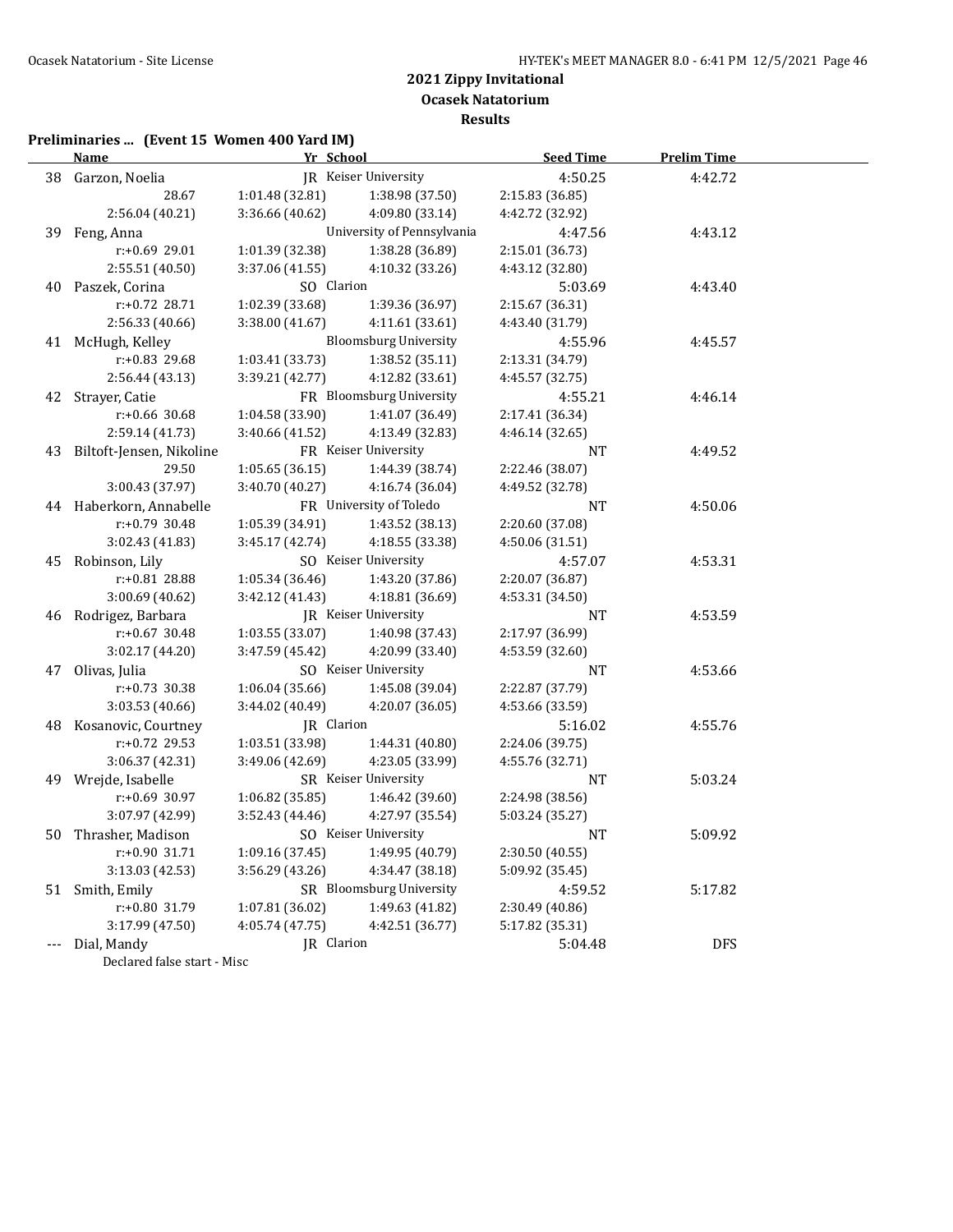## 2021 Zippy Invitational
## Ocasek Natatorium
## Results

### Preliminaries ... (Event 15 Women 400 Yard IM)

| | Name | Yr | School | Seed Time | Prelim Time |
|---|---|---|---|---|---|
| 38 | Garzon, Noelia | JR | Keiser University | 4:50.25 | 4:42.72 |
| | 28.67 | 1:01.48 (32.81) | 1:38.98 (37.50) | 2:15.83 (36.85) | |
| | 2:56.04 (40.21) | 3:36.66 (40.62) | 4:09.80 (33.14) | 4:42.72 (32.92) | |
| 39 | Feng, Anna | | University of Pennsylvania | 4:47.56 | 4:43.12 |
| | r:+0.69 29.01 | 1:01.39 (32.38) | 1:38.28 (36.89) | 2:15.01 (36.73) | |
| | 2:55.51 (40.50) | 3:37.06 (41.55) | 4:10.32 (33.26) | 4:43.12 (32.80) | |
| 40 | Paszek, Corina | SO | Clarion | 5:03.69 | 4:43.40 |
| | r:+0.72 28.71 | 1:02.39 (33.68) | 1:39.36 (36.97) | 2:15.67 (36.31) | |
| | 2:56.33 (40.66) | 3:38.00 (41.67) | 4:11.61 (33.61) | 4:43.40 (31.79) | |
| 41 | McHugh, Kelley | | Bloomsburg University | 4:55.96 | 4:45.57 |
| | r:+0.83 29.68 | 1:03.41 (33.73) | 1:38.52 (35.11) | 2:13.31 (34.79) | |
| | 2:56.44 (43.13) | 3:39.21 (42.77) | 4:12.82 (33.61) | 4:45.57 (32.75) | |
| 42 | Strayer, Catie | FR | Bloomsburg University | 4:55.21 | 4:46.14 |
| | r:+0.66 30.68 | 1:04.58 (33.90) | 1:41.07 (36.49) | 2:17.41 (36.34) | |
| | 2:59.14 (41.73) | 3:40.66 (41.52) | 4:13.49 (32.83) | 4:46.14 (32.65) | |
| 43 | Biltoft-Jensen, Nikoline | FR | Keiser University | NT | 4:49.52 |
| | 29.50 | 1:05.65 (36.15) | 1:44.39 (38.74) | 2:22.46 (38.07) | |
| | 3:00.43 (37.97) | 3:40.70 (40.27) | 4:16.74 (36.04) | 4:49.52 (32.78) | |
| 44 | Haberkorn, Annabelle | FR | University of Toledo | NT | 4:50.06 |
| | r:+0.79 30.48 | 1:05.39 (34.91) | 1:43.52 (38.13) | 2:20.60 (37.08) | |
| | 3:02.43 (41.83) | 3:45.17 (42.74) | 4:18.55 (33.38) | 4:50.06 (31.51) | |
| 45 | Robinson, Lily | SO | Keiser University | 4:57.07 | 4:53.31 |
| | r:+0.81 28.88 | 1:05.34 (36.46) | 1:43.20 (37.86) | 2:20.07 (36.87) | |
| | 3:00.69 (40.62) | 3:42.12 (41.43) | 4:18.81 (36.69) | 4:53.31 (34.50) | |
| 46 | Rodrigez, Barbara | JR | Keiser University | NT | 4:53.59 |
| | r:+0.67 30.48 | 1:03.55 (33.07) | 1:40.98 (37.43) | 2:17.97 (36.99) | |
| | 3:02.17 (44.20) | 3:47.59 (45.42) | 4:20.99 (33.40) | 4:53.59 (32.60) | |
| 47 | Olivas, Julia | SO | Keiser University | NT | 4:53.66 |
| | r:+0.73 30.38 | 1:06.04 (35.66) | 1:45.08 (39.04) | 2:22.87 (37.79) | |
| | 3:03.53 (40.66) | 3:44.02 (40.49) | 4:20.07 (36.05) | 4:53.66 (33.59) | |
| 48 | Kosanovic, Courtney | JR | Clarion | 5:16.02 | 4:55.76 |
| | r:+0.72 29.53 | 1:03.51 (33.98) | 1:44.31 (40.80) | 2:24.06 (39.75) | |
| | 3:06.37 (42.31) | 3:49.06 (42.69) | 4:23.05 (33.99) | 4:55.76 (32.71) | |
| 49 | Wrejde, Isabelle | SR | Keiser University | NT | 5:03.24 |
| | r:+0.69 30.97 | 1:06.82 (35.85) | 1:46.42 (39.60) | 2:24.98 (38.56) | |
| | 3:07.97 (42.99) | 3:52.43 (44.46) | 4:27.97 (35.54) | 5:03.24 (35.27) | |
| 50 | Thrasher, Madison | SO | Keiser University | NT | 5:09.92 |
| | r:+0.90 31.71 | 1:09.16 (37.45) | 1:49.95 (40.79) | 2:30.50 (40.55) | |
| | 3:13.03 (42.53) | 3:56.29 (43.26) | 4:34.47 (38.18) | 5:09.92 (35.45) | |
| 51 | Smith, Emily | SR | Bloomsburg University | 4:59.52 | 5:17.82 |
| | r:+0.80 31.79 | 1:07.81 (36.02) | 1:49.63 (41.82) | 2:30.49 (40.86) | |
| | 3:17.99 (47.50) | 4:05.74 (47.75) | 4:42.51 (36.77) | 5:17.82 (35.31) | |
| --- | Dial, Mandy | JR | Clarion | 5:04.48 | DFS |
| | Declared false start - Misc | | | | |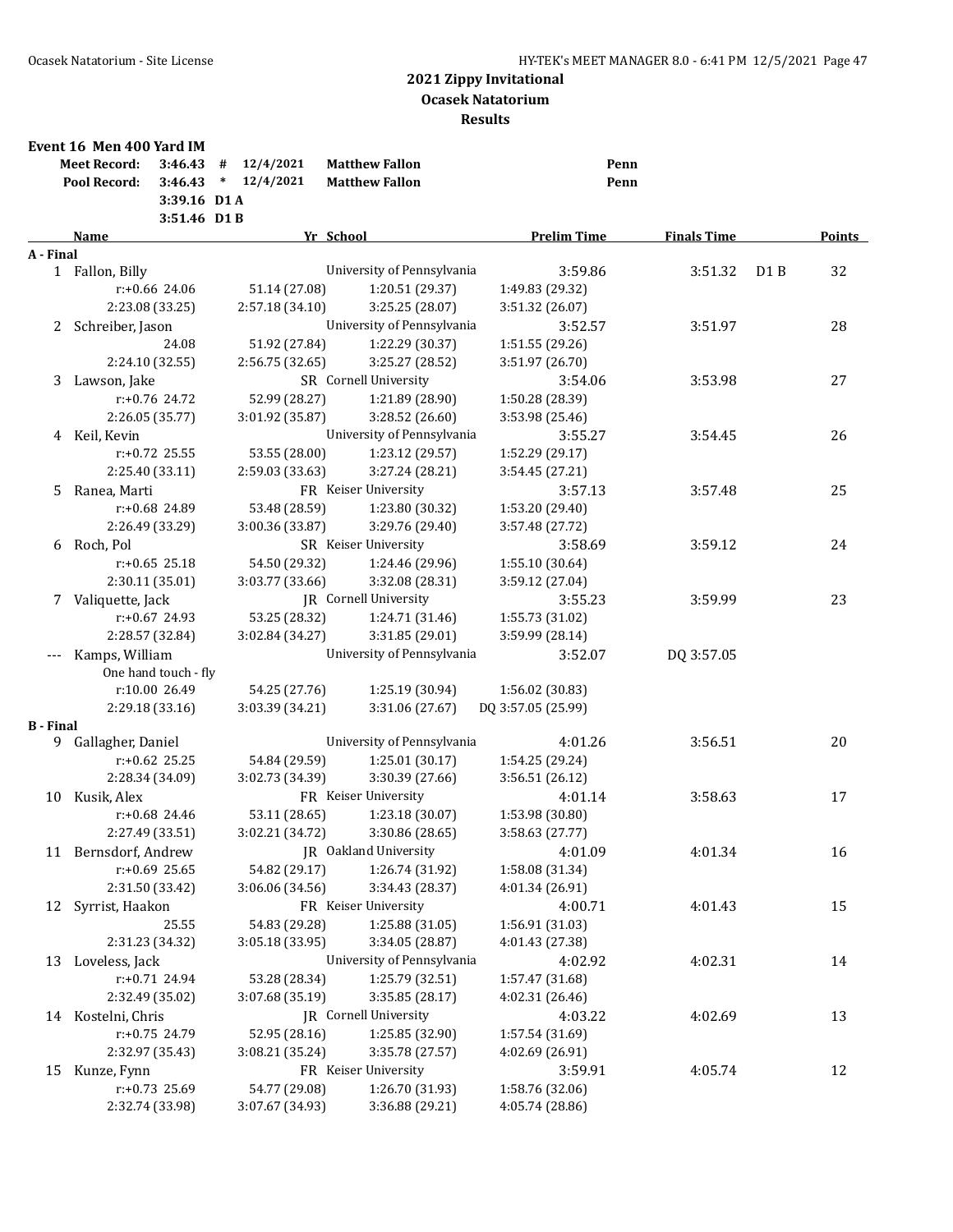## 2021 Zippy Invitational
## Ocasek Natatorium
## Results

### Event 16 Men 400 Yard IM

| | | | | | |
|---|---|---|---|---|---|
| **Meet Record:** | 3:46.43 | # | 12/4/2021 | Matthew Fallon | Penn |
| **Pool Record:** | 3:46.43 | * | 12/4/2021 | Matthew Fallon | Penn |
| | 3:39.16 | D1 A | | | |
| | 3:51.46 | D1 B | | | |

| Name | Yr | School | Prelim Time | Finals Time | | Points |
|---|---|---|---|---|---|---|
| **A - Final** | | | | | | |
| 1 Fallon, Billy | | University of Pennsylvania | 3:59.86 | 3:51.32 | D1 B | 32 |
| r:+0.66 24.06 | 51.14 (27.08) | 1:20.51 (29.37) | 1:49.83 (29.32) | | | |
| 2:23.08 (33.25) | 2:57.18 (34.10) | 3:25.25 (28.07) | 3:51.32 (26.07) | | | |
| 2 Schreiber, Jason | | University of Pennsylvania | 3:52.57 | 3:51.97 | | 28 |
| 24.08 | 51.92 (27.84) | 1:22.29 (30.37) | 1:51.55 (29.26) | | | |
| 2:24.10 (32.55) | 2:56.75 (32.65) | 3:25.27 (28.52) | 3:51.97 (26.70) | | | |
| 3 Lawson, Jake | SR | Cornell University | 3:54.06 | 3:53.98 | | 27 |
| r:+0.76 24.72 | 52.99 (28.27) | 1:21.89 (28.90) | 1:50.28 (28.39) | | | |
| 2:26.05 (35.77) | 3:01.92 (35.87) | 3:28.52 (26.60) | 3:53.98 (25.46) | | | |
| 4 Keil, Kevin | | University of Pennsylvania | 3:55.27 | 3:54.45 | | 26 |
| r:+0.72 25.55 | 53.55 (28.00) | 1:23.12 (29.57) | 1:52.29 (29.17) | | | |
| 2:25.40 (33.11) | 2:59.03 (33.63) | 3:27.24 (28.21) | 3:54.45 (27.21) | | | |
| 5 Ranea, Marti | FR | Keiser University | 3:57.13 | 3:57.48 | | 25 |
| r:+0.68 24.89 | 53.48 (28.59) | 1:23.80 (30.32) | 1:53.20 (29.40) | | | |
| 2:26.49 (33.29) | 3:00.36 (33.87) | 3:29.76 (29.40) | 3:57.48 (27.72) | | | |
| 6 Roch, Pol | SR | Keiser University | 3:58.69 | 3:59.12 | | 24 |
| r:+0.65 25.18 | 54.50 (29.32) | 1:24.46 (29.96) | 1:55.10 (30.64) | | | |
| 2:30.11 (35.01) | 3:03.77 (33.66) | 3:32.08 (28.31) | 3:59.12 (27.04) | | | |
| 7 Valiquette, Jack | JR | Cornell University | 3:55.23 | 3:59.99 | | 23 |
| r:+0.67 24.93 | 53.25 (28.32) | 1:24.71 (31.46) | 1:55.73 (31.02) | | | |
| 2:28.57 (32.84) | 3:02.84 (34.27) | 3:31.85 (29.01) | 3:59.99 (28.14) | | | |
| --- Kamps, William | | University of Pennsylvania | 3:52.07 | DQ 3:57.05 | | |
| One hand touch - fly | | | | | | |
| r:10.00 26.49 | 54.25 (27.76) | 1:25.19 (30.94) | 1:56.02 (30.83) | | | |
| 2:29.18 (33.16) | 3:03.39 (34.21) | 3:31.06 (27.67) | DQ 3:57.05 (25.99) | | | |
| **B - Final** | | | | | | |
| 9 Gallagher, Daniel | | University of Pennsylvania | 4:01.26 | 3:56.51 | | 20 |
| r:+0.62 25.25 | 54.84 (29.59) | 1:25.01 (30.17) | 1:54.25 (29.24) | | | |
| 2:28.34 (34.09) | 3:02.73 (34.39) | 3:30.39 (27.66) | 3:56.51 (26.12) | | | |
| 10 Kusik, Alex | FR | Keiser University | 4:01.14 | 3:58.63 | | 17 |
| r:+0.68 24.46 | 53.11 (28.65) | 1:23.18 (30.07) | 1:53.98 (30.80) | | | |
| 2:27.49 (33.51) | 3:02.21 (34.72) | 3:30.86 (28.65) | 3:58.63 (27.77) | | | |
| 11 Bernsdorf, Andrew | JR | Oakland University | 4:01.09 | 4:01.34 | | 16 |
| r:+0.69 25.65 | 54.82 (29.17) | 1:26.74 (31.92) | 1:58.08 (31.34) | | | |
| 2:31.50 (33.42) | 3:06.06 (34.56) | 3:34.43 (28.37) | 4:01.34 (26.91) | | | |
| 12 Syrrist, Haakon | FR | Keiser University | 4:00.71 | 4:01.43 | | 15 |
| 25.55 | 54.83 (29.28) | 1:25.88 (31.05) | 1:56.91 (31.03) | | | |
| 2:31.23 (34.32) | 3:05.18 (33.95) | 3:34.05 (28.87) | 4:01.43 (27.38) | | | |
| 13 Loveless, Jack | | University of Pennsylvania | 4:02.92 | 4:02.31 | | 14 |
| r:+0.71 24.94 | 53.28 (28.34) | 1:25.79 (32.51) | 1:57.47 (31.68) | | | |
| 2:32.49 (35.02) | 3:07.68 (35.19) | 3:35.85 (28.17) | 4:02.31 (26.46) | | | |
| 14 Kostelni, Chris | JR | Cornell University | 4:03.22 | 4:02.69 | | 13 |
| r:+0.75 24.79 | 52.95 (28.16) | 1:25.85 (32.90) | 1:57.54 (31.69) | | | |
| 2:32.97 (35.43) | 3:08.21 (35.24) | 3:35.78 (27.57) | 4:02.69 (26.91) | | | |
| 15 Kunze, Fynn | FR | Keiser University | 3:59.91 | 4:05.74 | | 12 |
| r:+0.73 25.69 | 54.77 (29.08) | 1:26.70 (31.93) | 1:58.76 (32.06) | | | |
| 2:32.74 (33.98) | 3:07.67 (34.93) | 3:36.88 (29.21) | 4:05.74 (28.86) | | | |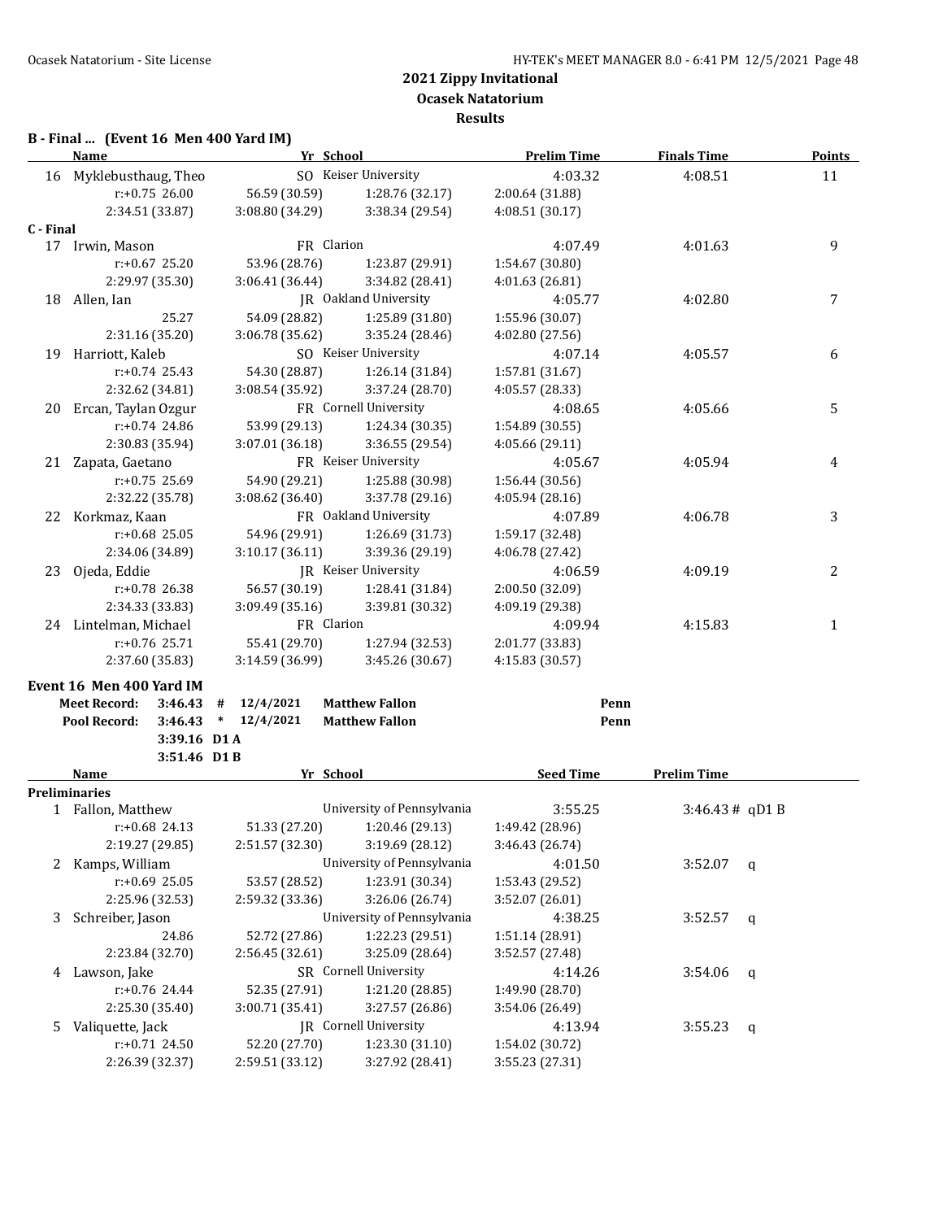## 2021 Zippy Invitational
### Ocasek Natatorium
### Results

**B - Final ... (Event 16 Men 400 Yard IM)**

| | Name | Yr | School | Prelim Time | Finals Time | Points |
|---|---|---|---|---|---|---|
| 16 | Myklebusthaug, Theo | SO | Keiser University | 4:03.32 | 4:08.51 | 11 |
| | r:+0.75 26.00 | 56.59 (30.59) | 1:28.76 (32.17) | 2:00.64 (31.88) | | |
| | 2:34.51 (33.87) | 3:08.80 (34.29) | 3:38.34 (29.54) | 4:08.51 (30.17) | | |

**C - Final**

| | Name | Yr | School | Prelim Time | Finals Time | Points |
|---|---|---|---|---|---|---|
| 17 | Irwin, Mason | FR | Clarion | 4:07.49 | 4:01.63 | 9 |
| | r:+0.67 25.20 | 53.96 (28.76) | 1:23.87 (29.91) | 1:54.67 (30.80) | | |
| | 2:29.97 (35.30) | 3:06.41 (36.44) | 3:34.82 (28.41) | 4:01.63 (26.81) | | |
| 18 | Allen, Ian | JR | Oakland University | 4:05.77 | 4:02.80 | 7 |
| | 25.27 | 54.09 (28.82) | 1:25.89 (31.80) | 1:55.96 (30.07) | | |
| | 2:31.16 (35.20) | 3:06.78 (35.62) | 3:35.24 (28.46) | 4:02.80 (27.56) | | |
| 19 | Harriott, Kaleb | SO | Keiser University | 4:07.14 | 4:05.57 | 6 |
| | r:+0.74 25.43 | 54.30 (28.87) | 1:26.14 (31.84) | 1:57.81 (31.67) | | |
| | 2:32.62 (34.81) | 3:08.54 (35.92) | 3:37.24 (28.70) | 4:05.57 (28.33) | | |
| 20 | Ercan, Taylan Ozgur | FR | Cornell University | 4:08.65 | 4:05.66 | 5 |
| | r:+0.74 24.86 | 53.99 (29.13) | 1:24.34 (30.35) | 1:54.89 (30.55) | | |
| | 2:30.83 (35.94) | 3:07.01 (36.18) | 3:36.55 (29.54) | 4:05.66 (29.11) | | |
| 21 | Zapata, Gaetano | FR | Keiser University | 4:05.67 | 4:05.94 | 4 |
| | r:+0.75 25.69 | 54.90 (29.21) | 1:25.88 (30.98) | 1:56.44 (30.56) | | |
| | 2:32.22 (35.78) | 3:08.62 (36.40) | 3:37.78 (29.16) | 4:05.94 (28.16) | | |
| 22 | Korkmaz, Kaan | FR | Oakland University | 4:07.89 | 4:06.78 | 3 |
| | r:+0.68 25.05 | 54.96 (29.91) | 1:26.69 (31.73) | 1:59.17 (32.48) | | |
| | 2:34.06 (34.89) | 3:10.17 (36.11) | 3:39.36 (29.19) | 4:06.78 (27.42) | | |
| 23 | Ojeda, Eddie | JR | Keiser University | 4:06.59 | 4:09.19 | 2 |
| | r:+0.78 26.38 | 56.57 (30.19) | 1:28.41 (31.84) | 2:00.50 (32.09) | | |
| | 2:34.33 (33.83) | 3:09.49 (35.16) | 3:39.81 (30.32) | 4:09.19 (29.38) | | |
| 24 | Lintelman, Michael | FR | Clarion | 4:09.94 | 4:15.83 | 1 |
| | r:+0.76 25.71 | 55.41 (29.70) | 1:27.94 (32.53) | 2:01.77 (33.83) | | |
| | 2:37.60 (35.83) | 3:14.59 (36.99) | 3:45.26 (30.67) | 4:15.83 (30.57) | | |

**Event 16 Men 400 Yard IM**

| | | | | | |
|---|---|---|---|---|---|
| Meet Record: | 3:46.43 | # | 12/4/2021 | Matthew Fallon | Penn |
| Pool Record: | 3:46.43 | * | 12/4/2021 | Matthew Fallon | Penn |
| | 3:39.16 | D1 A | | | |
| | 3:51.46 | D1 B | | | |

**Preliminaries**

| | Name | Yr | School | Seed Time | Prelim Time | |
|---|---|---|---|---|---|---|
| 1 | Fallon, Matthew | | University of Pennsylvania | 3:55.25 | 3:46.43 # | qD1 B |
| | r:+0.68 24.13 | 51.33 (27.20) | 1:20.46 (29.13) | 1:49.42 (28.96) | | |
| | 2:19.27 (29.85) | 2:51.57 (32.30) | 3:19.69 (28.12) | 3:46.43 (26.74) | | |
| 2 | Kamps, William | | University of Pennsylvania | 4:01.50 | 3:52.07 | q |
| | r:+0.69 25.05 | 53.57 (28.52) | 1:23.91 (30.34) | 1:53.43 (29.52) | | |
| | 2:25.96 (32.53) | 2:59.32 (33.36) | 3:26.06 (26.74) | 3:52.07 (26.01) | | |
| 3 | Schreiber, Jason | | University of Pennsylvania | 4:38.25 | 3:52.57 | q |
| | 24.86 | 52.72 (27.86) | 1:22.23 (29.51) | 1:51.14 (28.91) | | |
| | 2:23.84 (32.70) | 2:56.45 (32.61) | 3:25.09 (28.64) | 3:52.57 (27.48) | | |
| 4 | Lawson, Jake | SR | Cornell University | 4:14.26 | 3:54.06 | q |
| | r:+0.76 24.44 | 52.35 (27.91) | 1:21.20 (28.85) | 1:49.90 (28.70) | | |
| | 2:25.30 (35.40) | 3:00.71 (35.41) | 3:27.57 (26.86) | 3:54.06 (26.49) | | |
| 5 | Valiquette, Jack | JR | Cornell University | 4:13.94 | 3:55.23 | q |
| | r:+0.71 24.50 | 52.20 (27.70) | 1:23.30 (31.10) | 1:54.02 (30.72) | | |
| | 2:26.39 (32.37) | 2:59.51 (33.12) | 3:27.92 (28.41) | 3:55.23 (27.31) | | |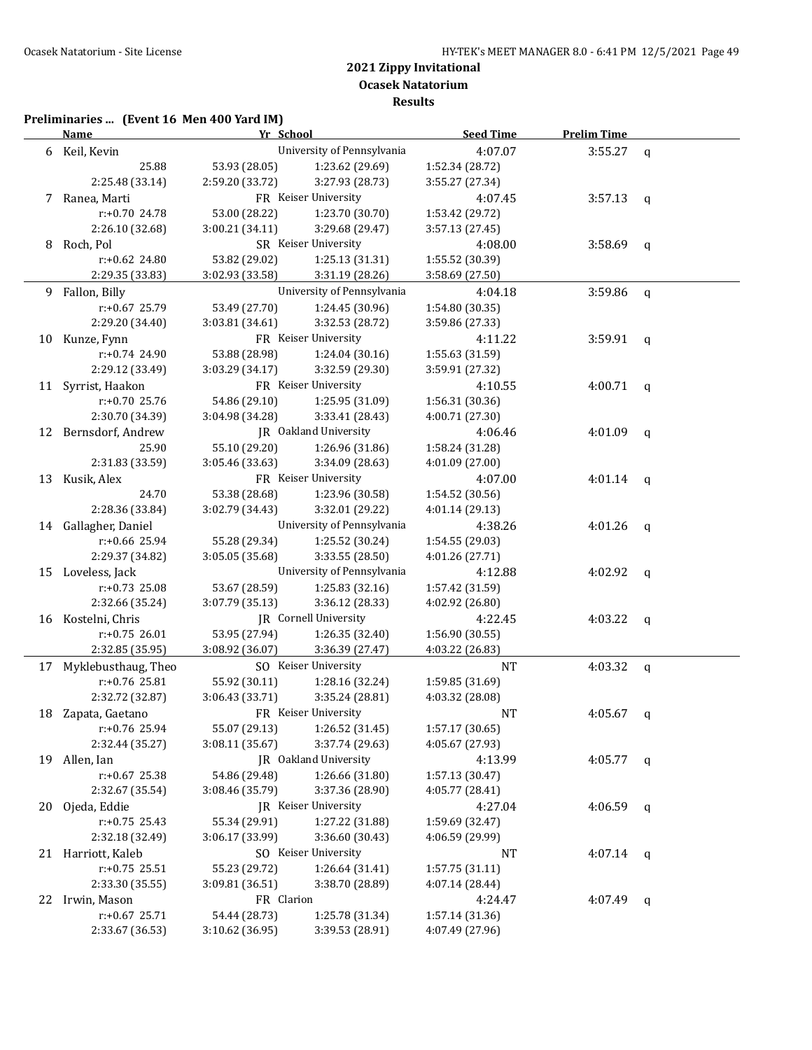## 2021 Zippy Invitational

### Ocasek Natatorium

### Results

**Preliminaries ... (Event 16 Men 400 Yard IM)**

| | Name | Yr | School | Seed Time | Prelim Time | |
|---|---|---|---|---|---|---|
| 6 | Keil, Kevin | | University of Pennsylvania | 4:07.07 | 3:55.27 | q |
| | 25.88 | 53.93 (28.05) | 1:23.62 (29.69) | 1:52.34 (28.72) | | |
| | 2:25.48 (33.14) | 2:59.20 (33.72) | 3:27.93 (28.73) | 3:55.27 (27.34) | | |
| 7 | Ranea, Marti | FR | Keiser University | 4:07.45 | 3:57.13 | q |
| | r:+0.70 24.78 | 53.00 (28.22) | 1:23.70 (30.70) | 1:53.42 (29.72) | | |
| | 2:26.10 (32.68) | 3:00.21 (34.11) | 3:29.68 (29.47) | 3:57.13 (27.45) | | |
| 8 | Roch, Pol | SR | Keiser University | 4:08.00 | 3:58.69 | q |
| | r:+0.62 24.80 | 53.82 (29.02) | 1:25.13 (31.31) | 1:55.52 (30.39) | | |
| | 2:29.35 (33.83) | 3:02.93 (33.58) | 3:31.19 (28.26) | 3:58.69 (27.50) | | |
| 9 | Fallon, Billy | | University of Pennsylvania | 4:04.18 | 3:59.86 | q |
| | r:+0.67 25.79 | 53.49 (27.70) | 1:24.45 (30.96) | 1:54.80 (30.35) | | |
| | 2:29.20 (34.40) | 3:03.81 (34.61) | 3:32.53 (28.72) | 3:59.86 (27.33) | | |
| 10 | Kunze, Fynn | FR | Keiser University | 4:11.22 | 3:59.91 | q |
| | r:+0.74 24.90 | 53.88 (28.98) | 1:24.04 (30.16) | 1:55.63 (31.59) | | |
| | 2:29.12 (33.49) | 3:03.29 (34.17) | 3:32.59 (29.30) | 3:59.91 (27.32) | | |
| 11 | Syrrist, Haakon | FR | Keiser University | 4:10.55 | 4:00.71 | q |
| | r:+0.70 25.76 | 54.86 (29.10) | 1:25.95 (31.09) | 1:56.31 (30.36) | | |
| | 2:30.70 (34.39) | 3:04.98 (34.28) | 3:33.41 (28.43) | 4:00.71 (27.30) | | |
| 12 | Bernsdorf, Andrew | JR | Oakland University | 4:06.46 | 4:01.09 | q |
| | 25.90 | 55.10 (29.20) | 1:26.96 (31.86) | 1:58.24 (31.28) | | |
| | 2:31.83 (33.59) | 3:05.46 (33.63) | 3:34.09 (28.63) | 4:01.09 (27.00) | | |
| 13 | Kusik, Alex | FR | Keiser University | 4:07.00 | 4:01.14 | q |
| | 24.70 | 53.38 (28.68) | 1:23.96 (30.58) | 1:54.52 (30.56) | | |
| | 2:28.36 (33.84) | 3:02.79 (34.43) | 3:32.01 (29.22) | 4:01.14 (29.13) | | |
| 14 | Gallagher, Daniel | | University of Pennsylvania | 4:38.26 | 4:01.26 | q |
| | r:+0.66 25.94 | 55.28 (29.34) | 1:25.52 (30.24) | 1:54.55 (29.03) | | |
| | 2:29.37 (34.82) | 3:05.05 (35.68) | 3:33.55 (28.50) | 4:01.26 (27.71) | | |
| 15 | Loveless, Jack | | University of Pennsylvania | 4:12.88 | 4:02.92 | q |
| | r:+0.73 25.08 | 53.67 (28.59) | 1:25.83 (32.16) | 1:57.42 (31.59) | | |
| | 2:32.66 (35.24) | 3:07.79 (35.13) | 3:36.12 (28.33) | 4:02.92 (26.80) | | |
| 16 | Kostelni, Chris | JR | Cornell University | 4:22.45 | 4:03.22 | q |
| | r:+0.75 26.01 | 53.95 (27.94) | 1:26.35 (32.40) | 1:56.90 (30.55) | | |
| | 2:32.85 (35.95) | 3:08.92 (36.07) | 3:36.39 (27.47) | 4:03.22 (26.83) | | |
| 17 | Myklebusthaug, Theo | SO | Keiser University | NT | 4:03.32 | q |
| | r:+0.76 25.81 | 55.92 (30.11) | 1:28.16 (32.24) | 1:59.85 (31.69) | | |
| | 2:32.72 (32.87) | 3:06.43 (33.71) | 3:35.24 (28.81) | 4:03.32 (28.08) | | |
| 18 | Zapata, Gaetano | FR | Keiser University | NT | 4:05.67 | q |
| | r:+0.76 25.94 | 55.07 (29.13) | 1:26.52 (31.45) | 1:57.17 (30.65) | | |
| | 2:32.44 (35.27) | 3:08.11 (35.67) | 3:37.74 (29.63) | 4:05.67 (27.93) | | |
| 19 | Allen, Ian | JR | Oakland University | 4:13.99 | 4:05.77 | q |
| | r:+0.67 25.38 | 54.86 (29.48) | 1:26.66 (31.80) | 1:57.13 (30.47) | | |
| | 2:32.67 (35.54) | 3:08.46 (35.79) | 3:37.36 (28.90) | 4:05.77 (28.41) | | |
| 20 | Ojeda, Eddie | JR | Keiser University | 4:27.04 | 4:06.59 | q |
| | r:+0.75 25.43 | 55.34 (29.91) | 1:27.22 (31.88) | 1:59.69 (32.47) | | |
| | 2:32.18 (32.49) | 3:06.17 (33.99) | 3:36.60 (30.43) | 4:06.59 (29.99) | | |
| 21 | Harriott, Kaleb | SO | Keiser University | NT | 4:07.14 | q |
| | r:+0.75 25.51 | 55.23 (29.72) | 1:26.64 (31.41) | 1:57.75 (31.11) | | |
| | 2:33.30 (35.55) | 3:09.81 (36.51) | 3:38.70 (28.89) | 4:07.14 (28.44) | | |
| 22 | Irwin, Mason | FR | Clarion | 4:24.47 | 4:07.49 | q |
| | r:+0.67 25.71 | 54.44 (28.73) | 1:25.78 (31.34) | 1:57.14 (31.36) | | |
| | 2:33.67 (36.53) | 3:10.62 (36.95) | 3:39.53 (28.91) | 4:07.49 (27.96) | | |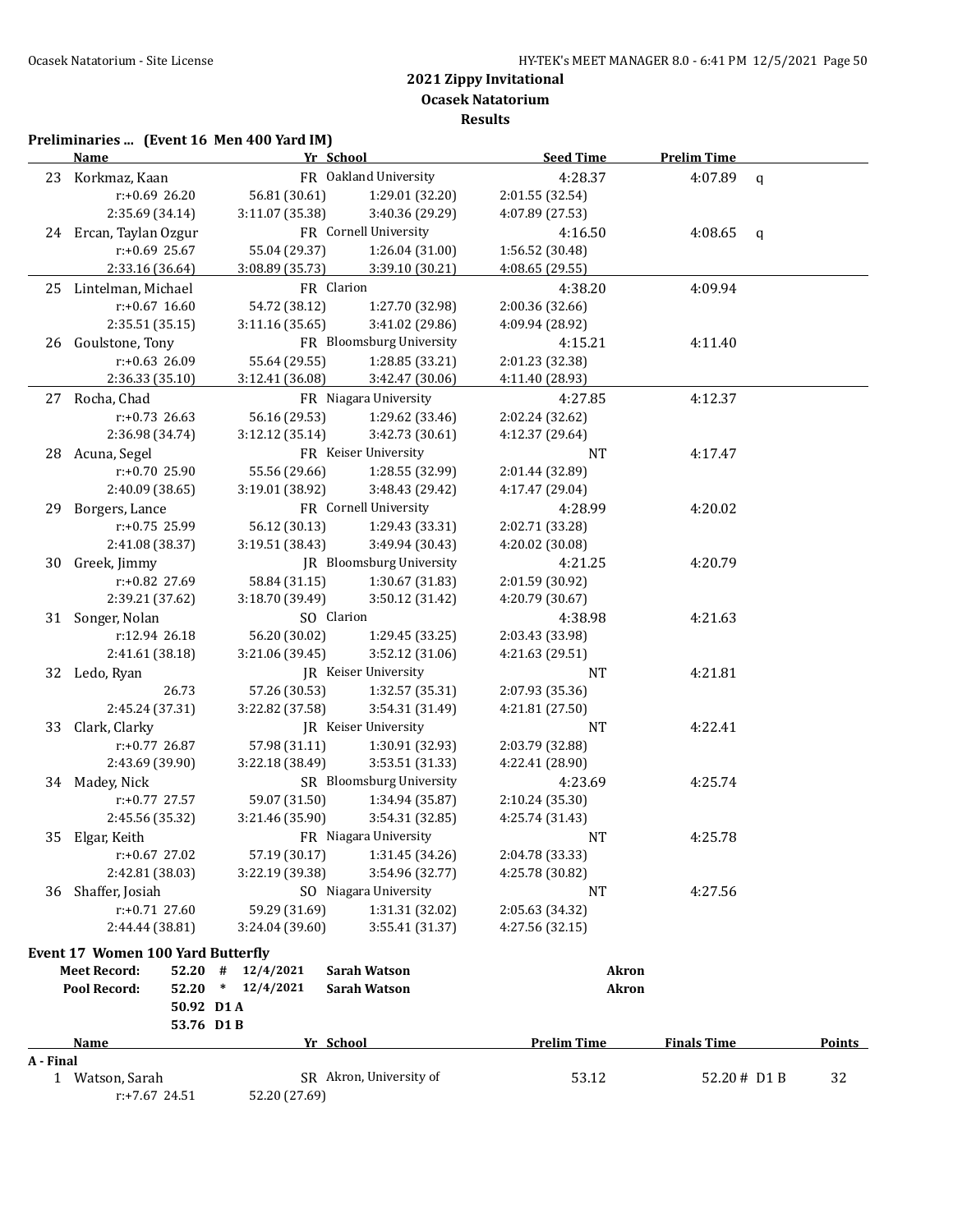## 2021 Zippy Invitational
### Ocasek Natatorium
### Results

**Preliminaries ... (Event 16 Men 400 Yard IM)**

| | Name | Yr | School | Seed Time | Prelim Time | |
|---|---|---|---|---|---|---|
| 23 | Korkmaz, Kaan | FR | Oakland University | 4:28.37 | 4:07.89 | q |
| | r:+0.69 26.20 | 56.81 (30.61) | 1:29.01 (32.20) | 2:01.55 (32.54) | | |
| | 2:35.69 (34.14) | 3:11.07 (35.38) | 3:40.36 (29.29) | 4:07.89 (27.53) | | |
| 24 | Ercan, Taylan Ozgur | FR | Cornell University | 4:16.50 | 4:08.65 | q |
| | r:+0.69 25.67 | 55.04 (29.37) | 1:26.04 (31.00) | 1:56.52 (30.48) | | |
| | 2:33.16 (36.64) | 3:08.89 (35.73) | 3:39.10 (30.21) | 4:08.65 (29.55) | | |
| 25 | Lintelman, Michael | FR | Clarion | 4:38.20 | 4:09.94 | |
| | r:+0.67 16.60 | 54.72 (38.12) | 1:27.70 (32.98) | 2:00.36 (32.66) | | |
| | 2:35.51 (35.15) | 3:11.16 (35.65) | 3:41.02 (29.86) | 4:09.94 (28.92) | | |
| 26 | Goulstone, Tony | FR | Bloomsburg University | 4:15.21 | 4:11.40 | |
| | r:+0.63 26.09 | 55.64 (29.55) | 1:28.85 (33.21) | 2:01.23 (32.38) | | |
| | 2:36.33 (35.10) | 3:12.41 (36.08) | 3:42.47 (30.06) | 4:11.40 (28.93) | | |
| 27 | Rocha, Chad | FR | Niagara University | 4:27.85 | 4:12.37 | |
| | r:+0.73 26.63 | 56.16 (29.53) | 1:29.62 (33.46) | 2:02.24 (32.62) | | |
| | 2:36.98 (34.74) | 3:12.12 (35.14) | 3:42.73 (30.61) | 4:12.37 (29.64) | | |
| 28 | Acuna, Segel | FR | Keiser University | NT | 4:17.47 | |
| | r:+0.70 25.90 | 55.56 (29.66) | 1:28.55 (32.99) | 2:01.44 (32.89) | | |
| | 2:40.09 (38.65) | 3:19.01 (38.92) | 3:48.43 (29.42) | 4:17.47 (29.04) | | |
| 29 | Borgers, Lance | FR | Cornell University | 4:28.99 | 4:20.02 | |
| | r:+0.75 25.99 | 56.12 (30.13) | 1:29.43 (33.31) | 2:02.71 (33.28) | | |
| | 2:41.08 (38.37) | 3:19.51 (38.43) | 3:49.94 (30.43) | 4:20.02 (30.08) | | |
| 30 | Greek, Jimmy | JR | Bloomsburg University | 4:21.25 | 4:20.79 | |
| | r:+0.82 27.69 | 58.84 (31.15) | 1:30.67 (31.83) | 2:01.59 (30.92) | | |
| | 2:39.21 (37.62) | 3:18.70 (39.49) | 3:50.12 (31.42) | 4:20.79 (30.67) | | |
| 31 | Songer, Nolan | SO | Clarion | 4:38.98 | 4:21.63 | |
| | r:12.94 26.18 | 56.20 (30.02) | 1:29.45 (33.25) | 2:03.43 (33.98) | | |
| | 2:41.61 (38.18) | 3:21.06 (39.45) | 3:52.12 (31.06) | 4:21.63 (29.51) | | |
| 32 | Ledo, Ryan | JR | Keiser University | NT | 4:21.81 | |
| | 26.73 | 57.26 (30.53) | 1:32.57 (35.31) | 2:07.93 (35.36) | | |
| | 2:45.24 (37.31) | 3:22.82 (37.58) | 3:54.31 (31.49) | 4:21.81 (27.50) | | |
| 33 | Clark, Clarky | JR | Keiser University | NT | 4:22.41 | |
| | r:+0.77 26.87 | 57.98 (31.11) | 1:30.91 (32.93) | 2:03.79 (32.88) | | |
| | 2:43.69 (39.90) | 3:22.18 (38.49) | 3:53.51 (31.33) | 4:22.41 (28.90) | | |
| 34 | Madey, Nick | SR | Bloomsburg University | 4:23.69 | 4:25.74 | |
| | r:+0.77 27.57 | 59.07 (31.50) | 1:34.94 (35.87) | 2:10.24 (35.30) | | |
| | 2:45.56 (35.32) | 3:21.46 (35.90) | 3:54.31 (32.85) | 4:25.74 (31.43) | | |
| 35 | Elgar, Keith | FR | Niagara University | NT | 4:25.78 | |
| | r:+0.67 27.02 | 57.19 (30.17) | 1:31.45 (34.26) | 2:04.78 (33.33) | | |
| | 2:42.81 (38.03) | 3:22.19 (39.38) | 3:54.96 (32.77) | 4:25.78 (30.82) | | |
| 36 | Shaffer, Josiah | SO | Niagara University | NT | 4:27.56 | |
| | r:+0.71 27.60 | 59.29 (31.69) | 1:31.31 (32.02) | 2:05.63 (34.32) | | |
| | 2:44.44 (38.81) | 3:24.04 (39.60) | 3:55.41 (31.37) | 4:27.56 (32.15) | | |

**Event 17 Women 100 Yard Butterfly**

| | | | | |
|---|---|---|---|---|
| Meet Record: | 52.20 # | 12/4/2021 | Sarah Watson | Akron |
| Pool Record: | 52.20 * | 12/4/2021 | Sarah Watson | Akron |
| | 50.92 D1 A | | | |
| | 53.76 D1 B | | | |

| | Name | Yr | School | Prelim Time | Finals Time | Points |
|---|---|---|---|---|---|---|
| **A - Final** | | | | | | |
| 1 | Watson, Sarah | SR | Akron, University of | 53.12 | 52.20 # D1 B | 32 |
| | r:+7.67 24.51 | 52.20 (27.69) | | | | |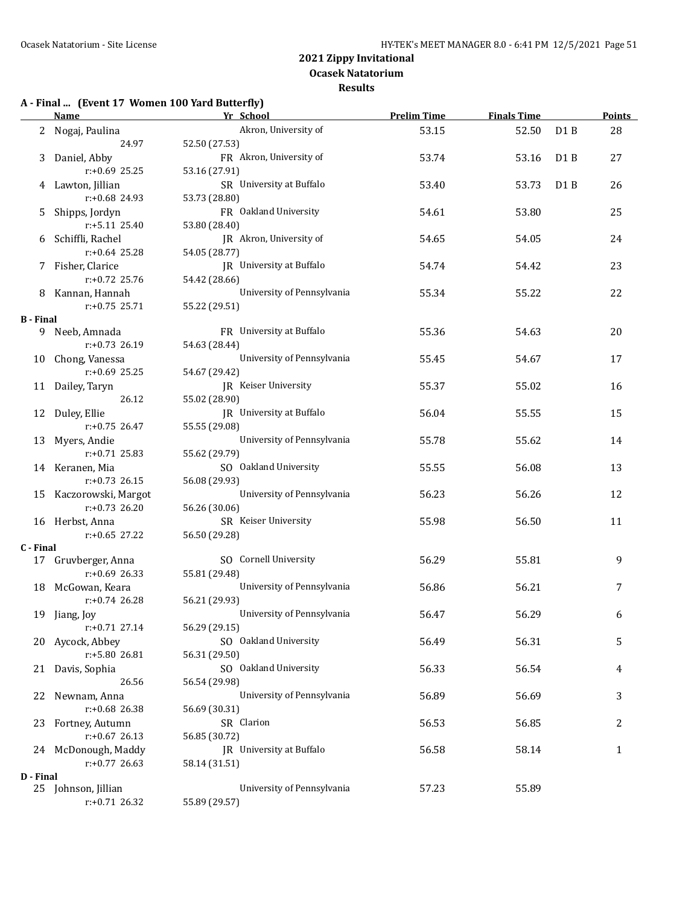## 2021 Zippy Invitational
## Ocasek Natatorium
## Results

### A - Final ... (Event 17 Women 100 Yard Butterfly)

| | Name | Yr | School | Prelim Time | Finals Time | | Points |
|---|---|---|---|---|---|---|---|
| 2 | Nogaj, Paulina | | Akron, University of | 53.15 | 52.50 | D1 B | 28 |
| | 24.97 | 52.50 (27.53) | | | | | |
| 3 | Daniel, Abby | FR | Akron, University of | 53.74 | 53.16 | D1 B | 27 |
| | r:+0.69 25.25 | 53.16 (27.91) | | | | | |
| 4 | Lawton, Jillian | SR | University at Buffalo | 53.40 | 53.73 | D1 B | 26 |
| | r:+0.68 24.93 | 53.73 (28.80) | | | | | |
| 5 | Shipps, Jordyn | FR | Oakland University | 54.61 | 53.80 | | 25 |
| | r:+5.11 25.40 | 53.80 (28.40) | | | | | |
| 6 | Schiffli, Rachel | JR | Akron, University of | 54.65 | 54.05 | | 24 |
| | r:+0.64 25.28 | 54.05 (28.77) | | | | | |
| 7 | Fisher, Clarice | JR | University at Buffalo | 54.74 | 54.42 | | 23 |
| | r:+0.72 25.76 | 54.42 (28.66) | | | | | |
| 8 | Kannan, Hannah | | University of Pennsylvania | 55.34 | 55.22 | | 22 |
| | r:+0.75 25.71 | 55.22 (29.51) | | | | | |

### B - Final

| | Name | Yr | School | Prelim Time | Finals Time | | Points |
|---|---|---|---|---|---|---|---|
| 9 | Neeb, Amnada | FR | University at Buffalo | 55.36 | 54.63 | | 20 |
| | r:+0.73 26.19 | 54.63 (28.44) | | | | | |
| 10 | Chong, Vanessa | | University of Pennsylvania | 55.45 | 54.67 | | 17 |
| | r:+0.69 25.25 | 54.67 (29.42) | | | | | |
| 11 | Dailey, Taryn | JR | Keiser University | 55.37 | 55.02 | | 16 |
| | 26.12 | 55.02 (28.90) | | | | | |
| 12 | Duley, Ellie | JR | University at Buffalo | 56.04 | 55.55 | | 15 |
| | r:+0.75 26.47 | 55.55 (29.08) | | | | | |
| 13 | Myers, Andie | | University of Pennsylvania | 55.78 | 55.62 | | 14 |
| | r:+0.71 25.83 | 55.62 (29.79) | | | | | |
| 14 | Keranen, Mia | SO | Oakland University | 55.55 | 56.08 | | 13 |
| | r:+0.73 26.15 | 56.08 (29.93) | | | | | |
| 15 | Kaczorowski, Margot | | University of Pennsylvania | 56.23 | 56.26 | | 12 |
| | r:+0.73 26.20 | 56.26 (30.06) | | | | | |
| 16 | Herbst, Anna | SR | Keiser University | 55.98 | 56.50 | | 11 |
| | r:+0.65 27.22 | 56.50 (29.28) | | | | | |

### C - Final

| | Name | Yr | School | Prelim Time | Finals Time | | Points |
|---|---|---|---|---|---|---|---|
| 17 | Gruvberger, Anna | SO | Cornell University | 56.29 | 55.81 | | 9 |
| | r:+0.69 26.33 | 55.81 (29.48) | | | | | |
| 18 | McGowan, Keara | | University of Pennsylvania | 56.86 | 56.21 | | 7 |
| | r:+0.74 26.28 | 56.21 (29.93) | | | | | |
| 19 | Jiang, Joy | | University of Pennsylvania | 56.47 | 56.29 | | 6 |
| | r:+0.71 27.14 | 56.29 (29.15) | | | | | |
| 20 | Aycock, Abbey | SO | Oakland University | 56.49 | 56.31 | | 5 |
| | r:+5.80 26.81 | 56.31 (29.50) | | | | | |
| 21 | Davis, Sophia | SO | Oakland University | 56.33 | 56.54 | | 4 |
| | 26.56 | 56.54 (29.98) | | | | | |
| 22 | Newnam, Anna | | University of Pennsylvania | 56.89 | 56.69 | | 3 |
| | r:+0.68 26.38 | 56.69 (30.31) | | | | | |
| 23 | Fortney, Autumn | SR | Clarion | 56.53 | 56.85 | | 2 |
| | r:+0.67 26.13 | 56.85 (30.72) | | | | | |
| 24 | McDonough, Maddy | JR | University at Buffalo | 56.58 | 58.14 | | 1 |
| | r:+0.77 26.63 | 58.14 (31.51) | | | | | |

### D - Final

| | Name | Yr | School | Prelim Time | Finals Time | | Points |
|---|---|---|---|---|---|---|---|
| 25 | Johnson, Jillian | | University of Pennsylvania | 57.23 | 55.89 | | |
| | r:+0.71 26.32 | 55.89 (29.57) | | | | | |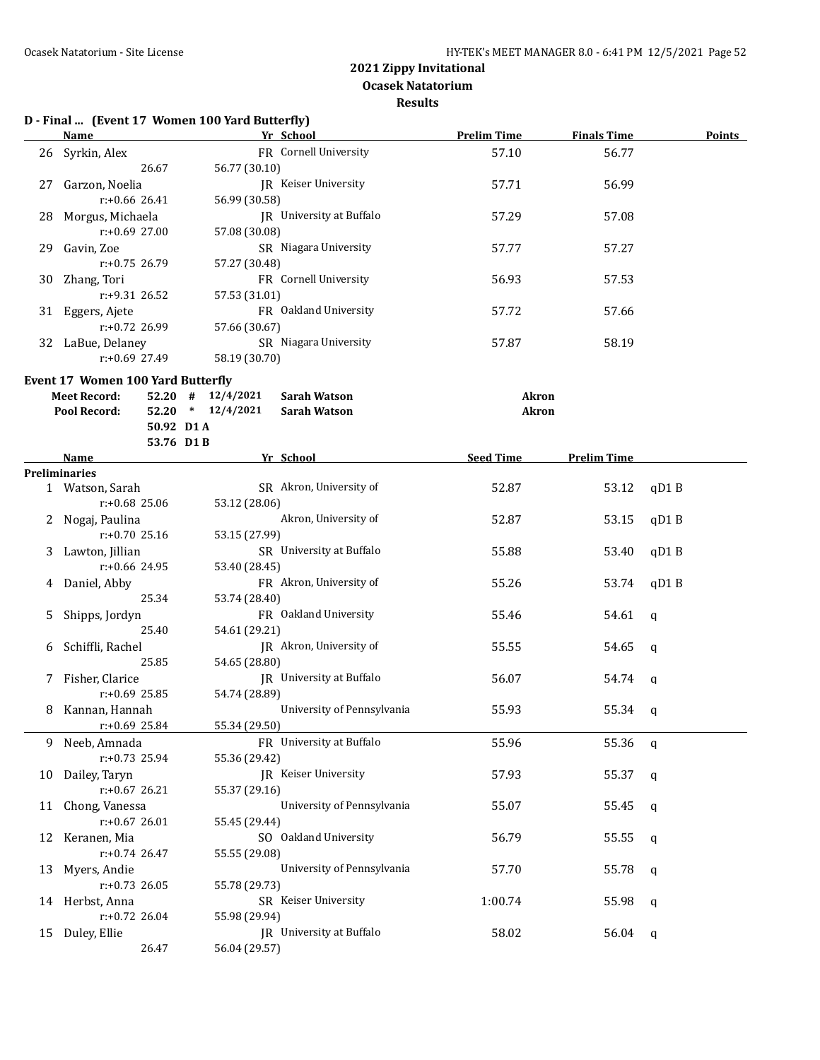## 2021 Zippy Invitational
## Ocasek Natatorium
## Results

### D - Final ... (Event 17 Women 100 Yard Butterfly)

| | Name | Yr | School | Prelim Time | Finals Time | Points |
|---|---|---|---|---|---|---|
| 26 | Syrkin, Alex | FR | Cornell University | 57.10 | 56.77 | |
| | 26.67 | 56.77 (30.10) | | | | |
| 27 | Garzon, Noelia | JR | Keiser University | 57.71 | 56.99 | |
| | r:+0.66 26.41 | 56.99 (30.58) | | | | |
| 28 | Morgus, Michaela | JR | University at Buffalo | 57.29 | 57.08 | |
| | r:+0.69 27.00 | 57.08 (30.08) | | | | |
| 29 | Gavin, Zoe | SR | Niagara University | 57.77 | 57.27 | |
| | r:+0.75 26.79 | 57.27 (30.48) | | | | |
| 30 | Zhang, Tori | FR | Cornell University | 56.93 | 57.53 | |
| | r:+9.31 26.52 | 57.53 (31.01) | | | | |
| 31 | Eggers, Ajete | FR | Oakland University | 57.72 | 57.66 | |
| | r:+0.72 26.99 | 57.66 (30.67) | | | | |
| 32 | LaBue, Delaney | SR | Niagara University | 57.87 | 58.19 | |
| | r:+0.69 27.49 | 58.19 (30.70) | | | | |

### Event 17 Women 100 Yard Butterfly

| | | | | | |
|---|---|---|---|---|---|
| Meet Record: | 52.20 | # | 12/4/2021 | Sarah Watson | Akron |
| Pool Record: | 52.20 | * | 12/4/2021 | Sarah Watson | Akron |
| | 50.92 | D1 A | | | |
| | 53.76 | D1 B | | | |

**Preliminaries**

| | Name | Yr | School | Seed Time | Prelim Time | |
|---|---|---|---|---|---|---|
| 1 | Watson, Sarah | SR | Akron, University of | 52.87 | 53.12 | qD1 B |
| | r:+0.68 25.06 | 53.12 (28.06) | | | | |
| 2 | Nogaj, Paulina | | Akron, University of | 52.87 | 53.15 | qD1 B |
| | r:+0.70 25.16 | 53.15 (27.99) | | | | |
| 3 | Lawton, Jillian | SR | University at Buffalo | 55.88 | 53.40 | qD1 B |
| | r:+0.66 24.95 | 53.40 (28.45) | | | | |
| 4 | Daniel, Abby | FR | Akron, University of | 55.26 | 53.74 | qD1 B |
| | 25.34 | 53.74 (28.40) | | | | |
| 5 | Shipps, Jordyn | FR | Oakland University | 55.46 | 54.61 | q |
| | 25.40 | 54.61 (29.21) | | | | |
| 6 | Schiffli, Rachel | JR | Akron, University of | 55.55 | 54.65 | q |
| | 25.85 | 54.65 (28.80) | | | | |
| 7 | Fisher, Clarice | JR | University at Buffalo | 56.07 | 54.74 | q |
| | r:+0.69 25.85 | 54.74 (28.89) | | | | |
| 8 | Kannan, Hannah | | University of Pennsylvania | 55.93 | 55.34 | q |
| | r:+0.69 25.84 | 55.34 (29.50) | | | | |
| 9 | Neeb, Amnada | FR | University at Buffalo | 55.96 | 55.36 | q |
| | r:+0.73 25.94 | 55.36 (29.42) | | | | |
| 10 | Dailey, Taryn | JR | Keiser University | 57.93 | 55.37 | q |
| | r:+0.67 26.21 | 55.37 (29.16) | | | | |
| 11 | Chong, Vanessa | | University of Pennsylvania | 55.07 | 55.45 | q |
| | r:+0.67 26.01 | 55.45 (29.44) | | | | |
| 12 | Keranen, Mia | SO | Oakland University | 56.79 | 55.55 | q |
| | r:+0.74 26.47 | 55.55 (29.08) | | | | |
| 13 | Myers, Andie | | University of Pennsylvania | 57.70 | 55.78 | q |
| | r:+0.73 26.05 | 55.78 (29.73) | | | | |
| 14 | Herbst, Anna | SR | Keiser University | 1:00.74 | 55.98 | q |
| | r:+0.72 26.04 | 55.98 (29.94) | | | | |
| 15 | Duley, Ellie | JR | University at Buffalo | 58.02 | 56.04 | q |
| | 26.47 | 56.04 (29.57) | | | | |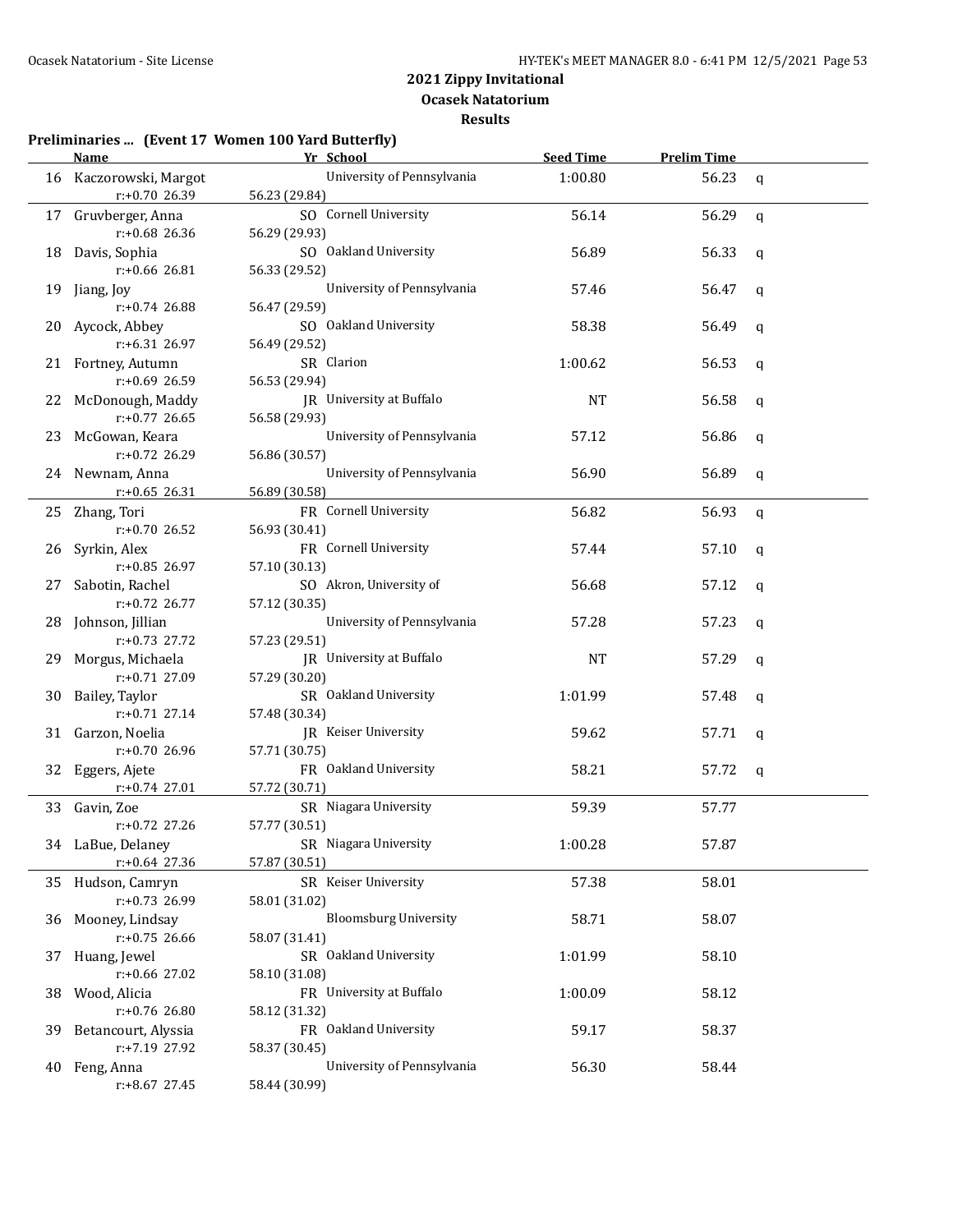## 2021 Zippy Invitational

### Ocasek Natatorium

### Results

**Preliminaries ... (Event 17 Women 100 Yard Butterfly)**

| | Name | Yr | School | Seed Time | Prelim Time | |
|---|---|---|---|---|---|---|
| 16 | Kaczorowski, Margot | | University of Pennsylvania | 1:00.80 | 56.23 | q |
| | r:+0.70 26.39 | 56.23 (29.84) | | | | |
| 17 | Gruvberger, Anna | SO | Cornell University | 56.14 | 56.29 | q |
| | r:+0.68 26.36 | 56.29 (29.93) | | | | |
| 18 | Davis, Sophia | SO | Oakland University | 56.89 | 56.33 | q |
| | r:+0.66 26.81 | 56.33 (29.52) | | | | |
| 19 | Jiang, Joy | | University of Pennsylvania | 57.46 | 56.47 | q |
| | r:+0.74 26.88 | 56.47 (29.59) | | | | |
| 20 | Aycock, Abbey | SO | Oakland University | 58.38 | 56.49 | q |
| | r:+6.31 26.97 | 56.49 (29.52) | | | | |
| 21 | Fortney, Autumn | SR | Clarion | 1:00.62 | 56.53 | q |
| | r:+0.69 26.59 | 56.53 (29.94) | | | | |
| 22 | McDonough, Maddy | JR | University at Buffalo | NT | 56.58 | q |
| | r:+0.77 26.65 | 56.58 (29.93) | | | | |
| 23 | McGowan, Keara | | University of Pennsylvania | 57.12 | 56.86 | q |
| | r:+0.72 26.29 | 56.86 (30.57) | | | | |
| 24 | Newnam, Anna | | University of Pennsylvania | 56.90 | 56.89 | q |
| | r:+0.65 26.31 | 56.89 (30.58) | | | | |
| 25 | Zhang, Tori | FR | Cornell University | 56.82 | 56.93 | q |
| | r:+0.70 26.52 | 56.93 (30.41) | | | | |
| 26 | Syrkin, Alex | FR | Cornell University | 57.44 | 57.10 | q |
| | r:+0.85 26.97 | 57.10 (30.13) | | | | |
| 27 | Sabotin, Rachel | SO | Akron, University of | 56.68 | 57.12 | q |
| | r:+0.72 26.77 | 57.12 (30.35) | | | | |
| 28 | Johnson, Jillian | | University of Pennsylvania | 57.28 | 57.23 | q |
| | r:+0.73 27.72 | 57.23 (29.51) | | | | |
| 29 | Morgus, Michaela | JR | University at Buffalo | NT | 57.29 | q |
| | r:+0.71 27.09 | 57.29 (30.20) | | | | |
| 30 | Bailey, Taylor | SR | Oakland University | 1:01.99 | 57.48 | q |
| | r:+0.71 27.14 | 57.48 (30.34) | | | | |
| 31 | Garzon, Noelia | JR | Keiser University | 59.62 | 57.71 | q |
| | r:+0.70 26.96 | 57.71 (30.75) | | | | |
| 32 | Eggers, Ajete | FR | Oakland University | 58.21 | 57.72 | q |
| | r:+0.74 27.01 | 57.72 (30.71) | | | | |
| 33 | Gavin, Zoe | SR | Niagara University | 59.39 | 57.77 | |
| | r:+0.72 27.26 | 57.77 (30.51) | | | | |
| 34 | LaBue, Delaney | SR | Niagara University | 1:00.28 | 57.87 | |
| | r:+0.64 27.36 | 57.87 (30.51) | | | | |
| 35 | Hudson, Camryn | SR | Keiser University | 57.38 | 58.01 | |
| | r:+0.73 26.99 | 58.01 (31.02) | | | | |
| 36 | Mooney, Lindsay | | Bloomsburg University | 58.71 | 58.07 | |
| | r:+0.75 26.66 | 58.07 (31.41) | | | | |
| 37 | Huang, Jewel | SR | Oakland University | 1:01.99 | 58.10 | |
| | r:+0.66 27.02 | 58.10 (31.08) | | | | |
| 38 | Wood, Alicia | FR | University at Buffalo | 1:00.09 | 58.12 | |
| | r:+0.76 26.80 | 58.12 (31.32) | | | | |
| 39 | Betancourt, Alyssia | FR | Oakland University | 59.17 | 58.37 | |
| | r:+7.19 27.92 | 58.37 (30.45) | | | | |
| 40 | Feng, Anna | | University of Pennsylvania | 56.30 | 58.44 | |
| | r:+8.67 27.45 | 58.44 (30.99) | | | | |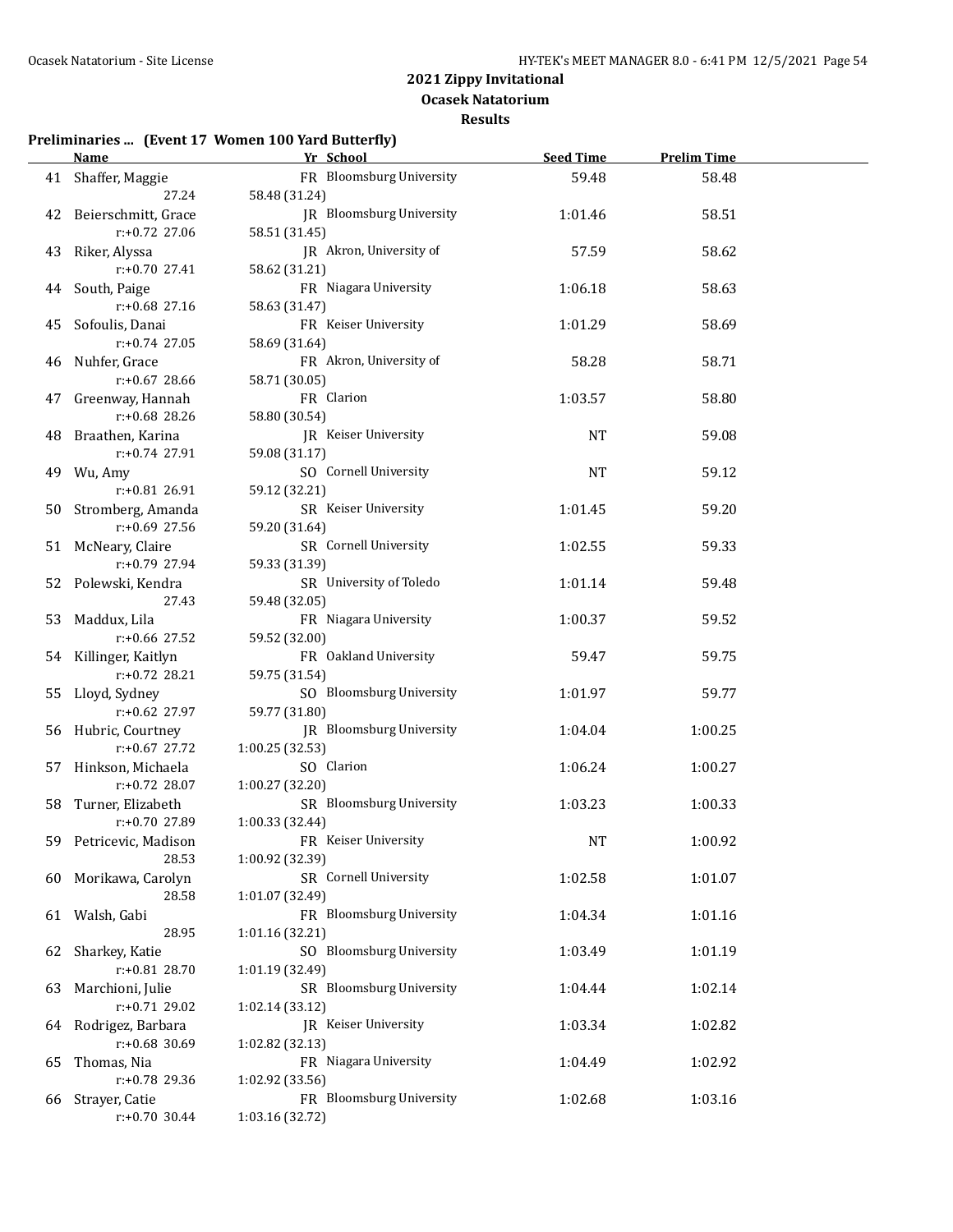## 2021 Zippy Invitational

### Ocasek Natatorium

### Results

**Preliminaries ... (Event 17 Women 100 Yard Butterfly)**

| | Name | Yr | School | Seed Time | Prelim Time |
|---|---|---|---|---|---|
| 41 | Shaffer, Maggie | FR | Bloomsburg University | 59.48 | 58.48 |
| | 27.24 | 58.48 (31.24) | | | |
| 42 | Beierschmitt, Grace | JR | Bloomsburg University | 1:01.46 | 58.51 |
| | r:+0.72 27.06 | 58.51 (31.45) | | | |
| 43 | Riker, Alyssa | JR | Akron, University of | 57.59 | 58.62 |
| | r:+0.70 27.41 | 58.62 (31.21) | | | |
| 44 | South, Paige | FR | Niagara University | 1:06.18 | 58.63 |
| | r:+0.68 27.16 | 58.63 (31.47) | | | |
| 45 | Sofoulis, Danai | FR | Keiser University | 1:01.29 | 58.69 |
| | r:+0.74 27.05 | 58.69 (31.64) | | | |
| 46 | Nuhfer, Grace | FR | Akron, University of | 58.28 | 58.71 |
| | r:+0.67 28.66 | 58.71 (30.05) | | | |
| 47 | Greenway, Hannah | FR | Clarion | 1:03.57 | 58.80 |
| | r:+0.68 28.26 | 58.80 (30.54) | | | |
| 48 | Braathen, Karina | JR | Keiser University | NT | 59.08 |
| | r:+0.74 27.91 | 59.08 (31.17) | | | |
| 49 | Wu, Amy | SO | Cornell University | NT | 59.12 |
| | r:+0.81 26.91 | 59.12 (32.21) | | | |
| 50 | Stromberg, Amanda | SR | Keiser University | 1:01.45 | 59.20 |
| | r:+0.69 27.56 | 59.20 (31.64) | | | |
| 51 | McNeary, Claire | SR | Cornell University | 1:02.55 | 59.33 |
| | r:+0.79 27.94 | 59.33 (31.39) | | | |
| 52 | Polewski, Kendra | SR | University of Toledo | 1:01.14 | 59.48 |
| | 27.43 | 59.48 (32.05) | | | |
| 53 | Maddux, Lila | FR | Niagara University | 1:00.37 | 59.52 |
| | r:+0.66 27.52 | 59.52 (32.00) | | | |
| 54 | Killinger, Kaitlyn | FR | Oakland University | 59.47 | 59.75 |
| | r:+0.72 28.21 | 59.75 (31.54) | | | |
| 55 | Lloyd, Sydney | SO | Bloomsburg University | 1:01.97 | 59.77 |
| | r:+0.62 27.97 | 59.77 (31.80) | | | |
| 56 | Hubric, Courtney | JR | Bloomsburg University | 1:04.04 | 1:00.25 |
| | r:+0.67 27.72 | 1:00.25 (32.53) | | | |
| 57 | Hinkson, Michaela | SO | Clarion | 1:06.24 | 1:00.27 |
| | r:+0.72 28.07 | 1:00.27 (32.20) | | | |
| 58 | Turner, Elizabeth | SR | Bloomsburg University | 1:03.23 | 1:00.33 |
| | r:+0.70 27.89 | 1:00.33 (32.44) | | | |
| 59 | Petricevic, Madison | FR | Keiser University | NT | 1:00.92 |
| | 28.53 | 1:00.92 (32.39) | | | |
| 60 | Morikawa, Carolyn | SR | Cornell University | 1:02.58 | 1:01.07 |
| | 28.58 | 1:01.07 (32.49) | | | |
| 61 | Walsh, Gabi | FR | Bloomsburg University | 1:04.34 | 1:01.16 |
| | 28.95 | 1:01.16 (32.21) | | | |
| 62 | Sharkey, Katie | SO | Bloomsburg University | 1:03.49 | 1:01.19 |
| | r:+0.81 28.70 | 1:01.19 (32.49) | | | |
| 63 | Marchioni, Julie | SR | Bloomsburg University | 1:04.44 | 1:02.14 |
| | r:+0.71 29.02 | 1:02.14 (33.12) | | | |
| 64 | Rodrigez, Barbara | JR | Keiser University | 1:03.34 | 1:02.82 |
| | r:+0.68 30.69 | 1:02.82 (32.13) | | | |
| 65 | Thomas, Nia | FR | Niagara University | 1:04.49 | 1:02.92 |
| | r:+0.78 29.36 | 1:02.92 (33.56) | | | |
| 66 | Strayer, Catie | FR | Bloomsburg University | 1:02.68 | 1:03.16 |
| | r:+0.70 30.44 | 1:03.16 (32.72) | | | |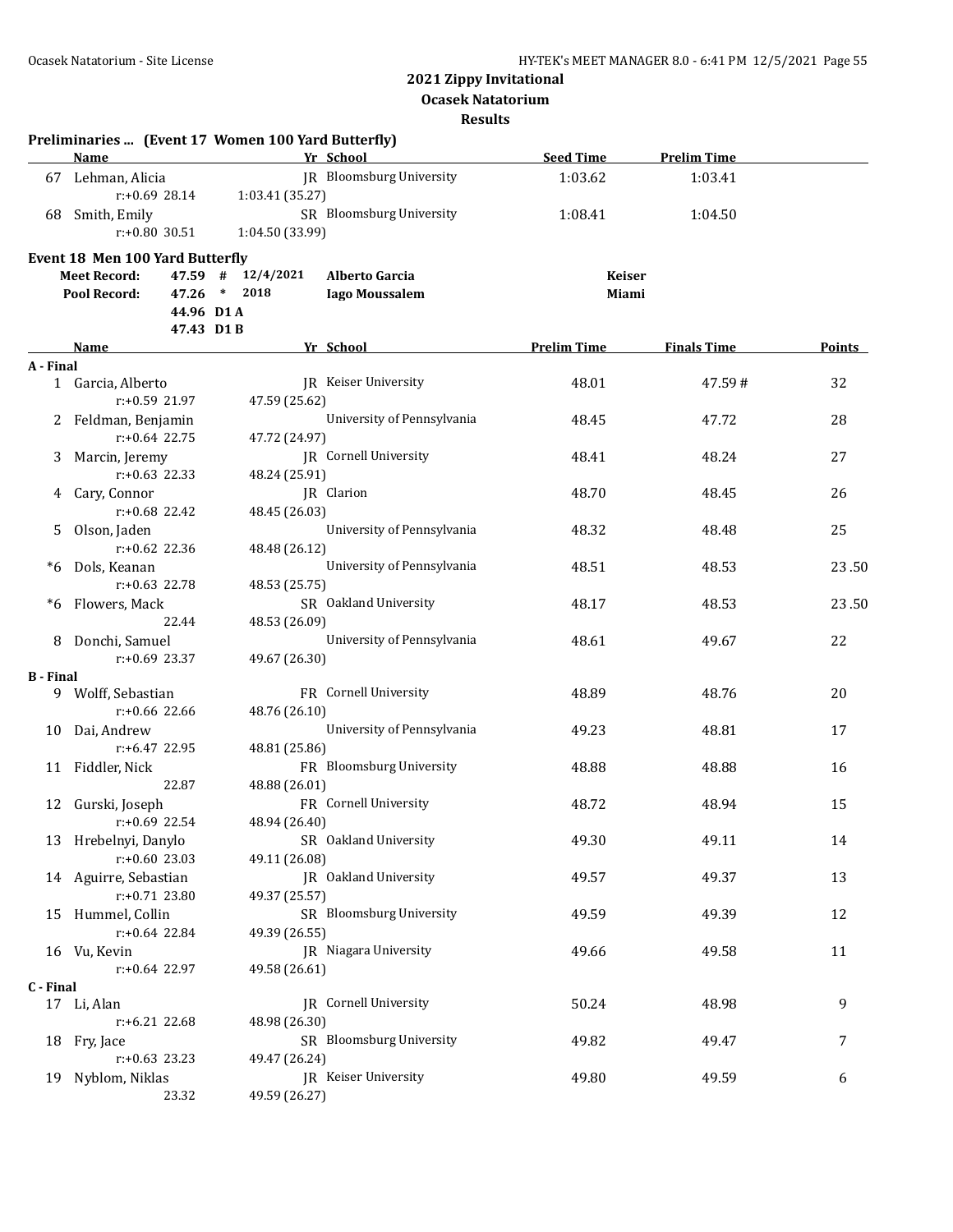# 2021 Zippy Invitational

**Ocasek Natatorium**

**Results**

## Preliminaries ... (Event 17 Women 100 Yard Butterfly)

| | Name | Yr | School | Seed Time | Prelim Time |
|---|---|---|---|---|---|
| 67 | Lehman, Alicia | JR | Bloomsburg University | 1:03.62 | 1:03.41 |
| | r:+0.69 28.14 | | 1:03.41 (35.27) | | |
| 68 | Smith, Emily | SR | Bloomsburg University | 1:08.41 | 1:04.50 |
| | r:+0.80 30.51 | | 1:04.50 (33.99) | | |

## Event 18 Men 100 Yard Butterfly

| | | | | | |
|---|---|---|---|---|---|
| Meet Record: | 47.59 | # | 12/4/2021 | Alberto Garcia | Keiser |
| Pool Record: | 47.26 | * | 2018 | Iago Moussalem | Miami |
| | 44.96 | D1 A | | | |
| | 47.43 | D1 B | | | |

| | Name | Yr | School | Prelim Time | Finals Time | Points |
|---|---|---|---|---|---|---|
| **A - Final** | | | | | | |
| 1 | Garcia, Alberto | JR | Keiser University | 48.01 | 47.59 # | 32 |
| | r:+0.59 21.97 | | 47.59 (25.62) | | | |
| 2 | Feldman, Benjamin | | University of Pennsylvania | 48.45 | 47.72 | 28 |
| | r:+0.64 22.75 | | 47.72 (24.97) | | | |
| 3 | Marcin, Jeremy | JR | Cornell University | 48.41 | 48.24 | 27 |
| | r:+0.63 22.33 | | 48.24 (25.91) | | | |
| 4 | Cary, Connor | JR | Clarion | 48.70 | 48.45 | 26 |
| | r:+0.68 22.42 | | 48.45 (26.03) | | | |
| 5 | Olson, Jaden | | University of Pennsylvania | 48.32 | 48.48 | 25 |
| | r:+0.62 22.36 | | 48.48 (26.12) | | | |
| *6 | Dols, Keanan | | University of Pennsylvania | 48.51 | 48.53 | 23.50 |
| | r:+0.63 22.78 | | 48.53 (25.75) | | | |
| *6 | Flowers, Mack | SR | Oakland University | 48.17 | 48.53 | 23.50 |
| | 22.44 | | 48.53 (26.09) | | | |
| 8 | Donchi, Samuel | | University of Pennsylvania | 48.61 | 49.67 | 22 |
| | r:+0.69 23.37 | | 49.67 (26.30) | | | |
| **B - Final** | | | | | | |
| 9 | Wolff, Sebastian | FR | Cornell University | 48.89 | 48.76 | 20 |
| | r:+0.66 22.66 | | 48.76 (26.10) | | | |
| 10 | Dai, Andrew | | University of Pennsylvania | 49.23 | 48.81 | 17 |
| | r:+6.47 22.95 | | 48.81 (25.86) | | | |
| 11 | Fiddler, Nick | FR | Bloomsburg University | 48.88 | 48.88 | 16 |
| | 22.87 | | 48.88 (26.01) | | | |
| 12 | Gurski, Joseph | FR | Cornell University | 48.72 | 48.94 | 15 |
| | r:+0.69 22.54 | | 48.94 (26.40) | | | |
| 13 | Hrebelnyi, Danylo | SR | Oakland University | 49.30 | 49.11 | 14 |
| | r:+0.60 23.03 | | 49.11 (26.08) | | | |
| 14 | Aguirre, Sebastian | JR | Oakland University | 49.57 | 49.37 | 13 |
| | r:+0.71 23.80 | | 49.37 (25.57) | | | |
| 15 | Hummel, Collin | SR | Bloomsburg University | 49.59 | 49.39 | 12 |
| | r:+0.64 22.84 | | 49.39 (26.55) | | | |
| 16 | Vu, Kevin | JR | Niagara University | 49.66 | 49.58 | 11 |
| | r:+0.64 22.97 | | 49.58 (26.61) | | | |
| **C - Final** | | | | | | |
| 17 | Li, Alan | JR | Cornell University | 50.24 | 48.98 | 9 |
| | r:+6.21 22.68 | | 48.98 (26.30) | | | |
| 18 | Fry, Jace | SR | Bloomsburg University | 49.82 | 49.47 | 7 |
| | r:+0.63 23.23 | | 49.47 (26.24) | | | |
| 19 | Nyblom, Niklas | JR | Keiser University | 49.80 | 49.59 | 6 |
| | 23.32 | | 49.59 (26.27) | | | |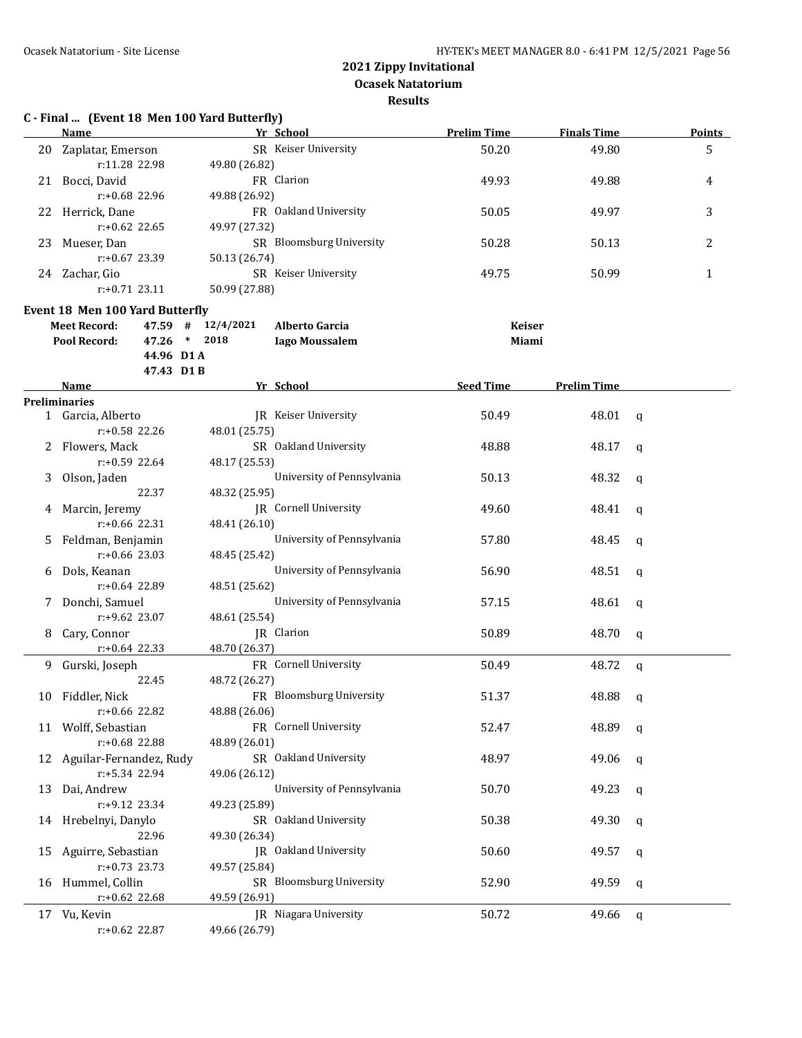# 2021 Zippy Invitational

## Ocasek Natatorium

### Results

**C - Final ... (Event 18 Men 100 Yard Butterfly)**

| | Name | Yr | School | Prelim Time | Finals Time | Points |
|---|---|---|---|---|---|---|
| 20 | Zaplatar, Emerson | SR | Keiser University | 50.20 | 49.80 | 5 |
| | r:11.28 22.98 | 49.80 (26.82) | | | | |
| 21 | Bocci, David | FR | Clarion | 49.93 | 49.88 | 4 |
| | r:+0.68 22.96 | 49.88 (26.92) | | | | |
| 22 | Herrick, Dane | FR | Oakland University | 50.05 | 49.97 | 3 |
| | r:+0.62 22.65 | 49.97 (27.32) | | | | |
| 23 | Mueser, Dan | SR | Bloomsburg University | 50.28 | 50.13 | 2 |
| | r:+0.67 23.39 | 50.13 (26.74) | | | | |
| 24 | Zachar, Gio | SR | Keiser University | 49.75 | 50.99 | 1 |
| | r:+0.71 23.11 | 50.99 (27.88) | | | | |

**Event 18 Men 100 Yard Butterfly**

| | | | | | |
|---|---|---|---|---|---|
| **Meet Record:** | 47.59 | # | 12/4/2021 | **Alberto Garcia** | **Keiser** |
| **Pool Record:** | 47.26 | * | 2018 | **Iago Moussalem** | **Miami** |
| | 44.96 | D1 A | | | |
| | 47.43 | D1 B | | | |

| | Name | Yr | School | Seed Time | Prelim Time | |
|---|---|---|---|---|---|---|
| **Preliminaries** | | | | | | |
| 1 | Garcia, Alberto | JR | Keiser University | 50.49 | 48.01 | q |
| | r:+0.58 22.26 | 48.01 (25.75) | | | | |
| 2 | Flowers, Mack | SR | Oakland University | 48.88 | 48.17 | q |
| | r:+0.59 22.64 | 48.17 (25.53) | | | | |
| 3 | Olson, Jaden | | University of Pennsylvania | 50.13 | 48.32 | q |
| | 22.37 | 48.32 (25.95) | | | | |
| 4 | Marcin, Jeremy | JR | Cornell University | 49.60 | 48.41 | q |
| | r:+0.66 22.31 | 48.41 (26.10) | | | | |
| 5 | Feldman, Benjamin | | University of Pennsylvania | 57.80 | 48.45 | q |
| | r:+0.66 23.03 | 48.45 (25.42) | | | | |
| 6 | Dols, Keanan | | University of Pennsylvania | 56.90 | 48.51 | q |
| | r:+0.64 22.89 | 48.51 (25.62) | | | | |
| 7 | Donchi, Samuel | | University of Pennsylvania | 57.15 | 48.61 | q |
| | r:+9.62 23.07 | 48.61 (25.54) | | | | |
| 8 | Cary, Connor | JR | Clarion | 50.89 | 48.70 | q |
| | r:+0.64 22.33 | 48.70 (26.37) | | | | |
| 9 | Gurski, Joseph | FR | Cornell University | 50.49 | 48.72 | q |
| | 22.45 | 48.72 (26.27) | | | | |
| 10 | Fiddler, Nick | FR | Bloomsburg University | 51.37 | 48.88 | q |
| | r:+0.66 22.82 | 48.88 (26.06) | | | | |
| 11 | Wolff, Sebastian | FR | Cornell University | 52.47 | 48.89 | q |
| | r:+0.68 22.88 | 48.89 (26.01) | | | | |
| 12 | Aguilar-Fernandez, Rudy | SR | Oakland University | 48.97 | 49.06 | q |
| | r:+5.34 22.94 | 49.06 (26.12) | | | | |
| 13 | Dai, Andrew | | University of Pennsylvania | 50.70 | 49.23 | q |
| | r:+9.12 23.34 | 49.23 (25.89) | | | | |
| 14 | Hrebelnyi, Danylo | SR | Oakland University | 50.38 | 49.30 | q |
| | 22.96 | 49.30 (26.34) | | | | |
| 15 | Aguirre, Sebastian | JR | Oakland University | 50.60 | 49.57 | q |
| | r:+0.73 23.73 | 49.57 (25.84) | | | | |
| 16 | Hummel, Collin | SR | Bloomsburg University | 52.90 | 49.59 | q |
| | r:+0.62 22.68 | 49.59 (26.91) | | | | |
| 17 | Vu, Kevin | JR | Niagara University | 50.72 | 49.66 | q |
| | r:+0.62 22.87 | 49.66 (26.79) | | | | |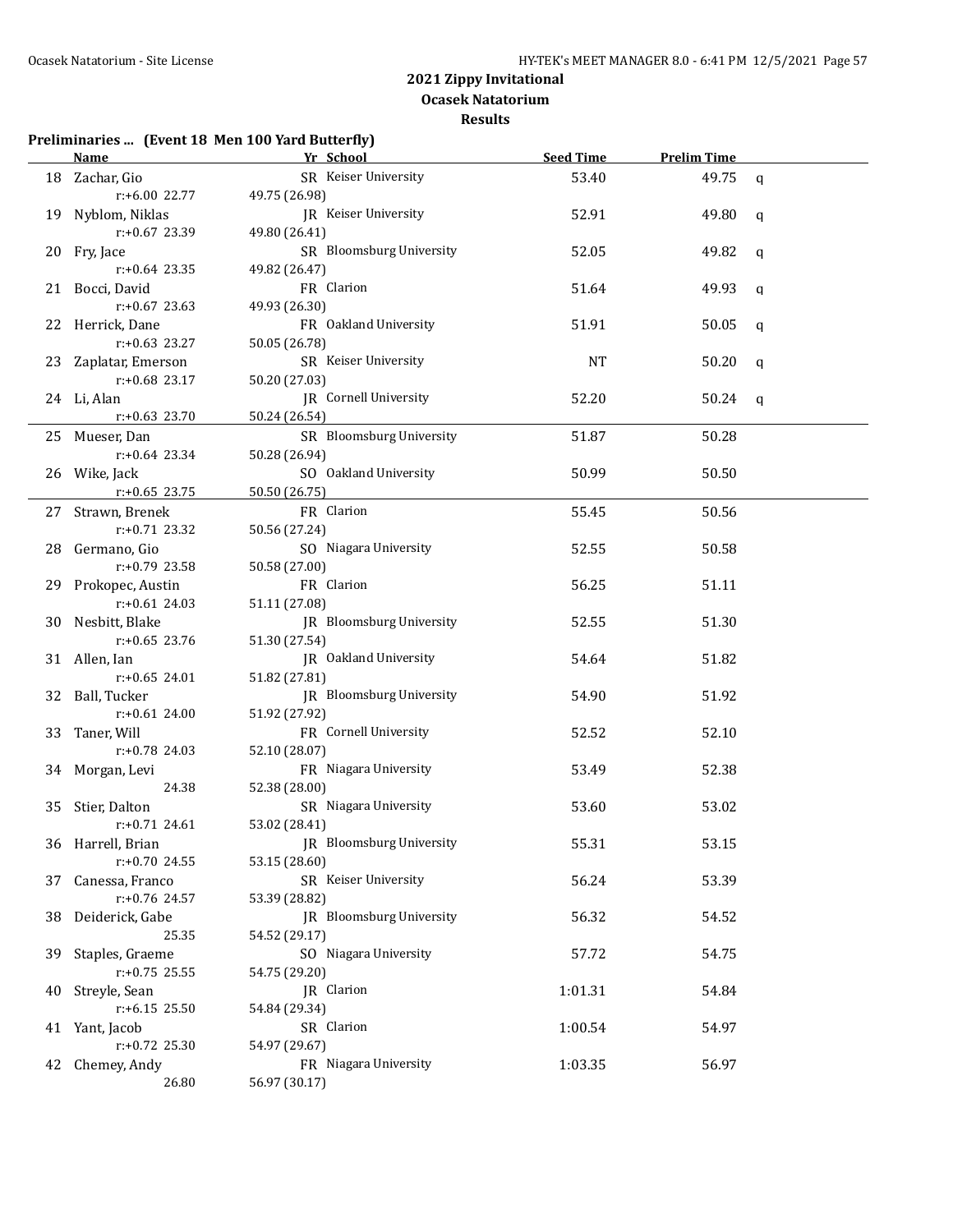## 2021 Zippy Invitational
### Ocasek Natatorium
### Results

**Preliminaries ... (Event 18 Men 100 Yard Butterfly)**

| | Name | Yr | School | Seed Time | Prelim Time | |
|---|---|---|---|---|---|---|
| 18 | Zachar, Gio | SR | Keiser University | 53.40 | 49.75 | q |
| | r:+6.00 22.77 | 49.75 (26.98) | | | | |
| 19 | Nyblom, Niklas | JR | Keiser University | 52.91 | 49.80 | q |
| | r:+0.67 23.39 | 49.80 (26.41) | | | | |
| 20 | Fry, Jace | SR | Bloomsburg University | 52.05 | 49.82 | q |
| | r:+0.64 23.35 | 49.82 (26.47) | | | | |
| 21 | Bocci, David | FR | Clarion | 51.64 | 49.93 | q |
| | r:+0.67 23.63 | 49.93 (26.30) | | | | |
| 22 | Herrick, Dane | FR | Oakland University | 51.91 | 50.05 | q |
| | r:+0.63 23.27 | 50.05 (26.78) | | | | |
| 23 | Zaplatar, Emerson | SR | Keiser University | NT | 50.20 | q |
| | r:+0.68 23.17 | 50.20 (27.03) | | | | |
| 24 | Li, Alan | JR | Cornell University | 52.20 | 50.24 | q |
| | r:+0.63 23.70 | 50.24 (26.54) | | | | |
| 25 | Mueser, Dan | SR | Bloomsburg University | 51.87 | 50.28 | |
| | r:+0.64 23.34 | 50.28 (26.94) | | | | |
| 26 | Wike, Jack | SO | Oakland University | 50.99 | 50.50 | |
| | r:+0.65 23.75 | 50.50 (26.75) | | | | |
| 27 | Strawn, Brenek | FR | Clarion | 55.45 | 50.56 | |
| | r:+0.71 23.32 | 50.56 (27.24) | | | | |
| 28 | Germano, Gio | SO | Niagara University | 52.55 | 50.58 | |
| | r:+0.79 23.58 | 50.58 (27.00) | | | | |
| 29 | Prokopec, Austin | FR | Clarion | 56.25 | 51.11 | |
| | r:+0.61 24.03 | 51.11 (27.08) | | | | |
| 30 | Nesbitt, Blake | JR | Bloomsburg University | 52.55 | 51.30 | |
| | r:+0.65 23.76 | 51.30 (27.54) | | | | |
| 31 | Allen, Ian | JR | Oakland University | 54.64 | 51.82 | |
| | r:+0.65 24.01 | 51.82 (27.81) | | | | |
| 32 | Ball, Tucker | JR | Bloomsburg University | 54.90 | 51.92 | |
| | r:+0.61 24.00 | 51.92 (27.92) | | | | |
| 33 | Taner, Will | FR | Cornell University | 52.52 | 52.10 | |
| | r:+0.78 24.03 | 52.10 (28.07) | | | | |
| 34 | Morgan, Levi | FR | Niagara University | 53.49 | 52.38 | |
| | 24.38 | 52.38 (28.00) | | | | |
| 35 | Stier, Dalton | SR | Niagara University | 53.60 | 53.02 | |
| | r:+0.71 24.61 | 53.02 (28.41) | | | | |
| 36 | Harrell, Brian | JR | Bloomsburg University | 55.31 | 53.15 | |
| | r:+0.70 24.55 | 53.15 (28.60) | | | | |
| 37 | Canessa, Franco | SR | Keiser University | 56.24 | 53.39 | |
| | r:+0.76 24.57 | 53.39 (28.82) | | | | |
| 38 | Deiderick, Gabe | JR | Bloomsburg University | 56.32 | 54.52 | |
| | 25.35 | 54.52 (29.17) | | | | |
| 39 | Staples, Graeme | SO | Niagara University | 57.72 | 54.75 | |
| | r:+0.75 25.55 | 54.75 (29.20) | | | | |
| 40 | Streyle, Sean | JR | Clarion | 1:01.31 | 54.84 | |
| | r:+6.15 25.50 | 54.84 (29.34) | | | | |
| 41 | Yant, Jacob | SR | Clarion | 1:00.54 | 54.97 | |
| | r:+0.72 25.30 | 54.97 (29.67) | | | | |
| 42 | Chemey, Andy | FR | Niagara University | 1:03.35 | 56.97 | |
| | 26.80 | 56.97 (30.17) | | | | |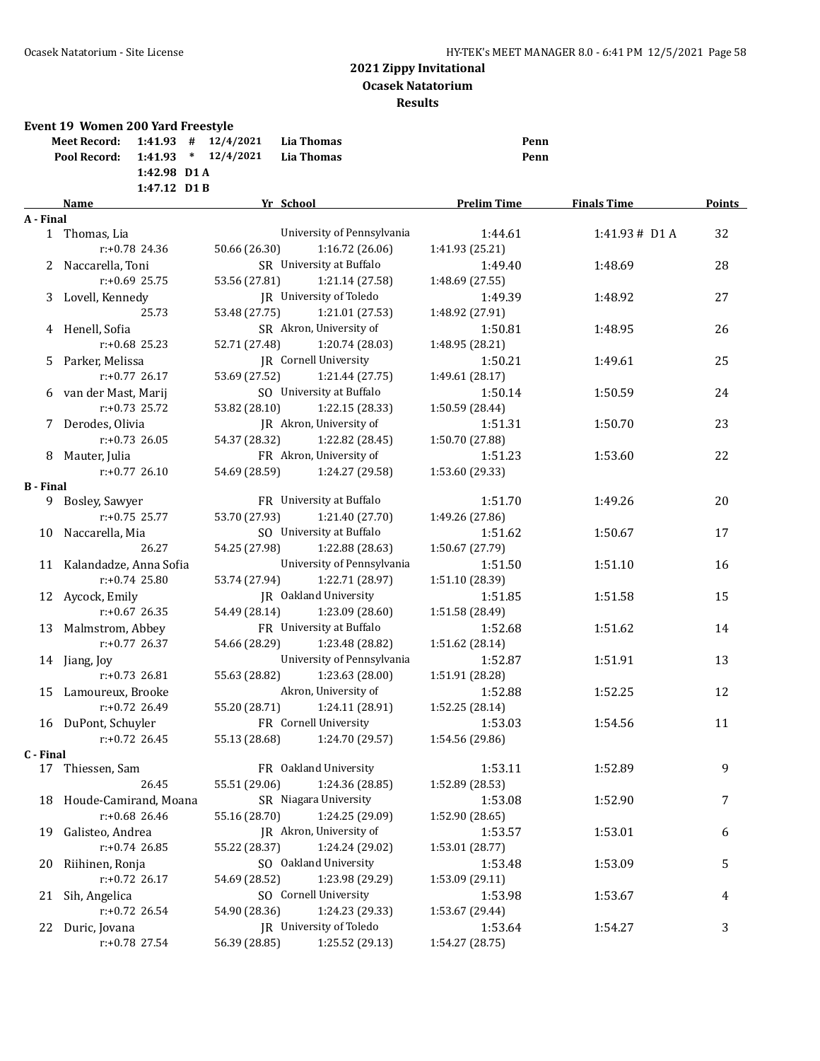# 2021 Zippy Invitational
## Ocasek Natatorium
### Results

**Event 19 Women 200 Yard Freestyle**

| | | | | |
|---|---|---|---|---|
| Meet Record: | 1:41.93 # | 12/4/2021 | Lia Thomas | Penn |
| Pool Record: | 1:41.93 * | 12/4/2021 | Lia Thomas | Penn |
| | 1:42.98 D1 A | | | |
| | 1:47.12 D1 B | | | |

| | Name | Yr | School | Prelim Time | Finals Time | Points |
|---|---|---|---|---|---|---|
| **A - Final** | | | | | | |
| 1 | Thomas, Lia | | University of Pennsylvania | 1:44.61 | 1:41.93 # D1 A | 32 |
| | r:+0.78 24.36 | 50.66 (26.30) | 1:16.72 (26.06) | 1:41.93 (25.21) | | |
| 2 | Naccarella, Toni | SR | University at Buffalo | 1:49.40 | 1:48.69 | 28 |
| | r:+0.69 25.75 | 53.56 (27.81) | 1:21.14 (27.58) | 1:48.69 (27.55) | | |
| 3 | Lovell, Kennedy | JR | University of Toledo | 1:49.39 | 1:48.92 | 27 |
| | 25.73 | 53.48 (27.75) | 1:21.01 (27.53) | 1:48.92 (27.91) | | |
| 4 | Henell, Sofia | SR | Akron, University of | 1:50.81 | 1:48.95 | 26 |
| | r:+0.68 25.23 | 52.71 (27.48) | 1:20.74 (28.03) | 1:48.95 (28.21) | | |
| 5 | Parker, Melissa | JR | Cornell University | 1:50.21 | 1:49.61 | 25 |
| | r:+0.77 26.17 | 53.69 (27.52) | 1:21.44 (27.75) | 1:49.61 (28.17) | | |
| 6 | van der Mast, Marij | SO | University at Buffalo | 1:50.14 | 1:50.59 | 24 |
| | r:+0.73 25.72 | 53.82 (28.10) | 1:22.15 (28.33) | 1:50.59 (28.44) | | |
| 7 | Derodes, Olivia | JR | Akron, University of | 1:51.31 | 1:50.70 | 23 |
| | r:+0.73 26.05 | 54.37 (28.32) | 1:22.82 (28.45) | 1:50.70 (27.88) | | |
| 8 | Mauter, Julia | FR | Akron, University of | 1:51.23 | 1:53.60 | 22 |
| | r:+0.77 26.10 | 54.69 (28.59) | 1:24.27 (29.58) | 1:53.60 (29.33) | | |
| **B - Final** | | | | | | |
| 9 | Bosley, Sawyer | FR | University at Buffalo | 1:51.70 | 1:49.26 | 20 |
| | r:+0.75 25.77 | 53.70 (27.93) | 1:21.40 (27.70) | 1:49.26 (27.86) | | |
| 10 | Naccarella, Mia | SO | University at Buffalo | 1:51.62 | 1:50.67 | 17 |
| | 26.27 | 54.25 (27.98) | 1:22.88 (28.63) | 1:50.67 (27.79) | | |
| 11 | Kalandadze, Anna Sofia | | University of Pennsylvania | 1:51.50 | 1:51.10 | 16 |
| | r:+0.74 25.80 | 53.74 (27.94) | 1:22.71 (28.97) | 1:51.10 (28.39) | | |
| 12 | Aycock, Emily | JR | Oakland University | 1:51.85 | 1:51.58 | 15 |
| | r:+0.67 26.35 | 54.49 (28.14) | 1:23.09 (28.60) | 1:51.58 (28.49) | | |
| 13 | Malmstrom, Abbey | FR | University at Buffalo | 1:52.68 | 1:51.62 | 14 |
| | r:+0.77 26.37 | 54.66 (28.29) | 1:23.48 (28.82) | 1:51.62 (28.14) | | |
| 14 | Jiang, Joy | | University of Pennsylvania | 1:52.87 | 1:51.91 | 13 |
| | r:+0.73 26.81 | 55.63 (28.82) | 1:23.63 (28.00) | 1:51.91 (28.28) | | |
| 15 | Lamoureux, Brooke | | Akron, University of | 1:52.88 | 1:52.25 | 12 |
| | r:+0.72 26.49 | 55.20 (28.71) | 1:24.11 (28.91) | 1:52.25 (28.14) | | |
| 16 | DuPont, Schuyler | FR | Cornell University | 1:53.03 | 1:54.56 | 11 |
| | r:+0.72 26.45 | 55.13 (28.68) | 1:24.70 (29.57) | 1:54.56 (29.86) | | |
| **C - Final** | | | | | | |
| 17 | Thiessen, Sam | FR | Oakland University | 1:53.11 | 1:52.89 | 9 |
| | 26.45 | 55.51 (29.06) | 1:24.36 (28.85) | 1:52.89 (28.53) | | |
| 18 | Houde-Camirand, Moana | SR | Niagara University | 1:53.08 | 1:52.90 | 7 |
| | r:+0.68 26.46 | 55.16 (28.70) | 1:24.25 (29.09) | 1:52.90 (28.65) | | |
| 19 | Galisteo, Andrea | JR | Akron, University of | 1:53.57 | 1:53.01 | 6 |
| | r:+0.74 26.85 | 55.22 (28.37) | 1:24.24 (29.02) | 1:53.01 (28.77) | | |
| 20 | Riihinen, Ronja | SO | Oakland University | 1:53.48 | 1:53.09 | 5 |
| | r:+0.72 26.17 | 54.69 (28.52) | 1:23.98 (29.29) | 1:53.09 (29.11) | | |
| 21 | Sih, Angelica | SO | Cornell University | 1:53.98 | 1:53.67 | 4 |
| | r:+0.72 26.54 | 54.90 (28.36) | 1:24.23 (29.33) | 1:53.67 (29.44) | | |
| 22 | Duric, Jovana | JR | University of Toledo | 1:53.64 | 1:54.27 | 3 |
| | r:+0.78 27.54 | 56.39 (28.85) | 1:25.52 (29.13) | 1:54.27 (28.75) | | |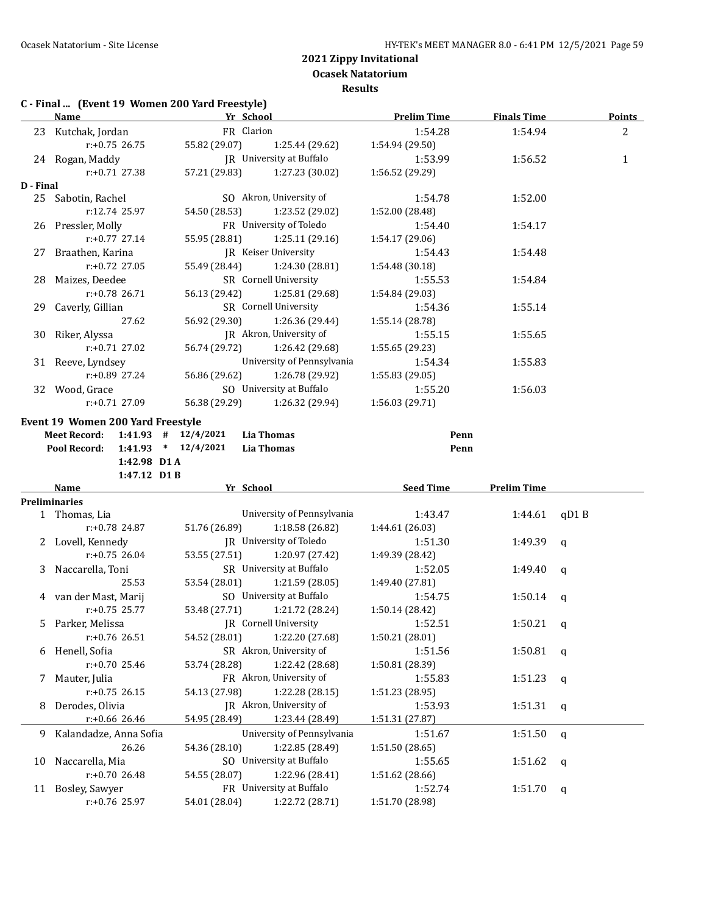# 2021 Zippy Invitational

## Ocasek Natatorium

### Results

**C - Final ... (Event 19 Women 200 Yard Freestyle)**

| | Name | Yr | School | Prelim Time | Finals Time | Points |
|---|---|---|---|---|---|---|
| 23 | Kutchak, Jordan | FR | Clarion | 1:54.28 | 1:54.94 | 2 |
| | r:+0.75 26.75 | 55.82 (29.07) | 1:25.44 (29.62) | 1:54.94 (29.50) | | |
| 24 | Rogan, Maddy | JR | University at Buffalo | 1:53.99 | 1:56.52 | 1 |
| | r:+0.71 27.38 | 57.21 (29.83) | 1:27.23 (30.02) | 1:56.52 (29.29) | | |
| **D - Final** | | | | | | |
| 25 | Sabotin, Rachel | SO | Akron, University of | 1:54.78 | 1:52.00 | |
| | r:12.74 25.97 | 54.50 (28.53) | 1:23.52 (29.02) | 1:52.00 (28.48) | | |
| 26 | Pressler, Molly | FR | University of Toledo | 1:54.40 | 1:54.17 | |
| | r:+0.77 27.14 | 55.95 (28.81) | 1:25.11 (29.16) | 1:54.17 (29.06) | | |
| 27 | Braathen, Karina | JR | Keiser University | 1:54.43 | 1:54.48 | |
| | r:+0.72 27.05 | 55.49 (28.44) | 1:24.30 (28.81) | 1:54.48 (30.18) | | |
| 28 | Maizes, Deedee | SR | Cornell University | 1:55.53 | 1:54.84 | |
| | r:+0.78 26.71 | 56.13 (29.42) | 1:25.81 (29.68) | 1:54.84 (29.03) | | |
| 29 | Caverly, Gillian | SR | Cornell University | 1:54.36 | 1:55.14 | |
| | 27.62 | 56.92 (29.30) | 1:26.36 (29.44) | 1:55.14 (28.78) | | |
| 30 | Riker, Alyssa | JR | Akron, University of | 1:55.15 | 1:55.65 | |
| | r:+0.71 27.02 | 56.74 (29.72) | 1:26.42 (29.68) | 1:55.65 (29.23) | | |
| 31 | Reeve, Lyndsey | | University of Pennsylvania | 1:54.34 | 1:55.83 | |
| | r:+0.89 27.24 | 56.86 (29.62) | 1:26.78 (29.92) | 1:55.83 (29.05) | | |
| 32 | Wood, Grace | SO | University at Buffalo | 1:55.20 | 1:56.03 | |
| | r:+0.71 27.09 | 56.38 (29.29) | 1:26.32 (29.94) | 1:56.03 (29.71) | | |

**Event 19 Women 200 Yard Freestyle**

| | | | | | |
|---|---|---|---|---|---|
| Meet Record: | 1:41.93 | # | 12/4/2021 | Lia Thomas | Penn |
| Pool Record: | 1:41.93 | * | 12/4/2021 | Lia Thomas | Penn |
| | 1:42.98 | D1 A | | | |
| | 1:47.12 | D1 B | | | |

| | Name | Yr | School | Seed Time | Prelim Time | |
|---|---|---|---|---|---|---|
| **Preliminaries** | | | | | | |
| 1 | Thomas, Lia | | University of Pennsylvania | 1:43.47 | 1:44.61 | qD1 B |
| | r:+0.78 24.87 | 51.76 (26.89) | 1:18.58 (26.82) | 1:44.61 (26.03) | | |
| 2 | Lovell, Kennedy | JR | University of Toledo | 1:51.30 | 1:49.39 | q |
| | r:+0.75 26.04 | 53.55 (27.51) | 1:20.97 (27.42) | 1:49.39 (28.42) | | |
| 3 | Naccarella, Toni | SR | University at Buffalo | 1:52.05 | 1:49.40 | q |
| | 25.53 | 53.54 (28.01) | 1:21.59 (28.05) | 1:49.40 (27.81) | | |
| 4 | van der Mast, Marij | SO | University at Buffalo | 1:54.75 | 1:50.14 | q |
| | r:+0.75 25.77 | 53.48 (27.71) | 1:21.72 (28.24) | 1:50.14 (28.42) | | |
| 5 | Parker, Melissa | JR | Cornell University | 1:52.51 | 1:50.21 | q |
| | r:+0.76 26.51 | 54.52 (28.01) | 1:22.20 (27.68) | 1:50.21 (28.01) | | |
| 6 | Henell, Sofia | SR | Akron, University of | 1:51.56 | 1:50.81 | q |
| | r:+0.70 25.46 | 53.74 (28.28) | 1:22.42 (28.68) | 1:50.81 (28.39) | | |
| 7 | Mauter, Julia | FR | Akron, University of | 1:55.83 | 1:51.23 | q |
| | r:+0.75 26.15 | 54.13 (27.98) | 1:22.28 (28.15) | 1:51.23 (28.95) | | |
| 8 | Derodes, Olivia | JR | Akron, University of | 1:53.93 | 1:51.31 | q |
| | r:+0.66 26.46 | 54.95 (28.49) | 1:23.44 (28.49) | 1:51.31 (27.87) | | |
| 9 | Kalandadze, Anna Sofia | | University of Pennsylvania | 1:51.67 | 1:51.50 | q |
| | 26.26 | 54.36 (28.10) | 1:22.85 (28.49) | 1:51.50 (28.65) | | |
| 10 | Naccarella, Mia | SO | University at Buffalo | 1:55.65 | 1:51.62 | q |
| | r:+0.70 26.48 | 54.55 (28.07) | 1:22.96 (28.41) | 1:51.62 (28.66) | | |
| 11 | Bosley, Sawyer | FR | University at Buffalo | 1:52.74 | 1:51.70 | q |
| | r:+0.76 25.97 | 54.01 (28.04) | 1:22.72 (28.71) | 1:51.70 (28.98) | | |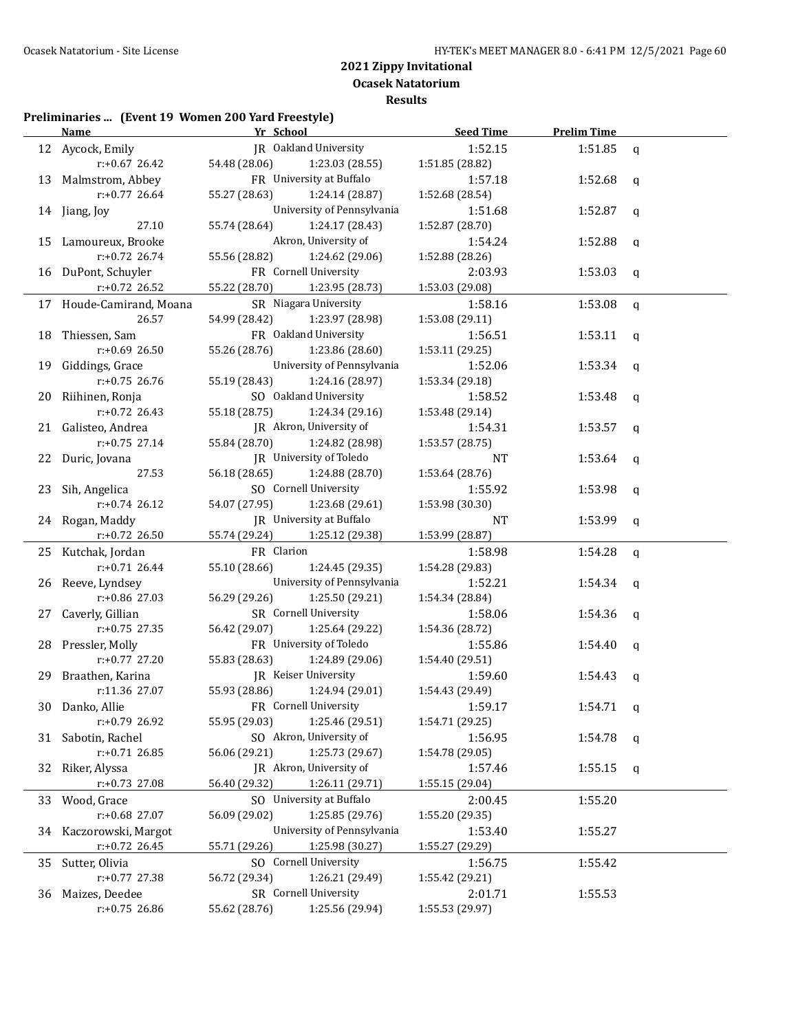# 2021 Zippy Invitational

## Ocasek Natatorium

### Results

**Preliminaries ... (Event 19 Women 200 Yard Freestyle)**

| | Name | Yr | School | Seed Time | Prelim Time | |
|---|---|---|---|---|---|---|
| 12 | Aycock, Emily | JR | Oakland University | 1:52.15 | 1:51.85 | q |
| | r:+0.67 26.42 | 54.48 (28.06) | 1:23.03 (28.55) | 1:51.85 (28.82) | | |
| 13 | Malmstrom, Abbey | FR | University at Buffalo | 1:57.18 | 1:52.68 | q |
| | r:+0.77 26.64 | 55.27 (28.63) | 1:24.14 (28.87) | 1:52.68 (28.54) | | |
| 14 | Jiang, Joy | | University of Pennsylvania | 1:51.68 | 1:52.87 | q |
| | 27.10 | 55.74 (28.64) | 1:24.17 (28.43) | 1:52.87 (28.70) | | |
| 15 | Lamoureux, Brooke | | Akron, University of | 1:54.24 | 1:52.88 | q |
| | r:+0.72 26.74 | 55.56 (28.82) | 1:24.62 (29.06) | 1:52.88 (28.26) | | |
| 16 | DuPont, Schuyler | FR | Cornell University | 2:03.93 | 1:53.03 | q |
| | r:+0.72 26.52 | 55.22 (28.70) | 1:23.95 (28.73) | 1:53.03 (29.08) | | |
| 17 | Houde-Camirand, Moana | SR | Niagara University | 1:58.16 | 1:53.08 | q |
| | 26.57 | 54.99 (28.42) | 1:23.97 (28.98) | 1:53.08 (29.11) | | |
| 18 | Thiessen, Sam | FR | Oakland University | 1:56.51 | 1:53.11 | q |
| | r:+0.69 26.50 | 55.26 (28.76) | 1:23.86 (28.60) | 1:53.11 (29.25) | | |
| 19 | Giddings, Grace | | University of Pennsylvania | 1:52.06 | 1:53.34 | q |
| | r:+0.75 26.76 | 55.19 (28.43) | 1:24.16 (28.97) | 1:53.34 (29.18) | | |
| 20 | Riihinen, Ronja | SO | Oakland University | 1:58.52 | 1:53.48 | q |
| | r:+0.72 26.43 | 55.18 (28.75) | 1:24.34 (29.16) | 1:53.48 (29.14) | | |
| 21 | Galisteo, Andrea | JR | Akron, University of | 1:54.31 | 1:53.57 | q |
| | r:+0.75 27.14 | 55.84 (28.70) | 1:24.82 (28.98) | 1:53.57 (28.75) | | |
| 22 | Duric, Jovana | JR | University of Toledo | NT | 1:53.64 | q |
| | 27.53 | 56.18 (28.65) | 1:24.88 (28.70) | 1:53.64 (28.76) | | |
| 23 | Sih, Angelica | SO | Cornell University | 1:55.92 | 1:53.98 | q |
| | r:+0.74 26.12 | 54.07 (27.95) | 1:23.68 (29.61) | 1:53.98 (30.30) | | |
| 24 | Rogan, Maddy | JR | University at Buffalo | NT | 1:53.99 | q |
| | r:+0.72 26.50 | 55.74 (29.24) | 1:25.12 (29.38) | 1:53.99 (28.87) | | |
| 25 | Kutchak, Jordan | FR | Clarion | 1:58.98 | 1:54.28 | q |
| | r:+0.71 26.44 | 55.10 (28.66) | 1:24.45 (29.35) | 1:54.28 (29.83) | | |
| 26 | Reeve, Lyndsey | | University of Pennsylvania | 1:52.21 | 1:54.34 | q |
| | r:+0.86 27.03 | 56.29 (29.26) | 1:25.50 (29.21) | 1:54.34 (28.84) | | |
| 27 | Caverly, Gillian | SR | Cornell University | 1:58.06 | 1:54.36 | q |
| | r:+0.75 27.35 | 56.42 (29.07) | 1:25.64 (29.22) | 1:54.36 (28.72) | | |
| 28 | Pressler, Molly | FR | University of Toledo | 1:55.86 | 1:54.40 | q |
| | r:+0.77 27.20 | 55.83 (28.63) | 1:24.89 (29.06) | 1:54.40 (29.51) | | |
| 29 | Braathen, Karina | JR | Keiser University | 1:59.60 | 1:54.43 | q |
| | r:11.36 27.07 | 55.93 (28.86) | 1:24.94 (29.01) | 1:54.43 (29.49) | | |
| 30 | Danko, Allie | FR | Cornell University | 1:59.17 | 1:54.71 | q |
| | r:+0.79 26.92 | 55.95 (29.03) | 1:25.46 (29.51) | 1:54.71 (29.25) | | |
| 31 | Sabotin, Rachel | SO | Akron, University of | 1:56.95 | 1:54.78 | q |
| | r:+0.71 26.85 | 56.06 (29.21) | 1:25.73 (29.67) | 1:54.78 (29.05) | | |
| 32 | Riker, Alyssa | JR | Akron, University of | 1:57.46 | 1:55.15 | q |
| | r:+0.73 27.08 | 56.40 (29.32) | 1:26.11 (29.71) | 1:55.15 (29.04) | | |
| 33 | Wood, Grace | SO | University at Buffalo | 2:00.45 | 1:55.20 | |
| | r:+0.68 27.07 | 56.09 (29.02) | 1:25.85 (29.76) | 1:55.20 (29.35) | | |
| 34 | Kaczorowski, Margot | | University of Pennsylvania | 1:53.40 | 1:55.27 | |
| | r:+0.72 26.45 | 55.71 (29.26) | 1:25.98 (30.27) | 1:55.27 (29.29) | | |
| 35 | Sutter, Olivia | SO | Cornell University | 1:56.75 | 1:55.42 | |
| | r:+0.77 27.38 | 56.72 (29.34) | 1:26.21 (29.49) | 1:55.42 (29.21) | | |
| 36 | Maizes, Deedee | SR | Cornell University | 2:01.71 | 1:55.53 | |
| | r:+0.75 26.86 | 55.62 (28.76) | 1:25.56 (29.94) | 1:55.53 (29.97) | | |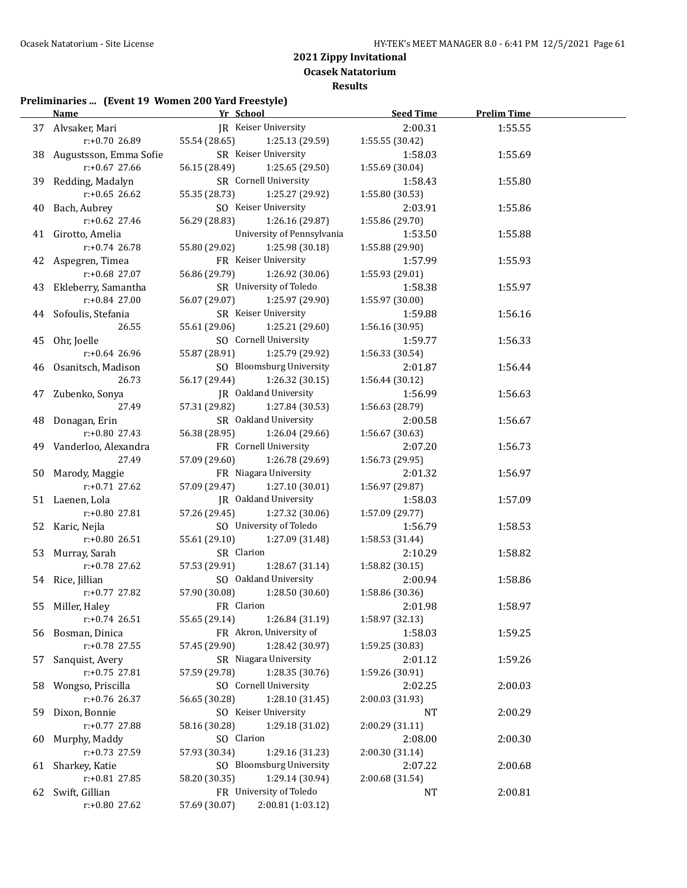## 2021 Zippy Invitational

**Ocasek Natatorium**

**Results**

### Preliminaries ... (Event 19 Women 200 Yard Freestyle)

| | Name | Yr | School | Seed Time | Prelim Time |
|---|---|---|---|---|---|
| 37 | Alvsaker, Mari | JR | Keiser University | 2:00.31 | 1:55.55 |
| | r:+0.70 26.89 | 55.54 (28.65) | 1:25.13 (29.59) | 1:55.55 (30.42) | |
| 38 | Augustsson, Emma Sofie | SR | Keiser University | 1:58.03 | 1:55.69 |
| | r:+0.67 27.66 | 56.15 (28.49) | 1:25.65 (29.50) | 1:55.69 (30.04) | |
| 39 | Redding, Madalyn | SR | Cornell University | 1:58.43 | 1:55.80 |
| | r:+0.65 26.62 | 55.35 (28.73) | 1:25.27 (29.92) | 1:55.80 (30.53) | |
| 40 | Bach, Aubrey | SO | Keiser University | 2:03.91 | 1:55.86 |
| | r:+0.62 27.46 | 56.29 (28.83) | 1:26.16 (29.87) | 1:55.86 (29.70) | |
| 41 | Girotto, Amelia | | University of Pennsylvania | 1:53.50 | 1:55.88 |
| | r:+0.74 26.78 | 55.80 (29.02) | 1:25.98 (30.18) | 1:55.88 (29.90) | |
| 42 | Aspegren, Timea | FR | Keiser University | 1:57.99 | 1:55.93 |
| | r:+0.68 27.07 | 56.86 (29.79) | 1:26.92 (30.06) | 1:55.93 (29.01) | |
| 43 | Ekleberry, Samantha | SR | University of Toledo | 1:58.38 | 1:55.97 |
| | r:+0.84 27.00 | 56.07 (29.07) | 1:25.97 (29.90) | 1:55.97 (30.00) | |
| 44 | Sofoulis, Stefania | SR | Keiser University | 1:59.88 | 1:56.16 |
| | 26.55 | 55.61 (29.06) | 1:25.21 (29.60) | 1:56.16 (30.95) | |
| 45 | Ohr, Joelle | SO | Cornell University | 1:59.77 | 1:56.33 |
| | r:+0.64 26.96 | 55.87 (28.91) | 1:25.79 (29.92) | 1:56.33 (30.54) | |
| 46 | Osanitsch, Madison | SO | Bloomsburg University | 2:01.87 | 1:56.44 |
| | 26.73 | 56.17 (29.44) | 1:26.32 (30.15) | 1:56.44 (30.12) | |
| 47 | Zubenko, Sonya | JR | Oakland University | 1:56.99 | 1:56.63 |
| | 27.49 | 57.31 (29.82) | 1:27.84 (30.53) | 1:56.63 (28.79) | |
| 48 | Donagan, Erin | SR | Oakland University | 2:00.58 | 1:56.67 |
| | r:+0.80 27.43 | 56.38 (28.95) | 1:26.04 (29.66) | 1:56.67 (30.63) | |
| 49 | Vanderloo, Alexandra | FR | Cornell University | 2:07.20 | 1:56.73 |
| | 27.49 | 57.09 (29.60) | 1:26.78 (29.69) | 1:56.73 (29.95) | |
| 50 | Marody, Maggie | FR | Niagara University | 2:01.32 | 1:56.97 |
| | r:+0.71 27.62 | 57.09 (29.47) | 1:27.10 (30.01) | 1:56.97 (29.87) | |
| 51 | Laenen, Lola | JR | Oakland University | 1:58.03 | 1:57.09 |
| | r:+0.80 27.81 | 57.26 (29.45) | 1:27.32 (30.06) | 1:57.09 (29.77) | |
| 52 | Karic, Nejla | SO | University of Toledo | 1:56.79 | 1:58.53 |
| | r:+0.80 26.51 | 55.61 (29.10) | 1:27.09 (31.48) | 1:58.53 (31.44) | |
| 53 | Murray, Sarah | SR | Clarion | 2:10.29 | 1:58.82 |
| | r:+0.78 27.62 | 57.53 (29.91) | 1:28.67 (31.14) | 1:58.82 (30.15) | |
| 54 | Rice, Jillian | SO | Oakland University | 2:00.94 | 1:58.86 |
| | r:+0.77 27.82 | 57.90 (30.08) | 1:28.50 (30.60) | 1:58.86 (30.36) | |
| 55 | Miller, Haley | FR | Clarion | 2:01.98 | 1:58.97 |
| | r:+0.74 26.51 | 55.65 (29.14) | 1:26.84 (31.19) | 1:58.97 (32.13) | |
| 56 | Bosman, Dinica | FR | Akron, University of | 1:58.03 | 1:59.25 |
| | r:+0.78 27.55 | 57.45 (29.90) | 1:28.42 (30.97) | 1:59.25 (30.83) | |
| 57 | Sanquist, Avery | SR | Niagara University | 2:01.12 | 1:59.26 |
| | r:+0.75 27.81 | 57.59 (29.78) | 1:28.35 (30.76) | 1:59.26 (30.91) | |
| 58 | Wongso, Priscilla | SO | Cornell University | 2:02.25 | 2:00.03 |
| | r:+0.76 26.37 | 56.65 (30.28) | 1:28.10 (31.45) | 2:00.03 (31.93) | |
| 59 | Dixon, Bonnie | SO | Keiser University | NT | 2:00.29 |
| | r:+0.77 27.88 | 58.16 (30.28) | 1:29.18 (31.02) | 2:00.29 (31.11) | |
| 60 | Murphy, Maddy | SO | Clarion | 2:08.00 | 2:00.30 |
| | r:+0.73 27.59 | 57.93 (30.34) | 1:29.16 (31.23) | 2:00.30 (31.14) | |
| 61 | Sharkey, Katie | SO | Bloomsburg University | 2:07.22 | 2:00.68 |
| | r:+0.81 27.85 | 58.20 (30.35) | 1:29.14 (30.94) | 2:00.68 (31.54) | |
| 62 | Swift, Gillian | FR | University of Toledo | NT | 2:00.81 |
| | r:+0.80 27.62 | 57.69 (30.07) | 2:00.81 (1:03.12) | | |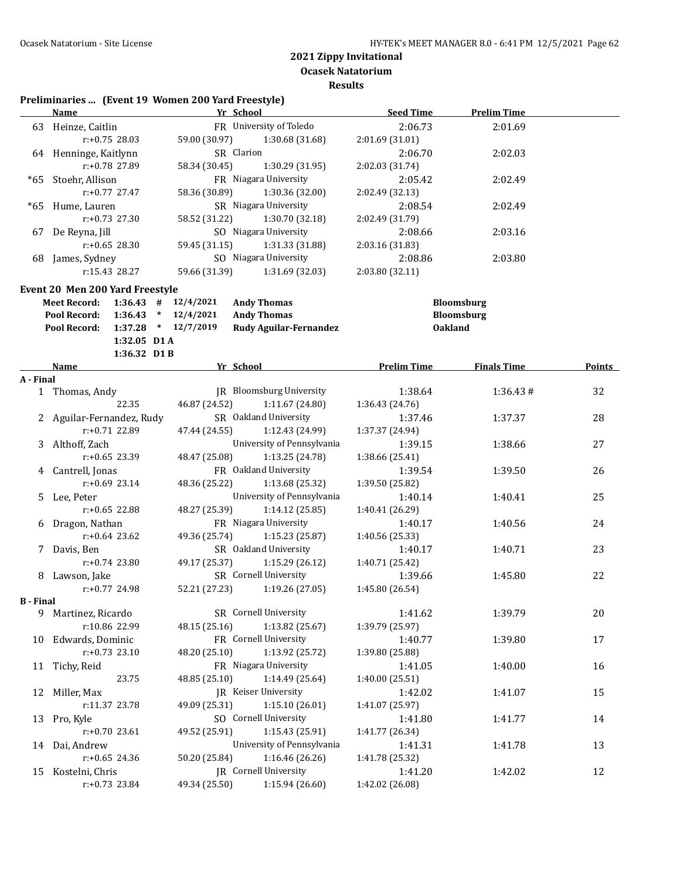## 2021 Zippy Invitational
### Ocasek Natatorium
### Results

**Preliminaries ... (Event 19 Women 200 Yard Freestyle)**

| | Name | Yr | School | Seed Time | Prelim Time |
|---|---|---|---|---|---|
| 63 | Heinze, Caitlin | FR | University of Toledo | 2:06.73 | 2:01.69 |
| | r:+0.75 28.03 | 59.00 (30.97) | 1:30.68 (31.68) | 2:01.69 (31.01) | |
| 64 | Henninge, Kaitlynn | SR | Clarion | 2:06.70 | 2:02.03 |
| | r:+0.78 27.89 | 58.34 (30.45) | 1:30.29 (31.95) | 2:02.03 (31.74) | |
| *65 | Stoehr, Allison | FR | Niagara University | 2:05.42 | 2:02.49 |
| | r:+0.77 27.47 | 58.36 (30.89) | 1:30.36 (32.00) | 2:02.49 (32.13) | |
| *65 | Hume, Lauren | SR | Niagara University | 2:08.54 | 2:02.49 |
| | r:+0.73 27.30 | 58.52 (31.22) | 1:30.70 (32.18) | 2:02.49 (31.79) | |
| 67 | De Reyna, Jill | SO | Niagara University | 2:08.66 | 2:03.16 |
| | r:+0.65 28.30 | 59.45 (31.15) | 1:31.33 (31.88) | 2:03.16 (31.83) | |
| 68 | James, Sydney | SO | Niagara University | 2:08.86 | 2:03.80 |
| | r:15.43 28.27 | 59.66 (31.39) | 1:31.69 (32.03) | 2:03.80 (32.11) | |

**Event 20 Men 200 Yard Freestyle**

| | | | | | |
|---|---|---|---|---|---|
| Meet Record: | 1:36.43 | # | 12/4/2021 | Andy Thomas | Bloomsburg |
| Pool Record: | 1:36.43 | * | 12/4/2021 | Andy Thomas | Bloomsburg |
| Pool Record: | 1:37.28 | * | 12/7/2019 | Rudy Aguilar-Fernandez | Oakland |
| | 1:32.05 | D1 A | | | |
| | 1:36.32 | D1 B | | | |

| | Name | Yr | School | Prelim Time | Finals Time | Points |
|---|---|---|---|---|---|---|
| **A - Final** | | | | | | |
| 1 | Thomas, Andy | JR | Bloomsburg University | 1:38.64 | 1:36.43 # | 32 |
| | 22.35 | 46.87 (24.52) | 1:11.67 (24.80) | 1:36.43 (24.76) | | |
| 2 | Aguilar-Fernandez, Rudy | SR | Oakland University | 1:37.46 | 1:37.37 | 28 |
| | r:+0.71 22.89 | 47.44 (24.55) | 1:12.43 (24.99) | 1:37.37 (24.94) | | |
| 3 | Althoff, Zach | | University of Pennsylvania | 1:39.15 | 1:38.66 | 27 |
| | r:+0.65 23.39 | 48.47 (25.08) | 1:13.25 (24.78) | 1:38.66 (25.41) | | |
| 4 | Cantrell, Jonas | FR | Oakland University | 1:39.54 | 1:39.50 | 26 |
| | r:+0.69 23.14 | 48.36 (25.22) | 1:13.68 (25.32) | 1:39.50 (25.82) | | |
| 5 | Lee, Peter | | University of Pennsylvania | 1:40.14 | 1:40.41 | 25 |
| | r:+0.65 22.88 | 48.27 (25.39) | 1:14.12 (25.85) | 1:40.41 (26.29) | | |
| 6 | Dragon, Nathan | FR | Niagara University | 1:40.17 | 1:40.56 | 24 |
| | r:+0.64 23.62 | 49.36 (25.74) | 1:15.23 (25.87) | 1:40.56 (25.33) | | |
| 7 | Davis, Ben | SR | Oakland University | 1:40.17 | 1:40.71 | 23 |
| | r:+0.74 23.80 | 49.17 (25.37) | 1:15.29 (26.12) | 1:40.71 (25.42) | | |
| 8 | Lawson, Jake | SR | Cornell University | 1:39.66 | 1:45.80 | 22 |
| | r:+0.77 24.98 | 52.21 (27.23) | 1:19.26 (27.05) | 1:45.80 (26.54) | | |
| **B - Final** | | | | | | |
| 9 | Martinez, Ricardo | SR | Cornell University | 1:41.62 | 1:39.79 | 20 |
| | r:10.86 22.99 | 48.15 (25.16) | 1:13.82 (25.67) | 1:39.79 (25.97) | | |
| 10 | Edwards, Dominic | FR | Cornell University | 1:40.77 | 1:39.80 | 17 |
| | r:+0.73 23.10 | 48.20 (25.10) | 1:13.92 (25.72) | 1:39.80 (25.88) | | |
| 11 | Tichy, Reid | FR | Niagara University | 1:41.05 | 1:40.00 | 16 |
| | 23.75 | 48.85 (25.10) | 1:14.49 (25.64) | 1:40.00 (25.51) | | |
| 12 | Miller, Max | JR | Keiser University | 1:42.02 | 1:41.07 | 15 |
| | r:11.37 23.78 | 49.09 (25.31) | 1:15.10 (26.01) | 1:41.07 (25.97) | | |
| 13 | Pro, Kyle | SO | Cornell University | 1:41.80 | 1:41.77 | 14 |
| | r:+0.70 23.61 | 49.52 (25.91) | 1:15.43 (25.91) | 1:41.77 (26.34) | | |
| 14 | Dai, Andrew | | University of Pennsylvania | 1:41.31 | 1:41.78 | 13 |
| | r:+0.65 24.36 | 50.20 (25.84) | 1:16.46 (26.26) | 1:41.78 (25.32) | | |
| 15 | Kostelni, Chris | JR | Cornell University | 1:41.20 | 1:42.02 | 12 |
| | r:+0.73 23.84 | 49.34 (25.50) | 1:15.94 (26.60) | 1:42.02 (26.08) | | |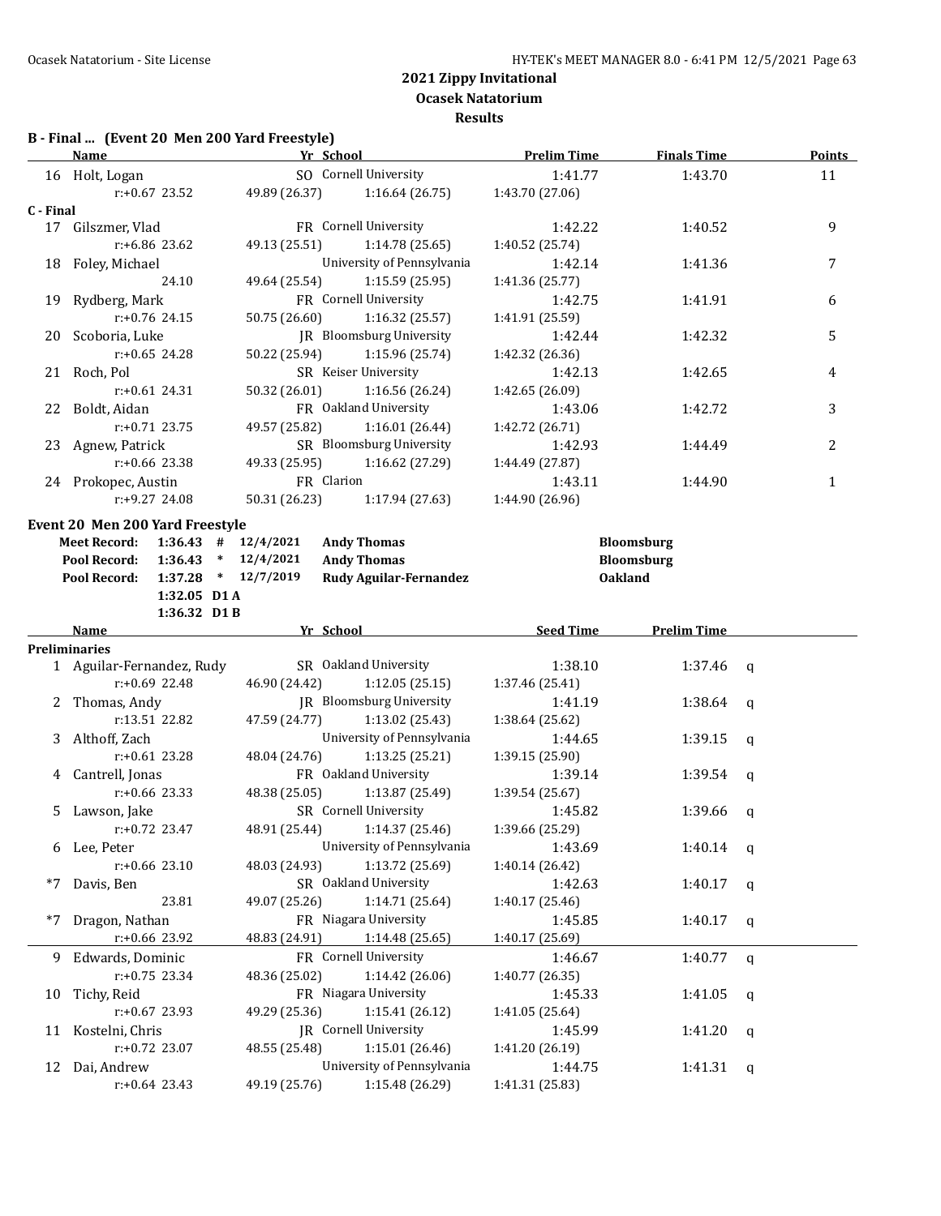# 2021 Zippy Invitational

## Ocasek Natatorium

## Results

### B - Final ... (Event 20 Men 200 Yard Freestyle)

| | Name | Yr | School | Prelim Time | Finals Time | Points |
|---|---|---|---|---|---|---|
| 16 | Holt, Logan | SO | Cornell University | 1:41.77 | 1:43.70 | 11 |
| | r:+0.67 23.52 | 49.89 (26.37) | 1:16.64 (26.75) | 1:43.70 (27.06) | | |

### C - Final

| | Name | Yr | School | Prelim Time | Finals Time | Points |
|---|---|---|---|---|---|---|
| 17 | Gilszmer, Vlad | FR | Cornell University | 1:42.22 | 1:40.52 | 9 |
| | r:+6.86 23.62 | 49.13 (25.51) | 1:14.78 (25.65) | 1:40.52 (25.74) | | |
| 18 | Foley, Michael | | University of Pennsylvania | 1:42.14 | 1:41.36 | 7 |
| | 24.10 | 49.64 (25.54) | 1:15.59 (25.95) | 1:41.36 (25.77) | | |
| 19 | Rydberg, Mark | FR | Cornell University | 1:42.75 | 1:41.91 | 6 |
| | r:+0.76 24.15 | 50.75 (26.60) | 1:16.32 (25.57) | 1:41.91 (25.59) | | |
| 20 | Scoboria, Luke | JR | Bloomsburg University | 1:42.44 | 1:42.32 | 5 |
| | r:+0.65 24.28 | 50.22 (25.94) | 1:15.96 (25.74) | 1:42.32 (26.36) | | |
| 21 | Roch, Pol | SR | Keiser University | 1:42.13 | 1:42.65 | 4 |
| | r:+0.61 24.31 | 50.32 (26.01) | 1:16.56 (26.24) | 1:42.65 (26.09) | | |
| 22 | Boldt, Aidan | FR | Oakland University | 1:43.06 | 1:42.72 | 3 |
| | r:+0.71 23.75 | 49.57 (25.82) | 1:16.01 (26.44) | 1:42.72 (26.71) | | |
| 23 | Agnew, Patrick | SR | Bloomsburg University | 1:42.93 | 1:44.49 | 2 |
| | r:+0.66 23.38 | 49.33 (25.95) | 1:16.62 (27.29) | 1:44.49 (27.87) | | |
| 24 | Prokopec, Austin | FR | Clarion | 1:43.11 | 1:44.90 | 1 |
| | r:+9.27 24.08 | 50.31 (26.23) | 1:17.94 (27.63) | 1:44.90 (26.96) | | |

### Event 20 Men 200 Yard Freestyle

| | | | | | |
|---|---|---|---|---|---|
| **Meet Record:** | **1:36.43** | **#** | **12/4/2021** | **Andy Thomas** | **Bloomsburg** |
| **Pool Record:** | **1:36.43** | **\*** | **12/4/2021** | **Andy Thomas** | **Bloomsburg** |
| **Pool Record:** | **1:37.28** | **\*** | **12/7/2019** | **Rudy Aguilar-Fernandez** | **Oakland** |
| | **1:32.05** | **D1 A** | | | |
| | **1:36.32** | **D1 B** | | | |

| | Name | Yr | School | Seed Time | Prelim Time | |
|---|---|---|---|---|---|---|
| **Preliminaries** | | | | | | |
| 1 | Aguilar-Fernandez, Rudy | SR | Oakland University | 1:38.10 | 1:37.46 | q |
| | r:+0.69 22.48 | 46.90 (24.42) | 1:12.05 (25.15) | 1:37.46 (25.41) | | |
| 2 | Thomas, Andy | JR | Bloomsburg University | 1:41.19 | 1:38.64 | q |
| | r:13.51 22.82 | 47.59 (24.77) | 1:13.02 (25.43) | 1:38.64 (25.62) | | |
| 3 | Althoff, Zach | | University of Pennsylvania | 1:44.65 | 1:39.15 | q |
| | r:+0.61 23.28 | 48.04 (24.76) | 1:13.25 (25.21) | 1:39.15 (25.90) | | |
| 4 | Cantrell, Jonas | FR | Oakland University | 1:39.14 | 1:39.54 | q |
| | r:+0.66 23.33 | 48.38 (25.05) | 1:13.87 (25.49) | 1:39.54 (25.67) | | |
| 5 | Lawson, Jake | SR | Cornell University | 1:45.82 | 1:39.66 | q |
| | r:+0.72 23.47 | 48.91 (25.44) | 1:14.37 (25.46) | 1:39.66 (25.29) | | |
| 6 | Lee, Peter | | University of Pennsylvania | 1:43.69 | 1:40.14 | q |
| | r:+0.66 23.10 | 48.03 (24.93) | 1:13.72 (25.69) | 1:40.14 (26.42) | | |
| *7 | Davis, Ben | SR | Oakland University | 1:42.63 | 1:40.17 | q |
| | 23.81 | 49.07 (25.26) | 1:14.71 (25.64) | 1:40.17 (25.46) | | |
| *7 | Dragon, Nathan | FR | Niagara University | 1:45.85 | 1:40.17 | q |
| | r:+0.66 23.92 | 48.83 (24.91) | 1:14.48 (25.65) | 1:40.17 (25.69) | | |
| 9 | Edwards, Dominic | FR | Cornell University | 1:46.67 | 1:40.77 | q |
| | r:+0.75 23.34 | 48.36 (25.02) | 1:14.42 (26.06) | 1:40.77 (26.35) | | |
| 10 | Tichy, Reid | FR | Niagara University | 1:45.33 | 1:41.05 | q |
| | r:+0.67 23.93 | 49.29 (25.36) | 1:15.41 (26.12) | 1:41.05 (25.64) | | |
| 11 | Kostelni, Chris | JR | Cornell University | 1:45.99 | 1:41.20 | q |
| | r:+0.72 23.07 | 48.55 (25.48) | 1:15.01 (26.46) | 1:41.20 (26.19) | | |
| 12 | Dai, Andrew | | University of Pennsylvania | 1:44.75 | 1:41.31 | q |
| | r:+0.64 23.43 | 49.19 (25.76) | 1:15.48 (26.29) | 1:41.31 (25.83) | | |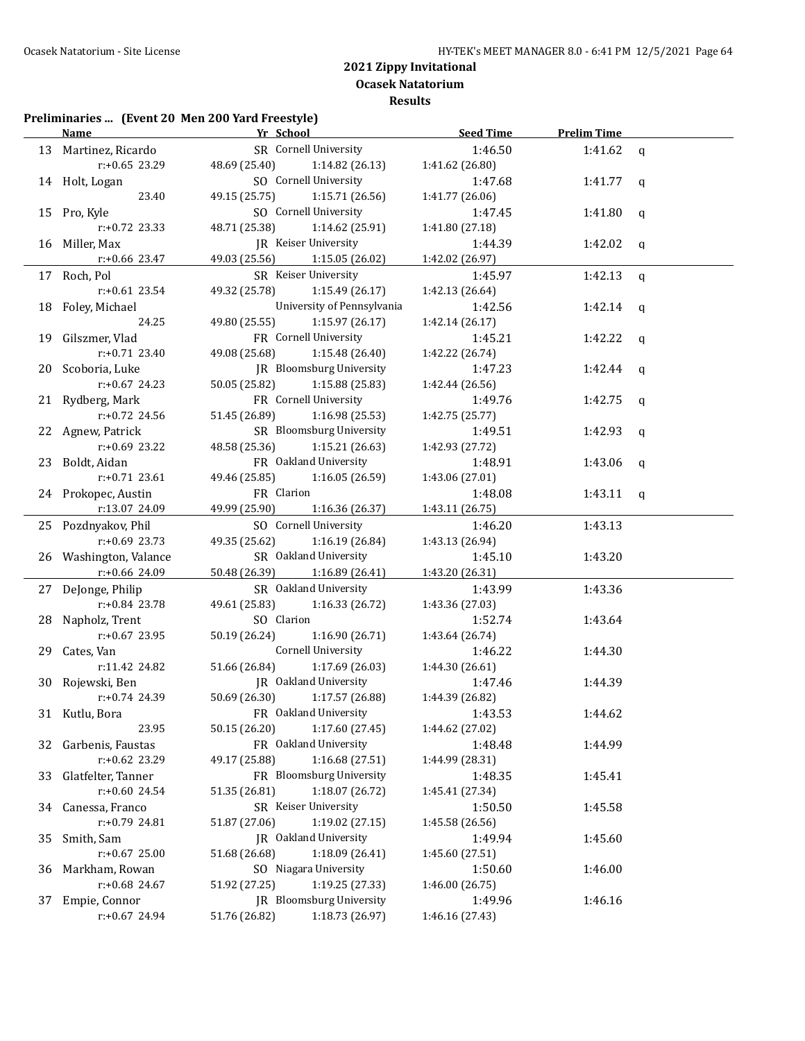# 2021 Zippy Invitational

## Ocasek Natatorium

### Results

**Preliminaries ... (Event 20 Men 200 Yard Freestyle)**

| | Name | Yr | School | Seed Time | Prelim Time | |
|---|---|---|---|---|---|---|
| 13 | Martinez, Ricardo | SR | Cornell University | 1:46.50 | 1:41.62 | q |
| | r:+0.65 23.29 | 48.69 (25.40) | 1:14.82 (26.13) | 1:41.62 (26.80) | | |
| 14 | Holt, Logan | SO | Cornell University | 1:47.68 | 1:41.77 | q |
| | 23.40 | 49.15 (25.75) | 1:15.71 (26.56) | 1:41.77 (26.06) | | |
| 15 | Pro, Kyle | SO | Cornell University | 1:47.45 | 1:41.80 | q |
| | r:+0.72 23.33 | 48.71 (25.38) | 1:14.62 (25.91) | 1:41.80 (27.18) | | |
| 16 | Miller, Max | JR | Keiser University | 1:44.39 | 1:42.02 | q |
| | r:+0.66 23.47 | 49.03 (25.56) | 1:15.05 (26.02) | 1:42.02 (26.97) | | |
| 17 | Roch, Pol | SR | Keiser University | 1:45.97 | 1:42.13 | q |
| | r:+0.61 23.54 | 49.32 (25.78) | 1:15.49 (26.17) | 1:42.13 (26.64) | | |
| 18 | Foley, Michael | | University of Pennsylvania | 1:42.56 | 1:42.14 | q |
| | 24.25 | 49.80 (25.55) | 1:15.97 (26.17) | 1:42.14 (26.17) | | |
| 19 | Gilszmer, Vlad | FR | Cornell University | 1:45.21 | 1:42.22 | q |
| | r:+0.71 23.40 | 49.08 (25.68) | 1:15.48 (26.40) | 1:42.22 (26.74) | | |
| 20 | Scoboria, Luke | JR | Bloomsburg University | 1:47.23 | 1:42.44 | q |
| | r:+0.67 24.23 | 50.05 (25.82) | 1:15.88 (25.83) | 1:42.44 (26.56) | | |
| 21 | Rydberg, Mark | FR | Cornell University | 1:49.76 | 1:42.75 | q |
| | r:+0.72 24.56 | 51.45 (26.89) | 1:16.98 (25.53) | 1:42.75 (25.77) | | |
| 22 | Agnew, Patrick | SR | Bloomsburg University | 1:49.51 | 1:42.93 | q |
| | r:+0.69 23.22 | 48.58 (25.36) | 1:15.21 (26.63) | 1:42.93 (27.72) | | |
| 23 | Boldt, Aidan | FR | Oakland University | 1:48.91 | 1:43.06 | q |
| | r:+0.71 23.61 | 49.46 (25.85) | 1:16.05 (26.59) | 1:43.06 (27.01) | | |
| 24 | Prokopec, Austin | FR | Clarion | 1:48.08 | 1:43.11 | q |
| | r:13.07 24.09 | 49.99 (25.90) | 1:16.36 (26.37) | 1:43.11 (26.75) | | |
| 25 | Pozdnyakov, Phil | SO | Cornell University | 1:46.20 | 1:43.13 | |
| | r:+0.69 23.73 | 49.35 (25.62) | 1:16.19 (26.84) | 1:43.13 (26.94) | | |
| 26 | Washington, Valance | SR | Oakland University | 1:45.10 | 1:43.20 | |
| | r:+0.66 24.09 | 50.48 (26.39) | 1:16.89 (26.41) | 1:43.20 (26.31) | | |
| 27 | DeJonge, Philip | SR | Oakland University | 1:43.99 | 1:43.36 | |
| | r:+0.84 23.78 | 49.61 (25.83) | 1:16.33 (26.72) | 1:43.36 (27.03) | | |
| 28 | Napholz, Trent | SO | Clarion | 1:52.74 | 1:43.64 | |
| | r:+0.67 23.95 | 50.19 (26.24) | 1:16.90 (26.71) | 1:43.64 (26.74) | | |
| 29 | Cates, Van | | Cornell University | 1:46.22 | 1:44.30 | |
| | r:11.42 24.82 | 51.66 (26.84) | 1:17.69 (26.03) | 1:44.30 (26.61) | | |
| 30 | Rojewski, Ben | JR | Oakland University | 1:47.46 | 1:44.39 | |
| | r:+0.74 24.39 | 50.69 (26.30) | 1:17.57 (26.88) | 1:44.39 (26.82) | | |
| 31 | Kutlu, Bora | FR | Oakland University | 1:43.53 | 1:44.62 | |
| | 23.95 | 50.15 (26.20) | 1:17.60 (27.45) | 1:44.62 (27.02) | | |
| 32 | Garbenis, Faustas | FR | Oakland University | 1:48.48 | 1:44.99 | |
| | r:+0.62 23.29 | 49.17 (25.88) | 1:16.68 (27.51) | 1:44.99 (28.31) | | |
| 33 | Glatfelter, Tanner | FR | Bloomsburg University | 1:48.35 | 1:45.41 | |
| | r:+0.60 24.54 | 51.35 (26.81) | 1:18.07 (26.72) | 1:45.41 (27.34) | | |
| 34 | Canessa, Franco | SR | Keiser University | 1:50.50 | 1:45.58 | |
| | r:+0.79 24.81 | 51.87 (27.06) | 1:19.02 (27.15) | 1:45.58 (26.56) | | |
| 35 | Smith, Sam | JR | Oakland University | 1:49.94 | 1:45.60 | |
| | r:+0.67 25.00 | 51.68 (26.68) | 1:18.09 (26.41) | 1:45.60 (27.51) | | |
| 36 | Markham, Rowan | SO | Niagara University | 1:50.60 | 1:46.00 | |
| | r:+0.68 24.67 | 51.92 (27.25) | 1:19.25 (27.33) | 1:46.00 (26.75) | | |
| 37 | Empie, Connor | JR | Bloomsburg University | 1:49.96 | 1:46.16 | |
| | r:+0.67 24.94 | 51.76 (26.82) | 1:18.73 (26.97) | 1:46.16 (27.43) | | |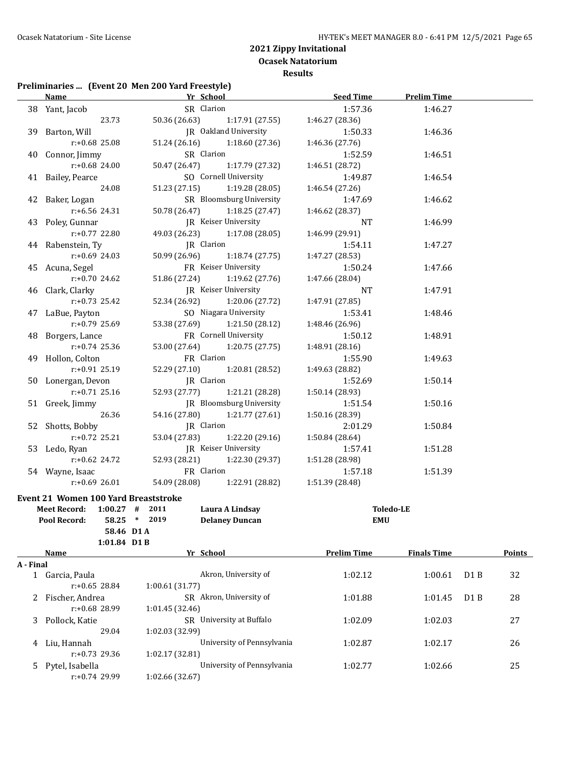## 2021 Zippy Invitational
### Ocasek Natatorium
### Results

**Preliminaries ... (Event 20 Men 200 Yard Freestyle)**

| | Name | Yr | School | Seed Time | Prelim Time |
|---|---|---|---|---|---|
| 38 | Yant, Jacob | SR | Clarion | 1:57.36 | 1:46.27 |
| | 23.73 | 50.36 (26.63) | 1:17.91 (27.55) | 1:46.27 (28.36) | |
| 39 | Barton, Will | JR | Oakland University | 1:50.33 | 1:46.36 |
| | r:+0.68 25.08 | 51.24 (26.16) | 1:18.60 (27.36) | 1:46.36 (27.76) | |
| 40 | Connor, Jimmy | SR | Clarion | 1:52.59 | 1:46.51 |
| | r:+0.68 24.00 | 50.47 (26.47) | 1:17.79 (27.32) | 1:46.51 (28.72) | |
| 41 | Bailey, Pearce | SO | Cornell University | 1:49.87 | 1:46.54 |
| | 24.08 | 51.23 (27.15) | 1:19.28 (28.05) | 1:46.54 (27.26) | |
| 42 | Baker, Logan | SR | Bloomsburg University | 1:47.69 | 1:46.62 |
| | r:+6.56 24.31 | 50.78 (26.47) | 1:18.25 (27.47) | 1:46.62 (28.37) | |
| 43 | Poley, Gunnar | JR | Keiser University | NT | 1:46.99 |
| | r:+0.77 22.80 | 49.03 (26.23) | 1:17.08 (28.05) | 1:46.99 (29.91) | |
| 44 | Rabenstein, Ty | JR | Clarion | 1:54.11 | 1:47.27 |
| | r:+0.69 24.03 | 50.99 (26.96) | 1:18.74 (27.75) | 1:47.27 (28.53) | |
| 45 | Acuna, Segel | FR | Keiser University | 1:50.24 | 1:47.66 |
| | r:+0.70 24.62 | 51.86 (27.24) | 1:19.62 (27.76) | 1:47.66 (28.04) | |
| 46 | Clark, Clarky | JR | Keiser University | NT | 1:47.91 |
| | r:+0.73 25.42 | 52.34 (26.92) | 1:20.06 (27.72) | 1:47.91 (27.85) | |
| 47 | LaBue, Payton | SO | Niagara University | 1:53.41 | 1:48.46 |
| | r:+0.79 25.69 | 53.38 (27.69) | 1:21.50 (28.12) | 1:48.46 (26.96) | |
| 48 | Borgers, Lance | FR | Cornell University | 1:50.12 | 1:48.91 |
| | r:+0.74 25.36 | 53.00 (27.64) | 1:20.75 (27.75) | 1:48.91 (28.16) | |
| 49 | Hollon, Colton | FR | Clarion | 1:55.90 | 1:49.63 |
| | r:+0.91 25.19 | 52.29 (27.10) | 1:20.81 (28.52) | 1:49.63 (28.82) | |
| 50 | Lonergan, Devon | JR | Clarion | 1:52.69 | 1:50.14 |
| | r:+0.71 25.16 | 52.93 (27.77) | 1:21.21 (28.28) | 1:50.14 (28.93) | |
| 51 | Greek, Jimmy | JR | Bloomsburg University | 1:51.54 | 1:50.16 |
| | 26.36 | 54.16 (27.80) | 1:21.77 (27.61) | 1:50.16 (28.39) | |
| 52 | Shotts, Bobby | JR | Clarion | 2:01.29 | 1:50.84 |
| | r:+0.72 25.21 | 53.04 (27.83) | 1:22.20 (29.16) | 1:50.84 (28.64) | |
| 53 | Ledo, Ryan | JR | Keiser University | 1:57.41 | 1:51.28 |
| | r:+0.62 24.72 | 52.93 (28.21) | 1:22.30 (29.37) | 1:51.28 (28.98) | |
| 54 | Wayne, Isaac | FR | Clarion | 1:57.18 | 1:51.39 |
| | r:+0.69 26.01 | 54.09 (28.08) | 1:22.91 (28.82) | 1:51.39 (28.48) | |

**Event 21 Women 100 Yard Breaststroke**

| | | | | | |
|---|---|---|---|---|---|
| Meet Record: | 1:00.27 | # | 2011 | Laura A Lindsay | Toledo-LE |
| Pool Record: | 58.25 | * | 2019 | Delaney Duncan | EMU |
| | 58.46 | D1 A | | | |
| | 1:01.84 | D1 B | | | |

| | Name | Yr | School | Prelim Time | Finals Time | | Points |
|---|---|---|---|---|---|---|---|
| **A - Final** | | | | | | | |
| 1 | Garcia, Paula | | Akron, University of | 1:02.12 | 1:00.61 | D1 B | 32 |
| | r:+0.65 28.84 | 1:00.61 (31.77) | | | | | |
| 2 | Fischer, Andrea | SR | Akron, University of | 1:01.88 | 1:01.45 | D1 B | 28 |
| | r:+0.68 28.99 | 1:01.45 (32.46) | | | | | |
| 3 | Pollock, Katie | SR | University at Buffalo | 1:02.09 | 1:02.03 | | 27 |
| | 29.04 | 1:02.03 (32.99) | | | | | |
| 4 | Liu, Hannah | | University of Pennsylvania | 1:02.87 | 1:02.17 | | 26 |
| | r:+0.73 29.36 | 1:02.17 (32.81) | | | | | |
| 5 | Pytel, Isabella | | University of Pennsylvania | 1:02.77 | 1:02.66 | | 25 |
| | r:+0.74 29.99 | 1:02.66 (32.67) | | | | | |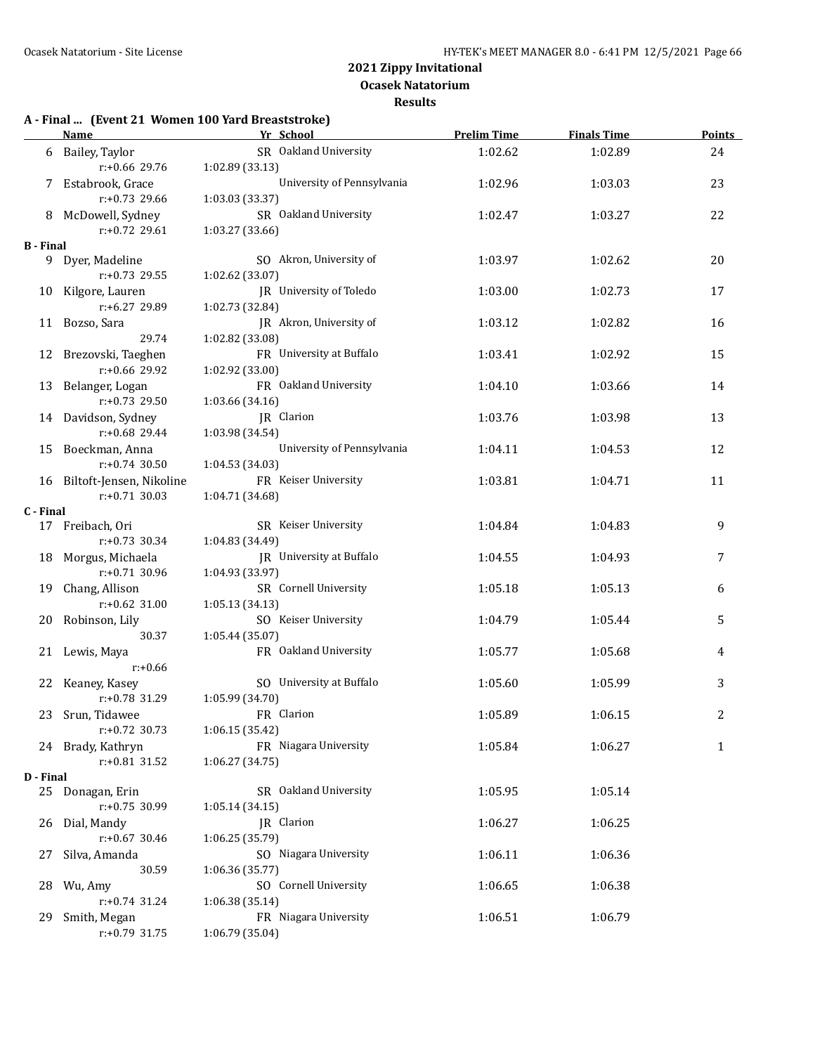# 2021 Zippy Invitational

## Ocasek Natatorium

### Results

**A - Final ... (Event 21 Women 100 Yard Breaststroke)**

| | Name | Yr | School | Prelim Time | Finals Time | Points |
|---|---|---|---|---|---|---|
| 6 | Bailey, Taylor | SR | Oakland University | 1:02.62 | 1:02.89 | 24 |
| | r:+0.66 29.76 | 1:02.89 (33.13) | | | | |
| 7 | Estabrook, Grace | | University of Pennsylvania | 1:02.96 | 1:03.03 | 23 |
| | r:+0.73 29.66 | 1:03.03 (33.37) | | | | |
| 8 | McDowell, Sydney | SR | Oakland University | 1:02.47 | 1:03.27 | 22 |
| | r:+0.72 29.61 | 1:03.27 (33.66) | | | | |
| **B - Final** | | | | | | |
| 9 | Dyer, Madeline | SO | Akron, University of | 1:03.97 | 1:02.62 | 20 |
| | r:+0.73 29.55 | 1:02.62 (33.07) | | | | |
| 10 | Kilgore, Lauren | JR | University of Toledo | 1:03.00 | 1:02.73 | 17 |
| | r:+6.27 29.89 | 1:02.73 (32.84) | | | | |
| 11 | Bozso, Sara | JR | Akron, University of | 1:03.12 | 1:02.82 | 16 |
| | 29.74 | 1:02.82 (33.08) | | | | |
| 12 | Brezovski, Taeghen | FR | University at Buffalo | 1:03.41 | 1:02.92 | 15 |
| | r:+0.66 29.92 | 1:02.92 (33.00) | | | | |
| 13 | Belanger, Logan | FR | Oakland University | 1:04.10 | 1:03.66 | 14 |
| | r:+0.73 29.50 | 1:03.66 (34.16) | | | | |
| 14 | Davidson, Sydney | JR | Clarion | 1:03.76 | 1:03.98 | 13 |
| | r:+0.68 29.44 | 1:03.98 (34.54) | | | | |
| 15 | Boeckman, Anna | | University of Pennsylvania | 1:04.11 | 1:04.53 | 12 |
| | r:+0.74 30.50 | 1:04.53 (34.03) | | | | |
| 16 | Biltoft-Jensen, Nikoline | FR | Keiser University | 1:03.81 | 1:04.71 | 11 |
| | r:+0.71 30.03 | 1:04.71 (34.68) | | | | |
| **C - Final** | | | | | | |
| 17 | Freibach, Ori | SR | Keiser University | 1:04.84 | 1:04.83 | 9 |
| | r:+0.73 30.34 | 1:04.83 (34.49) | | | | |
| 18 | Morgus, Michaela | JR | University at Buffalo | 1:04.55 | 1:04.93 | 7 |
| | r:+0.71 30.96 | 1:04.93 (33.97) | | | | |
| 19 | Chang, Allison | SR | Cornell University | 1:05.18 | 1:05.13 | 6 |
| | r:+0.62 31.00 | 1:05.13 (34.13) | | | | |
| 20 | Robinson, Lily | SO | Keiser University | 1:04.79 | 1:05.44 | 5 |
| | 30.37 | 1:05.44 (35.07) | | | | |
| 21 | Lewis, Maya | FR | Oakland University | 1:05.77 | 1:05.68 | 4 |
| | r:+0.66 | | | | | |
| 22 | Keaney, Kasey | SO | University at Buffalo | 1:05.60 | 1:05.99 | 3 |
| | r:+0.78 31.29 | 1:05.99 (34.70) | | | | |
| 23 | Srun, Tidawee | FR | Clarion | 1:05.89 | 1:06.15 | 2 |
| | r:+0.72 30.73 | 1:06.15 (35.42) | | | | |
| 24 | Brady, Kathryn | FR | Niagara University | 1:05.84 | 1:06.27 | 1 |
| | r:+0.81 31.52 | 1:06.27 (34.75) | | | | |
| **D - Final** | | | | | | |
| 25 | Donagan, Erin | SR | Oakland University | 1:05.95 | 1:05.14 | |
| | r:+0.75 30.99 | 1:05.14 (34.15) | | | | |
| 26 | Dial, Mandy | JR | Clarion | 1:06.27 | 1:06.25 | |
| | r:+0.67 30.46 | 1:06.25 (35.79) | | | | |
| 27 | Silva, Amanda | SO | Niagara University | 1:06.11 | 1:06.36 | |
| | 30.59 | 1:06.36 (35.77) | | | | |
| 28 | Wu, Amy | SO | Cornell University | 1:06.65 | 1:06.38 | |
| | r:+0.74 31.24 | 1:06.38 (35.14) | | | | |
| 29 | Smith, Megan | FR | Niagara University | 1:06.51 | 1:06.79 | |
| | r:+0.79 31.75 | 1:06.79 (35.04) | | | | |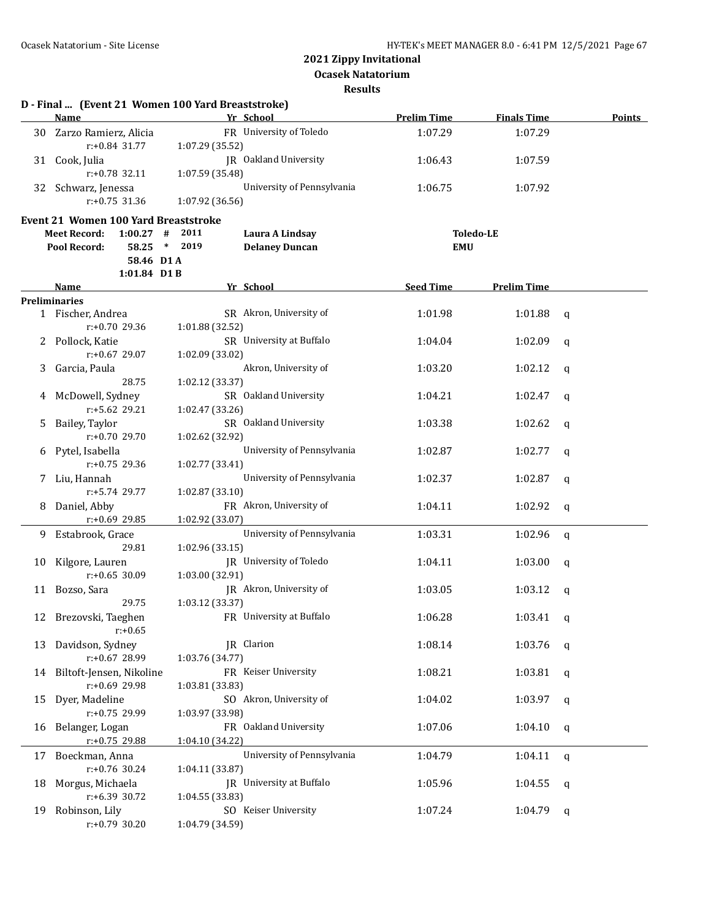## 2021 Zippy Invitational
### Ocasek Natatorium
### Results

**D - Final ... (Event 21 Women 100 Yard Breaststroke)**

| | Name | Yr | School | Prelim Time | Finals Time | Points |
|---|---|---|---|---|---|---|
| 30 | Zarzo Ramierz, Alicia | FR | University of Toledo | 1:07.29 | 1:07.29 | |
| | r:+0.84 31.77 | 1:07.29 (35.52) | | | | |
| 31 | Cook, Julia | JR | Oakland University | 1:06.43 | 1:07.59 | |
| | r:+0.78 32.11 | 1:07.59 (35.48) | | | | |
| 32 | Schwarz, Jenessa | | University of Pennsylvania | 1:06.75 | 1:07.92 | |
| | r:+0.75 31.36 | 1:07.92 (36.56) | | | | |

**Event 21 Women 100 Yard Breaststroke**

| | | | | | |
|---|---|---|---|---|---|
| Meet Record: | 1:00.27 | # | 2011 | Laura A Lindsay | Toledo-LE |
| Pool Record: | 58.25 | * | 2019 | Delaney Duncan | EMU |
| | 58.46 | D1 A | | | |
| | 1:01.84 | D1 B | | | |

| | Name | Yr | School | Seed Time | Prelim Time | |
|---|---|---|---|---|---|---|
| **Preliminaries** | | | | | | |
| 1 | Fischer, Andrea | SR | Akron, University of | 1:01.98 | 1:01.88 | q |
| | r:+0.70 29.36 | 1:01.88 (32.52) | | | | |
| 2 | Pollock, Katie | SR | University at Buffalo | 1:04.04 | 1:02.09 | q |
| | r:+0.67 29.07 | 1:02.09 (33.02) | | | | |
| 3 | Garcia, Paula | | Akron, University of | 1:03.20 | 1:02.12 | q |
| | 28.75 | 1:02.12 (33.37) | | | | |
| 4 | McDowell, Sydney | SR | Oakland University | 1:04.21 | 1:02.47 | q |
| | r:+5.62 29.21 | 1:02.47 (33.26) | | | | |
| 5 | Bailey, Taylor | SR | Oakland University | 1:03.38 | 1:02.62 | q |
| | r:+0.70 29.70 | 1:02.62 (32.92) | | | | |
| 6 | Pytel, Isabella | | University of Pennsylvania | 1:02.87 | 1:02.77 | q |
| | r:+0.75 29.36 | 1:02.77 (33.41) | | | | |
| 7 | Liu, Hannah | | University of Pennsylvania | 1:02.37 | 1:02.87 | q |
| | r:+5.74 29.77 | 1:02.87 (33.10) | | | | |
| 8 | Daniel, Abby | FR | Akron, University of | 1:04.11 | 1:02.92 | q |
| | r:+0.69 29.85 | 1:02.92 (33.07) | | | | |
| 9 | Estabrook, Grace | | University of Pennsylvania | 1:03.31 | 1:02.96 | q |
| | 29.81 | 1:02.96 (33.15) | | | | |
| 10 | Kilgore, Lauren | JR | University of Toledo | 1:04.11 | 1:03.00 | q |
| | r:+0.65 30.09 | 1:03.00 (32.91) | | | | |
| 11 | Bozso, Sara | JR | Akron, University of | 1:03.05 | 1:03.12 | q |
| | 29.75 | 1:03.12 (33.37) | | | | |
| 12 | Brezovski, Taeghen | FR | University at Buffalo | 1:06.28 | 1:03.41 | q |
| | r:+0.65 | | | | | |
| 13 | Davidson, Sydney | JR | Clarion | 1:08.14 | 1:03.76 | q |
| | r:+0.67 28.99 | 1:03.76 (34.77) | | | | |
| 14 | Biltoft-Jensen, Nikoline | FR | Keiser University | 1:08.21 | 1:03.81 | q |
| | r:+0.69 29.98 | 1:03.81 (33.83) | | | | |
| 15 | Dyer, Madeline | SO | Akron, University of | 1:04.02 | 1:03.97 | q |
| | r:+0.75 29.99 | 1:03.97 (33.98) | | | | |
| 16 | Belanger, Logan | FR | Oakland University | 1:07.06 | 1:04.10 | q |
| | r:+0.75 29.88 | 1:04.10 (34.22) | | | | |
| 17 | Boeckman, Anna | | University of Pennsylvania | 1:04.79 | 1:04.11 | q |
| | r:+0.76 30.24 | 1:04.11 (33.87) | | | | |
| 18 | Morgus, Michaela | JR | University at Buffalo | 1:05.96 | 1:04.55 | q |
| | r:+6.39 30.72 | 1:04.55 (33.83) | | | | |
| 19 | Robinson, Lily | SO | Keiser University | 1:07.24 | 1:04.79 | q |
| | r:+0.79 30.20 | 1:04.79 (34.59) | | | | |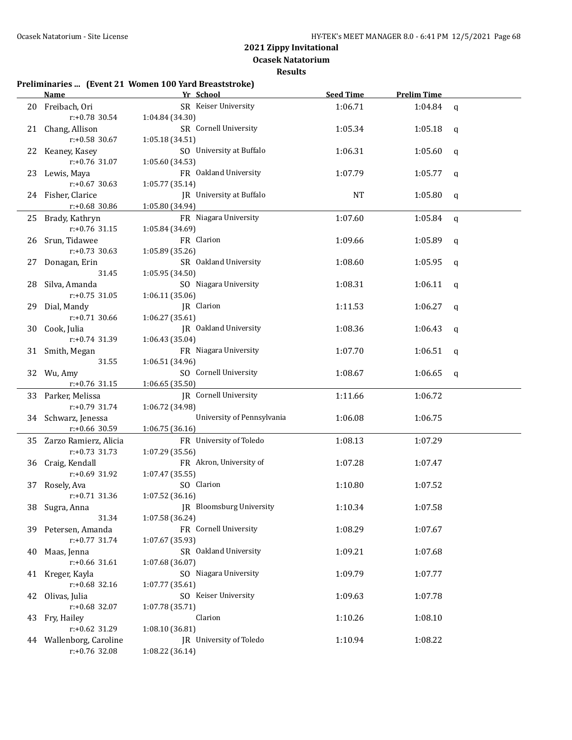# 2021 Zippy Invitational

## Ocasek Natatorium

### Results

**Preliminaries ... (Event 21 Women 100 Yard Breaststroke)**

| | Name | Yr | School | Seed Time | Prelim Time | |
|---|---|---|---|---|---|---|
| 20 | Freibach, Ori | SR | Keiser University | 1:06.71 | 1:04.84 | q |
| | r:+0.78 30.54 | | 1:04.84 (34.30) | | | |
| 21 | Chang, Allison | SR | Cornell University | 1:05.34 | 1:05.18 | q |
| | r:+0.58 30.67 | | 1:05.18 (34.51) | | | |
| 22 | Keaney, Kasey | SO | University at Buffalo | 1:06.31 | 1:05.60 | q |
| | r:+0.76 31.07 | | 1:05.60 (34.53) | | | |
| 23 | Lewis, Maya | FR | Oakland University | 1:07.79 | 1:05.77 | q |
| | r:+0.67 30.63 | | 1:05.77 (35.14) | | | |
| 24 | Fisher, Clarice | JR | University at Buffalo | NT | 1:05.80 | q |
| | r:+0.68 30.86 | | 1:05.80 (34.94) | | | |
| 25 | Brady, Kathryn | FR | Niagara University | 1:07.60 | 1:05.84 | q |
| | r:+0.76 31.15 | | 1:05.84 (34.69) | | | |
| 26 | Srun, Tidawee | FR | Clarion | 1:09.66 | 1:05.89 | q |
| | r:+0.73 30.63 | | 1:05.89 (35.26) | | | |
| 27 | Donagan, Erin | SR | Oakland University | 1:08.60 | 1:05.95 | q |
| | 31.45 | | 1:05.95 (34.50) | | | |
| 28 | Silva, Amanda | SO | Niagara University | 1:08.31 | 1:06.11 | q |
| | r:+0.75 31.05 | | 1:06.11 (35.06) | | | |
| 29 | Dial, Mandy | JR | Clarion | 1:11.53 | 1:06.27 | q |
| | r:+0.71 30.66 | | 1:06.27 (35.61) | | | |
| 30 | Cook, Julia | JR | Oakland University | 1:08.36 | 1:06.43 | q |
| | r:+0.74 31.39 | | 1:06.43 (35.04) | | | |
| 31 | Smith, Megan | FR | Niagara University | 1:07.70 | 1:06.51 | q |
| | 31.55 | | 1:06.51 (34.96) | | | |
| 32 | Wu, Amy | SO | Cornell University | 1:08.67 | 1:06.65 | q |
| | r:+0.76 31.15 | | 1:06.65 (35.50) | | | |
| 33 | Parker, Melissa | JR | Cornell University | 1:11.66 | 1:06.72 | |
| | r:+0.79 31.74 | | 1:06.72 (34.98) | | | |
| 34 | Schwarz, Jenessa | | University of Pennsylvania | 1:06.08 | 1:06.75 | |
| | r:+0.66 30.59 | | 1:06.75 (36.16) | | | |
| 35 | Zarzo Ramierz, Alicia | FR | University of Toledo | 1:08.13 | 1:07.29 | |
| | r:+0.73 31.73 | | 1:07.29 (35.56) | | | |
| 36 | Craig, Kendall | FR | Akron, University of | 1:07.28 | 1:07.47 | |
| | r:+0.69 31.92 | | 1:07.47 (35.55) | | | |
| 37 | Rosely, Ava | SO | Clarion | 1:10.80 | 1:07.52 | |
| | r:+0.71 31.36 | | 1:07.52 (36.16) | | | |
| 38 | Sugra, Anna | JR | Bloomsburg University | 1:10.34 | 1:07.58 | |
| | 31.34 | | 1:07.58 (36.24) | | | |
| 39 | Petersen, Amanda | FR | Cornell University | 1:08.29 | 1:07.67 | |
| | r:+0.77 31.74 | | 1:07.67 (35.93) | | | |
| 40 | Maas, Jenna | SR | Oakland University | 1:09.21 | 1:07.68 | |
| | r:+0.66 31.61 | | 1:07.68 (36.07) | | | |
| 41 | Kreger, Kayla | SO | Niagara University | 1:09.79 | 1:07.77 | |
| | r:+0.68 32.16 | | 1:07.77 (35.61) | | | |
| 42 | Olivas, Julia | SO | Keiser University | 1:09.63 | 1:07.78 | |
| | r:+0.68 32.07 | | 1:07.78 (35.71) | | | |
| 43 | Fry, Hailey | | Clarion | 1:10.26 | 1:08.10 | |
| | r:+0.62 31.29 | | 1:08.10 (36.81) | | | |
| 44 | Wallenborg, Caroline | JR | University of Toledo | 1:10.94 | 1:08.22 | |
| | r:+0.76 32.08 | | 1:08.22 (36.14) | | | |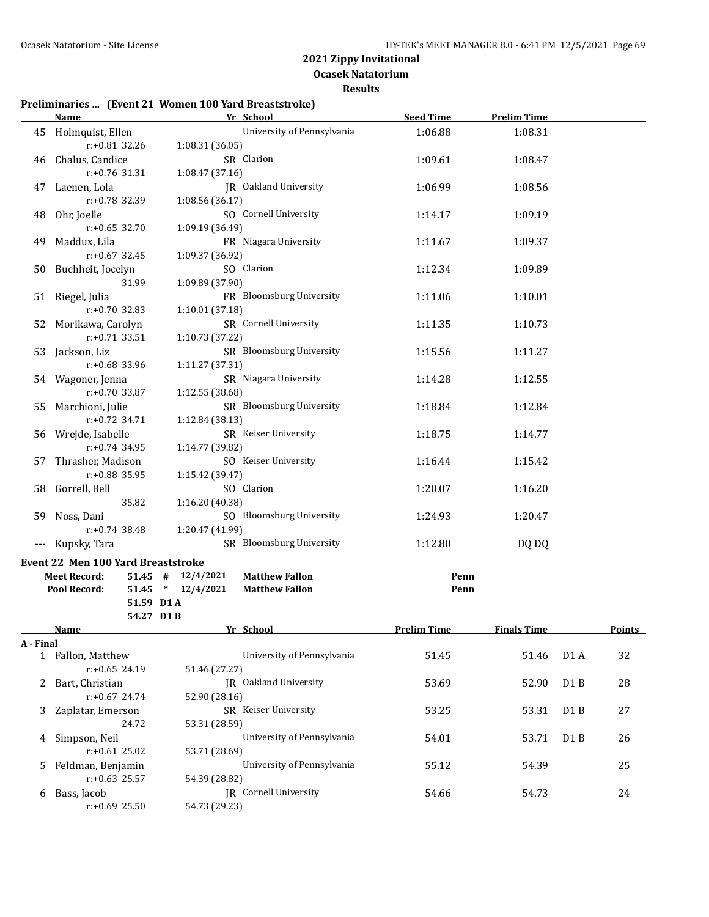## 2021 Zippy Invitational

**Ocasek Natatorium**

**Results**

### Preliminaries ... (Event 21 Women 100 Yard Breaststroke)

| | Name | Yr | School | Seed Time | Prelim Time |
|---|---|---|---|---|---|
| 45 | Holmquist, Ellen | | University of Pennsylvania | 1:06.88 | 1:08.31 |
| | r:+0.81 32.26 | 1:08.31 (36.05) | | | |
| 46 | Chalus, Candice | SR | Clarion | 1:09.61 | 1:08.47 |
| | r:+0.76 31.31 | 1:08.47 (37.16) | | | |
| 47 | Laenen, Lola | JR | Oakland University | 1:06.99 | 1:08.56 |
| | r:+0.78 32.39 | 1:08.56 (36.17) | | | |
| 48 | Ohr, Joelle | SO | Cornell University | 1:14.17 | 1:09.19 |
| | r:+0.65 32.70 | 1:09.19 (36.49) | | | |
| 49 | Maddux, Lila | FR | Niagara University | 1:11.67 | 1:09.37 |
| | r:+0.67 32.45 | 1:09.37 (36.92) | | | |
| 50 | Buchheit, Jocelyn | SO | Clarion | 1:12.34 | 1:09.89 |
| | 31.99 | 1:09.89 (37.90) | | | |
| 51 | Riegel, Julia | FR | Bloomsburg University | 1:11.06 | 1:10.01 |
| | r:+0.70 32.83 | 1:10.01 (37.18) | | | |
| 52 | Morikawa, Carolyn | SR | Cornell University | 1:11.35 | 1:10.73 |
| | r:+0.71 33.51 | 1:10.73 (37.22) | | | |
| 53 | Jackson, Liz | SR | Bloomsburg University | 1:15.56 | 1:11.27 |
| | r:+0.68 33.96 | 1:11.27 (37.31) | | | |
| 54 | Wagoner, Jenna | SR | Niagara University | 1:14.28 | 1:12.55 |
| | r:+0.70 33.87 | 1:12.55 (38.68) | | | |
| 55 | Marchioni, Julie | SR | Bloomsburg University | 1:18.84 | 1:12.84 |
| | r:+0.72 34.71 | 1:12.84 (38.13) | | | |
| 56 | Wrejde, Isabelle | SR | Keiser University | 1:18.75 | 1:14.77 |
| | r:+0.74 34.95 | 1:14.77 (39.82) | | | |
| 57 | Thrasher, Madison | SO | Keiser University | 1:16.44 | 1:15.42 |
| | r:+0.88 35.95 | 1:15.42 (39.47) | | | |
| 58 | Gorrell, Bell | SO | Clarion | 1:20.07 | 1:16.20 |
| | 35.82 | 1:16.20 (40.38) | | | |
| 59 | Noss, Dani | SO | Bloomsburg University | 1:24.93 | 1:20.47 |
| | r:+0.74 38.48 | 1:20.47 (41.99) | | | |
| --- | Kupsky, Tara | SR | Bloomsburg University | 1:12.80 | DQ DQ |

### Event 22 Men 100 Yard Breaststroke

| | | | | | |
|---|---|---|---|---|---|
| **Meet Record:** | **51.45** | **#** | **12/4/2021** | **Matthew Fallon** | **Penn** |
| **Pool Record:** | **51.45** | **\*** | **12/4/2021** | **Matthew Fallon** | **Penn** |
| | **51.59** | **D1 A** | | | |
| | **54.27** | **D1 B** | | | |

| | Name | Yr | School | Prelim Time | Finals Time | | Points |
|---|---|---|---|---|---|---|---|
| **A - Final** | | | | | | | |
| 1 | Fallon, Matthew | | University of Pennsylvania | 51.45 | 51.46 | D1 A | 32 |
| | r:+0.65 24.19 | 51.46 (27.27) | | | | | |
| 2 | Bart, Christian | JR | Oakland University | 53.69 | 52.90 | D1 B | 28 |
| | r:+0.67 24.74 | 52.90 (28.16) | | | | | |
| 3 | Zaplatar, Emerson | SR | Keiser University | 53.25 | 53.31 | D1 B | 27 |
| | 24.72 | 53.31 (28.59) | | | | | |
| 4 | Simpson, Neil | | University of Pennsylvania | 54.01 | 53.71 | D1 B | 26 |
| | r:+0.61 25.02 | 53.71 (28.69) | | | | | |
| 5 | Feldman, Benjamin | | University of Pennsylvania | 55.12 | 54.39 | | 25 |
| | r:+0.63 25.57 | 54.39 (28.82) | | | | | |
| 6 | Bass, Jacob | JR | Cornell University | 54.66 | 54.73 | | 24 |
| | r:+0.69 25.50 | 54.73 (29.23) | | | | | |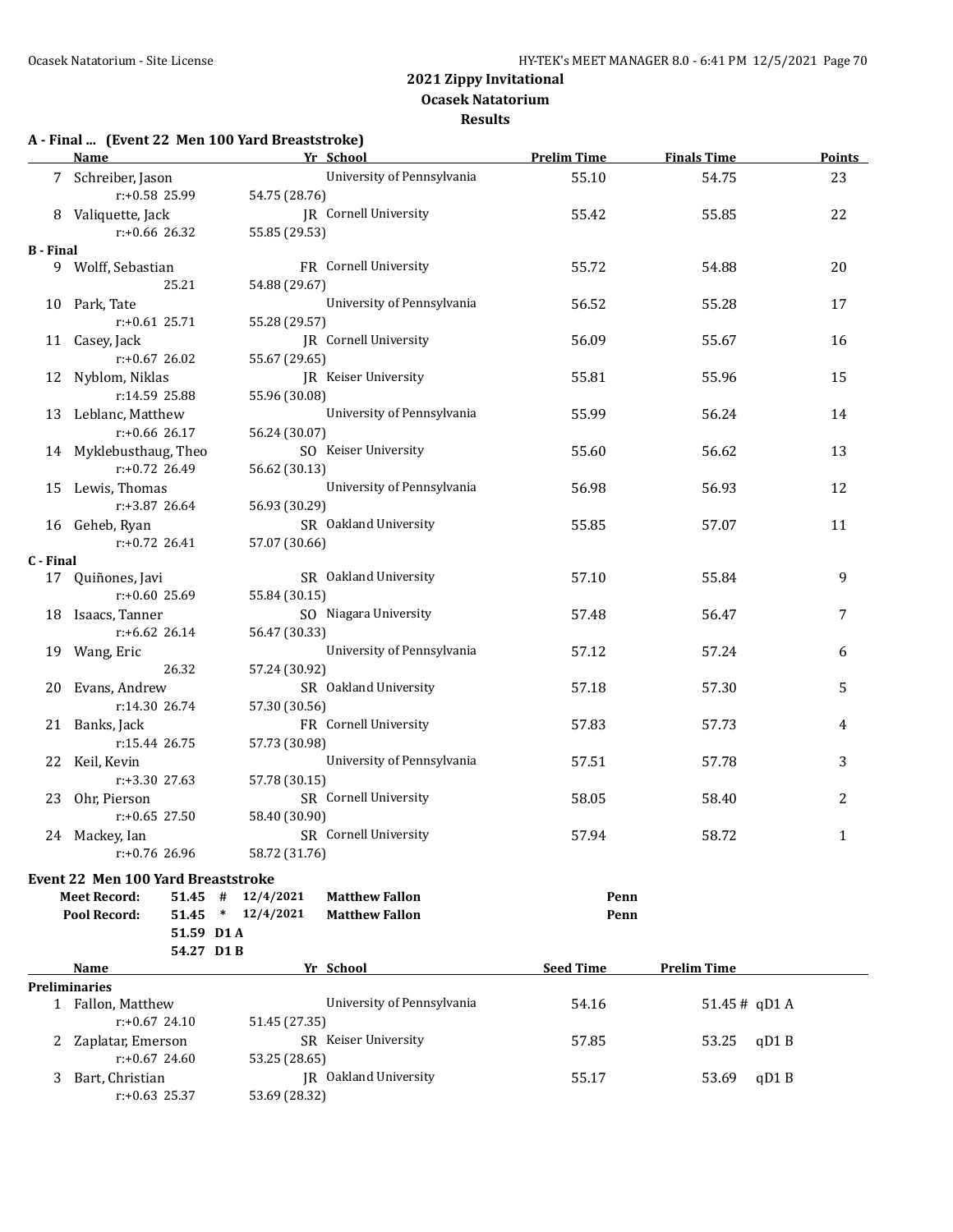## 2021 Zippy Invitational
## Ocasek Natatorium
## Results

### A - Final ... (Event 22 Men 100 Yard Breaststroke)

| | Name | Yr | School | Prelim Time | Finals Time | Points |
|---|---|---|---|---|---|---|
| 7 | Schreiber, Jason | | University of Pennsylvania | 55.10 | 54.75 | 23 |
| | r:+0.58 25.99 | 54.75 (28.76) | | | | |
| 8 | Valiquette, Jack | JR | Cornell University | 55.42 | 55.85 | 22 |
| | r:+0.66 26.32 | 55.85 (29.53) | | | | |
| **B - Final** | | | | | | |
| 9 | Wolff, Sebastian | FR | Cornell University | 55.72 | 54.88 | 20 |
| | 25.21 | 54.88 (29.67) | | | | |
| 10 | Park, Tate | | University of Pennsylvania | 56.52 | 55.28 | 17 |
| | r:+0.61 25.71 | 55.28 (29.57) | | | | |
| 11 | Casey, Jack | JR | Cornell University | 56.09 | 55.67 | 16 |
| | r:+0.67 26.02 | 55.67 (29.65) | | | | |
| 12 | Nyblom, Niklas | JR | Keiser University | 55.81 | 55.96 | 15 |
| | r:14.59 25.88 | 55.96 (30.08) | | | | |
| 13 | Leblanc, Matthew | | University of Pennsylvania | 55.99 | 56.24 | 14 |
| | r:+0.66 26.17 | 56.24 (30.07) | | | | |
| 14 | Myklebusthaug, Theo | SO | Keiser University | 55.60 | 56.62 | 13 |
| | r:+0.72 26.49 | 56.62 (30.13) | | | | |
| 15 | Lewis, Thomas | | University of Pennsylvania | 56.98 | 56.93 | 12 |
| | r:+3.87 26.64 | 56.93 (30.29) | | | | |
| 16 | Geheb, Ryan | SR | Oakland University | 55.85 | 57.07 | 11 |
| | r:+0.72 26.41 | 57.07 (30.66) | | | | |
| **C - Final** | | | | | | |
| 17 | Quiñones, Javi | SR | Oakland University | 57.10 | 55.84 | 9 |
| | r:+0.60 25.69 | 55.84 (30.15) | | | | |
| 18 | Isaacs, Tanner | SO | Niagara University | 57.48 | 56.47 | 7 |
| | r:+6.62 26.14 | 56.47 (30.33) | | | | |
| 19 | Wang, Eric | | University of Pennsylvania | 57.12 | 57.24 | 6 |
| | 26.32 | 57.24 (30.92) | | | | |
| 20 | Evans, Andrew | SR | Oakland University | 57.18 | 57.30 | 5 |
| | r:14.30 26.74 | 57.30 (30.56) | | | | |
| 21 | Banks, Jack | FR | Cornell University | 57.83 | 57.73 | 4 |
| | r:15.44 26.75 | 57.73 (30.98) | | | | |
| 22 | Keil, Kevin | | University of Pennsylvania | 57.51 | 57.78 | 3 |
| | r:+3.30 27.63 | 57.78 (30.15) | | | | |
| 23 | Ohr, Pierson | SR | Cornell University | 58.05 | 58.40 | 2 |
| | r:+0.65 27.50 | 58.40 (30.90) | | | | |
| 24 | Mackey, Ian | SR | Cornell University | 57.94 | 58.72 | 1 |
| | r:+0.76 26.96 | 58.72 (31.76) | | | | |

### Event 22 Men 100 Yard Breaststroke

| | | | | | |
|---|---|---|---|---|---|
| **Meet Record:** | **51.45** | **#** | **12/4/2021** | **Matthew Fallon** | **Penn** |
| **Pool Record:** | **51.45** | ***** | **12/4/2021** | **Matthew Fallon** | **Penn** |
| | **51.59** | **D1 A** | | | |
| | **54.27** | **D1 B** | | | |

| | Name | Yr | School | Seed Time | Prelim Time | |
|---|---|---|---|---|---|---|
| **Preliminaries** | | | | | | |
| 1 | Fallon, Matthew | | University of Pennsylvania | 54.16 | 51.45 # | qD1 A |
| | r:+0.67 24.10 | 51.45 (27.35) | | | | |
| 2 | Zaplatar, Emerson | SR | Keiser University | 57.85 | 53.25 | qD1 B |
| | r:+0.67 24.60 | 53.25 (28.65) | | | | |
| 3 | Bart, Christian | JR | Oakland University | 55.17 | 53.69 | qD1 B |
| | r:+0.63 25.37 | 53.69 (28.32) | | | | |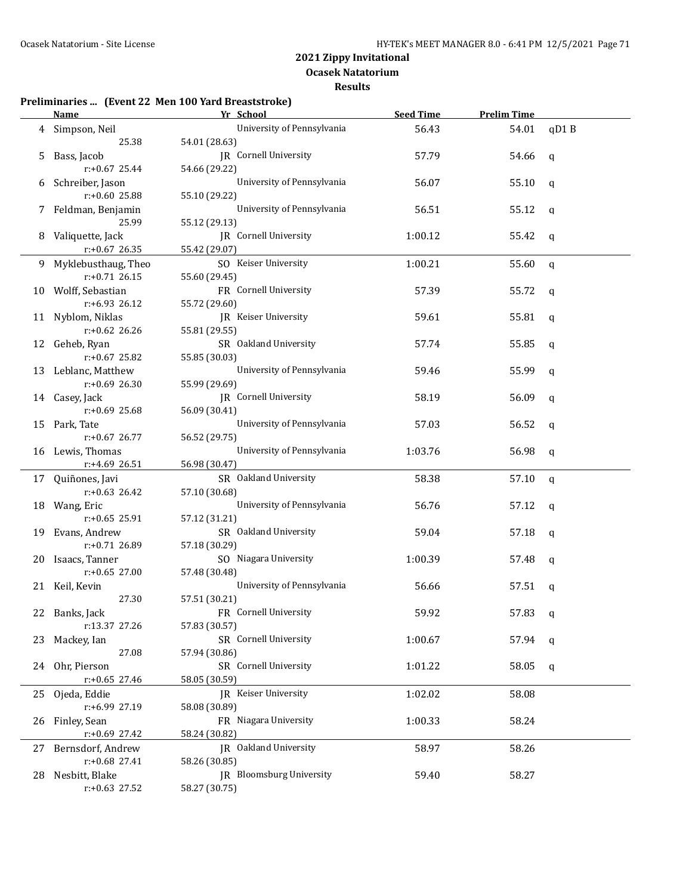## 2021 Zippy Invitational
### Ocasek Natatorium
### Results

**Preliminaries ... (Event 22 Men 100 Yard Breaststroke)**

| | Name | Yr | School | Seed Time | Prelim Time | |
|---|---|---|---|---|---|---|
| 4 | Simpson, Neil | | University of Pennsylvania | 56.43 | 54.01 | qD1 B |
| | 25.38 | 54.01 (28.63) | | | | |
| 5 | Bass, Jacob | JR | Cornell University | 57.79 | 54.66 | q |
| | r:+0.67 25.44 | 54.66 (29.22) | | | | |
| 6 | Schreiber, Jason | | University of Pennsylvania | 56.07 | 55.10 | q |
| | r:+0.60 25.88 | 55.10 (29.22) | | | | |
| 7 | Feldman, Benjamin | | University of Pennsylvania | 56.51 | 55.12 | q |
| | 25.99 | 55.12 (29.13) | | | | |
| 8 | Valiquette, Jack | JR | Cornell University | 1:00.12 | 55.42 | q |
| | r:+0.67 26.35 | 55.42 (29.07) | | | | |
| 9 | Myklebusthaug, Theo | SO | Keiser University | 1:00.21 | 55.60 | q |
| | r:+0.71 26.15 | 55.60 (29.45) | | | | |
| 10 | Wolff, Sebastian | FR | Cornell University | 57.39 | 55.72 | q |
| | r:+6.93 26.12 | 55.72 (29.60) | | | | |
| 11 | Nyblom, Niklas | JR | Keiser University | 59.61 | 55.81 | q |
| | r:+0.62 26.26 | 55.81 (29.55) | | | | |
| 12 | Geheb, Ryan | SR | Oakland University | 57.74 | 55.85 | q |
| | r:+0.67 25.82 | 55.85 (30.03) | | | | |
| 13 | Leblanc, Matthew | | University of Pennsylvania | 59.46 | 55.99 | q |
| | r:+0.69 26.30 | 55.99 (29.69) | | | | |
| 14 | Casey, Jack | JR | Cornell University | 58.19 | 56.09 | q |
| | r:+0.69 25.68 | 56.09 (30.41) | | | | |
| 15 | Park, Tate | | University of Pennsylvania | 57.03 | 56.52 | q |
| | r:+0.67 26.77 | 56.52 (29.75) | | | | |
| 16 | Lewis, Thomas | | University of Pennsylvania | 1:03.76 | 56.98 | q |
| | r:+4.69 26.51 | 56.98 (30.47) | | | | |
| 17 | Quiñones, Javi | SR | Oakland University | 58.38 | 57.10 | q |
| | r:+0.63 26.42 | 57.10 (30.68) | | | | |
| 18 | Wang, Eric | | University of Pennsylvania | 56.76 | 57.12 | q |
| | r:+0.65 25.91 | 57.12 (31.21) | | | | |
| 19 | Evans, Andrew | SR | Oakland University | 59.04 | 57.18 | q |
| | r:+0.71 26.89 | 57.18 (30.29) | | | | |
| 20 | Isaacs, Tanner | SO | Niagara University | 1:00.39 | 57.48 | q |
| | r:+0.65 27.00 | 57.48 (30.48) | | | | |
| 21 | Keil, Kevin | | University of Pennsylvania | 56.66 | 57.51 | q |
| | 27.30 | 57.51 (30.21) | | | | |
| 22 | Banks, Jack | FR | Cornell University | 59.92 | 57.83 | q |
| | r:13.37 27.26 | 57.83 (30.57) | | | | |
| 23 | Mackey, Ian | SR | Cornell University | 1:00.67 | 57.94 | q |
| | 27.08 | 57.94 (30.86) | | | | |
| 24 | Ohr, Pierson | SR | Cornell University | 1:01.22 | 58.05 | q |
| | r:+0.65 27.46 | 58.05 (30.59) | | | | |
| 25 | Ojeda, Eddie | JR | Keiser University | 1:02.02 | 58.08 | |
| | r:+6.99 27.19 | 58.08 (30.89) | | | | |
| 26 | Finley, Sean | FR | Niagara University | 1:00.33 | 58.24 | |
| | r:+0.69 27.42 | 58.24 (30.82) | | | | |
| 27 | Bernsdorf, Andrew | JR | Oakland University | 58.97 | 58.26 | |
| | r:+0.68 27.41 | 58.26 (30.85) | | | | |
| 28 | Nesbitt, Blake | JR | Bloomsburg University | 59.40 | 58.27 | |
| | r:+0.63 27.52 | 58.27 (30.75) | | | | |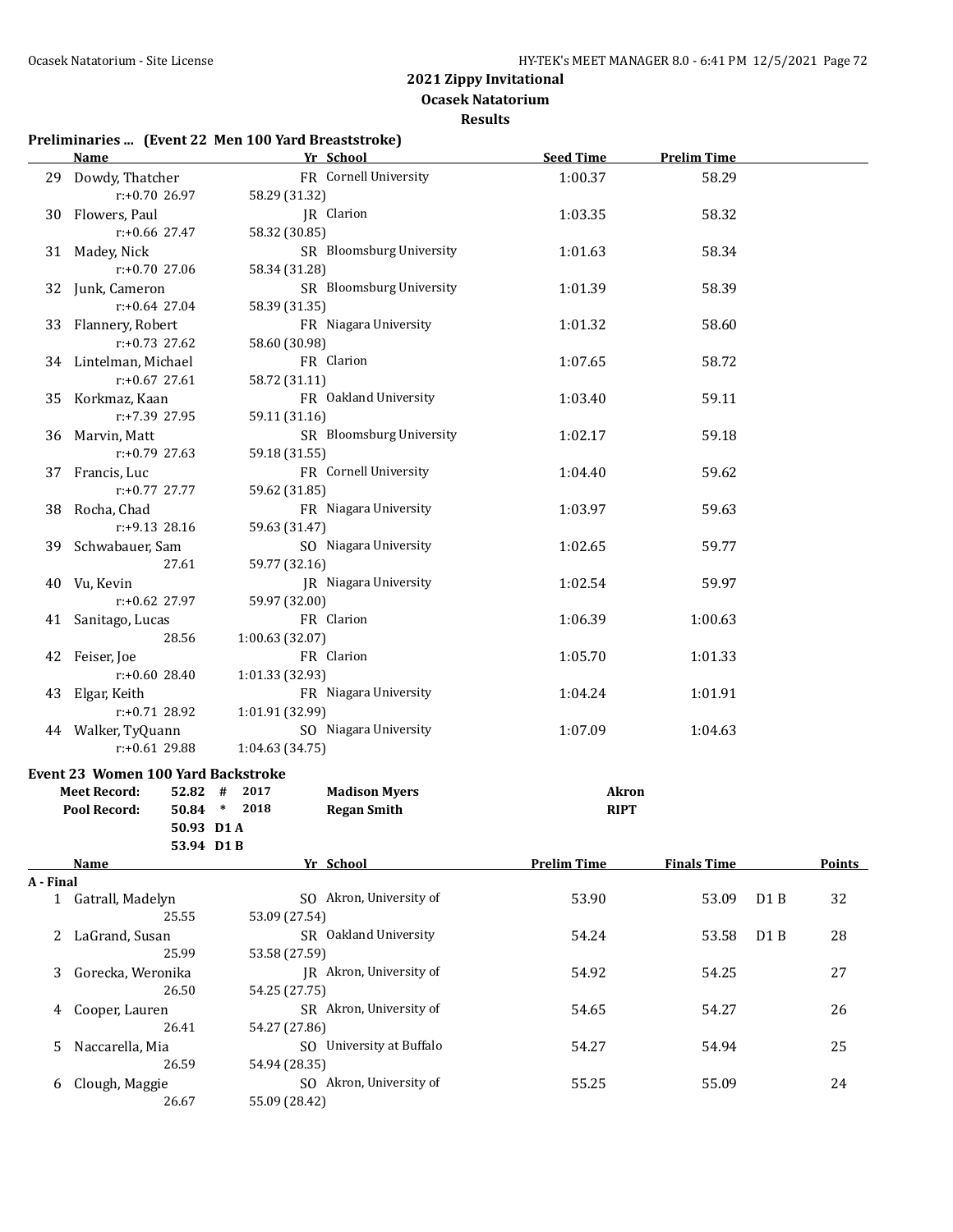## 2021 Zippy Invitational

### Ocasek Natatorium

### Results

**Preliminaries ... (Event 22 Men 100 Yard Breaststroke)**

| | Name | Yr | School | Seed Time | Prelim Time |
|---|---|---|---|---|---|
| 29 | Dowdy, Thatcher | FR | Cornell University | 1:00.37 | 58.29 |
| | r:+0.70 26.97 | 58.29 (31.32) | | | |
| 30 | Flowers, Paul | JR | Clarion | 1:03.35 | 58.32 |
| | r:+0.66 27.47 | 58.32 (30.85) | | | |
| 31 | Madey, Nick | SR | Bloomsburg University | 1:01.63 | 58.34 |
| | r:+0.70 27.06 | 58.34 (31.28) | | | |
| 32 | Junk, Cameron | SR | Bloomsburg University | 1:01.39 | 58.39 |
| | r:+0.64 27.04 | 58.39 (31.35) | | | |
| 33 | Flannery, Robert | FR | Niagara University | 1:01.32 | 58.60 |
| | r:+0.73 27.62 | 58.60 (30.98) | | | |
| 34 | Lintelman, Michael | FR | Clarion | 1:07.65 | 58.72 |
| | r:+0.67 27.61 | 58.72 (31.11) | | | |
| 35 | Korkmaz, Kaan | FR | Oakland University | 1:03.40 | 59.11 |
| | r:+7.39 27.95 | 59.11 (31.16) | | | |
| 36 | Marvin, Matt | SR | Bloomsburg University | 1:02.17 | 59.18 |
| | r:+0.79 27.63 | 59.18 (31.55) | | | |
| 37 | Francis, Luc | FR | Cornell University | 1:04.40 | 59.62 |
| | r:+0.77 27.77 | 59.62 (31.85) | | | |
| 38 | Rocha, Chad | FR | Niagara University | 1:03.97 | 59.63 |
| | r:+9.13 28.16 | 59.63 (31.47) | | | |
| 39 | Schwabauer, Sam | SO | Niagara University | 1:02.65 | 59.77 |
| | 27.61 | 59.77 (32.16) | | | |
| 40 | Vu, Kevin | JR | Niagara University | 1:02.54 | 59.97 |
| | r:+0.62 27.97 | 59.97 (32.00) | | | |
| 41 | Sanitago, Lucas | FR | Clarion | 1:06.39 | 1:00.63 |
| | 28.56 | 1:00.63 (32.07) | | | |
| 42 | Feiser, Joe | FR | Clarion | 1:05.70 | 1:01.33 |
| | r:+0.60 28.40 | 1:01.33 (32.93) | | | |
| 43 | Elgar, Keith | FR | Niagara University | 1:04.24 | 1:01.91 |
| | r:+0.71 28.92 | 1:01.91 (32.99) | | | |
| 44 | Walker, TyQuann | SO | Niagara University | 1:07.09 | 1:04.63 |
| | r:+0.61 29.88 | 1:04.63 (34.75) | | | |

**Event 23 Women 100 Yard Backstroke**

| | | | | | |
|---|---|---|---|---|---|
| **Meet Record:** | **52.82** | **#** | **2017** | **Madison Myers** | **Akron** |
| **Pool Record:** | **50.84** | **\*** | **2018** | **Regan Smith** | **RIPT** |
| | **50.93** | **D1 A** | | | |
| | **53.94** | **D1 B** | | | |

| | Name | Yr | School | Prelim Time | Finals Time | | Points |
|---|---|---|---|---|---|---|---|
| **A - Final** | | | | | | | |
| 1 | Gatrall, Madelyn | SO | Akron, University of | 53.90 | 53.09 | D1 B | 32 |
| | 25.55 | 53.09 (27.54) | | | | | |
| 2 | LaGrand, Susan | SR | Oakland University | 54.24 | 53.58 | D1 B | 28 |
| | 25.99 | 53.58 (27.59) | | | | | |
| 3 | Gorecka, Weronika | JR | Akron, University of | 54.92 | 54.25 | | 27 |
| | 26.50 | 54.25 (27.75) | | | | | |
| 4 | Cooper, Lauren | SR | Akron, University of | 54.65 | 54.27 | | 26 |
| | 26.41 | 54.27 (27.86) | | | | | |
| 5 | Naccarella, Mia | SO | University at Buffalo | 54.27 | 54.94 | | 25 |
| | 26.59 | 54.94 (28.35) | | | | | |
| 6 | Clough, Maggie | SO | Akron, University of | 55.25 | 55.09 | | 24 |
| | 26.67 | 55.09 (28.42) | | | | | |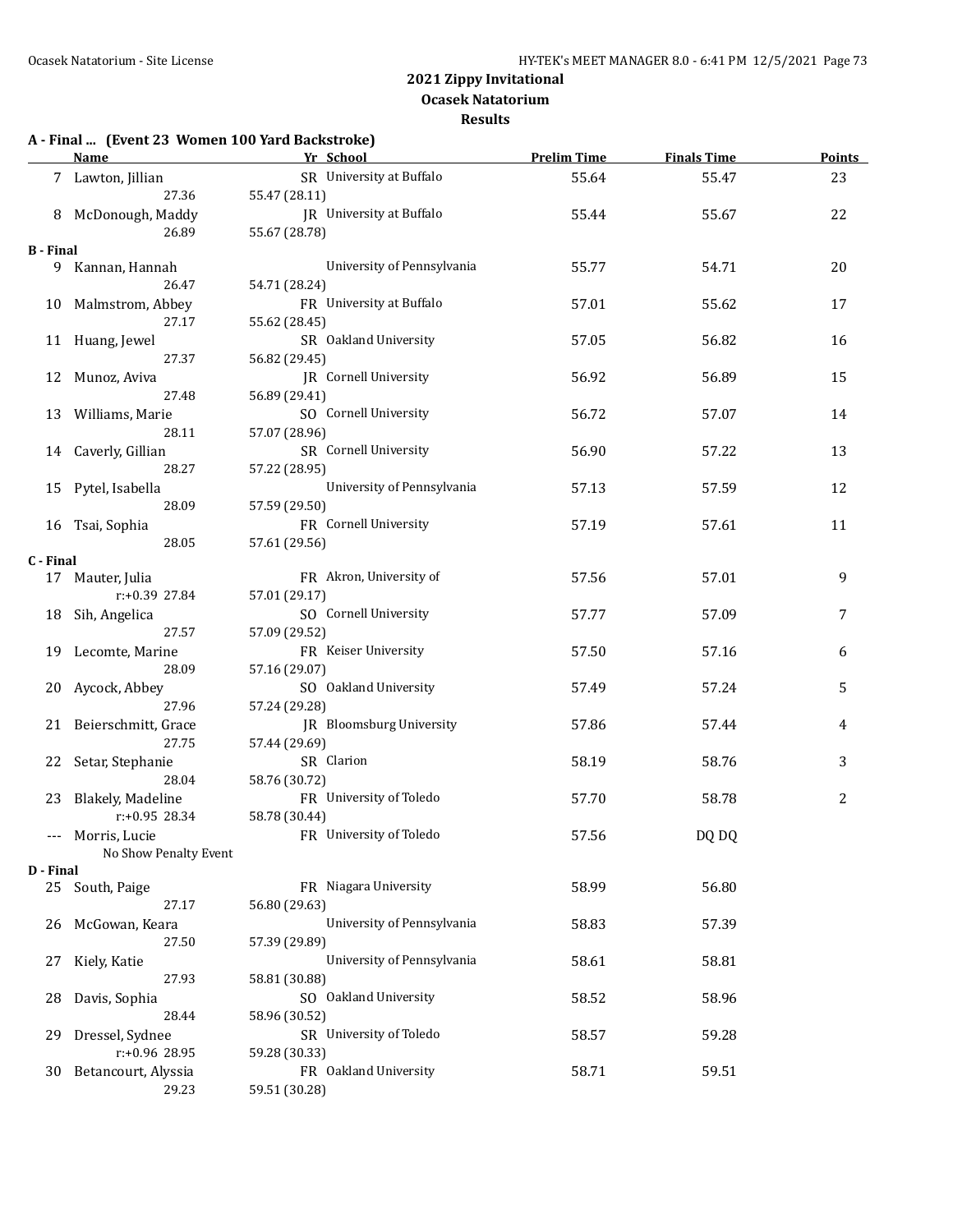## 2021 Zippy Invitational
### Ocasek Natatorium
### Results

**A - Final ... (Event 23 Women 100 Yard Backstroke)**

| | Name | Yr | School | Prelim Time | Finals Time | Points |
|---|---|---|---|---|---|---|
| 7 | Lawton, Jillian | SR | University at Buffalo | 55.64 | 55.47 | 23 |
| | 27.36 | 55.47 (28.11) | | | | |
| 8 | McDonough, Maddy | JR | University at Buffalo | 55.44 | 55.67 | 22 |
| | 26.89 | 55.67 (28.78) | | | | |
| **B - Final** | | | | | | |
| 9 | Kannan, Hannah | | University of Pennsylvania | 55.77 | 54.71 | 20 |
| | 26.47 | 54.71 (28.24) | | | | |
| 10 | Malmstrom, Abbey | FR | University at Buffalo | 57.01 | 55.62 | 17 |
| | 27.17 | 55.62 (28.45) | | | | |
| 11 | Huang, Jewel | SR | Oakland University | 57.05 | 56.82 | 16 |
| | 27.37 | 56.82 (29.45) | | | | |
| 12 | Munoz, Aviva | JR | Cornell University | 56.92 | 56.89 | 15 |
| | 27.48 | 56.89 (29.41) | | | | |
| 13 | Williams, Marie | SO | Cornell University | 56.72 | 57.07 | 14 |
| | 28.11 | 57.07 (28.96) | | | | |
| 14 | Caverly, Gillian | SR | Cornell University | 56.90 | 57.22 | 13 |
| | 28.27 | 57.22 (28.95) | | | | |
| 15 | Pytel, Isabella | | University of Pennsylvania | 57.13 | 57.59 | 12 |
| | 28.09 | 57.59 (29.50) | | | | |
| 16 | Tsai, Sophia | FR | Cornell University | 57.19 | 57.61 | 11 |
| | 28.05 | 57.61 (29.56) | | | | |
| **C - Final** | | | | | | |
| 17 | Mauter, Julia | FR | Akron, University of | 57.56 | 57.01 | 9 |
| | r:+0.39 27.84 | 57.01 (29.17) | | | | |
| 18 | Sih, Angelica | SO | Cornell University | 57.77 | 57.09 | 7 |
| | 27.57 | 57.09 (29.52) | | | | |
| 19 | Lecomte, Marine | FR | Keiser University | 57.50 | 57.16 | 6 |
| | 28.09 | 57.16 (29.07) | | | | |
| 20 | Aycock, Abbey | SO | Oakland University | 57.49 | 57.24 | 5 |
| | 27.96 | 57.24 (29.28) | | | | |
| 21 | Beierschmitt, Grace | JR | Bloomsburg University | 57.86 | 57.44 | 4 |
| | 27.75 | 57.44 (29.69) | | | | |
| 22 | Setar, Stephanie | SR | Clarion | 58.19 | 58.76 | 3 |
| | 28.04 | 58.76 (30.72) | | | | |
| 23 | Blakely, Madeline | FR | University of Toledo | 57.70 | 58.78 | 2 |
| | r:+0.95 28.34 | 58.78 (30.44) | | | | |
| --- | Morris, Lucie | FR | University of Toledo | 57.56 | DQ DQ | |
| | No Show Penalty Event | | | | | |
| **D - Final** | | | | | | |
| 25 | South, Paige | FR | Niagara University | 58.99 | 56.80 | |
| | 27.17 | 56.80 (29.63) | | | | |
| 26 | McGowan, Keara | | University of Pennsylvania | 58.83 | 57.39 | |
| | 27.50 | 57.39 (29.89) | | | | |
| 27 | Kiely, Katie | | University of Pennsylvania | 58.61 | 58.81 | |
| | 27.93 | 58.81 (30.88) | | | | |
| 28 | Davis, Sophia | SO | Oakland University | 58.52 | 58.96 | |
| | 28.44 | 58.96 (30.52) | | | | |
| 29 | Dressel, Sydnee | SR | University of Toledo | 58.57 | 59.28 | |
| | r:+0.96 28.95 | 59.28 (30.33) | | | | |
| 30 | Betancourt, Alyssia | FR | Oakland University | 58.71 | 59.51 | |
| | 29.23 | 59.51 (30.28) | | | | |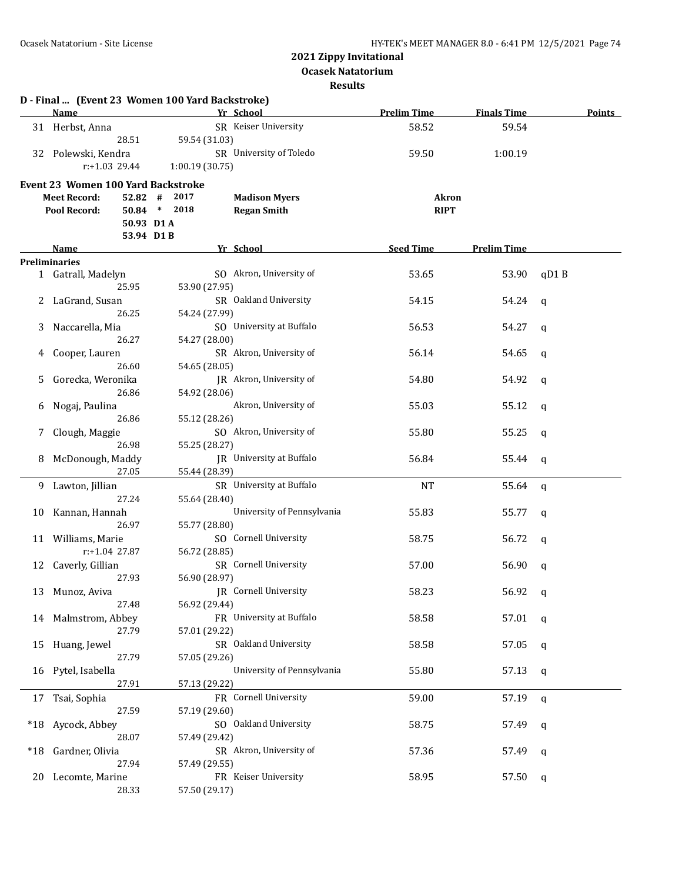## 2021 Zippy Invitational
## Ocasek Natatorium
## Results

### D - Final ... (Event 23 Women 100 Yard Backstroke)

| | Name | Yr | School | Prelim Time | Finals Time | Points |
|---|---|---|---|---|---|---|
| 31 | Herbst, Anna | SR | Keiser University | 58.52 | 59.54 | |
| | 28.51 | 59.54 (31.03) | | | | |
| 32 | Polewski, Kendra | SR | University of Toledo | 59.50 | 1:00.19 | |
| | r:+1.03 29.44 | 1:00.19 (30.75) | | | | |

### Event 23 Women 100 Yard Backstroke

| | | | | | |
|---|---|---|---|---|---|
| Meet Record: | 52.82 | # | 2017 | Madison Myers | Akron |
| Pool Record: | 50.84 | * | 2018 | Regan Smith | RIPT |
| | 50.93 | D1 A | | | |
| | 53.94 | D1 B | | | |

**Preliminaries**

| | Name | Yr | School | Seed Time | Prelim Time | |
|---|---|---|---|---|---|---|
| 1 | Gatrall, Madelyn | SO | Akron, University of | 53.65 | 53.90 | qD1 B |
| | 25.95 | 53.90 (27.95) | | | | |
| 2 | LaGrand, Susan | SR | Oakland University | 54.15 | 54.24 | q |
| | 26.25 | 54.24 (27.99) | | | | |
| 3 | Naccarella, Mia | SO | University at Buffalo | 56.53 | 54.27 | q |
| | 26.27 | 54.27 (28.00) | | | | |
| 4 | Cooper, Lauren | SR | Akron, University of | 56.14 | 54.65 | q |
| | 26.60 | 54.65 (28.05) | | | | |
| 5 | Gorecka, Weronika | JR | Akron, University of | 54.80 | 54.92 | q |
| | 26.86 | 54.92 (28.06) | | | | |
| 6 | Nogaj, Paulina | | Akron, University of | 55.03 | 55.12 | q |
| | 26.86 | 55.12 (28.26) | | | | |
| 7 | Clough, Maggie | SO | Akron, University of | 55.80 | 55.25 | q |
| | 26.98 | 55.25 (28.27) | | | | |
| 8 | McDonough, Maddy | JR | University at Buffalo | 56.84 | 55.44 | q |
| | 27.05 | 55.44 (28.39) | | | | |
| 9 | Lawton, Jillian | SR | University at Buffalo | NT | 55.64 | q |
| | 27.24 | 55.64 (28.40) | | | | |
| 10 | Kannan, Hannah | | University of Pennsylvania | 55.83 | 55.77 | q |
| | 26.97 | 55.77 (28.80) | | | | |
| 11 | Williams, Marie | SO | Cornell University | 58.75 | 56.72 | q |
| | r:+1.04 27.87 | 56.72 (28.85) | | | | |
| 12 | Caverly, Gillian | SR | Cornell University | 57.00 | 56.90 | q |
| | 27.93 | 56.90 (28.97) | | | | |
| 13 | Munoz, Aviva | JR | Cornell University | 58.23 | 56.92 | q |
| | 27.48 | 56.92 (29.44) | | | | |
| 14 | Malmstrom, Abbey | FR | University at Buffalo | 58.58 | 57.01 | q |
| | 27.79 | 57.01 (29.22) | | | | |
| 15 | Huang, Jewel | SR | Oakland University | 58.58 | 57.05 | q |
| | 27.79 | 57.05 (29.26) | | | | |
| 16 | Pytel, Isabella | | University of Pennsylvania | 55.80 | 57.13 | q |
| | 27.91 | 57.13 (29.22) | | | | |
| 17 | Tsai, Sophia | FR | Cornell University | 59.00 | 57.19 | q |
| | 27.59 | 57.19 (29.60) | | | | |
| *18 | Aycock, Abbey | SO | Oakland University | 58.75 | 57.49 | q |
| | 28.07 | 57.49 (29.42) | | | | |
| *18 | Gardner, Olivia | SR | Akron, University of | 57.36 | 57.49 | q |
| | 27.94 | 57.49 (29.55) | | | | |
| 20 | Lecomte, Marine | FR | Keiser University | 58.95 | 57.50 | q |
| | 28.33 | 57.50 (29.17) | | | | |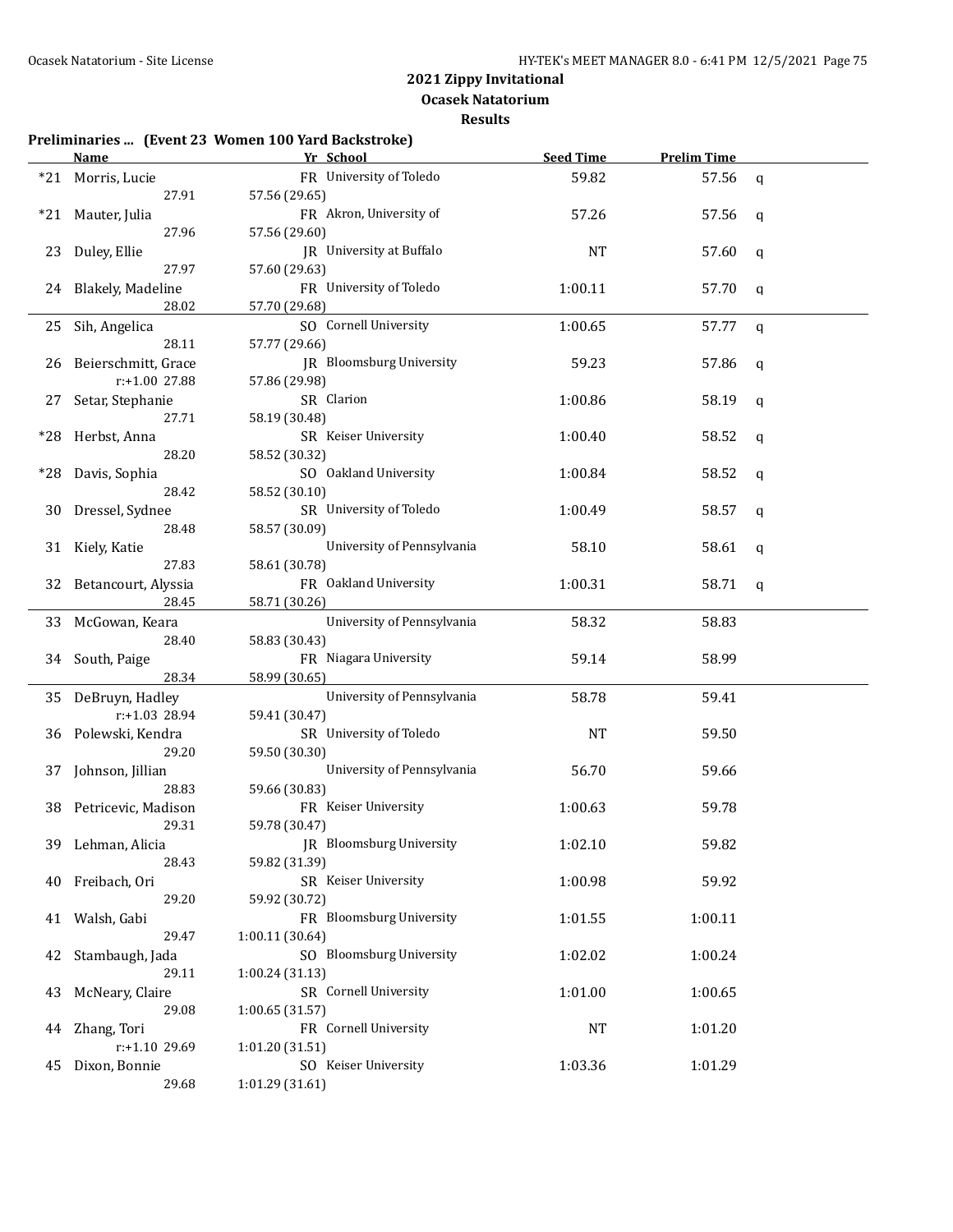# 2021 Zippy Invitational

## Ocasek Natatorium

### Results

**Preliminaries ... (Event 23 Women 100 Yard Backstroke)**

| | Name | Yr | School | Seed Time | Prelim Time | |
|---|---|---|---|---|---|---|
| *21 | Morris, Lucie | FR | University of Toledo | 59.82 | 57.56 | q |
| | 27.91 | 57.56 (29.65) | | | | |
| *21 | Mauter, Julia | FR | Akron, University of | 57.26 | 57.56 | q |
| | 27.96 | 57.56 (29.60) | | | | |
| 23 | Duley, Ellie | JR | University at Buffalo | NT | 57.60 | q |
| | 27.97 | 57.60 (29.63) | | | | |
| 24 | Blakely, Madeline | FR | University of Toledo | 1:00.11 | 57.70 | q |
| | 28.02 | 57.70 (29.68) | | | | |
| 25 | Sih, Angelica | SO | Cornell University | 1:00.65 | 57.77 | q |
| | 28.11 | 57.77 (29.66) | | | | |
| 26 | Beierschmitt, Grace | JR | Bloomsburg University | 59.23 | 57.86 | q |
| | r:+1.00 27.88 | 57.86 (29.98) | | | | |
| 27 | Setar, Stephanie | SR | Clarion | 1:00.86 | 58.19 | q |
| | 27.71 | 58.19 (30.48) | | | | |
| *28 | Herbst, Anna | SR | Keiser University | 1:00.40 | 58.52 | q |
| | 28.20 | 58.52 (30.32) | | | | |
| *28 | Davis, Sophia | SO | Oakland University | 1:00.84 | 58.52 | q |
| | 28.42 | 58.52 (30.10) | | | | |
| 30 | Dressel, Sydnee | SR | University of Toledo | 1:00.49 | 58.57 | q |
| | 28.48 | 58.57 (30.09) | | | | |
| 31 | Kiely, Katie | | University of Pennsylvania | 58.10 | 58.61 | q |
| | 27.83 | 58.61 (30.78) | | | | |
| 32 | Betancourt, Alyssia | FR | Oakland University | 1:00.31 | 58.71 | q |
| | 28.45 | 58.71 (30.26) | | | | |
| 33 | McGowan, Keara | | University of Pennsylvania | 58.32 | 58.83 | |
| | 28.40 | 58.83 (30.43) | | | | |
| 34 | South, Paige | FR | Niagara University | 59.14 | 58.99 | |
| | 28.34 | 58.99 (30.65) | | | | |
| 35 | DeBruyn, Hadley | | University of Pennsylvania | 58.78 | 59.41 | |
| | r:+1.03 28.94 | 59.41 (30.47) | | | | |
| 36 | Polewski, Kendra | SR | University of Toledo | NT | 59.50 | |
| | 29.20 | 59.50 (30.30) | | | | |
| 37 | Johnson, Jillian | | University of Pennsylvania | 56.70 | 59.66 | |
| | 28.83 | 59.66 (30.83) | | | | |
| 38 | Petricevic, Madison | FR | Keiser University | 1:00.63 | 59.78 | |
| | 29.31 | 59.78 (30.47) | | | | |
| 39 | Lehman, Alicia | JR | Bloomsburg University | 1:02.10 | 59.82 | |
| | 28.43 | 59.82 (31.39) | | | | |
| 40 | Freibach, Ori | SR | Keiser University | 1:00.98 | 59.92 | |
| | 29.20 | 59.92 (30.72) | | | | |
| 41 | Walsh, Gabi | FR | Bloomsburg University | 1:01.55 | 1:00.11 | |
| | 29.47 | 1:00.11 (30.64) | | | | |
| 42 | Stambaugh, Jada | SO | Bloomsburg University | 1:02.02 | 1:00.24 | |
| | 29.11 | 1:00.24 (31.13) | | | | |
| 43 | McNeary, Claire | SR | Cornell University | 1:01.00 | 1:00.65 | |
| | 29.08 | 1:00.65 (31.57) | | | | |
| 44 | Zhang, Tori | FR | Cornell University | NT | 1:01.20 | |
| | r:+1.10 29.69 | 1:01.20 (31.51) | | | | |
| 45 | Dixon, Bonnie | SO | Keiser University | 1:03.36 | 1:01.29 | |
| | 29.68 | 1:01.29 (31.61) | | | | |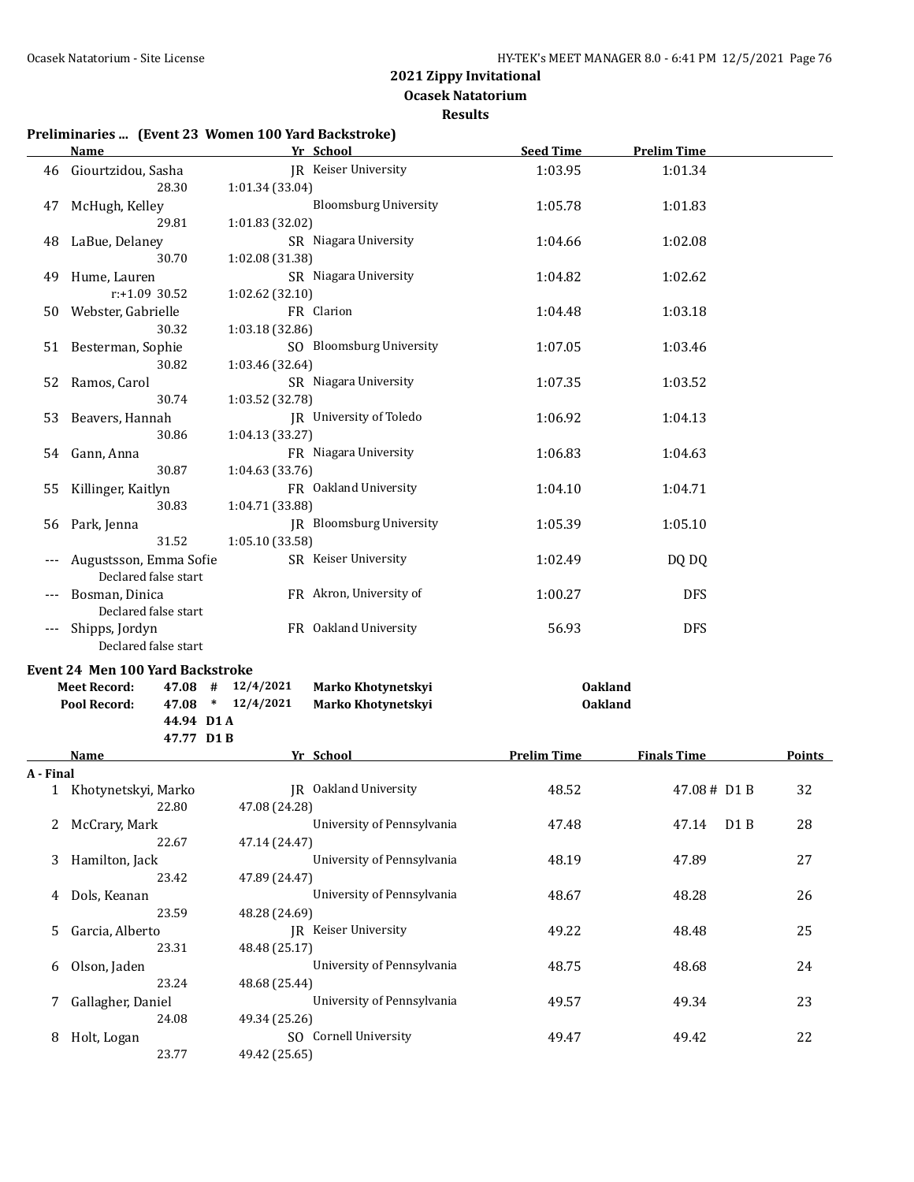## 2021 Zippy Invitational
### Ocasek Natatorium
### Results

**Preliminaries ... (Event 23 Women 100 Yard Backstroke)**

| | Name | Yr | School | Seed Time | Prelim Time |
|---|---|---|---|---|---|
| 46 | Giourtzidou, Sasha | JR | Keiser University | 1:03.95 | 1:01.34 |
| | 28.30 1:01.34 (33.04) | | | | |
| 47 | McHugh, Kelley | | Bloomsburg University | 1:05.78 | 1:01.83 |
| | 29.81 1:01.83 (32.02) | | | | |
| 48 | LaBue, Delaney | SR | Niagara University | 1:04.66 | 1:02.08 |
| | 30.70 1:02.08 (31.38) | | | | |
| 49 | Hume, Lauren | SR | Niagara University | 1:04.82 | 1:02.62 |
| | r:+1.09 30.52 1:02.62 (32.10) | | | | |
| 50 | Webster, Gabrielle | FR | Clarion | 1:04.48 | 1:03.18 |
| | 30.32 1:03.18 (32.86) | | | | |
| 51 | Besterman, Sophie | SO | Bloomsburg University | 1:07.05 | 1:03.46 |
| | 30.82 1:03.46 (32.64) | | | | |
| 52 | Ramos, Carol | SR | Niagara University | 1:07.35 | 1:03.52 |
| | 30.74 1:03.52 (32.78) | | | | |
| 53 | Beavers, Hannah | JR | University of Toledo | 1:06.92 | 1:04.13 |
| | 30.86 1:04.13 (33.27) | | | | |
| 54 | Gann, Anna | FR | Niagara University | 1:06.83 | 1:04.63 |
| | 30.87 1:04.63 (33.76) | | | | |
| 55 | Killinger, Kaitlyn | FR | Oakland University | 1:04.10 | 1:04.71 |
| | 30.83 1:04.71 (33.88) | | | | |
| 56 | Park, Jenna | JR | Bloomsburg University | 1:05.39 | 1:05.10 |
| | 31.52 1:05.10 (33.58) | | | | |
| --- | Augustsson, Emma Sofie | SR | Keiser University | 1:02.49 | DQ DQ |
| | Declared false start | | | | |
| --- | Bosman, Dinica | FR | Akron, University of | 1:00.27 | DFS |
| | Declared false start | | | | |
| --- | Shipps, Jordyn | FR | Oakland University | 56.93 | DFS |
| | Declared false start | | | | |

**Event 24 Men 100 Yard Backstroke**

| | | | | | |
|---|---|---|---|---|---|
| Meet Record: | 47.08 | # | 12/4/2021 | Marko Khotynetskyi | Oakland |
| Pool Record: | 47.08 | * | 12/4/2021 | Marko Khotynetskyi | Oakland |
| | 44.94 | D1 A | | | |
| | 47.77 | D1 B | | | |

| | Name | Yr | School | Prelim Time | Finals Time | Points |
|---|---|---|---|---|---|---|
| **A - Final** | | | | | | |
| 1 | Khotynetskyi, Marko | JR | Oakland University | 48.52 | 47.08 # D1 B | 32 |
| | 22.80 47.08 (24.28) | | | | | |
| 2 | McCrary, Mark | | University of Pennsylvania | 47.48 | 47.14 D1 B | 28 |
| | 22.67 47.14 (24.47) | | | | | |
| 3 | Hamilton, Jack | | University of Pennsylvania | 48.19 | 47.89 | 27 |
| | 23.42 47.89 (24.47) | | | | | |
| 4 | Dols, Keanan | | University of Pennsylvania | 48.67 | 48.28 | 26 |
| | 23.59 48.28 (24.69) | | | | | |
| 5 | Garcia, Alberto | JR | Keiser University | 49.22 | 48.48 | 25 |
| | 23.31 48.48 (25.17) | | | | | |
| 6 | Olson, Jaden | | University of Pennsylvania | 48.75 | 48.68 | 24 |
| | 23.24 48.68 (25.44) | | | | | |
| 7 | Gallagher, Daniel | | University of Pennsylvania | 49.57 | 49.34 | 23 |
| | 24.08 49.34 (25.26) | | | | | |
| 8 | Holt, Logan | SO | Cornell University | 49.47 | 49.42 | 22 |
| | 23.77 49.42 (25.65) | | | | | |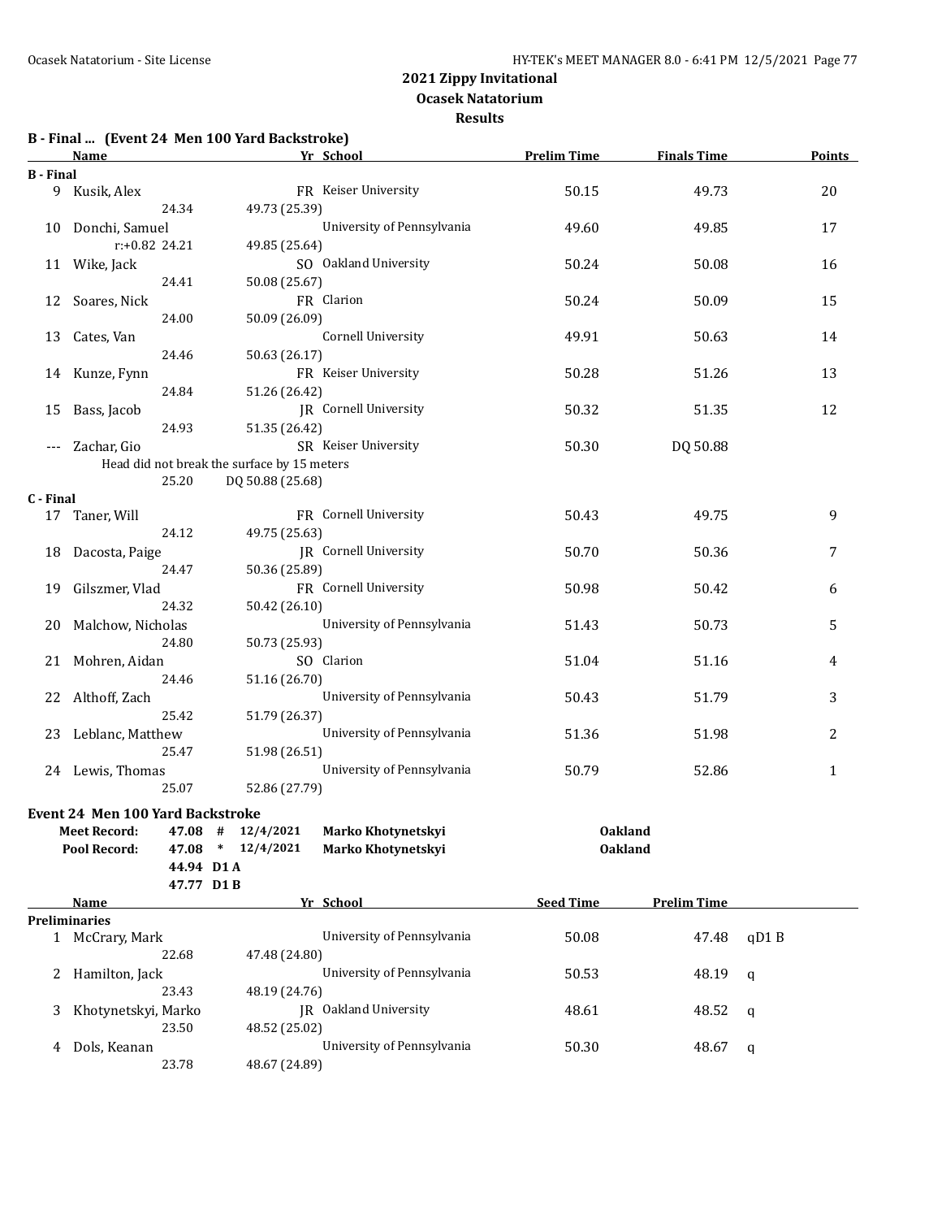**2021 Zippy Invitational**
**Ocasek Natatorium**
**Results**

### B - Final ... (Event 24 Men 100 Yard Backstroke)

| | Name | Yr | School | Prelim Time | Finals Time | Points |
|---|---|---|---|---|---|---|
| **B - Final** | | | | | | |
| 9 | Kusik, Alex | FR | Keiser University | 50.15 | 49.73 | 20 |
| | 24.34 | | 49.73 (25.39) | | | |
| 10 | Donchi, Samuel | | University of Pennsylvania | 49.60 | 49.85 | 17 |
| | r:+0.82 24.21 | | 49.85 (25.64) | | | |
| 11 | Wike, Jack | SO | Oakland University | 50.24 | 50.08 | 16 |
| | 24.41 | | 50.08 (25.67) | | | |
| 12 | Soares, Nick | FR | Clarion | 50.24 | 50.09 | 15 |
| | 24.00 | | 50.09 (26.09) | | | |
| 13 | Cates, Van | | Cornell University | 49.91 | 50.63 | 14 |
| | 24.46 | | 50.63 (26.17) | | | |
| 14 | Kunze, Fynn | FR | Keiser University | 50.28 | 51.26 | 13 |
| | 24.84 | | 51.26 (26.42) | | | |
| 15 | Bass, Jacob | JR | Cornell University | 50.32 | 51.35 | 12 |
| | 24.93 | | 51.35 (26.42) | | | |
| --- | Zachar, Gio | SR | Keiser University | 50.30 | DQ 50.88 | |
| | Head did not break the surface by 15 meters | | | | | |
| | 25.20 | | DQ 50.88 (25.68) | | | |
| **C - Final** | | | | | | |
| 17 | Taner, Will | FR | Cornell University | 50.43 | 49.75 | 9 |
| | 24.12 | | 49.75 (25.63) | | | |
| 18 | Dacosta, Paige | JR | Cornell University | 50.70 | 50.36 | 7 |
| | 24.47 | | 50.36 (25.89) | | | |
| 19 | Gilszmer, Vlad | FR | Cornell University | 50.98 | 50.42 | 6 |
| | 24.32 | | 50.42 (26.10) | | | |
| 20 | Malchow, Nicholas | | University of Pennsylvania | 51.43 | 50.73 | 5 |
| | 24.80 | | 50.73 (25.93) | | | |
| 21 | Mohren, Aidan | SO | Clarion | 51.04 | 51.16 | 4 |
| | 24.46 | | 51.16 (26.70) | | | |
| 22 | Althoff, Zach | | University of Pennsylvania | 50.43 | 51.79 | 3 |
| | 25.42 | | 51.79 (26.37) | | | |
| 23 | Leblanc, Matthew | | University of Pennsylvania | 51.36 | 51.98 | 2 |
| | 25.47 | | 51.98 (26.51) | | | |
| 24 | Lewis, Thomas | | University of Pennsylvania | 50.79 | 52.86 | 1 |
| | 25.07 | | 52.86 (27.79) | | | |

### Event 24 Men 100 Yard Backstroke

| | | | | | |
|---|---|---|---|---|---|
| **Meet Record:** | 47.08 | # | 12/4/2021 | **Marko Khotynetskyi** | **Oakland** |
| **Pool Record:** | 47.08 | * | 12/4/2021 | **Marko Khotynetskyi** | **Oakland** |
| | 44.94 | D1 A | | | |
| | 47.77 | D1 B | | | |

| | Name | Yr | School | Seed Time | Prelim Time | |
|---|---|---|---|---|---|---|
| **Preliminaries** | | | | | | |
| 1 | McCrary, Mark | | University of Pennsylvania | 50.08 | 47.48 | qD1 B |
| | 22.68 | | 47.48 (24.80) | | | |
| 2 | Hamilton, Jack | | University of Pennsylvania | 50.53 | 48.19 | q |
| | 23.43 | | 48.19 (24.76) | | | |
| 3 | Khotynetskyi, Marko | JR | Oakland University | 48.61 | 48.52 | q |
| | 23.50 | | 48.52 (25.02) | | | |
| 4 | Dols, Keanan | | University of Pennsylvania | 50.30 | 48.67 | q |
| | 23.78 | | 48.67 (24.89) | | | |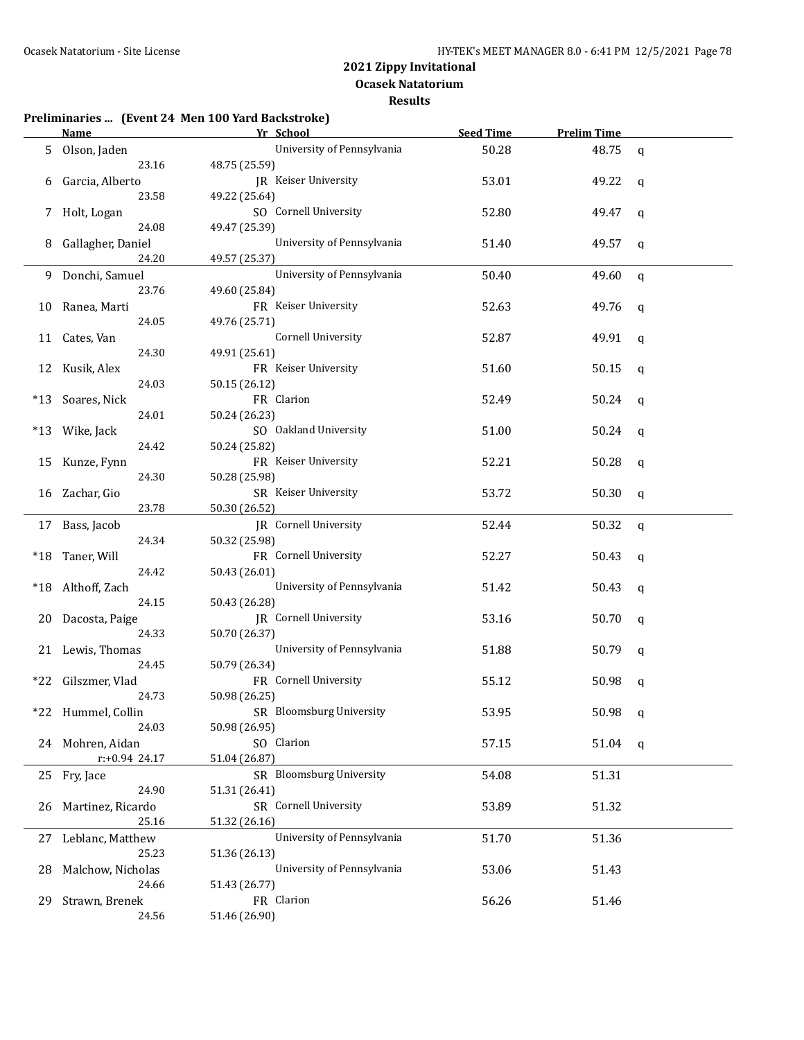## 2021 Zippy Invitational
### Ocasek Natatorium
### Results

**Preliminaries ... (Event 24 Men 100 Yard Backstroke)**

| | Name | Yr | School | Seed Time | Prelim Time | |
|---|---|---|---|---|---|---|
| 5 | Olson, Jaden | | University of Pennsylvania | 50.28 | 48.75 | q |
| | 23.16 | 48.75 (25.59) | | | | |
| 6 | Garcia, Alberto | JR | Keiser University | 53.01 | 49.22 | q |
| | 23.58 | 49.22 (25.64) | | | | |
| 7 | Holt, Logan | SO | Cornell University | 52.80 | 49.47 | q |
| | 24.08 | 49.47 (25.39) | | | | |
| 8 | Gallagher, Daniel | | University of Pennsylvania | 51.40 | 49.57 | q |
| | 24.20 | 49.57 (25.37) | | | | |
| 9 | Donchi, Samuel | | University of Pennsylvania | 50.40 | 49.60 | q |
| | 23.76 | 49.60 (25.84) | | | | |
| 10 | Ranea, Marti | FR | Keiser University | 52.63 | 49.76 | q |
| | 24.05 | 49.76 (25.71) | | | | |
| 11 | Cates, Van | | Cornell University | 52.87 | 49.91 | q |
| | 24.30 | 49.91 (25.61) | | | | |
| 12 | Kusik, Alex | FR | Keiser University | 51.60 | 50.15 | q |
| | 24.03 | 50.15 (26.12) | | | | |
| *13 | Soares, Nick | FR | Clarion | 52.49 | 50.24 | q |
| | 24.01 | 50.24 (26.23) | | | | |
| *13 | Wike, Jack | SO | Oakland University | 51.00 | 50.24 | q |
| | 24.42 | 50.24 (25.82) | | | | |
| 15 | Kunze, Fynn | FR | Keiser University | 52.21 | 50.28 | q |
| | 24.30 | 50.28 (25.98) | | | | |
| 16 | Zachar, Gio | SR | Keiser University | 53.72 | 50.30 | q |
| | 23.78 | 50.30 (26.52) | | | | |
| 17 | Bass, Jacob | JR | Cornell University | 52.44 | 50.32 | q |
| | 24.34 | 50.32 (25.98) | | | | |
| *18 | Taner, Will | FR | Cornell University | 52.27 | 50.43 | q |
| | 24.42 | 50.43 (26.01) | | | | |
| *18 | Althoff, Zach | | University of Pennsylvania | 51.42 | 50.43 | q |
| | 24.15 | 50.43 (26.28) | | | | |
| 20 | Dacosta, Paige | JR | Cornell University | 53.16 | 50.70 | q |
| | 24.33 | 50.70 (26.37) | | | | |
| 21 | Lewis, Thomas | | University of Pennsylvania | 51.88 | 50.79 | q |
| | 24.45 | 50.79 (26.34) | | | | |
| *22 | Gilszmer, Vlad | FR | Cornell University | 55.12 | 50.98 | q |
| | 24.73 | 50.98 (26.25) | | | | |
| *22 | Hummel, Collin | SR | Bloomsburg University | 53.95 | 50.98 | q |
| | 24.03 | 50.98 (26.95) | | | | |
| 24 | Mohren, Aidan | SO | Clarion | 57.15 | 51.04 | q |
| | r:+0.94 24.17 | 51.04 (26.87) | | | | |
| 25 | Fry, Jace | SR | Bloomsburg University | 54.08 | 51.31 | |
| | 24.90 | 51.31 (26.41) | | | | |
| 26 | Martinez, Ricardo | SR | Cornell University | 53.89 | 51.32 | |
| | 25.16 | 51.32 (26.16) | | | | |
| 27 | Leblanc, Matthew | | University of Pennsylvania | 51.70 | 51.36 | |
| | 25.23 | 51.36 (26.13) | | | | |
| 28 | Malchow, Nicholas | | University of Pennsylvania | 53.06 | 51.43 | |
| | 24.66 | 51.43 (26.77) | | | | |
| 29 | Strawn, Brenek | FR | Clarion | 56.26 | 51.46 | |
| | 24.56 | 51.46 (26.90) | | | | |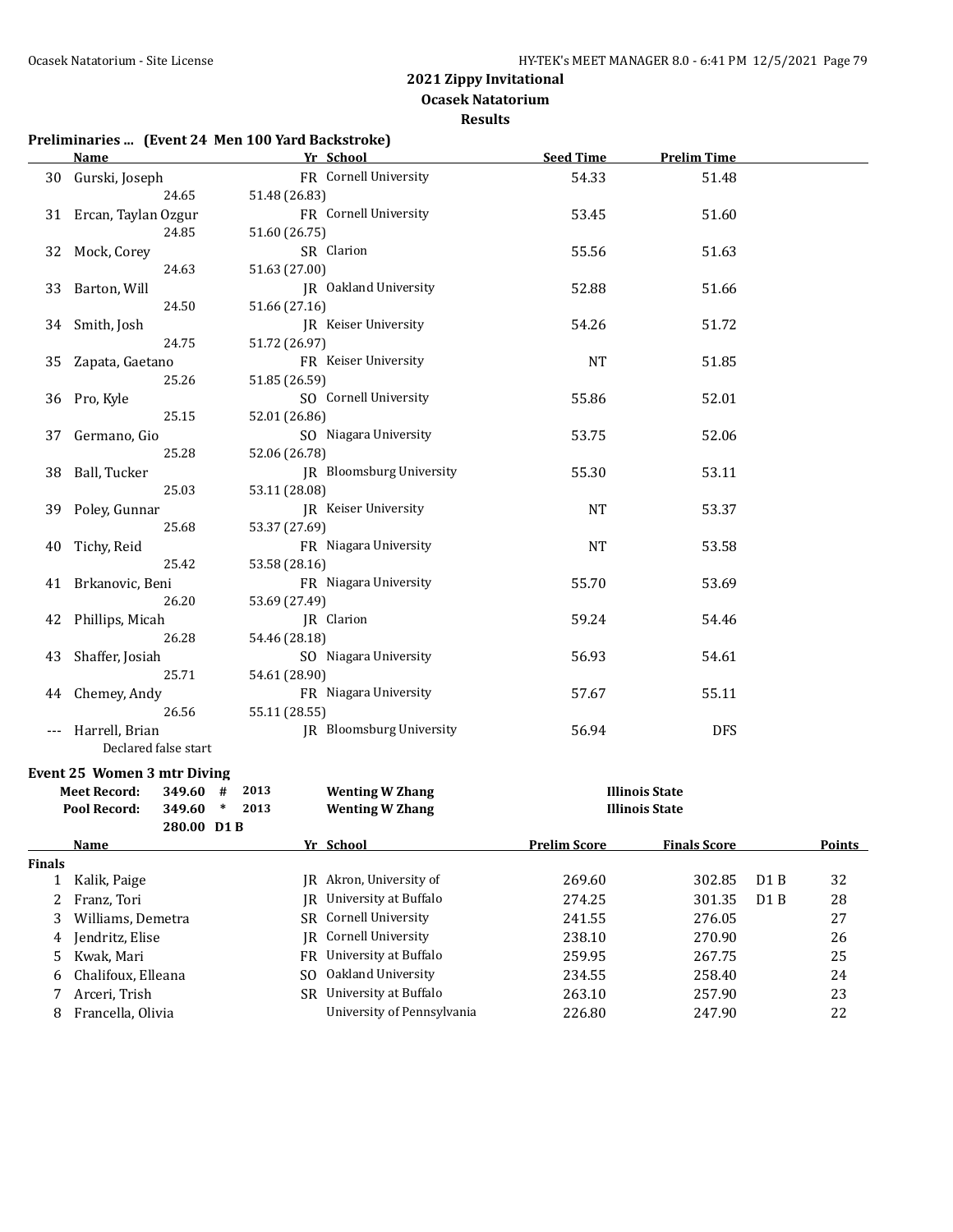# 2021 Zippy Invitational

## Ocasek Natatorium

### Results

**Preliminaries ... (Event 24 Men 100 Yard Backstroke)**

| | Name | Yr | School | Seed Time | Prelim Time |
|---|---|---|---|---|---|
| 30 | Gurski, Joseph | FR | Cornell University | 54.33 | 51.48 |
| | 24.65 | 51.48 (26.83) | | | |
| 31 | Ercan, Taylan Ozgur | FR | Cornell University | 53.45 | 51.60 |
| | 24.85 | 51.60 (26.75) | | | |
| 32 | Mock, Corey | SR | Clarion | 55.56 | 51.63 |
| | 24.63 | 51.63 (27.00) | | | |
| 33 | Barton, Will | JR | Oakland University | 52.88 | 51.66 |
| | 24.50 | 51.66 (27.16) | | | |
| 34 | Smith, Josh | JR | Keiser University | 54.26 | 51.72 |
| | 24.75 | 51.72 (26.97) | | | |
| 35 | Zapata, Gaetano | FR | Keiser University | NT | 51.85 |
| | 25.26 | 51.85 (26.59) | | | |
| 36 | Pro, Kyle | SO | Cornell University | 55.86 | 52.01 |
| | 25.15 | 52.01 (26.86) | | | |
| 37 | Germano, Gio | SO | Niagara University | 53.75 | 52.06 |
| | 25.28 | 52.06 (26.78) | | | |
| 38 | Ball, Tucker | JR | Bloomsburg University | 55.30 | 53.11 |
| | 25.03 | 53.11 (28.08) | | | |
| 39 | Poley, Gunnar | JR | Keiser University | NT | 53.37 |
| | 25.68 | 53.37 (27.69) | | | |
| 40 | Tichy, Reid | FR | Niagara University | NT | 53.58 |
| | 25.42 | 53.58 (28.16) | | | |
| 41 | Brkanovic, Beni | FR | Niagara University | 55.70 | 53.69 |
| | 26.20 | 53.69 (27.49) | | | |
| 42 | Phillips, Micah | JR | Clarion | 59.24 | 54.46 |
| | 26.28 | 54.46 (28.18) | | | |
| 43 | Shaffer, Josiah | SO | Niagara University | 56.93 | 54.61 |
| | 25.71 | 54.61 (28.90) | | | |
| 44 | Chemey, Andy | FR | Niagara University | 57.67 | 55.11 |
| | 26.56 | 55.11 (28.55) | | | |
| --- | Harrell, Brian | JR | Bloomsburg University | 56.94 | DFS |
| | Declared false start | | | | |

**Event 25 Women 3 mtr Diving**

| | | | | | |
|---|---|---|---|---|---|
| Meet Record: | 349.60 | # | 2013 | Wenting W Zhang | Illinois State |
| Pool Record: | 349.60 | * | 2013 | Wenting W Zhang | Illinois State |
| | 280.00 | D1 B | | | |

| | Name | Yr | School | Prelim Score | Finals Score | | Points |
|---|---|---|---|---|---|---|---|
| **Finals** | | | | | | | |
| 1 | Kalik, Paige | JR | Akron, University of | 269.60 | 302.85 | D1 B | 32 |
| 2 | Franz, Tori | JR | University at Buffalo | 274.25 | 301.35 | D1 B | 28 |
| 3 | Williams, Demetra | SR | Cornell University | 241.55 | 276.05 | | 27 |
| 4 | Jendritz, Elise | JR | Cornell University | 238.10 | 270.90 | | 26 |
| 5 | Kwak, Mari | FR | University at Buffalo | 259.95 | 267.75 | | 25 |
| 6 | Chalifoux, Elleana | SO | Oakland University | 234.55 | 258.40 | | 24 |
| 7 | Arceri, Trish | SR | University at Buffalo | 263.10 | 257.90 | | 23 |
| 8 | Francella, Olivia | | University of Pennsylvania | 226.80 | 247.90 | | 22 |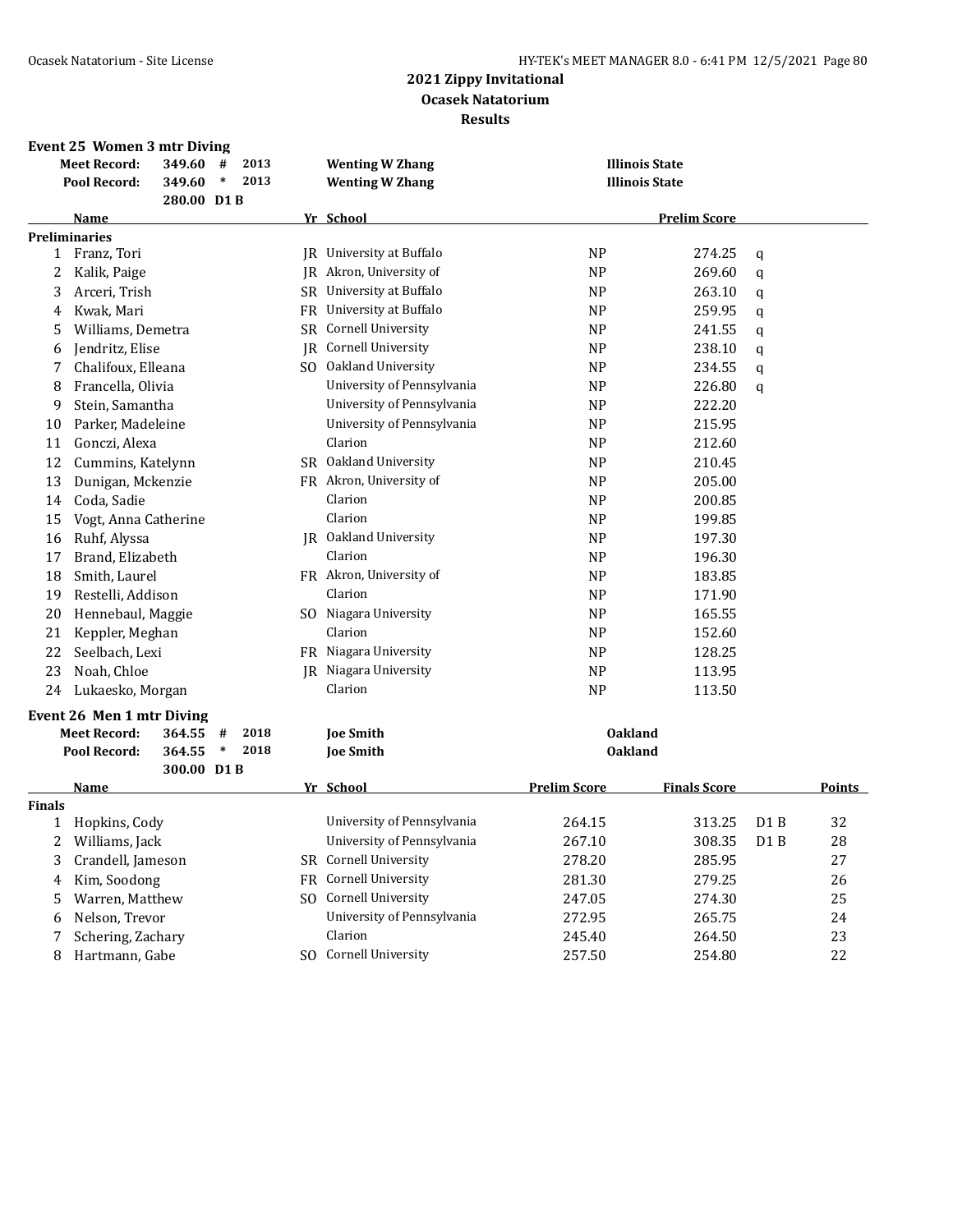# 2021 Zippy Invitational
## Ocasek Natatorium
### Results

**Event 25 Women 3 mtr Diving**

| | | | | |
|---|---|---|---|---|
| **Meet Record:** | 349.60 # | 2013 | **Wenting W Zhang** | **Illinois State** |
| **Pool Record:** | 349.60 * | 2013 | **Wenting W Zhang** | **Illinois State** |
| | 280.00 D1 B | | | |

| | Name | Yr | School | | Prelim Score | |
|---|---|---|---|---|---|---|
| **Preliminaries** | | | | | | |
| 1 | Franz, Tori | JR | University at Buffalo | NP | 274.25 | q |
| 2 | Kalik, Paige | JR | Akron, University of | NP | 269.60 | q |
| 3 | Arceri, Trish | SR | University at Buffalo | NP | 263.10 | q |
| 4 | Kwak, Mari | FR | University at Buffalo | NP | 259.95 | q |
| 5 | Williams, Demetra | SR | Cornell University | NP | 241.55 | q |
| 6 | Jendritz, Elise | JR | Cornell University | NP | 238.10 | q |
| 7 | Chalifoux, Elleana | SO | Oakland University | NP | 234.55 | q |
| 8 | Francella, Olivia | | University of Pennsylvania | NP | 226.80 | q |
| 9 | Stein, Samantha | | University of Pennsylvania | NP | 222.20 | |
| 10 | Parker, Madeleine | | University of Pennsylvania | NP | 215.95 | |
| 11 | Gonczi, Alexa | | Clarion | NP | 212.60 | |
| 12 | Cummins, Katelynn | SR | Oakland University | NP | 210.45 | |
| 13 | Dunigan, Mckenzie | FR | Akron, University of | NP | 205.00 | |
| 14 | Coda, Sadie | | Clarion | NP | 200.85 | |
| 15 | Vogt, Anna Catherine | | Clarion | NP | 199.85 | |
| 16 | Ruhf, Alyssa | JR | Oakland University | NP | 197.30 | |
| 17 | Brand, Elizabeth | | Clarion | NP | 196.30 | |
| 18 | Smith, Laurel | FR | Akron, University of | NP | 183.85 | |
| 19 | Restelli, Addison | | Clarion | NP | 171.90 | |
| 20 | Hennebaul, Maggie | SO | Niagara University | NP | 165.55 | |
| 21 | Keppler, Meghan | | Clarion | NP | 152.60 | |
| 22 | Seelbach, Lexi | FR | Niagara University | NP | 128.25 | |
| 23 | Noah, Chloe | JR | Niagara University | NP | 113.95 | |
| 24 | Lukaesko, Morgan | | Clarion | NP | 113.50 | |

**Event 26 Men 1 mtr Diving**

| | | | | |
|---|---|---|---|---|
| **Meet Record:** | 364.55 # | 2018 | **Joe Smith** | **Oakland** |
| **Pool Record:** | 364.55 * | 2018 | **Joe Smith** | **Oakland** |
| | 300.00 D1 B | | | |

| | Name | Yr | School | Prelim Score | Finals Score | | Points |
|---|---|---|---|---|---|---|---|
| **Finals** | | | | | | | |
| 1 | Hopkins, Cody | | University of Pennsylvania | 264.15 | 313.25 | D1 B | 32 |
| 2 | Williams, Jack | | University of Pennsylvania | 267.10 | 308.35 | D1 B | 28 |
| 3 | Crandell, Jameson | SR | Cornell University | 278.20 | 285.95 | | 27 |
| 4 | Kim, Soodong | FR | Cornell University | 281.30 | 279.25 | | 26 |
| 5 | Warren, Matthew | SO | Cornell University | 247.05 | 274.30 | | 25 |
| 6 | Nelson, Trevor | | University of Pennsylvania | 272.95 | 265.75 | | 24 |
| 7 | Schering, Zachary | | Clarion | 245.40 | 264.50 | | 23 |
| 8 | Hartmann, Gabe | SO | Cornell University | 257.50 | 254.80 | | 22 |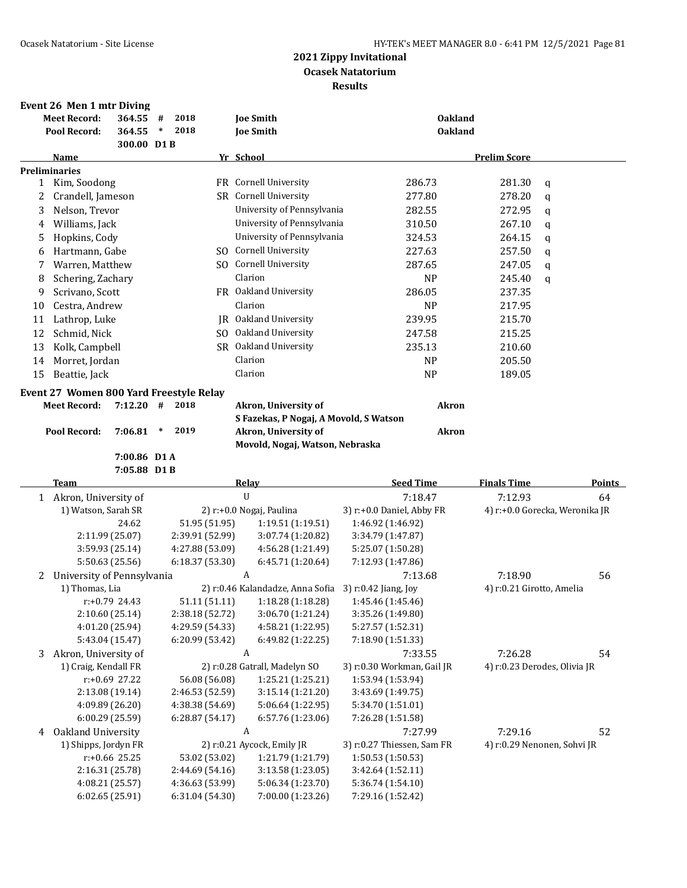## 2021 Zippy Invitational
## Ocasek Natatorium
## Results

### Event 26 Men 1 mtr Diving

| | | | | | |
|---|---|---|---|---|---|
| Meet Record: | 364.55 | # | 2018 | Joe Smith | Oakland |
| Pool Record: | 364.55 | * | 2018 | Joe Smith | Oakland |
| | 300.00 | D1 B | | | |

| | Name | Yr | School | | Prelim Score | |
|---|---|---|---|---|---|---|
| **Preliminaries** | | | | | | |
| 1 | Kim, Soodong | FR | Cornell University | 286.73 | 281.30 | q |
| 2 | Crandell, Jameson | SR | Cornell University | 277.80 | 278.20 | q |
| 3 | Nelson, Trevor | | University of Pennsylvania | 282.55 | 272.95 | q |
| 4 | Williams, Jack | | University of Pennsylvania | 310.50 | 267.10 | q |
| 5 | Hopkins, Cody | | University of Pennsylvania | 324.53 | 264.15 | q |
| 6 | Hartmann, Gabe | SO | Cornell University | 227.63 | 257.50 | q |
| 7 | Warren, Matthew | SO | Cornell University | 287.65 | 247.05 | q |
| 8 | Schering, Zachary | | Clarion | NP | 245.40 | q |
| 9 | Scrivano, Scott | FR | Oakland University | 286.05 | 237.35 | |
| 10 | Cestra, Andrew | | Clarion | NP | 217.95 | |
| 11 | Lathrop, Luke | JR | Oakland University | 239.95 | 215.70 | |
| 12 | Schmid, Nick | SO | Oakland University | 247.58 | 215.25 | |
| 13 | Kolk, Campbell | SR | Oakland University | 235.13 | 210.60 | |
| 14 | Morret, Jordan | | Clarion | NP | 205.50 | |
| 15 | Beattie, Jack | | Clarion | NP | 189.05 | |

### Event 27 Women 800 Yard Freestyle Relay

| | | | | | |
|---|---|---|---|---|---|
| Meet Record: | 7:12.20 | # | 2018 | Akron, University of<br>S Fazekas, P Nogaj, A Movold, S Watson | Akron |
| Pool Record: | 7:06.81 | * | 2019 | Akron, University of<br>Movold, Nogaj, Watson, Nebraska | Akron |
| | 7:00.86 | D1 A | | | |
| | 7:05.88 | D1 B | | | |

| | Team | Relay | Seed Time | Finals Time | Points |
|---|---|---|---|---|---|
| 1 | Akron, University of | U | 7:18.47 | 7:12.93 | 64 |
| | 1) Watson, Sarah SR | 2) r:+0.0 Nogaj, Paulina | 3) r:+0.0 Daniel, Abby FR | 4) r:+0.0 Gorecka, Weronika JR | |
| | 24.62 | 51.95 (51.95) | 1:19.51 (1:19.51) | 1:46.92 (1:46.92) | |
| | 2:11.99 (25.07) | 2:39.91 (52.99) | 3:07.74 (1:20.82) | 3:34.79 (1:47.87) | |
| | 3:59.93 (25.14) | 4:27.88 (53.09) | 4:56.28 (1:21.49) | 5:25.07 (1:50.28) | |
| | 5:50.63 (25.56) | 6:18.37 (53.30) | 6:45.71 (1:20.64) | 7:12.93 (1:47.86) | |
| 2 | University of Pennsylvania | A | 7:13.68 | 7:18.90 | 56 |
| | 1) Thomas, Lia | 2) r:0.46 Kalandadze, Anna Sofia | 3) r:0.42 Jiang, Joy | 4) r:0.21 Girotto, Amelia | |
| | r:+0.79 24.43 | 51.11 (51.11) | 1:18.28 (1:18.28) | 1:45.46 (1:45.46) | |
| | 2:10.60 (25.14) | 2:38.18 (52.72) | 3:06.70 (1:21.24) | 3:35.26 (1:49.80) | |
| | 4:01.20 (25.94) | 4:29.59 (54.33) | 4:58.21 (1:22.95) | 5:27.57 (1:52.31) | |
| | 5:43.04 (15.47) | 6:20.99 (53.42) | 6:49.82 (1:22.25) | 7:18.90 (1:51.33) | |
| 3 | Akron, University of | A | 7:33.55 | 7:26.28 | 54 |
| | 1) Craig, Kendall FR | 2) r:0.28 Gatrall, Madelyn SO | 3) r:0.30 Workman, Gail JR | 4) r:0.23 Derodes, Olivia JR | |
| | r:+0.69 27.22 | 56.08 (56.08) | 1:25.21 (1:25.21) | 1:53.94 (1:53.94) | |
| | 2:13.08 (19.14) | 2:46.53 (52.59) | 3:15.14 (1:21.20) | 3:43.69 (1:49.75) | |
| | 4:09.89 (26.20) | 4:38.38 (54.69) | 5:06.64 (1:22.95) | 5:34.70 (1:51.01) | |
| | 6:00.29 (25.59) | 6:28.87 (54.17) | 6:57.76 (1:23.06) | 7:26.28 (1:51.58) | |
| 4 | Oakland University | A | 7:27.99 | 7:29.16 | 52 |
| | 1) Shipps, Jordyn FR | 2) r:0.21 Aycock, Emily JR | 3) r:0.27 Thiessen, Sam FR | 4) r:0.29 Nenonen, Sohvi JR | |
| | r:+0.66 25.25 | 53.02 (53.02) | 1:21.79 (1:21.79) | 1:50.53 (1:50.53) | |
| | 2:16.31 (25.78) | 2:44.69 (54.16) | 3:13.58 (1:23.05) | 3:42.64 (1:52.11) | |
| | 4:08.21 (25.57) | 4:36.63 (53.99) | 5:06.34 (1:23.70) | 5:36.74 (1:54.10) | |
| | 6:02.65 (25.91) | 6:31.04 (54.30) | 7:00.00 (1:23.26) | 7:29.16 (1:52.42) | |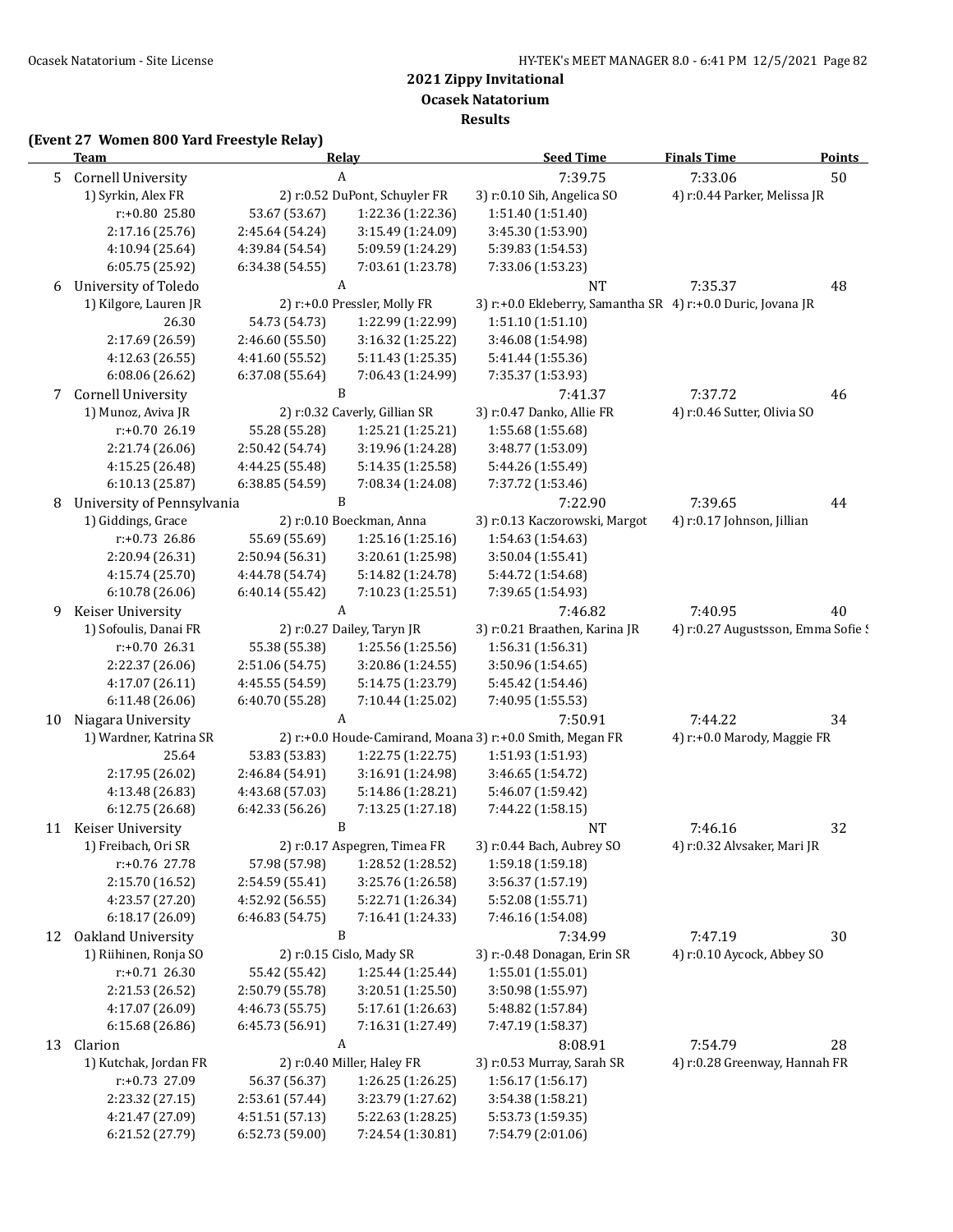# 2021 Zippy Invitational
## Ocasek Natatorium
### Results

**(Event 27 Women 800 Yard Freestyle Relay)**

| | Team | Relay | Seed Time | Finals Time | Points |
|---|---|---|---|---|---|
| 5 | Cornell University | A | 7:39.75 | 7:33.06 | 50 |

1) Syrkin, Alex FR — 2) r:0.52 DuPont, Schuyler FR — 3) r:0.10 Sih, Angelica SO — 4) r:0.44 Parker, Melissa JR

| | | | |
|---|---|---|---|
| r:+0.80 25.80 | 53.67 (53.67) | 1:22.36 (1:22.36) | 1:51.40 (1:51.40) |
| 2:17.16 (25.76) | 2:45.64 (54.24) | 3:15.49 (1:24.09) | 3:45.30 (1:53.90) |
| 4:10.94 (25.64) | 4:39.84 (54.54) | 5:09.59 (1:24.29) | 5:39.83 (1:54.53) |
| 6:05.75 (25.92) | 6:34.38 (54.55) | 7:03.61 (1:23.78) | 7:33.06 (1:53.23) |

| | Team | Relay | Seed Time | Finals Time | Points |
|---|---|---|---|---|---|
| 6 | University of Toledo | A | NT | 7:35.37 | 48 |

1) Kilgore, Lauren JR — 2) r:+0.0 Pressler, Molly FR — 3) r:+0.0 Ekleberry, Samantha SR — 4) r:+0.0 Duric, Jovana JR

| | | | |
|---|---|---|---|
| 26.30 | 54.73 (54.73) | 1:22.99 (1:22.99) | 1:51.10 (1:51.10) |
| 2:17.69 (26.59) | 2:46.60 (55.50) | 3:16.32 (1:25.22) | 3:46.08 (1:54.98) |
| 4:12.63 (26.55) | 4:41.60 (55.52) | 5:11.43 (1:25.35) | 5:41.44 (1:55.36) |
| 6:08.06 (26.62) | 6:37.08 (55.64) | 7:06.43 (1:24.99) | 7:35.37 (1:53.93) |

| | Team | Relay | Seed Time | Finals Time | Points |
|---|---|---|---|---|---|
| 7 | Cornell University | B | 7:41.37 | 7:37.72 | 46 |

1) Munoz, Aviva JR — 2) r:0.32 Caverly, Gillian SR — 3) r:0.47 Danko, Allie FR — 4) r:0.46 Sutter, Olivia SO

| | | | |
|---|---|---|---|
| r:+0.70 26.19 | 55.28 (55.28) | 1:25.21 (1:25.21) | 1:55.68 (1:55.68) |
| 2:21.74 (26.06) | 2:50.42 (54.74) | 3:19.96 (1:24.28) | 3:48.77 (1:53.09) |
| 4:15.25 (26.48) | 4:44.25 (55.48) | 5:14.35 (1:25.58) | 5:44.26 (1:55.49) |
| 6:10.13 (25.87) | 6:38.85 (54.59) | 7:08.34 (1:24.08) | 7:37.72 (1:53.46) |

| | Team | Relay | Seed Time | Finals Time | Points |
|---|---|---|---|---|---|
| 8 | University of Pennsylvania | B | 7:22.90 | 7:39.65 | 44 |

1) Giddings, Grace — 2) r:0.10 Boeckman, Anna — 3) r:0.13 Kaczorowski, Margot — 4) r:0.17 Johnson, Jillian

| | | | |
|---|---|---|---|
| r:+0.73 26.86 | 55.69 (55.69) | 1:25.16 (1:25.16) | 1:54.63 (1:54.63) |
| 2:20.94 (26.31) | 2:50.94 (56.31) | 3:20.61 (1:25.98) | 3:50.04 (1:55.41) |
| 4:15.74 (25.70) | 4:44.78 (54.74) | 5:14.82 (1:24.78) | 5:44.72 (1:54.68) |
| 6:10.78 (26.06) | 6:40.14 (55.42) | 7:10.23 (1:25.51) | 7:39.65 (1:54.93) |

| | Team | Relay | Seed Time | Finals Time | Points |
|---|---|---|---|---|---|
| 9 | Keiser University | A | 7:46.82 | 7:40.95 | 40 |

1) Sofoulis, Danai FR — 2) r:0.27 Dailey, Taryn JR — 3) r:0.21 Braathen, Karina JR — 4) r:0.27 Augustsson, Emma Sofie S

| | | | |
|---|---|---|---|
| r:+0.70 26.31 | 55.38 (55.38) | 1:25.56 (1:25.56) | 1:56.31 (1:56.31) |
| 2:22.37 (26.06) | 2:51.06 (54.75) | 3:20.86 (1:24.55) | 3:50.96 (1:54.65) |
| 4:17.07 (26.11) | 4:45.55 (54.59) | 5:14.75 (1:23.79) | 5:45.42 (1:54.46) |
| 6:11.48 (26.06) | 6:40.70 (55.28) | 7:10.44 (1:25.02) | 7:40.95 (1:55.53) |

| | Team | Relay | Seed Time | Finals Time | Points |
|---|---|---|---|---|---|
| 10 | Niagara University | A | 7:50.91 | 7:44.22 | 34 |

1) Wardner, Katrina SR — 2) r:+0.0 Houde-Camirand, Moana — 3) r:+0.0 Smith, Megan FR — 4) r:+0.0 Marody, Maggie FR

| | | | |
|---|---|---|---|
| 25.64 | 53.83 (53.83) | 1:22.75 (1:22.75) | 1:51.93 (1:51.93) |
| 2:17.95 (26.02) | 2:46.84 (54.91) | 3:16.91 (1:24.98) | 3:46.65 (1:54.72) |
| 4:13.48 (26.83) | 4:43.68 (57.03) | 5:14.86 (1:28.21) | 5:46.07 (1:59.42) |
| 6:12.75 (26.68) | 6:42.33 (56.26) | 7:13.25 (1:27.18) | 7:44.22 (1:58.15) |

| | Team | Relay | Seed Time | Finals Time | Points |
|---|---|---|---|---|---|
| 11 | Keiser University | B | NT | 7:46.16 | 32 |

1) Freibach, Ori SR — 2) r:0.17 Aspegren, Timea FR — 3) r:0.44 Bach, Aubrey SO — 4) r:0.32 Alvsaker, Mari JR

| | | | |
|---|---|---|---|
| r:+0.76 27.78 | 57.98 (57.98) | 1:28.52 (1:28.52) | 1:59.18 (1:59.18) |
| 2:15.70 (16.52) | 2:54.59 (55.41) | 3:25.76 (1:26.58) | 3:56.37 (1:57.19) |
| 4:23.57 (27.20) | 4:52.92 (56.55) | 5:22.71 (1:26.34) | 5:52.08 (1:55.71) |
| 6:18.17 (26.09) | 6:46.83 (54.75) | 7:16.41 (1:24.33) | 7:46.16 (1:54.08) |

| | Team | Relay | Seed Time | Finals Time | Points |
|---|---|---|---|---|---|
| 12 | Oakland University | B | 7:34.99 | 7:47.19 | 30 |

1) Riihinen, Ronja SO — 2) r:0.15 Cislo, Mady SR — 3) r:-0.48 Donagan, Erin SR — 4) r:0.10 Aycock, Abbey SO

| | | | |
|---|---|---|---|
| r:+0.71 26.30 | 55.42 (55.42) | 1:25.44 (1:25.44) | 1:55.01 (1:55.01) |
| 2:21.53 (26.52) | 2:50.79 (55.78) | 3:20.51 (1:25.50) | 3:50.98 (1:55.97) |
| 4:17.07 (26.09) | 4:46.73 (55.75) | 5:17.61 (1:26.63) | 5:48.82 (1:57.84) |
| 6:15.68 (26.86) | 6:45.73 (56.91) | 7:16.31 (1:27.49) | 7:47.19 (1:58.37) |

| | Team | Relay | Seed Time | Finals Time | Points |
|---|---|---|---|---|---|
| 13 | Clarion | A | 8:08.91 | 7:54.79 | 28 |

1) Kutchak, Jordan FR — 2) r:0.40 Miller, Haley FR — 3) r:0.53 Murray, Sarah SR — 4) r:0.28 Greenway, Hannah FR

| | | | |
|---|---|---|---|
| r:+0.73 27.09 | 56.37 (56.37) | 1:26.25 (1:26.25) | 1:56.17 (1:56.17) |
| 2:23.32 (27.15) | 2:53.61 (57.44) | 3:23.79 (1:27.62) | 3:54.38 (1:58.21) |
| 4:21.47 (27.09) | 4:51.51 (57.13) | 5:22.63 (1:28.25) | 5:53.73 (1:59.35) |
| 6:21.52 (27.79) | 6:52.73 (59.00) | 7:24.54 (1:30.81) | 7:54.79 (2:01.06) |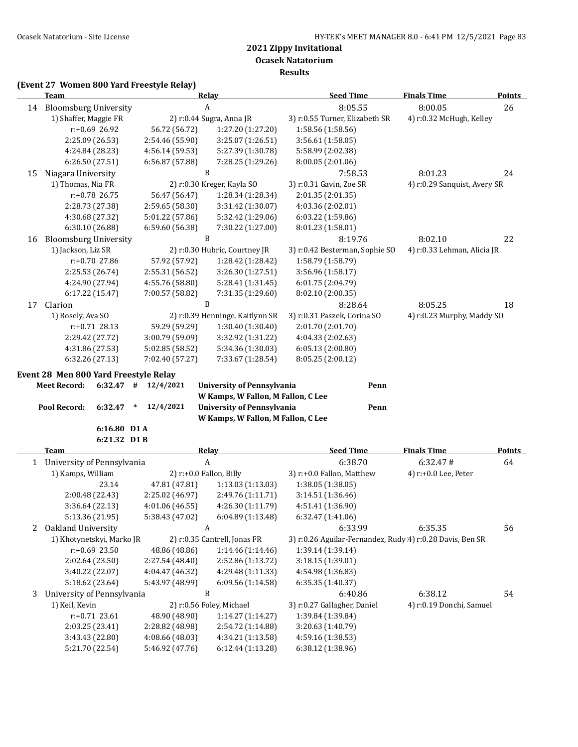## 2021 Zippy Invitational
### Ocasek Natatorium
### Results

**(Event 27 Women 800 Yard Freestyle Relay)**

| | Team | Relay | Seed Time | Finals Time | Points |
|---|---|---|---|---|---|
| 14 | Bloomsburg University | A | 8:05.55 | 8:00.05 | 26 |

1) Shaffer, Maggie FR | 2) r:0.44 Sugra, Anna JR | 3) r:0.55 Turner, Elizabeth SR | 4) r:0.32 McHugh, Kelley

r:+0.69 26.92 | 56.72 (56.72) | 1:27.20 (1:27.20) | 1:58.56 (1:58.56)
2:25.09 (26.53) | 2:54.46 (55.90) | 3:25.07 (1:26.51) | 3:56.61 (1:58.05)
4:24.84 (28.23) | 4:56.14 (59.53) | 5:27.39 (1:30.78) | 5:58.99 (2:02.38)
6:26.50 (27.51) | 6:56.87 (57.88) | 7:28.25 (1:29.26) | 8:00.05 (2:01.06)

| | Team | Relay | Seed Time | Finals Time | Points |
|---|---|---|---|---|---|
| 15 | Niagara University | B | 7:58.53 | 8:01.23 | 24 |

1) Thomas, Nia FR | 2) r:0.30 Kreger, Kayla SO | 3) r:0.31 Gavin, Zoe SR | 4) r:0.29 Sanquist, Avery SR

r:+0.78 26.75 | 56.47 (56.47) | 1:28.34 (1:28.34) | 2:01.35 (2:01.35)
2:28.73 (27.38) | 2:59.65 (58.30) | 3:31.42 (1:30.07) | 4:03.36 (2:02.01)
4:30.68 (27.32) | 5:01.22 (57.86) | 5:32.42 (1:29.06) | 6:03.22 (1:59.86)
6:30.10 (26.88) | 6:59.60 (56.38) | 7:30.22 (1:27.00) | 8:01.23 (1:58.01)

| | Team | Relay | Seed Time | Finals Time | Points |
|---|---|---|---|---|---|
| 16 | Bloomsburg University | B | 8:19.76 | 8:02.10 | 22 |

1) Jackson, Liz SR | 2) r:0.30 Hubric, Courtney JR | 3) r:0.42 Besterman, Sophie SO | 4) r:0.33 Lehman, Alicia JR

r:+0.70 27.86 | 57.92 (57.92) | 1:28.42 (1:28.42) | 1:58.79 (1:58.79)
2:25.53 (26.74) | 2:55.31 (56.52) | 3:26.30 (1:27.51) | 3:56.96 (1:58.17)
4:24.90 (27.94) | 4:55.76 (58.80) | 5:28.41 (1:31.45) | 6:01.75 (2:04.79)
6:17.22 (15.47) | 7:00.57 (58.82) | 7:31.35 (1:29.60) | 8:02.10 (2:00.35)

| | Team | Relay | Seed Time | Finals Time | Points |
|---|---|---|---|---|---|
| 17 | Clarion | B | 8:28.64 | 8:05.25 | 18 |

1) Rosely, Ava SO | 2) r:0.39 Henninge, Kaitlynn SR | 3) r:0.31 Paszek, Corina SO | 4) r:0.23 Murphy, Maddy SO

r:+0.71 28.13 | 59.29 (59.29) | 1:30.40 (1:30.40) | 2:01.70 (2:01.70)
2:29.42 (27.72) | 3:00.79 (59.09) | 3:32.92 (1:31.22) | 4:04.33 (2:02.63)
4:31.86 (27.53) | 5:02.85 (58.52) | 5:34.36 (1:30.03) | 6:05.13 (2:00.80)
6:32.26 (27.13) | 7:02.40 (57.27) | 7:33.67 (1:28.54) | 8:05.25 (2:00.12)

**Event 28 Men 800 Yard Freestyle Relay**

**Meet Record:** 6:32.47 # 12/4/2021 **University of Pennsylvania** Penn
W Kamps, W Fallon, M Fallon, C Lee

**Pool Record:** 6:32.47 * 12/4/2021 **University of Pennsylvania** Penn
W Kamps, W Fallon, M Fallon, C Lee

6:16.80 D1 A
6:21.32 D1 B

| | Team | Relay | Seed Time | Finals Time | Points |
|---|---|---|---|---|---|
| 1 | University of Pennsylvania | A | 6:38.70 | 6:32.47 # | 64 |

1) Kamps, William | 2) r:+0.0 Fallon, Billy | 3) r:+0.0 Fallon, Matthew | 4) r:+0.0 Lee, Peter

23.14 | 47.81 (47.81) | 1:13.03 (1:13.03) | 1:38.05 (1:38.05)
2:00.48 (22.43) | 2:25.02 (46.97) | 2:49.76 (1:11.71) | 3:14.51 (1:36.46)
3:36.64 (22.13) | 4:01.06 (46.55) | 4:26.30 (1:11.79) | 4:51.41 (1:36.90)
5:13.36 (21.95) | 5:38.43 (47.02) | 6:04.89 (1:13.48) | 6:32.47 (1:41.06)

| | Team | Relay | Seed Time | Finals Time | Points |
|---|---|---|---|---|---|
| 2 | Oakland University | A | 6:33.99 | 6:35.35 | 56 |

1) Khotynetskyi, Marko JR | 2) r:0.35 Cantrell, Jonas FR | 3) r:0.26 Aguilar-Fernandez, Rudy | 4) r:0.28 Davis, Ben SR

r:+0.69 23.50 | 48.86 (48.86) | 1:14.46 (1:14.46) | 1:39.14 (1:39.14)
2:02.64 (23.50) | 2:27.54 (48.40) | 2:52.86 (1:13.72) | 3:18.15 (1:39.01)
3:40.22 (22.07) | 4:04.47 (46.32) | 4:29.48 (1:11.33) | 4:54.98 (1:36.83)
5:18.62 (23.64) | 5:43.97 (48.99) | 6:09.56 (1:14.58) | 6:35.35 (1:40.37)

| | Team | Relay | Seed Time | Finals Time | Points |
|---|---|---|---|---|---|
| 3 | University of Pennsylvania | B | 6:40.86 | 6:38.12 | 54 |

1) Keil, Kevin | 2) r:0.56 Foley, Michael | 3) r:0.27 Gallagher, Daniel | 4) r:0.19 Donchi, Samuel

r:+0.71 23.61 | 48.90 (48.90) | 1:14.27 (1:14.27) | 1:39.84 (1:39.84)
2:03.25 (23.41) | 2:28.82 (48.98) | 2:54.72 (1:14.88) | 3:20.63 (1:40.79)
3:43.43 (22.80) | 4:08.66 (48.03) | 4:34.21 (1:13.58) | 4:59.16 (1:38.53)
5:21.70 (22.54) | 5:46.92 (47.76) | 6:12.44 (1:13.28) | 6:38.12 (1:38.96)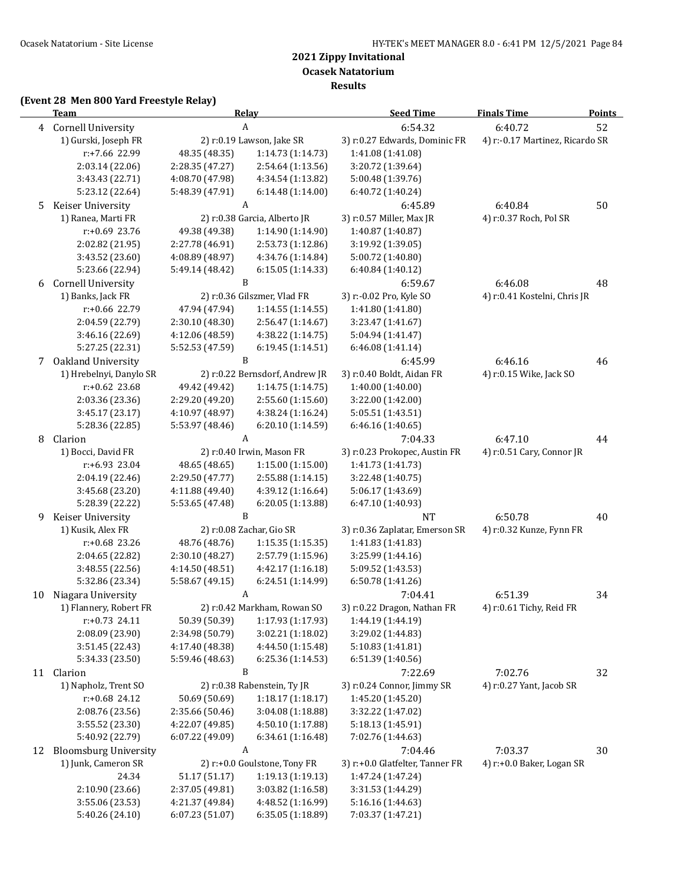## 2021 Zippy Invitational
### Ocasek Natatorium
### Results

**(Event 28 Men 800 Yard Freestyle Relay)**

| | Team | Relay | | Seed Time | Finals Time | Points |
|---|---|---|---|---|---|---|
| 4 | Cornell University | A | | 6:54.32 | 6:40.72 | 52 |
| | 1) Gurski, Joseph FR | 2) r:0.19 Lawson, Jake SR | | 3) r:0.27 Edwards, Dominic FR | 4) r:-0.17 Martinez, Ricardo SR | |
| | r:+7.66 22.99 | 48.35 (48.35) | 1:14.73 (1:14.73) | 1:41.08 (1:41.08) | | |
| | 2:03.14 (22.06) | 2:28.35 (47.27) | 2:54.64 (1:13.56) | 3:20.72 (1:39.64) | | |
| | 3:43.43 (22.71) | 4:08.70 (47.98) | 4:34.54 (1:13.82) | 5:00.48 (1:39.76) | | |
| | 5:23.12 (22.64) | 5:48.39 (47.91) | 6:14.48 (1:14.00) | 6:40.72 (1:40.24) | | |
| 5 | Keiser University | A | | 6:45.89 | 6:40.84 | 50 |
| | 1) Ranea, Marti FR | 2) r:0.38 Garcia, Alberto JR | | 3) r:0.57 Miller, Max JR | 4) r:0.37 Roch, Pol SR | |
| | r:+0.69 23.76 | 49.38 (49.38) | 1:14.90 (1:14.90) | 1:40.87 (1:40.87) | | |
| | 2:02.82 (21.95) | 2:27.78 (46.91) | 2:53.73 (1:12.86) | 3:19.92 (1:39.05) | | |
| | 3:43.52 (23.60) | 4:08.89 (48.97) | 4:34.76 (1:14.84) | 5:00.72 (1:40.80) | | |
| | 5:23.66 (22.94) | 5:49.14 (48.42) | 6:15.05 (1:14.33) | 6:40.84 (1:40.12) | | |
| 6 | Cornell University | B | | 6:59.67 | 6:46.08 | 48 |
| | 1) Banks, Jack FR | 2) r:0.36 Gilszmer, Vlad FR | | 3) r:-0.02 Pro, Kyle SO | 4) r:0.41 Kostelni, Chris JR | |
| | r:+0.66 22.79 | 47.94 (47.94) | 1:14.55 (1:14.55) | 1:41.80 (1:41.80) | | |
| | 2:04.59 (22.79) | 2:30.10 (48.30) | 2:56.47 (1:14.67) | 3:23.47 (1:41.67) | | |
| | 3:46.16 (22.69) | 4:12.06 (48.59) | 4:38.22 (1:14.75) | 5:04.94 (1:41.47) | | |
| | 5:27.25 (22.31) | 5:52.53 (47.59) | 6:19.45 (1:14.51) | 6:46.08 (1:41.14) | | |
| 7 | Oakland University | B | | 6:45.99 | 6:46.16 | 46 |
| | 1) Hrebelnyi, Danylo SR | 2) r:0.22 Bernsdorf, Andrew JR | | 3) r:0.40 Boldt, Aidan FR | 4) r:0.15 Wike, Jack SO | |
| | r:+0.62 23.68 | 49.42 (49.42) | 1:14.75 (1:14.75) | 1:40.00 (1:40.00) | | |
| | 2:03.36 (23.36) | 2:29.20 (49.20) | 2:55.60 (1:15.60) | 3:22.00 (1:42.00) | | |
| | 3:45.17 (23.17) | 4:10.97 (48.97) | 4:38.24 (1:16.24) | 5:05.51 (1:43.51) | | |
| | 5:28.36 (22.85) | 5:53.97 (48.46) | 6:20.10 (1:14.59) | 6:46.16 (1:40.65) | | |
| 8 | Clarion | A | | 7:04.33 | 6:47.10 | 44 |
| | 1) Bocci, David FR | 2) r:0.40 Irwin, Mason FR | | 3) r:0.23 Prokopec, Austin FR | 4) r:0.51 Cary, Connor JR | |
| | r:+6.93 23.04 | 48.65 (48.65) | 1:15.00 (1:15.00) | 1:41.73 (1:41.73) | | |
| | 2:04.19 (22.46) | 2:29.50 (47.77) | 2:55.88 (1:14.15) | 3:22.48 (1:40.75) | | |
| | 3:45.68 (23.20) | 4:11.88 (49.40) | 4:39.12 (1:16.64) | 5:06.17 (1:43.69) | | |
| | 5:28.39 (22.22) | 5:53.65 (47.48) | 6:20.05 (1:13.88) | 6:47.10 (1:40.93) | | |
| 9 | Keiser University | B | | NT | 6:50.78 | 40 |
| | 1) Kusik, Alex FR | 2) r:0.08 Zachar, Gio SR | | 3) r:0.36 Zaplatar, Emerson SR | 4) r:0.32 Kunze, Fynn FR | |
| | r:+0.68 23.26 | 48.76 (48.76) | 1:15.35 (1:15.35) | 1:41.83 (1:41.83) | | |
| | 2:04.65 (22.82) | 2:30.10 (48.27) | 2:57.79 (1:15.96) | 3:25.99 (1:44.16) | | |
| | 3:48.55 (22.56) | 4:14.50 (48.51) | 4:42.17 (1:16.18) | 5:09.52 (1:43.53) | | |
| | 5:32.86 (23.34) | 5:58.67 (49.15) | 6:24.51 (1:14.99) | 6:50.78 (1:41.26) | | |
| 10 | Niagara University | A | | 7:04.41 | 6:51.39 | 34 |
| | 1) Flannery, Robert FR | 2) r:0.42 Markham, Rowan SO | | 3) r:0.22 Dragon, Nathan FR | 4) r:0.61 Tichy, Reid FR | |
| | r:+0.73 24.11 | 50.39 (50.39) | 1:17.93 (1:17.93) | 1:44.19 (1:44.19) | | |
| | 2:08.09 (23.90) | 2:34.98 (50.79) | 3:02.21 (1:18.02) | 3:29.02 (1:44.83) | | |
| | 3:51.45 (22.43) | 4:17.40 (48.38) | 4:44.50 (1:15.48) | 5:10.83 (1:41.81) | | |
| | 5:34.33 (23.50) | 5:59.46 (48.63) | 6:25.36 (1:14.53) | 6:51.39 (1:40.56) | | |
| 11 | Clarion | B | | 7:22.69 | 7:02.76 | 32 |
| | 1) Napholz, Trent SO | 2) r:0.38 Rabenstein, Ty JR | | 3) r:0.24 Connor, Jimmy SR | 4) r:0.27 Yant, Jacob SR | |
| | r:+0.68 24.12 | 50.69 (50.69) | 1:18.17 (1:18.17) | 1:45.20 (1:45.20) | | |
| | 2:08.76 (23.56) | 2:35.66 (50.46) | 3:04.08 (1:18.88) | 3:32.22 (1:47.02) | | |
| | 3:55.52 (23.30) | 4:22.07 (49.85) | 4:50.10 (1:17.88) | 5:18.13 (1:45.91) | | |
| | 5:40.92 (22.79) | 6:07.22 (49.09) | 6:34.61 (1:16.48) | 7:02.76 (1:44.63) | | |
| 12 | Bloomsburg University | A | | 7:04.46 | 7:03.37 | 30 |
| | 1) Junk, Cameron SR | 2) r:+0.0 Goulstone, Tony FR | | 3) r:+0.0 Glatfelter, Tanner FR | 4) r:+0.0 Baker, Logan SR | |
| | 24.34 | 51.17 (51.17) | 1:19.13 (1:19.13) | 1:47.24 (1:47.24) | | |
| | 2:10.90 (23.66) | 2:37.05 (49.81) | 3:03.82 (1:16.58) | 3:31.53 (1:44.29) | | |
| | 3:55.06 (23.53) | 4:21.37 (49.84) | 4:48.52 (1:16.99) | 5:16.16 (1:44.63) | | |
| | 5:40.26 (24.10) | 6:07.23 (51.07) | 6:35.05 (1:18.89) | 7:03.37 (1:47.21) | | |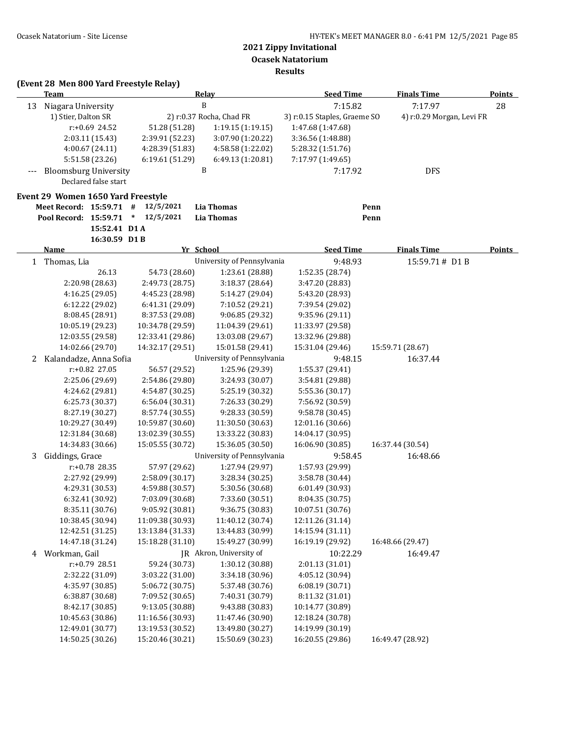**2021 Zippy Invitational**
**Ocasek Natatorium**
**Results**

**(Event 28 Men 800 Yard Freestyle Relay)**

| | Team | | Relay | | Seed Time | Finals Time | Points |
|---|---|---|---|---|---|---|---|
| 13 | Niagara University | | B | | 7:15.82 | 7:17.97 | 28 |
| | 1) Stier, Dalton SR | | 2) r:0.37 Rocha, Chad FR | | 3) r:0.15 Staples, Graeme SO | 4) r:0.29 Morgan, Levi FR | |
| | r:+0.69 24.52 | 51.28 (51.28) | 1:19.15 (1:19.15) | 1:47.68 (1:47.68) | | | |
| | 2:03.11 (15.43) | 2:39.91 (52.23) | 3:07.90 (1:20.22) | 3:36.56 (1:48.88) | | | |
| | 4:00.67 (24.11) | 4:28.39 (51.83) | 4:58.58 (1:22.02) | 5:28.32 (1:51.76) | | | |
| | 5:51.58 (23.26) | 6:19.61 (51.29) | 6:49.13 (1:20.81) | 7:17.97 (1:49.65) | | | |
| --- | Bloomsburg University | | B | | 7:17.92 | DFS | |
| | Declared false start | | | | | | |

**Event 29 Women 1650 Yard Freestyle**

| | | | | | |
|---|---|---|---|---|---|
| Meet Record: | 15:59.71 | # | 12/5/2021 | Lia Thomas | Penn |
| Pool Record: | 15:59.71 | * | 12/5/2021 | Lia Thomas | Penn |
| | 15:52.41 | D1 A | | | |
| | 16:30.59 | D1 B | | | |

| | Name | | Yr School | | Seed Time | Finals Time | Points |
|---|---|---|---|---|---|---|---|
| 1 | Thomas, Lia | | University of Pennsylvania | | 9:48.93 | 15:59.71 # D1 B | |
| | 26.13 | 54.73 (28.60) | 1:23.61 (28.88) | 1:52.35 (28.74) | | | |
| | 2:20.98 (28.63) | 2:49.73 (28.75) | 3:18.37 (28.64) | 3:47.20 (28.83) | | | |
| | 4:16.25 (29.05) | 4:45.23 (28.98) | 5:14.27 (29.04) | 5:43.20 (28.93) | | | |
| | 6:12.22 (29.02) | 6:41.31 (29.09) | 7:10.52 (29.21) | 7:39.54 (29.02) | | | |
| | 8:08.45 (28.91) | 8:37.53 (29.08) | 9:06.85 (29.32) | 9:35.96 (29.11) | | | |
| | 10:05.19 (29.23) | 10:34.78 (29.59) | 11:04.39 (29.61) | 11:33.97 (29.58) | | | |
| | 12:03.55 (29.58) | 12:33.41 (29.86) | 13:03.08 (29.67) | 13:32.96 (29.88) | | | |
| | 14:02.66 (29.70) | 14:32.17 (29.51) | 15:01.58 (29.41) | 15:31.04 (29.46) | 15:59.71 (28.67) | | |
| 2 | Kalandadze, Anna Sofia | | University of Pennsylvania | | 9:48.15 | 16:37.44 | |
| | r:+0.82 27.05 | 56.57 (29.52) | 1:25.96 (29.39) | 1:55.37 (29.41) | | | |
| | 2:25.06 (29.69) | 2:54.86 (29.80) | 3:24.93 (30.07) | 3:54.81 (29.88) | | | |
| | 4:24.62 (29.81) | 4:54.87 (30.25) | 5:25.19 (30.32) | 5:55.36 (30.17) | | | |
| | 6:25.73 (30.37) | 6:56.04 (30.31) | 7:26.33 (30.29) | 7:56.92 (30.59) | | | |
| | 8:27.19 (30.27) | 8:57.74 (30.55) | 9:28.33 (30.59) | 9:58.78 (30.45) | | | |
| | 10:29.27 (30.49) | 10:59.87 (30.60) | 11:30.50 (30.63) | 12:01.16 (30.66) | | | |
| | 12:31.84 (30.68) | 13:02.39 (30.55) | 13:33.22 (30.83) | 14:04.17 (30.95) | | | |
| | 14:34.83 (30.66) | 15:05.55 (30.72) | 15:36.05 (30.50) | 16:06.90 (30.85) | 16:37.44 (30.54) | | |
| 3 | Giddings, Grace | | University of Pennsylvania | | 9:58.45 | 16:48.66 | |
| | r:+0.78 28.35 | 57.97 (29.62) | 1:27.94 (29.97) | 1:57.93 (29.99) | | | |
| | 2:27.92 (29.99) | 2:58.09 (30.17) | 3:28.34 (30.25) | 3:58.78 (30.44) | | | |
| | 4:29.31 (30.53) | 4:59.88 (30.57) | 5:30.56 (30.68) | 6:01.49 (30.93) | | | |
| | 6:32.41 (30.92) | 7:03.09 (30.68) | 7:33.60 (30.51) | 8:04.35 (30.75) | | | |
| | 8:35.11 (30.76) | 9:05.92 (30.81) | 9:36.75 (30.83) | 10:07.51 (30.76) | | | |
| | 10:38.45 (30.94) | 11:09.38 (30.93) | 11:40.12 (30.74) | 12:11.26 (31.14) | | | |
| | 12:42.51 (31.25) | 13:13.84 (31.33) | 13:44.83 (30.99) | 14:15.94 (31.11) | | | |
| | 14:47.18 (31.24) | 15:18.28 (31.10) | 15:49.27 (30.99) | 16:19.19 (29.92) | 16:48.66 (29.47) | | |
| 4 | Workman, Gail | | JR Akron, University of | | 10:22.29 | 16:49.47 | |
| | r:+0.79 28.51 | 59.24 (30.73) | 1:30.12 (30.88) | 2:01.13 (31.01) | | | |
| | 2:32.22 (31.09) | 3:03.22 (31.00) | 3:34.18 (30.96) | 4:05.12 (30.94) | | | |
| | 4:35.97 (30.85) | 5:06.72 (30.75) | 5:37.48 (30.76) | 6:08.19 (30.71) | | | |
| | 6:38.87 (30.68) | 7:09.52 (30.65) | 7:40.31 (30.79) | 8:11.32 (31.01) | | | |
| | 8:42.17 (30.85) | 9:13.05 (30.88) | 9:43.88 (30.83) | 10:14.77 (30.89) | | | |
| | 10:45.63 (30.86) | 11:16.56 (30.93) | 11:47.46 (30.90) | 12:18.24 (30.78) | | | |
| | 12:49.01 (30.77) | 13:19.53 (30.52) | 13:49.80 (30.27) | 14:19.99 (30.19) | | | |
| | 14:50.25 (30.26) | 15:20.46 (30.21) | 15:50.69 (30.23) | 16:20.55 (29.86) | 16:49.47 (28.92) | | |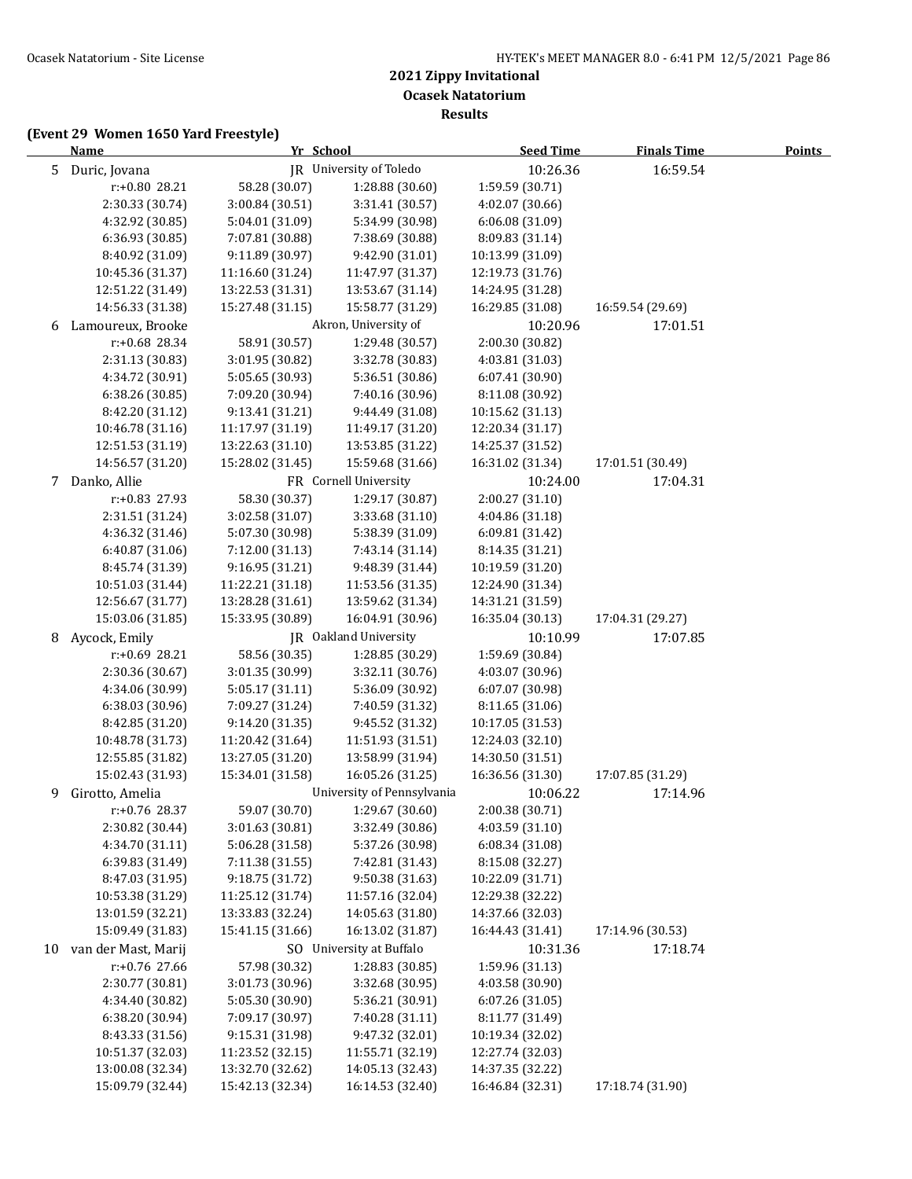## 2021 Zippy Invitational

### Ocasek Natatorium

### Results

**(Event 29 Women 1650 Yard Freestyle)**

| | Name | Yr | School | Seed Time | Finals Time | Points |
|---|---|---|---|---|---|---|
| 5 | Duric, Jovana | JR | University of Toledo | 10:26.36 | 16:59.54 | |

| | | | | |
|---|---|---|---|---|
| r:+0.80 28.21 | 58.28 (30.07) | 1:28.88 (30.60) | 1:59.59 (30.71) | |
| 2:30.33 (30.74) | 3:00.84 (30.51) | 3:31.41 (30.57) | 4:02.07 (30.66) | |
| 4:32.92 (30.85) | 5:04.01 (31.09) | 5:34.99 (30.98) | 6:06.08 (31.09) | |
| 6:36.93 (30.85) | 7:07.81 (30.88) | 7:38.69 (30.88) | 8:09.83 (31.14) | |
| 8:40.92 (31.09) | 9:11.89 (30.97) | 9:42.90 (31.01) | 10:13.99 (31.09) | |
| 10:45.36 (31.37) | 11:16.60 (31.24) | 11:47.97 (31.37) | 12:19.73 (31.76) | |
| 12:51.22 (31.49) | 13:22.53 (31.31) | 13:53.67 (31.14) | 14:24.95 (31.28) | |
| 14:56.33 (31.38) | 15:27.48 (31.15) | 15:58.77 (31.29) | 16:29.85 (31.08) | 16:59.54 (29.69) |

| | Name | Yr | School | Seed Time | Finals Time | Points |
|---|---|---|---|---|---|---|
| 6 | Lamoureux, Brooke | | Akron, University of | 10:20.96 | 17:01.51 | |

| | | | | |
|---|---|---|---|---|
| r:+0.68 28.34 | 58.91 (30.57) | 1:29.48 (30.57) | 2:00.30 (30.82) | |
| 2:31.13 (30.83) | 3:01.95 (30.82) | 3:32.78 (30.83) | 4:03.81 (31.03) | |
| 4:34.72 (30.91) | 5:05.65 (30.93) | 5:36.51 (30.86) | 6:07.41 (30.90) | |
| 6:38.26 (30.85) | 7:09.20 (30.94) | 7:40.16 (30.96) | 8:11.08 (30.92) | |
| 8:42.20 (31.12) | 9:13.41 (31.21) | 9:44.49 (31.08) | 10:15.62 (31.13) | |
| 10:46.78 (31.16) | 11:17.97 (31.19) | 11:49.17 (31.20) | 12:20.34 (31.17) | |
| 12:51.53 (31.19) | 13:22.63 (31.10) | 13:53.85 (31.22) | 14:25.37 (31.52) | |
| 14:56.57 (31.20) | 15:28.02 (31.45) | 15:59.68 (31.66) | 16:31.02 (31.34) | 17:01.51 (30.49) |

| | Name | Yr | School | Seed Time | Finals Time | Points |
|---|---|---|---|---|---|---|
| 7 | Danko, Allie | FR | Cornell University | 10:24.00 | 17:04.31 | |

| | | | | |
|---|---|---|---|---|
| r:+0.83 27.93 | 58.30 (30.37) | 1:29.17 (30.87) | 2:00.27 (31.10) | |
| 2:31.51 (31.24) | 3:02.58 (31.07) | 3:33.68 (31.10) | 4:04.86 (31.18) | |
| 4:36.32 (31.46) | 5:07.30 (30.98) | 5:38.39 (31.09) | 6:09.81 (31.42) | |
| 6:40.87 (31.06) | 7:12.00 (31.13) | 7:43.14 (31.14) | 8:14.35 (31.21) | |
| 8:45.74 (31.39) | 9:16.95 (31.21) | 9:48.39 (31.44) | 10:19.59 (31.20) | |
| 10:51.03 (31.44) | 11:22.21 (31.18) | 11:53.56 (31.35) | 12:24.90 (31.34) | |
| 12:56.67 (31.77) | 13:28.28 (31.61) | 13:59.62 (31.34) | 14:31.21 (31.59) | |
| 15:03.06 (31.85) | 15:33.95 (30.89) | 16:04.91 (30.96) | 16:35.04 (30.13) | 17:04.31 (29.27) |

| | Name | Yr | School | Seed Time | Finals Time | Points |
|---|---|---|---|---|---|---|
| 8 | Aycock, Emily | JR | Oakland University | 10:10.99 | 17:07.85 | |

| | | | | |
|---|---|---|---|---|
| r:+0.69 28.21 | 58.56 (30.35) | 1:28.85 (30.29) | 1:59.69 (30.84) | |
| 2:30.36 (30.67) | 3:01.35 (30.99) | 3:32.11 (30.76) | 4:03.07 (30.96) | |
| 4:34.06 (30.99) | 5:05.17 (31.11) | 5:36.09 (30.92) | 6:07.07 (30.98) | |
| 6:38.03 (30.96) | 7:09.27 (31.24) | 7:40.59 (31.32) | 8:11.65 (31.06) | |
| 8:42.85 (31.20) | 9:14.20 (31.35) | 9:45.52 (31.32) | 10:17.05 (31.53) | |
| 10:48.78 (31.73) | 11:20.42 (31.64) | 11:51.93 (31.51) | 12:24.03 (32.10) | |
| 12:55.85 (31.82) | 13:27.05 (31.20) | 13:58.99 (31.94) | 14:30.50 (31.51) | |
| 15:02.43 (31.93) | 15:34.01 (31.58) | 16:05.26 (31.25) | 16:36.56 (31.30) | 17:07.85 (31.29) |

| | Name | Yr | School | Seed Time | Finals Time | Points |
|---|---|---|---|---|---|---|
| 9 | Girotto, Amelia | | University of Pennsylvania | 10:06.22 | 17:14.96 | |

| | | | | |
|---|---|---|---|---|
| r:+0.76 28.37 | 59.07 (30.70) | 1:29.67 (30.60) | 2:00.38 (30.71) | |
| 2:30.82 (30.44) | 3:01.63 (30.81) | 3:32.49 (30.86) | 4:03.59 (31.10) | |
| 4:34.70 (31.11) | 5:06.28 (31.58) | 5:37.26 (30.98) | 6:08.34 (31.08) | |
| 6:39.83 (31.49) | 7:11.38 (31.55) | 7:42.81 (31.43) | 8:15.08 (32.27) | |
| 8:47.03 (31.95) | 9:18.75 (31.72) | 9:50.38 (31.63) | 10:22.09 (31.71) | |
| 10:53.38 (31.29) | 11:25.12 (31.74) | 11:57.16 (32.04) | 12:29.38 (32.22) | |
| 13:01.59 (32.21) | 13:33.83 (32.24) | 14:05.63 (31.80) | 14:37.66 (32.03) | |
| 15:09.49 (31.83) | 15:41.15 (31.66) | 16:13.02 (31.87) | 16:44.43 (31.41) | 17:14.96 (30.53) |

| | Name | Yr | School | Seed Time | Finals Time | Points |
|---|---|---|---|---|---|---|
| 10 | van der Mast, Marij | SO | University at Buffalo | 10:31.36 | 17:18.74 | |

| | | | | |
|---|---|---|---|---|
| r:+0.76 27.66 | 57.98 (30.32) | 1:28.83 (30.85) | 1:59.96 (31.13) | |
| 2:30.77 (30.81) | 3:01.73 (30.96) | 3:32.68 (30.95) | 4:03.58 (30.90) | |
| 4:34.40 (30.82) | 5:05.30 (30.90) | 5:36.21 (30.91) | 6:07.26 (31.05) | |
| 6:38.20 (30.94) | 7:09.17 (30.97) | 7:40.28 (31.11) | 8:11.77 (31.49) | |
| 8:43.33 (31.56) | 9:15.31 (31.98) | 9:47.32 (32.01) | 10:19.34 (32.02) | |
| 10:51.37 (32.03) | 11:23.52 (32.15) | 11:55.71 (32.19) | 12:27.74 (32.03) | |
| 13:00.08 (32.34) | 13:32.70 (32.62) | 14:05.13 (32.43) | 14:37.35 (32.22) | |
| 15:09.79 (32.44) | 15:42.13 (32.34) | 16:14.53 (32.40) | 16:46.84 (32.31) | 17:18.74 (31.90) |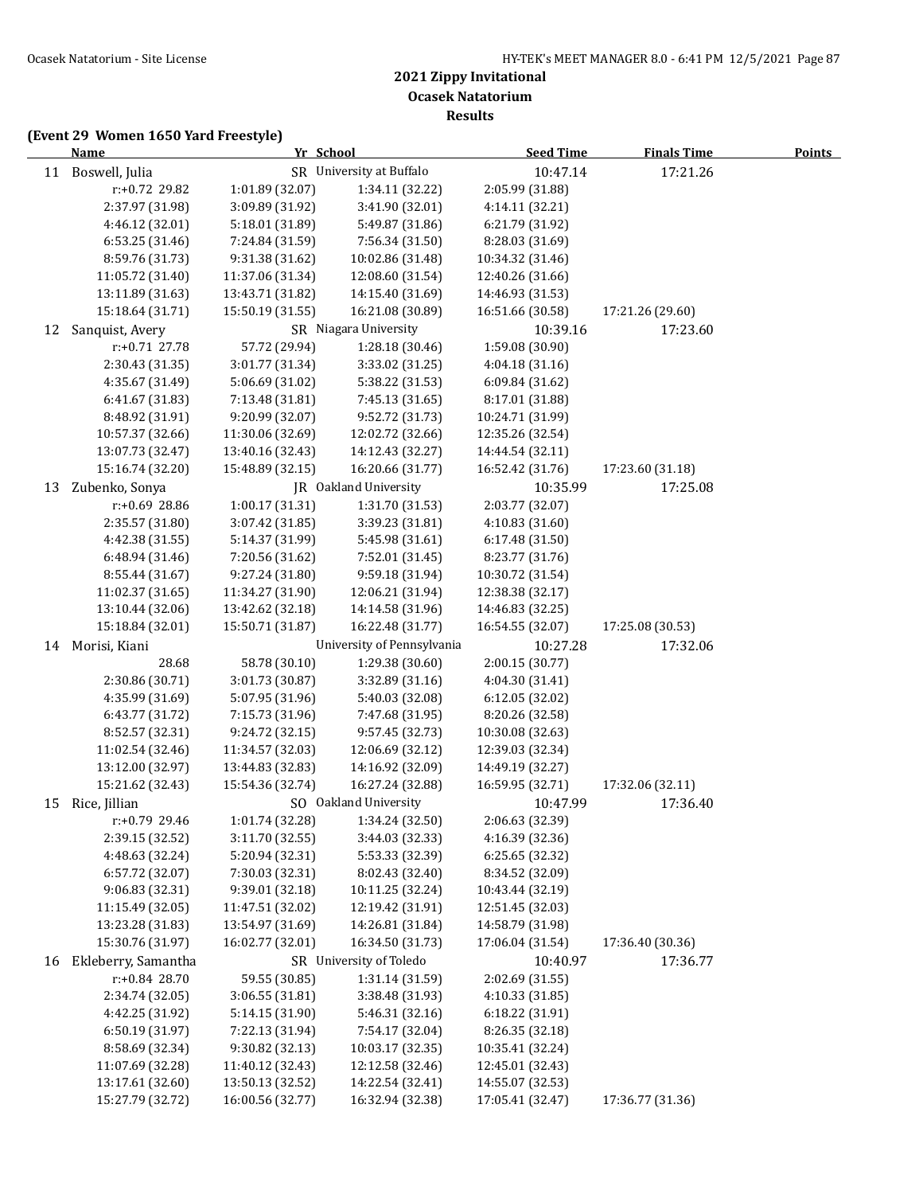## 2021 Zippy Invitational
## Ocasek Natatorium
## Results

**(Event 29 Women 1650 Yard Freestyle)**

| | Name | Yr | School | Seed Time | Finals Time | Points |
|---|---|---|---|---|---|---|
| 11 | Boswell, Julia | SR | University at Buffalo | 10:47.14 | 17:21.26 | |
| | r:+0.72 29.82 | 1:01.89 (32.07) | 1:34.11 (32.22) | 2:05.99 (31.88) | | |
| | 2:37.97 (31.98) | 3:09.89 (31.92) | 3:41.90 (32.01) | 4:14.11 (32.21) | | |
| | 4:46.12 (32.01) | 5:18.01 (31.89) | 5:49.87 (31.86) | 6:21.79 (31.92) | | |
| | 6:53.25 (31.46) | 7:24.84 (31.59) | 7:56.34 (31.50) | 8:28.03 (31.69) | | |
| | 8:59.76 (31.73) | 9:31.38 (31.62) | 10:02.86 (31.48) | 10:34.32 (31.46) | | |
| | 11:05.72 (31.40) | 11:37.06 (31.34) | 12:08.60 (31.54) | 12:40.26 (31.66) | | |
| | 13:11.89 (31.63) | 13:43.71 (31.82) | 14:15.40 (31.69) | 14:46.93 (31.53) | | |
| | 15:18.64 (31.71) | 15:50.19 (31.55) | 16:21.08 (30.89) | 16:51.66 (30.58) | 17:21.26 (29.60) | |
| 12 | Sanquist, Avery | SR | Niagara University | 10:39.16 | 17:23.60 | |
| | r:+0.71 27.78 | 57.72 (29.94) | 1:28.18 (30.46) | 1:59.08 (30.90) | | |
| | 2:30.43 (31.35) | 3:01.77 (31.34) | 3:33.02 (31.25) | 4:04.18 (31.16) | | |
| | 4:35.67 (31.49) | 5:06.69 (31.02) | 5:38.22 (31.53) | 6:09.84 (31.62) | | |
| | 6:41.67 (31.83) | 7:13.48 (31.81) | 7:45.13 (31.65) | 8:17.01 (31.88) | | |
| | 8:48.92 (31.91) | 9:20.99 (32.07) | 9:52.72 (31.73) | 10:24.71 (31.99) | | |
| | 10:57.37 (32.66) | 11:30.06 (32.69) | 12:02.72 (32.66) | 12:35.26 (32.54) | | |
| | 13:07.73 (32.47) | 13:40.16 (32.43) | 14:12.43 (32.27) | 14:44.54 (32.11) | | |
| | 15:16.74 (32.20) | 15:48.89 (32.15) | 16:20.66 (31.77) | 16:52.42 (31.76) | 17:23.60 (31.18) | |
| 13 | Zubenko, Sonya | JR | Oakland University | 10:35.99 | 17:25.08 | |
| | r:+0.69 28.86 | 1:00.17 (31.31) | 1:31.70 (31.53) | 2:03.77 (32.07) | | |
| | 2:35.57 (31.80) | 3:07.42 (31.85) | 3:39.23 (31.81) | 4:10.83 (31.60) | | |
| | 4:42.38 (31.55) | 5:14.37 (31.99) | 5:45.98 (31.61) | 6:17.48 (31.50) | | |
| | 6:48.94 (31.46) | 7:20.56 (31.62) | 7:52.01 (31.45) | 8:23.77 (31.76) | | |
| | 8:55.44 (31.67) | 9:27.24 (31.80) | 9:59.18 (31.94) | 10:30.72 (31.54) | | |
| | 11:02.37 (31.65) | 11:34.27 (31.90) | 12:06.21 (31.94) | 12:38.38 (32.17) | | |
| | 13:10.44 (32.06) | 13:42.62 (32.18) | 14:14.58 (31.96) | 14:46.83 (32.25) | | |
| | 15:18.84 (32.01) | 15:50.71 (31.87) | 16:22.48 (31.77) | 16:54.55 (32.07) | 17:25.08 (30.53) | |
| 14 | Morisi, Kiani | | University of Pennsylvania | 10:27.28 | 17:32.06 | |
| | 28.68 | 58.78 (30.10) | 1:29.38 (30.60) | 2:00.15 (30.77) | | |
| | 2:30.86 (30.71) | 3:01.73 (30.87) | 3:32.89 (31.16) | 4:04.30 (31.41) | | |
| | 4:35.99 (31.69) | 5:07.95 (31.96) | 5:40.03 (32.08) | 6:12.05 (32.02) | | |
| | 6:43.77 (31.72) | 7:15.73 (31.96) | 7:47.68 (31.95) | 8:20.26 (32.58) | | |
| | 8:52.57 (32.31) | 9:24.72 (32.15) | 9:57.45 (32.73) | 10:30.08 (32.63) | | |
| | 11:02.54 (32.46) | 11:34.57 (32.03) | 12:06.69 (32.12) | 12:39.03 (32.34) | | |
| | 13:12.00 (32.97) | 13:44.83 (32.83) | 14:16.92 (32.09) | 14:49.19 (32.27) | | |
| | 15:21.62 (32.43) | 15:54.36 (32.74) | 16:27.24 (32.88) | 16:59.95 (32.71) | 17:32.06 (32.11) | |
| 15 | Rice, Jillian | SO | Oakland University | 10:47.99 | 17:36.40 | |
| | r:+0.79 29.46 | 1:01.74 (32.28) | 1:34.24 (32.50) | 2:06.63 (32.39) | | |
| | 2:39.15 (32.52) | 3:11.70 (32.55) | 3:44.03 (32.33) | 4:16.39 (32.36) | | |
| | 4:48.63 (32.24) | 5:20.94 (32.31) | 5:53.33 (32.39) | 6:25.65 (32.32) | | |
| | 6:57.72 (32.07) | 7:30.03 (32.31) | 8:02.43 (32.40) | 8:34.52 (32.09) | | |
| | 9:06.83 (32.31) | 9:39.01 (32.18) | 10:11.25 (32.24) | 10:43.44 (32.19) | | |
| | 11:15.49 (32.05) | 11:47.51 (32.02) | 12:19.42 (31.91) | 12:51.45 (32.03) | | |
| | 13:23.28 (31.83) | 13:54.97 (31.69) | 14:26.81 (31.84) | 14:58.79 (31.98) | | |
| | 15:30.76 (31.97) | 16:02.77 (32.01) | 16:34.50 (31.73) | 17:06.04 (31.54) | 17:36.40 (30.36) | |
| 16 | Ekleberry, Samantha | SR | University of Toledo | 10:40.97 | 17:36.77 | |
| | r:+0.84 28.70 | 59.55 (30.85) | 1:31.14 (31.59) | 2:02.69 (31.55) | | |
| | 2:34.74 (32.05) | 3:06.55 (31.81) | 3:38.48 (31.93) | 4:10.33 (31.85) | | |
| | 4:42.25 (31.92) | 5:14.15 (31.90) | 5:46.31 (32.16) | 6:18.22 (31.91) | | |
| | 6:50.19 (31.97) | 7:22.13 (31.94) | 7:54.17 (32.04) | 8:26.35 (32.18) | | |
| | 8:58.69 (32.34) | 9:30.82 (32.13) | 10:03.17 (32.35) | 10:35.41 (32.24) | | |
| | 11:07.69 (32.28) | 11:40.12 (32.43) | 12:12.58 (32.46) | 12:45.01 (32.43) | | |
| | 13:17.61 (32.60) | 13:50.13 (32.52) | 14:22.54 (32.41) | 14:55.07 (32.53) | | |
| | 15:27.79 (32.72) | 16:00.56 (32.77) | 16:32.94 (32.38) | 17:05.41 (32.47) | 17:36.77 (31.36) | |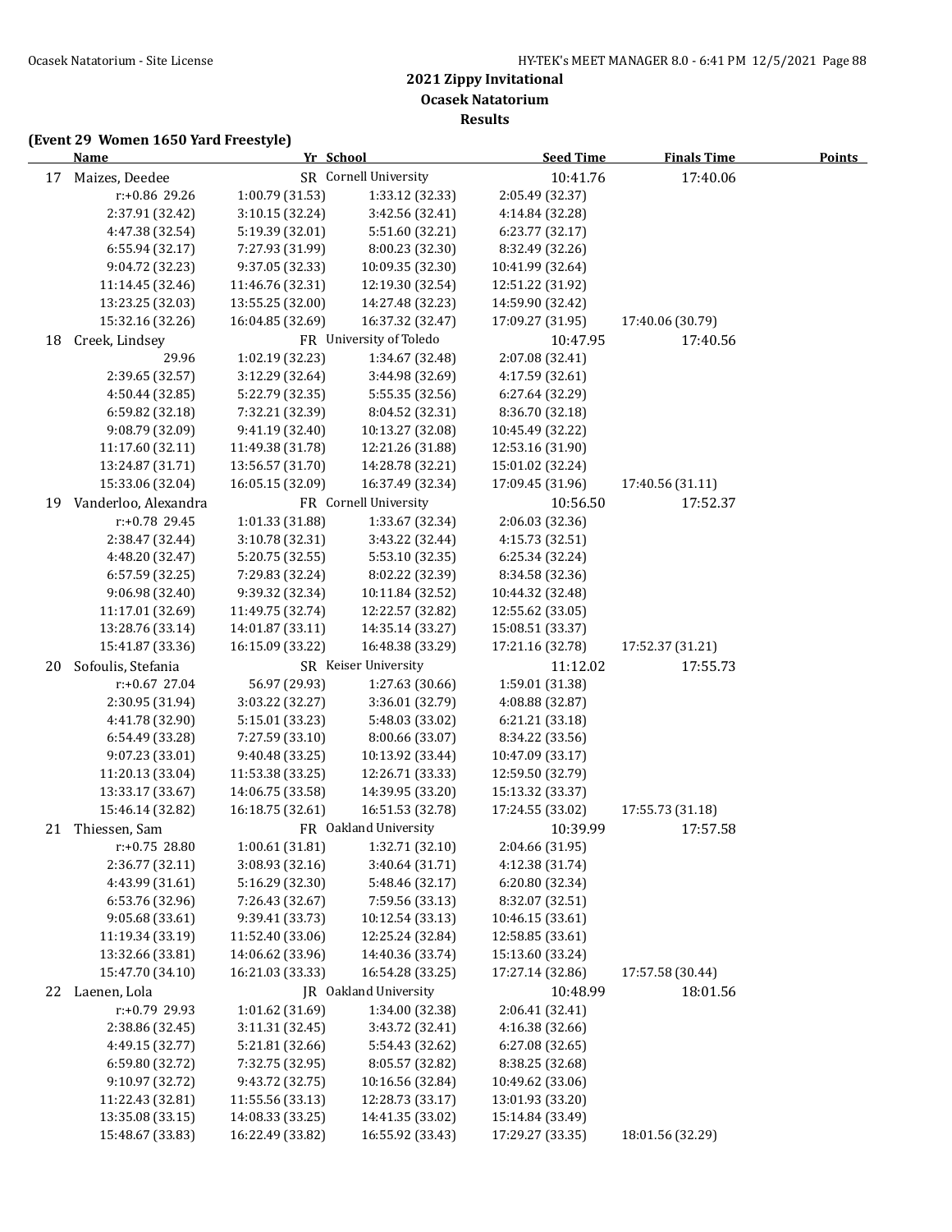# 2021 Zippy Invitational

## Ocasek Natatorium

### Results

**(Event 29 Women 1650 Yard Freestyle)**

| | Name | Yr | School | Seed Time | Finals Time | Points |
|---|---|---|---|---|---|---|
| 17 | Maizes, Deedee | SR | Cornell University | 10:41.76 | 17:40.06 | |
| | r:+0.86 29.26 | 1:00.79 (31.53) | 1:33.12 (32.33) | 2:05.49 (32.37) | | |
| | 2:37.91 (32.42) | 3:10.15 (32.24) | 3:42.56 (32.41) | 4:14.84 (32.28) | | |
| | 4:47.38 (32.54) | 5:19.39 (32.01) | 5:51.60 (32.21) | 6:23.77 (32.17) | | |
| | 6:55.94 (32.17) | 7:27.93 (31.99) | 8:00.23 (32.30) | 8:32.49 (32.26) | | |
| | 9:04.72 (32.23) | 9:37.05 (32.33) | 10:09.35 (32.30) | 10:41.99 (32.64) | | |
| | 11:14.45 (32.46) | 11:46.76 (32.31) | 12:19.30 (32.54) | 12:51.22 (31.92) | | |
| | 13:23.25 (32.03) | 13:55.25 (32.00) | 14:27.48 (32.23) | 14:59.90 (32.42) | | |
| | 15:32.16 (32.26) | 16:04.85 (32.69) | 16:37.32 (32.47) | 17:09.27 (31.95) | 17:40.06 (30.79) | |
| 18 | Creek, Lindsey | FR | University of Toledo | 10:47.95 | 17:40.56 | |
| | 29.96 | 1:02.19 (32.23) | 1:34.67 (32.48) | 2:07.08 (32.41) | | |
| | 2:39.65 (32.57) | 3:12.29 (32.64) | 3:44.98 (32.69) | 4:17.59 (32.61) | | |
| | 4:50.44 (32.85) | 5:22.79 (32.35) | 5:55.35 (32.56) | 6:27.64 (32.29) | | |
| | 6:59.82 (32.18) | 7:32.21 (32.39) | 8:04.52 (32.31) | 8:36.70 (32.18) | | |
| | 9:08.79 (32.09) | 9:41.19 (32.40) | 10:13.27 (32.08) | 10:45.49 (32.22) | | |
| | 11:17.60 (32.11) | 11:49.38 (31.78) | 12:21.26 (31.88) | 12:53.16 (31.90) | | |
| | 13:24.87 (31.71) | 13:56.57 (31.70) | 14:28.78 (32.21) | 15:01.02 (32.24) | | |
| | 15:33.06 (32.04) | 16:05.15 (32.09) | 16:37.49 (32.34) | 17:09.45 (31.96) | 17:40.56 (31.11) | |
| 19 | Vanderloo, Alexandra | FR | Cornell University | 10:56.50 | 17:52.37 | |
| | r:+0.78 29.45 | 1:01.33 (31.88) | 1:33.67 (32.34) | 2:06.03 (32.36) | | |
| | 2:38.47 (32.44) | 3:10.78 (32.31) | 3:43.22 (32.44) | 4:15.73 (32.51) | | |
| | 4:48.20 (32.47) | 5:20.75 (32.55) | 5:53.10 (32.35) | 6:25.34 (32.24) | | |
| | 6:57.59 (32.25) | 7:29.83 (32.24) | 8:02.22 (32.39) | 8:34.58 (32.36) | | |
| | 9:06.98 (32.40) | 9:39.32 (32.34) | 10:11.84 (32.52) | 10:44.32 (32.48) | | |
| | 11:17.01 (32.69) | 11:49.75 (32.74) | 12:22.57 (32.82) | 12:55.62 (33.05) | | |
| | 13:28.76 (33.14) | 14:01.87 (33.11) | 14:35.14 (33.27) | 15:08.51 (33.37) | | |
| | 15:41.87 (33.36) | 16:15.09 (33.22) | 16:48.38 (33.29) | 17:21.16 (32.78) | 17:52.37 (31.21) | |
| 20 | Sofoulis, Stefania | SR | Keiser University | 11:12.02 | 17:55.73 | |
| | r:+0.67 27.04 | 56.97 (29.93) | 1:27.63 (30.66) | 1:59.01 (31.38) | | |
| | 2:30.95 (31.94) | 3:03.22 (32.27) | 3:36.01 (32.79) | 4:08.88 (32.87) | | |
| | 4:41.78 (32.90) | 5:15.01 (33.23) | 5:48.03 (33.02) | 6:21.21 (33.18) | | |
| | 6:54.49 (33.28) | 7:27.59 (33.10) | 8:00.66 (33.07) | 8:34.22 (33.56) | | |
| | 9:07.23 (33.01) | 9:40.48 (33.25) | 10:13.92 (33.44) | 10:47.09 (33.17) | | |
| | 11:20.13 (33.04) | 11:53.38 (33.25) | 12:26.71 (33.33) | 12:59.50 (32.79) | | |
| | 13:33.17 (33.67) | 14:06.75 (33.58) | 14:39.95 (33.20) | 15:13.32 (33.37) | | |
| | 15:46.14 (32.82) | 16:18.75 (32.61) | 16:51.53 (32.78) | 17:24.55 (33.02) | 17:55.73 (31.18) | |
| 21 | Thiessen, Sam | FR | Oakland University | 10:39.99 | 17:57.58 | |
| | r:+0.75 28.80 | 1:00.61 (31.81) | 1:32.71 (32.10) | 2:04.66 (31.95) | | |
| | 2:36.77 (32.11) | 3:08.93 (32.16) | 3:40.64 (31.71) | 4:12.38 (31.74) | | |
| | 4:43.99 (31.61) | 5:16.29 (32.30) | 5:48.46 (32.17) | 6:20.80 (32.34) | | |
| | 6:53.76 (32.96) | 7:26.43 (32.67) | 7:59.56 (33.13) | 8:32.07 (32.51) | | |
| | 9:05.68 (33.61) | 9:39.41 (33.73) | 10:12.54 (33.13) | 10:46.15 (33.61) | | |
| | 11:19.34 (33.19) | 11:52.40 (33.06) | 12:25.24 (32.84) | 12:58.85 (33.61) | | |
| | 13:32.66 (33.81) | 14:06.62 (33.96) | 14:40.36 (33.74) | 15:13.60 (33.24) | | |
| | 15:47.70 (34.10) | 16:21.03 (33.33) | 16:54.28 (33.25) | 17:27.14 (32.86) | 17:57.58 (30.44) | |
| 22 | Laenen, Lola | JR | Oakland University | 10:48.99 | 18:01.56 | |
| | r:+0.79 29.93 | 1:01.62 (31.69) | 1:34.00 (32.38) | 2:06.41 (32.41) | | |
| | 2:38.86 (32.45) | 3:11.31 (32.45) | 3:43.72 (32.41) | 4:16.38 (32.66) | | |
| | 4:49.15 (32.77) | 5:21.81 (32.66) | 5:54.43 (32.62) | 6:27.08 (32.65) | | |
| | 6:59.80 (32.72) | 7:32.75 (32.95) | 8:05.57 (32.82) | 8:38.25 (32.68) | | |
| | 9:10.97 (32.72) | 9:43.72 (32.75) | 10:16.56 (32.84) | 10:49.62 (33.06) | | |
| | 11:22.43 (32.81) | 11:55.56 (33.13) | 12:28.73 (33.17) | 13:01.93 (33.20) | | |
| | 13:35.08 (33.15) | 14:08.33 (33.25) | 14:41.35 (33.02) | 15:14.84 (33.49) | | |
| | 15:48.67 (33.83) | 16:22.49 (33.82) | 16:55.92 (33.43) | 17:29.27 (33.35) | 18:01.56 (32.29) | |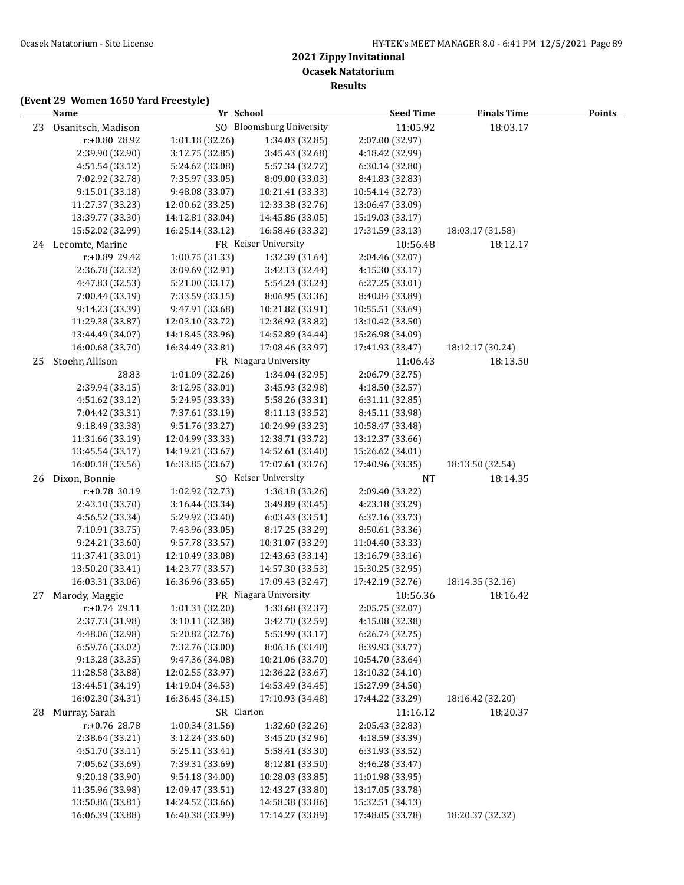# 2021 Zippy Invitational
## Ocasek Natatorium
### Results

**(Event 29 Women 1650 Yard Freestyle)**

| | Name | Yr | School | Seed Time | Finals Time | Points |
|---|---|---|---|---|---|---|
| 23 | Osanitsch, Madison | SO | Bloomsburg University | 11:05.92 | 18:03.17 | |
| | r:+0.80 28.92 | 1:01.18 (32.26) | 1:34.03 (32.85) | 2:07.00 (32.97) | | |
| | 2:39.90 (32.90) | 3:12.75 (32.85) | 3:45.43 (32.68) | 4:18.42 (32.99) | | |
| | 4:51.54 (33.12) | 5:24.62 (33.08) | 5:57.34 (32.72) | 6:30.14 (32.80) | | |
| | 7:02.92 (32.78) | 7:35.97 (33.05) | 8:09.00 (33.03) | 8:41.83 (32.83) | | |
| | 9:15.01 (33.18) | 9:48.08 (33.07) | 10:21.41 (33.33) | 10:54.14 (32.73) | | |
| | 11:27.37 (33.23) | 12:00.62 (33.25) | 12:33.38 (32.76) | 13:06.47 (33.09) | | |
| | 13:39.77 (33.30) | 14:12.81 (33.04) | 14:45.86 (33.05) | 15:19.03 (33.17) | | |
| | 15:52.02 (32.99) | 16:25.14 (33.12) | 16:58.46 (33.32) | 17:31.59 (33.13) | 18:03.17 (31.58) | |
| 24 | Lecomte, Marine | FR | Keiser University | 10:56.48 | 18:12.17 | |
| | r:+0.89 29.42 | 1:00.75 (31.33) | 1:32.39 (31.64) | 2:04.46 (32.07) | | |
| | 2:36.78 (32.32) | 3:09.69 (32.91) | 3:42.13 (32.44) | 4:15.30 (33.17) | | |
| | 4:47.83 (32.53) | 5:21.00 (33.17) | 5:54.24 (33.24) | 6:27.25 (33.01) | | |
| | 7:00.44 (33.19) | 7:33.59 (33.15) | 8:06.95 (33.36) | 8:40.84 (33.89) | | |
| | 9:14.23 (33.39) | 9:47.91 (33.68) | 10:21.82 (33.91) | 10:55.51 (33.69) | | |
| | 11:29.38 (33.87) | 12:03.10 (33.72) | 12:36.92 (33.82) | 13:10.42 (33.50) | | |
| | 13:44.49 (34.07) | 14:18.45 (33.96) | 14:52.89 (34.44) | 15:26.98 (34.09) | | |
| | 16:00.68 (33.70) | 16:34.49 (33.81) | 17:08.46 (33.97) | 17:41.93 (33.47) | 18:12.17 (30.24) | |
| 25 | Stoehr, Allison | FR | Niagara University | 11:06.43 | 18:13.50 | |
| | 28.83 | 1:01.09 (32.26) | 1:34.04 (32.95) | 2:06.79 (32.75) | | |
| | 2:39.94 (33.15) | 3:12.95 (33.01) | 3:45.93 (32.98) | 4:18.50 (32.57) | | |
| | 4:51.62 (33.12) | 5:24.95 (33.33) | 5:58.26 (33.31) | 6:31.11 (32.85) | | |
| | 7:04.42 (33.31) | 7:37.61 (33.19) | 8:11.13 (33.52) | 8:45.11 (33.98) | | |
| | 9:18.49 (33.38) | 9:51.76 (33.27) | 10:24.99 (33.23) | 10:58.47 (33.48) | | |
| | 11:31.66 (33.19) | 12:04.99 (33.33) | 12:38.71 (33.72) | 13:12.37 (33.66) | | |
| | 13:45.54 (33.17) | 14:19.21 (33.67) | 14:52.61 (33.40) | 15:26.62 (34.01) | | |
| | 16:00.18 (33.56) | 16:33.85 (33.67) | 17:07.61 (33.76) | 17:40.96 (33.35) | 18:13.50 (32.54) | |
| 26 | Dixon, Bonnie | SO | Keiser University | NT | 18:14.35 | |
| | r:+0.78 30.19 | 1:02.92 (32.73) | 1:36.18 (33.26) | 2:09.40 (33.22) | | |
| | 2:43.10 (33.70) | 3:16.44 (33.34) | 3:49.89 (33.45) | 4:23.18 (33.29) | | |
| | 4:56.52 (33.34) | 5:29.92 (33.40) | 6:03.43 (33.51) | 6:37.16 (33.73) | | |
| | 7:10.91 (33.75) | 7:43.96 (33.05) | 8:17.25 (33.29) | 8:50.61 (33.36) | | |
| | 9:24.21 (33.60) | 9:57.78 (33.57) | 10:31.07 (33.29) | 11:04.40 (33.33) | | |
| | 11:37.41 (33.01) | 12:10.49 (33.08) | 12:43.63 (33.14) | 13:16.79 (33.16) | | |
| | 13:50.20 (33.41) | 14:23.77 (33.57) | 14:57.30 (33.53) | 15:30.25 (32.95) | | |
| | 16:03.31 (33.06) | 16:36.96 (33.65) | 17:09.43 (32.47) | 17:42.19 (32.76) | 18:14.35 (32.16) | |
| 27 | Marody, Maggie | FR | Niagara University | 10:56.36 | 18:16.42 | |
| | r:+0.74 29.11 | 1:01.31 (32.20) | 1:33.68 (32.37) | 2:05.75 (32.07) | | |
| | 2:37.73 (31.98) | 3:10.11 (32.38) | 3:42.70 (32.59) | 4:15.08 (32.38) | | |
| | 4:48.06 (32.98) | 5:20.82 (32.76) | 5:53.99 (33.17) | 6:26.74 (32.75) | | |
| | 6:59.76 (33.02) | 7:32.76 (33.00) | 8:06.16 (33.40) | 8:39.93 (33.77) | | |
| | 9:13.28 (33.35) | 9:47.36 (34.08) | 10:21.06 (33.70) | 10:54.70 (33.64) | | |
| | 11:28.58 (33.88) | 12:02.55 (33.97) | 12:36.22 (33.67) | 13:10.32 (34.10) | | |
| | 13:44.51 (34.19) | 14:19.04 (34.53) | 14:53.49 (34.45) | 15:27.99 (34.50) | | |
| | 16:02.30 (34.31) | 16:36.45 (34.15) | 17:10.93 (34.48) | 17:44.22 (33.29) | 18:16.42 (32.20) | |
| 28 | Murray, Sarah | SR | Clarion | 11:16.12 | 18:20.37 | |
| | r:+0.76 28.78 | 1:00.34 (31.56) | 1:32.60 (32.26) | 2:05.43 (32.83) | | |
| | 2:38.64 (33.21) | 3:12.24 (33.60) | 3:45.20 (32.96) | 4:18.59 (33.39) | | |
| | 4:51.70 (33.11) | 5:25.11 (33.41) | 5:58.41 (33.30) | 6:31.93 (33.52) | | |
| | 7:05.62 (33.69) | 7:39.31 (33.69) | 8:12.81 (33.50) | 8:46.28 (33.47) | | |
| | 9:20.18 (33.90) | 9:54.18 (34.00) | 10:28.03 (33.85) | 11:01.98 (33.95) | | |
| | 11:35.96 (33.98) | 12:09.47 (33.51) | 12:43.27 (33.80) | 13:17.05 (33.78) | | |
| | 13:50.86 (33.81) | 14:24.52 (33.66) | 14:58.38 (33.86) | 15:32.51 (34.13) | | |
| | 16:06.39 (33.88) | 16:40.38 (33.99) | 17:14.27 (33.89) | 17:48.05 (33.78) | 18:20.37 (32.32) | |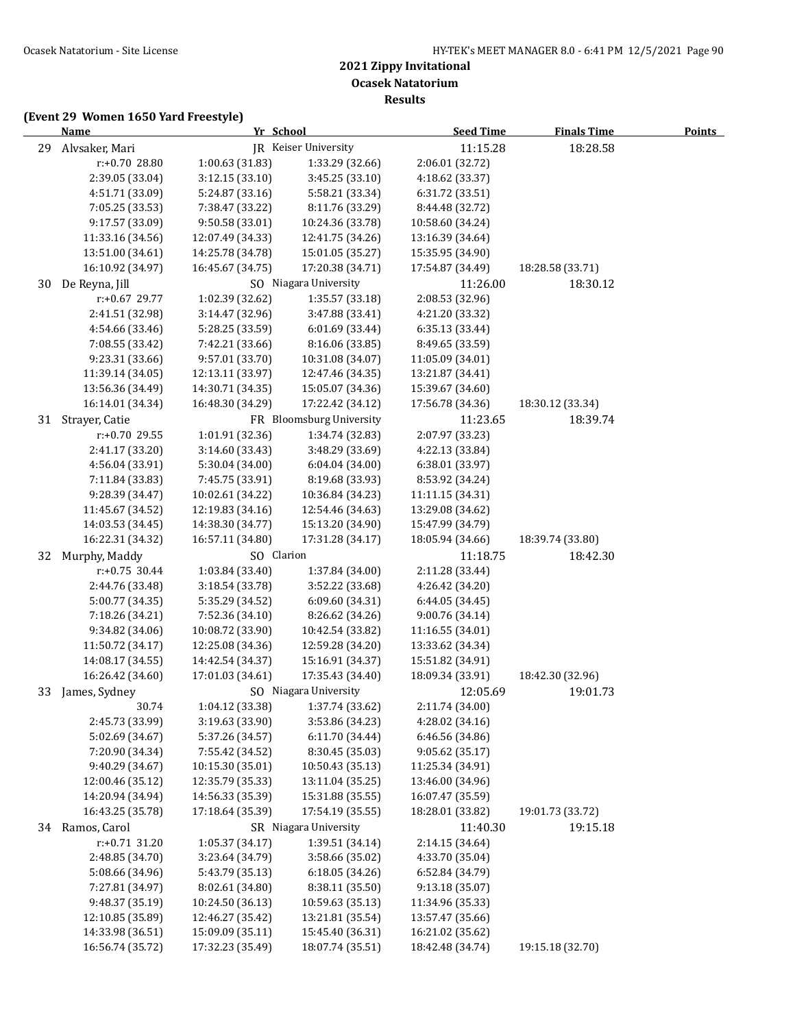## 2021 Zippy Invitational
## Ocasek Natatorium
## Results

### (Event 29 Women 1650 Yard Freestyle)

| | Name | Yr | School | Seed Time | Finals Time | Points |
|---|---|---|---|---|---|---|
| 29 | Alvsaker, Mari | JR | Keiser University | 11:15.28 | 18:28.58 | |

r:+0.70 28.80 | 1:00.63 (31.83) | 1:33.29 (32.66) | 2:06.01 (32.72)
2:39.05 (33.04) | 3:12.15 (33.10) | 3:45.25 (33.10) | 4:18.62 (33.37)
4:51.71 (33.09) | 5:24.87 (33.16) | 5:58.21 (33.34) | 6:31.72 (33.51)
7:05.25 (33.53) | 7:38.47 (33.22) | 8:11.76 (33.29) | 8:44.48 (32.72)
9:17.57 (33.09) | 9:50.58 (33.01) | 10:24.36 (33.78) | 10:58.60 (34.24)
11:33.16 (34.56) | 12:07.49 (34.33) | 12:41.75 (34.26) | 13:16.39 (34.64)
13:51.00 (34.61) | 14:25.78 (34.78) | 15:01.05 (35.27) | 15:35.95 (34.90)
16:10.92 (34.97) | 16:45.67 (34.75) | 17:20.38 (34.71) | 17:54.87 (34.49) | 18:28.58 (33.71)

| | Name | Yr | School | Seed Time | Finals Time | Points |
|---|---|---|---|---|---|---|
| 30 | De Reyna, Jill | SO | Niagara University | 11:26.00 | 18:30.12 | |

r:+0.67 29.77 | 1:02.39 (32.62) | 1:35.57 (33.18) | 2:08.53 (32.96)
2:41.51 (32.98) | 3:14.47 (32.96) | 3:47.88 (33.41) | 4:21.20 (33.32)
4:54.66 (33.46) | 5:28.25 (33.59) | 6:01.69 (33.44) | 6:35.13 (33.44)
7:08.55 (33.42) | 7:42.21 (33.66) | 8:16.06 (33.85) | 8:49.65 (33.59)
9:23.31 (33.66) | 9:57.01 (33.70) | 10:31.08 (34.07) | 11:05.09 (34.01)
11:39.14 (34.05) | 12:13.11 (33.97) | 12:47.46 (34.35) | 13:21.87 (34.41)
13:56.36 (34.49) | 14:30.71 (34.35) | 15:05.07 (34.36) | 15:39.67 (34.60)
16:14.01 (34.34) | 16:48.30 (34.29) | 17:22.42 (34.12) | 17:56.78 (34.36) | 18:30.12 (33.34)

| | Name | Yr | School | Seed Time | Finals Time | Points |
|---|---|---|---|---|---|---|
| 31 | Strayer, Catie | FR | Bloomsburg University | 11:23.65 | 18:39.74 | |

r:+0.70 29.55 | 1:01.91 (32.36) | 1:34.74 (32.83) | 2:07.97 (33.23)
2:41.17 (33.20) | 3:14.60 (33.43) | 3:48.29 (33.69) | 4:22.13 (33.84)
4:56.04 (33.91) | 5:30.04 (34.00) | 6:04.04 (34.00) | 6:38.01 (33.97)
7:11.84 (33.83) | 7:45.75 (33.91) | 8:19.68 (33.93) | 8:53.92 (34.24)
9:28.39 (34.47) | 10:02.61 (34.22) | 10:36.84 (34.23) | 11:11.15 (34.31)
11:45.67 (34.52) | 12:19.83 (34.16) | 12:54.46 (34.63) | 13:29.08 (34.62)
14:03.53 (34.45) | 14:38.30 (34.77) | 15:13.20 (34.90) | 15:47.99 (34.79)
16:22.31 (34.32) | 16:57.11 (34.80) | 17:31.28 (34.17) | 18:05.94 (34.66) | 18:39.74 (33.80)

| | Name | Yr | School | Seed Time | Finals Time | Points |
|---|---|---|---|---|---|---|
| 32 | Murphy, Maddy | SO | Clarion | 11:18.75 | 18:42.30 | |

r:+0.75 30.44 | 1:03.84 (33.40) | 1:37.84 (34.00) | 2:11.28 (33.44)
2:44.76 (33.48) | 3:18.54 (33.78) | 3:52.22 (33.68) | 4:26.42 (34.20)
5:00.77 (34.35) | 5:35.29 (34.52) | 6:09.60 (34.31) | 6:44.05 (34.45)
7:18.26 (34.21) | 7:52.36 (34.10) | 8:26.62 (34.26) | 9:00.76 (34.14)
9:34.82 (34.06) | 10:08.72 (33.90) | 10:42.54 (33.82) | 11:16.55 (34.01)
11:50.72 (34.17) | 12:25.08 (34.36) | 12:59.28 (34.20) | 13:33.62 (34.34)
14:08.17 (34.55) | 14:42.54 (34.37) | 15:16.91 (34.37) | 15:51.82 (34.91)
16:26.42 (34.60) | 17:01.03 (34.61) | 17:35.43 (34.40) | 18:09.34 (33.91) | 18:42.30 (32.96)

| | Name | Yr | School | Seed Time | Finals Time | Points |
|---|---|---|---|---|---|---|
| 33 | James, Sydney | SO | Niagara University | 12:05.69 | 19:01.73 | |

30.74 | 1:04.12 (33.38) | 1:37.74 (33.62) | 2:11.74 (34.00)
2:45.73 (33.99) | 3:19.63 (33.90) | 3:53.86 (34.23) | 4:28.02 (34.16)
5:02.69 (34.67) | 5:37.26 (34.57) | 6:11.70 (34.44) | 6:46.56 (34.86)
7:20.90 (34.34) | 7:55.42 (34.52) | 8:30.45 (35.03) | 9:05.62 (35.17)
9:40.29 (34.67) | 10:15.30 (35.01) | 10:50.43 (35.13) | 11:25.34 (34.91)
12:00.46 (35.12) | 12:35.79 (35.33) | 13:11.04 (35.25) | 13:46.00 (34.96)
14:20.94 (34.94) | 14:56.33 (35.39) | 15:31.88 (35.55) | 16:07.47 (35.59)
16:43.25 (35.78) | 17:18.64 (35.39) | 17:54.19 (35.55) | 18:28.01 (33.82) | 19:01.73 (33.72)

| | Name | Yr | School | Seed Time | Finals Time | Points |
|---|---|---|---|---|---|---|
| 34 | Ramos, Carol | SR | Niagara University | 11:40.30 | 19:15.18 | |

r:+0.71 31.20 | 1:05.37 (34.17) | 1:39.51 (34.14) | 2:14.15 (34.64)
2:48.85 (34.70) | 3:23.64 (34.79) | 3:58.66 (35.02) | 4:33.70 (35.04)
5:08.66 (34.96) | 5:43.79 (35.13) | 6:18.05 (34.26) | 6:52.84 (34.79)
7:27.81 (34.97) | 8:02.61 (34.80) | 8:38.11 (35.50) | 9:13.18 (35.07)
9:48.37 (35.19) | 10:24.50 (36.13) | 10:59.63 (35.13) | 11:34.96 (35.33)
12:10.85 (35.89) | 12:46.27 (35.42) | 13:21.81 (35.54) | 13:57.47 (35.66)
14:33.98 (36.51) | 15:09.09 (35.11) | 15:45.40 (36.31) | 16:21.02 (35.62)
16:56.74 (35.72) | 17:32.23 (35.49) | 18:07.74 (35.51) | 18:42.48 (34.74) | 19:15.18 (32.70)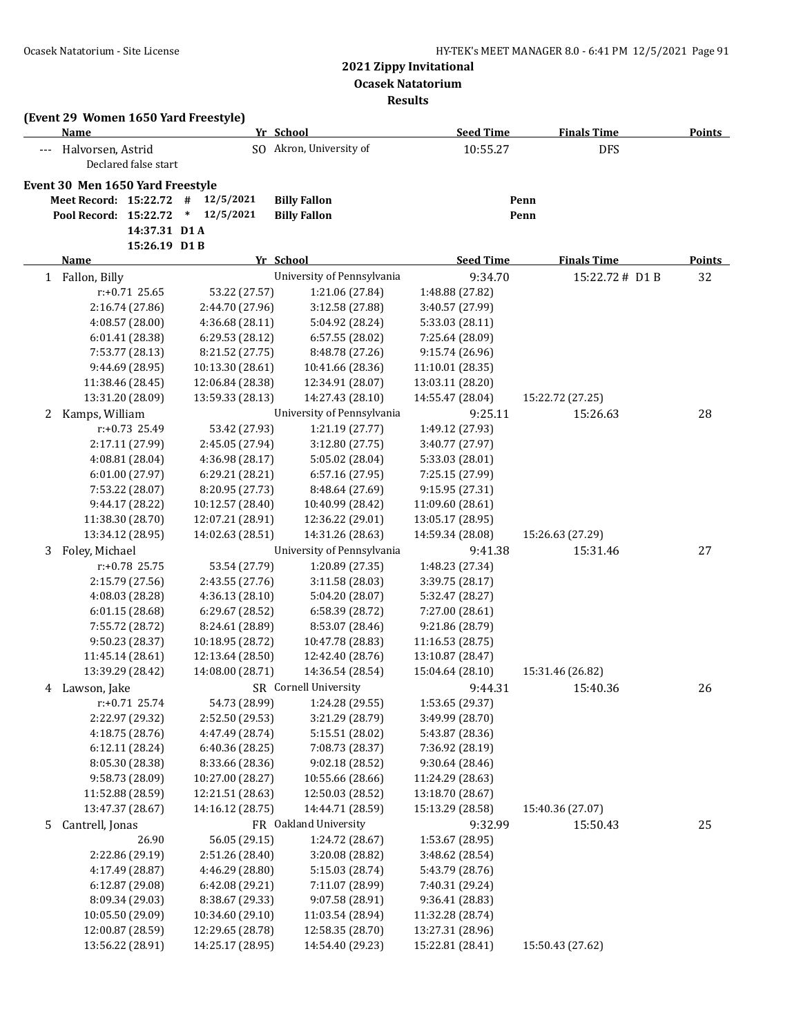# 2021 Zippy Invitational
## Ocasek Natatorium
### Results

**(Event 29 Women 1650 Yard Freestyle)**

| | Name | Yr | School | Seed Time | Finals Time | Points |
|---|---|---|---|---|---|---|
| --- | Halvorsen, Astrid | SO | Akron, University of | 10:55.27 | DFS | |
| | Declared false start | | | | | |

**Event 30 Men 1650 Yard Freestyle**

| | | | | |
|---|---|---|---|---|
| Meet Record: | 15:22.72 # | 12/5/2021 | Billy Fallon | Penn |
| Pool Record: | 15:22.72 * | 12/5/2021 | Billy Fallon | Penn |
| | 14:37.31 D1 A | | | |
| | 15:26.19 D1 B | | | |

| | Name | Yr | School | Seed Time | Finals Time | Points |
|---|---|---|---|---|---|---|
| 1 | Fallon, Billy | | University of Pennsylvania | 9:34.70 | 15:22.72 # D1 B | 32 |
| | r:+0.71 25.65 | 53.22 (27.57) | 1:21.06 (27.84) | 1:48.88 (27.82) | | |
| | 2:16.74 (27.86) | 2:44.70 (27.96) | 3:12.58 (27.88) | 3:40.57 (27.99) | | |
| | 4:08.57 (28.00) | 4:36.68 (28.11) | 5:04.92 (28.24) | 5:33.03 (28.11) | | |
| | 6:01.41 (28.38) | 6:29.53 (28.12) | 6:57.55 (28.02) | 7:25.64 (28.09) | | |
| | 7:53.77 (28.13) | 8:21.52 (27.75) | 8:48.78 (27.26) | 9:15.74 (26.96) | | |
| | 9:44.69 (28.95) | 10:13.30 (28.61) | 10:41.66 (28.36) | 11:10.01 (28.35) | | |
| | 11:38.46 (28.45) | 12:06.84 (28.38) | 12:34.91 (28.07) | 13:03.11 (28.20) | | |
| | 13:31.20 (28.09) | 13:59.33 (28.13) | 14:27.43 (28.10) | 14:55.47 (28.04) | 15:22.72 (27.25) | |
| 2 | Kamps, William | | University of Pennsylvania | 9:25.11 | 15:26.63 | 28 |
| | r:+0.73 25.49 | 53.42 (27.93) | 1:21.19 (27.77) | 1:49.12 (27.93) | | |
| | 2:17.11 (27.99) | 2:45.05 (27.94) | 3:12.80 (27.75) | 3:40.77 (27.97) | | |
| | 4:08.81 (28.04) | 4:36.98 (28.17) | 5:05.02 (28.04) | 5:33.03 (28.01) | | |
| | 6:01.00 (27.97) | 6:29.21 (28.21) | 6:57.16 (27.95) | 7:25.15 (27.99) | | |
| | 7:53.22 (28.07) | 8:20.95 (27.73) | 8:48.64 (27.69) | 9:15.95 (27.31) | | |
| | 9:44.17 (28.22) | 10:12.57 (28.40) | 10:40.99 (28.42) | 11:09.60 (28.61) | | |
| | 11:38.30 (28.70) | 12:07.21 (28.91) | 12:36.22 (29.01) | 13:05.17 (28.95) | | |
| | 13:34.12 (28.95) | 14:02.63 (28.51) | 14:31.26 (28.63) | 14:59.34 (28.08) | 15:26.63 (27.29) | |
| 3 | Foley, Michael | | University of Pennsylvania | 9:41.38 | 15:31.46 | 27 |
| | r:+0.78 25.75 | 53.54 (27.79) | 1:20.89 (27.35) | 1:48.23 (27.34) | | |
| | 2:15.79 (27.56) | 2:43.55 (27.76) | 3:11.58 (28.03) | 3:39.75 (28.17) | | |
| | 4:08.03 (28.28) | 4:36.13 (28.10) | 5:04.20 (28.07) | 5:32.47 (28.27) | | |
| | 6:01.15 (28.68) | 6:29.67 (28.52) | 6:58.39 (28.72) | 7:27.00 (28.61) | | |
| | 7:55.72 (28.72) | 8:24.61 (28.89) | 8:53.07 (28.46) | 9:21.86 (28.79) | | |
| | 9:50.23 (28.37) | 10:18.95 (28.72) | 10:47.78 (28.83) | 11:16.53 (28.75) | | |
| | 11:45.14 (28.61) | 12:13.64 (28.50) | 12:42.40 (28.76) | 13:10.87 (28.47) | | |
| | 13:39.29 (28.42) | 14:08.00 (28.71) | 14:36.54 (28.54) | 15:04.64 (28.10) | 15:31.46 (26.82) | |
| 4 | Lawson, Jake | SR | Cornell University | 9:44.31 | 15:40.36 | 26 |
| | r:+0.71 25.74 | 54.73 (28.99) | 1:24.28 (29.55) | 1:53.65 (29.37) | | |
| | 2:22.97 (29.32) | 2:52.50 (29.53) | 3:21.29 (28.79) | 3:49.99 (28.70) | | |
| | 4:18.75 (28.76) | 4:47.49 (28.74) | 5:15.51 (28.02) | 5:43.87 (28.36) | | |
| | 6:12.11 (28.24) | 6:40.36 (28.25) | 7:08.73 (28.37) | 7:36.92 (28.19) | | |
| | 8:05.30 (28.38) | 8:33.66 (28.36) | 9:02.18 (28.52) | 9:30.64 (28.46) | | |
| | 9:58.73 (28.09) | 10:27.00 (28.27) | 10:55.66 (28.66) | 11:24.29 (28.63) | | |
| | 11:52.88 (28.59) | 12:21.51 (28.63) | 12:50.03 (28.52) | 13:18.70 (28.67) | | |
| | 13:47.37 (28.67) | 14:16.12 (28.75) | 14:44.71 (28.59) | 15:13.29 (28.58) | 15:40.36 (27.07) | |
| 5 | Cantrell, Jonas | FR | Oakland University | 9:32.99 | 15:50.43 | 25 |
| | 26.90 | 56.05 (29.15) | 1:24.72 (28.67) | 1:53.67 (28.95) | | |
| | 2:22.86 (29.19) | 2:51.26 (28.40) | 3:20.08 (28.82) | 3:48.62 (28.54) | | |
| | 4:17.49 (28.87) | 4:46.29 (28.80) | 5:15.03 (28.74) | 5:43.79 (28.76) | | |
| | 6:12.87 (29.08) | 6:42.08 (29.21) | 7:11.07 (28.99) | 7:40.31 (29.24) | | |
| | 8:09.34 (29.03) | 8:38.67 (29.33) | 9:07.58 (28.91) | 9:36.41 (28.83) | | |
| | 10:05.50 (29.09) | 10:34.60 (29.10) | 11:03.54 (28.94) | 11:32.28 (28.74) | | |
| | 12:00.87 (28.59) | 12:29.65 (28.78) | 12:58.35 (28.70) | 13:27.31 (28.96) | | |
| | 13:56.22 (28.91) | 14:25.17 (28.95) | 14:54.40 (29.23) | 15:22.81 (28.41) | 15:50.43 (27.62) | |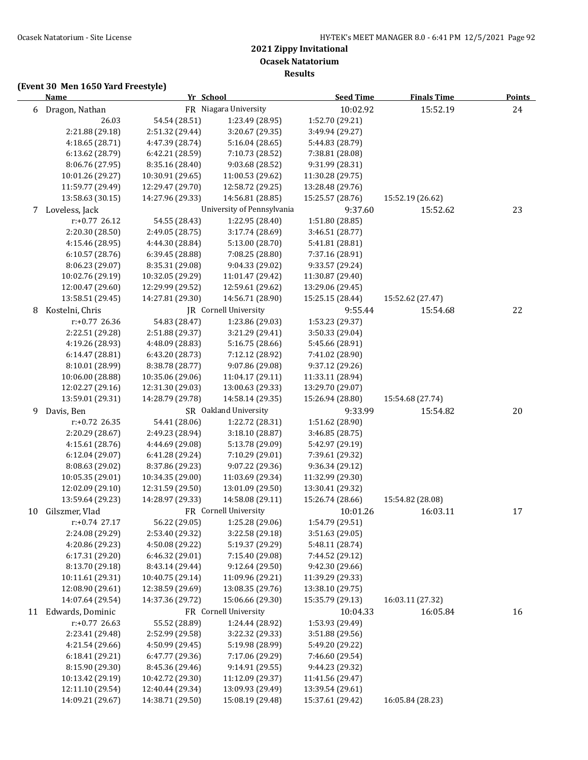**2021 Zippy Invitational**
**Ocasek Natatorium**
**Results**

**(Event 30 Men 1650 Yard Freestyle)**

| | Name | Yr | School | Seed Time | Finals Time | Points |
|---|---|---|---|---|---|---|
| 6 | Dragon, Nathan | FR | Niagara University | 10:02.92 | 15:52.19 | 24 |
| | 26.03 | 54.54 (28.51) | 1:23.49 (28.95) | 1:52.70 (29.21) | | |
| | 2:21.88 (29.18) | 2:51.32 (29.44) | 3:20.67 (29.35) | 3:49.94 (29.27) | | |
| | 4:18.65 (28.71) | 4:47.39 (28.74) | 5:16.04 (28.65) | 5:44.83 (28.79) | | |
| | 6:13.62 (28.79) | 6:42.21 (28.59) | 7:10.73 (28.52) | 7:38.81 (28.08) | | |
| | 8:06.76 (27.95) | 8:35.16 (28.40) | 9:03.68 (28.52) | 9:31.99 (28.31) | | |
| | 10:01.26 (29.27) | 10:30.91 (29.65) | 11:00.53 (29.62) | 11:30.28 (29.75) | | |
| | 11:59.77 (29.49) | 12:29.47 (29.70) | 12:58.72 (29.25) | 13:28.48 (29.76) | | |
| | 13:58.63 (30.15) | 14:27.96 (29.33) | 14:56.81 (28.85) | 15:25.57 (28.76) | 15:52.19 (26.62) | |
| 7 | Loveless, Jack | | University of Pennsylvania | 9:37.60 | 15:52.62 | 23 |
| | r:+0.77 26.12 | 54.55 (28.43) | 1:22.95 (28.40) | 1:51.80 (28.85) | | |
| | 2:20.30 (28.50) | 2:49.05 (28.75) | 3:17.74 (28.69) | 3:46.51 (28.77) | | |
| | 4:15.46 (28.95) | 4:44.30 (28.84) | 5:13.00 (28.70) | 5:41.81 (28.81) | | |
| | 6:10.57 (28.76) | 6:39.45 (28.88) | 7:08.25 (28.80) | 7:37.16 (28.91) | | |
| | 8:06.23 (29.07) | 8:35.31 (29.08) | 9:04.33 (29.02) | 9:33.57 (29.24) | | |
| | 10:02.76 (29.19) | 10:32.05 (29.29) | 11:01.47 (29.42) | 11:30.87 (29.40) | | |
| | 12:00.47 (29.60) | 12:29.99 (29.52) | 12:59.61 (29.62) | 13:29.06 (29.45) | | |
| | 13:58.51 (29.45) | 14:27.81 (29.30) | 14:56.71 (28.90) | 15:25.15 (28.44) | 15:52.62 (27.47) | |
| 8 | Kostelni, Chris | JR | Cornell University | 9:55.44 | 15:54.68 | 22 |
| | r:+0.77 26.36 | 54.83 (28.47) | 1:23.86 (29.03) | 1:53.23 (29.37) | | |
| | 2:22.51 (29.28) | 2:51.88 (29.37) | 3:21.29 (29.41) | 3:50.33 (29.04) | | |
| | 4:19.26 (28.93) | 4:48.09 (28.83) | 5:16.75 (28.66) | 5:45.66 (28.91) | | |
| | 6:14.47 (28.81) | 6:43.20 (28.73) | 7:12.12 (28.92) | 7:41.02 (28.90) | | |
| | 8:10.01 (28.99) | 8:38.78 (28.77) | 9:07.86 (29.08) | 9:37.12 (29.26) | | |
| | 10:06.00 (28.88) | 10:35.06 (29.06) | 11:04.17 (29.11) | 11:33.11 (28.94) | | |
| | 12:02.27 (29.16) | 12:31.30 (29.03) | 13:00.63 (29.33) | 13:29.70 (29.07) | | |
| | 13:59.01 (29.31) | 14:28.79 (29.78) | 14:58.14 (29.35) | 15:26.94 (28.80) | 15:54.68 (27.74) | |
| 9 | Davis, Ben | SR | Oakland University | 9:33.99 | 15:54.82 | 20 |
| | r:+0.72 26.35 | 54.41 (28.06) | 1:22.72 (28.31) | 1:51.62 (28.90) | | |
| | 2:20.29 (28.67) | 2:49.23 (28.94) | 3:18.10 (28.87) | 3:46.85 (28.75) | | |
| | 4:15.61 (28.76) | 4:44.69 (29.08) | 5:13.78 (29.09) | 5:42.97 (29.19) | | |
| | 6:12.04 (29.07) | 6:41.28 (29.24) | 7:10.29 (29.01) | 7:39.61 (29.32) | | |
| | 8:08.63 (29.02) | 8:37.86 (29.23) | 9:07.22 (29.36) | 9:36.34 (29.12) | | |
| | 10:05.35 (29.01) | 10:34.35 (29.00) | 11:03.69 (29.34) | 11:32.99 (29.30) | | |
| | 12:02.09 (29.10) | 12:31.59 (29.50) | 13:01.09 (29.50) | 13:30.41 (29.32) | | |
| | 13:59.64 (29.23) | 14:28.97 (29.33) | 14:58.08 (29.11) | 15:26.74 (28.66) | 15:54.82 (28.08) | |
| 10 | Gilszmer, Vlad | FR | Cornell University | 10:01.26 | 16:03.11 | 17 |
| | r:+0.74 27.17 | 56.22 (29.05) | 1:25.28 (29.06) | 1:54.79 (29.51) | | |
| | 2:24.08 (29.29) | 2:53.40 (29.32) | 3:22.58 (29.18) | 3:51.63 (29.05) | | |
| | 4:20.86 (29.23) | 4:50.08 (29.22) | 5:19.37 (29.29) | 5:48.11 (28.74) | | |
| | 6:17.31 (29.20) | 6:46.32 (29.01) | 7:15.40 (29.08) | 7:44.52 (29.12) | | |
| | 8:13.70 (29.18) | 8:43.14 (29.44) | 9:12.64 (29.50) | 9:42.30 (29.66) | | |
| | 10:11.61 (29.31) | 10:40.75 (29.14) | 11:09.96 (29.21) | 11:39.29 (29.33) | | |
| | 12:08.90 (29.61) | 12:38.59 (29.69) | 13:08.35 (29.76) | 13:38.10 (29.75) | | |
| | 14:07.64 (29.54) | 14:37.36 (29.72) | 15:06.66 (29.30) | 15:35.79 (29.13) | 16:03.11 (27.32) | |
| 11 | Edwards, Dominic | FR | Cornell University | 10:04.33 | 16:05.84 | 16 |
| | r:+0.77 26.63 | 55.52 (28.89) | 1:24.44 (28.92) | 1:53.93 (29.49) | | |
| | 2:23.41 (29.48) | 2:52.99 (29.58) | 3:22.32 (29.33) | 3:51.88 (29.56) | | |
| | 4:21.54 (29.66) | 4:50.99 (29.45) | 5:19.98 (28.99) | 5:49.20 (29.22) | | |
| | 6:18.41 (29.21) | 6:47.77 (29.36) | 7:17.06 (29.29) | 7:46.60 (29.54) | | |
| | 8:15.90 (29.30) | 8:45.36 (29.46) | 9:14.91 (29.55) | 9:44.23 (29.32) | | |
| | 10:13.42 (29.19) | 10:42.72 (29.30) | 11:12.09 (29.37) | 11:41.56 (29.47) | | |
| | 12:11.10 (29.54) | 12:40.44 (29.34) | 13:09.93 (29.49) | 13:39.54 (29.61) | | |
| | 14:09.21 (29.67) | 14:38.71 (29.50) | 15:08.19 (29.48) | 15:37.61 (29.42) | 16:05.84 (28.23) | |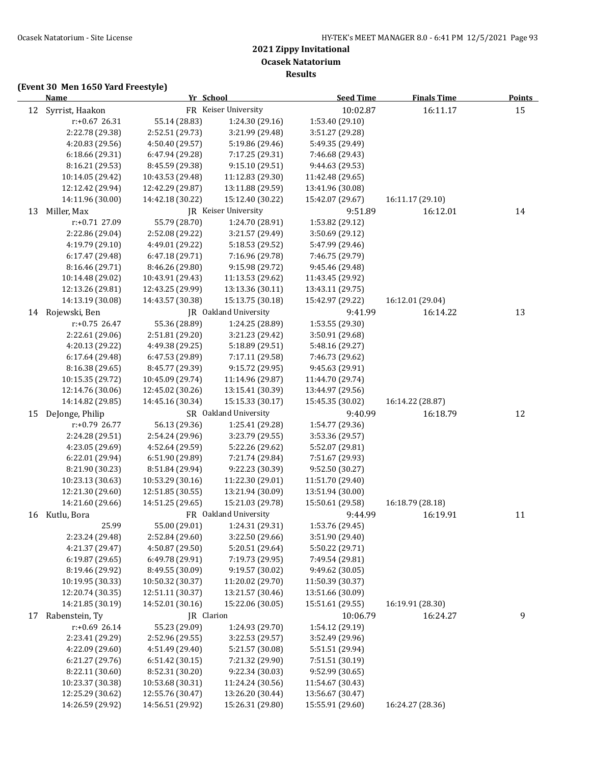## 2021 Zippy Invitational
## Ocasek Natatorium
## Results

**(Event 30 Men 1650 Yard Freestyle)**

| | Name | Yr | School | Seed Time | Finals Time | Points |
|---|---|---|---|---|---|---|
| 12 | Syrrist, Haakon | FR | Keiser University | 10:02.87 | 16:11.17 | 15 |
| | r:+0.67 26.31 | 55.14 (28.83) | 1:24.30 (29.16) | 1:53.40 (29.10) | | |
| | 2:22.78 (29.38) | 2:52.51 (29.73) | 3:21.99 (29.48) | 3:51.27 (29.28) | | |
| | 4:20.83 (29.56) | 4:50.40 (29.57) | 5:19.86 (29.46) | 5:49.35 (29.49) | | |
| | 6:18.66 (29.31) | 6:47.94 (29.28) | 7:17.25 (29.31) | 7:46.68 (29.43) | | |
| | 8:16.21 (29.53) | 8:45.59 (29.38) | 9:15.10 (29.51) | 9:44.63 (29.53) | | |
| | 10:14.05 (29.42) | 10:43.53 (29.48) | 11:12.83 (29.30) | 11:42.48 (29.65) | | |
| | 12:12.42 (29.94) | 12:42.29 (29.87) | 13:11.88 (29.59) | 13:41.96 (30.08) | | |
| | 14:11.96 (30.00) | 14:42.18 (30.22) | 15:12.40 (30.22) | 15:42.07 (29.67) | 16:11.17 (29.10) | |
| 13 | Miller, Max | JR | Keiser University | 9:51.89 | 16:12.01 | 14 |
| | r:+0.71 27.09 | 55.79 (28.70) | 1:24.70 (28.91) | 1:53.82 (29.12) | | |
| | 2:22.86 (29.04) | 2:52.08 (29.22) | 3:21.57 (29.49) | 3:50.69 (29.12) | | |
| | 4:19.79 (29.10) | 4:49.01 (29.22) | 5:18.53 (29.52) | 5:47.99 (29.46) | | |
| | 6:17.47 (29.48) | 6:47.18 (29.71) | 7:16.96 (29.78) | 7:46.75 (29.79) | | |
| | 8:16.46 (29.71) | 8:46.26 (29.80) | 9:15.98 (29.72) | 9:45.46 (29.48) | | |
| | 10:14.48 (29.02) | 10:43.91 (29.43) | 11:13.53 (29.62) | 11:43.45 (29.92) | | |
| | 12:13.26 (29.81) | 12:43.25 (29.99) | 13:13.36 (30.11) | 13:43.11 (29.75) | | |
| | 14:13.19 (30.08) | 14:43.57 (30.38) | 15:13.75 (30.18) | 15:42.97 (29.22) | 16:12.01 (29.04) | |
| 14 | Rojewski, Ben | JR | Oakland University | 9:41.99 | 16:14.22 | 13 |
| | r:+0.75 26.47 | 55.36 (28.89) | 1:24.25 (28.89) | 1:53.55 (29.30) | | |
| | 2:22.61 (29.06) | 2:51.81 (29.20) | 3:21.23 (29.42) | 3:50.91 (29.68) | | |
| | 4:20.13 (29.22) | 4:49.38 (29.25) | 5:18.89 (29.51) | 5:48.16 (29.27) | | |
| | 6:17.64 (29.48) | 6:47.53 (29.89) | 7:17.11 (29.58) | 7:46.73 (29.62) | | |
| | 8:16.38 (29.65) | 8:45.77 (29.39) | 9:15.72 (29.95) | 9:45.63 (29.91) | | |
| | 10:15.35 (29.72) | 10:45.09 (29.74) | 11:14.96 (29.87) | 11:44.70 (29.74) | | |
| | 12:14.76 (30.06) | 12:45.02 (30.26) | 13:15.41 (30.39) | 13:44.97 (29.56) | | |
| | 14:14.82 (29.85) | 14:45.16 (30.34) | 15:15.33 (30.17) | 15:45.35 (30.02) | 16:14.22 (28.87) | |
| 15 | DeJonge, Philip | SR | Oakland University | 9:40.99 | 16:18.79 | 12 |
| | r:+0.79 26.77 | 56.13 (29.36) | 1:25.41 (29.28) | 1:54.77 (29.36) | | |
| | 2:24.28 (29.51) | 2:54.24 (29.96) | 3:23.79 (29.55) | 3:53.36 (29.57) | | |
| | 4:23.05 (29.69) | 4:52.64 (29.59) | 5:22.26 (29.62) | 5:52.07 (29.81) | | |
| | 6:22.01 (29.94) | 6:51.90 (29.89) | 7:21.74 (29.84) | 7:51.67 (29.93) | | |
| | 8:21.90 (30.23) | 8:51.84 (29.94) | 9:22.23 (30.39) | 9:52.50 (30.27) | | |
| | 10:23.13 (30.63) | 10:53.29 (30.16) | 11:22.30 (29.01) | 11:51.70 (29.40) | | |
| | 12:21.30 (29.60) | 12:51.85 (30.55) | 13:21.94 (30.09) | 13:51.94 (30.00) | | |
| | 14:21.60 (29.66) | 14:51.25 (29.65) | 15:21.03 (29.78) | 15:50.61 (29.58) | 16:18.79 (28.18) | |
| 16 | Kutlu, Bora | FR | Oakland University | 9:44.99 | 16:19.91 | 11 |
| | 25.99 | 55.00 (29.01) | 1:24.31 (29.31) | 1:53.76 (29.45) | | |
| | 2:23.24 (29.48) | 2:52.84 (29.60) | 3:22.50 (29.66) | 3:51.90 (29.40) | | |
| | 4:21.37 (29.47) | 4:50.87 (29.50) | 5:20.51 (29.64) | 5:50.22 (29.71) | | |
| | 6:19.87 (29.65) | 6:49.78 (29.91) | 7:19.73 (29.95) | 7:49.54 (29.81) | | |
| | 8:19.46 (29.92) | 8:49.55 (30.09) | 9:19.57 (30.02) | 9:49.62 (30.05) | | |
| | 10:19.95 (30.33) | 10:50.32 (30.37) | 11:20.02 (29.70) | 11:50.39 (30.37) | | |
| | 12:20.74 (30.35) | 12:51.11 (30.37) | 13:21.57 (30.46) | 13:51.66 (30.09) | | |
| | 14:21.85 (30.19) | 14:52.01 (30.16) | 15:22.06 (30.05) | 15:51.61 (29.55) | 16:19.91 (28.30) | |
| 17 | Rabenstein, Ty | JR | Clarion | 10:06.79 | 16:24.27 | 9 |
| | r:+0.69 26.14 | 55.23 (29.09) | 1:24.93 (29.70) | 1:54.12 (29.19) | | |
| | 2:23.41 (29.29) | 2:52.96 (29.55) | 3:22.53 (29.57) | 3:52.49 (29.96) | | |
| | 4:22.09 (29.60) | 4:51.49 (29.40) | 5:21.57 (30.08) | 5:51.51 (29.94) | | |
| | 6:21.27 (29.76) | 6:51.42 (30.15) | 7:21.32 (29.90) | 7:51.51 (30.19) | | |
| | 8:22.11 (30.60) | 8:52.31 (30.20) | 9:22.34 (30.03) | 9:52.99 (30.65) | | |
| | 10:23.37 (30.38) | 10:53.68 (30.31) | 11:24.24 (30.56) | 11:54.67 (30.43) | | |
| | 12:25.29 (30.62) | 12:55.76 (30.47) | 13:26.20 (30.44) | 13:56.67 (30.47) | | |
| | 14:26.59 (29.92) | 14:56.51 (29.92) | 15:26.31 (29.80) | 15:55.91 (29.60) | 16:24.27 (28.36) | |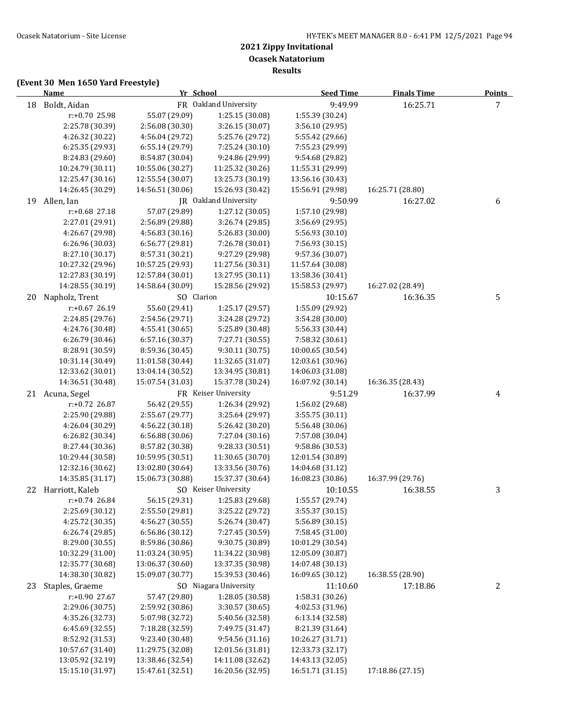# 2021 Zippy Invitational

## Ocasek Natatorium

### Results

**(Event 30 Men 1650 Yard Freestyle)**

| | Name | Yr | School | Seed Time | Finals Time | Points |
|---|---|---|---|---|---|---|
| 18 | Boldt, Aidan | FR | Oakland University | 9:49.99 | 16:25.71 | 7 |
| | r:+0.70 25.98 | 55.07 (29.09) | 1:25.15 (30.08) | 1:55.39 (30.24) | | |
| | 2:25.78 (30.39) | 2:56.08 (30.30) | 3:26.15 (30.07) | 3:56.10 (29.95) | | |
| | 4:26.32 (30.22) | 4:56.04 (29.72) | 5:25.76 (29.72) | 5:55.42 (29.66) | | |
| | 6:25.35 (29.93) | 6:55.14 (29.79) | 7:25.24 (30.10) | 7:55.23 (29.99) | | |
| | 8:24.83 (29.60) | 8:54.87 (30.04) | 9:24.86 (29.99) | 9:54.68 (29.82) | | |
| | 10:24.79 (30.11) | 10:55.06 (30.27) | 11:25.32 (30.26) | 11:55.31 (29.99) | | |
| | 12:25.47 (30.16) | 12:55.54 (30.07) | 13:25.73 (30.19) | 13:56.16 (30.43) | | |
| | 14:26.45 (30.29) | 14:56.51 (30.06) | 15:26.93 (30.42) | 15:56.91 (29.98) | 16:25.71 (28.80) | |
| 19 | Allen, Ian | JR | Oakland University | 9:50.99 | 16:27.02 | 6 |
| | r:+0.68 27.18 | 57.07 (29.89) | 1:27.12 (30.05) | 1:57.10 (29.98) | | |
| | 2:27.01 (29.91) | 2:56.89 (29.88) | 3:26.74 (29.85) | 3:56.69 (29.95) | | |
| | 4:26.67 (29.98) | 4:56.83 (30.16) | 5:26.83 (30.00) | 5:56.93 (30.10) | | |
| | 6:26.96 (30.03) | 6:56.77 (29.81) | 7:26.78 (30.01) | 7:56.93 (30.15) | | |
| | 8:27.10 (30.17) | 8:57.31 (30.21) | 9:27.29 (29.98) | 9:57.36 (30.07) | | |
| | 10:27.32 (29.96) | 10:57.25 (29.93) | 11:27.56 (30.31) | 11:57.64 (30.08) | | |
| | 12:27.83 (30.19) | 12:57.84 (30.01) | 13:27.95 (30.11) | 13:58.36 (30.41) | | |
| | 14:28.55 (30.19) | 14:58.64 (30.09) | 15:28.56 (29.92) | 15:58.53 (29.97) | 16:27.02 (28.49) | |
| 20 | Napholz, Trent | SO | Clarion | 10:15.67 | 16:36.35 | 5 |
| | r:+0.67 26.19 | 55.60 (29.41) | 1:25.17 (29.57) | 1:55.09 (29.92) | | |
| | 2:24.85 (29.76) | 2:54.56 (29.71) | 3:24.28 (29.72) | 3:54.28 (30.00) | | |
| | 4:24.76 (30.48) | 4:55.41 (30.65) | 5:25.89 (30.48) | 5:56.33 (30.44) | | |
| | 6:26.79 (30.46) | 6:57.16 (30.37) | 7:27.71 (30.55) | 7:58.32 (30.61) | | |
| | 8:28.91 (30.59) | 8:59.36 (30.45) | 9:30.11 (30.75) | 10:00.65 (30.54) | | |
| | 10:31.14 (30.49) | 11:01.58 (30.44) | 11:32.65 (31.07) | 12:03.61 (30.96) | | |
| | 12:33.62 (30.01) | 13:04.14 (30.52) | 13:34.95 (30.81) | 14:06.03 (31.08) | | |
| | 14:36.51 (30.48) | 15:07.54 (31.03) | 15:37.78 (30.24) | 16:07.92 (30.14) | 16:36.35 (28.43) | |
| 21 | Acuna, Segel | FR | Keiser University | 9:51.29 | 16:37.99 | 4 |
| | r:+0.72 26.87 | 56.42 (29.55) | 1:26.34 (29.92) | 1:56.02 (29.68) | | |
| | 2:25.90 (29.88) | 2:55.67 (29.77) | 3:25.64 (29.97) | 3:55.75 (30.11) | | |
| | 4:26.04 (30.29) | 4:56.22 (30.18) | 5:26.42 (30.20) | 5:56.48 (30.06) | | |
| | 6:26.82 (30.34) | 6:56.88 (30.06) | 7:27.04 (30.16) | 7:57.08 (30.04) | | |
| | 8:27.44 (30.36) | 8:57.82 (30.38) | 9:28.33 (30.51) | 9:58.86 (30.53) | | |
| | 10:29.44 (30.58) | 10:59.95 (30.51) | 11:30.65 (30.70) | 12:01.54 (30.89) | | |
| | 12:32.16 (30.62) | 13:02.80 (30.64) | 13:33.56 (30.76) | 14:04.68 (31.12) | | |
| | 14:35.85 (31.17) | 15:06.73 (30.88) | 15:37.37 (30.64) | 16:08.23 (30.86) | 16:37.99 (29.76) | |
| 22 | Harriott, Kaleb | SO | Keiser University | 10:10.55 | 16:38.55 | 3 |
| | r:+0.74 26.84 | 56.15 (29.31) | 1:25.83 (29.68) | 1:55.57 (29.74) | | |
| | 2:25.69 (30.12) | 2:55.50 (29.81) | 3:25.22 (29.72) | 3:55.37 (30.15) | | |
| | 4:25.72 (30.35) | 4:56.27 (30.55) | 5:26.74 (30.47) | 5:56.89 (30.15) | | |
| | 6:26.74 (29.85) | 6:56.86 (30.12) | 7:27.45 (30.59) | 7:58.45 (31.00) | | |
| | 8:29.00 (30.55) | 8:59.86 (30.86) | 9:30.75 (30.89) | 10:01.29 (30.54) | | |
| | 10:32.29 (31.00) | 11:03.24 (30.95) | 11:34.22 (30.98) | 12:05.09 (30.87) | | |
| | 12:35.77 (30.68) | 13:06.37 (30.60) | 13:37.35 (30.98) | 14:07.48 (30.13) | | |
| | 14:38.30 (30.82) | 15:09.07 (30.77) | 15:39.53 (30.46) | 16:09.65 (30.12) | 16:38.55 (28.90) | |
| 23 | Staples, Graeme | SO | Niagara University | 11:10.60 | 17:18.86 | 2 |
| | r:+0.90 27.67 | 57.47 (29.80) | 1:28.05 (30.58) | 1:58.31 (30.26) | | |
| | 2:29.06 (30.75) | 2:59.92 (30.86) | 3:30.57 (30.65) | 4:02.53 (31.96) | | |
| | 4:35.26 (32.73) | 5:07.98 (32.72) | 5:40.56 (32.58) | 6:13.14 (32.58) | | |
| | 6:45.69 (32.55) | 7:18.28 (32.59) | 7:49.75 (31.47) | 8:21.39 (31.64) | | |
| | 8:52.92 (31.53) | 9:23.40 (30.48) | 9:54.56 (31.16) | 10:26.27 (31.71) | | |
| | 10:57.67 (31.40) | 11:29.75 (32.08) | 12:01.56 (31.81) | 12:33.73 (32.17) | | |
| | 13:05.92 (32.19) | 13:38.46 (32.54) | 14:11.08 (32.62) | 14:43.13 (32.05) | | |
| | 15:15.10 (31.97) | 15:47.61 (32.51) | 16:20.56 (32.95) | 16:51.71 (31.15) | 17:18.86 (27.15) | |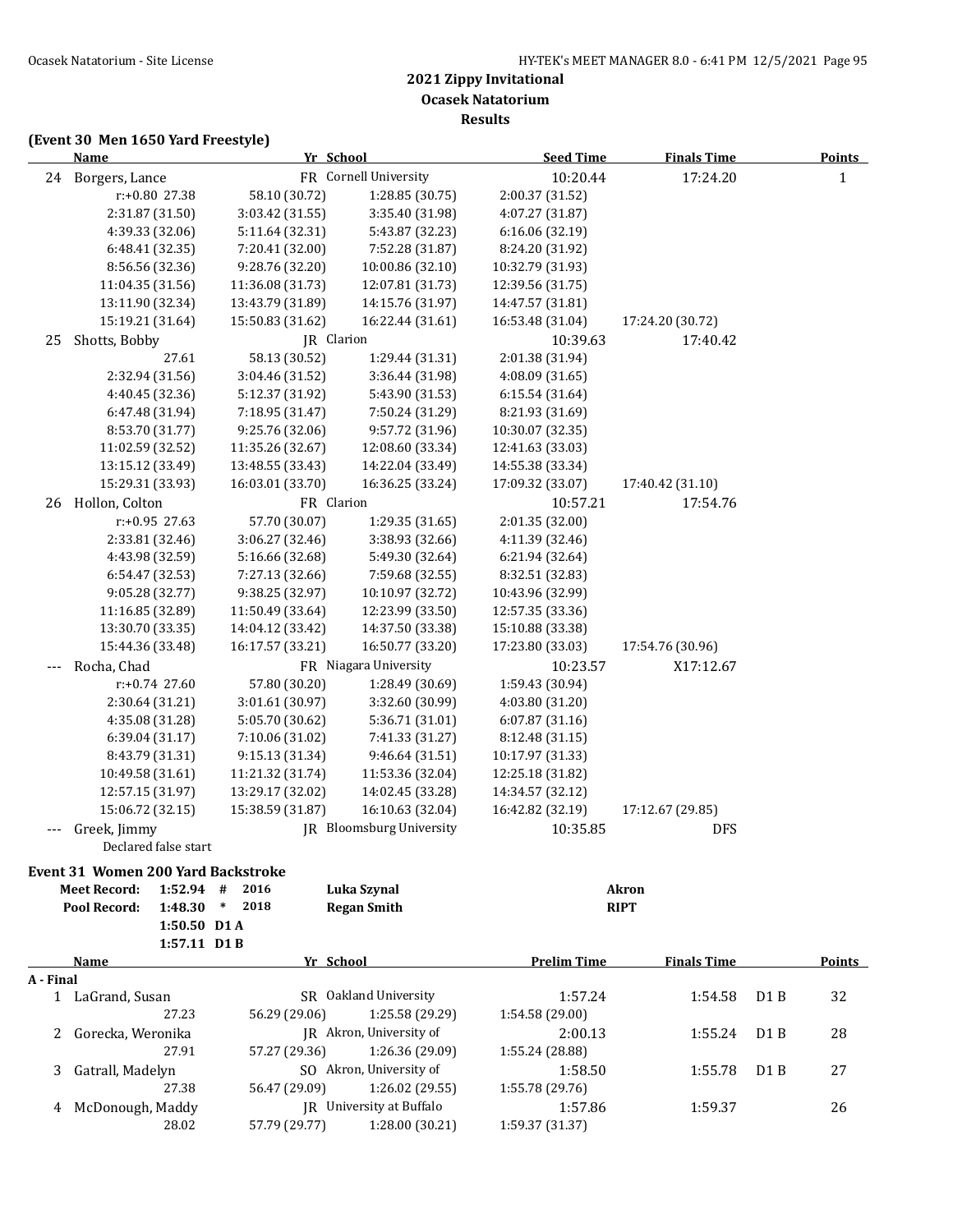## 2021 Zippy Invitational
### Ocasek Natatorium
### Results

**(Event 30 Men 1650 Yard Freestyle)**

| | Name | Yr | School | Seed Time | Finals Time | Points |
|---|---|---|---|---|---|---|
| 24 | Borgers, Lance | FR | Cornell University | 10:20.44 | 17:24.20 | 1 |

r:+0.80 27.38, 58.10 (30.72), 1:28.85 (30.75), 2:00.37 (31.52)
2:31.87 (31.50), 3:03.42 (31.55), 3:35.40 (31.98), 4:07.27 (31.87)
4:39.33 (32.06), 5:11.64 (32.31), 5:43.87 (32.23), 6:16.06 (32.19)
6:48.41 (32.35), 7:20.41 (32.00), 7:52.28 (31.87), 8:24.20 (31.92)
8:56.56 (32.36), 9:28.76 (32.20), 10:00.86 (32.10), 10:32.79 (31.93)
11:04.35 (31.56), 11:36.08 (31.73), 12:07.81 (31.73), 12:39.56 (31.75)
13:11.90 (32.34), 13:43.79 (31.89), 14:15.76 (31.97), 14:47.57 (31.81)
15:19.21 (31.64), 15:50.83 (31.62), 16:22.44 (31.61), 16:53.48 (31.04), 17:24.20 (30.72)

| | Name | Yr | School | Seed Time | Finals Time | Points |
|---|---|---|---|---|---|---|
| 25 | Shotts, Bobby | JR | Clarion | 10:39.63 | 17:40.42 | |

27.61, 58.13 (30.52), 1:29.44 (31.31), 2:01.38 (31.94)
2:32.94 (31.56), 3:04.46 (31.52), 3:36.44 (31.98), 4:08.09 (31.65)
4:40.45 (32.36), 5:12.37 (31.92), 5:43.90 (31.53), 6:15.54 (31.64)
6:47.48 (31.94), 7:18.95 (31.47), 7:50.24 (31.29), 8:21.93 (31.69)
8:53.70 (31.77), 9:25.76 (32.06), 9:57.72 (31.96), 10:30.07 (32.35)
11:02.59 (32.52), 11:35.26 (32.67), 12:08.60 (33.34), 12:41.63 (33.03)
13:15.12 (33.49), 13:48.55 (33.43), 14:22.04 (33.49), 14:55.38 (33.34)
15:29.31 (33.93), 16:03.01 (33.70), 16:36.25 (33.24), 17:09.32 (33.07), 17:40.42 (31.10)

| | Name | Yr | School | Seed Time | Finals Time | Points |
|---|---|---|---|---|---|---|
| 26 | Hollon, Colton | FR | Clarion | 10:57.21 | 17:54.76 | |

r:+0.95 27.63, 57.70 (30.07), 1:29.35 (31.65), 2:01.35 (32.00)
2:33.81 (32.46), 3:06.27 (32.46), 3:38.93 (32.66), 4:11.39 (32.46)
4:43.98 (32.59), 5:16.66 (32.68), 5:49.30 (32.64), 6:21.94 (32.64)
6:54.47 (32.53), 7:27.13 (32.66), 7:59.68 (32.55), 8:32.51 (32.83)
9:05.28 (32.77), 9:38.25 (32.97), 10:10.97 (32.72), 10:43.96 (32.99)
11:16.85 (32.89), 11:50.49 (33.64), 12:23.99 (33.50), 12:57.35 (33.36)
13:30.70 (33.35), 14:04.12 (33.42), 14:37.50 (33.38), 15:10.88 (33.38)
15:44.36 (33.48), 16:17.57 (33.21), 16:50.77 (33.20), 17:23.80 (33.03), 17:54.76 (30.96)

| | Name | Yr | School | Seed Time | Finals Time | Points |
|---|---|---|---|---|---|---|
| --- | Rocha, Chad | FR | Niagara University | 10:23.57 | X17:12.67 | |

r:+0.74 27.60, 57.80 (30.20), 1:28.49 (30.69), 1:59.43 (30.94)
2:30.64 (31.21), 3:01.61 (30.97), 3:32.60 (30.99), 4:03.80 (31.20)
4:35.08 (31.28), 5:05.70 (30.62), 5:36.71 (31.01), 6:07.87 (31.16)
6:39.04 (31.17), 7:10.06 (31.02), 7:41.33 (31.27), 8:12.48 (31.15)
8:43.79 (31.31), 9:15.13 (31.34), 9:46.64 (31.51), 10:17.97 (31.33)
10:49.58 (31.61), 11:21.32 (31.74), 11:53.36 (32.04), 12:25.18 (31.82)
12:57.15 (31.97), 13:29.17 (32.02), 14:02.45 (33.28), 14:34.57 (32.12)
15:06.72 (32.15), 15:38.59 (31.87), 16:10.63 (32.04), 16:42.82 (32.19), 17:12.67 (29.85)

| | Name | Yr | School | Seed Time | Finals Time | Points |
|---|---|---|---|---|---|---|
| --- | Greek, Jimmy | JR | Bloomsburg University | 10:35.85 | DFS | |

Declared false start

### Event 31 Women 200 Yard Backstroke

| | Time | | Year | Name | School |
|---|---|---|---|---|---|
| Meet Record: | 1:52.94 | # | 2016 | Luka Szynal | Akron |
| Pool Record: | 1:48.30 | * | 2018 | Regan Smith | RIPT |
| | 1:50.50 | D1 A | | | |
| | 1:57.11 | D1 B | | | |

**A - Final**

| | Name | Yr | School | Prelim Time | Finals Time | | Points |
|---|---|---|---|---|---|---|---|
| 1 | LaGrand, Susan | SR | Oakland University | 1:57.24 | 1:54.58 | D1 B | 32 |
| | 27.23 | 56.29 (29.06) | 1:25.58 (29.29) | 1:54.58 (29.00) | | | |
| 2 | Gorecka, Weronika | JR | Akron, University of | 2:00.13 | 1:55.24 | D1 B | 28 |
| | 27.91 | 57.27 (29.36) | 1:26.36 (29.09) | 1:55.24 (28.88) | | | |
| 3 | Gatrall, Madelyn | SO | Akron, University of | 1:58.50 | 1:55.78 | D1 B | 27 |
| | 27.38 | 56.47 (29.09) | 1:26.02 (29.55) | 1:55.78 (29.76) | | | |
| 4 | McDonough, Maddy | JR | University at Buffalo | 1:57.86 | 1:59.37 | | 26 |
| | 28.02 | 57.79 (29.77) | 1:28.00 (30.21) | 1:59.37 (31.37) | | | |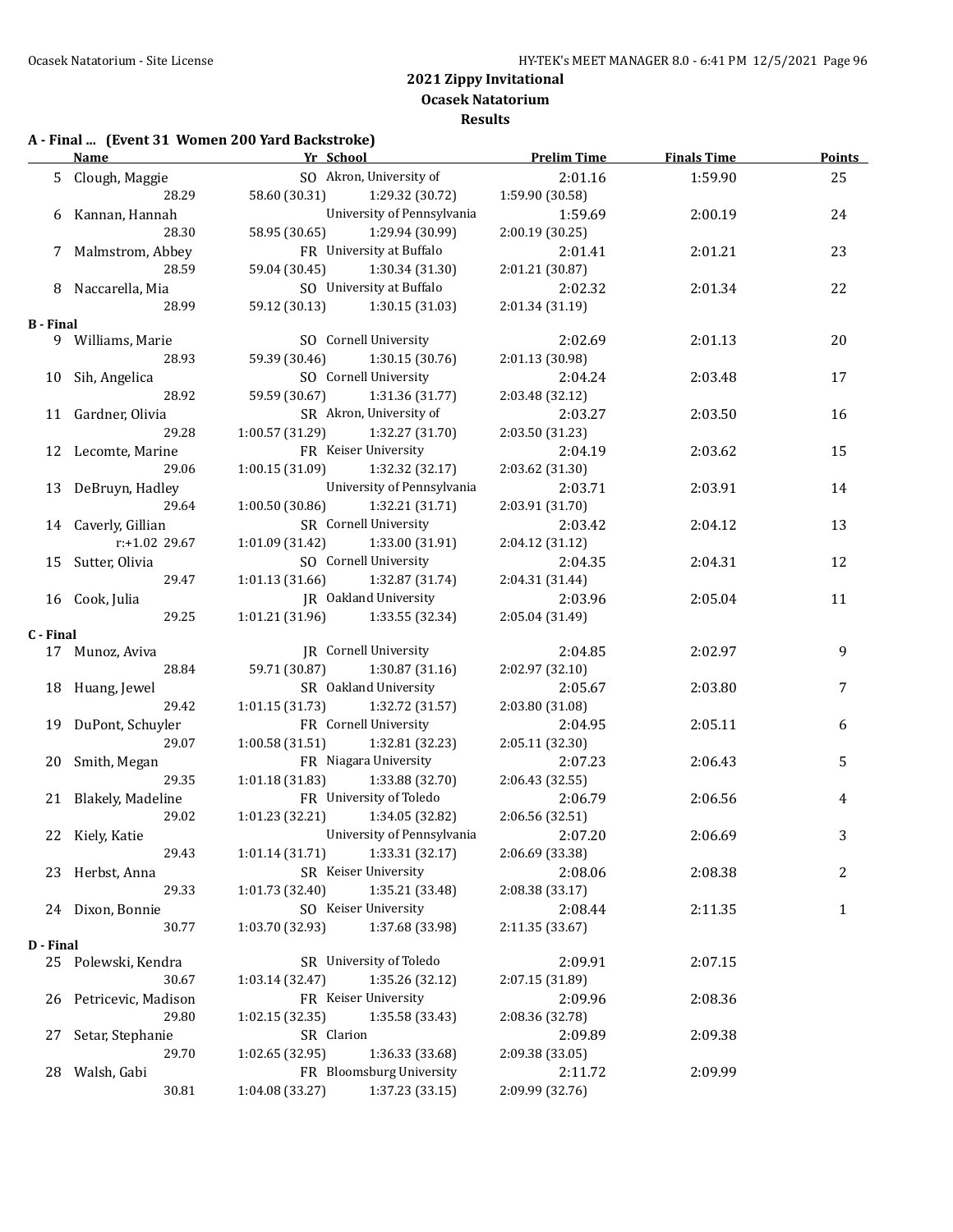# 2021 Zippy Invitational

## Ocasek Natatorium

### Results

**A - Final ... (Event 31 Women 200 Yard Backstroke)**

| | Name | Yr | School | Prelim Time | Finals Time | Points |
|---|---|---|---|---|---|---|
| 5 | Clough, Maggie | SO | Akron, University of | 2:01.16 | 1:59.90 | 25 |
| | 28.29 | 58.60 (30.31) | 1:29.32 (30.72) | 1:59.90 (30.58) | | |
| 6 | Kannan, Hannah | | University of Pennsylvania | 1:59.69 | 2:00.19 | 24 |
| | 28.30 | 58.95 (30.65) | 1:29.94 (30.99) | 2:00.19 (30.25) | | |
| 7 | Malmstrom, Abbey | FR | University at Buffalo | 2:01.41 | 2:01.21 | 23 |
| | 28.59 | 59.04 (30.45) | 1:30.34 (31.30) | 2:01.21 (30.87) | | |
| 8 | Naccarella, Mia | SO | University at Buffalo | 2:02.32 | 2:01.34 | 22 |
| | 28.99 | 59.12 (30.13) | 1:30.15 (31.03) | 2:01.34 (31.19) | | |
| **B - Final** | | | | | | |
| 9 | Williams, Marie | SO | Cornell University | 2:02.69 | 2:01.13 | 20 |
| | 28.93 | 59.39 (30.46) | 1:30.15 (30.76) | 2:01.13 (30.98) | | |
| 10 | Sih, Angelica | SO | Cornell University | 2:04.24 | 2:03.48 | 17 |
| | 28.92 | 59.59 (30.67) | 1:31.36 (31.77) | 2:03.48 (32.12) | | |
| 11 | Gardner, Olivia | SR | Akron, University of | 2:03.27 | 2:03.50 | 16 |
| | 29.28 | 1:00.57 (31.29) | 1:32.27 (31.70) | 2:03.50 (31.23) | | |
| 12 | Lecomte, Marine | FR | Keiser University | 2:04.19 | 2:03.62 | 15 |
| | 29.06 | 1:00.15 (31.09) | 1:32.32 (32.17) | 2:03.62 (31.30) | | |
| 13 | DeBruyn, Hadley | | University of Pennsylvania | 2:03.71 | 2:03.91 | 14 |
| | 29.64 | 1:00.50 (30.86) | 1:32.21 (31.71) | 2:03.91 (31.70) | | |
| 14 | Caverly, Gillian | SR | Cornell University | 2:03.42 | 2:04.12 | 13 |
| | r:+1.02 29.67 | 1:01.09 (31.42) | 1:33.00 (31.91) | 2:04.12 (31.12) | | |
| 15 | Sutter, Olivia | SO | Cornell University | 2:04.35 | 2:04.31 | 12 |
| | 29.47 | 1:01.13 (31.66) | 1:32.87 (31.74) | 2:04.31 (31.44) | | |
| 16 | Cook, Julia | JR | Oakland University | 2:03.96 | 2:05.04 | 11 |
| | 29.25 | 1:01.21 (31.96) | 1:33.55 (32.34) | 2:05.04 (31.49) | | |
| **C - Final** | | | | | | |
| 17 | Munoz, Aviva | JR | Cornell University | 2:04.85 | 2:02.97 | 9 |
| | 28.84 | 59.71 (30.87) | 1:30.87 (31.16) | 2:02.97 (32.10) | | |
| 18 | Huang, Jewel | SR | Oakland University | 2:05.67 | 2:03.80 | 7 |
| | 29.42 | 1:01.15 (31.73) | 1:32.72 (31.57) | 2:03.80 (31.08) | | |
| 19 | DuPont, Schuyler | FR | Cornell University | 2:04.95 | 2:05.11 | 6 |
| | 29.07 | 1:00.58 (31.51) | 1:32.81 (32.23) | 2:05.11 (32.30) | | |
| 20 | Smith, Megan | FR | Niagara University | 2:07.23 | 2:06.43 | 5 |
| | 29.35 | 1:01.18 (31.83) | 1:33.88 (32.70) | 2:06.43 (32.55) | | |
| 21 | Blakely, Madeline | FR | University of Toledo | 2:06.79 | 2:06.56 | 4 |
| | 29.02 | 1:01.23 (32.21) | 1:34.05 (32.82) | 2:06.56 (32.51) | | |
| 22 | Kiely, Katie | | University of Pennsylvania | 2:07.20 | 2:06.69 | 3 |
| | 29.43 | 1:01.14 (31.71) | 1:33.31 (32.17) | 2:06.69 (33.38) | | |
| 23 | Herbst, Anna | SR | Keiser University | 2:08.06 | 2:08.38 | 2 |
| | 29.33 | 1:01.73 (32.40) | 1:35.21 (33.48) | 2:08.38 (33.17) | | |
| 24 | Dixon, Bonnie | SO | Keiser University | 2:08.44 | 2:11.35 | 1 |
| | 30.77 | 1:03.70 (32.93) | 1:37.68 (33.98) | 2:11.35 (33.67) | | |
| **D - Final** | | | | | | |
| 25 | Polewski, Kendra | SR | University of Toledo | 2:09.91 | 2:07.15 | |
| | 30.67 | 1:03.14 (32.47) | 1:35.26 (32.12) | 2:07.15 (31.89) | | |
| 26 | Petricevic, Madison | FR | Keiser University | 2:09.96 | 2:08.36 | |
| | 29.80 | 1:02.15 (32.35) | 1:35.58 (33.43) | 2:08.36 (32.78) | | |
| 27 | Setar, Stephanie | SR | Clarion | 2:09.89 | 2:09.38 | |
| | 29.70 | 1:02.65 (32.95) | 1:36.33 (33.68) | 2:09.38 (33.05) | | |
| 28 | Walsh, Gabi | FR | Bloomsburg University | 2:11.72 | 2:09.99 | |
| | 30.81 | 1:04.08 (33.27) | 1:37.23 (33.15) | 2:09.99 (32.76) | | |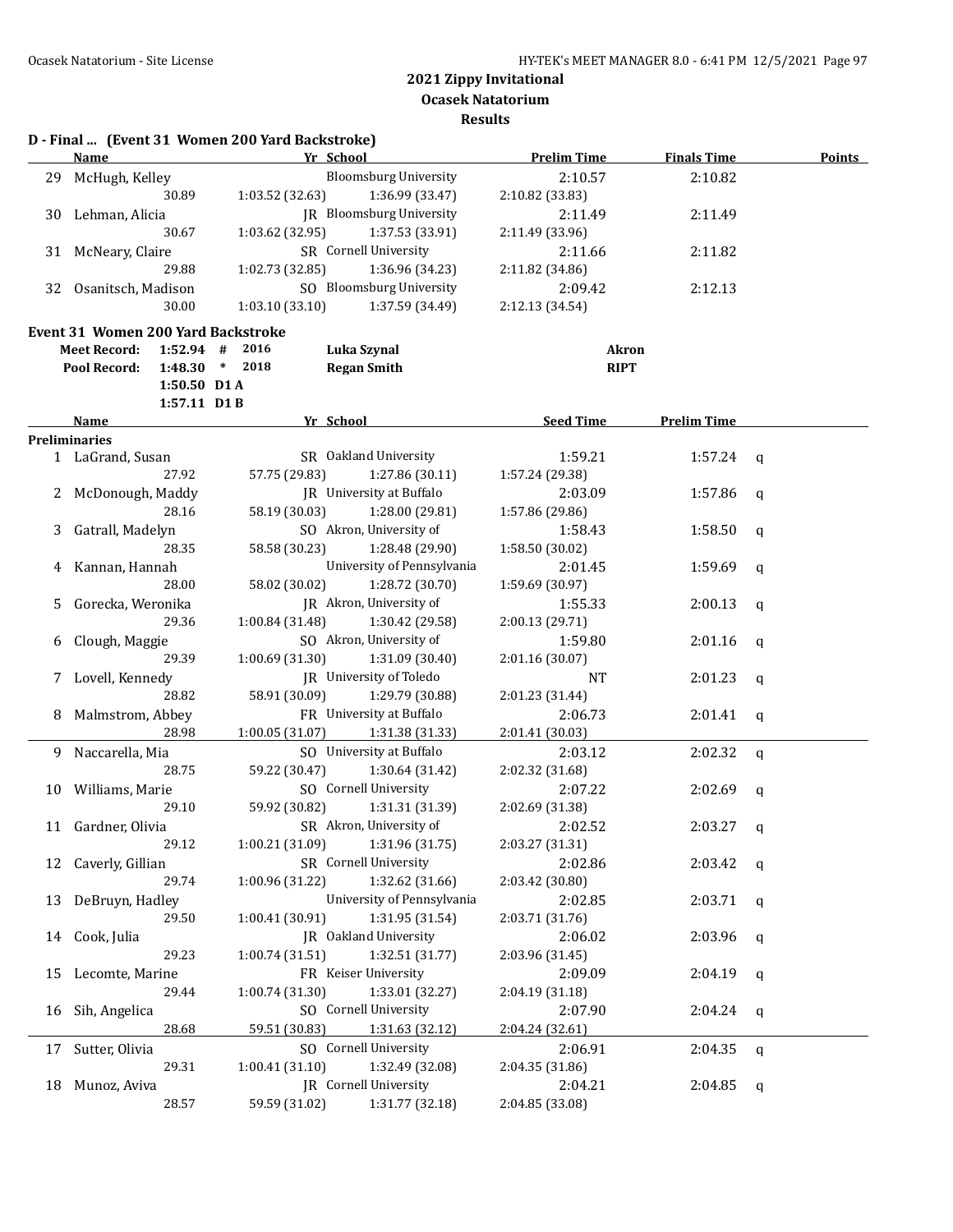## 2021 Zippy Invitational
## Ocasek Natatorium
## Results

### D - Final ... (Event 31 Women 200 Yard Backstroke)

| | Name | Yr | School | Prelim Time | Finals Time | Points |
|---|---|---|---|---|---|---|
| 29 | McHugh, Kelley | | Bloomsburg University | 2:10.57 | 2:10.82 | |
| | 30.89 | 1:03.52 (32.63) | 1:36.99 (33.47) | 2:10.82 (33.83) | | |
| 30 | Lehman, Alicia | JR | Bloomsburg University | 2:11.49 | 2:11.49 | |
| | 30.67 | 1:03.62 (32.95) | 1:37.53 (33.91) | 2:11.49 (33.96) | | |
| 31 | McNeary, Claire | SR | Cornell University | 2:11.66 | 2:11.82 | |
| | 29.88 | 1:02.73 (32.85) | 1:36.96 (34.23) | 2:11.82 (34.86) | | |
| 32 | Osanitsch, Madison | SO | Bloomsburg University | 2:09.42 | 2:12.13 | |
| | 30.00 | 1:03.10 (33.10) | 1:37.59 (34.49) | 2:12.13 (34.54) | | |

### Event 31 Women 200 Yard Backstroke

| | | | | | |
|---|---|---|---|---|---|
| Meet Record: | 1:52.94 | # | 2016 | Luka Szynal | Akron |
| Pool Record: | 1:48.30 | * | 2018 | Regan Smith | RIPT |
| | 1:50.50 | D1 A | | | |
| | 1:57.11 | D1 B | | | |

**Preliminaries**

| | Name | Yr | School | Seed Time | Prelim Time | |
|---|---|---|---|---|---|---|
| 1 | LaGrand, Susan | SR | Oakland University | 1:59.21 | 1:57.24 | q |
| | 27.92 | 57.75 (29.83) | 1:27.86 (30.11) | 1:57.24 (29.38) | | |
| 2 | McDonough, Maddy | JR | University at Buffalo | 2:03.09 | 1:57.86 | q |
| | 28.16 | 58.19 (30.03) | 1:28.00 (29.81) | 1:57.86 (29.86) | | |
| 3 | Gatrall, Madelyn | SO | Akron, University of | 1:58.43 | 1:58.50 | q |
| | 28.35 | 58.58 (30.23) | 1:28.48 (29.90) | 1:58.50 (30.02) | | |
| 4 | Kannan, Hannah | | University of Pennsylvania | 2:01.45 | 1:59.69 | q |
| | 28.00 | 58.02 (30.02) | 1:28.72 (30.70) | 1:59.69 (30.97) | | |
| 5 | Gorecka, Weronika | JR | Akron, University of | 1:55.33 | 2:00.13 | q |
| | 29.36 | 1:00.84 (31.48) | 1:30.42 (29.58) | 2:00.13 (29.71) | | |
| 6 | Clough, Maggie | SO | Akron, University of | 1:59.80 | 2:01.16 | q |
| | 29.39 | 1:00.69 (31.30) | 1:31.09 (30.40) | 2:01.16 (30.07) | | |
| 7 | Lovell, Kennedy | JR | University of Toledo | NT | 2:01.23 | q |
| | 28.82 | 58.91 (30.09) | 1:29.79 (30.88) | 2:01.23 (31.44) | | |
| 8 | Malmstrom, Abbey | FR | University at Buffalo | 2:06.73 | 2:01.41 | q |
| | 28.98 | 1:00.05 (31.07) | 1:31.38 (31.33) | 2:01.41 (30.03) | | |
| 9 | Naccarella, Mia | SO | University at Buffalo | 2:03.12 | 2:02.32 | q |
| | 28.75 | 59.22 (30.47) | 1:30.64 (31.42) | 2:02.32 (31.68) | | |
| 10 | Williams, Marie | SO | Cornell University | 2:07.22 | 2:02.69 | q |
| | 29.10 | 59.92 (30.82) | 1:31.31 (31.39) | 2:02.69 (31.38) | | |
| 11 | Gardner, Olivia | SR | Akron, University of | 2:02.52 | 2:03.27 | q |
| | 29.12 | 1:00.21 (31.09) | 1:31.96 (31.75) | 2:03.27 (31.31) | | |
| 12 | Caverly, Gillian | SR | Cornell University | 2:02.86 | 2:03.42 | q |
| | 29.74 | 1:00.96 (31.22) | 1:32.62 (31.66) | 2:03.42 (30.80) | | |
| 13 | DeBruyn, Hadley | | University of Pennsylvania | 2:02.85 | 2:03.71 | q |
| | 29.50 | 1:00.41 (30.91) | 1:31.95 (31.54) | 2:03.71 (31.76) | | |
| 14 | Cook, Julia | JR | Oakland University | 2:06.02 | 2:03.96 | q |
| | 29.23 | 1:00.74 (31.51) | 1:32.51 (31.77) | 2:03.96 (31.45) | | |
| 15 | Lecomte, Marine | FR | Keiser University | 2:09.09 | 2:04.19 | q |
| | 29.44 | 1:00.74 (31.30) | 1:33.01 (32.27) | 2:04.19 (31.18) | | |
| 16 | Sih, Angelica | SO | Cornell University | 2:07.90 | 2:04.24 | q |
| | 28.68 | 59.51 (30.83) | 1:31.63 (32.12) | 2:04.24 (32.61) | | |
| 17 | Sutter, Olivia | SO | Cornell University | 2:06.91 | 2:04.35 | q |
| | 29.31 | 1:00.41 (31.10) | 1:32.49 (32.08) | 2:04.35 (31.86) | | |
| 18 | Munoz, Aviva | JR | Cornell University | 2:04.21 | 2:04.85 | q |
| | 28.57 | 59.59 (31.02) | 1:31.77 (32.18) | 2:04.85 (33.08) | | |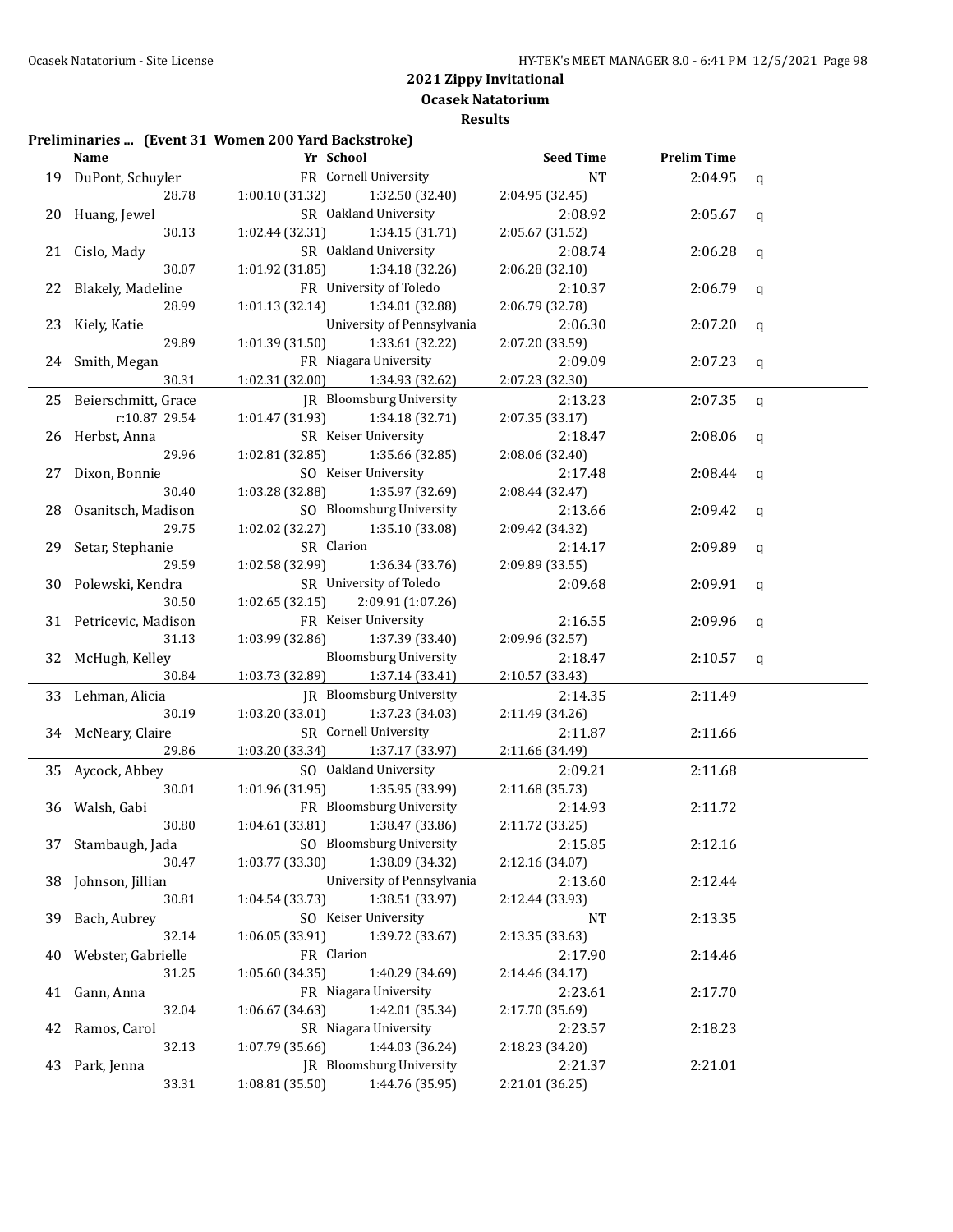# 2021 Zippy Invitational

## Ocasek Natatorium

### Results

**Preliminaries ... (Event 31 Women 200 Yard Backstroke)**

| | Name | Yr | School | Seed Time | Prelim Time | |
|---|---|---|---|---|---|---|
| 19 | DuPont, Schuyler | FR | Cornell University | NT | 2:04.95 | q |
| | 28.78 | 1:00.10 (31.32) | 1:32.50 (32.40) | 2:04.95 (32.45) | | |
| 20 | Huang, Jewel | SR | Oakland University | 2:08.92 | 2:05.67 | q |
| | 30.13 | 1:02.44 (32.31) | 1:34.15 (31.71) | 2:05.67 (31.52) | | |
| 21 | Cislo, Mady | SR | Oakland University | 2:08.74 | 2:06.28 | q |
| | 30.07 | 1:01.92 (31.85) | 1:34.18 (32.26) | 2:06.28 (32.10) | | |
| 22 | Blakely, Madeline | FR | University of Toledo | 2:10.37 | 2:06.79 | q |
| | 28.99 | 1:01.13 (32.14) | 1:34.01 (32.88) | 2:06.79 (32.78) | | |
| 23 | Kiely, Katie | | University of Pennsylvania | 2:06.30 | 2:07.20 | q |
| | 29.89 | 1:01.39 (31.50) | 1:33.61 (32.22) | 2:07.20 (33.59) | | |
| 24 | Smith, Megan | FR | Niagara University | 2:09.09 | 2:07.23 | q |
| | 30.31 | 1:02.31 (32.00) | 1:34.93 (32.62) | 2:07.23 (32.30) | | |
| 25 | Beierschmitt, Grace | JR | Bloomsburg University | 2:13.23 | 2:07.35 | q |
| | r:10.87 29.54 | 1:01.47 (31.93) | 1:34.18 (32.71) | 2:07.35 (33.17) | | |
| 26 | Herbst, Anna | SR | Keiser University | 2:18.47 | 2:08.06 | q |
| | 29.96 | 1:02.81 (32.85) | 1:35.66 (32.85) | 2:08.06 (32.40) | | |
| 27 | Dixon, Bonnie | SO | Keiser University | 2:17.48 | 2:08.44 | q |
| | 30.40 | 1:03.28 (32.88) | 1:35.97 (32.69) | 2:08.44 (32.47) | | |
| 28 | Osanitsch, Madison | SO | Bloomsburg University | 2:13.66 | 2:09.42 | q |
| | 29.75 | 1:02.02 (32.27) | 1:35.10 (33.08) | 2:09.42 (34.32) | | |
| 29 | Setar, Stephanie | SR | Clarion | 2:14.17 | 2:09.89 | q |
| | 29.59 | 1:02.58 (32.99) | 1:36.34 (33.76) | 2:09.89 (33.55) | | |
| 30 | Polewski, Kendra | SR | University of Toledo | 2:09.68 | 2:09.91 | q |
| | 30.50 | 1:02.65 (32.15) | 2:09.91 (1:07.26) | | | |
| 31 | Petricevic, Madison | FR | Keiser University | 2:16.55 | 2:09.96 | q |
| | 31.13 | 1:03.99 (32.86) | 1:37.39 (33.40) | 2:09.96 (32.57) | | |
| 32 | McHugh, Kelley | | Bloomsburg University | 2:18.47 | 2:10.57 | q |
| | 30.84 | 1:03.73 (32.89) | 1:37.14 (33.41) | 2:10.57 (33.43) | | |
| 33 | Lehman, Alicia | JR | Bloomsburg University | 2:14.35 | 2:11.49 | |
| | 30.19 | 1:03.20 (33.01) | 1:37.23 (34.03) | 2:11.49 (34.26) | | |
| 34 | McNeary, Claire | SR | Cornell University | 2:11.87 | 2:11.66 | |
| | 29.86 | 1:03.20 (33.34) | 1:37.17 (33.97) | 2:11.66 (34.49) | | |
| 35 | Aycock, Abbey | SO | Oakland University | 2:09.21 | 2:11.68 | |
| | 30.01 | 1:01.96 (31.95) | 1:35.95 (33.99) | 2:11.68 (35.73) | | |
| 36 | Walsh, Gabi | FR | Bloomsburg University | 2:14.93 | 2:11.72 | |
| | 30.80 | 1:04.61 (33.81) | 1:38.47 (33.86) | 2:11.72 (33.25) | | |
| 37 | Stambaugh, Jada | SO | Bloomsburg University | 2:15.85 | 2:12.16 | |
| | 30.47 | 1:03.77 (33.30) | 1:38.09 (34.32) | 2:12.16 (34.07) | | |
| 38 | Johnson, Jillian | | University of Pennsylvania | 2:13.60 | 2:12.44 | |
| | 30.81 | 1:04.54 (33.73) | 1:38.51 (33.97) | 2:12.44 (33.93) | | |
| 39 | Bach, Aubrey | SO | Keiser University | NT | 2:13.35 | |
| | 32.14 | 1:06.05 (33.91) | 1:39.72 (33.67) | 2:13.35 (33.63) | | |
| 40 | Webster, Gabrielle | FR | Clarion | 2:17.90 | 2:14.46 | |
| | 31.25 | 1:05.60 (34.35) | 1:40.29 (34.69) | 2:14.46 (34.17) | | |
| 41 | Gann, Anna | FR | Niagara University | 2:23.61 | 2:17.70 | |
| | 32.04 | 1:06.67 (34.63) | 1:42.01 (35.34) | 2:17.70 (35.69) | | |
| 42 | Ramos, Carol | SR | Niagara University | 2:23.57 | 2:18.23 | |
| | 32.13 | 1:07.79 (35.66) | 1:44.03 (36.24) | 2:18.23 (34.20) | | |
| 43 | Park, Jenna | JR | Bloomsburg University | 2:21.37 | 2:21.01 | |
| | 33.31 | 1:08.81 (35.50) | 1:44.76 (35.95) | 2:21.01 (36.25) | | |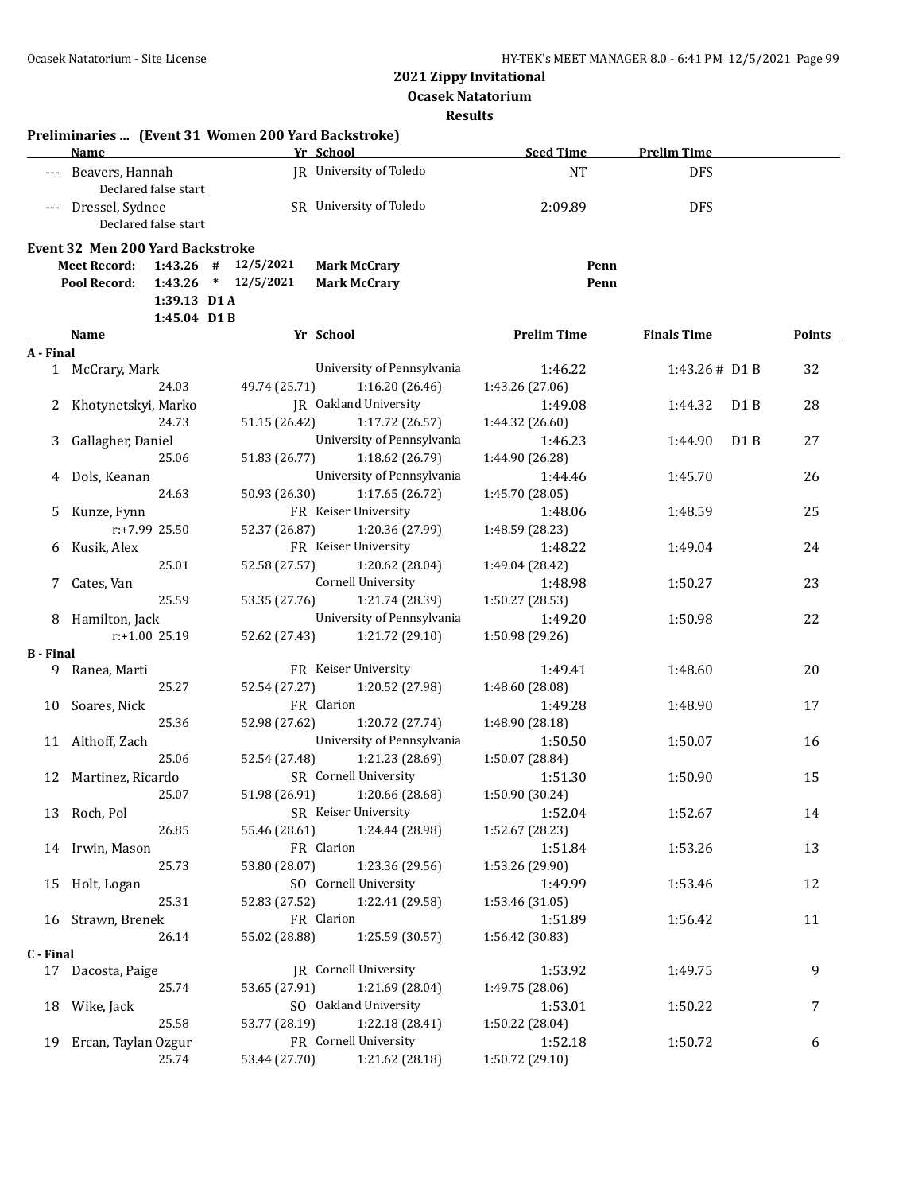## 2021 Zippy Invitational

### Ocasek Natatorium

### Results

**Preliminaries ... (Event 31 Women 200 Yard Backstroke)**

| | Name | Yr | School | Seed Time | Prelim Time |
|---|---|---|---|---|---|
| --- | Beavers, Hannah | JR | University of Toledo | NT | DFS |
| | Declared false start | | | | |
| --- | Dressel, Sydnee | SR | University of Toledo | 2:09.89 | DFS |
| | Declared false start | | | | |

**Event 32 Men 200 Yard Backstroke**

| | | | | | |
|---|---|---|---|---|---|
| Meet Record: | 1:43.26 | # | 12/5/2021 | Mark McCrary | Penn |
| Pool Record: | 1:43.26 | * | 12/5/2021 | Mark McCrary | Penn |
| | 1:39.13 | D1 A | | | |
| | 1:45.04 | D1 B | | | |

| | Name | Yr | School | Prelim Time | Finals Time | | Points |
|---|---|---|---|---|---|---|---|
| **A - Final** | | | | | | | |
| 1 | McCrary, Mark | | University of Pennsylvania | 1:46.22 | 1:43.26 # | D1 B | 32 |
| | 24.03 | 49.74 (25.71) | 1:16.20 (26.46) | 1:43.26 (27.06) | | | |
| 2 | Khotynetskyi, Marko | JR | Oakland University | 1:49.08 | 1:44.32 | D1 B | 28 |
| | 24.73 | 51.15 (26.42) | 1:17.72 (26.57) | 1:44.32 (26.60) | | | |
| 3 | Gallagher, Daniel | | University of Pennsylvania | 1:46.23 | 1:44.90 | D1 B | 27 |
| | 25.06 | 51.83 (26.77) | 1:18.62 (26.79) | 1:44.90 (26.28) | | | |
| 4 | Dols, Keanan | | University of Pennsylvania | 1:44.46 | 1:45.70 | | 26 |
| | 24.63 | 50.93 (26.30) | 1:17.65 (26.72) | 1:45.70 (28.05) | | | |
| 5 | Kunze, Fynn | FR | Keiser University | 1:48.06 | 1:48.59 | | 25 |
| | r:+7.99 25.50 | 52.37 (26.87) | 1:20.36 (27.99) | 1:48.59 (28.23) | | | |
| 6 | Kusik, Alex | FR | Keiser University | 1:48.22 | 1:49.04 | | 24 |
| | 25.01 | 52.58 (27.57) | 1:20.62 (28.04) | 1:49.04 (28.42) | | | |
| 7 | Cates, Van | | Cornell University | 1:48.98 | 1:50.27 | | 23 |
| | 25.59 | 53.35 (27.76) | 1:21.74 (28.39) | 1:50.27 (28.53) | | | |
| 8 | Hamilton, Jack | | University of Pennsylvania | 1:49.20 | 1:50.98 | | 22 |
| | r:+1.00 25.19 | 52.62 (27.43) | 1:21.72 (29.10) | 1:50.98 (29.26) | | | |
| **B - Final** | | | | | | | |
| 9 | Ranea, Marti | FR | Keiser University | 1:49.41 | 1:48.60 | | 20 |
| | 25.27 | 52.54 (27.27) | 1:20.52 (27.98) | 1:48.60 (28.08) | | | |
| 10 | Soares, Nick | FR | Clarion | 1:49.28 | 1:48.90 | | 17 |
| | 25.36 | 52.98 (27.62) | 1:20.72 (27.74) | 1:48.90 (28.18) | | | |
| 11 | Althoff, Zach | | University of Pennsylvania | 1:50.50 | 1:50.07 | | 16 |
| | 25.06 | 52.54 (27.48) | 1:21.23 (28.69) | 1:50.07 (28.84) | | | |
| 12 | Martinez, Ricardo | SR | Cornell University | 1:51.30 | 1:50.90 | | 15 |
| | 25.07 | 51.98 (26.91) | 1:20.66 (28.68) | 1:50.90 (30.24) | | | |
| 13 | Roch, Pol | SR | Keiser University | 1:52.04 | 1:52.67 | | 14 |
| | 26.85 | 55.46 (28.61) | 1:24.44 (28.98) | 1:52.67 (28.23) | | | |
| 14 | Irwin, Mason | FR | Clarion | 1:51.84 | 1:53.26 | | 13 |
| | 25.73 | 53.80 (28.07) | 1:23.36 (29.56) | 1:53.26 (29.90) | | | |
| 15 | Holt, Logan | SO | Cornell University | 1:49.99 | 1:53.46 | | 12 |
| | 25.31 | 52.83 (27.52) | 1:22.41 (29.58) | 1:53.46 (31.05) | | | |
| 16 | Strawn, Brenek | FR | Clarion | 1:51.89 | 1:56.42 | | 11 |
| | 26.14 | 55.02 (28.88) | 1:25.59 (30.57) | 1:56.42 (30.83) | | | |
| **C - Final** | | | | | | | |
| 17 | Dacosta, Paige | JR | Cornell University | 1:53.92 | 1:49.75 | | 9 |
| | 25.74 | 53.65 (27.91) | 1:21.69 (28.04) | 1:49.75 (28.06) | | | |
| 18 | Wike, Jack | SO | Oakland University | 1:53.01 | 1:50.22 | | 7 |
| | 25.58 | 53.77 (28.19) | 1:22.18 (28.41) | 1:50.22 (28.04) | | | |
| 19 | Ercan, Taylan Ozgur | FR | Cornell University | 1:52.18 | 1:50.72 | | 6 |
| | 25.74 | 53.44 (27.70) | 1:21.62 (28.18) | 1:50.72 (29.10) | | | |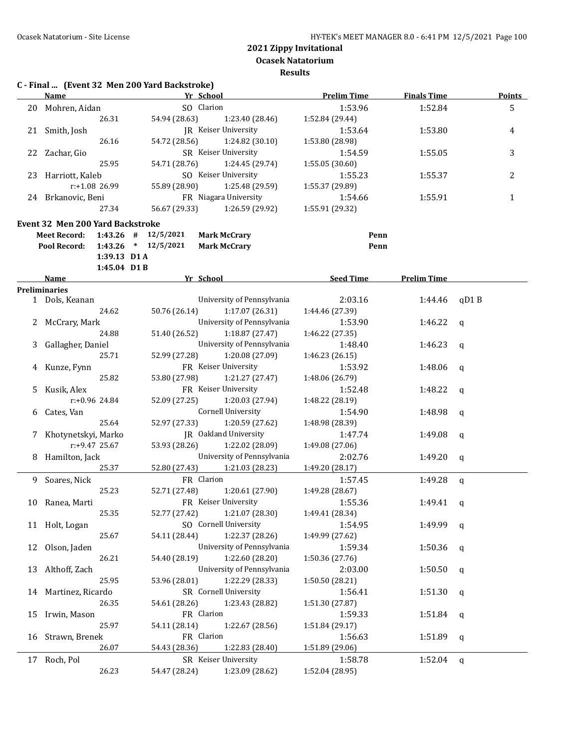## 2021 Zippy Invitational
## Ocasek Natatorium
## Results

### C - Final ... (Event 32 Men 200 Yard Backstroke)

| | Name | Yr | School | Prelim Time | Finals Time | Points |
|---|---|---|---|---|---|---|
| 20 | Mohren, Aidan | SO | Clarion | 1:53.96 | 1:52.84 | 5 |
| | 26.31 | 54.94 (28.63) | 1:23.40 (28.46) | 1:52.84 (29.44) | | |
| 21 | Smith, Josh | JR | Keiser University | 1:53.64 | 1:53.80 | 4 |
| | 26.16 | 54.72 (28.56) | 1:24.82 (30.10) | 1:53.80 (28.98) | | |
| 22 | Zachar, Gio | SR | Keiser University | 1:54.59 | 1:55.05 | 3 |
| | 25.95 | 54.71 (28.76) | 1:24.45 (29.74) | 1:55.05 (30.60) | | |
| 23 | Harriott, Kaleb | SO | Keiser University | 1:55.23 | 1:55.37 | 2 |
| | r:+1.08 26.99 | 55.89 (28.90) | 1:25.48 (29.59) | 1:55.37 (29.89) | | |
| 24 | Brkanovic, Beni | FR | Niagara University | 1:54.66 | 1:55.91 | 1 |
| | 27.34 | 56.67 (29.33) | 1:26.59 (29.92) | 1:55.91 (29.32) | | |

### Event 32 Men 200 Yard Backstroke

| | | | | | |
|---|---|---|---|---|---|
| **Meet Record:** | **1:43.26** | **#** | **12/5/2021** | **Mark McCrary** | **Penn** |
| **Pool Record:** | **1:43.26** | ***** | **12/5/2021** | **Mark McCrary** | **Penn** |
| | **1:39.13** | **D1 A** | | | |
| | **1:45.04** | **D1 B** | | | |

**Preliminaries**

| | Name | Yr | School | Seed Time | Prelim Time | |
|---|---|---|---|---|---|---|
| 1 | Dols, Keanan | | University of Pennsylvania | 2:03.16 | 1:44.46 | qD1 B |
| | 24.62 | 50.76 (26.14) | 1:17.07 (26.31) | 1:44.46 (27.39) | | |
| 2 | McCrary, Mark | | University of Pennsylvania | 1:53.90 | 1:46.22 | q |
| | 24.88 | 51.40 (26.52) | 1:18.87 (27.47) | 1:46.22 (27.35) | | |
| 3 | Gallagher, Daniel | | University of Pennsylvania | 1:48.40 | 1:46.23 | q |
| | 25.71 | 52.99 (27.28) | 1:20.08 (27.09) | 1:46.23 (26.15) | | |
| 4 | Kunze, Fynn | FR | Keiser University | 1:53.92 | 1:48.06 | q |
| | 25.82 | 53.80 (27.98) | 1:21.27 (27.47) | 1:48.06 (26.79) | | |
| 5 | Kusik, Alex | FR | Keiser University | 1:52.48 | 1:48.22 | q |
| | r:+0.96 24.84 | 52.09 (27.25) | 1:20.03 (27.94) | 1:48.22 (28.19) | | |
| 6 | Cates, Van | | Cornell University | 1:54.90 | 1:48.98 | q |
| | 25.64 | 52.97 (27.33) | 1:20.59 (27.62) | 1:48.98 (28.39) | | |
| 7 | Khotynetskyi, Marko | JR | Oakland University | 1:47.74 | 1:49.08 | q |
| | r:+9.47 25.67 | 53.93 (28.26) | 1:22.02 (28.09) | 1:49.08 (27.06) | | |
| 8 | Hamilton, Jack | | University of Pennsylvania | 2:02.76 | 1:49.20 | q |
| | 25.37 | 52.80 (27.43) | 1:21.03 (28.23) | 1:49.20 (28.17) | | |
| 9 | Soares, Nick | FR | Clarion | 1:57.45 | 1:49.28 | q |
| | 25.23 | 52.71 (27.48) | 1:20.61 (27.90) | 1:49.28 (28.67) | | |
| 10 | Ranea, Marti | FR | Keiser University | 1:55.36 | 1:49.41 | q |
| | 25.35 | 52.77 (27.42) | 1:21.07 (28.30) | 1:49.41 (28.34) | | |
| 11 | Holt, Logan | SO | Cornell University | 1:54.95 | 1:49.99 | q |
| | 25.67 | 54.11 (28.44) | 1:22.37 (28.26) | 1:49.99 (27.62) | | |
| 12 | Olson, Jaden | | University of Pennsylvania | 1:59.34 | 1:50.36 | q |
| | 26.21 | 54.40 (28.19) | 1:22.60 (28.20) | 1:50.36 (27.76) | | |
| 13 | Althoff, Zach | | University of Pennsylvania | 2:03.00 | 1:50.50 | q |
| | 25.95 | 53.96 (28.01) | 1:22.29 (28.33) | 1:50.50 (28.21) | | |
| 14 | Martinez, Ricardo | SR | Cornell University | 1:56.41 | 1:51.30 | q |
| | 26.35 | 54.61 (28.26) | 1:23.43 (28.82) | 1:51.30 (27.87) | | |
| 15 | Irwin, Mason | FR | Clarion | 1:59.33 | 1:51.84 | q |
| | 25.97 | 54.11 (28.14) | 1:22.67 (28.56) | 1:51.84 (29.17) | | |
| 16 | Strawn, Brenek | FR | Clarion | 1:56.63 | 1:51.89 | q |
| | 26.07 | 54.43 (28.36) | 1:22.83 (28.40) | 1:51.89 (29.06) | | |
| 17 | Roch, Pol | SR | Keiser University | 1:58.78 | 1:52.04 | q |
| | 26.23 | 54.47 (28.24) | 1:23.09 (28.62) | 1:52.04 (28.95) | | |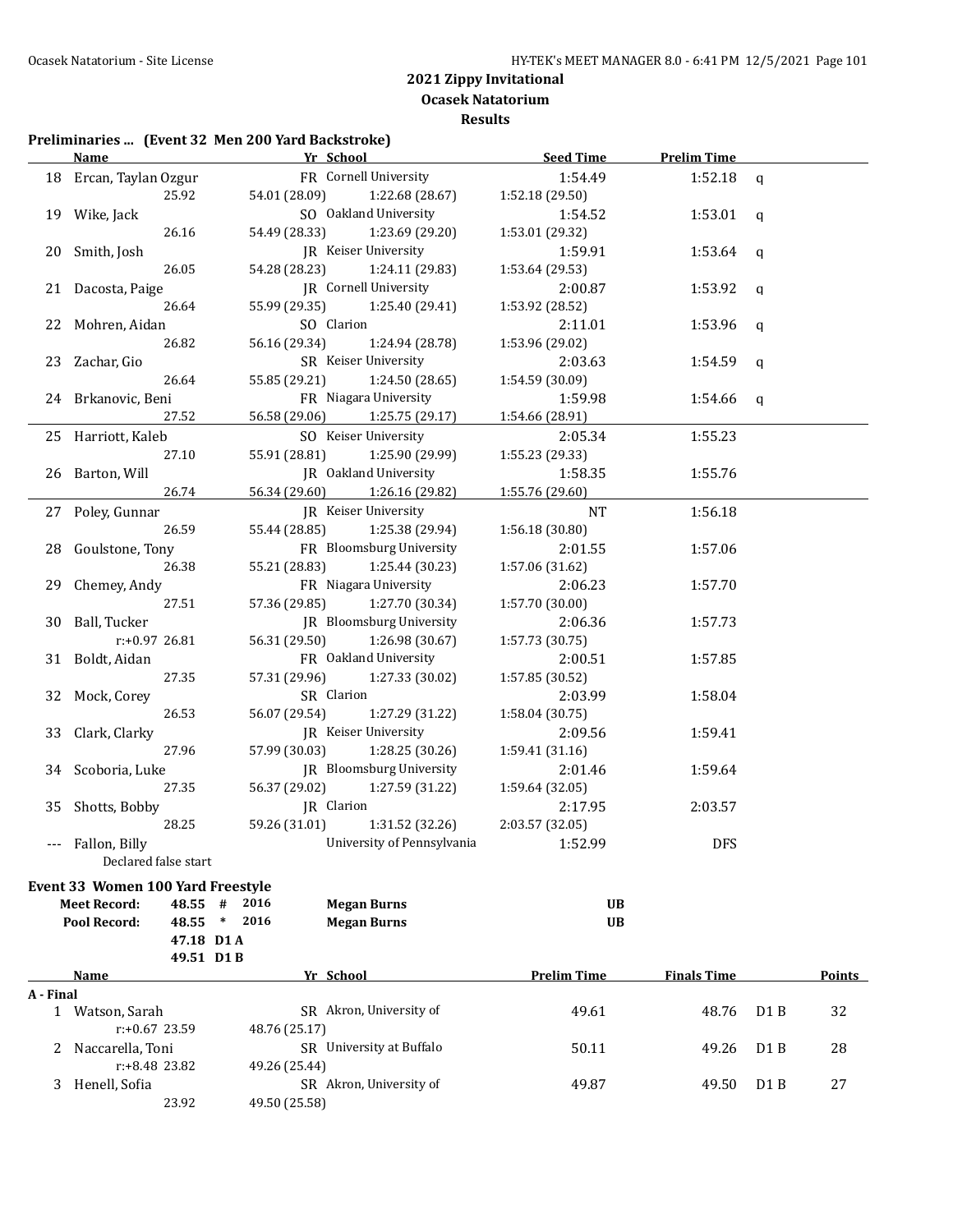2021 Zippy Invitational
Ocasek Natatorium
Results

## Preliminaries ... (Event 32 Men 200 Yard Backstroke)

| | Name | Yr | School | Seed Time | Prelim Time | |
|---|---|---|---|---|---|---|
| 18 | Ercan, Taylan Ozgur | FR | Cornell University | 1:54.49 | 1:52.18 | q |
| | 25.92 | 54.01 (28.09) | 1:22.68 (28.67) | 1:52.18 (29.50) | | |
| 19 | Wike, Jack | SO | Oakland University | 1:54.52 | 1:53.01 | q |
| | 26.16 | 54.49 (28.33) | 1:23.69 (29.20) | 1:53.01 (29.32) | | |
| 20 | Smith, Josh | JR | Keiser University | 1:59.91 | 1:53.64 | q |
| | 26.05 | 54.28 (28.23) | 1:24.11 (29.83) | 1:53.64 (29.53) | | |
| 21 | Dacosta, Paige | JR | Cornell University | 2:00.87 | 1:53.92 | q |
| | 26.64 | 55.99 (29.35) | 1:25.40 (29.41) | 1:53.92 (28.52) | | |
| 22 | Mohren, Aidan | SO | Clarion | 2:11.01 | 1:53.96 | q |
| | 26.82 | 56.16 (29.34) | 1:24.94 (28.78) | 1:53.96 (29.02) | | |
| 23 | Zachar, Gio | SR | Keiser University | 2:03.63 | 1:54.59 | q |
| | 26.64 | 55.85 (29.21) | 1:24.50 (28.65) | 1:54.59 (30.09) | | |
| 24 | Brkanovic, Beni | FR | Niagara University | 1:59.98 | 1:54.66 | q |
| | 27.52 | 56.58 (29.06) | 1:25.75 (29.17) | 1:54.66 (28.91) | | |
| 25 | Harriott, Kaleb | SO | Keiser University | 2:05.34 | 1:55.23 | |
| | 27.10 | 55.91 (28.81) | 1:25.90 (29.99) | 1:55.23 (29.33) | | |
| 26 | Barton, Will | JR | Oakland University | 1:58.35 | 1:55.76 | |
| | 26.74 | 56.34 (29.60) | 1:26.16 (29.82) | 1:55.76 (29.60) | | |
| 27 | Poley, Gunnar | JR | Keiser University | NT | 1:56.18 | |
| | 26.59 | 55.44 (28.85) | 1:25.38 (29.94) | 1:56.18 (30.80) | | |
| 28 | Goulstone, Tony | FR | Bloomsburg University | 2:01.55 | 1:57.06 | |
| | 26.38 | 55.21 (28.83) | 1:25.44 (30.23) | 1:57.06 (31.62) | | |
| 29 | Chemey, Andy | FR | Niagara University | 2:06.23 | 1:57.70 | |
| | 27.51 | 57.36 (29.85) | 1:27.70 (30.34) | 1:57.70 (30.00) | | |
| 30 | Ball, Tucker | JR | Bloomsburg University | 2:06.36 | 1:57.73 | |
| | r:+0.97 26.81 | 56.31 (29.50) | 1:26.98 (30.67) | 1:57.73 (30.75) | | |
| 31 | Boldt, Aidan | FR | Oakland University | 2:00.51 | 1:57.85 | |
| | 27.35 | 57.31 (29.96) | 1:27.33 (30.02) | 1:57.85 (30.52) | | |
| 32 | Mock, Corey | SR | Clarion | 2:03.99 | 1:58.04 | |
| | 26.53 | 56.07 (29.54) | 1:27.29 (31.22) | 1:58.04 (30.75) | | |
| 33 | Clark, Clarky | JR | Keiser University | 2:09.56 | 1:59.41 | |
| | 27.96 | 57.99 (30.03) | 1:28.25 (30.26) | 1:59.41 (31.16) | | |
| 34 | Scoboria, Luke | JR | Bloomsburg University | 2:01.46 | 1:59.64 | |
| | 27.35 | 56.37 (29.02) | 1:27.59 (31.22) | 1:59.64 (32.05) | | |
| 35 | Shotts, Bobby | JR | Clarion | 2:17.95 | 2:03.57 | |
| | 28.25 | 59.26 (31.01) | 1:31.52 (32.26) | 2:03.57 (32.05) | | |
| --- | Fallon, Billy | | University of Pennsylvania | 1:52.99 | DFS | |
| | Declared false start | | | | | |

## Event 33 Women 100 Yard Freestyle

| | | | | | |
|---|---|---|---|---|---|
| Meet Record: | 48.55 | # | 2016 | Megan Burns | UB |
| Pool Record: | 48.55 | * | 2016 | Megan Burns | UB |
| | 47.18 | D1 A | | | |
| | 49.51 | D1 B | | | |

| | Name | Yr | School | Prelim Time | Finals Time | | Points |
|---|---|---|---|---|---|---|---|
| **A - Final** | | | | | | | |
| 1 | Watson, Sarah | SR | Akron, University of | 49.61 | 48.76 | D1 B | 32 |
| | r:+0.67 23.59 | 48.76 (25.17) | | | | | |
| 2 | Naccarella, Toni | SR | University at Buffalo | 50.11 | 49.26 | D1 B | 28 |
| | r:+8.48 23.82 | 49.26 (25.44) | | | | | |
| 3 | Henell, Sofia | SR | Akron, University of | 49.87 | 49.50 | D1 B | 27 |
| | 23.92 | 49.50 (25.58) | | | | | |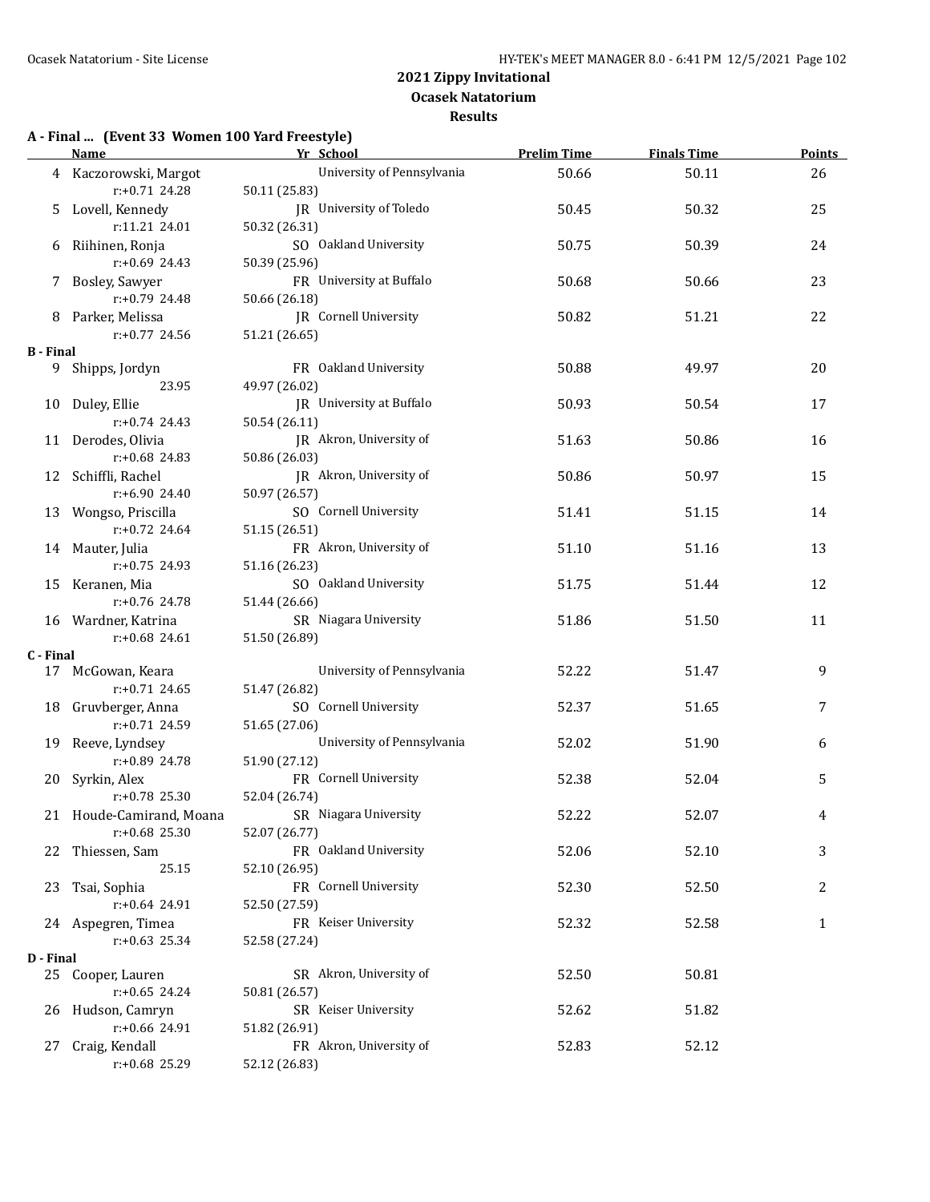# 2021 Zippy Invitational

## Ocasek Natatorium

### Results

**A - Final ... (Event 33 Women 100 Yard Freestyle)**

| | Name | Yr | School | Prelim Time | Finals Time | Points |
|---|---|---|---|---|---|---|
| 4 | Kaczorowski, Margot | | University of Pennsylvania | 50.66 | 50.11 | 26 |
| | r:+0.71 24.28 | 50.11 (25.83) | | | | |
| 5 | Lovell, Kennedy | JR | University of Toledo | 50.45 | 50.32 | 25 |
| | r:11.21 24.01 | 50.32 (26.31) | | | | |
| 6 | Riihinen, Ronja | SO | Oakland University | 50.75 | 50.39 | 24 |
| | r:+0.69 24.43 | 50.39 (25.96) | | | | |
| 7 | Bosley, Sawyer | FR | University at Buffalo | 50.68 | 50.66 | 23 |
| | r:+0.79 24.48 | 50.66 (26.18) | | | | |
| 8 | Parker, Melissa | JR | Cornell University | 50.82 | 51.21 | 22 |
| | r:+0.77 24.56 | 51.21 (26.65) | | | | |

**B - Final**

| | Name | Yr | School | Prelim Time | Finals Time | Points |
|---|---|---|---|---|---|---|
| 9 | Shipps, Jordyn | FR | Oakland University | 50.88 | 49.97 | 20 |
| | 23.95 | 49.97 (26.02) | | | | |
| 10 | Duley, Ellie | JR | University at Buffalo | 50.93 | 50.54 | 17 |
| | r:+0.74 24.43 | 50.54 (26.11) | | | | |
| 11 | Derodes, Olivia | JR | Akron, University of | 51.63 | 50.86 | 16 |
| | r:+0.68 24.83 | 50.86 (26.03) | | | | |
| 12 | Schiffli, Rachel | JR | Akron, University of | 50.86 | 50.97 | 15 |
| | r:+6.90 24.40 | 50.97 (26.57) | | | | |
| 13 | Wongso, Priscilla | SO | Cornell University | 51.41 | 51.15 | 14 |
| | r:+0.72 24.64 | 51.15 (26.51) | | | | |
| 14 | Mauter, Julia | FR | Akron, University of | 51.10 | 51.16 | 13 |
| | r:+0.75 24.93 | 51.16 (26.23) | | | | |
| 15 | Keranen, Mia | SO | Oakland University | 51.75 | 51.44 | 12 |
| | r:+0.76 24.78 | 51.44 (26.66) | | | | |
| 16 | Wardner, Katrina | SR | Niagara University | 51.86 | 51.50 | 11 |
| | r:+0.68 24.61 | 51.50 (26.89) | | | | |

**C - Final**

| | Name | Yr | School | Prelim Time | Finals Time | Points |
|---|---|---|---|---|---|---|
| 17 | McGowan, Keara | | University of Pennsylvania | 52.22 | 51.47 | 9 |
| | r:+0.71 24.65 | 51.47 (26.82) | | | | |
| 18 | Gruvberger, Anna | SO | Cornell University | 52.37 | 51.65 | 7 |
| | r:+0.71 24.59 | 51.65 (27.06) | | | | |
| 19 | Reeve, Lyndsey | | University of Pennsylvania | 52.02 | 51.90 | 6 |
| | r:+0.89 24.78 | 51.90 (27.12) | | | | |
| 20 | Syrkin, Alex | FR | Cornell University | 52.38 | 52.04 | 5 |
| | r:+0.78 25.30 | 52.04 (26.74) | | | | |
| 21 | Houde-Camirand, Moana | SR | Niagara University | 52.22 | 52.07 | 4 |
| | r:+0.68 25.30 | 52.07 (26.77) | | | | |
| 22 | Thiessen, Sam | FR | Oakland University | 52.06 | 52.10 | 3 |
| | 25.15 | 52.10 (26.95) | | | | |
| 23 | Tsai, Sophia | FR | Cornell University | 52.30 | 52.50 | 2 |
| | r:+0.64 24.91 | 52.50 (27.59) | | | | |
| 24 | Aspegren, Timea | FR | Keiser University | 52.32 | 52.58 | 1 |
| | r:+0.63 25.34 | 52.58 (27.24) | | | | |

**D - Final**

| | Name | Yr | School | Prelim Time | Finals Time | Points |
|---|---|---|---|---|---|---|
| 25 | Cooper, Lauren | SR | Akron, University of | 52.50 | 50.81 | |
| | r:+0.65 24.24 | 50.81 (26.57) | | | | |
| 26 | Hudson, Camryn | SR | Keiser University | 52.62 | 51.82 | |
| | r:+0.66 24.91 | 51.82 (26.91) | | | | |
| 27 | Craig, Kendall | FR | Akron, University of | 52.83 | 52.12 | |
| | r:+0.68 25.29 | 52.12 (26.83) | | | | |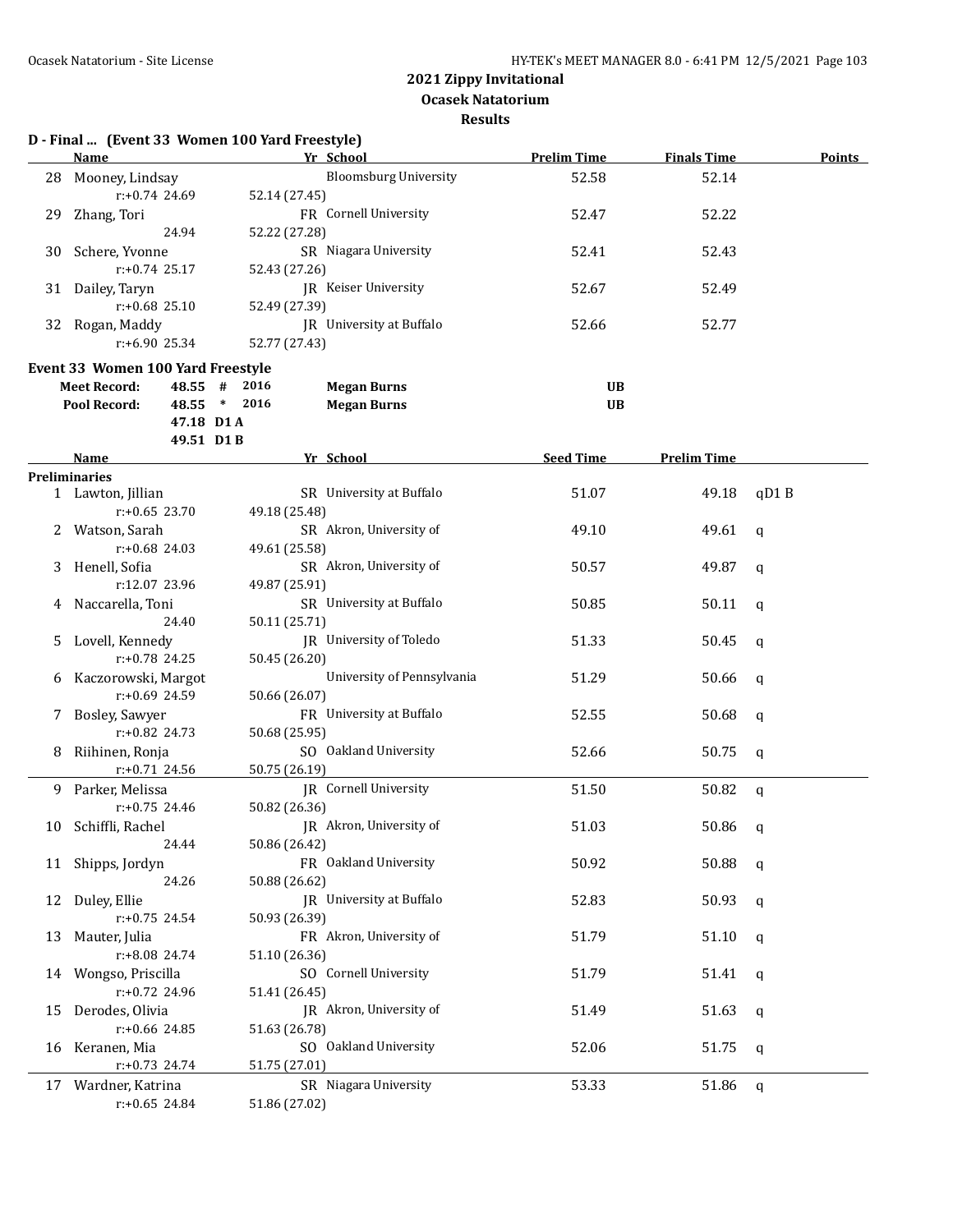2021 Zippy Invitational

Ocasek Natatorium

Results

## D - Final ... (Event 33 Women 100 Yard Freestyle)

| | Name | Yr | School | Prelim Time | Finals Time | Points |
|---|---|---|---|---|---|---|
| 28 | Mooney, Lindsay | | Bloomsburg University | 52.58 | 52.14 | |
| | r:+0.74 24.69 | 52.14 (27.45) | | | | |
| 29 | Zhang, Tori | FR | Cornell University | 52.47 | 52.22 | |
| | 24.94 | 52.22 (27.28) | | | | |
| 30 | Schere, Yvonne | SR | Niagara University | 52.41 | 52.43 | |
| | r:+0.74 25.17 | 52.43 (27.26) | | | | |
| 31 | Dailey, Taryn | JR | Keiser University | 52.67 | 52.49 | |
| | r:+0.68 25.10 | 52.49 (27.39) | | | | |
| 32 | Rogan, Maddy | JR | University at Buffalo | 52.66 | 52.77 | |
| | r:+6.90 25.34 | 52.77 (27.43) | | | | |

## Event 33 Women 100 Yard Freestyle

| | | | | |
|---|---|---|---|---|
| **Meet Record:** | 48.55 # | 2016 | **Megan Burns** | **UB** |
| **Pool Record:** | 48.55 * | 2016 | **Megan Burns** | **UB** |
| | 47.18 D1 A | | | |
| | 49.51 D1 B | | | |

**Preliminaries**

| | Name | Yr | School | Seed Time | Prelim Time | |
|---|---|---|---|---|---|---|
| 1 | Lawton, Jillian | SR | University at Buffalo | 51.07 | 49.18 | qD1 B |
| | r:+0.65 23.70 | 49.18 (25.48) | | | | |
| 2 | Watson, Sarah | SR | Akron, University of | 49.10 | 49.61 | q |
| | r:+0.68 24.03 | 49.61 (25.58) | | | | |
| 3 | Henell, Sofia | SR | Akron, University of | 50.57 | 49.87 | q |
| | r:12.07 23.96 | 49.87 (25.91) | | | | |
| 4 | Naccarella, Toni | SR | University at Buffalo | 50.85 | 50.11 | q |
| | 24.40 | 50.11 (25.71) | | | | |
| 5 | Lovell, Kennedy | JR | University of Toledo | 51.33 | 50.45 | q |
| | r:+0.78 24.25 | 50.45 (26.20) | | | | |
| 6 | Kaczorowski, Margot | | University of Pennsylvania | 51.29 | 50.66 | q |
| | r:+0.69 24.59 | 50.66 (26.07) | | | | |
| 7 | Bosley, Sawyer | FR | University at Buffalo | 52.55 | 50.68 | q |
| | r:+0.82 24.73 | 50.68 (25.95) | | | | |
| 8 | Riihinen, Ronja | SO | Oakland University | 52.66 | 50.75 | q |
| | r:+0.71 24.56 | 50.75 (26.19) | | | | |
| 9 | Parker, Melissa | JR | Cornell University | 51.50 | 50.82 | q |
| | r:+0.75 24.46 | 50.82 (26.36) | | | | |
| 10 | Schiffli, Rachel | JR | Akron, University of | 51.03 | 50.86 | q |
| | 24.44 | 50.86 (26.42) | | | | |
| 11 | Shipps, Jordyn | FR | Oakland University | 50.92 | 50.88 | q |
| | 24.26 | 50.88 (26.62) | | | | |
| 12 | Duley, Ellie | JR | University at Buffalo | 52.83 | 50.93 | q |
| | r:+0.75 24.54 | 50.93 (26.39) | | | | |
| 13 | Mauter, Julia | FR | Akron, University of | 51.79 | 51.10 | q |
| | r:+8.08 24.74 | 51.10 (26.36) | | | | |
| 14 | Wongso, Priscilla | SO | Cornell University | 51.79 | 51.41 | q |
| | r:+0.72 24.96 | 51.41 (26.45) | | | | |
| 15 | Derodes, Olivia | JR | Akron, University of | 51.49 | 51.63 | q |
| | r:+0.66 24.85 | 51.63 (26.78) | | | | |
| 16 | Keranen, Mia | SO | Oakland University | 52.06 | 51.75 | q |
| | r:+0.73 24.74 | 51.75 (27.01) | | | | |
| 17 | Wardner, Katrina | SR | Niagara University | 53.33 | 51.86 | q |
| | r:+0.65 24.84 | 51.86 (27.02) | | | | |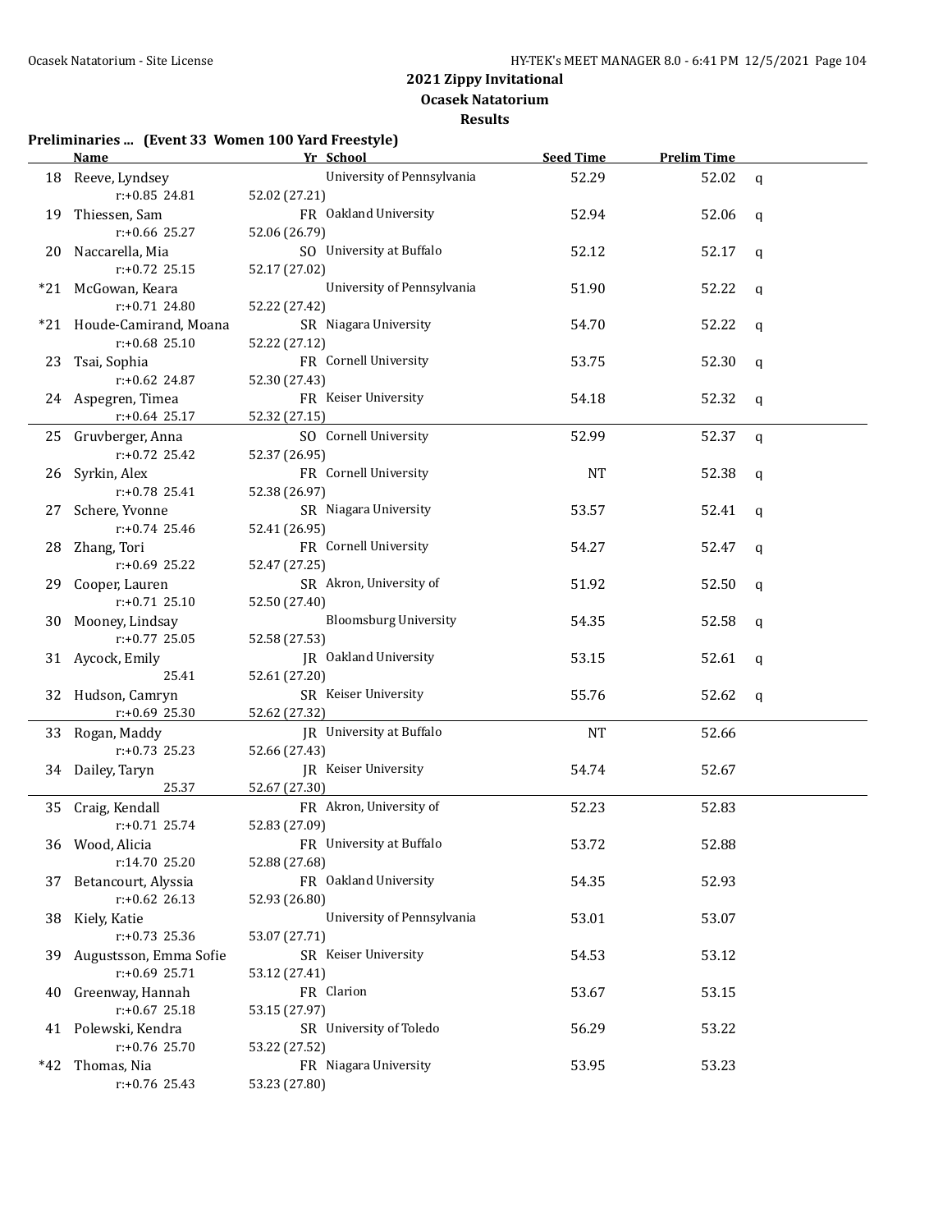# 2021 Zippy Invitational

## Ocasek Natatorium

### Results

**Preliminaries ... (Event 33 Women 100 Yard Freestyle)**

| | Name | Yr | School | Seed Time | Prelim Time | |
|---|---|---|---|---|---|---|
| 18 | Reeve, Lyndsey | | University of Pennsylvania | 52.29 | 52.02 | q |
| | r:+0.85 24.81 | 52.02 (27.21) | | | | |
| 19 | Thiessen, Sam | FR | Oakland University | 52.94 | 52.06 | q |
| | r:+0.66 25.27 | 52.06 (26.79) | | | | |
| 20 | Naccarella, Mia | SO | University at Buffalo | 52.12 | 52.17 | q |
| | r:+0.72 25.15 | 52.17 (27.02) | | | | |
| *21 | McGowan, Keara | | University of Pennsylvania | 51.90 | 52.22 | q |
| | r:+0.71 24.80 | 52.22 (27.42) | | | | |
| *21 | Houde-Camirand, Moana | SR | Niagara University | 54.70 | 52.22 | q |
| | r:+0.68 25.10 | 52.22 (27.12) | | | | |
| 23 | Tsai, Sophia | FR | Cornell University | 53.75 | 52.30 | q |
| | r:+0.62 24.87 | 52.30 (27.43) | | | | |
| 24 | Aspegren, Timea | FR | Keiser University | 54.18 | 52.32 | q |
| | r:+0.64 25.17 | 52.32 (27.15) | | | | |
| 25 | Gruvberger, Anna | SO | Cornell University | 52.99 | 52.37 | q |
| | r:+0.72 25.42 | 52.37 (26.95) | | | | |
| 26 | Syrkin, Alex | FR | Cornell University | NT | 52.38 | q |
| | r:+0.78 25.41 | 52.38 (26.97) | | | | |
| 27 | Schere, Yvonne | SR | Niagara University | 53.57 | 52.41 | q |
| | r:+0.74 25.46 | 52.41 (26.95) | | | | |
| 28 | Zhang, Tori | FR | Cornell University | 54.27 | 52.47 | q |
| | r:+0.69 25.22 | 52.47 (27.25) | | | | |
| 29 | Cooper, Lauren | SR | Akron, University of | 51.92 | 52.50 | q |
| | r:+0.71 25.10 | 52.50 (27.40) | | | | |
| 30 | Mooney, Lindsay | | Bloomsburg University | 54.35 | 52.58 | q |
| | r:+0.77 25.05 | 52.58 (27.53) | | | | |
| 31 | Aycock, Emily | JR | Oakland University | 53.15 | 52.61 | q |
| | 25.41 | 52.61 (27.20) | | | | |
| 32 | Hudson, Camryn | SR | Keiser University | 55.76 | 52.62 | q |
| | r:+0.69 25.30 | 52.62 (27.32) | | | | |
| 33 | Rogan, Maddy | JR | University at Buffalo | NT | 52.66 | |
| | r:+0.73 25.23 | 52.66 (27.43) | | | | |
| 34 | Dailey, Taryn | JR | Keiser University | 54.74 | 52.67 | |
| | 25.37 | 52.67 (27.30) | | | | |
| 35 | Craig, Kendall | FR | Akron, University of | 52.23 | 52.83 | |
| | r:+0.71 25.74 | 52.83 (27.09) | | | | |
| 36 | Wood, Alicia | FR | University at Buffalo | 53.72 | 52.88 | |
| | r:14.70 25.20 | 52.88 (27.68) | | | | |
| 37 | Betancourt, Alyssia | FR | Oakland University | 54.35 | 52.93 | |
| | r:+0.62 26.13 | 52.93 (26.80) | | | | |
| 38 | Kiely, Katie | | University of Pennsylvania | 53.01 | 53.07 | |
| | r:+0.73 25.36 | 53.07 (27.71) | | | | |
| 39 | Augustsson, Emma Sofie | SR | Keiser University | 54.53 | 53.12 | |
| | r:+0.69 25.71 | 53.12 (27.41) | | | | |
| 40 | Greenway, Hannah | FR | Clarion | 53.67 | 53.15 | |
| | r:+0.67 25.18 | 53.15 (27.97) | | | | |
| 41 | Polewski, Kendra | SR | University of Toledo | 56.29 | 53.22 | |
| | r:+0.76 25.70 | 53.22 (27.52) | | | | |
| *42 | Thomas, Nia | FR | Niagara University | 53.95 | 53.23 | |
| | r:+0.76 25.43 | 53.23 (27.80) | | | | |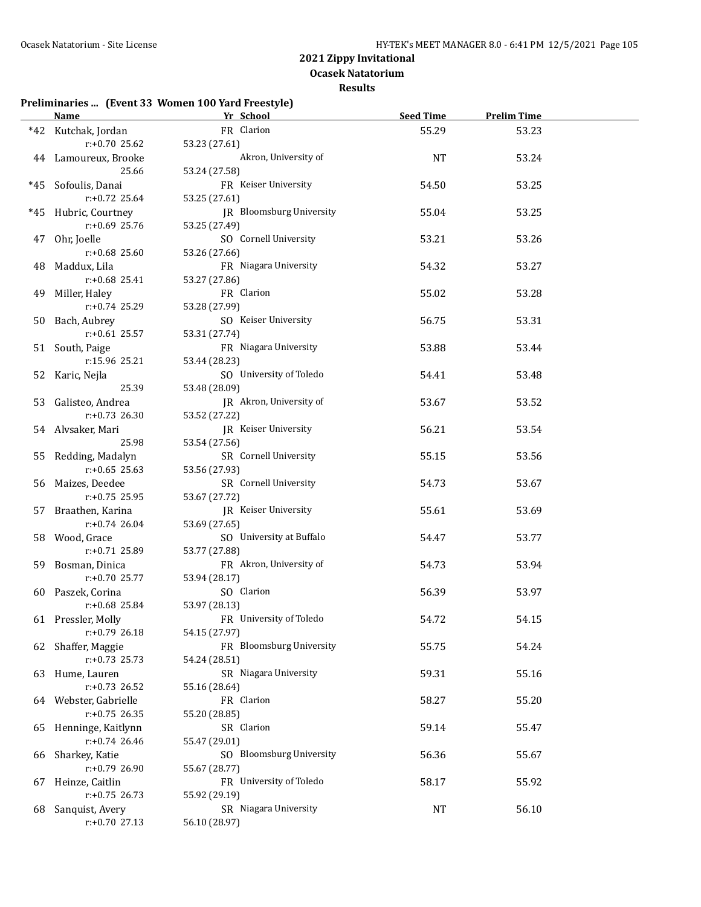# 2021 Zippy Invitational

## Ocasek Natatorium

### Results

**Preliminaries ... (Event 33 Women 100 Yard Freestyle)**

| | Name | Yr | School | Seed Time | Prelim Time |
|---|---|---|---|---|---|
| *42 | Kutchak, Jordan | FR | Clarion | 55.29 | 53.23 |
| | r:+0.70 25.62 | 53.23 (27.61) | | | |
| 44 | Lamoureux, Brooke | | Akron, University of | NT | 53.24 |
| | 25.66 | 53.24 (27.58) | | | |
| *45 | Sofoulis, Danai | FR | Keiser University | 54.50 | 53.25 |
| | r:+0.72 25.64 | 53.25 (27.61) | | | |
| *45 | Hubric, Courtney | JR | Bloomsburg University | 55.04 | 53.25 |
| | r:+0.69 25.76 | 53.25 (27.49) | | | |
| 47 | Ohr, Joelle | SO | Cornell University | 53.21 | 53.26 |
| | r:+0.68 25.60 | 53.26 (27.66) | | | |
| 48 | Maddux, Lila | FR | Niagara University | 54.32 | 53.27 |
| | r:+0.68 25.41 | 53.27 (27.86) | | | |
| 49 | Miller, Haley | FR | Clarion | 55.02 | 53.28 |
| | r:+0.74 25.29 | 53.28 (27.99) | | | |
| 50 | Bach, Aubrey | SO | Keiser University | 56.75 | 53.31 |
| | r:+0.61 25.57 | 53.31 (27.74) | | | |
| 51 | South, Paige | FR | Niagara University | 53.88 | 53.44 |
| | r:15.96 25.21 | 53.44 (28.23) | | | |
| 52 | Karic, Nejla | SO | University of Toledo | 54.41 | 53.48 |
| | 25.39 | 53.48 (28.09) | | | |
| 53 | Galisteo, Andrea | JR | Akron, University of | 53.67 | 53.52 |
| | r:+0.73 26.30 | 53.52 (27.22) | | | |
| 54 | Alvsaker, Mari | JR | Keiser University | 56.21 | 53.54 |
| | 25.98 | 53.54 (27.56) | | | |
| 55 | Redding, Madalyn | SR | Cornell University | 55.15 | 53.56 |
| | r:+0.65 25.63 | 53.56 (27.93) | | | |
| 56 | Maizes, Deedee | SR | Cornell University | 54.73 | 53.67 |
| | r:+0.75 25.95 | 53.67 (27.72) | | | |
| 57 | Braathen, Karina | JR | Keiser University | 55.61 | 53.69 |
| | r:+0.74 26.04 | 53.69 (27.65) | | | |
| 58 | Wood, Grace | SO | University at Buffalo | 54.47 | 53.77 |
| | r:+0.71 25.89 | 53.77 (27.88) | | | |
| 59 | Bosman, Dinica | FR | Akron, University of | 54.73 | 53.94 |
| | r:+0.70 25.77 | 53.94 (28.17) | | | |
| 60 | Paszek, Corina | SO | Clarion | 56.39 | 53.97 |
| | r:+0.68 25.84 | 53.97 (28.13) | | | |
| 61 | Pressler, Molly | FR | University of Toledo | 54.72 | 54.15 |
| | r:+0.79 26.18 | 54.15 (27.97) | | | |
| 62 | Shaffer, Maggie | FR | Bloomsburg University | 55.75 | 54.24 |
| | r:+0.73 25.73 | 54.24 (28.51) | | | |
| 63 | Hume, Lauren | SR | Niagara University | 59.31 | 55.16 |
| | r:+0.73 26.52 | 55.16 (28.64) | | | |
| 64 | Webster, Gabrielle | FR | Clarion | 58.27 | 55.20 |
| | r:+0.75 26.35 | 55.20 (28.85) | | | |
| 65 | Henninge, Kaitlynn | SR | Clarion | 59.14 | 55.47 |
| | r:+0.74 26.46 | 55.47 (29.01) | | | |
| 66 | Sharkey, Katie | SO | Bloomsburg University | 56.36 | 55.67 |
| | r:+0.79 26.90 | 55.67 (28.77) | | | |
| 67 | Heinze, Caitlin | FR | University of Toledo | 58.17 | 55.92 |
| | r:+0.75 26.73 | 55.92 (29.19) | | | |
| 68 | Sanquist, Avery | SR | Niagara University | NT | 56.10 |
| | r:+0.70 27.13 | 56.10 (28.97) | | | |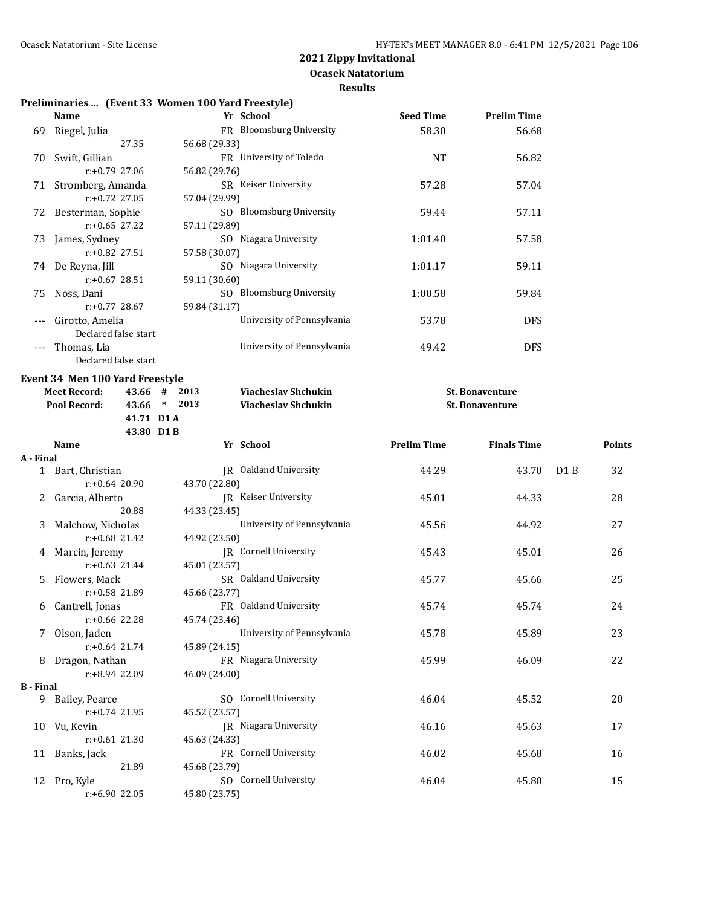## 2021 Zippy Invitational

**Ocasek Natatorium**

**Results**

### Preliminaries ... (Event 33 Women 100 Yard Freestyle)

| | Name | Yr | School | Seed Time | Prelim Time |
|---|---|---|---|---|---|
| 69 | Riegel, Julia | FR | Bloomsburg University | 58.30 | 56.68 |
| | 27.35 | 56.68 (29.33) | | | |
| 70 | Swift, Gillian | FR | University of Toledo | NT | 56.82 |
| | r:+0.79 27.06 | 56.82 (29.76) | | | |
| 71 | Stromberg, Amanda | SR | Keiser University | 57.28 | 57.04 |
| | r:+0.72 27.05 | 57.04 (29.99) | | | |
| 72 | Besterman, Sophie | SO | Bloomsburg University | 59.44 | 57.11 |
| | r:+0.65 27.22 | 57.11 (29.89) | | | |
| 73 | James, Sydney | SO | Niagara University | 1:01.40 | 57.58 |
| | r:+0.82 27.51 | 57.58 (30.07) | | | |
| 74 | De Reyna, Jill | SO | Niagara University | 1:01.17 | 59.11 |
| | r:+0.67 28.51 | 59.11 (30.60) | | | |
| 75 | Noss, Dani | SO | Bloomsburg University | 1:00.58 | 59.84 |
| | r:+0.77 28.67 | 59.84 (31.17) | | | |
| --- | Girotto, Amelia | | University of Pennsylvania | 53.78 | DFS |
| | Declared false start | | | | |
| --- | Thomas, Lia | | University of Pennsylvania | 49.42 | DFS |
| | Declared false start | | | | |

### Event 34 Men 100 Yard Freestyle

| | | | | | |
|---|---|---|---|---|---|
| Meet Record: | 43.66 | # | 2013 | Viacheslav Shchukin | St. Bonaventure |
| Pool Record: | 43.66 | * | 2013 | Viacheslav Shchukin | St. Bonaventure |
| | 41.71 | D1 A | | | |
| | 43.80 | D1 B | | | |

| | Name | Yr | School | Prelim Time | Finals Time | | Points |
|---|---|---|---|---|---|---|---|
| **A - Final** | | | | | | | |
| 1 | Bart, Christian | JR | Oakland University | 44.29 | 43.70 | D1 B | 32 |
| | r:+0.64 20.90 | 43.70 (22.80) | | | | | |
| 2 | Garcia, Alberto | JR | Keiser University | 45.01 | 44.33 | | 28 |
| | 20.88 | 44.33 (23.45) | | | | | |
| 3 | Malchow, Nicholas | | University of Pennsylvania | 45.56 | 44.92 | | 27 |
| | r:+0.68 21.42 | 44.92 (23.50) | | | | | |
| 4 | Marcin, Jeremy | JR | Cornell University | 45.43 | 45.01 | | 26 |
| | r:+0.63 21.44 | 45.01 (23.57) | | | | | |
| 5 | Flowers, Mack | SR | Oakland University | 45.77 | 45.66 | | 25 |
| | r:+0.58 21.89 | 45.66 (23.77) | | | | | |
| 6 | Cantrell, Jonas | FR | Oakland University | 45.74 | 45.74 | | 24 |
| | r:+0.66 22.28 | 45.74 (23.46) | | | | | |
| 7 | Olson, Jaden | | University of Pennsylvania | 45.78 | 45.89 | | 23 |
| | r:+0.64 21.74 | 45.89 (24.15) | | | | | |
| 8 | Dragon, Nathan | FR | Niagara University | 45.99 | 46.09 | | 22 |
| | r:+8.94 22.09 | 46.09 (24.00) | | | | | |
| **B - Final** | | | | | | | |
| 9 | Bailey, Pearce | SO | Cornell University | 46.04 | 45.52 | | 20 |
| | r:+0.74 21.95 | 45.52 (23.57) | | | | | |
| 10 | Vu, Kevin | JR | Niagara University | 46.16 | 45.63 | | 17 |
| | r:+0.61 21.30 | 45.63 (24.33) | | | | | |
| 11 | Banks, Jack | FR | Cornell University | 46.02 | 45.68 | | 16 |
| | 21.89 | 45.68 (23.79) | | | | | |
| 12 | Pro, Kyle | SO | Cornell University | 46.04 | 45.80 | | 15 |
| | r:+6.90 22.05 | 45.80 (23.75) | | | | | |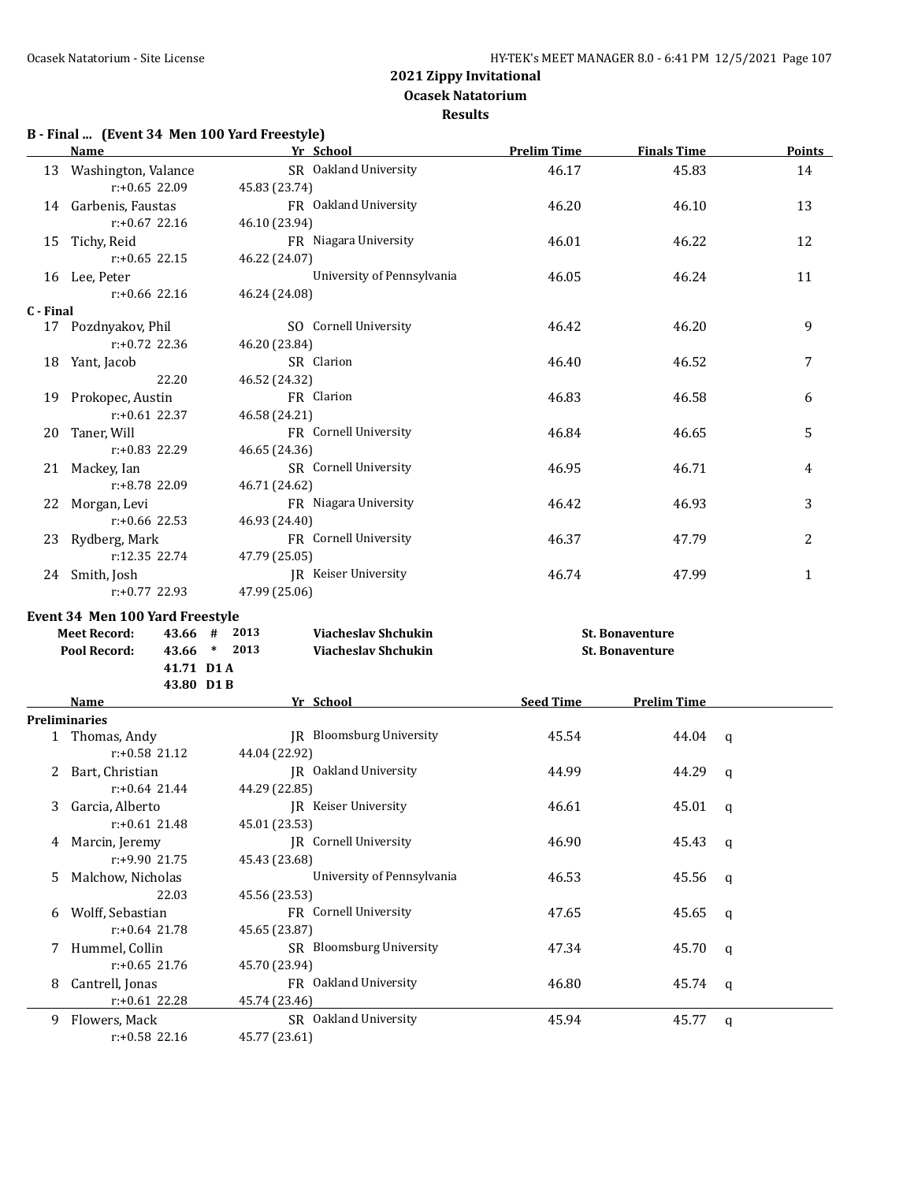## 2021 Zippy Invitational

**Ocasek Natatorium**

**Results**

### B - Final ... (Event 34 Men 100 Yard Freestyle)

| | Name | Yr | School | Prelim Time | Finals Time | Points |
|---|---|---|---|---|---|---|
| 13 | Washington, Valance | SR | Oakland University | 46.17 | 45.83 | 14 |
| | r:+0.65 22.09 | 45.83 (23.74) | | | | |
| 14 | Garbenis, Faustas | FR | Oakland University | 46.20 | 46.10 | 13 |
| | r:+0.67 22.16 | 46.10 (23.94) | | | | |
| 15 | Tichy, Reid | FR | Niagara University | 46.01 | 46.22 | 12 |
| | r:+0.65 22.15 | 46.22 (24.07) | | | | |
| 16 | Lee, Peter | | University of Pennsylvania | 46.05 | 46.24 | 11 |
| | r:+0.66 22.16 | 46.24 (24.08) | | | | |
| **C - Final** | | | | | | |
| 17 | Pozdnyakov, Phil | SO | Cornell University | 46.42 | 46.20 | 9 |
| | r:+0.72 22.36 | 46.20 (23.84) | | | | |
| 18 | Yant, Jacob | SR | Clarion | 46.40 | 46.52 | 7 |
| | 22.20 | 46.52 (24.32) | | | | |
| 19 | Prokopec, Austin | FR | Clarion | 46.83 | 46.58 | 6 |
| | r:+0.61 22.37 | 46.58 (24.21) | | | | |
| 20 | Taner, Will | FR | Cornell University | 46.84 | 46.65 | 5 |
| | r:+0.83 22.29 | 46.65 (24.36) | | | | |
| 21 | Mackey, Ian | SR | Cornell University | 46.95 | 46.71 | 4 |
| | r:+8.78 22.09 | 46.71 (24.62) | | | | |
| 22 | Morgan, Levi | FR | Niagara University | 46.42 | 46.93 | 3 |
| | r:+0.66 22.53 | 46.93 (24.40) | | | | |
| 23 | Rydberg, Mark | FR | Cornell University | 46.37 | 47.79 | 2 |
| | r:12.35 22.74 | 47.79 (25.05) | | | | |
| 24 | Smith, Josh | JR | Keiser University | 46.74 | 47.99 | 1 |
| | r:+0.77 22.93 | 47.99 (25.06) | | | | |

### Event 34 Men 100 Yard Freestyle

| | | | | | |
|---|---|---|---|---|---|
| **Meet Record:** | 43.66 | # | 2013 | **Viacheslav Shchukin** | **St. Bonaventure** |
| **Pool Record:** | 43.66 | * | 2013 | **Viacheslav Shchukin** | **St. Bonaventure** |
| | 41.71 | D1 A | | | |
| | 43.80 | D1 B | | | |

| | Name | Yr | School | Seed Time | Prelim Time | |
|---|---|---|---|---|---|---|
| **Preliminaries** | | | | | | |
| 1 | Thomas, Andy | JR | Bloomsburg University | 45.54 | 44.04 | q |
| | r:+0.58 21.12 | 44.04 (22.92) | | | | |
| 2 | Bart, Christian | JR | Oakland University | 44.99 | 44.29 | q |
| | r:+0.64 21.44 | 44.29 (22.85) | | | | |
| 3 | Garcia, Alberto | JR | Keiser University | 46.61 | 45.01 | q |
| | r:+0.61 21.48 | 45.01 (23.53) | | | | |
| 4 | Marcin, Jeremy | JR | Cornell University | 46.90 | 45.43 | q |
| | r:+9.90 21.75 | 45.43 (23.68) | | | | |
| 5 | Malchow, Nicholas | | University of Pennsylvania | 46.53 | 45.56 | q |
| | 22.03 | 45.56 (23.53) | | | | |
| 6 | Wolff, Sebastian | FR | Cornell University | 47.65 | 45.65 | q |
| | r:+0.64 21.78 | 45.65 (23.87) | | | | |
| 7 | Hummel, Collin | SR | Bloomsburg University | 47.34 | 45.70 | q |
| | r:+0.65 21.76 | 45.70 (23.94) | | | | |
| 8 | Cantrell, Jonas | FR | Oakland University | 46.80 | 45.74 | q |
| | r:+0.61 22.28 | 45.74 (23.46) | | | | |
| 9 | Flowers, Mack | SR | Oakland University | 45.94 | 45.77 | q |
| | r:+0.58 22.16 | 45.77 (23.61) | | | | |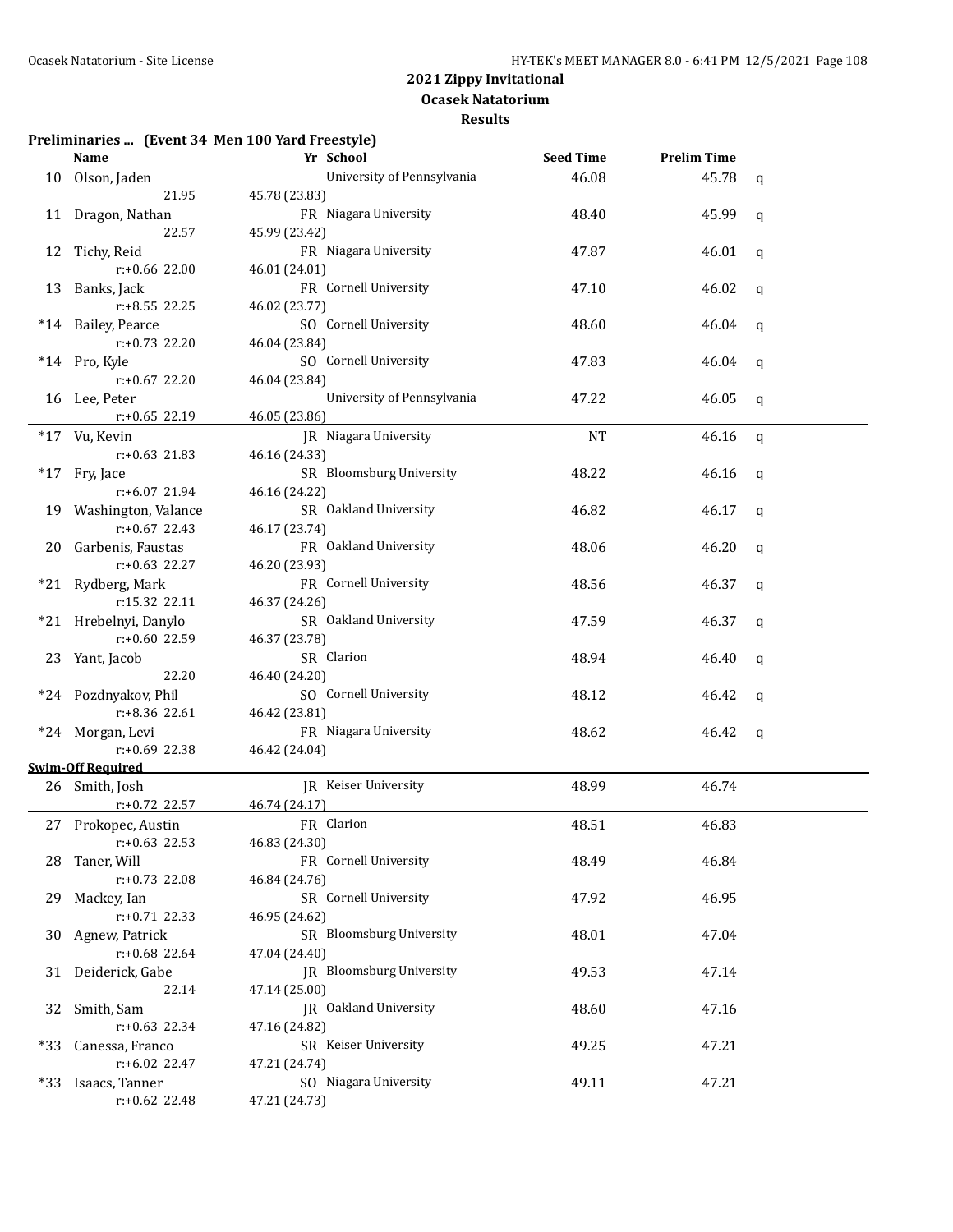## 2021 Zippy Invitational

### Ocasek Natatorium

### Results

**Preliminaries ... (Event 34 Men 100 Yard Freestyle)**

| | Name | Yr | School | Seed Time | Prelim Time | |
|---|---|---|---|---|---|---|
| 10 | Olson, Jaden | | University of Pennsylvania | 46.08 | 45.78 | q |
| | 21.95 | 45.78 (23.83) | | | | |
| 11 | Dragon, Nathan | FR | Niagara University | 48.40 | 45.99 | q |
| | 22.57 | 45.99 (23.42) | | | | |
| 12 | Tichy, Reid | FR | Niagara University | 47.87 | 46.01 | q |
| | r:+0.66 22.00 | 46.01 (24.01) | | | | |
| 13 | Banks, Jack | FR | Cornell University | 47.10 | 46.02 | q |
| | r:+8.55 22.25 | 46.02 (23.77) | | | | |
| *14 | Bailey, Pearce | SO | Cornell University | 48.60 | 46.04 | q |
| | r:+0.73 22.20 | 46.04 (23.84) | | | | |
| *14 | Pro, Kyle | SO | Cornell University | 47.83 | 46.04 | q |
| | r:+0.67 22.20 | 46.04 (23.84) | | | | |
| 16 | Lee, Peter | | University of Pennsylvania | 47.22 | 46.05 | q |
| | r:+0.65 22.19 | 46.05 (23.86) | | | | |
| *17 | Vu, Kevin | JR | Niagara University | NT | 46.16 | q |
| | r:+0.63 21.83 | 46.16 (24.33) | | | | |
| *17 | Fry, Jace | SR | Bloomsburg University | 48.22 | 46.16 | q |
| | r:+6.07 21.94 | 46.16 (24.22) | | | | |
| 19 | Washington, Valance | SR | Oakland University | 46.82 | 46.17 | q |
| | r:+0.67 22.43 | 46.17 (23.74) | | | | |
| 20 | Garbenis, Faustas | FR | Oakland University | 48.06 | 46.20 | q |
| | r:+0.63 22.27 | 46.20 (23.93) | | | | |
| *21 | Rydberg, Mark | FR | Cornell University | 48.56 | 46.37 | q |
| | r:15.32 22.11 | 46.37 (24.26) | | | | |
| *21 | Hrebelnyi, Danylo | SR | Oakland University | 47.59 | 46.37 | q |
| | r:+0.60 22.59 | 46.37 (23.78) | | | | |
| 23 | Yant, Jacob | SR | Clarion | 48.94 | 46.40 | q |
| | 22.20 | 46.40 (24.20) | | | | |
| *24 | Pozdnyakov, Phil | SO | Cornell University | 48.12 | 46.42 | q |
| | r:+8.36 22.61 | 46.42 (23.81) | | | | |
| *24 | Morgan, Levi | FR | Niagara University | 48.62 | 46.42 | q |
| | r:+0.69 22.38 | 46.42 (24.04) | | | | |
| **Swim-Off Required** | | | | | | |
| 26 | Smith, Josh | JR | Keiser University | 48.99 | 46.74 | |
| | r:+0.72 22.57 | 46.74 (24.17) | | | | |
| 27 | Prokopec, Austin | FR | Clarion | 48.51 | 46.83 | |
| | r:+0.63 22.53 | 46.83 (24.30) | | | | |
| 28 | Taner, Will | FR | Cornell University | 48.49 | 46.84 | |
| | r:+0.73 22.08 | 46.84 (24.76) | | | | |
| 29 | Mackey, Ian | SR | Cornell University | 47.92 | 46.95 | |
| | r:+0.71 22.33 | 46.95 (24.62) | | | | |
| 30 | Agnew, Patrick | SR | Bloomsburg University | 48.01 | 47.04 | |
| | r:+0.68 22.64 | 47.04 (24.40) | | | | |
| 31 | Deiderick, Gabe | JR | Bloomsburg University | 49.53 | 47.14 | |
| | 22.14 | 47.14 (25.00) | | | | |
| 32 | Smith, Sam | JR | Oakland University | 48.60 | 47.16 | |
| | r:+0.63 22.34 | 47.16 (24.82) | | | | |
| *33 | Canessa, Franco | SR | Keiser University | 49.25 | 47.21 | |
| | r:+6.02 22.47 | 47.21 (24.74) | | | | |
| *33 | Isaacs, Tanner | SO | Niagara University | 49.11 | 47.21 | |
| | r:+0.62 22.48 | 47.21 (24.73) | | | | |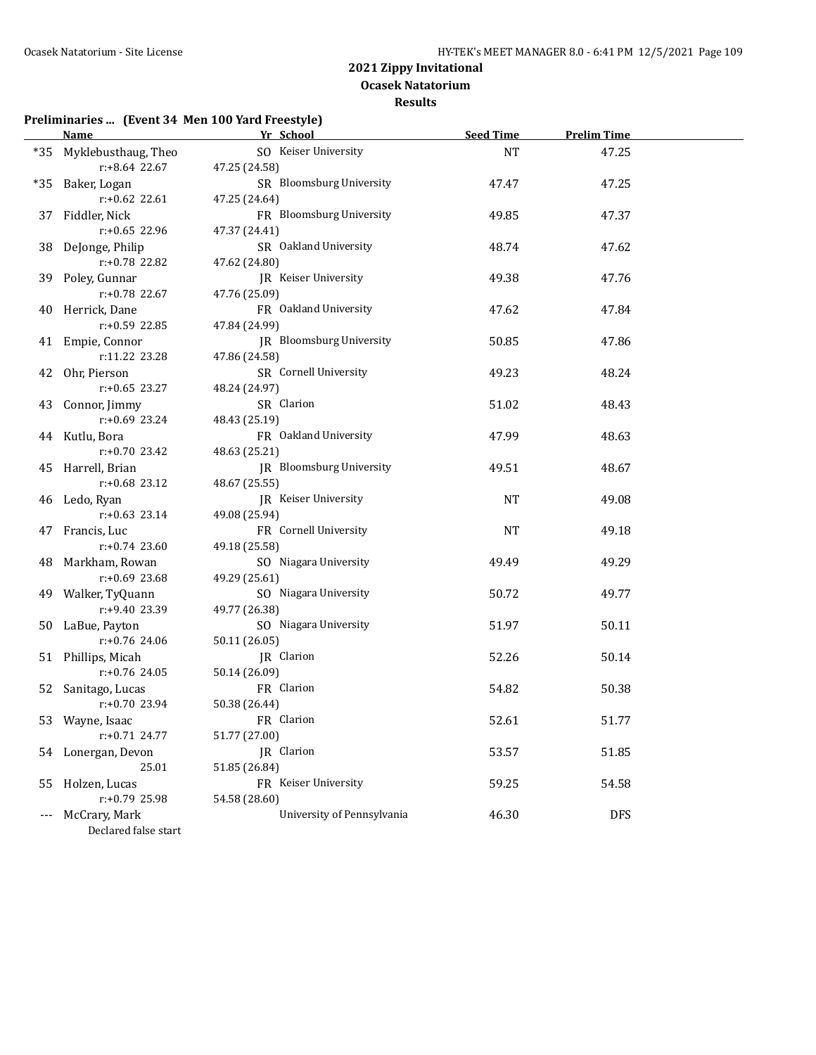**2021 Zippy Invitational**
**Ocasek Natatorium**
**Results**

**Preliminaries ... (Event 34 Men 100 Yard Freestyle)**

| | Name | Yr | School | Seed Time | Prelim Time |
|---|---|---|---|---|---|
| *35 | Myklebusthaug, Theo | SO | Keiser University | NT | 47.25 |
| | r:+8.64 22.67 | 47.25 (24.58) | | | |
| *35 | Baker, Logan | SR | Bloomsburg University | 47.47 | 47.25 |
| | r:+0.62 22.61 | 47.25 (24.64) | | | |
| 37 | Fiddler, Nick | FR | Bloomsburg University | 49.85 | 47.37 |
| | r:+0.65 22.96 | 47.37 (24.41) | | | |
| 38 | DeJonge, Philip | SR | Oakland University | 48.74 | 47.62 |
| | r:+0.78 22.82 | 47.62 (24.80) | | | |
| 39 | Poley, Gunnar | JR | Keiser University | 49.38 | 47.76 |
| | r:+0.78 22.67 | 47.76 (25.09) | | | |
| 40 | Herrick, Dane | FR | Oakland University | 47.62 | 47.84 |
| | r:+0.59 22.85 | 47.84 (24.99) | | | |
| 41 | Empie, Connor | JR | Bloomsburg University | 50.85 | 47.86 |
| | r:11.22 23.28 | 47.86 (24.58) | | | |
| 42 | Ohr, Pierson | SR | Cornell University | 49.23 | 48.24 |
| | r:+0.65 23.27 | 48.24 (24.97) | | | |
| 43 | Connor, Jimmy | SR | Clarion | 51.02 | 48.43 |
| | r:+0.69 23.24 | 48.43 (25.19) | | | |
| 44 | Kutlu, Bora | FR | Oakland University | 47.99 | 48.63 |
| | r:+0.70 23.42 | 48.63 (25.21) | | | |
| 45 | Harrell, Brian | JR | Bloomsburg University | 49.51 | 48.67 |
| | r:+0.68 23.12 | 48.67 (25.55) | | | |
| 46 | Ledo, Ryan | JR | Keiser University | NT | 49.08 |
| | r:+0.63 23.14 | 49.08 (25.94) | | | |
| 47 | Francis, Luc | FR | Cornell University | NT | 49.18 |
| | r:+0.74 23.60 | 49.18 (25.58) | | | |
| 48 | Markham, Rowan | SO | Niagara University | 49.49 | 49.29 |
| | r:+0.69 23.68 | 49.29 (25.61) | | | |
| 49 | Walker, TyQuann | SO | Niagara University | 50.72 | 49.77 |
| | r:+9.40 23.39 | 49.77 (26.38) | | | |
| 50 | LaBue, Payton | SO | Niagara University | 51.97 | 50.11 |
| | r:+0.76 24.06 | 50.11 (26.05) | | | |
| 51 | Phillips, Micah | JR | Clarion | 52.26 | 50.14 |
| | r:+0.76 24.05 | 50.14 (26.09) | | | |
| 52 | Sanitago, Lucas | FR | Clarion | 54.82 | 50.38 |
| | r:+0.70 23.94 | 50.38 (26.44) | | | |
| 53 | Wayne, Isaac | FR | Clarion | 52.61 | 51.77 |
| | r:+0.71 24.77 | 51.77 (27.00) | | | |
| 54 | Lonergan, Devon | JR | Clarion | 53.57 | 51.85 |
| | 25.01 | 51.85 (26.84) | | | |
| 55 | Holzen, Lucas | FR | Keiser University | 59.25 | 54.58 |
| | r:+0.79 25.98 | 54.58 (28.60) | | | |
| --- | McCrary, Mark | | University of Pennsylvania | 46.30 | DFS |
| | Declared false start | | | | |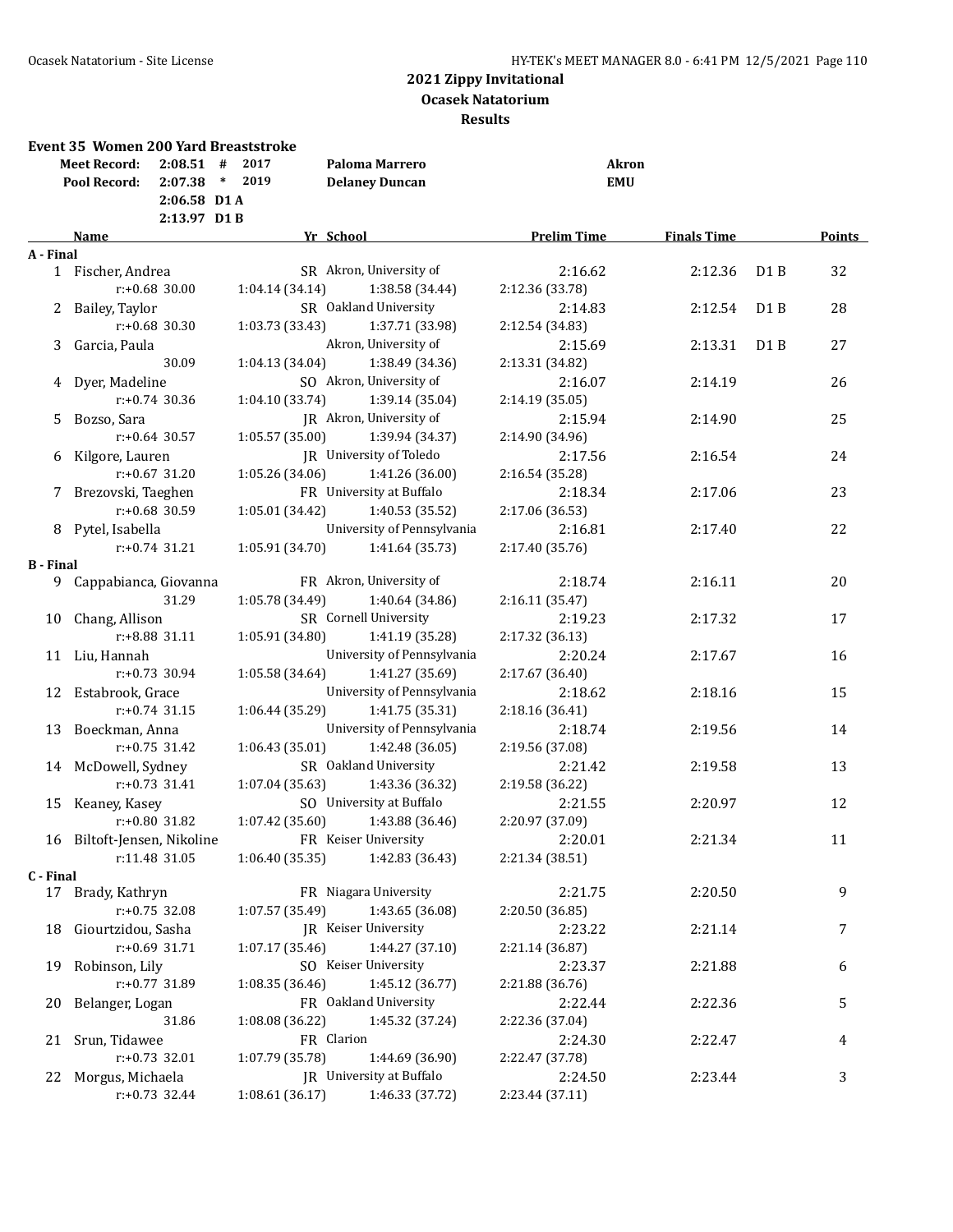## 2021 Zippy Invitational
## Ocasek Natatorium
## Results

### Event 35 Women 200 Yard Breaststroke

| | | | | | |
|---|---|---|---|---|---|
| Meet Record: | 2:08.51 | # | 2017 | Paloma Marrero | Akron |
| Pool Record: | 2:07.38 | * | 2019 | Delaney Duncan | EMU |
| | 2:06.58 | D1 A | | | |
| | 2:13.97 | D1 B | | | |

| | Name | Yr | School | Prelim Time | Finals Time | | Points |
|---|---|---|---|---|---|---|---|
| **A - Final** | | | | | | | |
| 1 | Fischer, Andrea | SR | Akron, University of | 2:16.62 | 2:12.36 | D1 B | 32 |
| | r:+0.68 30.00 | 1:04.14 (34.14) | 1:38.58 (34.44) | 2:12.36 (33.78) | | | |
| 2 | Bailey, Taylor | SR | Oakland University | 2:14.83 | 2:12.54 | D1 B | 28 |
| | r:+0.68 30.30 | 1:03.73 (33.43) | 1:37.71 (33.98) | 2:12.54 (34.83) | | | |
| 3 | Garcia, Paula | | Akron, University of | 2:15.69 | 2:13.31 | D1 B | 27 |
| | 30.09 | 1:04.13 (34.04) | 1:38.49 (34.36) | 2:13.31 (34.82) | | | |
| 4 | Dyer, Madeline | SO | Akron, University of | 2:16.07 | 2:14.19 | | 26 |
| | r:+0.74 30.36 | 1:04.10 (33.74) | 1:39.14 (35.04) | 2:14.19 (35.05) | | | |
| 5 | Bozso, Sara | JR | Akron, University of | 2:15.94 | 2:14.90 | | 25 |
| | r:+0.64 30.57 | 1:05.57 (35.00) | 1:39.94 (34.37) | 2:14.90 (34.96) | | | |
| 6 | Kilgore, Lauren | JR | University of Toledo | 2:17.56 | 2:16.54 | | 24 |
| | r:+0.67 31.20 | 1:05.26 (34.06) | 1:41.26 (36.00) | 2:16.54 (35.28) | | | |
| 7 | Brezovski, Taeghen | FR | University at Buffalo | 2:18.34 | 2:17.06 | | 23 |
| | r:+0.68 30.59 | 1:05.01 (34.42) | 1:40.53 (35.52) | 2:17.06 (36.53) | | | |
| 8 | Pytel, Isabella | | University of Pennsylvania | 2:16.81 | 2:17.40 | | 22 |
| | r:+0.74 31.21 | 1:05.91 (34.70) | 1:41.64 (35.73) | 2:17.40 (35.76) | | | |
| **B - Final** | | | | | | | |
| 9 | Cappabianca, Giovanna | FR | Akron, University of | 2:18.74 | 2:16.11 | | 20 |
| | 31.29 | 1:05.78 (34.49) | 1:40.64 (34.86) | 2:16.11 (35.47) | | | |
| 10 | Chang, Allison | SR | Cornell University | 2:19.23 | 2:17.32 | | 17 |
| | r:+8.88 31.11 | 1:05.91 (34.80) | 1:41.19 (35.28) | 2:17.32 (36.13) | | | |
| 11 | Liu, Hannah | | University of Pennsylvania | 2:20.24 | 2:17.67 | | 16 |
| | r:+0.73 30.94 | 1:05.58 (34.64) | 1:41.27 (35.69) | 2:17.67 (36.40) | | | |
| 12 | Estabrook, Grace | | University of Pennsylvania | 2:18.62 | 2:18.16 | | 15 |
| | r:+0.74 31.15 | 1:06.44 (35.29) | 1:41.75 (35.31) | 2:18.16 (36.41) | | | |
| 13 | Boeckman, Anna | | University of Pennsylvania | 2:18.74 | 2:19.56 | | 14 |
| | r:+0.75 31.42 | 1:06.43 (35.01) | 1:42.48 (36.05) | 2:19.56 (37.08) | | | |
| 14 | McDowell, Sydney | SR | Oakland University | 2:21.42 | 2:19.58 | | 13 |
| | r:+0.73 31.41 | 1:07.04 (35.63) | 1:43.36 (36.32) | 2:19.58 (36.22) | | | |
| 15 | Keaney, Kasey | SO | University at Buffalo | 2:21.55 | 2:20.97 | | 12 |
| | r:+0.80 31.82 | 1:07.42 (35.60) | 1:43.88 (36.46) | 2:20.97 (37.09) | | | |
| 16 | Biltoft-Jensen, Nikoline | FR | Keiser University | 2:20.01 | 2:21.34 | | 11 |
| | r:11.48 31.05 | 1:06.40 (35.35) | 1:42.83 (36.43) | 2:21.34 (38.51) | | | |
| **C - Final** | | | | | | | |
| 17 | Brady, Kathryn | FR | Niagara University | 2:21.75 | 2:20.50 | | 9 |
| | r:+0.75 32.08 | 1:07.57 (35.49) | 1:43.65 (36.08) | 2:20.50 (36.85) | | | |
| 18 | Giourtzidou, Sasha | JR | Keiser University | 2:23.22 | 2:21.14 | | 7 |
| | r:+0.69 31.71 | 1:07.17 (35.46) | 1:44.27 (37.10) | 2:21.14 (36.87) | | | |
| 19 | Robinson, Lily | SO | Keiser University | 2:23.37 | 2:21.88 | | 6 |
| | r:+0.77 31.89 | 1:08.35 (36.46) | 1:45.12 (36.77) | 2:21.88 (36.76) | | | |
| 20 | Belanger, Logan | FR | Oakland University | 2:22.44 | 2:22.36 | | 5 |
| | 31.86 | 1:08.08 (36.22) | 1:45.32 (37.24) | 2:22.36 (37.04) | | | |
| 21 | Srun, Tidawee | FR | Clarion | 2:24.30 | 2:22.47 | | 4 |
| | r:+0.73 32.01 | 1:07.79 (35.78) | 1:44.69 (36.90) | 2:22.47 (37.78) | | | |
| 22 | Morgus, Michaela | JR | University at Buffalo | 2:24.50 | 2:23.44 | | 3 |
| | r:+0.73 32.44 | 1:08.61 (36.17) | 1:46.33 (37.72) | 2:23.44 (37.11) | | | |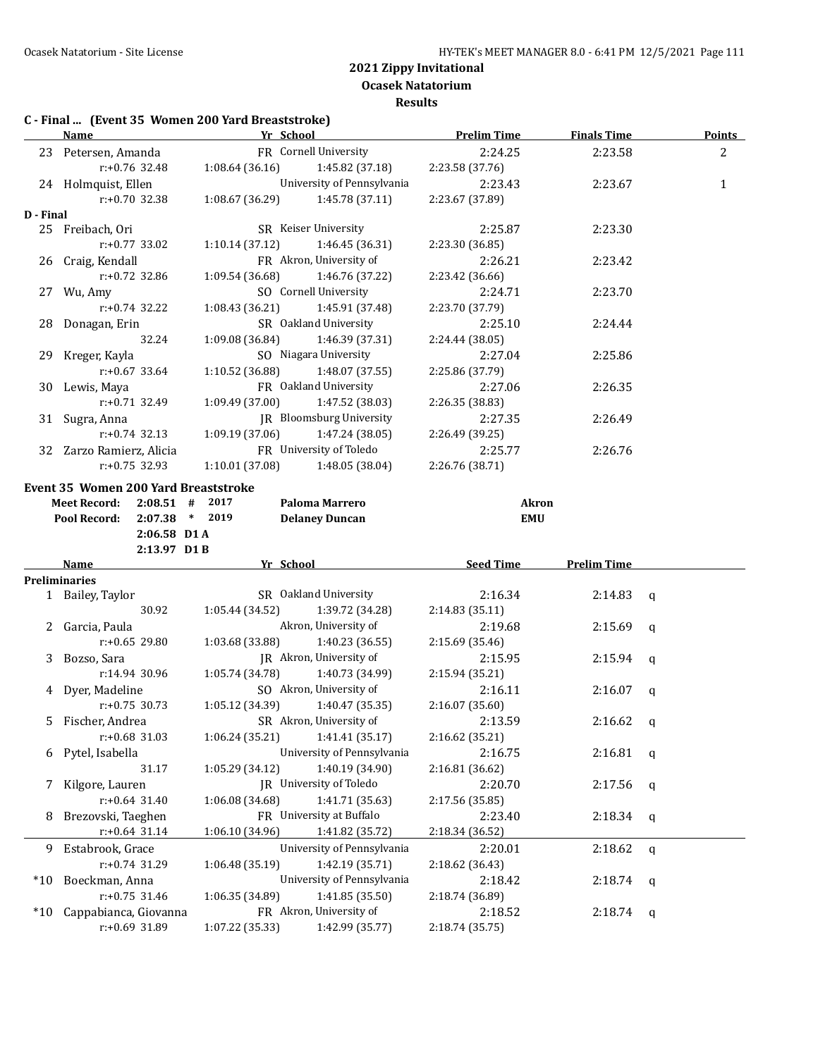## 2021 Zippy Invitational
## Ocasek Natatorium
## Results

### C - Final ... (Event 35 Women 200 Yard Breaststroke)

| | Name | Yr | School | Prelim Time | Finals Time | Points |
|---|---|---|---|---|---|---|
| 23 | Petersen, Amanda | FR | Cornell University | 2:24.25 | 2:23.58 | 2 |
| | r:+0.76 32.48 | 1:08.64 (36.16) | 1:45.82 (37.18) | 2:23.58 (37.76) | | |
| 24 | Holmquist, Ellen | | University of Pennsylvania | 2:23.43 | 2:23.67 | 1 |
| | r:+0.70 32.38 | 1:08.67 (36.29) | 1:45.78 (37.11) | 2:23.67 (37.89) | | |
| **D - Final** | | | | | | |
| 25 | Freibach, Ori | SR | Keiser University | 2:25.87 | 2:23.30 | |
| | r:+0.77 33.02 | 1:10.14 (37.12) | 1:46.45 (36.31) | 2:23.30 (36.85) | | |
| 26 | Craig, Kendall | FR | Akron, University of | 2:26.21 | 2:23.42 | |
| | r:+0.72 32.86 | 1:09.54 (36.68) | 1:46.76 (37.22) | 2:23.42 (36.66) | | |
| 27 | Wu, Amy | SO | Cornell University | 2:24.71 | 2:23.70 | |
| | r:+0.74 32.22 | 1:08.43 (36.21) | 1:45.91 (37.48) | 2:23.70 (37.79) | | |
| 28 | Donagan, Erin | SR | Oakland University | 2:25.10 | 2:24.44 | |
| | 32.24 | 1:09.08 (36.84) | 1:46.39 (37.31) | 2:24.44 (38.05) | | |
| 29 | Kreger, Kayla | SO | Niagara University | 2:27.04 | 2:25.86 | |
| | r:+0.67 33.64 | 1:10.52 (36.88) | 1:48.07 (37.55) | 2:25.86 (37.79) | | |
| 30 | Lewis, Maya | FR | Oakland University | 2:27.06 | 2:26.35 | |
| | r:+0.71 32.49 | 1:09.49 (37.00) | 1:47.52 (38.03) | 2:26.35 (38.83) | | |
| 31 | Sugra, Anna | JR | Bloomsburg University | 2:27.35 | 2:26.49 | |
| | r:+0.74 32.13 | 1:09.19 (37.06) | 1:47.24 (38.05) | 2:26.49 (39.25) | | |
| 32 | Zarzo Ramierz, Alicia | FR | University of Toledo | 2:25.77 | 2:26.76 | |
| | r:+0.75 32.93 | 1:10.01 (37.08) | 1:48.05 (38.04) | 2:26.76 (38.71) | | |

### Event 35 Women 200 Yard Breaststroke

| | | | | | |
|---|---|---|---|---|---|
| Meet Record: | 2:08.51 | # | 2017 | Paloma Marrero | Akron |
| Pool Record: | 2:07.38 | * | 2019 | Delaney Duncan | EMU |
| | 2:06.58 | D1 A | | | |
| | 2:13.97 | D1 B | | | |

| | Name | Yr | School | Seed Time | Prelim Time | |
|---|---|---|---|---|---|---|
| **Preliminaries** | | | | | | |
| 1 | Bailey, Taylor | SR | Oakland University | 2:16.34 | 2:14.83 | q |
| | 30.92 | 1:05.44 (34.52) | 1:39.72 (34.28) | 2:14.83 (35.11) | | |
| 2 | Garcia, Paula | | Akron, University of | 2:19.68 | 2:15.69 | q |
| | r:+0.65 29.80 | 1:03.68 (33.88) | 1:40.23 (36.55) | 2:15.69 (35.46) | | |
| 3 | Bozso, Sara | JR | Akron, University of | 2:15.95 | 2:15.94 | q |
| | r:14.94 30.96 | 1:05.74 (34.78) | 1:40.73 (34.99) | 2:15.94 (35.21) | | |
| 4 | Dyer, Madeline | SO | Akron, University of | 2:16.11 | 2:16.07 | q |
| | r:+0.75 30.73 | 1:05.12 (34.39) | 1:40.47 (35.35) | 2:16.07 (35.60) | | |
| 5 | Fischer, Andrea | SR | Akron, University of | 2:13.59 | 2:16.62 | q |
| | r:+0.68 31.03 | 1:06.24 (35.21) | 1:41.41 (35.17) | 2:16.62 (35.21) | | |
| 6 | Pytel, Isabella | | University of Pennsylvania | 2:16.75 | 2:16.81 | q |
| | 31.17 | 1:05.29 (34.12) | 1:40.19 (34.90) | 2:16.81 (36.62) | | |
| 7 | Kilgore, Lauren | JR | University of Toledo | 2:20.70 | 2:17.56 | q |
| | r:+0.64 31.40 | 1:06.08 (34.68) | 1:41.71 (35.63) | 2:17.56 (35.85) | | |
| 8 | Brezovski, Taeghen | FR | University at Buffalo | 2:23.40 | 2:18.34 | q |
| | r:+0.64 31.14 | 1:06.10 (34.96) | 1:41.82 (35.72) | 2:18.34 (36.52) | | |
| 9 | Estabrook, Grace | | University of Pennsylvania | 2:20.01 | 2:18.62 | q |
| | r:+0.74 31.29 | 1:06.48 (35.19) | 1:42.19 (35.71) | 2:18.62 (36.43) | | |
| *10 | Boeckman, Anna | | University of Pennsylvania | 2:18.42 | 2:18.74 | q |
| | r:+0.75 31.46 | 1:06.35 (34.89) | 1:41.85 (35.50) | 2:18.74 (36.89) | | |
| *10 | Cappabianca, Giovanna | FR | Akron, University of | 2:18.52 | 2:18.74 | q |
| | r:+0.69 31.89 | 1:07.22 (35.33) | 1:42.99 (35.77) | 2:18.74 (35.75) | | |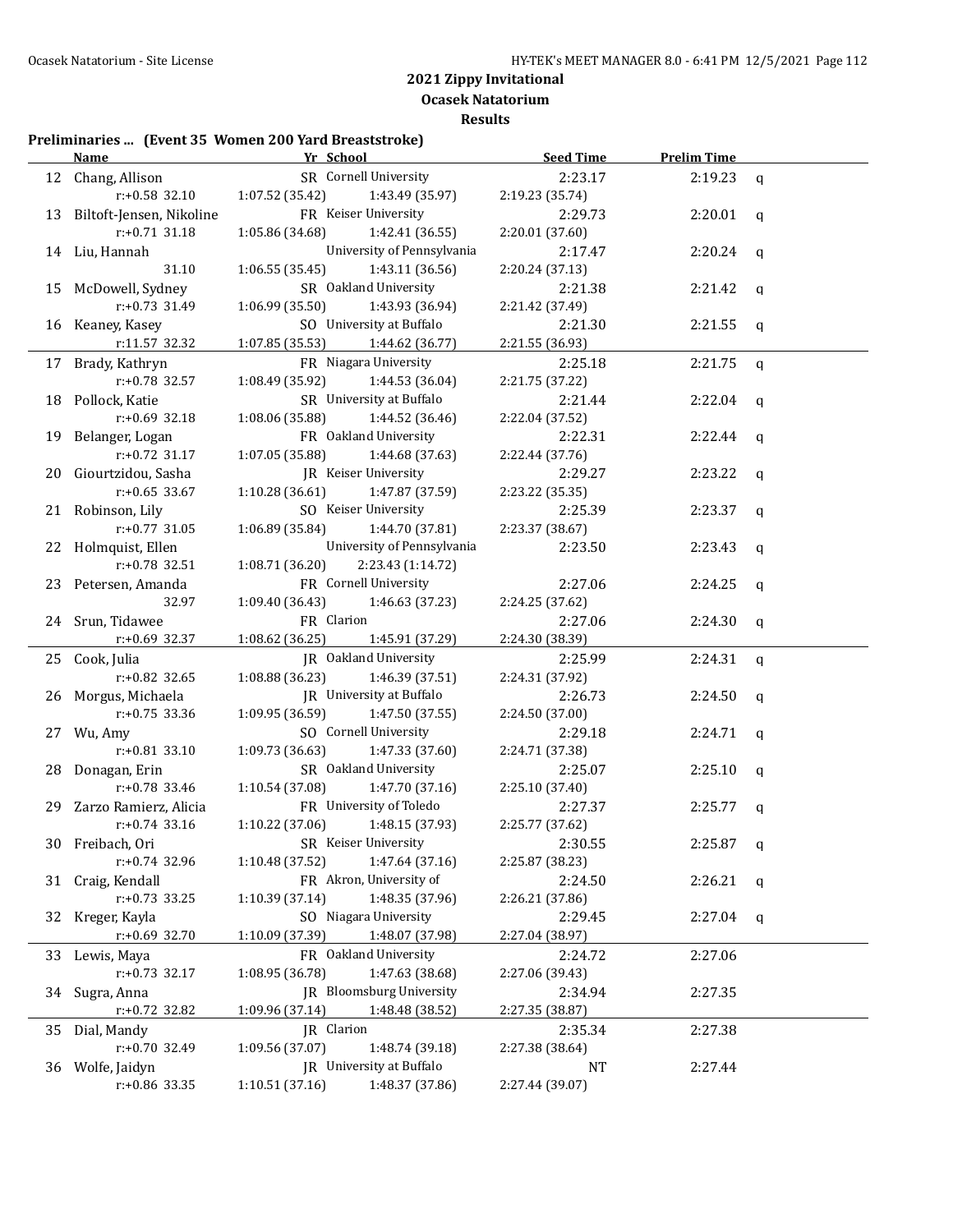**2021 Zippy Invitational**

**Ocasek Natatorium**

**Results**

**Preliminaries ... (Event 35 Women 200 Yard Breaststroke)**

| | Name | Yr | School | Seed Time | Prelim Time | |
|---|---|---|---|---|---|---|
| 12 | Chang, Allison | SR | Cornell University | 2:23.17 | 2:19.23 | q |
| | r:+0.58 32.10 | 1:07.52 (35.42) | 1:43.49 (35.97) | 2:19.23 (35.74) | | |
| 13 | Biltoft-Jensen, Nikoline | FR | Keiser University | 2:29.73 | 2:20.01 | q |
| | r:+0.71 31.18 | 1:05.86 (34.68) | 1:42.41 (36.55) | 2:20.01 (37.60) | | |
| 14 | Liu, Hannah | | University of Pennsylvania | 2:17.47 | 2:20.24 | q |
| | 31.10 | 1:06.55 (35.45) | 1:43.11 (36.56) | 2:20.24 (37.13) | | |
| 15 | McDowell, Sydney | SR | Oakland University | 2:21.38 | 2:21.42 | q |
| | r:+0.73 31.49 | 1:06.99 (35.50) | 1:43.93 (36.94) | 2:21.42 (37.49) | | |
| 16 | Keaney, Kasey | SO | University at Buffalo | 2:21.30 | 2:21.55 | q |
| | r:11.57 32.32 | 1:07.85 (35.53) | 1:44.62 (36.77) | 2:21.55 (36.93) | | |
| 17 | Brady, Kathryn | FR | Niagara University | 2:25.18 | 2:21.75 | q |
| | r:+0.78 32.57 | 1:08.49 (35.92) | 1:44.53 (36.04) | 2:21.75 (37.22) | | |
| 18 | Pollock, Katie | SR | University at Buffalo | 2:21.44 | 2:22.04 | q |
| | r:+0.69 32.18 | 1:08.06 (35.88) | 1:44.52 (36.46) | 2:22.04 (37.52) | | |
| 19 | Belanger, Logan | FR | Oakland University | 2:22.31 | 2:22.44 | q |
| | r:+0.72 31.17 | 1:07.05 (35.88) | 1:44.68 (37.63) | 2:22.44 (37.76) | | |
| 20 | Giourtzidou, Sasha | JR | Keiser University | 2:29.27 | 2:23.22 | q |
| | r:+0.65 33.67 | 1:10.28 (36.61) | 1:47.87 (37.59) | 2:23.22 (35.35) | | |
| 21 | Robinson, Lily | SO | Keiser University | 2:25.39 | 2:23.37 | q |
| | r:+0.77 31.05 | 1:06.89 (35.84) | 1:44.70 (37.81) | 2:23.37 (38.67) | | |
| 22 | Holmquist, Ellen | | University of Pennsylvania | 2:23.50 | 2:23.43 | q |
| | r:+0.78 32.51 | 1:08.71 (36.20) | 2:23.43 (1:14.72) | | | |
| 23 | Petersen, Amanda | FR | Cornell University | 2:27.06 | 2:24.25 | q |
| | 32.97 | 1:09.40 (36.43) | 1:46.63 (37.23) | 2:24.25 (37.62) | | |
| 24 | Srun, Tidawee | FR | Clarion | 2:27.06 | 2:24.30 | q |
| | r:+0.69 32.37 | 1:08.62 (36.25) | 1:45.91 (37.29) | 2:24.30 (38.39) | | |
| 25 | Cook, Julia | JR | Oakland University | 2:25.99 | 2:24.31 | q |
| | r:+0.82 32.65 | 1:08.88 (36.23) | 1:46.39 (37.51) | 2:24.31 (37.92) | | |
| 26 | Morgus, Michaela | JR | University at Buffalo | 2:26.73 | 2:24.50 | q |
| | r:+0.75 33.36 | 1:09.95 (36.59) | 1:47.50 (37.55) | 2:24.50 (37.00) | | |
| 27 | Wu, Amy | SO | Cornell University | 2:29.18 | 2:24.71 | q |
| | r:+0.81 33.10 | 1:09.73 (36.63) | 1:47.33 (37.60) | 2:24.71 (37.38) | | |
| 28 | Donagan, Erin | SR | Oakland University | 2:25.07 | 2:25.10 | q |
| | r:+0.78 33.46 | 1:10.54 (37.08) | 1:47.70 (37.16) | 2:25.10 (37.40) | | |
| 29 | Zarzo Ramierz, Alicia | FR | University of Toledo | 2:27.37 | 2:25.77 | q |
| | r:+0.74 33.16 | 1:10.22 (37.06) | 1:48.15 (37.93) | 2:25.77 (37.62) | | |
| 30 | Freibach, Ori | SR | Keiser University | 2:30.55 | 2:25.87 | q |
| | r:+0.74 32.96 | 1:10.48 (37.52) | 1:47.64 (37.16) | 2:25.87 (38.23) | | |
| 31 | Craig, Kendall | FR | Akron, University of | 2:24.50 | 2:26.21 | q |
| | r:+0.73 33.25 | 1:10.39 (37.14) | 1:48.35 (37.96) | 2:26.21 (37.86) | | |
| 32 | Kreger, Kayla | SO | Niagara University | 2:29.45 | 2:27.04 | q |
| | r:+0.69 32.70 | 1:10.09 (37.39) | 1:48.07 (37.98) | 2:27.04 (38.97) | | |
| 33 | Lewis, Maya | FR | Oakland University | 2:24.72 | 2:27.06 | |
| | r:+0.73 32.17 | 1:08.95 (36.78) | 1:47.63 (38.68) | 2:27.06 (39.43) | | |
| 34 | Sugra, Anna | JR | Bloomsburg University | 2:34.94 | 2:27.35 | |
| | r:+0.72 32.82 | 1:09.96 (37.14) | 1:48.48 (38.52) | 2:27.35 (38.87) | | |
| 35 | Dial, Mandy | JR | Clarion | 2:35.34 | 2:27.38 | |
| | r:+0.70 32.49 | 1:09.56 (37.07) | 1:48.74 (39.18) | 2:27.38 (38.64) | | |
| 36 | Wolfe, Jaidyn | JR | University at Buffalo | NT | 2:27.44 | |
| | r:+0.86 33.35 | 1:10.51 (37.16) | 1:48.37 (37.86) | 2:27.44 (39.07) | | |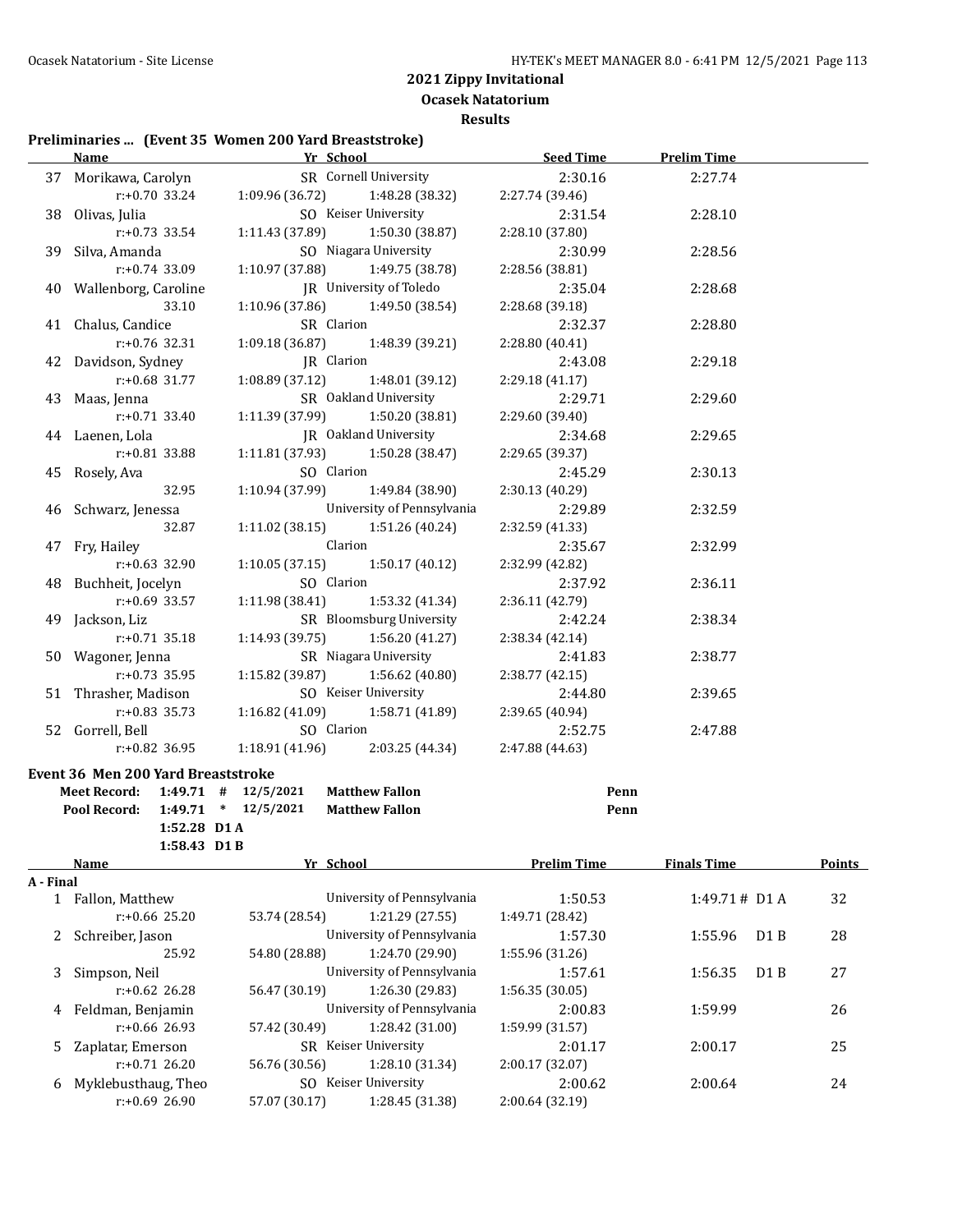# 2021 Zippy Invitational

**Ocasek Natatorium**

**Results**

### Preliminaries ... (Event 35 Women 200 Yard Breaststroke)

| | Name | Yr | School | Seed Time | Prelim Time |
|---|---|---|---|---|---|
| 37 | Morikawa, Carolyn | SR | Cornell University | 2:30.16 | 2:27.74 |
| | r:+0.70 33.24 | 1:09.96 (36.72) | 1:48.28 (38.32) | 2:27.74 (39.46) | |
| 38 | Olivas, Julia | SO | Keiser University | 2:31.54 | 2:28.10 |
| | r:+0.73 33.54 | 1:11.43 (37.89) | 1:50.30 (38.87) | 2:28.10 (37.80) | |
| 39 | Silva, Amanda | SO | Niagara University | 2:30.99 | 2:28.56 |
| | r:+0.74 33.09 | 1:10.97 (37.88) | 1:49.75 (38.78) | 2:28.56 (38.81) | |
| 40 | Wallenborg, Caroline | JR | University of Toledo | 2:35.04 | 2:28.68 |
| | 33.10 | 1:10.96 (37.86) | 1:49.50 (38.54) | 2:28.68 (39.18) | |
| 41 | Chalus, Candice | SR | Clarion | 2:32.37 | 2:28.80 |
| | r:+0.76 32.31 | 1:09.18 (36.87) | 1:48.39 (39.21) | 2:28.80 (40.41) | |
| 42 | Davidson, Sydney | JR | Clarion | 2:43.08 | 2:29.18 |
| | r:+0.68 31.77 | 1:08.89 (37.12) | 1:48.01 (39.12) | 2:29.18 (41.17) | |
| 43 | Maas, Jenna | SR | Oakland University | 2:29.71 | 2:29.60 |
| | r:+0.71 33.40 | 1:11.39 (37.99) | 1:50.20 (38.81) | 2:29.60 (39.40) | |
| 44 | Laenen, Lola | JR | Oakland University | 2:34.68 | 2:29.65 |
| | r:+0.81 33.88 | 1:11.81 (37.93) | 1:50.28 (38.47) | 2:29.65 (39.37) | |
| 45 | Rosely, Ava | SO | Clarion | 2:45.29 | 2:30.13 |
| | 32.95 | 1:10.94 (37.99) | 1:49.84 (38.90) | 2:30.13 (40.29) | |
| 46 | Schwarz, Jenessa | | University of Pennsylvania | 2:29.89 | 2:32.59 |
| | 32.87 | 1:11.02 (38.15) | 1:51.26 (40.24) | 2:32.59 (41.33) | |
| 47 | Fry, Hailey | | Clarion | 2:35.67 | 2:32.99 |
| | r:+0.63 32.90 | 1:10.05 (37.15) | 1:50.17 (40.12) | 2:32.99 (42.82) | |
| 48 | Buchheit, Jocelyn | SO | Clarion | 2:37.92 | 2:36.11 |
| | r:+0.69 33.57 | 1:11.98 (38.41) | 1:53.32 (41.34) | 2:36.11 (42.79) | |
| 49 | Jackson, Liz | SR | Bloomsburg University | 2:42.24 | 2:38.34 |
| | r:+0.71 35.18 | 1:14.93 (39.75) | 1:56.20 (41.27) | 2:38.34 (42.14) | |
| 50 | Wagoner, Jenna | SR | Niagara University | 2:41.83 | 2:38.77 |
| | r:+0.73 35.95 | 1:15.82 (39.87) | 1:56.62 (40.80) | 2:38.77 (42.15) | |
| 51 | Thrasher, Madison | SO | Keiser University | 2:44.80 | 2:39.65 |
| | r:+0.83 35.73 | 1:16.82 (41.09) | 1:58.71 (41.89) | 2:39.65 (40.94) | |
| 52 | Gorrell, Bell | SO | Clarion | 2:52.75 | 2:47.88 |
| | r:+0.82 36.95 | 1:18.91 (41.96) | 2:03.25 (44.34) | 2:47.88 (44.63) | |

### Event 36 Men 200 Yard Breaststroke

| | | | | | |
|---|---|---|---|---|---|
| Meet Record: | 1:49.71 | # | 12/5/2021 | Matthew Fallon | Penn |
| Pool Record: | 1:49.71 | * | 12/5/2021 | Matthew Fallon | Penn |
| | 1:52.28 | D1 A | | | |
| | 1:58.43 | D1 B | | | |

| | Name | Yr | School | Prelim Time | Finals Time | | Points |
|---|---|---|---|---|---|---|---|
| **A - Final** | | | | | | | |
| 1 | Fallon, Matthew | | University of Pennsylvania | 1:50.53 | 1:49.71 # | D1 A | 32 |
| | r:+0.66 25.20 | 53.74 (28.54) | 1:21.29 (27.55) | 1:49.71 (28.42) | | | |
| 2 | Schreiber, Jason | | University of Pennsylvania | 1:57.30 | 1:55.96 | D1 B | 28 |
| | 25.92 | 54.80 (28.88) | 1:24.70 (29.90) | 1:55.96 (31.26) | | | |
| 3 | Simpson, Neil | | University of Pennsylvania | 1:57.61 | 1:56.35 | D1 B | 27 |
| | r:+0.62 26.28 | 56.47 (30.19) | 1:26.30 (29.83) | 1:56.35 (30.05) | | | |
| 4 | Feldman, Benjamin | | University of Pennsylvania | 2:00.83 | 1:59.99 | | 26 |
| | r:+0.66 26.93 | 57.42 (30.49) | 1:28.42 (31.00) | 1:59.99 (31.57) | | | |
| 5 | Zaplatar, Emerson | SR | Keiser University | 2:01.17 | 2:00.17 | | 25 |
| | r:+0.71 26.20 | 56.76 (30.56) | 1:28.10 (31.34) | 2:00.17 (32.07) | | | |
| 6 | Myklebusthaug, Theo | SO | Keiser University | 2:00.62 | 2:00.64 | | 24 |
| | r:+0.69 26.90 | 57.07 (30.17) | 1:28.45 (31.38) | 2:00.64 (32.19) | | | |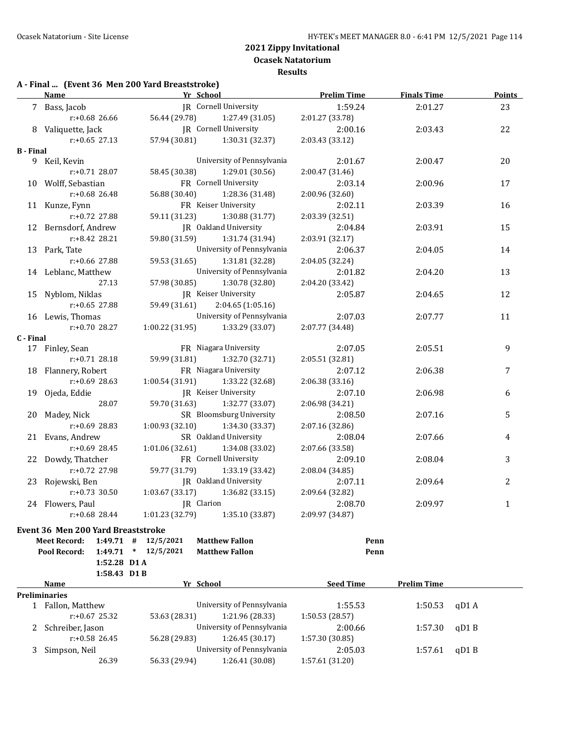# 2021 Zippy Invitational

**Ocasek Natatorium**

**Results**

### A - Final ... (Event 36 Men 200 Yard Breaststroke)

| | Name | Yr | School | Prelim Time | Finals Time | Points |
|---|---|---|---|---|---|---|
| 7 | Bass, Jacob | JR | Cornell University | 1:59.24 | 2:01.27 | 23 |
| | r:+0.68 26.66 | 56.44 (29.78) | 1:27.49 (31.05) | 2:01.27 (33.78) | | |
| 8 | Valiquette, Jack | JR | Cornell University | 2:00.16 | 2:03.43 | 22 |
| | r:+0.65 27.13 | 57.94 (30.81) | 1:30.31 (32.37) | 2:03.43 (33.12) | | |
| **B - Final** | | | | | | |
| 9 | Keil, Kevin | | University of Pennsylvania | 2:01.67 | 2:00.47 | 20 |
| | r:+0.71 28.07 | 58.45 (30.38) | 1:29.01 (30.56) | 2:00.47 (31.46) | | |
| 10 | Wolff, Sebastian | FR | Cornell University | 2:03.14 | 2:00.96 | 17 |
| | r:+0.68 26.48 | 56.88 (30.40) | 1:28.36 (31.48) | 2:00.96 (32.60) | | |
| 11 | Kunze, Fynn | FR | Keiser University | 2:02.11 | 2:03.39 | 16 |
| | r:+0.72 27.88 | 59.11 (31.23) | 1:30.88 (31.77) | 2:03.39 (32.51) | | |
| 12 | Bernsdorf, Andrew | JR | Oakland University | 2:04.84 | 2:03.91 | 15 |
| | r:+8.42 28.21 | 59.80 (31.59) | 1:31.74 (31.94) | 2:03.91 (32.17) | | |
| 13 | Park, Tate | | University of Pennsylvania | 2:06.37 | 2:04.05 | 14 |
| | r:+0.66 27.88 | 59.53 (31.65) | 1:31.81 (32.28) | 2:04.05 (32.24) | | |
| 14 | Leblanc, Matthew | | University of Pennsylvania | 2:01.82 | 2:04.20 | 13 |
| | 27.13 | 57.98 (30.85) | 1:30.78 (32.80) | 2:04.20 (33.42) | | |
| 15 | Nyblom, Niklas | JR | Keiser University | 2:05.87 | 2:04.65 | 12 |
| | r:+0.65 27.88 | 59.49 (31.61) | 2:04.65 (1:05.16) | | | |
| 16 | Lewis, Thomas | | University of Pennsylvania | 2:07.03 | 2:07.77 | 11 |
| | r:+0.70 28.27 | 1:00.22 (31.95) | 1:33.29 (33.07) | 2:07.77 (34.48) | | |
| **C - Final** | | | | | | |
| 17 | Finley, Sean | FR | Niagara University | 2:07.05 | 2:05.51 | 9 |
| | r:+0.71 28.18 | 59.99 (31.81) | 1:32.70 (32.71) | 2:05.51 (32.81) | | |
| 18 | Flannery, Robert | FR | Niagara University | 2:07.12 | 2:06.38 | 7 |
| | r:+0.69 28.63 | 1:00.54 (31.91) | 1:33.22 (32.68) | 2:06.38 (33.16) | | |
| 19 | Ojeda, Eddie | JR | Keiser University | 2:07.10 | 2:06.98 | 6 |
| | 28.07 | 59.70 (31.63) | 1:32.77 (33.07) | 2:06.98 (34.21) | | |
| 20 | Madey, Nick | SR | Bloomsburg University | 2:08.50 | 2:07.16 | 5 |
| | r:+0.69 28.83 | 1:00.93 (32.10) | 1:34.30 (33.37) | 2:07.16 (32.86) | | |
| 21 | Evans, Andrew | SR | Oakland University | 2:08.04 | 2:07.66 | 4 |
| | r:+0.69 28.45 | 1:01.06 (32.61) | 1:34.08 (33.02) | 2:07.66 (33.58) | | |
| 22 | Dowdy, Thatcher | FR | Cornell University | 2:09.10 | 2:08.04 | 3 |
| | r:+0.72 27.98 | 59.77 (31.79) | 1:33.19 (33.42) | 2:08.04 (34.85) | | |
| 23 | Rojewski, Ben | JR | Oakland University | 2:07.11 | 2:09.64 | 2 |
| | r:+0.73 30.50 | 1:03.67 (33.17) | 1:36.82 (33.15) | 2:09.64 (32.82) | | |
| 24 | Flowers, Paul | JR | Clarion | 2:08.70 | 2:09.97 | 1 |
| | r:+0.68 28.44 | 1:01.23 (32.79) | 1:35.10 (33.87) | 2:09.97 (34.87) | | |

### Event 36 Men 200 Yard Breaststroke

| | | | | | |
|---|---|---|---|---|---|
| **Meet Record:** | **1:49.71** | **#** | **12/5/2021** | **Matthew Fallon** | **Penn** |
| **Pool Record:** | **1:49.71** | **\*** | **12/5/2021** | **Matthew Fallon** | **Penn** |
| | **1:52.28** | **D1 A** | | | |
| | **1:58.43** | **D1 B** | | | |

| | Name | Yr | School | Seed Time | Prelim Time | |
|---|---|---|---|---|---|---|
| **Preliminaries** | | | | | | |
| 1 | Fallon, Matthew | | University of Pennsylvania | 1:55.53 | 1:50.53 | qD1 A |
| | r:+0.67 25.32 | 53.63 (28.31) | 1:21.96 (28.33) | 1:50.53 (28.57) | | |
| 2 | Schreiber, Jason | | University of Pennsylvania | 2:00.66 | 1:57.30 | qD1 B |
| | r:+0.58 26.45 | 56.28 (29.83) | 1:26.45 (30.17) | 1:57.30 (30.85) | | |
| 3 | Simpson, Neil | | University of Pennsylvania | 2:05.03 | 1:57.61 | qD1 B |
| | 26.39 | 56.33 (29.94) | 1:26.41 (30.08) | 1:57.61 (31.20) | | |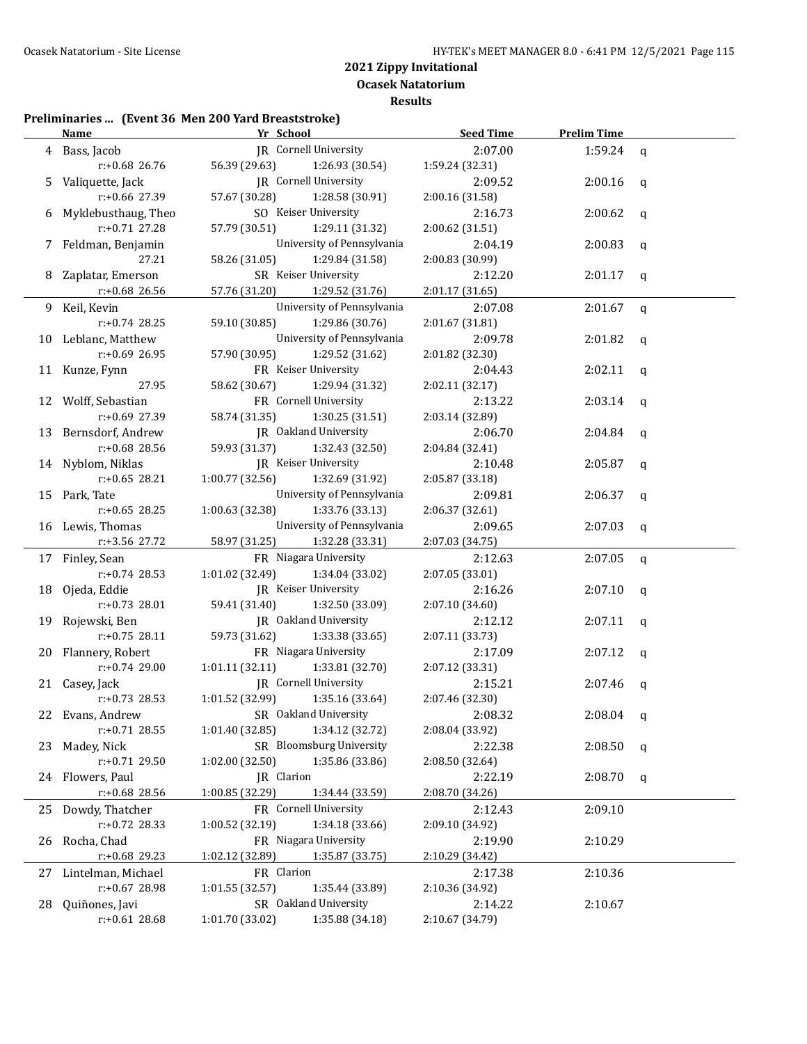# 2021 Zippy Invitational

## Ocasek Natatorium

### Results

**Preliminaries ... (Event 36 Men 200 Yard Breaststroke)**

| | Name | Yr | School | Seed Time | Prelim Time | |
|---|---|---|---|---|---|---|
| 4 | Bass, Jacob | JR | Cornell University | 2:07.00 | 1:59.24 | q |
| | r:+0.68 26.76 | 56.39 (29.63) | 1:26.93 (30.54) | 1:59.24 (32.31) | | |
| 5 | Valiquette, Jack | JR | Cornell University | 2:09.52 | 2:00.16 | q |
| | r:+0.66 27.39 | 57.67 (30.28) | 1:28.58 (30.91) | 2:00.16 (31.58) | | |
| 6 | Myklebusthaug, Theo | SO | Keiser University | 2:16.73 | 2:00.62 | q |
| | r:+0.71 27.28 | 57.79 (30.51) | 1:29.11 (31.32) | 2:00.62 (31.51) | | |
| 7 | Feldman, Benjamin | | University of Pennsylvania | 2:04.19 | 2:00.83 | q |
| | 27.21 | 58.26 (31.05) | 1:29.84 (31.58) | 2:00.83 (30.99) | | |
| 8 | Zaplatar, Emerson | SR | Keiser University | 2:12.20 | 2:01.17 | q |
| | r:+0.68 26.56 | 57.76 (31.20) | 1:29.52 (31.76) | 2:01.17 (31.65) | | |
| 9 | Keil, Kevin | | University of Pennsylvania | 2:07.08 | 2:01.67 | q |
| | r:+0.74 28.25 | 59.10 (30.85) | 1:29.86 (30.76) | 2:01.67 (31.81) | | |
| 10 | Leblanc, Matthew | | University of Pennsylvania | 2:09.78 | 2:01.82 | q |
| | r:+0.69 26.95 | 57.90 (30.95) | 1:29.52 (31.62) | 2:01.82 (32.30) | | |
| 11 | Kunze, Fynn | FR | Keiser University | 2:04.43 | 2:02.11 | q |
| | 27.95 | 58.62 (30.67) | 1:29.94 (31.32) | 2:02.11 (32.17) | | |
| 12 | Wolff, Sebastian | FR | Cornell University | 2:13.22 | 2:03.14 | q |
| | r:+0.69 27.39 | 58.74 (31.35) | 1:30.25 (31.51) | 2:03.14 (32.89) | | |
| 13 | Bernsdorf, Andrew | JR | Oakland University | 2:06.70 | 2:04.84 | q |
| | r:+0.68 28.56 | 59.93 (31.37) | 1:32.43 (32.50) | 2:04.84 (32.41) | | |
| 14 | Nyblom, Niklas | JR | Keiser University | 2:10.48 | 2:05.87 | q |
| | r:+0.65 28.21 | 1:00.77 (32.56) | 1:32.69 (31.92) | 2:05.87 (33.18) | | |
| 15 | Park, Tate | | University of Pennsylvania | 2:09.81 | 2:06.37 | q |
| | r:+0.65 28.25 | 1:00.63 (32.38) | 1:33.76 (33.13) | 2:06.37 (32.61) | | |
| 16 | Lewis, Thomas | | University of Pennsylvania | 2:09.65 | 2:07.03 | q |
| | r:+3.56 27.72 | 58.97 (31.25) | 1:32.28 (33.31) | 2:07.03 (34.75) | | |
| 17 | Finley, Sean | FR | Niagara University | 2:12.63 | 2:07.05 | q |
| | r:+0.74 28.53 | 1:01.02 (32.49) | 1:34.04 (33.02) | 2:07.05 (33.01) | | |
| 18 | Ojeda, Eddie | JR | Keiser University | 2:16.26 | 2:07.10 | q |
| | r:+0.73 28.01 | 59.41 (31.40) | 1:32.50 (33.09) | 2:07.10 (34.60) | | |
| 19 | Rojewski, Ben | JR | Oakland University | 2:12.12 | 2:07.11 | q |
| | r:+0.75 28.11 | 59.73 (31.62) | 1:33.38 (33.65) | 2:07.11 (33.73) | | |
| 20 | Flannery, Robert | FR | Niagara University | 2:17.09 | 2:07.12 | q |
| | r:+0.74 29.00 | 1:01.11 (32.11) | 1:33.81 (32.70) | 2:07.12 (33.31) | | |
| 21 | Casey, Jack | JR | Cornell University | 2:15.21 | 2:07.46 | q |
| | r:+0.73 28.53 | 1:01.52 (32.99) | 1:35.16 (33.64) | 2:07.46 (32.30) | | |
| 22 | Evans, Andrew | SR | Oakland University | 2:08.32 | 2:08.04 | q |
| | r:+0.71 28.55 | 1:01.40 (32.85) | 1:34.12 (32.72) | 2:08.04 (33.92) | | |
| 23 | Madey, Nick | SR | Bloomsburg University | 2:22.38 | 2:08.50 | q |
| | r:+0.71 29.50 | 1:02.00 (32.50) | 1:35.86 (33.86) | 2:08.50 (32.64) | | |
| 24 | Flowers, Paul | JR | Clarion | 2:22.19 | 2:08.70 | q |
| | r:+0.68 28.56 | 1:00.85 (32.29) | 1:34.44 (33.59) | 2:08.70 (34.26) | | |
| 25 | Dowdy, Thatcher | FR | Cornell University | 2:12.43 | 2:09.10 | |
| | r:+0.72 28.33 | 1:00.52 (32.19) | 1:34.18 (33.66) | 2:09.10 (34.92) | | |
| 26 | Rocha, Chad | FR | Niagara University | 2:19.90 | 2:10.29 | |
| | r:+0.68 29.23 | 1:02.12 (32.89) | 1:35.87 (33.75) | 2:10.29 (34.42) | | |
| 27 | Lintelman, Michael | FR | Clarion | 2:17.38 | 2:10.36 | |
| | r:+0.67 28.98 | 1:01.55 (32.57) | 1:35.44 (33.89) | 2:10.36 (34.92) | | |
| 28 | Quiñones, Javi | SR | Oakland University | 2:14.22 | 2:10.67 | |
| | r:+0.61 28.68 | 1:01.70 (33.02) | 1:35.88 (34.18) | 2:10.67 (34.79) | | |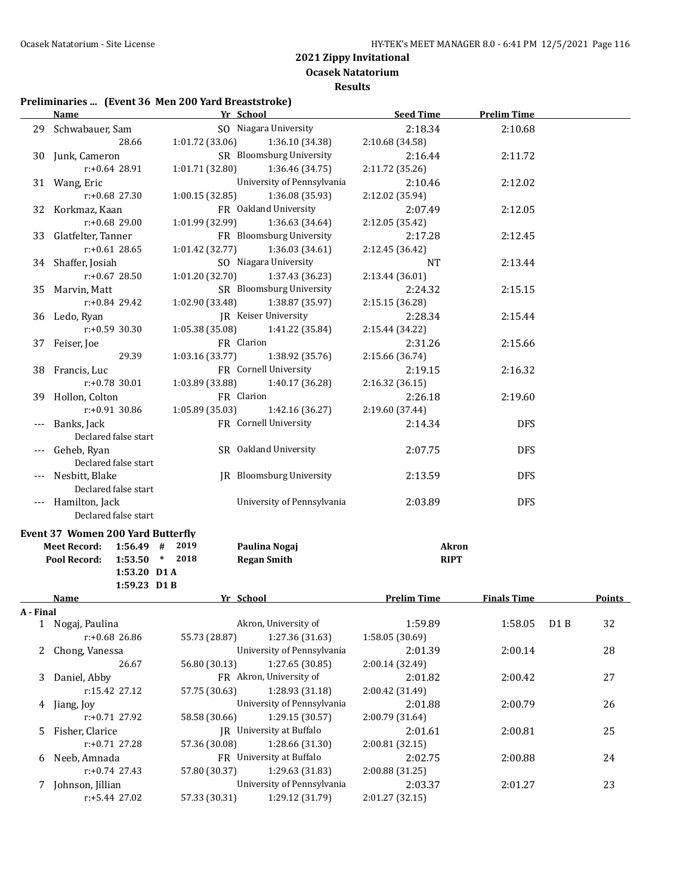## 2021 Zippy Invitational

**Ocasek Natatorium**

**Results**

### Preliminaries ... (Event 36 Men 200 Yard Breaststroke)

| | Name | Yr | School | Seed Time | Prelim Time |
|---|---|---|---|---|---|
| 29 | Schwabauer, Sam | SO | Niagara University | 2:18.34 | 2:10.68 |
| | 28.66 | 1:01.72 (33.06) | 1:36.10 (34.38) | 2:10.68 (34.58) | |
| 30 | Junk, Cameron | SR | Bloomsburg University | 2:16.44 | 2:11.72 |
| | r:+0.64 28.91 | 1:01.71 (32.80) | 1:36.46 (34.75) | 2:11.72 (35.26) | |
| 31 | Wang, Eric | | University of Pennsylvania | 2:10.46 | 2:12.02 |
| | r:+0.68 27.30 | 1:00.15 (32.85) | 1:36.08 (35.93) | 2:12.02 (35.94) | |
| 32 | Korkmaz, Kaan | FR | Oakland University | 2:07.49 | 2:12.05 |
| | r:+0.68 29.00 | 1:01.99 (32.99) | 1:36.63 (34.64) | 2:12.05 (35.42) | |
| 33 | Glatfelter, Tanner | FR | Bloomsburg University | 2:17.28 | 2:12.45 |
| | r:+0.61 28.65 | 1:01.42 (32.77) | 1:36.03 (34.61) | 2:12.45 (36.42) | |
| 34 | Shaffer, Josiah | SO | Niagara University | NT | 2:13.44 |
| | r:+0.67 28.50 | 1:01.20 (32.70) | 1:37.43 (36.23) | 2:13.44 (36.01) | |
| 35 | Marvin, Matt | SR | Bloomsburg University | 2:24.32 | 2:15.15 |
| | r:+0.84 29.42 | 1:02.90 (33.48) | 1:38.87 (35.97) | 2:15.15 (36.28) | |
| 36 | Ledo, Ryan | JR | Keiser University | 2:28.34 | 2:15.44 |
| | r:+0.59 30.30 | 1:05.38 (35.08) | 1:41.22 (35.84) | 2:15.44 (34.22) | |
| 37 | Feiser, Joe | FR | Clarion | 2:31.26 | 2:15.66 |
| | 29.39 | 1:03.16 (33.77) | 1:38.92 (35.76) | 2:15.66 (36.74) | |
| 38 | Francis, Luc | FR | Cornell University | 2:19.15 | 2:16.32 |
| | r:+0.78 30.01 | 1:03.89 (33.88) | 1:40.17 (36.28) | 2:16.32 (36.15) | |
| 39 | Hollon, Colton | FR | Clarion | 2:26.18 | 2:19.60 |
| | r:+0.91 30.86 | 1:05.89 (35.03) | 1:42.16 (36.27) | 2:19.60 (37.44) | |
| --- | Banks, Jack | FR | Cornell University | 2:14.34 | DFS |
| | Declared false start | | | | |
| --- | Geheb, Ryan | SR | Oakland University | 2:07.75 | DFS |
| | Declared false start | | | | |
| --- | Nesbitt, Blake | JR | Bloomsburg University | 2:13.59 | DFS |
| | Declared false start | | | | |
| --- | Hamilton, Jack | | University of Pennsylvania | 2:03.89 | DFS |
| | Declared false start | | | | |

### Event 37 Women 200 Yard Butterfly

| | | | | | |
|---|---|---|---|---|---|
| Meet Record: | 1:56.49 | # | 2019 | Paulina Nogaj | Akron |
| Pool Record: | 1:53.50 | * | 2018 | Regan Smith | RIPT |
| | 1:53.20 | D1 A | | | |
| | 1:59.23 | D1 B | | | |

**A - Final**

| | Name | Yr | School | Prelim Time | Finals Time | | Points |
|---|---|---|---|---|---|---|---|
| 1 | Nogaj, Paulina | | Akron, University of | 1:59.89 | 1:58.05 | D1 B | 32 |
| | r:+0.68 26.86 | 55.73 (28.87) | 1:27.36 (31.63) | 1:58.05 (30.69) | | | |
| 2 | Chong, Vanessa | | University of Pennsylvania | 2:01.39 | 2:00.14 | | 28 |
| | 26.67 | 56.80 (30.13) | 1:27.65 (30.85) | 2:00.14 (32.49) | | | |
| 3 | Daniel, Abby | FR | Akron, University of | 2:01.82 | 2:00.42 | | 27 |
| | r:15.42 27.12 | 57.75 (30.63) | 1:28.93 (31.18) | 2:00.42 (31.49) | | | |
| 4 | Jiang, Joy | | University of Pennsylvania | 2:01.88 | 2:00.79 | | 26 |
| | r:+0.71 27.92 | 58.58 (30.66) | 1:29.15 (30.57) | 2:00.79 (31.64) | | | |
| 5 | Fisher, Clarice | JR | University at Buffalo | 2:01.61 | 2:00.81 | | 25 |
| | r:+0.71 27.28 | 57.36 (30.08) | 1:28.66 (31.30) | 2:00.81 (32.15) | | | |
| 6 | Neeb, Amnada | FR | University at Buffalo | 2:02.75 | 2:00.88 | | 24 |
| | r:+0.74 27.43 | 57.80 (30.37) | 1:29.63 (31.83) | 2:00.88 (31.25) | | | |
| 7 | Johnson, Jillian | | University of Pennsylvania | 2:03.37 | 2:01.27 | | 23 |
| | r:+5.44 27.02 | 57.33 (30.31) | 1:29.12 (31.79) | 2:01.27 (32.15) | | | |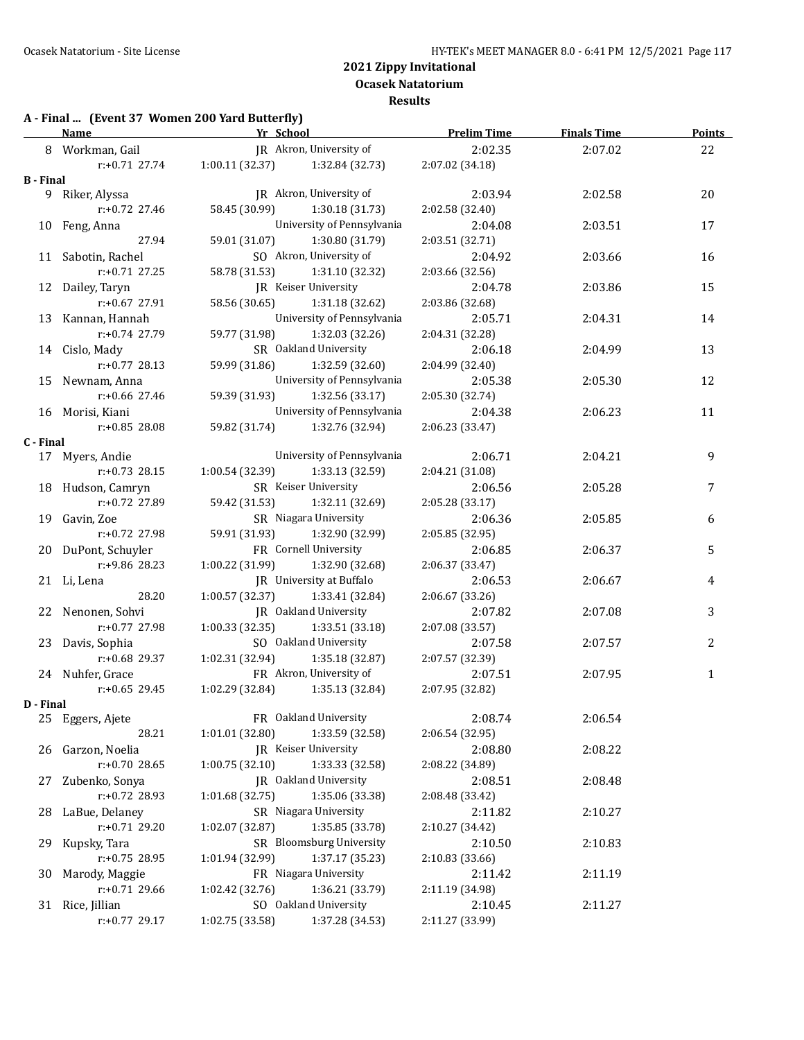# 2021 Zippy Invitational

## Ocasek Natatorium

### Results

**A - Final ... (Event 37 Women 200 Yard Butterfly)**

| | Name | Yr | School | Prelim Time | Finals Time | Points |
|---|---|---|---|---|---|---|
| 8 | Workman, Gail | JR | Akron, University of | 2:02.35 | 2:07.02 | 22 |
| | r:+0.71 27.74 | 1:00.11 (32.37) | 1:32.84 (32.73) | 2:07.02 (34.18) | | |
| **B - Final** | | | | | | |
| 9 | Riker, Alyssa | JR | Akron, University of | 2:03.94 | 2:02.58 | 20 |
| | r:+0.72 27.46 | 58.45 (30.99) | 1:30.18 (31.73) | 2:02.58 (32.40) | | |
| 10 | Feng, Anna | | University of Pennsylvania | 2:04.08 | 2:03.51 | 17 |
| | 27.94 | 59.01 (31.07) | 1:30.80 (31.79) | 2:03.51 (32.71) | | |
| 11 | Sabotin, Rachel | SO | Akron, University of | 2:04.92 | 2:03.66 | 16 |
| | r:+0.71 27.25 | 58.78 (31.53) | 1:31.10 (32.32) | 2:03.66 (32.56) | | |
| 12 | Dailey, Taryn | JR | Keiser University | 2:04.78 | 2:03.86 | 15 |
| | r:+0.67 27.91 | 58.56 (30.65) | 1:31.18 (32.62) | 2:03.86 (32.68) | | |
| 13 | Kannan, Hannah | | University of Pennsylvania | 2:05.71 | 2:04.31 | 14 |
| | r:+0.74 27.79 | 59.77 (31.98) | 1:32.03 (32.26) | 2:04.31 (32.28) | | |
| 14 | Cislo, Mady | SR | Oakland University | 2:06.18 | 2:04.99 | 13 |
| | r:+0.77 28.13 | 59.99 (31.86) | 1:32.59 (32.60) | 2:04.99 (32.40) | | |
| 15 | Newnam, Anna | | University of Pennsylvania | 2:05.38 | 2:05.30 | 12 |
| | r:+0.66 27.46 | 59.39 (31.93) | 1:32.56 (33.17) | 2:05.30 (32.74) | | |
| 16 | Morisi, Kiani | | University of Pennsylvania | 2:04.38 | 2:06.23 | 11 |
| | r:+0.85 28.08 | 59.82 (31.74) | 1:32.76 (32.94) | 2:06.23 (33.47) | | |
| **C - Final** | | | | | | |
| 17 | Myers, Andie | | University of Pennsylvania | 2:06.71 | 2:04.21 | 9 |
| | r:+0.73 28.15 | 1:00.54 (32.39) | 1:33.13 (32.59) | 2:04.21 (31.08) | | |
| 18 | Hudson, Camryn | SR | Keiser University | 2:06.56 | 2:05.28 | 7 |
| | r:+0.72 27.89 | 59.42 (31.53) | 1:32.11 (32.69) | 2:05.28 (33.17) | | |
| 19 | Gavin, Zoe | SR | Niagara University | 2:06.36 | 2:05.85 | 6 |
| | r:+0.72 27.98 | 59.91 (31.93) | 1:32.90 (32.99) | 2:05.85 (32.95) | | |
| 20 | DuPont, Schuyler | FR | Cornell University | 2:06.85 | 2:06.37 | 5 |
| | r:+9.86 28.23 | 1:00.22 (31.99) | 1:32.90 (32.68) | 2:06.37 (33.47) | | |
| 21 | Li, Lena | JR | University at Buffalo | 2:06.53 | 2:06.67 | 4 |
| | 28.20 | 1:00.57 (32.37) | 1:33.41 (32.84) | 2:06.67 (33.26) | | |
| 22 | Nenonen, Sohvi | JR | Oakland University | 2:07.82 | 2:07.08 | 3 |
| | r:+0.77 27.98 | 1:00.33 (32.35) | 1:33.51 (33.18) | 2:07.08 (33.57) | | |
| 23 | Davis, Sophia | SO | Oakland University | 2:07.58 | 2:07.57 | 2 |
| | r:+0.68 29.37 | 1:02.31 (32.94) | 1:35.18 (32.87) | 2:07.57 (32.39) | | |
| 24 | Nuhfer, Grace | FR | Akron, University of | 2:07.51 | 2:07.95 | 1 |
| | r:+0.65 29.45 | 1:02.29 (32.84) | 1:35.13 (32.84) | 2:07.95 (32.82) | | |
| **D - Final** | | | | | | |
| 25 | Eggers, Ajete | FR | Oakland University | 2:08.74 | 2:06.54 | |
| | 28.21 | 1:01.01 (32.80) | 1:33.59 (32.58) | 2:06.54 (32.95) | | |
| 26 | Garzon, Noelia | JR | Keiser University | 2:08.80 | 2:08.22 | |
| | r:+0.70 28.65 | 1:00.75 (32.10) | 1:33.33 (32.58) | 2:08.22 (34.89) | | |
| 27 | Zubenko, Sonya | JR | Oakland University | 2:08.51 | 2:08.48 | |
| | r:+0.72 28.93 | 1:01.68 (32.75) | 1:35.06 (33.38) | 2:08.48 (33.42) | | |
| 28 | LaBue, Delaney | SR | Niagara University | 2:11.82 | 2:10.27 | |
| | r:+0.71 29.20 | 1:02.07 (32.87) | 1:35.85 (33.78) | 2:10.27 (34.42) | | |
| 29 | Kupsky, Tara | SR | Bloomsburg University | 2:10.50 | 2:10.83 | |
| | r:+0.75 28.95 | 1:01.94 (32.99) | 1:37.17 (35.23) | 2:10.83 (33.66) | | |
| 30 | Marody, Maggie | FR | Niagara University | 2:11.42 | 2:11.19 | |
| | r:+0.71 29.66 | 1:02.42 (32.76) | 1:36.21 (33.79) | 2:11.19 (34.98) | | |
| 31 | Rice, Jillian | SO | Oakland University | 2:10.45 | 2:11.27 | |
| | r:+0.77 29.17 | 1:02.75 (33.58) | 1:37.28 (34.53) | 2:11.27 (33.99) | | |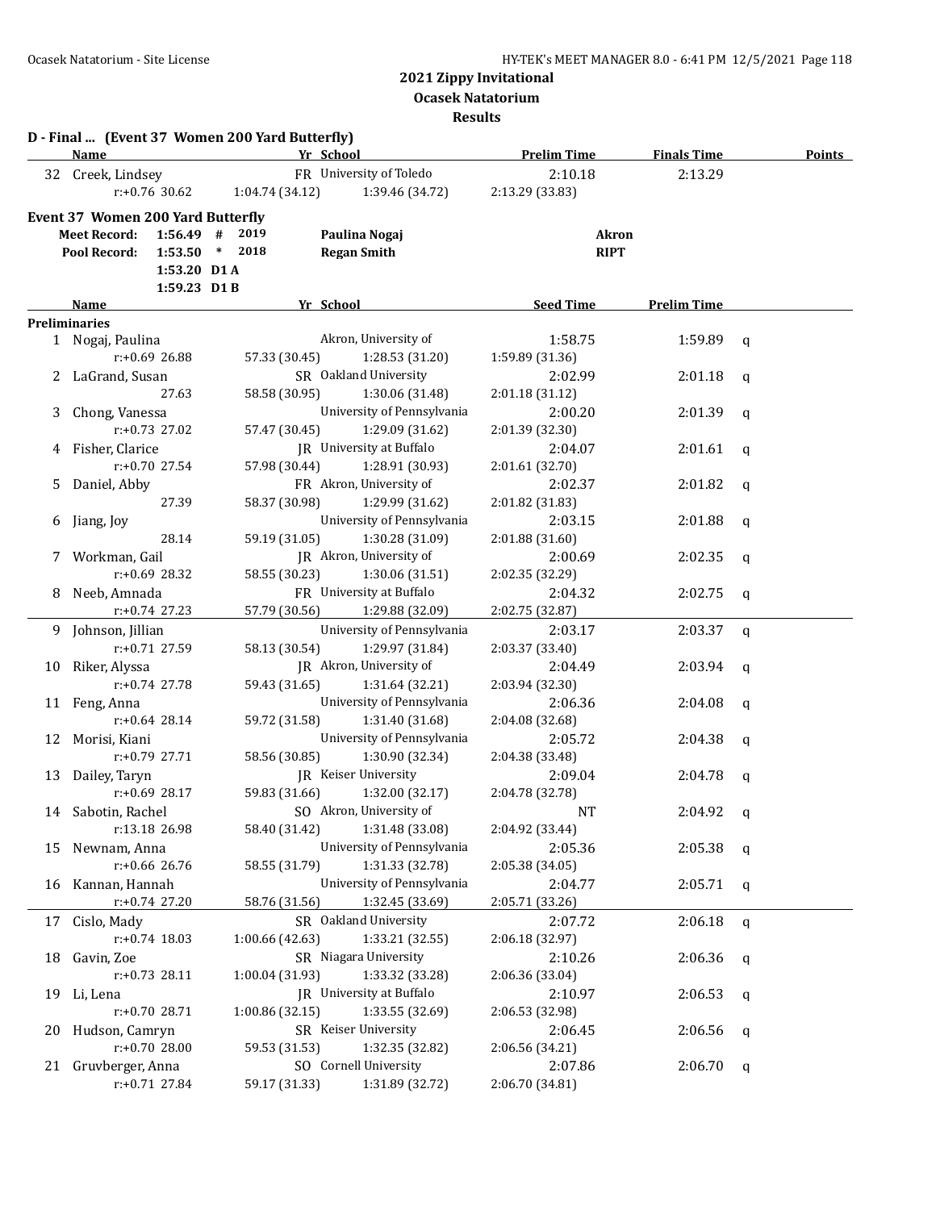## 2021 Zippy Invitational

**Ocasek Natatorium**

**Results**

### D - Final ... (Event 37 Women 200 Yard Butterfly)

| | Name | Yr | School | Prelim Time | Finals Time | Points |
|---|---|---|---|---|---|---|
| 32 | Creek, Lindsey | FR | University of Toledo | 2:10.18 | 2:13.29 | |
| | r:+0.76 30.62 | 1:04.74 (34.12) | 1:39.46 (34.72) | 2:13.29 (33.83) | | |

### Event 37 Women 200 Yard Butterfly

| | | | | | |
|---|---|---|---|---|---|
| Meet Record: | 1:56.49 | # | 2019 | Paulina Nogaj | Akron |
| Pool Record: | 1:53.50 | * | 2018 | Regan Smith | RIPT |
| | 1:53.20 | D1 A | | | |
| | 1:59.23 | D1 B | | | |

| | Name | Yr | School | Seed Time | Prelim Time | |
|---|---|---|---|---|---|---|
| **Preliminaries** | | | | | | |
| 1 | Nogaj, Paulina | | Akron, University of | 1:58.75 | 1:59.89 | q |
| | r:+0.69 26.88 | 57.33 (30.45) | 1:28.53 (31.20) | 1:59.89 (31.36) | | |
| 2 | LaGrand, Susan | SR | Oakland University | 2:02.99 | 2:01.18 | q |
| | 27.63 | 58.58 (30.95) | 1:30.06 (31.48) | 2:01.18 (31.12) | | |
| 3 | Chong, Vanessa | | University of Pennsylvania | 2:00.20 | 2:01.39 | q |
| | r:+0.73 27.02 | 57.47 (30.45) | 1:29.09 (31.62) | 2:01.39 (32.30) | | |
| 4 | Fisher, Clarice | JR | University at Buffalo | 2:04.07 | 2:01.61 | q |
| | r:+0.70 27.54 | 57.98 (30.44) | 1:28.91 (30.93) | 2:01.61 (32.70) | | |
| 5 | Daniel, Abby | FR | Akron, University of | 2:02.37 | 2:01.82 | q |
| | 27.39 | 58.37 (30.98) | 1:29.99 (31.62) | 2:01.82 (31.83) | | |
| 6 | Jiang, Joy | | University of Pennsylvania | 2:03.15 | 2:01.88 | q |
| | 28.14 | 59.19 (31.05) | 1:30.28 (31.09) | 2:01.88 (31.60) | | |
| 7 | Workman, Gail | JR | Akron, University of | 2:00.69 | 2:02.35 | q |
| | r:+0.69 28.32 | 58.55 (30.23) | 1:30.06 (31.51) | 2:02.35 (32.29) | | |
| 8 | Neeb, Amnada | FR | University at Buffalo | 2:04.32 | 2:02.75 | q |
| | r:+0.74 27.23 | 57.79 (30.56) | 1:29.88 (32.09) | 2:02.75 (32.87) | | |
| 9 | Johnson, Jillian | | University of Pennsylvania | 2:03.17 | 2:03.37 | q |
| | r:+0.71 27.59 | 58.13 (30.54) | 1:29.97 (31.84) | 2:03.37 (33.40) | | |
| 10 | Riker, Alyssa | JR | Akron, University of | 2:04.49 | 2:03.94 | q |
| | r:+0.74 27.78 | 59.43 (31.65) | 1:31.64 (32.21) | 2:03.94 (32.30) | | |
| 11 | Feng, Anna | | University of Pennsylvania | 2:06.36 | 2:04.08 | q |
| | r:+0.64 28.14 | 59.72 (31.58) | 1:31.40 (31.68) | 2:04.08 (32.68) | | |
| 12 | Morisi, Kiani | | University of Pennsylvania | 2:05.72 | 2:04.38 | q |
| | r:+0.79 27.71 | 58.56 (30.85) | 1:30.90 (32.34) | 2:04.38 (33.48) | | |
| 13 | Dailey, Taryn | JR | Keiser University | 2:09.04 | 2:04.78 | q |
| | r:+0.69 28.17 | 59.83 (31.66) | 1:32.00 (32.17) | 2:04.78 (32.78) | | |
| 14 | Sabotin, Rachel | SO | Akron, University of | NT | 2:04.92 | q |
| | r:13.18 26.98 | 58.40 (31.42) | 1:31.48 (33.08) | 2:04.92 (33.44) | | |
| 15 | Newnam, Anna | | University of Pennsylvania | 2:05.36 | 2:05.38 | q |
| | r:+0.66 26.76 | 58.55 (31.79) | 1:31.33 (32.78) | 2:05.38 (34.05) | | |
| 16 | Kannan, Hannah | | University of Pennsylvania | 2:04.77 | 2:05.71 | q |
| | r:+0.74 27.20 | 58.76 (31.56) | 1:32.45 (33.69) | 2:05.71 (33.26) | | |
| 17 | Cislo, Mady | SR | Oakland University | 2:07.72 | 2:06.18 | q |
| | r:+0.74 18.03 | 1:00.66 (42.63) | 1:33.21 (32.55) | 2:06.18 (32.97) | | |
| 18 | Gavin, Zoe | SR | Niagara University | 2:10.26 | 2:06.36 | q |
| | r:+0.73 28.11 | 1:00.04 (31.93) | 1:33.32 (33.28) | 2:06.36 (33.04) | | |
| 19 | Li, Lena | JR | University at Buffalo | 2:10.97 | 2:06.53 | q |
| | r:+0.70 28.71 | 1:00.86 (32.15) | 1:33.55 (32.69) | 2:06.53 (32.98) | | |
| 20 | Hudson, Camryn | SR | Keiser University | 2:06.45 | 2:06.56 | q |
| | r:+0.70 28.00 | 59.53 (31.53) | 1:32.35 (32.82) | 2:06.56 (34.21) | | |
| 21 | Gruvberger, Anna | SO | Cornell University | 2:07.86 | 2:06.70 | q |
| | r:+0.71 27.84 | 59.17 (31.33) | 1:31.89 (32.72) | 2:06.70 (34.81) | | |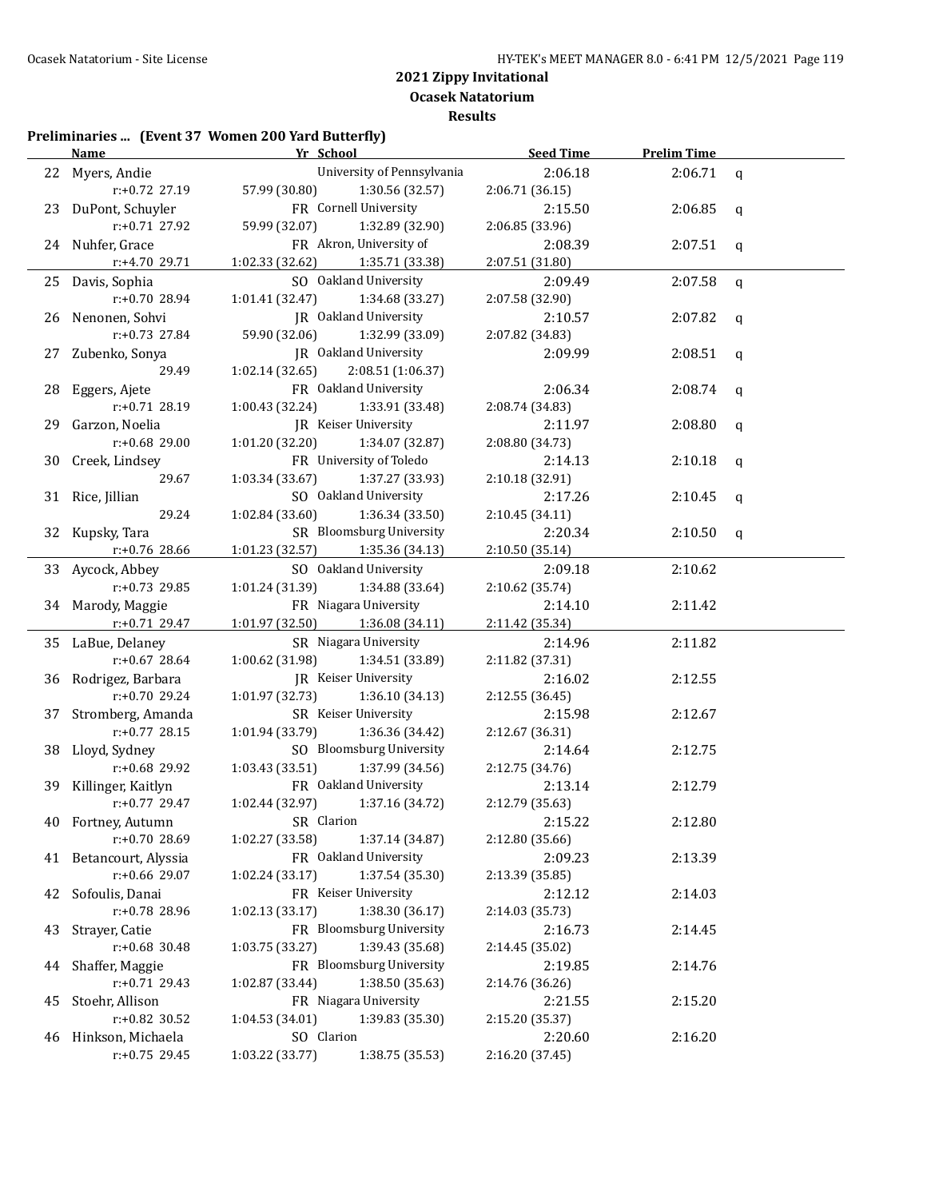# 2021 Zippy Invitational

## Ocasek Natatorium

### Results

**Preliminaries ... (Event 37 Women 200 Yard Butterfly)**

| | Name | Yr | School | Seed Time | Prelim Time | |
|---|---|---|---|---|---|---|
| 22 | Myers, Andie | | University of Pennsylvania | 2:06.18 | 2:06.71 | q |
| | r:+0.72 27.19 | 57.99 (30.80) | 1:30.56 (32.57) | 2:06.71 (36.15) | | |
| 23 | DuPont, Schuyler | FR | Cornell University | 2:15.50 | 2:06.85 | q |
| | r:+0.71 27.92 | 59.99 (32.07) | 1:32.89 (32.90) | 2:06.85 (33.96) | | |
| 24 | Nuhfer, Grace | FR | Akron, University of | 2:08.39 | 2:07.51 | q |
| | r:+4.70 29.71 | 1:02.33 (32.62) | 1:35.71 (33.38) | 2:07.51 (31.80) | | |
| 25 | Davis, Sophia | SO | Oakland University | 2:09.49 | 2:07.58 | q |
| | r:+0.70 28.94 | 1:01.41 (32.47) | 1:34.68 (33.27) | 2:07.58 (32.90) | | |
| 26 | Nenonen, Sohvi | JR | Oakland University | 2:10.57 | 2:07.82 | q |
| | r:+0.73 27.84 | 59.90 (32.06) | 1:32.99 (33.09) | 2:07.82 (34.83) | | |
| 27 | Zubenko, Sonya | JR | Oakland University | 2:09.99 | 2:08.51 | q |
| | 29.49 | 1:02.14 (32.65) | 2:08.51 (1:06.37) | | | |
| 28 | Eggers, Ajete | FR | Oakland University | 2:06.34 | 2:08.74 | q |
| | r:+0.71 28.19 | 1:00.43 (32.24) | 1:33.91 (33.48) | 2:08.74 (34.83) | | |
| 29 | Garzon, Noelia | JR | Keiser University | 2:11.97 | 2:08.80 | q |
| | r:+0.68 29.00 | 1:01.20 (32.20) | 1:34.07 (32.87) | 2:08.80 (34.73) | | |
| 30 | Creek, Lindsey | FR | University of Toledo | 2:14.13 | 2:10.18 | q |
| | 29.67 | 1:03.34 (33.67) | 1:37.27 (33.93) | 2:10.18 (32.91) | | |
| 31 | Rice, Jillian | SO | Oakland University | 2:17.26 | 2:10.45 | q |
| | 29.24 | 1:02.84 (33.60) | 1:36.34 (33.50) | 2:10.45 (34.11) | | |
| 32 | Kupsky, Tara | SR | Bloomsburg University | 2:20.34 | 2:10.50 | q |
| | r:+0.76 28.66 | 1:01.23 (32.57) | 1:35.36 (34.13) | 2:10.50 (35.14) | | |
| 33 | Aycock, Abbey | SO | Oakland University | 2:09.18 | 2:10.62 | |
| | r:+0.73 29.85 | 1:01.24 (31.39) | 1:34.88 (33.64) | 2:10.62 (35.74) | | |
| 34 | Marody, Maggie | FR | Niagara University | 2:14.10 | 2:11.42 | |
| | r:+0.71 29.47 | 1:01.97 (32.50) | 1:36.08 (34.11) | 2:11.42 (35.34) | | |
| 35 | LaBue, Delaney | SR | Niagara University | 2:14.96 | 2:11.82 | |
| | r:+0.67 28.64 | 1:00.62 (31.98) | 1:34.51 (33.89) | 2:11.82 (37.31) | | |
| 36 | Rodrigez, Barbara | JR | Keiser University | 2:16.02 | 2:12.55 | |
| | r:+0.70 29.24 | 1:01.97 (32.73) | 1:36.10 (34.13) | 2:12.55 (36.45) | | |
| 37 | Stromberg, Amanda | SR | Keiser University | 2:15.98 | 2:12.67 | |
| | r:+0.77 28.15 | 1:01.94 (33.79) | 1:36.36 (34.42) | 2:12.67 (36.31) | | |
| 38 | Lloyd, Sydney | SO | Bloomsburg University | 2:14.64 | 2:12.75 | |
| | r:+0.68 29.92 | 1:03.43 (33.51) | 1:37.99 (34.56) | 2:12.75 (34.76) | | |
| 39 | Killinger, Kaitlyn | FR | Oakland University | 2:13.14 | 2:12.79 | |
| | r:+0.77 29.47 | 1:02.44 (32.97) | 1:37.16 (34.72) | 2:12.79 (35.63) | | |
| 40 | Fortney, Autumn | SR | Clarion | 2:15.22 | 2:12.80 | |
| | r:+0.70 28.69 | 1:02.27 (33.58) | 1:37.14 (34.87) | 2:12.80 (35.66) | | |
| 41 | Betancourt, Alyssia | FR | Oakland University | 2:09.23 | 2:13.39 | |
| | r:+0.66 29.07 | 1:02.24 (33.17) | 1:37.54 (35.30) | 2:13.39 (35.85) | | |
| 42 | Sofoulis, Danai | FR | Keiser University | 2:12.12 | 2:14.03 | |
| | r:+0.78 28.96 | 1:02.13 (33.17) | 1:38.30 (36.17) | 2:14.03 (35.73) | | |
| 43 | Strayer, Catie | FR | Bloomsburg University | 2:16.73 | 2:14.45 | |
| | r:+0.68 30.48 | 1:03.75 (33.27) | 1:39.43 (35.68) | 2:14.45 (35.02) | | |
| 44 | Shaffer, Maggie | FR | Bloomsburg University | 2:19.85 | 2:14.76 | |
| | r:+0.71 29.43 | 1:02.87 (33.44) | 1:38.50 (35.63) | 2:14.76 (36.26) | | |
| 45 | Stoehr, Allison | FR | Niagara University | 2:21.55 | 2:15.20 | |
| | r:+0.82 30.52 | 1:04.53 (34.01) | 1:39.83 (35.30) | 2:15.20 (35.37) | | |
| 46 | Hinkson, Michaela | SO | Clarion | 2:20.60 | 2:16.20 | |
| | r:+0.75 29.45 | 1:03.22 (33.77) | 1:38.75 (35.53) | 2:16.20 (37.45) | | |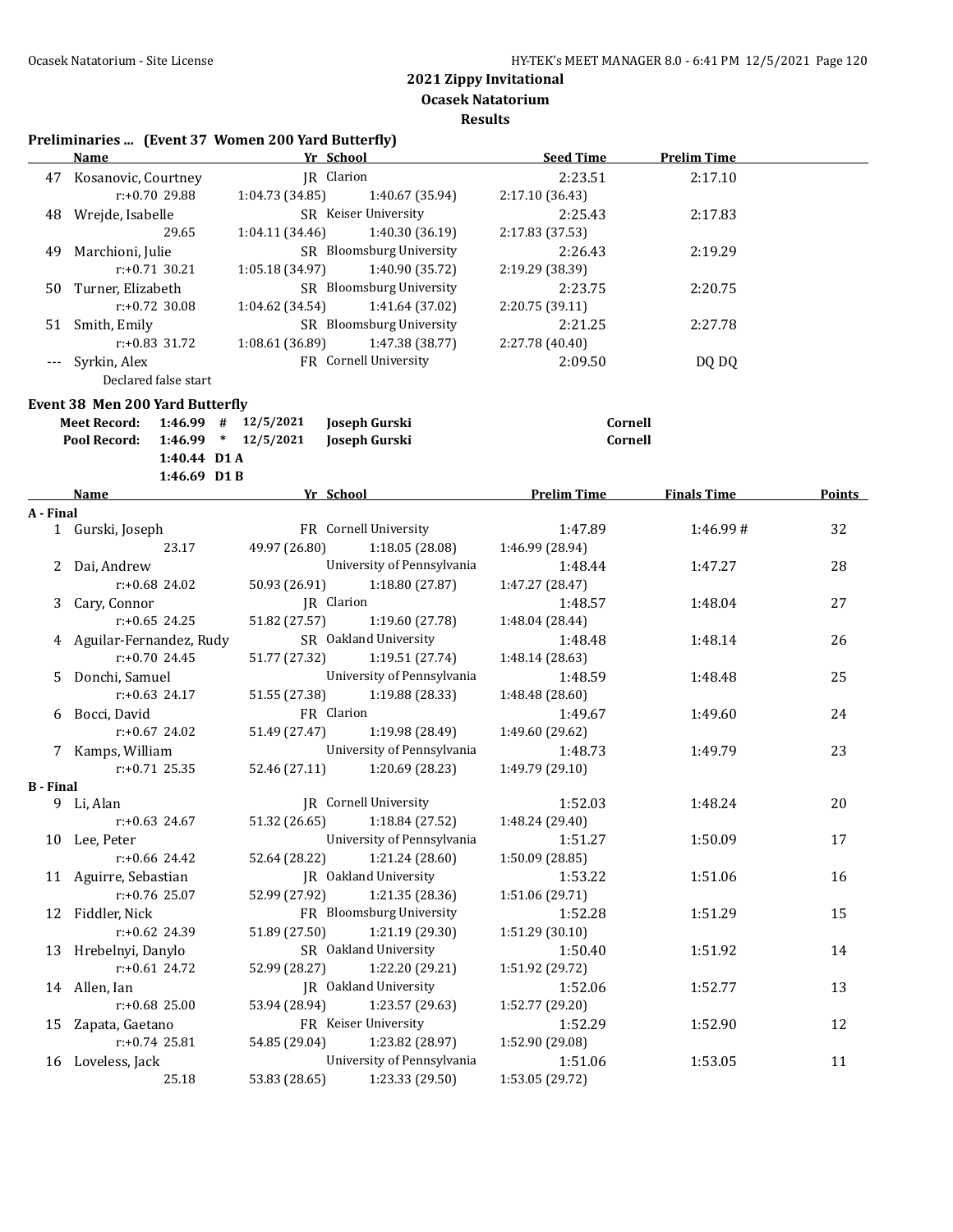## 2021 Zippy Invitational

**Ocasek Natatorium**

**Results**

### Preliminaries ... (Event 37 Women 200 Yard Butterfly)

| | Name | | Yr | School | Seed Time | Prelim Time |
|---|---|---|---|---|---|---|
| 47 | Kosanovic, Courtney | | JR | Clarion | 2:23.51 | 2:17.10 |
| | r:+0.70 29.88 | 1:04.73 (34.85) | | 1:40.67 (35.94) | 2:17.10 (36.43) | |
| 48 | Wrejde, Isabelle | | SR | Keiser University | 2:25.43 | 2:17.83 |
| | 29.65 | 1:04.11 (34.46) | | 1:40.30 (36.19) | 2:17.83 (37.53) | |
| 49 | Marchioni, Julie | | SR | Bloomsburg University | 2:26.43 | 2:19.29 |
| | r:+0.71 30.21 | 1:05.18 (34.97) | | 1:40.90 (35.72) | 2:19.29 (38.39) | |
| 50 | Turner, Elizabeth | | SR | Bloomsburg University | 2:23.75 | 2:20.75 |
| | r:+0.72 30.08 | 1:04.62 (34.54) | | 1:41.64 (37.02) | 2:20.75 (39.11) | |
| 51 | Smith, Emily | | SR | Bloomsburg University | 2:21.25 | 2:27.78 |
| | r:+0.83 31.72 | 1:08.61 (36.89) | | 1:47.38 (38.77) | 2:27.78 (40.40) | |
| --- | Syrkin, Alex | | FR | Cornell University | 2:09.50 | DQ DQ |
| | Declared false start | | | | | |

### Event 38 Men 200 Yard Butterfly

| | | | | | |
|---|---|---|---|---|---|
| Meet Record: | 1:46.99 | # | 12/5/2021 | Joseph Gurski | Cornell |
| Pool Record: | 1:46.99 | * | 12/5/2021 | Joseph Gurski | Cornell |
| | 1:40.44 | D1 A | | | |
| | 1:46.69 | D1 B | | | |

| | Name | | Yr | School | Prelim Time | Finals Time | Points |
|---|---|---|---|---|---|---|---|
| **A - Final** | | | | | | | |
| 1 | Gurski, Joseph | | FR | Cornell University | 1:47.89 | 1:46.99 # | 32 |
| | 23.17 | 49.97 (26.80) | | 1:18.05 (28.08) | 1:46.99 (28.94) | | |
| 2 | Dai, Andrew | | | University of Pennsylvania | 1:48.44 | 1:47.27 | 28 |
| | r:+0.68 24.02 | 50.93 (26.91) | | 1:18.80 (27.87) | 1:47.27 (28.47) | | |
| 3 | Cary, Connor | | JR | Clarion | 1:48.57 | 1:48.04 | 27 |
| | r:+0.65 24.25 | 51.82 (27.57) | | 1:19.60 (27.78) | 1:48.04 (28.44) | | |
| 4 | Aguilar-Fernandez, Rudy | | SR | Oakland University | 1:48.48 | 1:48.14 | 26 |
| | r:+0.70 24.45 | 51.77 (27.32) | | 1:19.51 (27.74) | 1:48.14 (28.63) | | |
| 5 | Donchi, Samuel | | | University of Pennsylvania | 1:48.59 | 1:48.48 | 25 |
| | r:+0.63 24.17 | 51.55 (27.38) | | 1:19.88 (28.33) | 1:48.48 (28.60) | | |
| 6 | Bocci, David | | FR | Clarion | 1:49.67 | 1:49.60 | 24 |
| | r:+0.67 24.02 | 51.49 (27.47) | | 1:19.98 (28.49) | 1:49.60 (29.62) | | |
| 7 | Kamps, William | | | University of Pennsylvania | 1:48.73 | 1:49.79 | 23 |
| | r:+0.71 25.35 | 52.46 (27.11) | | 1:20.69 (28.23) | 1:49.79 (29.10) | | |
| **B - Final** | | | | | | | |
| 9 | Li, Alan | | JR | Cornell University | 1:52.03 | 1:48.24 | 20 |
| | r:+0.63 24.67 | 51.32 (26.65) | | 1:18.84 (27.52) | 1:48.24 (29.40) | | |
| 10 | Lee, Peter | | | University of Pennsylvania | 1:51.27 | 1:50.09 | 17 |
| | r:+0.66 24.42 | 52.64 (28.22) | | 1:21.24 (28.60) | 1:50.09 (28.85) | | |
| 11 | Aguirre, Sebastian | | JR | Oakland University | 1:53.22 | 1:51.06 | 16 |
| | r:+0.76 25.07 | 52.99 (27.92) | | 1:21.35 (28.36) | 1:51.06 (29.71) | | |
| 12 | Fiddler, Nick | | FR | Bloomsburg University | 1:52.28 | 1:51.29 | 15 |
| | r:+0.62 24.39 | 51.89 (27.50) | | 1:21.19 (29.30) | 1:51.29 (30.10) | | |
| 13 | Hrebelnyi, Danylo | | SR | Oakland University | 1:50.40 | 1:51.92 | 14 |
| | r:+0.61 24.72 | 52.99 (28.27) | | 1:22.20 (29.21) | 1:51.92 (29.72) | | |
| 14 | Allen, Ian | | JR | Oakland University | 1:52.06 | 1:52.77 | 13 |
| | r:+0.68 25.00 | 53.94 (28.94) | | 1:23.57 (29.63) | 1:52.77 (29.20) | | |
| 15 | Zapata, Gaetano | | FR | Keiser University | 1:52.29 | 1:52.90 | 12 |
| | r:+0.74 25.81 | 54.85 (29.04) | | 1:23.82 (28.97) | 1:52.90 (29.08) | | |
| 16 | Loveless, Jack | | | University of Pennsylvania | 1:51.06 | 1:53.05 | 11 |
| | 25.18 | 53.83 (28.65) | | 1:23.33 (29.50) | 1:53.05 (29.72) | | |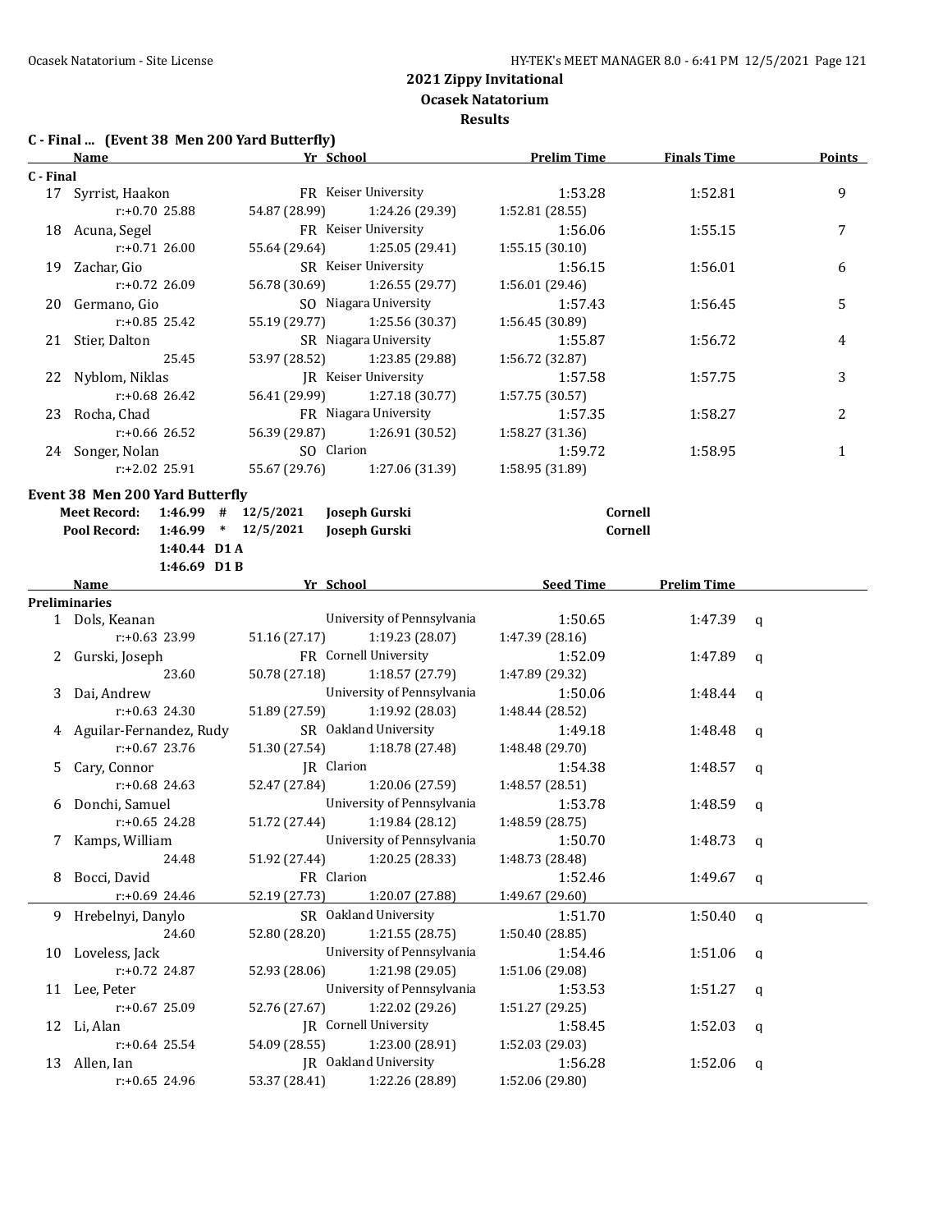## 2021 Zippy Invitational
### Ocasek Natatorium
### Results

**C - Final ... (Event 38 Men 200 Yard Butterfly)**

| | Name | Yr | School | Prelim Time | Finals Time | Points |
|---|---|---|---|---|---|---|
| **C - Final** | | | | | | |
| 17 | Syrrist, Haakon | FR | Keiser University | 1:53.28 | 1:52.81 | 9 |
| | r:+0.70 25.88 | 54.87 (28.99) | 1:24.26 (29.39) | 1:52.81 (28.55) | | |
| 18 | Acuna, Segel | FR | Keiser University | 1:56.06 | 1:55.15 | 7 |
| | r:+0.71 26.00 | 55.64 (29.64) | 1:25.05 (29.41) | 1:55.15 (30.10) | | |
| 19 | Zachar, Gio | SR | Keiser University | 1:56.15 | 1:56.01 | 6 |
| | r:+0.72 26.09 | 56.78 (30.69) | 1:26.55 (29.77) | 1:56.01 (29.46) | | |
| 20 | Germano, Gio | SO | Niagara University | 1:57.43 | 1:56.45 | 5 |
| | r:+0.85 25.42 | 55.19 (29.77) | 1:25.56 (30.37) | 1:56.45 (30.89) | | |
| 21 | Stier, Dalton | SR | Niagara University | 1:55.87 | 1:56.72 | 4 |
| | 25.45 | 53.97 (28.52) | 1:23.85 (29.88) | 1:56.72 (32.87) | | |
| 22 | Nyblom, Niklas | JR | Keiser University | 1:57.58 | 1:57.75 | 3 |
| | r:+0.68 26.42 | 56.41 (29.99) | 1:27.18 (30.77) | 1:57.75 (30.57) | | |
| 23 | Rocha, Chad | FR | Niagara University | 1:57.35 | 1:58.27 | 2 |
| | r:+0.66 26.52 | 56.39 (29.87) | 1:26.91 (30.52) | 1:58.27 (31.36) | | |
| 24 | Songer, Nolan | SO | Clarion | 1:59.72 | 1:58.95 | 1 |
| | r:+2.02 25.91 | 55.67 (29.76) | 1:27.06 (31.39) | 1:58.95 (31.89) | | |

**Event 38 Men 200 Yard Butterfly**

| | | | | | |
|---|---|---|---|---|---|
| **Meet Record:** | **1:46.99** | **#** | **12/5/2021** | **Joseph Gurski** | **Cornell** |
| **Pool Record:** | **1:46.99** | **\*** | **12/5/2021** | **Joseph Gurski** | **Cornell** |
| | **1:40.44** | **D1 A** | | | |
| | **1:46.69** | **D1 B** | | | |

| | Name | Yr | School | Seed Time | Prelim Time | |
|---|---|---|---|---|---|---|
| **Preliminaries** | | | | | | |
| 1 | Dols, Keanan | | University of Pennsylvania | 1:50.65 | 1:47.39 | q |
| | r:+0.63 23.99 | 51.16 (27.17) | 1:19.23 (28.07) | 1:47.39 (28.16) | | |
| 2 | Gurski, Joseph | FR | Cornell University | 1:52.09 | 1:47.89 | q |
| | 23.60 | 50.78 (27.18) | 1:18.57 (27.79) | 1:47.89 (29.32) | | |
| 3 | Dai, Andrew | | University of Pennsylvania | 1:50.06 | 1:48.44 | q |
| | r:+0.63 24.30 | 51.89 (27.59) | 1:19.92 (28.03) | 1:48.44 (28.52) | | |
| 4 | Aguilar-Fernandez, Rudy | SR | Oakland University | 1:49.18 | 1:48.48 | q |
| | r:+0.67 23.76 | 51.30 (27.54) | 1:18.78 (27.48) | 1:48.48 (29.70) | | |
| 5 | Cary, Connor | JR | Clarion | 1:54.38 | 1:48.57 | q |
| | r:+0.68 24.63 | 52.47 (27.84) | 1:20.06 (27.59) | 1:48.57 (28.51) | | |
| 6 | Donchi, Samuel | | University of Pennsylvania | 1:53.78 | 1:48.59 | q |
| | r:+0.65 24.28 | 51.72 (27.44) | 1:19.84 (28.12) | 1:48.59 (28.75) | | |
| 7 | Kamps, William | | University of Pennsylvania | 1:50.70 | 1:48.73 | q |
| | 24.48 | 51.92 (27.44) | 1:20.25 (28.33) | 1:48.73 (28.48) | | |
| 8 | Bocci, David | FR | Clarion | 1:52.46 | 1:49.67 | q |
| | r:+0.69 24.46 | 52.19 (27.73) | 1:20.07 (27.88) | 1:49.67 (29.60) | | |
| 9 | Hrebelnyi, Danylo | SR | Oakland University | 1:51.70 | 1:50.40 | q |
| | 24.60 | 52.80 (28.20) | 1:21.55 (28.75) | 1:50.40 (28.85) | | |
| 10 | Loveless, Jack | | University of Pennsylvania | 1:54.46 | 1:51.06 | q |
| | r:+0.72 24.87 | 52.93 (28.06) | 1:21.98 (29.05) | 1:51.06 (29.08) | | |
| 11 | Lee, Peter | | University of Pennsylvania | 1:53.53 | 1:51.27 | q |
| | r:+0.67 25.09 | 52.76 (27.67) | 1:22.02 (29.26) | 1:51.27 (29.25) | | |
| 12 | Li, Alan | JR | Cornell University | 1:58.45 | 1:52.03 | q |
| | r:+0.64 25.54 | 54.09 (28.55) | 1:23.00 (28.91) | 1:52.03 (29.03) | | |
| 13 | Allen, Ian | JR | Oakland University | 1:56.28 | 1:52.06 | q |
| | r:+0.65 24.96 | 53.37 (28.41) | 1:22.26 (28.89) | 1:52.06 (29.80) | | |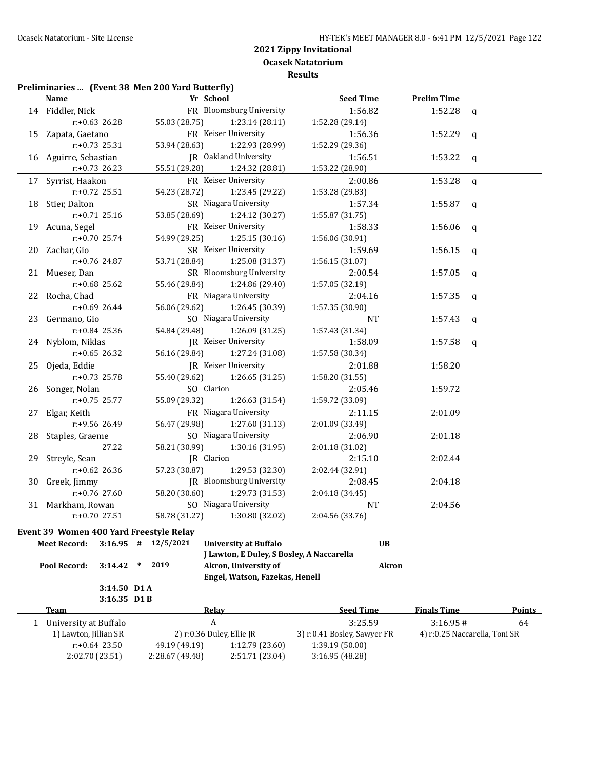## 2021 Zippy Invitational
## Ocasek Natatorium
## Results

### Preliminaries ... (Event 38 Men 200 Yard Butterfly)

| | Name | Yr | School | Seed Time | Prelim Time | |
|---|---|---|---|---|---|---|
| 14 | Fiddler, Nick | FR | Bloomsburg University | 1:56.82 | 1:52.28 | q |
| | r:+0.63 26.28 | 55.03 (28.75) | 1:23.14 (28.11) | 1:52.28 (29.14) | | |
| 15 | Zapata, Gaetano | FR | Keiser University | 1:56.36 | 1:52.29 | q |
| | r:+0.73 25.31 | 53.94 (28.63) | 1:22.93 (28.99) | 1:52.29 (29.36) | | |
| 16 | Aguirre, Sebastian | JR | Oakland University | 1:56.51 | 1:53.22 | q |
| | r:+0.73 26.23 | 55.51 (29.28) | 1:24.32 (28.81) | 1:53.22 (28.90) | | |
| 17 | Syrrist, Haakon | FR | Keiser University | 2:00.86 | 1:53.28 | q |
| | r:+0.72 25.51 | 54.23 (28.72) | 1:23.45 (29.22) | 1:53.28 (29.83) | | |
| 18 | Stier, Dalton | SR | Niagara University | 1:57.34 | 1:55.87 | q |
| | r:+0.71 25.16 | 53.85 (28.69) | 1:24.12 (30.27) | 1:55.87 (31.75) | | |
| 19 | Acuna, Segel | FR | Keiser University | 1:58.33 | 1:56.06 | q |
| | r:+0.70 25.74 | 54.99 (29.25) | 1:25.15 (30.16) | 1:56.06 (30.91) | | |
| 20 | Zachar, Gio | SR | Keiser University | 1:59.69 | 1:56.15 | q |
| | r:+0.76 24.87 | 53.71 (28.84) | 1:25.08 (31.37) | 1:56.15 (31.07) | | |
| 21 | Mueser, Dan | SR | Bloomsburg University | 2:00.54 | 1:57.05 | q |
| | r:+0.68 25.62 | 55.46 (29.84) | 1:24.86 (29.40) | 1:57.05 (32.19) | | |
| 22 | Rocha, Chad | FR | Niagara University | 2:04.16 | 1:57.35 | q |
| | r:+0.69 26.44 | 56.06 (29.62) | 1:26.45 (30.39) | 1:57.35 (30.90) | | |
| 23 | Germano, Gio | SO | Niagara University | NT | 1:57.43 | q |
| | r:+0.84 25.36 | 54.84 (29.48) | 1:26.09 (31.25) | 1:57.43 (31.34) | | |
| 24 | Nyblom, Niklas | JR | Keiser University | 1:58.09 | 1:57.58 | q |
| | r:+0.65 26.32 | 56.16 (29.84) | 1:27.24 (31.08) | 1:57.58 (30.34) | | |
| 25 | Ojeda, Eddie | JR | Keiser University | 2:01.88 | 1:58.20 | |
| | r:+0.73 25.78 | 55.40 (29.62) | 1:26.65 (31.25) | 1:58.20 (31.55) | | |
| 26 | Songer, Nolan | SO | Clarion | 2:05.46 | 1:59.72 | |
| | r:+0.75 25.77 | 55.09 (29.32) | 1:26.63 (31.54) | 1:59.72 (33.09) | | |
| 27 | Elgar, Keith | FR | Niagara University | 2:11.15 | 2:01.09 | |
| | r:+9.56 26.49 | 56.47 (29.98) | 1:27.60 (31.13) | 2:01.09 (33.49) | | |
| 28 | Staples, Graeme | SO | Niagara University | 2:06.90 | 2:01.18 | |
| | 27.22 | 58.21 (30.99) | 1:30.16 (31.95) | 2:01.18 (31.02) | | |
| 29 | Streyle, Sean | JR | Clarion | 2:15.10 | 2:02.44 | |
| | r:+0.62 26.36 | 57.23 (30.87) | 1:29.53 (32.30) | 2:02.44 (32.91) | | |
| 30 | Greek, Jimmy | JR | Bloomsburg University | 2:08.45 | 2:04.18 | |
| | r:+0.76 27.60 | 58.20 (30.60) | 1:29.73 (31.53) | 2:04.18 (34.45) | | |
| 31 | Markham, Rowan | SO | Niagara University | NT | 2:04.56 | |
| | r:+0.70 27.51 | 58.78 (31.27) | 1:30.80 (32.02) | 2:04.56 (33.76) | | |

### Event 39 Women 400 Yard Freestyle Relay

| | | | | | |
|---|---|---|---|---|---|
| Meet Record: | 3:16.95 | # | 12/5/2021 | University at Buffalo | UB |
| | | | | J Lawton, E Duley, S Bosley, A Naccarella | |
| Pool Record: | 3:14.42 | * | 2019 | Akron, University of | Akron |
| | | | | Engel, Watson, Fazekas, Henell | |
| | 3:14.50 | D1 A | | | |
| | 3:16.35 | D1 B | | | |

| | Team | Relay | | Seed Time | Finals Time | Points |
|---|---|---|---|---|---|---|
| 1 | University at Buffalo | A | | 3:25.59 | 3:16.95 # | 64 |
| | 1) Lawton, Jillian SR | 2) r:0.36 Duley, Ellie JR | | 3) r:0.41 Bosley, Sawyer FR | 4) r:0.25 Naccarella, Toni SR | |
| | r:+0.64 23.50 | 49.19 (49.19) | 1:12.79 (23.60) | 1:39.19 (50.00) | | |
| | 2:02.70 (23.51) | 2:28.67 (49.48) | 2:51.71 (23.04) | 3:16.95 (48.28) | | |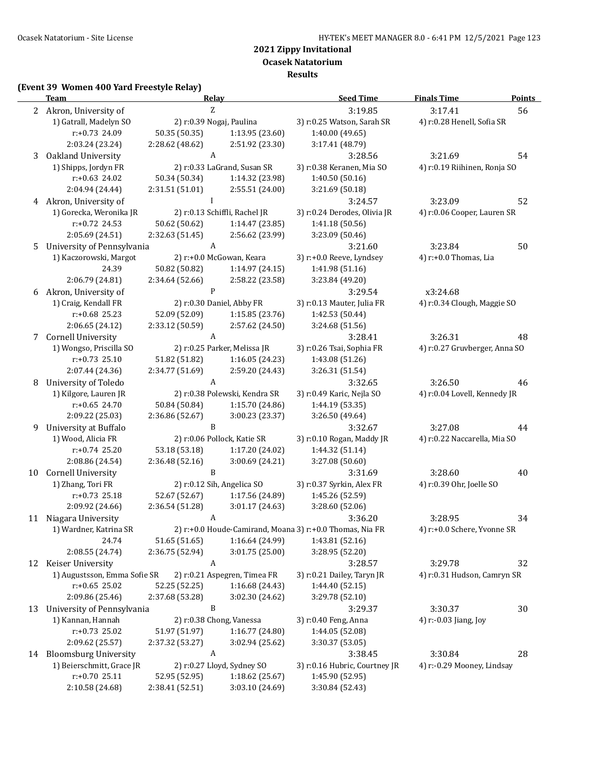## 2021 Zippy Invitational

### Ocasek Natatorium

### Results

**(Event 39 Women 400 Yard Freestyle Relay)**

| | Team | Relay | | Seed Time | Finals Time | Points |
|---|---|---|---|---|---|---|
| 2 | Akron, University of | Z | | 3:19.85 | 3:17.41 | 56 |
| | 1) Gatrall, Madelyn SO | 2) r:0.39 Nogaj, Paulina | | 3) r:0.25 Watson, Sarah SR | 4) r:0.28 Henell, Sofia SR | |
| | r:+0.73 24.09 | 50.35 (50.35) | 1:13.95 (23.60) | 1:40.00 (49.65) | | |
| | 2:03.24 (23.24) | 2:28.62 (48.62) | 2:51.92 (23.30) | 3:17.41 (48.79) | | |
| 3 | Oakland University | A | | 3:28.56 | 3:21.69 | 54 |
| | 1) Shipps, Jordyn FR | 2) r:0.33 LaGrand, Susan SR | | 3) r:0.38 Keranen, Mia SO | 4) r:0.19 Riihinen, Ronja SO | |
| | r:+0.63 24.02 | 50.34 (50.34) | 1:14.32 (23.98) | 1:40.50 (50.16) | | |
| | 2:04.94 (24.44) | 2:31.51 (51.01) | 2:55.51 (24.00) | 3:21.69 (50.18) | | |
| 4 | Akron, University of | I | | 3:24.57 | 3:23.09 | 52 |
| | 1) Gorecka, Weronika JR | 2) r:0.13 Schiffli, Rachel JR | | 3) r:0.24 Derodes, Olivia JR | 4) r:0.06 Cooper, Lauren SR | |
| | r:+0.72 24.53 | 50.62 (50.62) | 1:14.47 (23.85) | 1:41.18 (50.56) | | |
| | 2:05.69 (24.51) | 2:32.63 (51.45) | 2:56.62 (23.99) | 3:23.09 (50.46) | | |
| 5 | University of Pennsylvania | A | | 3:21.60 | 3:23.84 | 50 |
| | 1) Kaczorowski, Margot | 2) r:+0.0 McGowan, Keara | | 3) r:+0.0 Reeve, Lyndsey | 4) r:+0.0 Thomas, Lia | |
| | 24.39 | 50.82 (50.82) | 1:14.97 (24.15) | 1:41.98 (51.16) | | |
| | 2:06.79 (24.81) | 2:34.64 (52.66) | 2:58.22 (23.58) | 3:23.84 (49.20) | | |
| 6 | Akron, University of | P | | 3:29.54 | x3:24.68 | |
| | 1) Craig, Kendall FR | 2) r:0.30 Daniel, Abby FR | | 3) r:0.13 Mauter, Julia FR | 4) r:0.34 Clough, Maggie SO | |
| | r:+0.68 25.23 | 52.09 (52.09) | 1:15.85 (23.76) | 1:42.53 (50.44) | | |
| | 2:06.65 (24.12) | 2:33.12 (50.59) | 2:57.62 (24.50) | 3:24.68 (51.56) | | |
| 7 | Cornell University | A | | 3:28.41 | 3:26.31 | 48 |
| | 1) Wongso, Priscilla SO | 2) r:0.25 Parker, Melissa JR | | 3) r:0.26 Tsai, Sophia FR | 4) r:0.27 Gruvberger, Anna SO | |
| | r:+0.73 25.10 | 51.82 (51.82) | 1:16.05 (24.23) | 1:43.08 (51.26) | | |
| | 2:07.44 (24.36) | 2:34.77 (51.69) | 2:59.20 (24.43) | 3:26.31 (51.54) | | |
| 8 | University of Toledo | A | | 3:32.65 | 3:26.50 | 46 |
| | 1) Kilgore, Lauren JR | 2) r:0.38 Polewski, Kendra SR | | 3) r:0.49 Karic, Nejla SO | 4) r:0.04 Lovell, Kennedy JR | |
| | r:+0.65 24.70 | 50.84 (50.84) | 1:15.70 (24.86) | 1:44.19 (53.35) | | |
| | 2:09.22 (25.03) | 2:36.86 (52.67) | 3:00.23 (23.37) | 3:26.50 (49.64) | | |
| 9 | University at Buffalo | B | | 3:32.67 | 3:27.08 | 44 |
| | 1) Wood, Alicia FR | 2) r:0.06 Pollock, Katie SR | | 3) r:0.10 Rogan, Maddy JR | 4) r:0.22 Naccarella, Mia SO | |
| | r:+0.74 25.20 | 53.18 (53.18) | 1:17.20 (24.02) | 1:44.32 (51.14) | | |
| | 2:08.86 (24.54) | 2:36.48 (52.16) | 3:00.69 (24.21) | 3:27.08 (50.60) | | |
| 10 | Cornell University | B | | 3:31.69 | 3:28.60 | 40 |
| | 1) Zhang, Tori FR | 2) r:0.12 Sih, Angelica SO | | 3) r:0.37 Syrkin, Alex FR | 4) r:0.39 Ohr, Joelle SO | |
| | r:+0.73 25.18 | 52.67 (52.67) | 1:17.56 (24.89) | 1:45.26 (52.59) | | |
| | 2:09.92 (24.66) | 2:36.54 (51.28) | 3:01.17 (24.63) | 3:28.60 (52.06) | | |
| 11 | Niagara University | A | | 3:36.20 | 3:28.95 | 34 |
| | 1) Wardner, Katrina SR | 2) r:+0.0 Houde-Camirand, Moana | | 3) r:+0.0 Thomas, Nia FR | 4) r:+0.0 Schere, Yvonne SR | |
| | 24.74 | 51.65 (51.65) | 1:16.64 (24.99) | 1:43.81 (52.16) | | |
| | 2:08.55 (24.74) | 2:36.75 (52.94) | 3:01.75 (25.00) | 3:28.95 (52.20) | | |
| 12 | Keiser University | A | | 3:28.57 | 3:29.78 | 32 |
| | 1) Augustsson, Emma Sofie SR | 2) r:0.21 Aspegren, Timea FR | | 3) r:0.21 Dailey, Taryn JR | 4) r:0.31 Hudson, Camryn SR | |
| | r:+0.65 25.02 | 52.25 (52.25) | 1:16.68 (24.43) | 1:44.40 (52.15) | | |
| | 2:09.86 (25.46) | 2:37.68 (53.28) | 3:02.30 (24.62) | 3:29.78 (52.10) | | |
| 13 | University of Pennsylvania | B | | 3:29.37 | 3:30.37 | 30 |
| | 1) Kannan, Hannah | 2) r:0.38 Chong, Vanessa | | 3) r:0.40 Feng, Anna | 4) r:-0.03 Jiang, Joy | |
| | r:+0.73 25.02 | 51.97 (51.97) | 1:16.77 (24.80) | 1:44.05 (52.08) | | |
| | 2:09.62 (25.57) | 2:37.32 (53.27) | 3:02.94 (25.62) | 3:30.37 (53.05) | | |
| 14 | Bloomsburg University | A | | 3:38.45 | 3:30.84 | 28 |
| | 1) Beierschmitt, Grace JR | 2) r:0.27 Lloyd, Sydney SO | | 3) r:0.16 Hubric, Courtney JR | 4) r:-0.29 Mooney, Lindsay | |
| | r:+0.70 25.11 | 52.95 (52.95) | 1:18.62 (25.67) | 1:45.90 (52.95) | | |
| | 2:10.58 (24.68) | 2:38.41 (52.51) | 3:03.10 (24.69) | 3:30.84 (52.43) | | |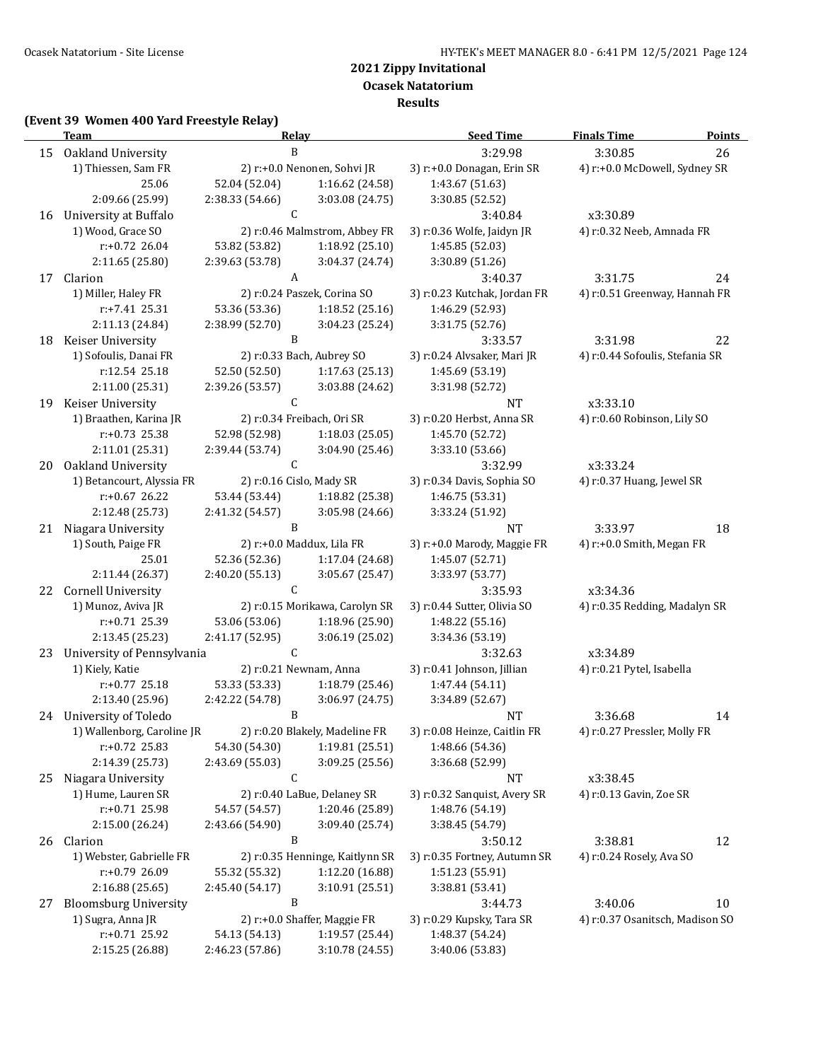## 2021 Zippy Invitational

### Ocasek Natatorium

### Results

**(Event 39 Women 400 Yard Freestyle Relay)**

| | Team | Relay | | Seed Time | Finals Time | Points |
|---|---|---|---|---|---|---|
| 15 | Oakland University | B | | 3:29.98 | 3:30.85 | 26 |
| | 1) Thiessen, Sam FR | 2) r:+0.0 Nenonen, Sohvi JR | | 3) r:+0.0 Donagan, Erin SR | 4) r:+0.0 McDowell, Sydney SR | |
| | 25.06 | 52.04 (52.04) | 1:16.62 (24.58) | 1:43.67 (51.63) | | |
| | 2:09.66 (25.99) | 2:38.33 (54.66) | 3:03.08 (24.75) | 3:30.85 (52.52) | | |
| 16 | University at Buffalo | C | | 3:40.84 | x3:30.89 | |
| | 1) Wood, Grace SO | 2) r:0.46 Malmstrom, Abbey FR | | 3) r:0.36 Wolfe, Jaidyn JR | 4) r:0.32 Neeb, Amnada FR | |
| | r:+0.72 26.04 | 53.82 (53.82) | 1:18.92 (25.10) | 1:45.85 (52.03) | | |
| | 2:11.65 (25.80) | 2:39.63 (53.78) | 3:04.37 (24.74) | 3:30.89 (51.26) | | |
| 17 | Clarion | A | | 3:40.37 | 3:31.75 | 24 |
| | 1) Miller, Haley FR | 2) r:0.24 Paszek, Corina SO | | 3) r:0.23 Kutchak, Jordan FR | 4) r:0.51 Greenway, Hannah FR | |
| | r:+7.41 25.31 | 53.36 (53.36) | 1:18.52 (25.16) | 1:46.29 (52.93) | | |
| | 2:11.13 (24.84) | 2:38.99 (52.70) | 3:04.23 (25.24) | 3:31.75 (52.76) | | |
| 18 | Keiser University | B | | 3:33.57 | 3:31.98 | 22 |
| | 1) Sofoulis, Danai FR | 2) r:0.33 Bach, Aubrey SO | | 3) r:0.24 Alvsaker, Mari JR | 4) r:0.44 Sofoulis, Stefania SR | |
| | r:12.54 25.18 | 52.50 (52.50) | 1:17.63 (25.13) | 1:45.69 (53.19) | | |
| | 2:11.00 (25.31) | 2:39.26 (53.57) | 3:03.88 (24.62) | 3:31.98 (52.72) | | |
| 19 | Keiser University | C | | NT | x3:33.10 | |
| | 1) Braathen, Karina JR | 2) r:0.34 Freibach, Ori SR | | 3) r:0.20 Herbst, Anna SR | 4) r:0.60 Robinson, Lily SO | |
| | r:+0.73 25.38 | 52.98 (52.98) | 1:18.03 (25.05) | 1:45.70 (52.72) | | |
| | 2:11.01 (25.31) | 2:39.44 (53.74) | 3:04.90 (25.46) | 3:33.10 (53.66) | | |
| 20 | Oakland University | C | | 3:32.99 | x3:33.24 | |
| | 1) Betancourt, Alyssia FR | 2) r:0.16 Cislo, Mady SR | | 3) r:0.34 Davis, Sophia SO | 4) r:0.37 Huang, Jewel SR | |
| | r:+0.67 26.22 | 53.44 (53.44) | 1:18.82 (25.38) | 1:46.75 (53.31) | | |
| | 2:12.48 (25.73) | 2:41.32 (54.57) | 3:05.98 (24.66) | 3:33.24 (51.92) | | |
| 21 | Niagara University | B | | NT | 3:33.97 | 18 |
| | 1) South, Paige FR | 2) r:+0.0 Maddux, Lila FR | | 3) r:+0.0 Marody, Maggie FR | 4) r:+0.0 Smith, Megan FR | |
| | 25.01 | 52.36 (52.36) | 1:17.04 (24.68) | 1:45.07 (52.71) | | |
| | 2:11.44 (26.37) | 2:40.20 (55.13) | 3:05.67 (25.47) | 3:33.97 (53.77) | | |
| 22 | Cornell University | C | | 3:35.93 | x3:34.36 | |
| | 1) Munoz, Aviva JR | 2) r:0.15 Morikawa, Carolyn SR | | 3) r:0.44 Sutter, Olivia SO | 4) r:0.35 Redding, Madalyn SR | |
| | r:+0.71 25.39 | 53.06 (53.06) | 1:18.96 (25.90) | 1:48.22 (55.16) | | |
| | 2:13.45 (25.23) | 2:41.17 (52.95) | 3:06.19 (25.02) | 3:34.36 (53.19) | | |
| 23 | University of Pennsylvania | C | | 3:32.63 | x3:34.89 | |
| | 1) Kiely, Katie | 2) r:0.21 Newnam, Anna | | 3) r:0.41 Johnson, Jillian | 4) r:0.21 Pytel, Isabella | |
| | r:+0.77 25.18 | 53.33 (53.33) | 1:18.79 (25.46) | 1:47.44 (54.11) | | |
| | 2:13.40 (25.96) | 2:42.22 (54.78) | 3:06.97 (24.75) | 3:34.89 (52.67) | | |
| 24 | University of Toledo | B | | NT | 3:36.68 | 14 |
| | 1) Wallenborg, Caroline JR | 2) r:0.20 Blakely, Madeline FR | | 3) r:0.08 Heinze, Caitlin FR | 4) r:0.27 Pressler, Molly FR | |
| | r:+0.72 25.83 | 54.30 (54.30) | 1:19.81 (25.51) | 1:48.66 (54.36) | | |
| | 2:14.39 (25.73) | 2:43.69 (55.03) | 3:09.25 (25.56) | 3:36.68 (52.99) | | |
| 25 | Niagara University | C | | NT | x3:38.45 | |
| | 1) Hume, Lauren SR | 2) r:0.40 LaBue, Delaney SR | | 3) r:0.32 Sanquist, Avery SR | 4) r:0.13 Gavin, Zoe SR | |
| | r:+0.71 25.98 | 54.57 (54.57) | 1:20.46 (25.89) | 1:48.76 (54.19) | | |
| | 2:15.00 (26.24) | 2:43.66 (54.90) | 3:09.40 (25.74) | 3:38.45 (54.79) | | |
| 26 | Clarion | B | | 3:50.12 | 3:38.81 | 12 |
| | 1) Webster, Gabrielle FR | 2) r:0.35 Henninge, Kaitlynn SR | | 3) r:0.35 Fortney, Autumn SR | 4) r:0.24 Rosely, Ava SO | |
| | r:+0.79 26.09 | 55.32 (55.32) | 1:12.20 (16.88) | 1:51.23 (55.91) | | |
| | 2:16.88 (25.65) | 2:45.40 (54.17) | 3:10.91 (25.51) | 3:38.81 (53.41) | | |
| 27 | Bloomsburg University | B | | 3:44.73 | 3:40.06 | 10 |
| | 1) Sugra, Anna JR | 2) r:+0.0 Shaffer, Maggie FR | | 3) r:0.29 Kupsky, Tara SR | 4) r:0.37 Osanitsch, Madison SO | |
| | r:+0.71 25.92 | 54.13 (54.13) | 1:19.57 (25.44) | 1:48.37 (54.24) | | |
| | 2:15.25 (26.88) | 2:46.23 (57.86) | 3:10.78 (24.55) | 3:40.06 (53.83) | | |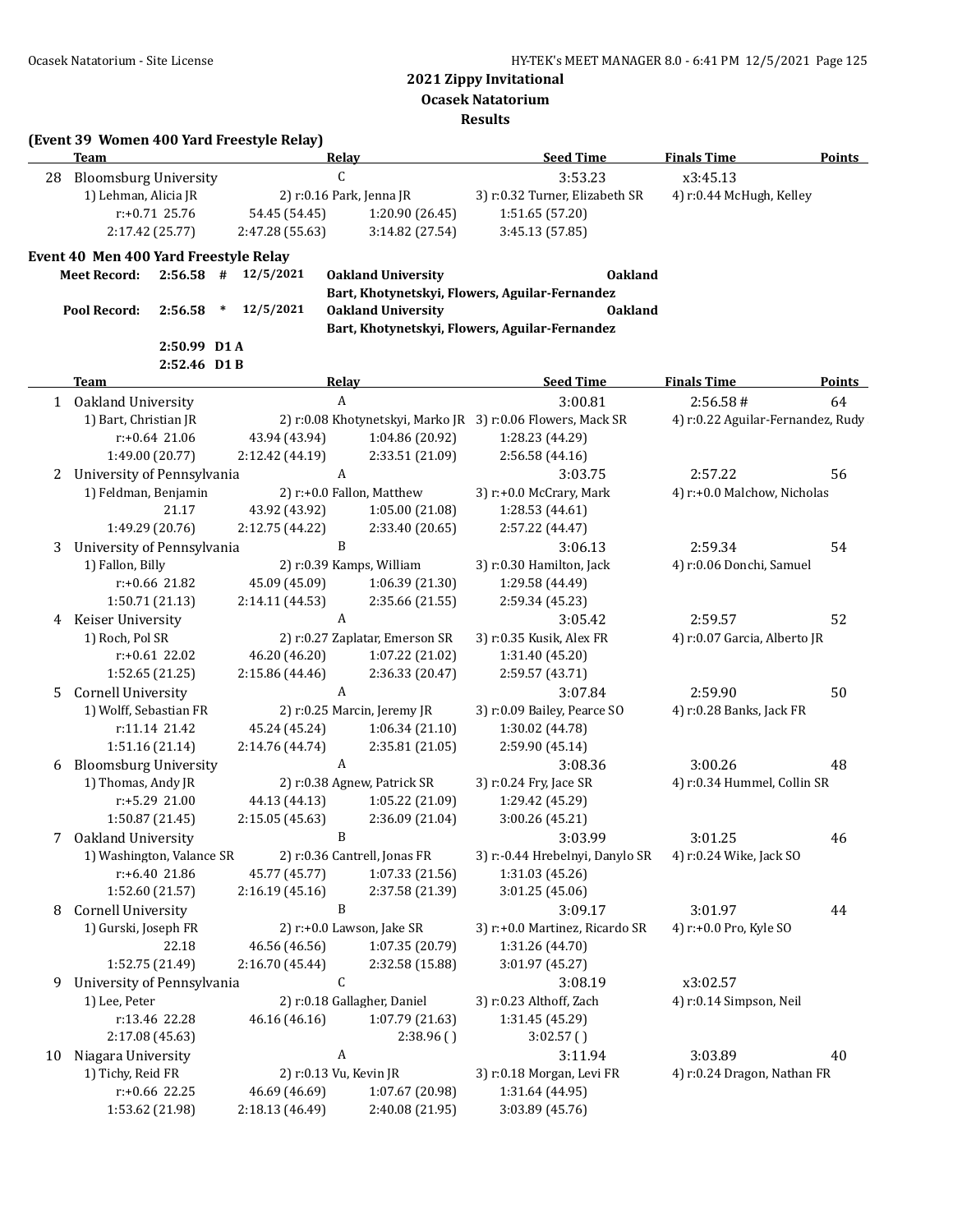## 2021 Zippy Invitational

**Ocasek Natatorium**

**Results**

### (Event 39 Women 400 Yard Freestyle Relay)

| | Team | | Relay | | Seed Time | Finals Time | Points |
|---|---|---|---|---|---|---|---|
| 28 | Bloomsburg University | | C | | 3:53.23 | x3:45.13 | |
| | 1) Lehman, Alicia JR | | 2) r:0.16 Park, Jenna JR | | 3) r:0.32 Turner, Elizabeth SR | 4) r:0.44 McHugh, Kelley | |
| | r:+0.71 25.76 | 54.45 (54.45) | 1:20.90 (26.45) | | 1:51.65 (57.20) | | |
| | 2:17.42 (25.77) | 2:47.28 (55.63) | 3:14.82 (27.54) | | 3:45.13 (57.85) | | |

### Event 40 Men 400 Yard Freestyle Relay

**Meet Record: 2:56.58 # 12/5/2021 Oakland University — Oakland**
**Bart, Khotynetskyi, Flowers, Aguilar-Fernandez**

**Pool Record: 2:56.58 * 12/5/2021 Oakland University — Oakland**
**Bart, Khotynetskyi, Flowers, Aguilar-Fernandez**

**2:50.99 D1 A**
**2:52.46 D1 B**

| | Team | | Relay | | Seed Time | Finals Time | Points |
|---|---|---|---|---|---|---|---|
| 1 | Oakland University | | A | | 3:00.81 | 2:56.58 # | 64 |
| | 1) Bart, Christian JR | | 2) r:0.08 Khotynetskyi, Marko JR | | 3) r:0.06 Flowers, Mack SR | 4) r:0.22 Aguilar-Fernandez, Rudy | |
| | r:+0.64 21.06 | 43.94 (43.94) | 1:04.86 (20.92) | | 1:28.23 (44.29) | | |
| | 1:49.00 (20.77) | 2:12.42 (44.19) | 2:33.51 (21.09) | | 2:56.58 (44.16) | | |
| 2 | University of Pennsylvania | | A | | 3:03.75 | 2:57.22 | 56 |
| | 1) Feldman, Benjamin | | 2) r:+0.0 Fallon, Matthew | | 3) r:+0.0 McCrary, Mark | 4) r:+0.0 Malchow, Nicholas | |
| | 21.17 | 43.92 (43.92) | 1:05.00 (21.08) | | 1:28.53 (44.61) | | |
| | 1:49.29 (20.76) | 2:12.75 (44.22) | 2:33.40 (20.65) | | 2:57.22 (44.47) | | |
| 3 | University of Pennsylvania | | B | | 3:06.13 | 2:59.34 | 54 |
| | 1) Fallon, Billy | | 2) r:0.39 Kamps, William | | 3) r:0.30 Hamilton, Jack | 4) r:0.06 Donchi, Samuel | |
| | r:+0.66 21.82 | 45.09 (45.09) | 1:06.39 (21.30) | | 1:29.58 (44.49) | | |
| | 1:50.71 (21.13) | 2:14.11 (44.53) | 2:35.66 (21.55) | | 2:59.34 (45.23) | | |
| 4 | Keiser University | | A | | 3:05.42 | 2:59.57 | 52 |
| | 1) Roch, Pol SR | | 2) r:0.27 Zaplatar, Emerson SR | | 3) r:0.35 Kusik, Alex FR | 4) r:0.07 Garcia, Alberto JR | |
| | r:+0.61 22.02 | 46.20 (46.20) | 1:07.22 (21.02) | | 1:31.40 (45.20) | | |
| | 1:52.65 (21.25) | 2:15.86 (44.46) | 2:36.33 (20.47) | | 2:59.57 (43.71) | | |
| 5 | Cornell University | | A | | 3:07.84 | 2:59.90 | 50 |
| | 1) Wolff, Sebastian FR | | 2) r:0.25 Marcin, Jeremy JR | | 3) r:0.09 Bailey, Pearce SO | 4) r:0.28 Banks, Jack FR | |
| | r:11.14 21.42 | 45.24 (45.24) | 1:06.34 (21.10) | | 1:30.02 (44.78) | | |
| | 1:51.16 (21.14) | 2:14.76 (44.74) | 2:35.81 (21.05) | | 2:59.90 (45.14) | | |
| 6 | Bloomsburg University | | A | | 3:08.36 | 3:00.26 | 48 |
| | 1) Thomas, Andy JR | | 2) r:0.38 Agnew, Patrick SR | | 3) r:0.24 Fry, Jace SR | 4) r:0.34 Hummel, Collin SR | |
| | r:+5.29 21.00 | 44.13 (44.13) | 1:05.22 (21.09) | | 1:29.42 (45.29) | | |
| | 1:50.87 (21.45) | 2:15.05 (45.63) | 2:36.09 (21.04) | | 3:00.26 (45.21) | | |
| 7 | Oakland University | | B | | 3:03.99 | 3:01.25 | 46 |
| | 1) Washington, Valance SR | | 2) r:0.36 Cantrell, Jonas FR | | 3) r:-0.44 Hrebelnyi, Danylo SR | 4) r:0.24 Wike, Jack SO | |
| | r:+6.40 21.86 | 45.77 (45.77) | 1:07.33 (21.56) | | 1:31.03 (45.26) | | |
| | 1:52.60 (21.57) | 2:16.19 (45.16) | 2:37.58 (21.39) | | 3:01.25 (45.06) | | |
| 8 | Cornell University | | B | | 3:09.17 | 3:01.97 | 44 |
| | 1) Gurski, Joseph FR | | 2) r:+0.0 Lawson, Jake SR | | 3) r:+0.0 Martinez, Ricardo SR | 4) r:+0.0 Pro, Kyle SO | |
| | 22.18 | 46.56 (46.56) | 1:07.35 (20.79) | | 1:31.26 (44.70) | | |
| | 1:52.75 (21.49) | 2:16.70 (45.44) | 2:32.58 (15.88) | | 3:01.97 (45.27) | | |
| 9 | University of Pennsylvania | | C | | 3:08.19 | x3:02.57 | |
| | 1) Lee, Peter | | 2) r:0.18 Gallagher, Daniel | | 3) r:0.23 Althoff, Zach | 4) r:0.14 Simpson, Neil | |
| | r:13.46 22.28 | 46.16 (46.16) | 1:07.79 (21.63) | | 1:31.45 (45.29) | | |
| | 2:17.08 (45.63) | | 2:38.96 ( ) | | 3:02.57 ( ) | | |
| 10 | Niagara University | | A | | 3:11.94 | 3:03.89 | 40 |
| | 1) Tichy, Reid FR | | 2) r:0.13 Vu, Kevin JR | | 3) r:0.18 Morgan, Levi FR | 4) r:0.24 Dragon, Nathan FR | |
| | r:+0.66 22.25 | 46.69 (46.69) | 1:07.67 (20.98) | | 1:31.64 (44.95) | | |
| | 1:53.62 (21.98) | 2:18.13 (46.49) | 2:40.08 (21.95) | | 3:03.89 (45.76) | | |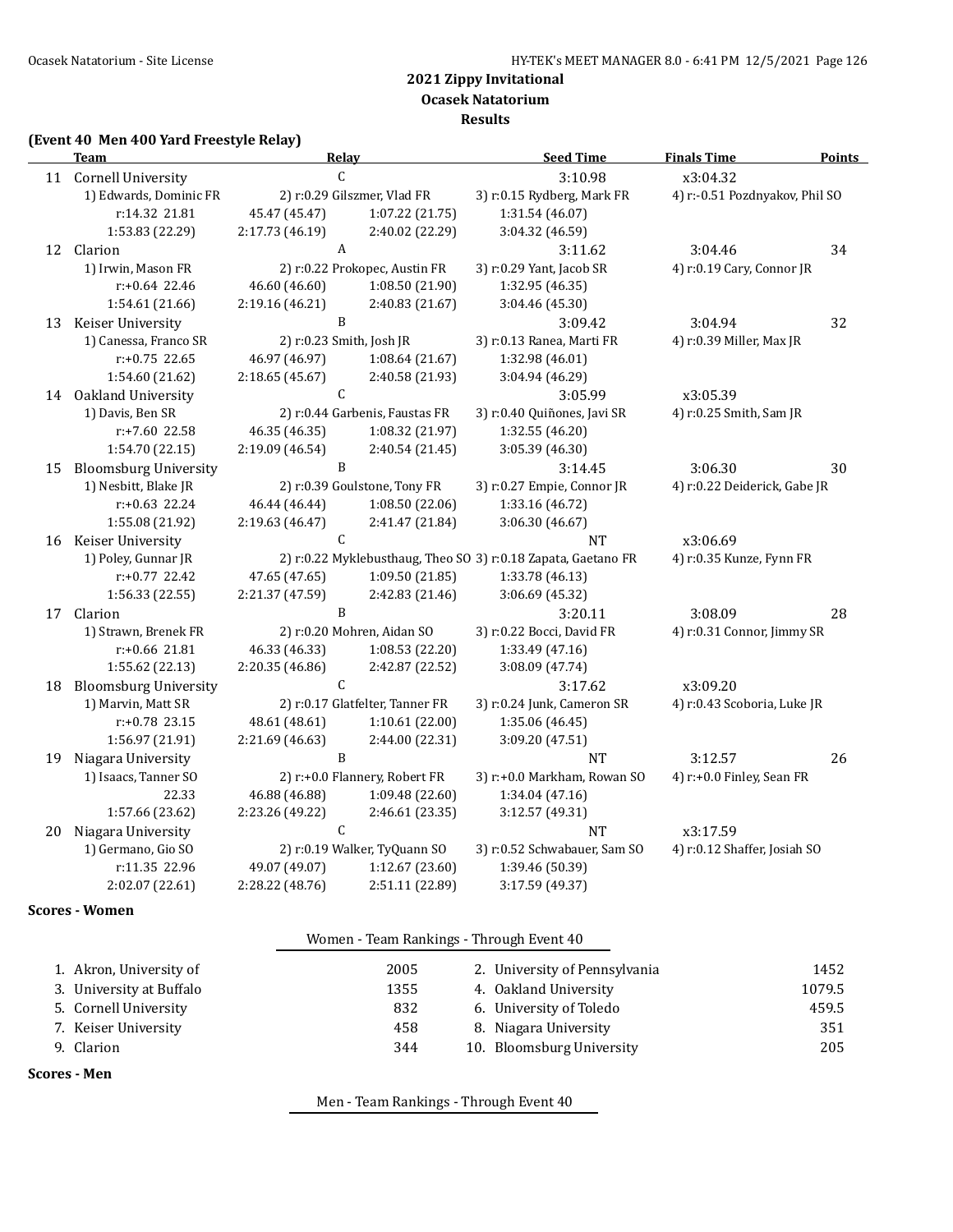# 2021 Zippy Invitational

## Ocasek Natatorium

### Results

**(Event 40 Men 400 Yard Freestyle Relay)**

| | Team | Relay | | Seed Time | Finals Time | Points |
|---|---|---|---|---|---|---|
| 11 | Cornell University | C | | 3:10.98 | x3:04.32 | |
| | 1) Edwards, Dominic FR | 2) r:0.29 Gilszmer, Vlad FR | | 3) r:0.15 Rydberg, Mark FR | 4) r:-0.51 Pozdnyakov, Phil SO | |
| | r:14.32 21.81 | 45.47 (45.47) | 1:07.22 (21.75) | 1:31.54 (46.07) | | |
| | 1:53.83 (22.29) | 2:17.73 (46.19) | 2:40.02 (22.29) | 3:04.32 (46.59) | | |
| 12 | Clarion | A | | 3:11.62 | 3:04.46 | 34 |
| | 1) Irwin, Mason FR | 2) r:0.22 Prokopec, Austin FR | | 3) r:0.29 Yant, Jacob SR | 4) r:0.19 Cary, Connor JR | |
| | r:+0.64 22.46 | 46.60 (46.60) | 1:08.50 (21.90) | 1:32.95 (46.35) | | |
| | 1:54.61 (21.66) | 2:19.16 (46.21) | 2:40.83 (21.67) | 3:04.46 (45.30) | | |
| 13 | Keiser University | B | | 3:09.42 | 3:04.94 | 32 |
| | 1) Canessa, Franco SR | 2) r:0.23 Smith, Josh JR | | 3) r:0.13 Ranea, Marti FR | 4) r:0.39 Miller, Max JR | |
| | r:+0.75 22.65 | 46.97 (46.97) | 1:08.64 (21.67) | 1:32.98 (46.01) | | |
| | 1:54.60 (21.62) | 2:18.65 (45.67) | 2:40.58 (21.93) | 3:04.94 (46.29) | | |
| 14 | Oakland University | C | | 3:05.99 | x3:05.39 | |
| | 1) Davis, Ben SR | 2) r:0.44 Garbenis, Faustas FR | | 3) r:0.40 Quiñones, Javi SR | 4) r:0.25 Smith, Sam JR | |
| | r:+7.60 22.58 | 46.35 (46.35) | 1:08.32 (21.97) | 1:32.55 (46.20) | | |
| | 1:54.70 (22.15) | 2:19.09 (46.54) | 2:40.54 (21.45) | 3:05.39 (46.30) | | |
| 15 | Bloomsburg University | B | | 3:14.45 | 3:06.30 | 30 |
| | 1) Nesbitt, Blake JR | 2) r:0.39 Goulstone, Tony FR | | 3) r:0.27 Empie, Connor JR | 4) r:0.22 Deiderick, Gabe JR | |
| | r:+0.63 22.24 | 46.44 (46.44) | 1:08.50 (22.06) | 1:33.16 (46.72) | | |
| | 1:55.08 (21.92) | 2:19.63 (46.47) | 2:41.47 (21.84) | 3:06.30 (46.67) | | |
| 16 | Keiser University | C | | NT | x3:06.69 | |
| | 1) Poley, Gunnar JR | 2) r:0.22 Myklebusthaug, Theo SO | | 3) r:0.18 Zapata, Gaetano FR | 4) r:0.35 Kunze, Fynn FR | |
| | r:+0.77 22.42 | 47.65 (47.65) | 1:09.50 (21.85) | 1:33.78 (46.13) | | |
| | 1:56.33 (22.55) | 2:21.37 (47.59) | 2:42.83 (21.46) | 3:06.69 (45.32) | | |
| 17 | Clarion | B | | 3:20.11 | 3:08.09 | 28 |
| | 1) Strawn, Brenek FR | 2) r:0.20 Mohren, Aidan SO | | 3) r:0.22 Bocci, David FR | 4) r:0.31 Connor, Jimmy SR | |
| | r:+0.66 21.81 | 46.33 (46.33) | 1:08.53 (22.20) | 1:33.49 (47.16) | | |
| | 1:55.62 (22.13) | 2:20.35 (46.86) | 2:42.87 (22.52) | 3:08.09 (47.74) | | |
| 18 | Bloomsburg University | C | | 3:17.62 | x3:09.20 | |
| | 1) Marvin, Matt SR | 2) r:0.17 Glatfelter, Tanner FR | | 3) r:0.24 Junk, Cameron SR | 4) r:0.43 Scoboria, Luke JR | |
| | r:+0.78 23.15 | 48.61 (48.61) | 1:10.61 (22.00) | 1:35.06 (46.45) | | |
| | 1:56.97 (21.91) | 2:21.69 (46.63) | 2:44.00 (22.31) | 3:09.20 (47.51) | | |
| 19 | Niagara University | B | | NT | 3:12.57 | 26 |
| | 1) Isaacs, Tanner SO | 2) r:+0.0 Flannery, Robert FR | | 3) r:+0.0 Markham, Rowan SO | 4) r:+0.0 Finley, Sean FR | |
| | 22.33 | 46.88 (46.88) | 1:09.48 (22.60) | 1:34.04 (47.16) | | |
| | 1:57.66 (23.62) | 2:23.26 (49.22) | 2:46.61 (23.35) | 3:12.57 (49.31) | | |
| 20 | Niagara University | C | | NT | x3:17.59 | |
| | 1) Germano, Gio SO | 2) r:0.19 Walker, TyQuann SO | | 3) r:0.52 Schwabauer, Sam SO | 4) r:0.12 Shaffer, Josiah SO | |
| | r:11.35 22.96 | 49.07 (49.07) | 1:12.67 (23.60) | 1:39.46 (50.39) | | |
| | 2:02.07 (22.61) | 2:28.22 (48.76) | 2:51.11 (22.89) | 3:17.59 (49.37) | | |

**Scores - Women**

Women - Team Rankings - Through Event 40

| | Team | Points | | Team | Points |
|---|---|---|---|---|---|
| 1. | Akron, University of | 2005 | 2. | University of Pennsylvania | 1452 |
| 3. | University at Buffalo | 1355 | 4. | Oakland University | 1079.5 |
| 5. | Cornell University | 832 | 6. | University of Toledo | 459.5 |
| 7. | Keiser University | 458 | 8. | Niagara University | 351 |
| 9. | Clarion | 344 | 10. | Bloomsburg University | 205 |

**Scores - Men**

Men - Team Rankings - Through Event 40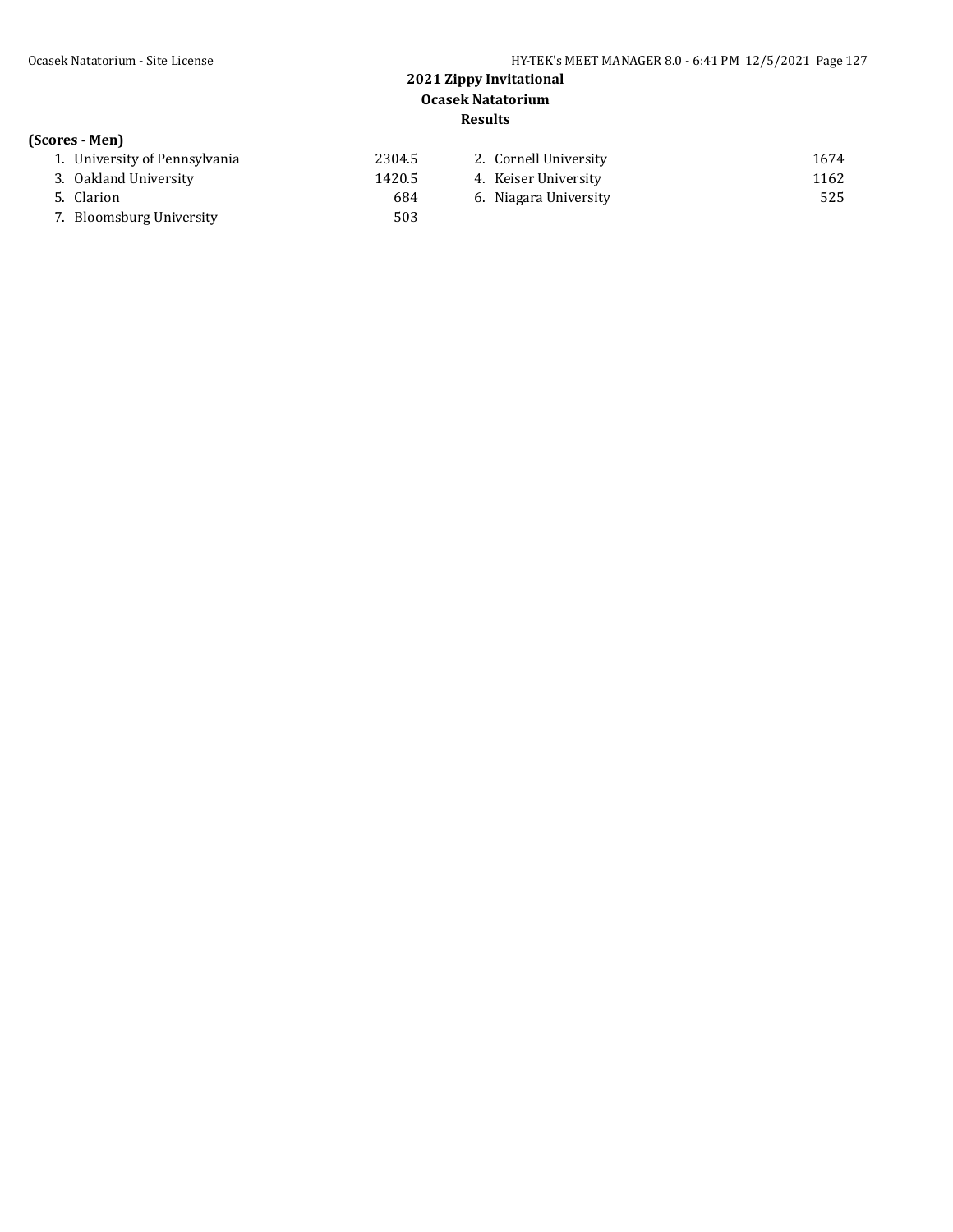**2021 Zippy Invitational**

**Ocasek Natatorium**

**Results**

**(Scores - Men)**

| | | | |
|---|---|---|---|
| 1. University of Pennsylvania | 2304.5 | 2. Cornell University | 1674 |
| 3. Oakland University | 1420.5 | 4. Keiser University | 1162 |
| 5. Clarion | 684 | 6. Niagara University | 525 |
| 7. Bloomsburg University | 503 | | |